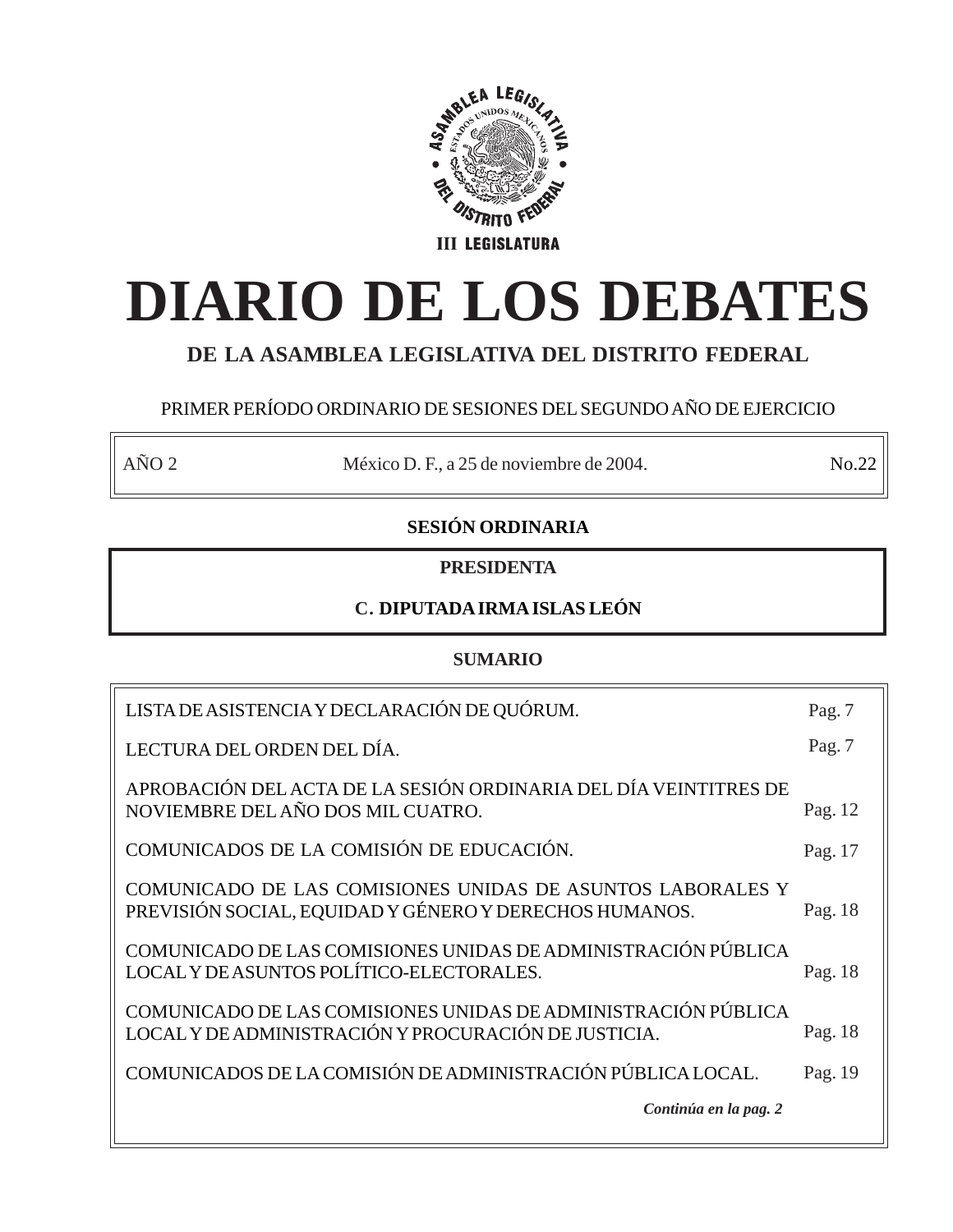ASAMBLEA LEGISLATIVA DEL DISTRITO FEDERAL

III LEGISLATURA

# DIARIO DE LOS DEBATES

## DE LA ASAMBLEA LEGISLATIVA DEL DISTRITO FEDERAL

PRIMER PERÍODO ORDINARIO DE SESIONES DEL SEGUNDO AÑO DE EJERCICIO

| AÑO 2 | México D. F., a 25 de noviembre de 2004. | No.22 |
|---|---|---|

**SESIÓN ORDINARIA**

**PRESIDENTA**

**C. DIPUTADA IRMA ISLAS LEÓN**

**SUMARIO**

| | |
|---|---|
| LISTA DE ASISTENCIA Y DECLARACIÓN DE QUÓRUM. | Pag. 7 |
| LECTURA DEL ORDEN DEL DÍA. | Pag. 7 |
| APROBACIÓN DEL ACTA DE LA SESIÓN ORDINARIA DEL DÍA VEINTITRES DE NOVIEMBRE DEL AÑO DOS MIL CUATRO. | Pag. 12 |
| COMUNICADOS DE LA COMISIÓN DE EDUCACIÓN. | Pag. 17 |
| COMUNICADO DE LAS COMISIONES UNIDAS DE ASUNTOS LABORALES Y PREVISIÓN SOCIAL, EQUIDAD Y GÉNERO Y DERECHOS HUMANOS. | Pag. 18 |
| COMUNICADO DE LAS COMISIONES UNIDAS DE ADMINISTRACIÓN PÚBLICA LOCAL Y DE ASUNTOS POLÍTICO-ELECTORALES. | Pag. 18 |
| COMUNICADO DE LAS COMISIONES UNIDAS DE ADMINISTRACIÓN PÚBLICA LOCAL Y DE ADMINISTRACIÓN Y PROCURACIÓN DE JUSTICIA. | Pag. 18 |
| COMUNICADOS DE LA COMISIÓN DE ADMINISTRACIÓN PÚBLICA LOCAL. | Pag. 19 |

***Continúa en la pag. 2***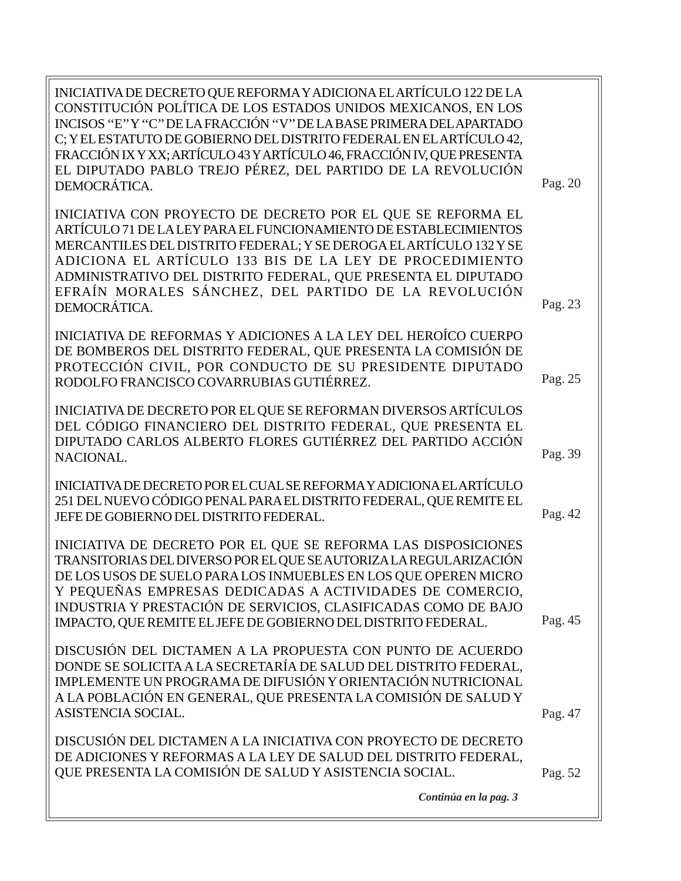| | |
|---|---|
| INICIATIVA DE DECRETO QUE REFORMA Y ADICIONA EL ARTÍCULO 122 DE LA CONSTITUCIÓN POLÍTICA DE LOS ESTADOS UNIDOS MEXICANOS, EN LOS INCISOS "E" Y "C" DE LA FRACCIÓN "V" DE LA BASE PRIMERA DEL APARTADO C; Y EL ESTATUTO DE GOBIERNO DEL DISTRITO FEDERAL EN EL ARTÍCULO 42, FRACCIÓN IX Y XX; ARTÍCULO 43 Y ARTÍCULO 46, FRACCIÓN IV, QUE PRESENTA EL DIPUTADO PABLO TREJO PÉREZ, DEL PARTIDO DE LA REVOLUCIÓN DEMOCRÁTICA. | Pag. 20 |
| INICIATIVA CON PROYECTO DE DECRETO POR EL QUE SE REFORMA EL ARTÍCULO 71 DE LA LEY PARA EL FUNCIONAMIENTO DE ESTABLECIMIENTOS MERCANTILES DEL DISTRITO FEDERAL; Y SE DEROGA EL ARTÍCULO 132 Y SE ADICIONA EL ARTÍCULO 133 BIS DE LA LEY DE PROCEDIMIENTO ADMINISTRATIVO DEL DISTRITO FEDERAL, QUE PRESENTA EL DIPUTADO EFRAÍN MORALES SÁNCHEZ, DEL PARTIDO DE LA REVOLUCIÓN DEMOCRÁTICA. | Pag. 23 |
| INICIATIVA DE REFORMAS Y ADICIONES A LA LEY DEL HEROÍCO CUERPO DE BOMBEROS DEL DISTRITO FEDERAL, QUE PRESENTA LA COMISIÓN DE PROTECCIÓN CIVIL, POR CONDUCTO DE SU PRESIDENTE DIPUTADO RODOLFO FRANCISCO COVARRUBIAS GUTIÉRREZ. | Pag. 25 |
| INICIATIVA DE DECRETO POR EL QUE SE REFORMAN DIVERSOS ARTÍCULOS DEL CÓDIGO FINANCIERO DEL DISTRITO FEDERAL, QUE PRESENTA EL DIPUTADO CARLOS ALBERTO FLORES GUTIÉRREZ DEL PARTIDO ACCIÓN NACIONAL. | Pag. 39 |
| INICIATIVA DE DECRETO POR EL CUAL SE REFORMA Y ADICIONA EL ARTÍCULO 251 DEL NUEVO CÓDIGO PENAL PARA EL DISTRITO FEDERAL, QUE REMITE EL JEFE DE GOBIERNO DEL DISTRITO FEDERAL. | Pag. 42 |
| INICIATIVA DE DECRETO POR EL QUE SE REFORMA LAS DISPOSICIONES TRANSITORIAS DEL DIVERSO POR EL QUE SE AUTORIZA LA REGULARIZACIÓN DE LOS USOS DE SUELO PARA LOS INMUEBLES EN LOS QUE OPEREN MICRO Y PEQUEÑAS EMPRESAS DEDICADAS A ACTIVIDADES DE COMERCIO, INDUSTRIA Y PRESTACIÓN DE SERVICIOS, CLASIFICADAS COMO DE BAJO IMPACTO, QUE REMITE EL JEFE DE GOBIERNO DEL DISTRITO FEDERAL. | Pag. 45 |
| DISCUSIÓN DEL DICTAMEN A LA PROPUESTA CON PUNTO DE ACUERDO DONDE SE SOLICITA A LA SECRETARÍA DE SALUD DEL DISTRITO FEDERAL, IMPLEMENTE UN PROGRAMA DE DIFUSIÓN Y ORIENTACIÓN NUTRICIONAL A LA POBLACIÓN EN GENERAL, QUE PRESENTA LA COMISIÓN DE SALUD Y ASISTENCIA SOCIAL. | Pag. 47 |
| DISCUSIÓN DEL DICTAMEN A LA INICIATIVA CON PROYECTO DE DECRETO DE ADICIONES Y REFORMAS A LA LEY DE SALUD DEL DISTRITO FEDERAL, QUE PRESENTA LA COMISIÓN DE SALUD Y ASISTENCIA SOCIAL. | Pag. 52 |

***Continúa en la pag. 3***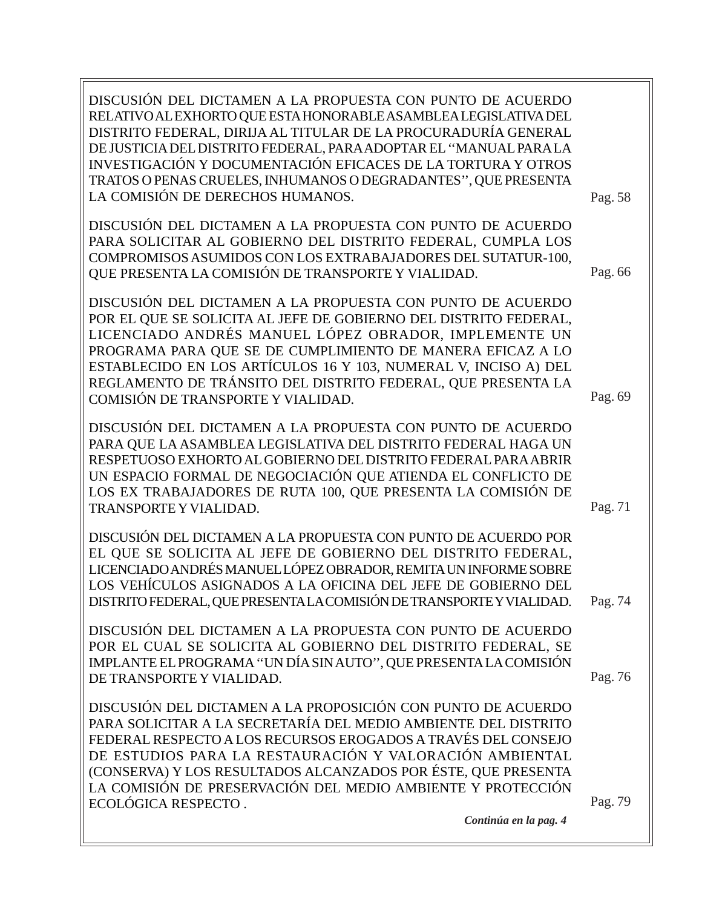DISCUSIÓN DEL DICTAMEN A LA PROPUESTA CON PUNTO DE ACUERDO RELATIVO AL EXHORTO QUE ESTA HONORABLE ASAMBLEA LEGISLATIVA DEL DISTRITO FEDERAL, DIRIJA AL TITULAR DE LA PROCURADURÍA GENERAL DE JUSTICIA DEL DISTRITO FEDERAL, PARA ADOPTAR EL ''MANUAL PARA LA INVESTIGACIÓN Y DOCUMENTACIÓN EFICACES DE LA TORTURA Y OTROS TRATOS O PENAS CRUELES, INHUMANOS O DEGRADANTES'', QUE PRESENTA LA COMISIÓN DE DERECHOS HUMANOS. Pag. 58

DISCUSIÓN DEL DICTAMEN A LA PROPUESTA CON PUNTO DE ACUERDO PARA SOLICITAR AL GOBIERNO DEL DISTRITO FEDERAL, CUMPLA LOS COMPROMISOS ASUMIDOS CON LOS EXTRABAJADORES DEL SUTATUR-100, QUE PRESENTA LA COMISIÓN DE TRANSPORTE Y VIALIDAD. Pag. 66

DISCUSIÓN DEL DICTAMEN A LA PROPUESTA CON PUNTO DE ACUERDO POR EL QUE SE SOLICITA AL JEFE DE GOBIERNO DEL DISTRITO FEDERAL, LICENCIADO ANDRÉS MANUEL LÓPEZ OBRADOR, IMPLEMENTE UN PROGRAMA PARA QUE SE DE CUMPLIMIENTO DE MANERA EFICAZ A LO ESTABLECIDO EN LOS ARTÍCULOS 16 Y 103, NUMERAL V, INCISO A) DEL REGLAMENTO DE TRÁNSITO DEL DISTRITO FEDERAL, QUE PRESENTA LA COMISIÓN DE TRANSPORTE Y VIALIDAD. Pag. 69

DISCUSIÓN DEL DICTAMEN A LA PROPUESTA CON PUNTO DE ACUERDO PARA QUE LA ASAMBLEA LEGISLATIVA DEL DISTRITO FEDERAL HAGA UN RESPETUOSO EXHORTO AL GOBIERNO DEL DISTRITO FEDERAL PARA ABRIR UN ESPACIO FORMAL DE NEGOCIACIÓN QUE ATIENDA EL CONFLICTO DE LOS EX TRABAJADORES DE RUTA 100, QUE PRESENTA LA COMISIÓN DE TRANSPORTE Y VIALIDAD. Pag. 71

DISCUSIÓN DEL DICTAMEN A LA PROPUESTA CON PUNTO DE ACUERDO POR EL QUE SE SOLICITA AL JEFE DE GOBIERNO DEL DISTRITO FEDERAL, LICENCIADO ANDRÉS MANUEL LÓPEZ OBRADOR, REMITA UN INFORME SOBRE LOS VEHÍCULOS ASIGNADOS A LA OFICINA DEL JEFE DE GOBIERNO DEL DISTRITO FEDERAL, QUE PRESENTA LA COMISIÓN DE TRANSPORTE Y VIALIDAD. Pag. 74

DISCUSIÓN DEL DICTAMEN A LA PROPUESTA CON PUNTO DE ACUERDO POR EL CUAL SE SOLICITA AL GOBIERNO DEL DISTRITO FEDERAL, SE IMPLANTE EL PROGRAMA ''UN DÍA SIN AUTO'', QUE PRESENTA LA COMISIÓN DE TRANSPORTE Y VIALIDAD. Pag. 76

DISCUSIÓN DEL DICTAMEN A LA PROPOSICIÓN CON PUNTO DE ACUERDO PARA SOLICITAR A LA SECRETARÍA DEL MEDIO AMBIENTE DEL DISTRITO FEDERAL RESPECTO A LOS RECURSOS EROGADOS A TRAVÉS DEL CONSEJO DE ESTUDIOS PARA LA RESTAURACIÓN Y VALORACIÓN AMBIENTAL (CONSERVA) Y LOS RESULTADOS ALCANZADOS POR ÉSTE, QUE PRESENTA LA COMISIÓN DE PRESERVACIÓN DEL MEDIO AMBIENTE Y PROTECCIÓN ECOLÓGICA RESPECTO . Pag. 79

***Continúa en la pag. 4***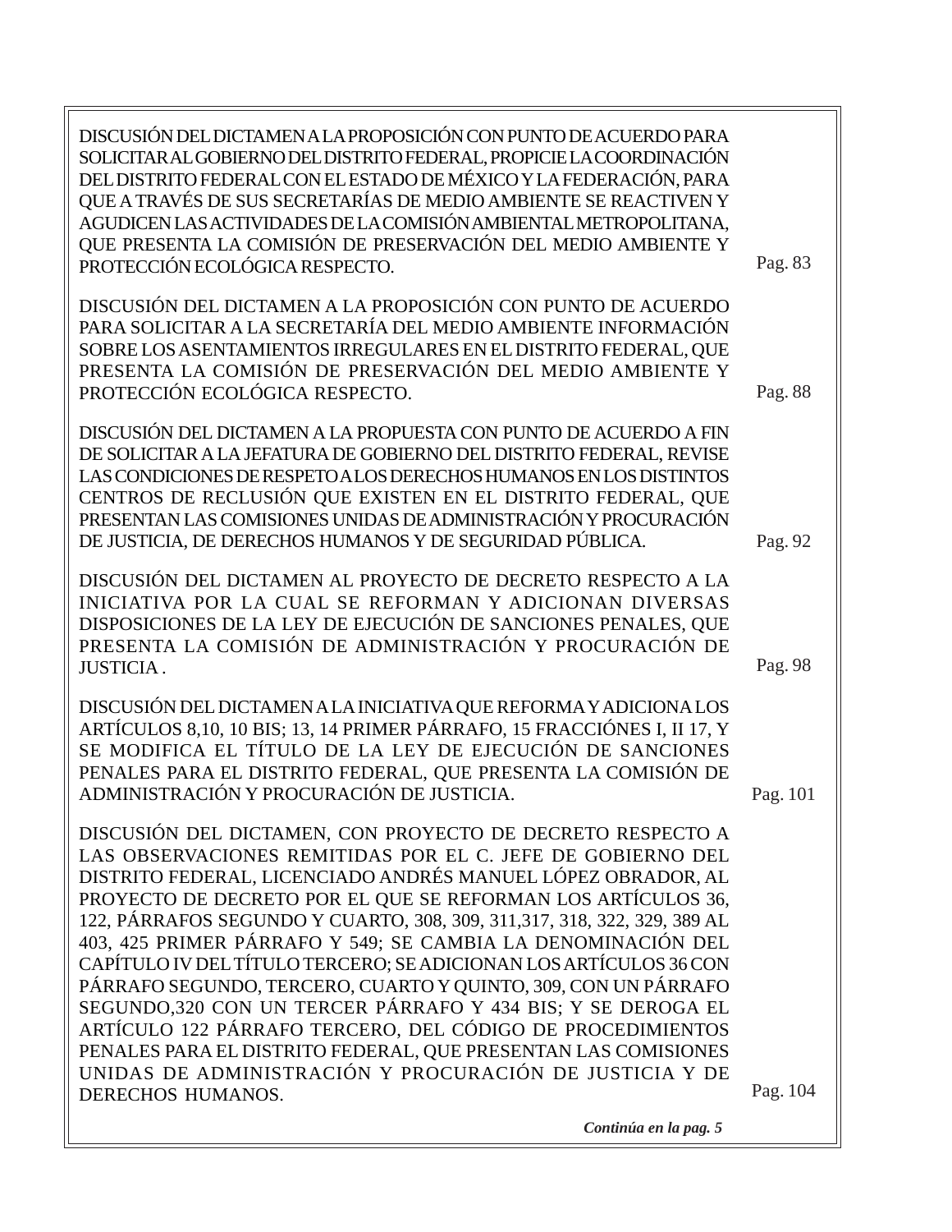DISCUSIÓN DEL DICTAMEN A LA PROPOSICIÓN CON PUNTO DE ACUERDO PARA SOLICITAR AL GOBIERNO DEL DISTRITO FEDERAL, PROPICIE LA COORDINACIÓN DEL DISTRITO FEDERAL CON EL ESTADO DE MÉXICO Y LA FEDERACIÓN, PARA QUE A TRAVÉS DE SUS SECRETARÍAS DE MEDIO AMBIENTE SE REACTIVEN Y AGUDICEN LAS ACTIVIDADES DE LA COMISIÓN AMBIENTAL METROPOLITANA, QUE PRESENTA LA COMISIÓN DE PRESERVACIÓN DEL MEDIO AMBIENTE Y PROTECCIÓN ECOLÓGICA RESPECTO. Pag. 83

DISCUSIÓN DEL DICTAMEN A LA PROPOSICIÓN CON PUNTO DE ACUERDO PARA SOLICITAR A LA SECRETARÍA DEL MEDIO AMBIENTE INFORMACIÓN SOBRE LOS ASENTAMIENTOS IRREGULARES EN EL DISTRITO FEDERAL, QUE PRESENTA LA COMISIÓN DE PRESERVACIÓN DEL MEDIO AMBIENTE Y PROTECCIÓN ECOLÓGICA RESPECTO. Pag. 88

DISCUSIÓN DEL DICTAMEN A LA PROPUESTA CON PUNTO DE ACUERDO A FIN DE SOLICITAR A LA JEFATURA DE GOBIERNO DEL DISTRITO FEDERAL, REVISE LAS CONDICIONES DE RESPETO A LOS DERECHOS HUMANOS EN LOS DISTINTOS CENTROS DE RECLUSIÓN QUE EXISTEN EN EL DISTRITO FEDERAL, QUE PRESENTAN LAS COMISIONES UNIDAS DE ADMINISTRACIÓN Y PROCURACIÓN DE JUSTICIA, DE DERECHOS HUMANOS Y DE SEGURIDAD PÚBLICA. Pag. 92

DISCUSIÓN DEL DICTAMEN AL PROYECTO DE DECRETO RESPECTO A LA INICIATIVA POR LA CUAL SE REFORMAN Y ADICIONAN DIVERSAS DISPOSICIONES DE LA LEY DE EJECUCIÓN DE SANCIONES PENALES, QUE PRESENTA LA COMISIÓN DE ADMINISTRACIÓN Y PROCURACIÓN DE JUSTICIA . Pag. 98

DISCUSIÓN DEL DICTAMEN A LA INICIATIVA QUE REFORMA Y ADICIONA LOS ARTÍCULOS 8,10, 10 BIS; 13, 14 PRIMER PÁRRAFO, 15 FRACCIÓNES I, II 17, Y SE MODIFICA EL TÍTULO DE LA LEY DE EJECUCIÓN DE SANCIONES PENALES PARA EL DISTRITO FEDERAL, QUE PRESENTA LA COMISIÓN DE ADMINISTRACIÓN Y PROCURACIÓN DE JUSTICIA. Pag. 101

DISCUSIÓN DEL DICTAMEN, CON PROYECTO DE DECRETO RESPECTO A LAS OBSERVACIONES REMITIDAS POR EL C. JEFE DE GOBIERNO DEL DISTRITO FEDERAL, LICENCIADO ANDRÉS MANUEL LÓPEZ OBRADOR, AL PROYECTO DE DECRETO POR EL QUE SE REFORMAN LOS ARTÍCULOS 36, 122, PÁRRAFOS SEGUNDO Y CUARTO, 308, 309, 311,317, 318, 322, 329, 389 AL 403, 425 PRIMER PÁRRAFO Y 549; SE CAMBIA LA DENOMINACIÓN DEL CAPÍTULO IV DEL TÍTULO TERCERO; SE ADICIONAN LOS ARTÍCULOS 36 CON PÁRRAFO SEGUNDO, TERCERO, CUARTO Y QUINTO, 309, CON UN PÁRRAFO SEGUNDO,320 CON UN TERCER PÁRRAFO Y 434 BIS; Y SE DEROGA EL ARTÍCULO 122 PÁRRAFO TERCERO, DEL CÓDIGO DE PROCEDIMIENTOS PENALES PARA EL DISTRITO FEDERAL, QUE PRESENTAN LAS COMISIONES UNIDAS DE ADMINISTRACIÓN Y PROCURACIÓN DE JUSTICIA Y DE DERECHOS HUMANOS. Pag. 104

***Continúa en la pag. 5***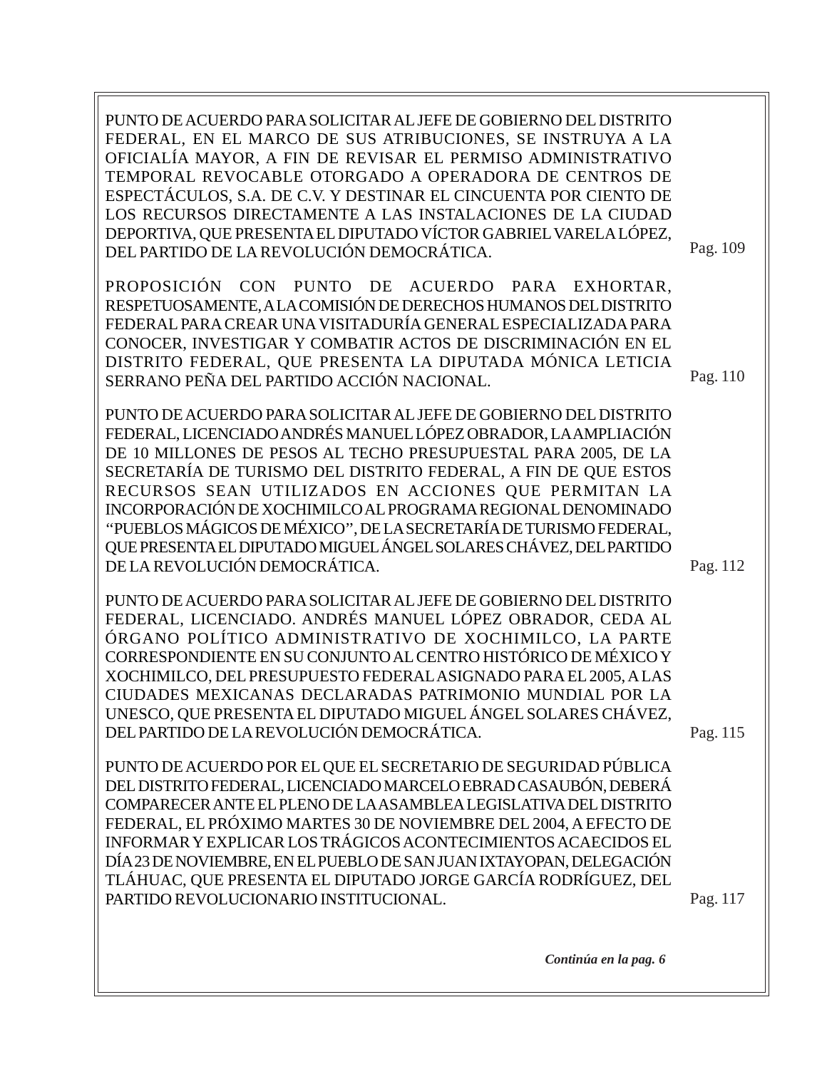PUNTO DE ACUERDO PARA SOLICITAR AL JEFE DE GOBIERNO DEL DISTRITO FEDERAL, EN EL MARCO DE SUS ATRIBUCIONES, SE INSTRUYA A LA OFICIALÍA MAYOR, A FIN DE REVISAR EL PERMISO ADMINISTRATIVO TEMPORAL REVOCABLE OTORGADO A OPERADORA DE CENTROS DE ESPECTÁCULOS, S.A. DE C.V. Y DESTINAR EL CINCUENTA POR CIENTO DE LOS RECURSOS DIRECTAMENTE A LAS INSTALACIONES DE LA CIUDAD DEPORTIVA, QUE PRESENTA EL DIPUTADO VÍCTOR GABRIEL VARELA LÓPEZ, DEL PARTIDO DE LA REVOLUCIÓN DEMOCRÁTICA. Pag. 109

PROPOSICIÓN CON PUNTO DE ACUERDO PARA EXHORTAR, RESPETUOSAMENTE, A LA COMISIÓN DE DERECHOS HUMANOS DEL DISTRITO FEDERAL PARA CREAR UNA VISITADURÍA GENERAL ESPECIALIZADA PARA CONOCER, INVESTIGAR Y COMBATIR ACTOS DE DISCRIMINACIÓN EN EL DISTRITO FEDERAL, QUE PRESENTA LA DIPUTADA MÓNICA LETICIA SERRANO PEÑA DEL PARTIDO ACCIÓN NACIONAL. Pag. 110

PUNTO DE ACUERDO PARA SOLICITAR AL JEFE DE GOBIERNO DEL DISTRITO FEDERAL, LICENCIADO ANDRÉS MANUEL LÓPEZ OBRADOR, LA AMPLIACIÓN DE 10 MILLONES DE PESOS AL TECHO PRESUPUESTAL PARA 2005, DE LA SECRETARÍA DE TURISMO DEL DISTRITO FEDERAL, A FIN DE QUE ESTOS RECURSOS SEAN UTILIZADOS EN ACCIONES QUE PERMITAN LA INCORPORACIÓN DE XOCHIMILCO AL PROGRAMA REGIONAL DENOMINADO "PUEBLOS MÁGICOS DE MÉXICO", DE LA SECRETARÍA DE TURISMO FEDERAL, QUE PRESENTA EL DIPUTADO MIGUEL ÁNGEL SOLARES CHÁVEZ, DEL PARTIDO DE LA REVOLUCIÓN DEMOCRÁTICA. Pag. 112

PUNTO DE ACUERDO PARA SOLICITAR AL JEFE DE GOBIERNO DEL DISTRITO FEDERAL, LICENCIADO. ANDRÉS MANUEL LÓPEZ OBRADOR, CEDA AL ÓRGANO POLÍTICO ADMINISTRATIVO DE XOCHIMILCO, LA PARTE CORRESPONDIENTE EN SU CONJUNTO AL CENTRO HISTÓRICO DE MÉXICO Y XOCHIMILCO, DEL PRESUPUESTO FEDERAL ASIGNADO PARA EL 2005, A LAS CIUDADES MEXICANAS DECLARADAS PATRIMONIO MUNDIAL POR LA UNESCO, QUE PRESENTA EL DIPUTADO MIGUEL ÁNGEL SOLARES CHÁVEZ, DEL PARTIDO DE LA REVOLUCIÓN DEMOCRÁTICA. Pag. 115

PUNTO DE ACUERDO POR EL QUE EL SECRETARIO DE SEGURIDAD PÚBLICA DEL DISTRITO FEDERAL, LICENCIADO MARCELO EBRAD CASAUBÓN, DEBERÁ COMPARECER ANTE EL PLENO DE LA ASAMBLEA LEGISLATIVA DEL DISTRITO FEDERAL, EL PRÓXIMO MARTES 30 DE NOVIEMBRE DEL 2004, A EFECTO DE INFORMAR Y EXPLICAR LOS TRÁGICOS ACONTECIMIENTOS ACAECIDOS EL DÍA 23 DE NOVIEMBRE, EN EL PUEBLO DE SAN JUAN IXTAYOPAN, DELEGACIÓN TLÁHUAC, QUE PRESENTA EL DIPUTADO JORGE GARCÍA RODRÍGUEZ, DEL PARTIDO REVOLUCIONARIO INSTITUCIONAL. Pag. 117

***Continúa en la pag. 6***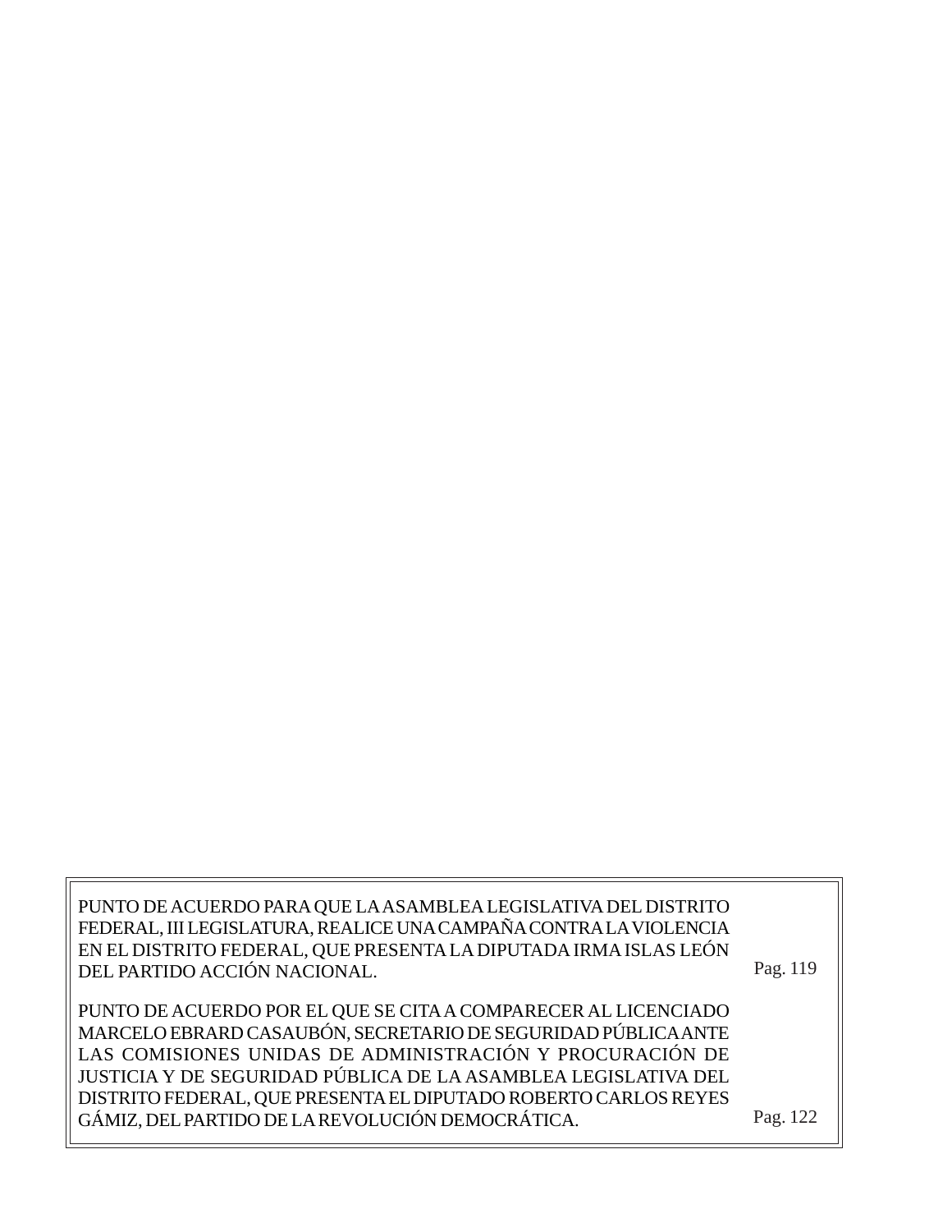| | |
|---|---|
| PUNTO DE ACUERDO PARA QUE LA ASAMBLEA LEGISLATIVA DEL DISTRITO FEDERAL, III LEGISLATURA, REALICE UNA CAMPAÑA CONTRA LA VIOLENCIA EN EL DISTRITO FEDERAL, QUE PRESENTA LA DIPUTADA IRMA ISLAS LEÓN DEL PARTIDO ACCIÓN NACIONAL. | Pag. 119 |
| PUNTO DE ACUERDO POR EL QUE SE CITA A COMPARECER AL LICENCIADO MARCELO EBRARD CASAUBÓN, SECRETARIO DE SEGURIDAD PÚBLICA ANTE LAS COMISIONES UNIDAS DE ADMINISTRACIÓN Y PROCURACIÓN DE JUSTICIA Y DE SEGURIDAD PÚBLICA DE LA ASAMBLEA LEGISLATIVA DEL DISTRITO FEDERAL, QUE PRESENTA EL DIPUTADO ROBERTO CARLOS REYES GÁMIZ, DEL PARTIDO DE LA REVOLUCIÓN DEMOCRÁTICA. | Pag. 122 |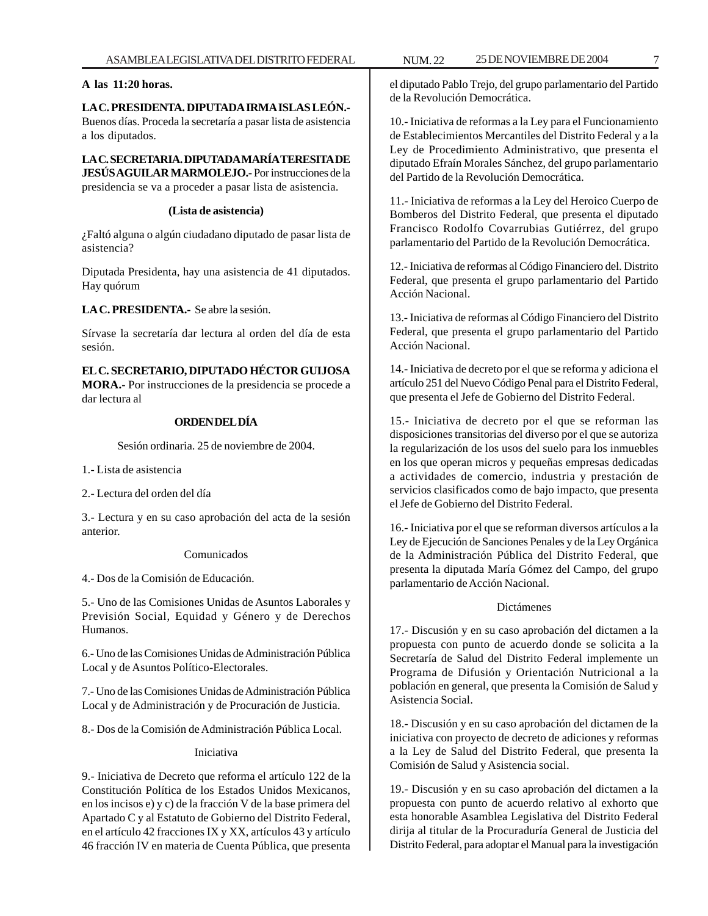**A las 11:20 horas.**

**LA C. PRESIDENTA. DIPUTADA IRMA ISLAS LEÓN.-** Buenos días. Proceda la secretaría a pasar lista de asistencia a los diputados.

**LA C. SECRETARIA. DIPUTADA MARÍA TERESITA DE JESÚS AGUILAR MARMOLEJO.-** Por instrucciones de la presidencia se va a proceder a pasar lista de asistencia.

**(Lista de asistencia)**

¿Faltó alguna o algún ciudadano diputado de pasar lista de asistencia?

Diputada Presidenta, hay una asistencia de 41 diputados. Hay quórum

**LA C. PRESIDENTA.-** Se abre la sesión.

Sírvase la secretaría dar lectura al orden del día de esta sesión.

**EL C. SECRETARIO, DIPUTADO HÉCTOR GUIJOSA MORA.-** Por instrucciones de la presidencia se procede a dar lectura al

**ORDEN DEL DÍA**

Sesión ordinaria. 25 de noviembre de 2004.

1.- Lista de asistencia

2.- Lectura del orden del día

3.- Lectura y en su caso aprobación del acta de la sesión anterior.

Comunicados

4.- Dos de la Comisión de Educación.

5.- Uno de las Comisiones Unidas de Asuntos Laborales y Previsión Social, Equidad y Género y de Derechos Humanos.

6.- Uno de las Comisiones Unidas de Administración Pública Local y de Asuntos Político-Electorales.

7.- Uno de las Comisiones Unidas de Administración Pública Local y de Administración y de Procuración de Justicia.

8.- Dos de la Comisión de Administración Pública Local.

Iniciativa

9.- Iniciativa de Decreto que reforma el artículo 122 de la Constitución Política de los Estados Unidos Mexicanos, en los incisos e) y c) de la fracción V de la base primera del Apartado C y al Estatuto de Gobierno del Distrito Federal, en el artículo 42 fracciones IX y XX, artículos 43 y artículo 46 fracción IV en materia de Cuenta Pública, que presenta el diputado Pablo Trejo, del grupo parlamentario del Partido de la Revolución Democrática.

10.- Iniciativa de reformas a la Ley para el Funcionamiento de Establecimientos Mercantiles del Distrito Federal y a la Ley de Procedimiento Administrativo, que presenta el diputado Efraín Morales Sánchez, del grupo parlamentario del Partido de la Revolución Democrática.

11.- Iniciativa de reformas a la Ley del Heroico Cuerpo de Bomberos del Distrito Federal, que presenta el diputado Francisco Rodolfo Covarrubias Gutiérrez, del grupo parlamentario del Partido de la Revolución Democrática.

12.- Iniciativa de reformas al Código Financiero del. Distrito Federal, que presenta el grupo parlamentario del Partido Acción Nacional.

13.- Iniciativa de reformas al Código Financiero del Distrito Federal, que presenta el grupo parlamentario del Partido Acción Nacional.

14.- Iniciativa de decreto por el que se reforma y adiciona el artículo 251 del Nuevo Código Penal para el Distrito Federal, que presenta el Jefe de Gobierno del Distrito Federal.

15.- Iniciativa de decreto por el que se reforman las disposiciones transitorias del diverso por el que se autoriza la regularización de los usos del suelo para los inmuebles en los que operan micros y pequeñas empresas dedicadas a actividades de comercio, industria y prestación de servicios clasificados como de bajo impacto, que presenta el Jefe de Gobierno del Distrito Federal.

16.- Iniciativa por el que se reforman diversos artículos a la Ley de Ejecución de Sanciones Penales y de la Ley Orgánica de la Administración Pública del Distrito Federal, que presenta la diputada María Gómez del Campo, del grupo parlamentario de Acción Nacional.

Dictámenes

17.- Discusión y en su caso aprobación del dictamen a la propuesta con punto de acuerdo donde se solicita a la Secretaría de Salud del Distrito Federal implemente un Programa de Difusión y Orientación Nutricional a la población en general, que presenta la Comisión de Salud y Asistencia Social.

18.- Discusión y en su caso aprobación del dictamen de la iniciativa con proyecto de decreto de adiciones y reformas a la Ley de Salud del Distrito Federal, que presenta la Comisión de Salud y Asistencia social.

19.- Discusión y en su caso aprobación del dictamen a la propuesta con punto de acuerdo relativo al exhorto que esta honorable Asamblea Legislativa del Distrito Federal dirija al titular de la Procuraduría General de Justicia del Distrito Federal, para adoptar el Manual para la investigación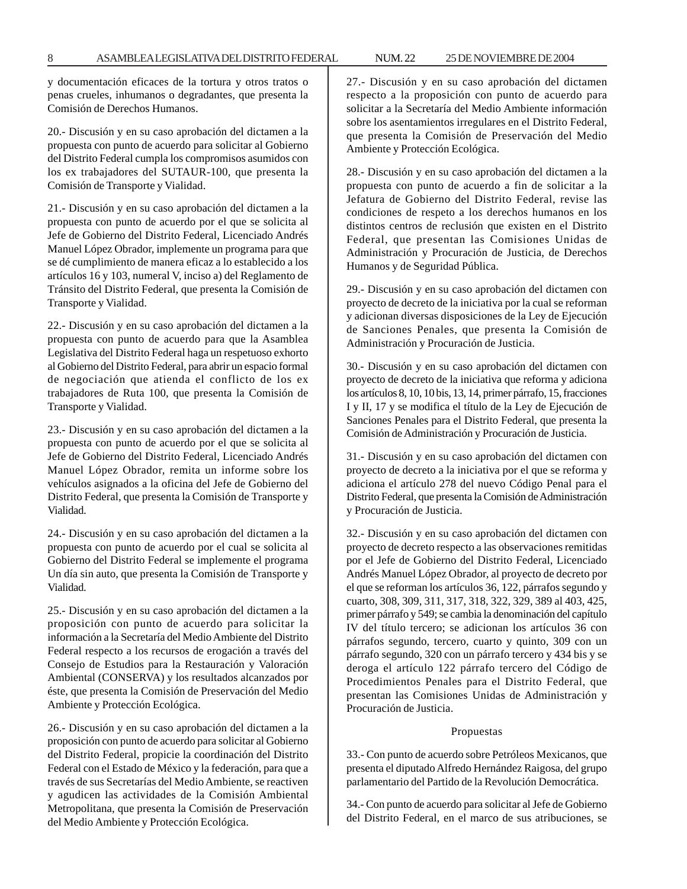y documentación eficaces de la tortura y otros tratos o penas crueles, inhumanos o degradantes, que presenta la Comisión de Derechos Humanos.

20.- Discusión y en su caso aprobación del dictamen a la propuesta con punto de acuerdo para solicitar al Gobierno del Distrito Federal cumpla los compromisos asumidos con los ex trabajadores del SUTAUR-100, que presenta la Comisión de Transporte y Vialidad.

21.- Discusión y en su caso aprobación del dictamen a la propuesta con punto de acuerdo por el que se solicita al Jefe de Gobierno del Distrito Federal, Licenciado Andrés Manuel López Obrador, implemente un programa para que se dé cumplimiento de manera eficaz a lo establecido a los artículos 16 y 103, numeral V, inciso a) del Reglamento de Tránsito del Distrito Federal, que presenta la Comisión de Transporte y Vialidad.

22.- Discusión y en su caso aprobación del dictamen a la propuesta con punto de acuerdo para que la Asamblea Legislativa del Distrito Federal haga un respetuoso exhorto al Gobierno del Distrito Federal, para abrir un espacio formal de negociación que atienda el conflicto de los ex trabajadores de Ruta 100, que presenta la Comisión de Transporte y Vialidad.

23.- Discusión y en su caso aprobación del dictamen a la propuesta con punto de acuerdo por el que se solicita al Jefe de Gobierno del Distrito Federal, Licenciado Andrés Manuel López Obrador, remita un informe sobre los vehículos asignados a la oficina del Jefe de Gobierno del Distrito Federal, que presenta la Comisión de Transporte y Vialidad.

24.- Discusión y en su caso aprobación del dictamen a la propuesta con punto de acuerdo por el cual se solicita al Gobierno del Distrito Federal se implemente el programa Un día sin auto, que presenta la Comisión de Transporte y Vialidad.

25.- Discusión y en su caso aprobación del dictamen a la proposición con punto de acuerdo para solicitar la información a la Secretaría del Medio Ambiente del Distrito Federal respecto a los recursos de erogación a través del Consejo de Estudios para la Restauración y Valoración Ambiental (CONSERVA) y los resultados alcanzados por éste, que presenta la Comisión de Preservación del Medio Ambiente y Protección Ecológica.

26.- Discusión y en su caso aprobación del dictamen a la proposición con punto de acuerdo para solicitar al Gobierno del Distrito Federal, propicie la coordinación del Distrito Federal con el Estado de México y la federación, para que a través de sus Secretarías del Medio Ambiente, se reactiven y agudicen las actividades de la Comisión Ambiental Metropolitana, que presenta la Comisión de Preservación del Medio Ambiente y Protección Ecológica.

27.- Discusión y en su caso aprobación del dictamen respecto a la proposición con punto de acuerdo para solicitar a la Secretaría del Medio Ambiente información sobre los asentamientos irregulares en el Distrito Federal, que presenta la Comisión de Preservación del Medio Ambiente y Protección Ecológica.

28.- Discusión y en su caso aprobación del dictamen a la propuesta con punto de acuerdo a fin de solicitar a la Jefatura de Gobierno del Distrito Federal, revise las condiciones de respeto a los derechos humanos en los distintos centros de reclusión que existen en el Distrito Federal, que presentan las Comisiones Unidas de Administración y Procuración de Justicia, de Derechos Humanos y de Seguridad Pública.

29.- Discusión y en su caso aprobación del dictamen con proyecto de decreto de la iniciativa por la cual se reforman y adicionan diversas disposiciones de la Ley de Ejecución de Sanciones Penales, que presenta la Comisión de Administración y Procuración de Justicia.

30.- Discusión y en su caso aprobación del dictamen con proyecto de decreto de la iniciativa que reforma y adiciona los artículos 8, 10, 10 bis, 13, 14, primer párrafo, 15, fracciones I y II, 17 y se modifica el título de la Ley de Ejecución de Sanciones Penales para el Distrito Federal, que presenta la Comisión de Administración y Procuración de Justicia.

31.- Discusión y en su caso aprobación del dictamen con proyecto de decreto a la iniciativa por el que se reforma y adiciona el artículo 278 del nuevo Código Penal para el Distrito Federal, que presenta la Comisión de Administración y Procuración de Justicia.

32.- Discusión y en su caso aprobación del dictamen con proyecto de decreto respecto a las observaciones remitidas por el Jefe de Gobierno del Distrito Federal, Licenciado Andrés Manuel López Obrador, al proyecto de decreto por el que se reforman los artículos 36, 122, párrafos segundo y cuarto, 308, 309, 311, 317, 318, 322, 329, 389 al 403, 425, primer párrafo y 549; se cambia la denominación del capítulo IV del título tercero; se adicionan los artículos 36 con párrafos segundo, tercero, cuarto y quinto, 309 con un párrafo segundo, 320 con un párrafo tercero y 434 bis y se deroga el artículo 122 párrafo tercero del Código de Procedimientos Penales para el Distrito Federal, que presentan las Comisiones Unidas de Administración y Procuración de Justicia.

Propuestas

33.- Con punto de acuerdo sobre Petróleos Mexicanos, que presenta el diputado Alfredo Hernández Raigosa, del grupo parlamentario del Partido de la Revolución Democrática.

34.- Con punto de acuerdo para solicitar al Jefe de Gobierno del Distrito Federal, en el marco de sus atribuciones, se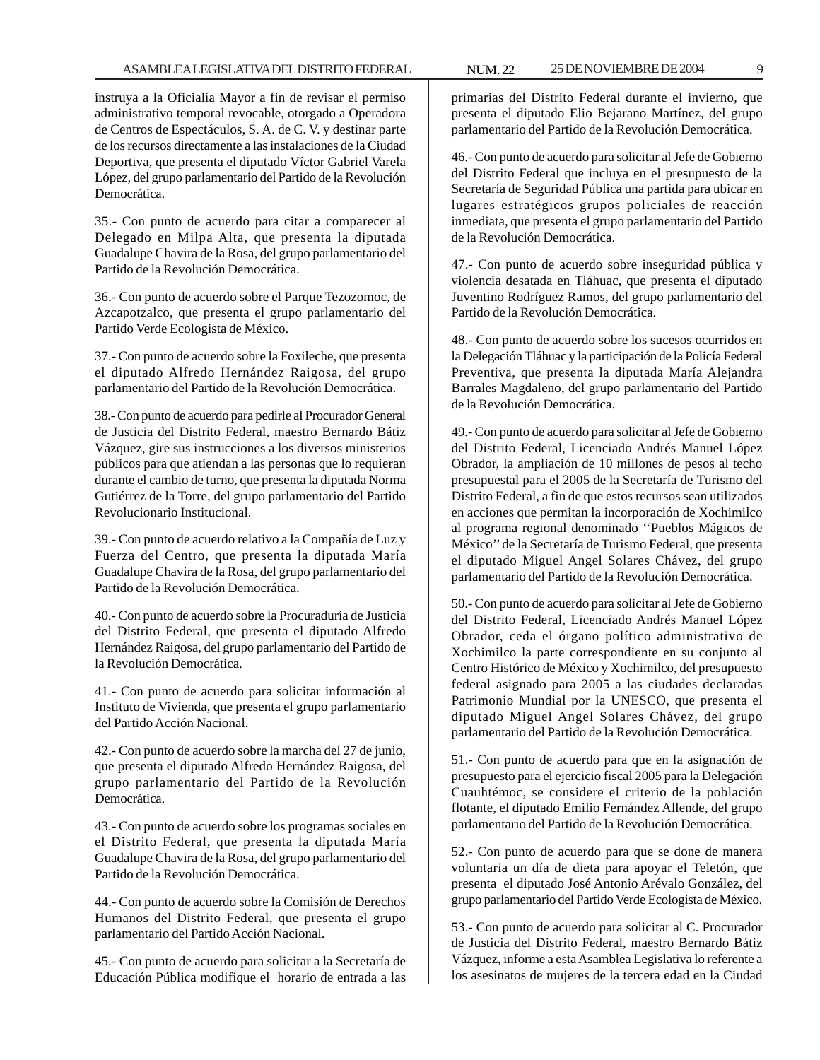instruya a la Oficialía Mayor a fin de revisar el permiso administrativo temporal revocable, otorgado a Operadora de Centros de Espectáculos, S. A. de C. V. y destinar parte de los recursos directamente a las instalaciones de la Ciudad Deportiva, que presenta el diputado Víctor Gabriel Varela López, del grupo parlamentario del Partido de la Revolución Democrática.

35.- Con punto de acuerdo para citar a comparecer al Delegado en Milpa Alta, que presenta la diputada Guadalupe Chavira de la Rosa, del grupo parlamentario del Partido de la Revolución Democrática.

36.- Con punto de acuerdo sobre el Parque Tezozomoc, de Azcapotzalco, que presenta el grupo parlamentario del Partido Verde Ecologista de México.

37.- Con punto de acuerdo sobre la Foxileche, que presenta el diputado Alfredo Hernández Raigosa, del grupo parlamentario del Partido de la Revolución Democrática.

38.- Con punto de acuerdo para pedirle al Procurador General de Justicia del Distrito Federal, maestro Bernardo Bátiz Vázquez, gire sus instrucciones a los diversos ministerios públicos para que atiendan a las personas que lo requieran durante el cambio de turno, que presenta la diputada Norma Gutiérrez de la Torre, del grupo parlamentario del Partido Revolucionario Institucional.

39.- Con punto de acuerdo relativo a la Compañía de Luz y Fuerza del Centro, que presenta la diputada María Guadalupe Chavira de la Rosa, del grupo parlamentario del Partido de la Revolución Democrática.

40.- Con punto de acuerdo sobre la Procuraduría de Justicia del Distrito Federal, que presenta el diputado Alfredo Hernández Raigosa, del grupo parlamentario del Partido de la Revolución Democrática.

41.- Con punto de acuerdo para solicitar información al Instituto de Vivienda, que presenta el grupo parlamentario del Partido Acción Nacional.

42.- Con punto de acuerdo sobre la marcha del 27 de junio, que presenta el diputado Alfredo Hernández Raigosa, del grupo parlamentario del Partido de la Revolución Democrática.

43.- Con punto de acuerdo sobre los programas sociales en el Distrito Federal, que presenta la diputada María Guadalupe Chavira de la Rosa, del grupo parlamentario del Partido de la Revolución Democrática.

44.- Con punto de acuerdo sobre la Comisión de Derechos Humanos del Distrito Federal, que presenta el grupo parlamentario del Partido Acción Nacional.

45.- Con punto de acuerdo para solicitar a la Secretaría de Educación Pública modifique el horario de entrada a las primarias del Distrito Federal durante el invierno, que presenta el diputado Elio Bejarano Martínez, del grupo parlamentario del Partido de la Revolución Democrática.

46.- Con punto de acuerdo para solicitar al Jefe de Gobierno del Distrito Federal que incluya en el presupuesto de la Secretaría de Seguridad Pública una partida para ubicar en lugares estratégicos grupos policiales de reacción inmediata, que presenta el grupo parlamentario del Partido de la Revolución Democrática.

47.- Con punto de acuerdo sobre inseguridad pública y violencia desatada en Tláhuac, que presenta el diputado Juventino Rodríguez Ramos, del grupo parlamentario del Partido de la Revolución Democrática.

48.- Con punto de acuerdo sobre los sucesos ocurridos en la Delegación Tláhuac y la participación de la Policía Federal Preventiva, que presenta la diputada María Alejandra Barrales Magdaleno, del grupo parlamentario del Partido de la Revolución Democrática.

49.- Con punto de acuerdo para solicitar al Jefe de Gobierno del Distrito Federal, Licenciado Andrés Manuel López Obrador, la ampliación de 10 millones de pesos al techo presupuestal para el 2005 de la Secretaría de Turismo del Distrito Federal, a fin de que estos recursos sean utilizados en acciones que permitan la incorporación de Xochimilco al programa regional denominado ''Pueblos Mágicos de México'' de la Secretaría de Turismo Federal, que presenta el diputado Miguel Angel Solares Chávez, del grupo parlamentario del Partido de la Revolución Democrática.

50.- Con punto de acuerdo para solicitar al Jefe de Gobierno del Distrito Federal, Licenciado Andrés Manuel López Obrador, ceda el órgano político administrativo de Xochimilco la parte correspondiente en su conjunto al Centro Histórico de México y Xochimilco, del presupuesto federal asignado para 2005 a las ciudades declaradas Patrimonio Mundial por la UNESCO, que presenta el diputado Miguel Angel Solares Chávez, del grupo parlamentario del Partido de la Revolución Democrática.

51.- Con punto de acuerdo para que en la asignación de presupuesto para el ejercicio fiscal 2005 para la Delegación Cuauhtémoc, se considere el criterio de la población flotante, el diputado Emilio Fernández Allende, del grupo parlamentario del Partido de la Revolución Democrática.

52.- Con punto de acuerdo para que se done de manera voluntaria un día de dieta para apoyar el Teletón, que presenta el diputado José Antonio Arévalo González, del grupo parlamentario del Partido Verde Ecologista de México.

53.- Con punto de acuerdo para solicitar al C. Procurador de Justicia del Distrito Federal, maestro Bernardo Bátiz Vázquez, informe a esta Asamblea Legislativa lo referente a los asesinatos de mujeres de la tercera edad en la Ciudad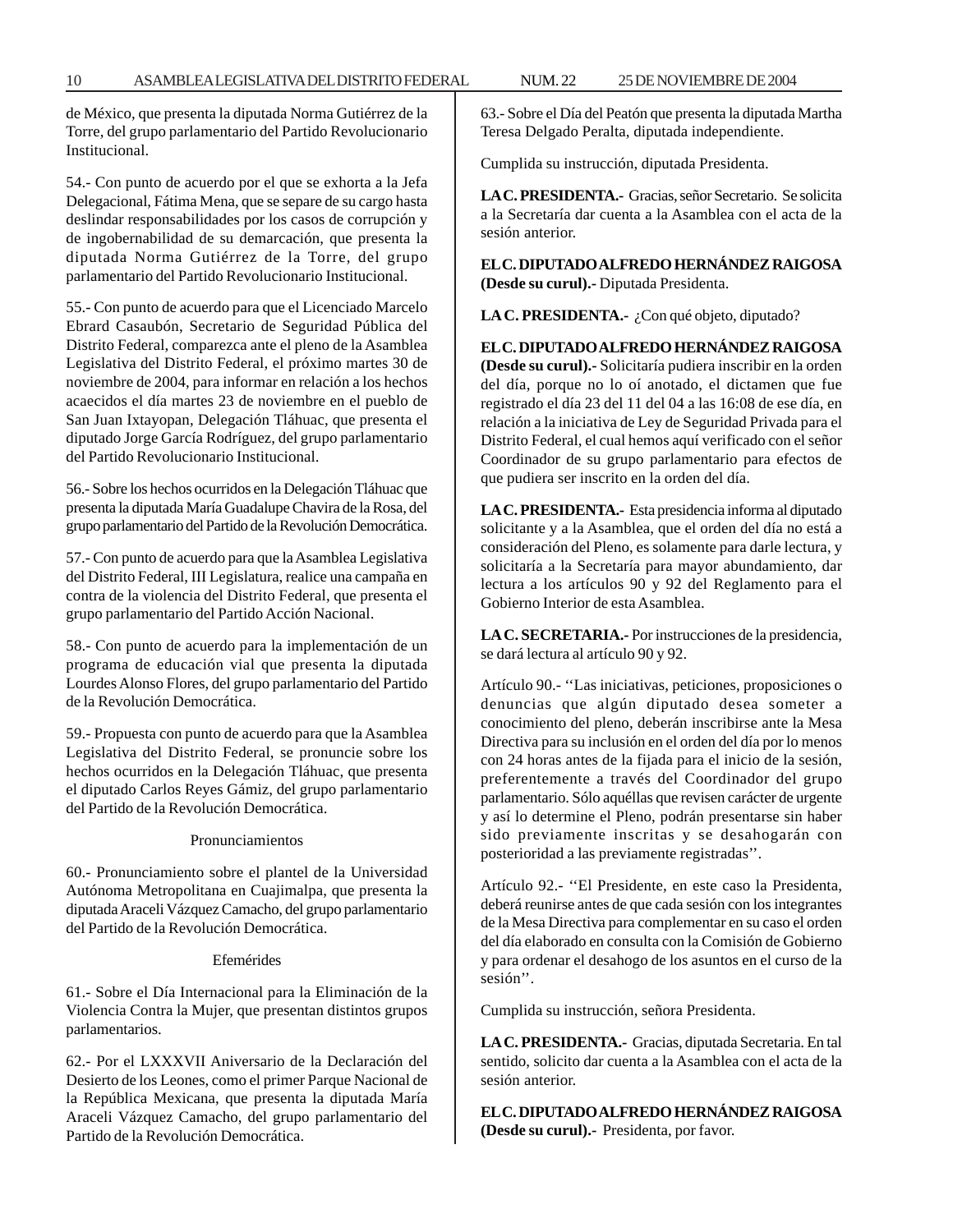de México, que presenta la diputada Norma Gutiérrez de la Torre, del grupo parlamentario del Partido Revolucionario Institucional.

54.- Con punto de acuerdo por el que se exhorta a la Jefa Delegacional, Fátima Mena, que se separe de su cargo hasta deslindar responsabilidades por los casos de corrupción y de ingobernabilidad de su demarcación, que presenta la diputada Norma Gutiérrez de la Torre, del grupo parlamentario del Partido Revolucionario Institucional.

55.- Con punto de acuerdo para que el Licenciado Marcelo Ebrard Casaubón, Secretario de Seguridad Pública del Distrito Federal, comparezca ante el pleno de la Asamblea Legislativa del Distrito Federal, el próximo martes 30 de noviembre de 2004, para informar en relación a los hechos acaecidos el día martes 23 de noviembre en el pueblo de San Juan Ixtayopan, Delegación Tláhuac, que presenta el diputado Jorge García Rodríguez, del grupo parlamentario del Partido Revolucionario Institucional.

56.- Sobre los hechos ocurridos en la Delegación Tláhuac que presenta la diputada María Guadalupe Chavira de la Rosa, del grupo parlamentario del Partido de la Revolución Democrática.

57.- Con punto de acuerdo para que la Asamblea Legislativa del Distrito Federal, III Legislatura, realice una campaña en contra de la violencia del Distrito Federal, que presenta el grupo parlamentario del Partido Acción Nacional.

58.- Con punto de acuerdo para la implementación de un programa de educación vial que presenta la diputada Lourdes Alonso Flores, del grupo parlamentario del Partido de la Revolución Democrática.

59.- Propuesta con punto de acuerdo para que la Asamblea Legislativa del Distrito Federal, se pronuncie sobre los hechos ocurridos en la Delegación Tláhuac, que presenta el diputado Carlos Reyes Gámiz, del grupo parlamentario del Partido de la Revolución Democrática.

Pronunciamientos

60.- Pronunciamiento sobre el plantel de la Universidad Autónoma Metropolitana en Cuajimalpa, que presenta la diputada Araceli Vázquez Camacho, del grupo parlamentario del Partido de la Revolución Democrática.

Efemérides

61.- Sobre el Día Internacional para la Eliminación de la Violencia Contra la Mujer, que presentan distintos grupos parlamentarios.

62.- Por el LXXXVII Aniversario de la Declaración del Desierto de los Leones, como el primer Parque Nacional de la República Mexicana, que presenta la diputada María Araceli Vázquez Camacho, del grupo parlamentario del Partido de la Revolución Democrática.

63.- Sobre el Día del Peatón que presenta la diputada Martha Teresa Delgado Peralta, diputada independiente.

Cumplida su instrucción, diputada Presidenta.

**LA C. PRESIDENTA.-** Gracias, señor Secretario. Se solicita a la Secretaría dar cuenta a la Asamblea con el acta de la sesión anterior.

**EL C. DIPUTADO ALFREDO HERNÁNDEZ RAIGOSA (Desde su curul).-** Diputada Presidenta.

**LA C. PRESIDENTA.-** ¿Con qué objeto, diputado?

**EL C. DIPUTADO ALFREDO HERNÁNDEZ RAIGOSA (Desde su curul).-** Solicitaría pudiera inscribir en la orden del día, porque no lo oí anotado, el dictamen que fue registrado el día 23 del 11 del 04 a las 16:08 de ese día, en relación a la iniciativa de Ley de Seguridad Privada para el Distrito Federal, el cual hemos aquí verificado con el señor Coordinador de su grupo parlamentario para efectos de que pudiera ser inscrito en la orden del día.

**LA C. PRESIDENTA.-** Esta presidencia informa al diputado solicitante y a la Asamblea, que el orden del día no está a consideración del Pleno, es solamente para darle lectura, y solicitaría a la Secretaría para mayor abundamiento, dar lectura a los artículos 90 y 92 del Reglamento para el Gobierno Interior de esta Asamblea.

**LA C. SECRETARIA.-** Por instrucciones de la presidencia, se dará lectura al artículo 90 y 92.

Artículo 90.- ''Las iniciativas, peticiones, proposiciones o denuncias que algún diputado desea someter a conocimiento del pleno, deberán inscribirse ante la Mesa Directiva para su inclusión en el orden del día por lo menos con 24 horas antes de la fijada para el inicio de la sesión, preferentemente a través del Coordinador del grupo parlamentario. Sólo aquéllas que revisen carácter de urgente y así lo determine el Pleno, podrán presentarse sin haber sido previamente inscritas y se desahogarán con posterioridad a las previamente registradas''.

Artículo 92.- ''El Presidente, en este caso la Presidenta, deberá reunirse antes de que cada sesión con los integrantes de la Mesa Directiva para complementar en su caso el orden del día elaborado en consulta con la Comisión de Gobierno y para ordenar el desahogo de los asuntos en el curso de la sesión''.

Cumplida su instrucción, señora Presidenta.

**LA C. PRESIDENTA.-** Gracias, diputada Secretaria. En tal sentido, solicito dar cuenta a la Asamblea con el acta de la sesión anterior.

**EL C. DIPUTADO ALFREDO HERNÁNDEZ RAIGOSA (Desde su curul).-** Presidenta, por favor.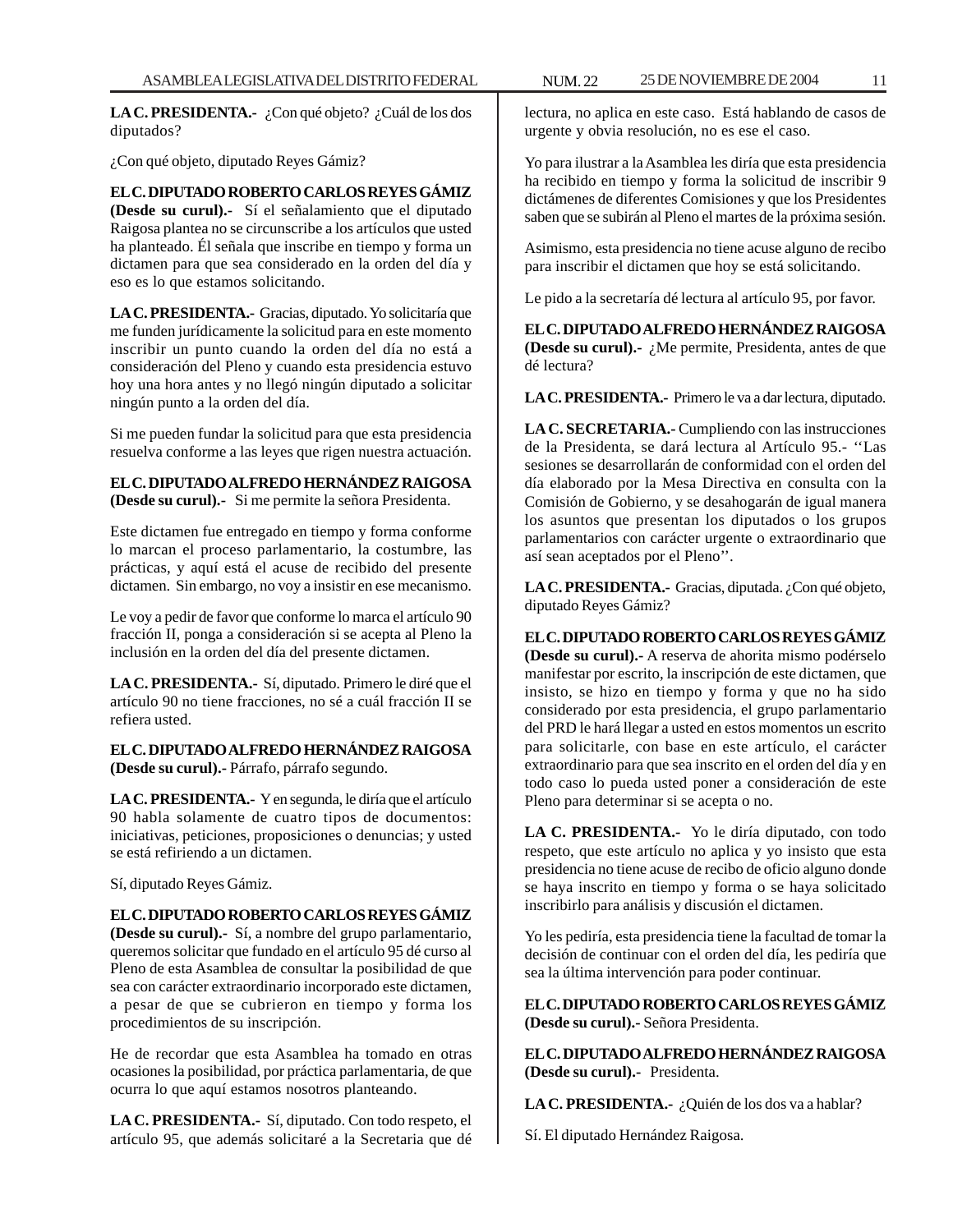**LA C. PRESIDENTA.-** ¿Con qué objeto? ¿Cuál de los dos diputados?

¿Con qué objeto, diputado Reyes Gámiz?

**EL C. DIPUTADO ROBERTO CARLOS REYES GÁMIZ (Desde su curul).-** Sí el señalamiento que el diputado Raigosa plantea no se circunscribe a los artículos que usted ha planteado. Él señala que inscribe en tiempo y forma un dictamen para que sea considerado en la orden del día y eso es lo que estamos solicitando.

**LA C. PRESIDENTA.-** Gracias, diputado. Yo solicitaría que me funden jurídicamente la solicitud para en este momento inscribir un punto cuando la orden del día no está a consideración del Pleno y cuando esta presidencia estuvo hoy una hora antes y no llegó ningún diputado a solicitar ningún punto a la orden del día.

Si me pueden fundar la solicitud para que esta presidencia resuelva conforme a las leyes que rigen nuestra actuación.

**EL C. DIPUTADO ALFREDO HERNÁNDEZ RAIGOSA (Desde su curul).-** Si me permite la señora Presidenta.

Este dictamen fue entregado en tiempo y forma conforme lo marcan el proceso parlamentario, la costumbre, las prácticas, y aquí está el acuse de recibido del presente dictamen. Sin embargo, no voy a insistir en ese mecanismo.

Le voy a pedir de favor que conforme lo marca el artículo 90 fracción II, ponga a consideración si se acepta al Pleno la inclusión en la orden del día del presente dictamen.

**LA C. PRESIDENTA.-** Sí, diputado. Primero le diré que el artículo 90 no tiene fracciones, no sé a cuál fracción II se refiera usted.

**EL C. DIPUTADO ALFREDO HERNÁNDEZ RAIGOSA (Desde su curul).-** Párrafo, párrafo segundo.

**LA C. PRESIDENTA.-** Y en segunda, le diría que el artículo 90 habla solamente de cuatro tipos de documentos: iniciativas, peticiones, proposiciones o denuncias; y usted se está refiriendo a un dictamen.

Sí, diputado Reyes Gámiz.

**EL C. DIPUTADO ROBERTO CARLOS REYES GÁMIZ (Desde su curul).-** Sí, a nombre del grupo parlamentario, queremos solicitar que fundado en el artículo 95 dé curso al Pleno de esta Asamblea de consultar la posibilidad de que sea con carácter extraordinario incorporado este dictamen, a pesar de que se cubrieron en tiempo y forma los procedimientos de su inscripción.

He de recordar que esta Asamblea ha tomado en otras ocasiones la posibilidad, por práctica parlamentaria, de que ocurra lo que aquí estamos nosotros planteando.

**LA C. PRESIDENTA.-** Sí, diputado. Con todo respeto, el artículo 95, que además solicitaré a la Secretaria que dé lectura, no aplica en este caso. Está hablando de casos de urgente y obvia resolución, no es ese el caso.

Yo para ilustrar a la Asamblea les diría que esta presidencia ha recibido en tiempo y forma la solicitud de inscribir 9 dictámenes de diferentes Comisiones y que los Presidentes saben que se subirán al Pleno el martes de la próxima sesión.

Asimismo, esta presidencia no tiene acuse alguno de recibo para inscribir el dictamen que hoy se está solicitando.

Le pido a la secretaría dé lectura al artículo 95, por favor.

**EL C. DIPUTADO ALFREDO HERNÁNDEZ RAIGOSA (Desde su curul).-** ¿Me permite, Presidenta, antes de que dé lectura?

**LA C. PRESIDENTA.-** Primero le va a dar lectura, diputado.

**LA C. SECRETARIA.-** Cumpliendo con las instrucciones de la Presidenta, se dará lectura al Artículo 95.- ''Las sesiones se desarrollarán de conformidad con el orden del día elaborado por la Mesa Directiva en consulta con la Comisión de Gobierno, y se desahogarán de igual manera los asuntos que presentan los diputados o los grupos parlamentarios con carácter urgente o extraordinario que así sean aceptados por el Pleno''.

**LA C. PRESIDENTA.-** Gracias, diputada. ¿Con qué objeto, diputado Reyes Gámiz?

**EL C. DIPUTADO ROBERTO CARLOS REYES GÁMIZ (Desde su curul).-** A reserva de ahorita mismo podérselo manifestar por escrito, la inscripción de este dictamen, que insisto, se hizo en tiempo y forma y que no ha sido considerado por esta presidencia, el grupo parlamentario del PRD le hará llegar a usted en estos momentos un escrito para solicitarle, con base en este artículo, el carácter extraordinario para que sea inscrito en el orden del día y en todo caso lo pueda usted poner a consideración de este Pleno para determinar si se acepta o no.

**LA C. PRESIDENTA.-** Yo le diría diputado, con todo respeto, que este artículo no aplica y yo insisto que esta presidencia no tiene acuse de recibo de oficio alguno donde se haya inscrito en tiempo y forma o se haya solicitado inscribirlo para análisis y discusión el dictamen.

Yo les pediría, esta presidencia tiene la facultad de tomar la decisión de continuar con el orden del día, les pediría que sea la última intervención para poder continuar.

**EL C. DIPUTADO ROBERTO CARLOS REYES GÁMIZ (Desde su curul).-** Señora Presidenta.

**EL C. DIPUTADO ALFREDO HERNÁNDEZ RAIGOSA (Desde su curul).-** Presidenta.

**LA C. PRESIDENTA.-** ¿Quién de los dos va a hablar?

Sí. El diputado Hernández Raigosa.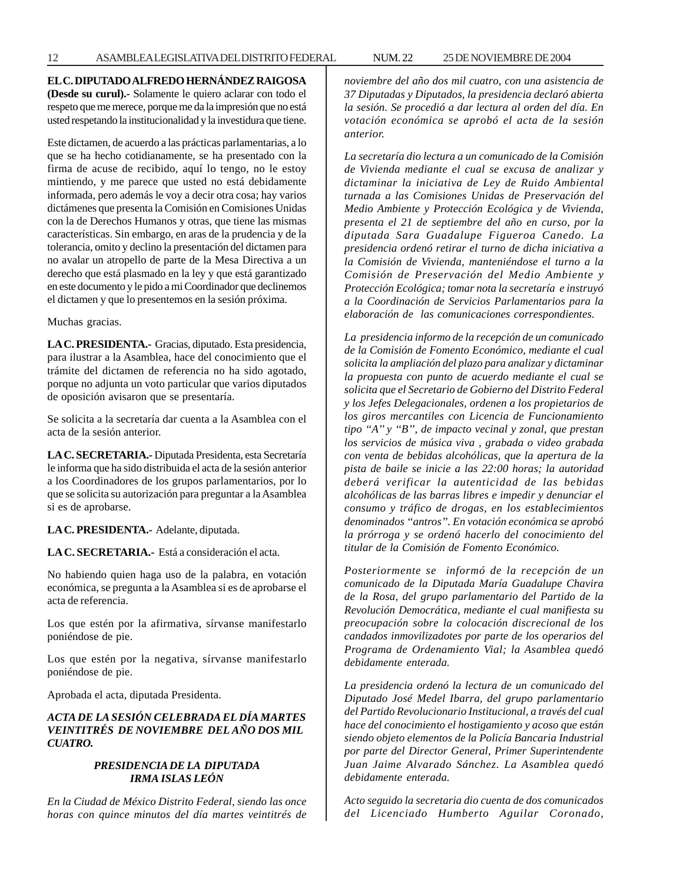**EL C. DIPUTADO ALFREDO HERNÁNDEZ RAIGOSA (Desde su curul).-** Solamente le quiero aclarar con todo el respeto que me merece, porque me da la impresión que no está usted respetando la institucionalidad y la investidura que tiene.

Este dictamen, de acuerdo a las prácticas parlamentarias, a lo que se ha hecho cotidianamente, se ha presentado con la firma de acuse de recibido, aquí lo tengo, no le estoy mintiendo, y me parece que usted no está debidamente informada, pero además le voy a decir otra cosa; hay varios dictámenes que presenta la Comisión en Comisiones Unidas con la de Derechos Humanos y otras, que tiene las mismas características. Sin embargo, en aras de la prudencia y de la tolerancia, omito y declino la presentación del dictamen para no avalar un atropello de parte de la Mesa Directiva a un derecho que está plasmado en la ley y que está garantizado en este documento y le pido a mi Coordinador que declinemos el dictamen y que lo presentemos en la sesión próxima.

Muchas gracias.

**LA C. PRESIDENTA.-** Gracias, diputado. Esta presidencia, para ilustrar a la Asamblea, hace del conocimiento que el trámite del dictamen de referencia no ha sido agotado, porque no adjunta un voto particular que varios diputados de oposición avisaron que se presentaría.

Se solicita a la secretaría dar cuenta a la Asamblea con el acta de la sesión anterior.

**LA C. SECRETARIA.-** Diputada Presidenta, esta Secretaría le informa que ha sido distribuida el acta de la sesión anterior a los Coordinadores de los grupos parlamentarios, por lo que se solicita su autorización para preguntar a la Asamblea si es de aprobarse.

**LA C. PRESIDENTA.-** Adelante, diputada.

**LA C. SECRETARIA.-** Está a consideración el acta.

No habiendo quien haga uso de la palabra, en votación económica, se pregunta a la Asamblea si es de aprobarse el acta de referencia.

Los que estén por la afirmativa, sírvanse manifestarlo poniéndose de pie.

Los que estén por la negativa, sírvanse manifestarlo poniéndose de pie.

Aprobada el acta, diputada Presidenta.

***ACTA DE LA SESIÓN CELEBRADA EL DÍA MARTES VEINTITRÉS DE NOVIEMBRE DEL AÑO DOS MIL CUATRO.***

***PRESIDENCIA DE LA DIPUTADA IRMA ISLAS LEÓN***

*En la Ciudad de México Distrito Federal, siendo las once horas con quince minutos del día martes veintitrés de noviembre del año dos mil cuatro, con una asistencia de 37 Diputadas y Diputados, la presidencia declaró abierta la sesión. Se procedió a dar lectura al orden del día. En votación económica se aprobó el acta de la sesión anterior.*

*La secretaría dio lectura a un comunicado de la Comisión de Vivienda mediante el cual se excusa de analizar y dictaminar la iniciativa de Ley de Ruido Ambiental turnada a las Comisiones Unidas de Preservación del Medio Ambiente y Protección Ecológica y de Vivienda, presenta el 21 de septiembre del año en curso, por la diputada Sara Guadalupe Figueroa Canedo. La presidencia ordenó retirar el turno de dicha iniciativa a la Comisión de Vivienda, manteniéndose el turno a la Comisión de Preservación del Medio Ambiente y Protección Ecológica; tomar nota la secretaría e instruyó a la Coordinación de Servicios Parlamentarios para la elaboración de las comunicaciones correspondientes.*

*La presidencia informo de la recepción de un comunicado de la Comisión de Fomento Económico, mediante el cual solicita la ampliación del plazo para analizar y dictaminar la propuesta con punto de acuerdo mediante el cual se solicita que el Secretario de Gobierno del Distrito Federal y los Jefes Delegacionales, ordenen a los propietarios de los giros mercantiles con Licencia de Funcionamiento tipo "A" y "B", de impacto vecinal y zonal, que prestan los servicios de música viva , grabada o video grabada con venta de bebidas alcohólicas, que la apertura de la pista de baile se inicie a las 22:00 horas; la autoridad deberá verificar la autenticidad de las bebidas alcohólicas de las barras libres e impedir y denunciar el consumo y tráfico de drogas, en los establecimientos denominados "antros". En votación económica se aprobó la prórroga y se ordenó hacerlo del conocimiento del titular de la Comisión de Fomento Económico.*

*Posteriormente se informó de la recepción de un comunicado de la Diputada María Guadalupe Chavira de la Rosa, del grupo parlamentario del Partido de la Revolución Democrática, mediante el cual manifiesta su preocupación sobre la colocación discrecional de los candados inmovilizadotes por parte de los operarios del Programa de Ordenamiento Vial; la Asamblea quedó debidamente enterada.*

*La presidencia ordenó la lectura de un comunicado del Diputado José Medel Ibarra, del grupo parlamentario del Partido Revolucionario Institucional, a través del cual hace del conocimiento el hostigamiento y acoso que están siendo objeto elementos de la Policía Bancaria Industrial por parte del Director General, Primer Superintendente Juan Jaime Alvarado Sánchez. La Asamblea quedó debidamente enterada.*

*Acto seguido la secretaria dio cuenta de dos comunicados del Licenciado Humberto Aguilar Coronado,*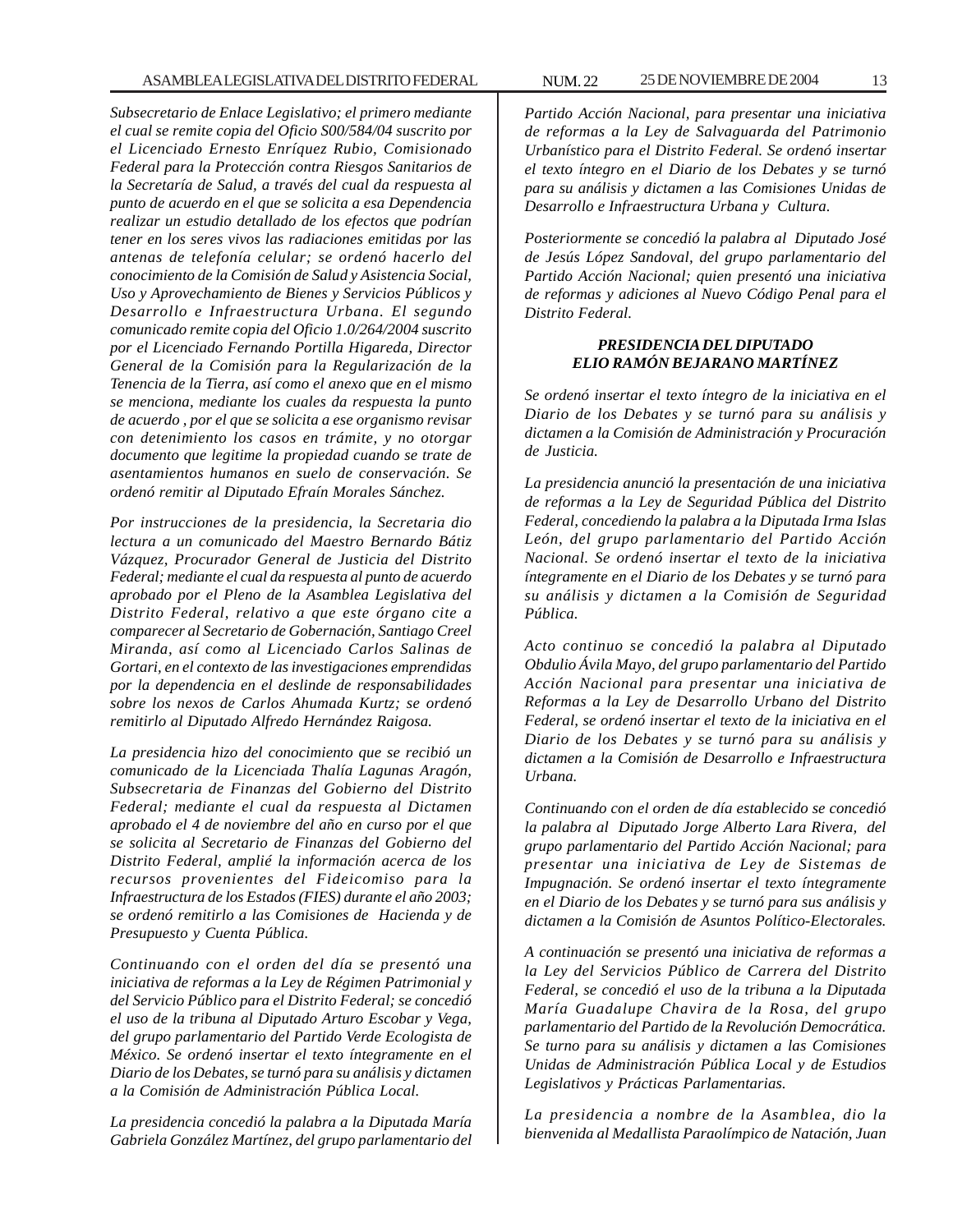*Subsecretario de Enlace Legislativo; el primero mediante el cual se remite copia del Oficio S00/584/04 suscrito por el Licenciado Ernesto Enríquez Rubio, Comisionado Federal para la Protección contra Riesgos Sanitarios de la Secretaría de Salud, a través del cual da respuesta al punto de acuerdo en el que se solicita a esa Dependencia realizar un estudio detallado de los efectos que podrían tener en los seres vivos las radiaciones emitidas por las antenas de telefonía celular; se ordenó hacerlo del conocimiento de la Comisión de Salud y Asistencia Social, Uso y Aprovechamiento de Bienes y Servicios Públicos y Desarrollo e Infraestructura Urbana. El segundo comunicado remite copia del Oficio 1.0/264/2004 suscrito por el Licenciado Fernando Portilla Higareda, Director General de la Comisión para la Regularización de la Tenencia de la Tierra, así como el anexo que en el mismo se menciona, mediante los cuales da respuesta la punto de acuerdo , por el que se solicita a ese organismo revisar con detenimiento los casos en trámite, y no otorgar documento que legitime la propiedad cuando se trate de asentamientos humanos en suelo de conservación. Se ordenó remitir al Diputado Efraín Morales Sánchez.*

*Por instrucciones de la presidencia, la Secretaria dio lectura a un comunicado del Maestro Bernardo Bátiz Vázquez, Procurador General de Justicia del Distrito Federal; mediante el cual da respuesta al punto de acuerdo aprobado por el Pleno de la Asamblea Legislativa del Distrito Federal, relativo a que este órgano cite a comparecer al Secretario de Gobernación, Santiago Creel Miranda, así como al Licenciado Carlos Salinas de Gortari, en el contexto de las investigaciones emprendidas por la dependencia en el deslinde de responsabilidades sobre los nexos de Carlos Ahumada Kurtz; se ordenó remitirlo al Diputado Alfredo Hernández Raigosa.*

*La presidencia hizo del conocimiento que se recibió un comunicado de la Licenciada Thalía Lagunas Aragón, Subsecretaria de Finanzas del Gobierno del Distrito Federal; mediante el cual da respuesta al Dictamen aprobado el 4 de noviembre del año en curso por el que se solicita al Secretario de Finanzas del Gobierno del Distrito Federal, amplié la información acerca de los recursos provenientes del Fideicomiso para la Infraestructura de los Estados (FIES) durante el año 2003; se ordenó remitirlo a las Comisiones de Hacienda y de Presupuesto y Cuenta Pública.*

*Continuando con el orden del día se presentó una iniciativa de reformas a la Ley de Régimen Patrimonial y del Servicio Público para el Distrito Federal; se concedió el uso de la tribuna al Diputado Arturo Escobar y Vega, del grupo parlamentario del Partido Verde Ecologista de México. Se ordenó insertar el texto íntegramente en el Diario de los Debates, se turnó para su análisis y dictamen a la Comisión de Administración Pública Local.*

*La presidencia concedió la palabra a la Diputada María Gabriela González Martínez, del grupo parlamentario del Partido Acción Nacional, para presentar una iniciativa de reformas a la Ley de Salvaguarda del Patrimonio Urbanístico para el Distrito Federal. Se ordenó insertar el texto íntegro en el Diario de los Debates y se turnó para su análisis y dictamen a las Comisiones Unidas de Desarrollo e Infraestructura Urbana y Cultura.*

*Posteriormente se concedió la palabra al Diputado José de Jesús López Sandoval, del grupo parlamentario del Partido Acción Nacional; quien presentó una iniciativa de reformas y adiciones al Nuevo Código Penal para el Distrito Federal.*

***PRESIDENCIA DEL DIPUTADO ELIO RAMÓN BEJARANO MARTÍNEZ***

*Se ordenó insertar el texto íntegro de la iniciativa en el Diario de los Debates y se turnó para su análisis y dictamen a la Comisión de Administración y Procuración de Justicia.*

*La presidencia anunció la presentación de una iniciativa de reformas a la Ley de Seguridad Pública del Distrito Federal, concediendo la palabra a la Diputada Irma Islas León, del grupo parlamentario del Partido Acción Nacional. Se ordenó insertar el texto de la iniciativa íntegramente en el Diario de los Debates y se turnó para su análisis y dictamen a la Comisión de Seguridad Pública.*

*Acto continuo se concedió la palabra al Diputado Obdulio Ávila Mayo, del grupo parlamentario del Partido Acción Nacional para presentar una iniciativa de Reformas a la Ley de Desarrollo Urbano del Distrito Federal, se ordenó insertar el texto de la iniciativa en el Diario de los Debates y se turnó para su análisis y dictamen a la Comisión de Desarrollo e Infraestructura Urbana.*

*Continuando con el orden de día establecido se concedió la palabra al Diputado Jorge Alberto Lara Rivera, del grupo parlamentario del Partido Acción Nacional; para presentar una iniciativa de Ley de Sistemas de Impugnación. Se ordenó insertar el texto íntegramente en el Diario de los Debates y se turnó para sus análisis y dictamen a la Comisión de Asuntos Político-Electorales.*

*A continuación se presentó una iniciativa de reformas a la Ley del Servicios Público de Carrera del Distrito Federal, se concedió el uso de la tribuna a la Diputada María Guadalupe Chavira de la Rosa, del grupo parlamentario del Partido de la Revolución Democrática. Se turno para su análisis y dictamen a las Comisiones Unidas de Administración Pública Local y de Estudios Legislativos y Prácticas Parlamentarias.*

*La presidencia a nombre de la Asamblea, dio la bienvenida al Medallista Paraolímpico de Natación, Juan*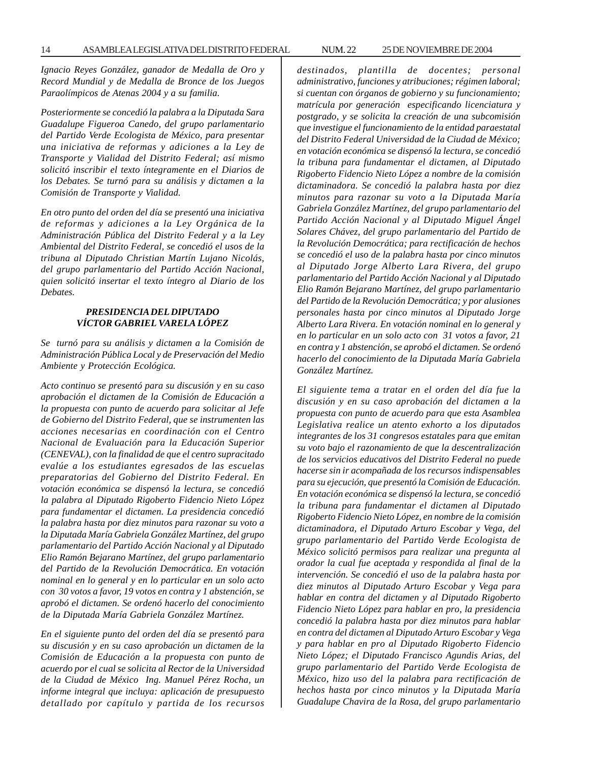*Ignacio Reyes González, ganador de Medalla de Oro y Record Mundial y de Medalla de Bronce de los Juegos Paraolímpicos de Atenas 2004 y a su familia.*

*Posteriormente se concedió la palabra a la Diputada Sara Guadalupe Figueroa Canedo, del grupo parlamentario del Partido Verde Ecologista de México, para presentar una iniciativa de reformas y adiciones a la Ley de Transporte y Vialidad del Distrito Federal; así mismo solicitó inscribir el texto íntegramente en el Diarios de los Debates. Se turnó para su análisis y dictamen a la Comisión de Transporte y Vialidad.*

*En otro punto del orden del día se presentó una iniciativa de reformas y adiciones a la Ley Orgánica de la Administración Pública del Distrito Federal y a la Ley Ambiental del Distrito Federal, se concedió el usos de la tribuna al Diputado Christian Martín Lujano Nicolás, del grupo parlamentario del Partido Acción Nacional, quien solicitó insertar el texto íntegro al Diario de los Debates.*

***PRESIDENCIA DEL DIPUTADO VÍCTOR GABRIEL VARELA LÓPEZ***

*Se turnó para su análisis y dictamen a la Comisión de Administración Pública Local y de Preservación del Medio Ambiente y Protección Ecológica.*

*Acto continuo se presentó para su discusión y en su caso aprobación el dictamen de la Comisión de Educación a la propuesta con punto de acuerdo para solicitar al Jefe de Gobierno del Distrito Federal, que se instrumenten las acciones necesarias en coordinación con el Centro Nacional de Evaluación para la Educación Superior (CENEVAL), con la finalidad de que el centro supracitado evalúe a los estudiantes egresados de las escuelas preparatorias del Gobierno del Distrito Federal. En votación económica se dispensó la lectura, se concedió la palabra al Diputado Rigoberto Fidencio Nieto López para fundamentar el dictamen. La presidencia concedió la palabra hasta por diez minutos para razonar su voto a la Diputada María Gabriela González Martínez, del grupo parlamentario del Partido Acción Nacional y al Diputado Elio Ramón Bejarano Martínez, del grupo parlamentario del Partido de la Revolución Democrática. En votación nominal en lo general y en lo particular en un solo acto con 30 votos a favor, 19 votos en contra y 1 abstención, se aprobó el dictamen. Se ordenó hacerlo del conocimiento de la Diputada María Gabriela González Martínez.*

*En el siguiente punto del orden del día se presentó para su discusión y en su caso aprobación un dictamen de la Comisión de Educación a la propuesta con punto de acuerdo por el cual se solicita al Rector de la Universidad de la Ciudad de México Ing. Manuel Pérez Rocha, un informe integral que incluya: aplicación de presupuesto detallado por capítulo y partida de los recursos destinados, plantilla de docentes; personal administrativo, funciones y atribuciones; régimen laboral; si cuentan con órganos de gobierno y su funcionamiento; matrícula por generación especificando licenciatura y postgrado, y se solicita la creación de una subcomisión que investigue el funcionamiento de la entidad paraestatal del Distrito Federal Universidad de la Ciudad de México; en votación económica se dispensó la lectura, se concedió la tribuna para fundamentar el dictamen, al Diputado Rigoberto Fidencio Nieto López a nombre de la comisión dictaminadora. Se concedió la palabra hasta por diez minutos para razonar su voto a la Diputada María Gabriela González Martínez, del grupo parlamentario del Partido Acción Nacional y al Diputado Miguel Ángel Solares Chávez, del grupo parlamentario del Partido de la Revolución Democrática; para rectificación de hechos se concedió el uso de la palabra hasta por cinco minutos al Diputado Jorge Alberto Lara Rivera, del grupo parlamentario del Partido Acción Nacional y al Diputado Elio Ramón Bejarano Martínez, del grupo parlamentario del Partido de la Revolución Democrática; y por alusiones personales hasta por cinco minutos al Diputado Jorge Alberto Lara Rivera. En votación nominal en lo general y en lo particular en un solo acto con 31 votos a favor, 21 en contra y 1 abstención, se aprobó el dictamen. Se ordenó hacerlo del conocimiento de la Diputada María Gabriela González Martínez.*

*El siguiente tema a tratar en el orden del día fue la discusión y en su caso aprobación del dictamen a la propuesta con punto de acuerdo para que esta Asamblea Legislativa realice un atento exhorto a los diputados integrantes de los 31 congresos estatales para que emitan su voto bajo el razonamiento de que la descentralización de los servicios educativos del Distrito Federal no puede hacerse sin ir acompañada de los recursos indispensables para su ejecución, que presentó la Comisión de Educación. En votación económica se dispensó la lectura, se concedió la tribuna para fundamentar el dictamen al Diputado Rigoberto Fidencio Nieto López, en nombre de la comisión dictaminadora, el Diputado Arturo Escobar y Vega, del grupo parlamentario del Partido Verde Ecologista de México solicitó permisos para realizar una pregunta al orador la cual fue aceptada y respondida al final de la intervención. Se concedió el uso de la palabra hasta por diez minutos al Diputado Arturo Escobar y Vega para hablar en contra del dictamen y al Diputado Rigoberto Fidencio Nieto López para hablar en pro, la presidencia concedió la palabra hasta por diez minutos para hablar en contra del dictamen al Diputado Arturo Escobar y Vega y para hablar en pro al Diputado Rigoberto Fidencio Nieto López; el Diputado Francisco Agundis Arias, del grupo parlamentario del Partido Verde Ecologista de México, hizo uso del la palabra para rectificación de hechos hasta por cinco minutos y la Diputada María Guadalupe Chavira de la Rosa, del grupo parlamentario*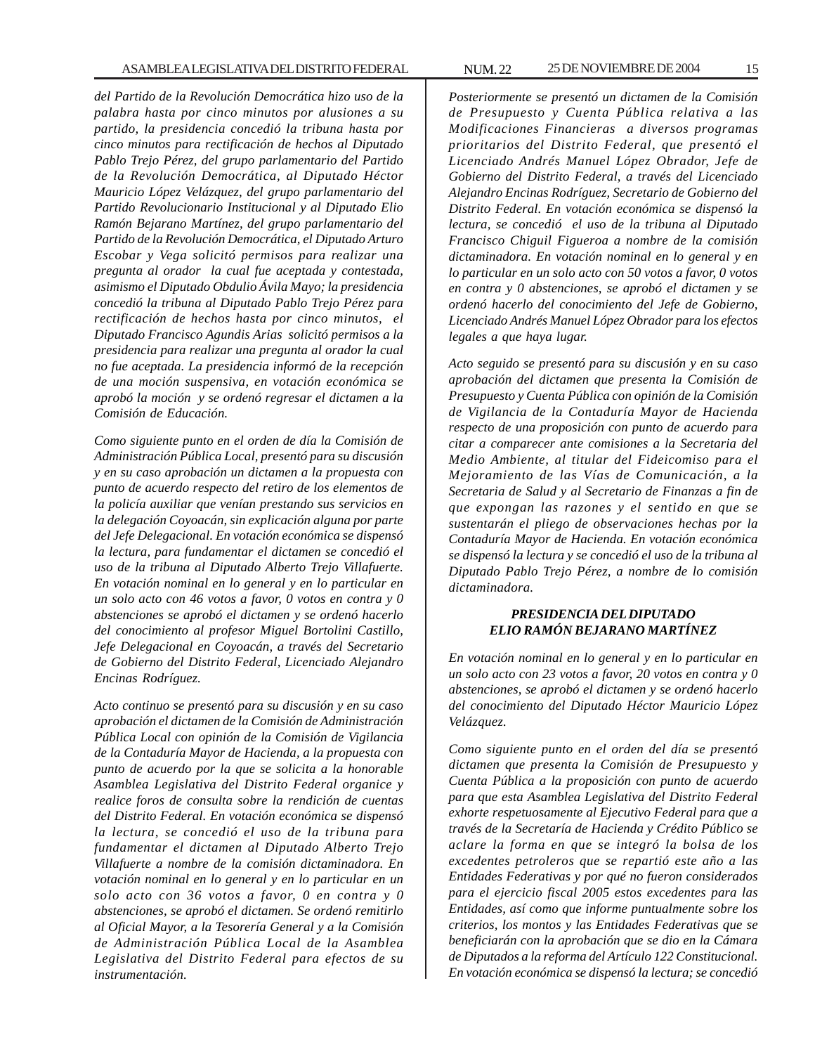*del Partido de la Revolución Democrática hizo uso de la palabra hasta por cinco minutos por alusiones a su partido, la presidencia concedió la tribuna hasta por cinco minutos para rectificación de hechos al Diputado Pablo Trejo Pérez, del grupo parlamentario del Partido de la Revolución Democrática, al Diputado Héctor Mauricio López Velázquez, del grupo parlamentario del Partido Revolucionario Institucional y al Diputado Elio Ramón Bejarano Martínez, del grupo parlamentario del Partido de la Revolución Democrática, el Diputado Arturo Escobar y Vega solicitó permisos para realizar una pregunta al orador la cual fue aceptada y contestada, asimismo el Diputado Obdulio Ávila Mayo; la presidencia concedió la tribuna al Diputado Pablo Trejo Pérez para rectificación de hechos hasta por cinco minutos, el Diputado Francisco Agundis Arias solicitó permisos a la presidencia para realizar una pregunta al orador la cual no fue aceptada. La presidencia informó de la recepción de una moción suspensiva, en votación económica se aprobó la moción y se ordenó regresar el dictamen a la Comisión de Educación.*

*Como siguiente punto en el orden de día la Comisión de Administración Pública Local, presentó para su discusión y en su caso aprobación un dictamen a la propuesta con punto de acuerdo respecto del retiro de los elementos de la policía auxiliar que venían prestando sus servicios en la delegación Coyoacán, sin explicación alguna por parte del Jefe Delegacional. En votación económica se dispensó la lectura, para fundamentar el dictamen se concedió el uso de la tribuna al Diputado Alberto Trejo Villafuerte. En votación nominal en lo general y en lo particular en un solo acto con 46 votos a favor, 0 votos en contra y 0 abstenciones se aprobó el dictamen y se ordenó hacerlo del conocimiento al profesor Miguel Bortolini Castillo, Jefe Delegacional en Coyoacán, a través del Secretario de Gobierno del Distrito Federal, Licenciado Alejandro Encinas Rodríguez.*

*Acto continuo se presentó para su discusión y en su caso aprobación el dictamen de la Comisión de Administración Pública Local con opinión de la Comisión de Vigilancia de la Contaduría Mayor de Hacienda, a la propuesta con punto de acuerdo por la que se solicita a la honorable Asamblea Legislativa del Distrito Federal organice y realice foros de consulta sobre la rendición de cuentas del Distrito Federal. En votación económica se dispensó la lectura, se concedió el uso de la tribuna para fundamentar el dictamen al Diputado Alberto Trejo Villafuerte a nombre de la comisión dictaminadora. En votación nominal en lo general y en lo particular en un solo acto con 36 votos a favor, 0 en contra y 0 abstenciones, se aprobó el dictamen. Se ordenó remitirlo al Oficial Mayor, a la Tesorería General y a la Comisión de Administración Pública Local de la Asamblea Legislativa del Distrito Federal para efectos de su instrumentación.*

*Posteriormente se presentó un dictamen de la Comisión de Presupuesto y Cuenta Pública relativa a las Modificaciones Financieras a diversos programas prioritarios del Distrito Federal, que presentó el Licenciado Andrés Manuel López Obrador, Jefe de Gobierno del Distrito Federal, a través del Licenciado Alejandro Encinas Rodríguez, Secretario de Gobierno del Distrito Federal. En votación económica se dispensó la lectura, se concedió el uso de la tribuna al Diputado Francisco Chiguil Figueroa a nombre de la comisión dictaminadora. En votación nominal en lo general y en lo particular en un solo acto con 50 votos a favor, 0 votos en contra y 0 abstenciones, se aprobó el dictamen y se ordenó hacerlo del conocimiento del Jefe de Gobierno, Licenciado Andrés Manuel López Obrador para los efectos legales a que haya lugar.*

*Acto seguido se presentó para su discusión y en su caso aprobación del dictamen que presenta la Comisión de Presupuesto y Cuenta Pública con opinión de la Comisión de Vigilancia de la Contaduría Mayor de Hacienda respecto de una proposición con punto de acuerdo para citar a comparecer ante comisiones a la Secretaria del Medio Ambiente, al titular del Fideicomiso para el Mejoramiento de las Vías de Comunicación, a la Secretaria de Salud y al Secretario de Finanzas a fin de que expongan las razones y el sentido en que se sustentarán el pliego de observaciones hechas por la Contaduría Mayor de Hacienda. En votación económica se dispensó la lectura y se concedió el uso de la tribuna al Diputado Pablo Trejo Pérez, a nombre de lo comisión dictaminadora.*

**PRESIDENCIA DEL DIPUTADO ELIO RAMÓN BEJARANO MARTÍNEZ**

*En votación nominal en lo general y en lo particular en un solo acto con 23 votos a favor, 20 votos en contra y 0 abstenciones, se aprobó el dictamen y se ordenó hacerlo del conocimiento del Diputado Héctor Mauricio López Velázquez.*

*Como siguiente punto en el orden del día se presentó dictamen que presenta la Comisión de Presupuesto y Cuenta Pública a la proposición con punto de acuerdo para que esta Asamblea Legislativa del Distrito Federal exhorte respetuosamente al Ejecutivo Federal para que a través de la Secretaría de Hacienda y Crédito Público se aclare la forma en que se integró la bolsa de los excedentes petroleros que se repartió este año a las Entidades Federativas y por qué no fueron considerados para el ejercicio fiscal 2005 estos excedentes para las Entidades, así como que informe puntualmente sobre los criterios, los montos y las Entidades Federativas que se beneficiarán con la aprobación que se dio en la Cámara de Diputados a la reforma del Artículo 122 Constitucional. En votación económica se dispensó la lectura; se concedió*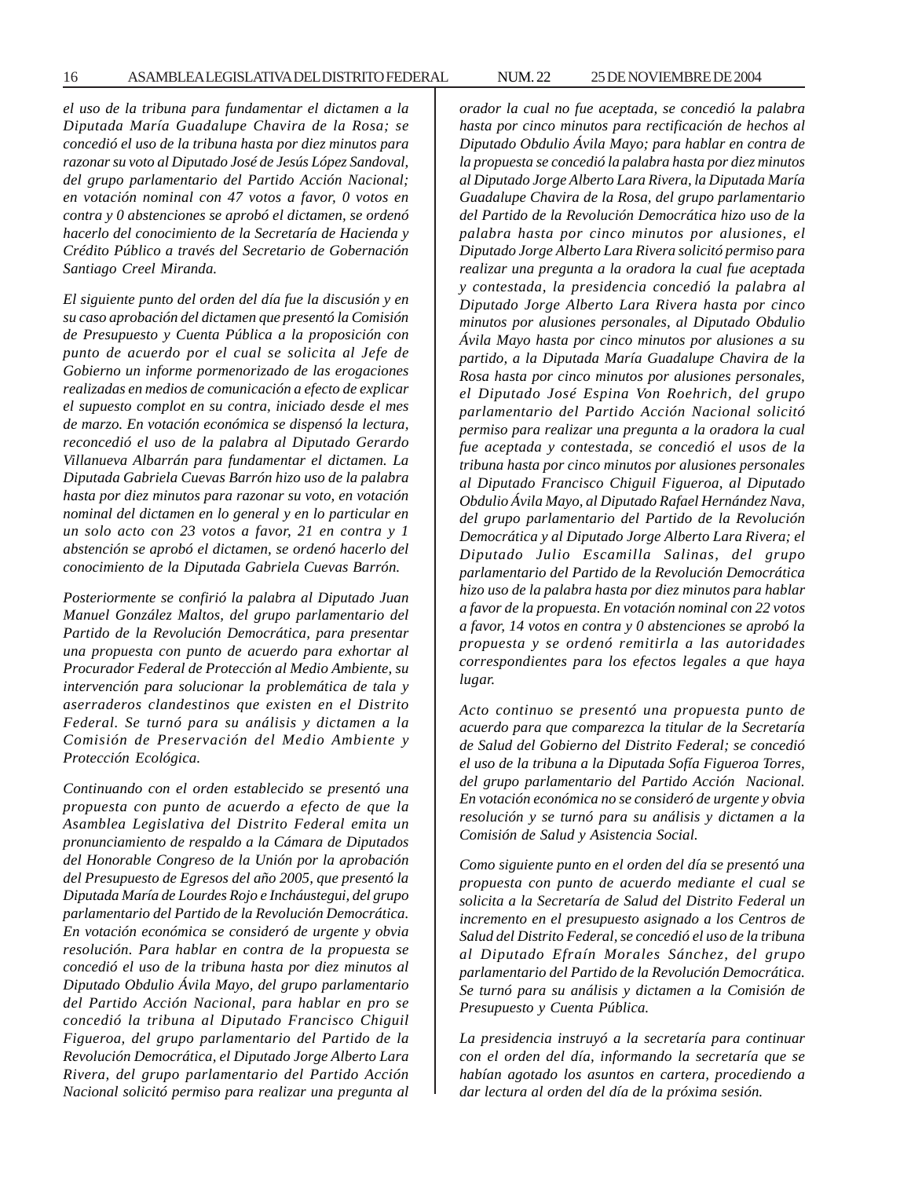*el uso de la tribuna para fundamentar el dictamen a la Diputada María Guadalupe Chavira de la Rosa; se concedió el uso de la tribuna hasta por diez minutos para razonar su voto al Diputado José de Jesús López Sandoval, del grupo parlamentario del Partido Acción Nacional; en votación nominal con 47 votos a favor, 0 votos en contra y 0 abstenciones se aprobó el dictamen, se ordenó hacerlo del conocimiento de la Secretaría de Hacienda y Crédito Público a través del Secretario de Gobernación Santiago Creel Miranda.*

*El siguiente punto del orden del día fue la discusión y en su caso aprobación del dictamen que presentó la Comisión de Presupuesto y Cuenta Pública a la proposición con punto de acuerdo por el cual se solicita al Jefe de Gobierno un informe pormenorizado de las erogaciones realizadas en medios de comunicación a efecto de explicar el supuesto complot en su contra, iniciado desde el mes de marzo. En votación económica se dispensó la lectura, reconcedió el uso de la palabra al Diputado Gerardo Villanueva Albarrán para fundamentar el dictamen. La Diputada Gabriela Cuevas Barrón hizo uso de la palabra hasta por diez minutos para razonar su voto, en votación nominal del dictamen en lo general y en lo particular en un solo acto con 23 votos a favor, 21 en contra y 1 abstención se aprobó el dictamen, se ordenó hacerlo del conocimiento de la Diputada Gabriela Cuevas Barrón.*

*Posteriormente se confirió la palabra al Diputado Juan Manuel González Maltos, del grupo parlamentario del Partido de la Revolución Democrática, para presentar una propuesta con punto de acuerdo para exhortar al Procurador Federal de Protección al Medio Ambiente, su intervención para solucionar la problemática de tala y aserraderos clandestinos que existen en el Distrito Federal. Se turnó para su análisis y dictamen a la Comisión de Preservación del Medio Ambiente y Protección Ecológica.*

*Continuando con el orden establecido se presentó una propuesta con punto de acuerdo a efecto de que la Asamblea Legislativa del Distrito Federal emita un pronunciamiento de respaldo a la Cámara de Diputados del Honorable Congreso de la Unión por la aprobación del Presupuesto de Egresos del año 2005, que presentó la Diputada María de Lourdes Rojo e Incháustegui, del grupo parlamentario del Partido de la Revolución Democrática. En votación económica se consideró de urgente y obvia resolución. Para hablar en contra de la propuesta se concedió el uso de la tribuna hasta por diez minutos al Diputado Obdulio Ávila Mayo, del grupo parlamentario del Partido Acción Nacional, para hablar en pro se concedió la tribuna al Diputado Francisco Chiguil Figueroa, del grupo parlamentario del Partido de la Revolución Democrática, el Diputado Jorge Alberto Lara Rivera, del grupo parlamentario del Partido Acción Nacional solicitó permiso para realizar una pregunta al orador la cual no fue aceptada, se concedió la palabra hasta por cinco minutos para rectificación de hechos al Diputado Obdulio Ávila Mayo; para hablar en contra de la propuesta se concedió la palabra hasta por diez minutos al Diputado Jorge Alberto Lara Rivera, la Diputada María Guadalupe Chavira de la Rosa, del grupo parlamentario del Partido de la Revolución Democrática hizo uso de la palabra hasta por cinco minutos por alusiones, el Diputado Jorge Alberto Lara Rivera solicitó permiso para realizar una pregunta a la oradora la cual fue aceptada y contestada, la presidencia concedió la palabra al Diputado Jorge Alberto Lara Rivera hasta por cinco minutos por alusiones personales, al Diputado Obdulio Ávila Mayo hasta por cinco minutos por alusiones a su partido, a la Diputada María Guadalupe Chavira de la Rosa hasta por cinco minutos por alusiones personales, el Diputado José Espina Von Roehrich, del grupo parlamentario del Partido Acción Nacional solicitó permiso para realizar una pregunta a la oradora la cual fue aceptada y contestada, se concedió el usos de la tribuna hasta por cinco minutos por alusiones personales al Diputado Francisco Chiguil Figueroa, al Diputado Obdulio Ávila Mayo, al Diputado Rafael Hernández Nava, del grupo parlamentario del Partido de la Revolución Democrática y al Diputado Jorge Alberto Lara Rivera; el Diputado Julio Escamilla Salinas, del grupo parlamentario del Partido de la Revolución Democrática hizo uso de la palabra hasta por diez minutos para hablar a favor de la propuesta. En votación nominal con 22 votos a favor, 14 votos en contra y 0 abstenciones se aprobó la propuesta y se ordenó remitirla a las autoridades correspondientes para los efectos legales a que haya lugar.*

*Acto continuo se presentó una propuesta punto de acuerdo para que comparezca la titular de la Secretaría de Salud del Gobierno del Distrito Federal; se concedió el uso de la tribuna a la Diputada Sofía Figueroa Torres, del grupo parlamentario del Partido Acción Nacional. En votación económica no se consideró de urgente y obvia resolución y se turnó para su análisis y dictamen a la Comisión de Salud y Asistencia Social.*

*Como siguiente punto en el orden del día se presentó una propuesta con punto de acuerdo mediante el cual se solicita a la Secretaría de Salud del Distrito Federal un incremento en el presupuesto asignado a los Centros de Salud del Distrito Federal, se concedió el uso de la tribuna al Diputado Efraín Morales Sánchez, del grupo parlamentario del Partido de la Revolución Democrática. Se turnó para su análisis y dictamen a la Comisión de Presupuesto y Cuenta Pública.*

*La presidencia instruyó a la secretaría para continuar con el orden del día, informando la secretaría que se habían agotado los asuntos en cartera, procediendo a dar lectura al orden del día de la próxima sesión.*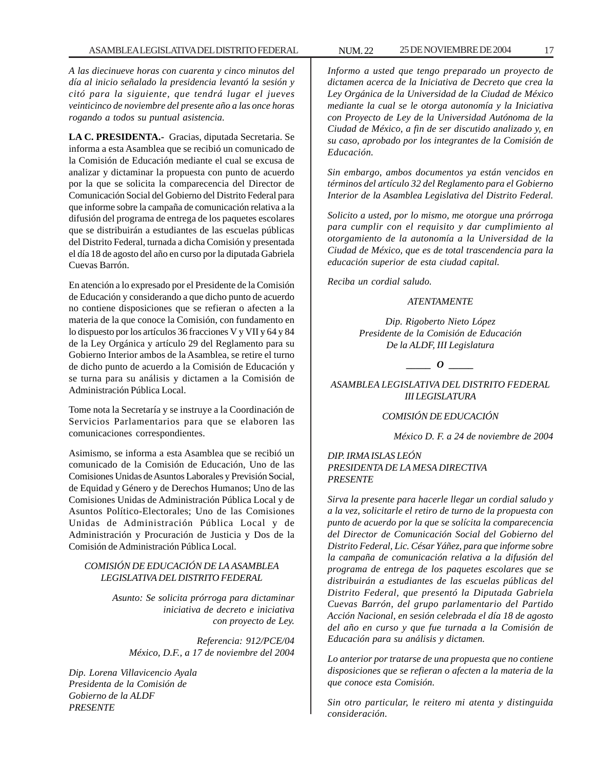*A las diecinueve horas con cuarenta y cinco minutos del día al inicio señalado la presidencia levantó la sesión y citó para la siguiente, que tendrá lugar el jueves veinticinco de noviembre del presente año a las once horas rogando a todos su puntual asistencia.*

**LA C. PRESIDENTA.-** Gracias, diputada Secretaria. Se informa a esta Asamblea que se recibió un comunicado de la Comisión de Educación mediante el cual se excusa de analizar y dictaminar la propuesta con punto de acuerdo por la que se solicita la comparecencia del Director de Comunicación Social del Gobierno del Distrito Federal para que informe sobre la campaña de comunicación relativa a la difusión del programa de entrega de los paquetes escolares que se distribuirán a estudiantes de las escuelas públicas del Distrito Federal, turnada a dicha Comisión y presentada el día 18 de agosto del año en curso por la diputada Gabriela Cuevas Barrón.

En atención a lo expresado por el Presidente de la Comisión de Educación y considerando a que dicho punto de acuerdo no contiene disposiciones que se refieran o afecten a la materia de la que conoce la Comisión, con fundamento en lo dispuesto por los artículos 36 fracciones V y VII y 64 y 84 de la Ley Orgánica y artículo 29 del Reglamento para su Gobierno Interior ambos de la Asamblea, se retire el turno de dicho punto de acuerdo a la Comisión de Educación y se turna para su análisis y dictamen a la Comisión de Administración Pública Local.

Tome nota la Secretaría y se instruye a la Coordinación de Servicios Parlamentarios para que se elaboren las comunicaciones correspondientes.

Asimismo, se informa a esta Asamblea que se recibió un comunicado de la Comisión de Educación, Uno de las Comisiones Unidas de Asuntos Laborales y Previsión Social, de Equidad y Género y de Derechos Humanos; Uno de las Comisiones Unidas de Administración Pública Local y de Asuntos Político-Electorales; Uno de las Comisiones Unidas de Administración Pública Local y de Administración y Procuración de Justicia y Dos de la Comisión de Administración Pública Local.

*COMISIÓN DE EDUCACIÓN DE LA ASAMBLEA LEGISLATIVA DEL DISTRITO FEDERAL*

*Asunto: Se solicita prórroga para dictaminar iniciativa de decreto e iniciativa con proyecto de Ley.*

*Referencia: 912/PCE/04*
*México, D.F., a 17 de noviembre del 2004*

*Dip. Lorena Villavicencio Ayala*
*Presidenta de la Comisión de Gobierno de la ALDF*
*PRESENTE*

*Informo a usted que tengo preparado un proyecto de dictamen acerca de la Iniciativa de Decreto que crea la Ley Orgánica de la Universidad de la Ciudad de México mediante la cual se le otorga autonomía y la Iniciativa con Proyecto de Ley de la Universidad Autónoma de la Ciudad de México, a fin de ser discutido analizado y, en su caso, aprobado por los integrantes de la Comisión de Educación.*

*Sin embargo, ambos documentos ya están vencidos en términos del artículo 32 del Reglamento para el Gobierno Interior de la Asamblea Legislativa del Distrito Federal.*

*Solicito a usted, por lo mismo, me otorgue una prórroga para cumplir con el requisito y dar cumplimiento al otorgamiento de la autonomía a la Universidad de la Ciudad de México, que es de total trascendencia para la educación superior de esta ciudad capital.*

*Reciba un cordial saludo.*

*ATENTAMENTE*

*Dip. Rigoberto Nieto López*
*Presidente de la Comisión de Educación*
*De la ALDF, III Legislatura*

_____ O _____

*ASAMBLEA LEGISLATIVA DEL DISTRITO FEDERAL III LEGISLATURA*

*COMISIÓN DE EDUCACIÓN*

*México D. F. a 24 de noviembre de 2004*

*DIP. IRMA ISLAS LEÓN*
*PRESIDENTA DE LA MESA DIRECTIVA*
*PRESENTE*

*Sirva la presente para hacerle llegar un cordial saludo y a la vez, solicitarle el retiro de turno de la propuesta con punto de acuerdo por la que se solícita la comparecencia del Director de Comunicación Social del Gobierno del Distrito Federal, Lic. César Yáñez, para que informe sobre la campaña de comunicación relativa a la difusión del programa de entrega de los paquetes escolares que se distribuirán a estudiantes de las escuelas públicas del Distrito Federal, que presentó la Diputada Gabriela Cuevas Barrón, del grupo parlamentario del Partido Acción Nacional, en sesión celebrada el día 18 de agosto del año en curso y que fue turnada a la Comisión de Educación para su análisis y dictamen.*

*Lo anterior por tratarse de una propuesta que no contiene disposiciones que se refieran o afecten a la materia de la que conoce esta Comisión.*

*Sin otro particular, le reitero mi atenta y distinguida consideración.*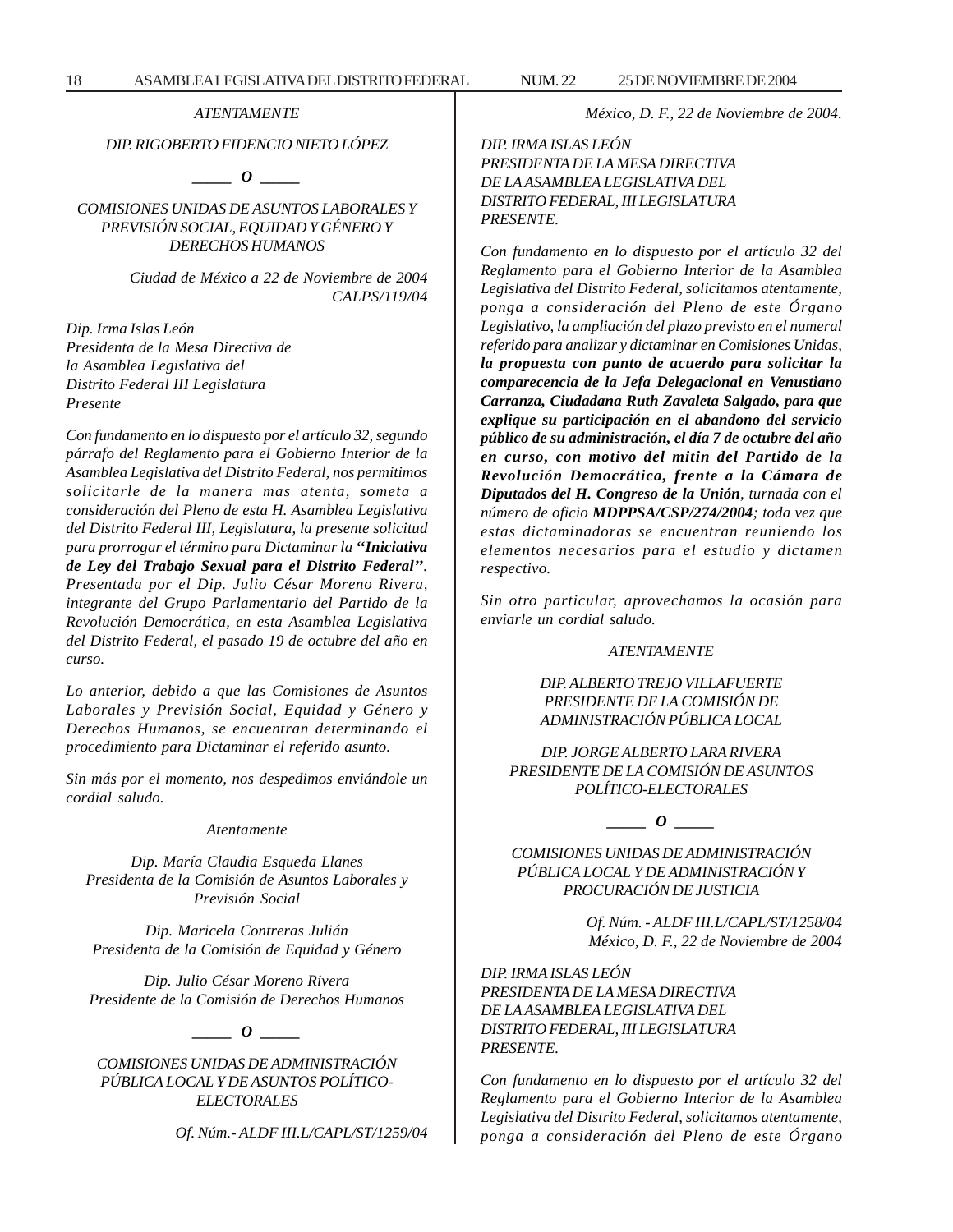*ATENTAMENTE*

*DIP. RIGOBERTO FIDENCIO NIETO LÓPEZ*

*_____ O _____*

*COMISIONES UNIDAS DE ASUNTOS LABORALES Y PREVISIÓN SOCIAL, EQUIDAD Y GÉNERO Y DERECHOS HUMANOS*

*Ciudad de México a 22 de Noviembre de 2004*
*CALPS/119/04*

*Dip. Irma Islas León*
*Presidenta de la Mesa Directiva de la Asamblea Legislativa del Distrito Federal III Legislatura*
*Presente*

*Con fundamento en lo dispuesto por el artículo 32, segundo párrafo del Reglamento para el Gobierno Interior de la Asamblea Legislativa del Distrito Federal, nos permitimos solicitarle de la manera mas atenta, someta a consideración del Pleno de esta H. Asamblea Legislativa del Distrito Federal III, Legislatura, la presente solicitud para prorrogar el término para Dictaminar la **''Iniciativa de Ley del Trabajo Sexual para el Distrito Federal''**. Presentada por el Dip. Julio César Moreno Rivera, integrante del Grupo Parlamentario del Partido de la Revolución Democrática, en esta Asamblea Legislativa del Distrito Federal, el pasado 19 de octubre del año en curso.*

*Lo anterior, debido a que las Comisiones de Asuntos Laborales y Previsión Social, Equidad y Género y Derechos Humanos, se encuentran determinando el procedimiento para Dictaminar el referido asunto.*

*Sin más por el momento, nos despedimos enviándole un cordial saludo.*

*Atentamente*

*Dip. María Claudia Esqueda Llanes*
*Presidenta de la Comisión de Asuntos Laborales y Previsión Social*

*Dip. Maricela Contreras Julián*
*Presidenta de la Comisión de Equidad y Género*

*Dip. Julio César Moreno Rivera*
*Presidente de la Comisión de Derechos Humanos*

*_____ O _____*

*COMISIONES UNIDAS DE ADMINISTRACIÓN PÚBLICA LOCAL Y DE ASUNTOS POLÍTICO-ELECTORALES*

*Of. Núm.- ALDF III.L/CAPL/ST/1259/04*
*México, D. F., 22 de Noviembre de 2004.*

*DIP. IRMA ISLAS LEÓN*
*PRESIDENTA DE LA MESA DIRECTIVA DE LA ASAMBLEA LEGISLATIVA DEL DISTRITO FEDERAL, III LEGISLATURA*
*PRESENTE.*

*Con fundamento en lo dispuesto por el artículo 32 del Reglamento para el Gobierno Interior de la Asamblea Legislativa del Distrito Federal, solicitamos atentamente, ponga a consideración del Pleno de este Órgano Legislativo, la ampliación del plazo previsto en el numeral referido para analizar y dictaminar en Comisiones Unidas, **la propuesta con punto de acuerdo para solicitar la comparecencia de la Jefa Delegacional en Venustiano Carranza, Ciudadana Ruth Zavaleta Salgado, para que explique su participación en el abandono del servicio público de su administración, el día 7 de octubre del año en curso, con motivo del mitin del Partido de la Revolución Democrática, frente a la Cámara de Diputados del H. Congreso de la Unión**, turnada con el número de oficio **MDPPSA/CSP/274/2004**; toda vez que estas dictaminadoras se encuentran reuniendo los elementos necesarios para el estudio y dictamen respectivo.*

*Sin otro particular, aprovechamos la ocasión para enviarle un cordial saludo.*

*ATENTAMENTE*

*DIP. ALBERTO TREJO VILLAFUERTE*
*PRESIDENTE DE LA COMISIÓN DE ADMINISTRACIÓN PÚBLICA LOCAL*

*DIP. JORGE ALBERTO LARA RIVERA*
*PRESIDENTE DE LA COMISIÓN DE ASUNTOS POLÍTICO-ELECTORALES*

*_____ O _____*

*COMISIONES UNIDAS DE ADMINISTRACIÓN PÚBLICA LOCAL Y DE ADMINISTRACIÓN Y PROCURACIÓN DE JUSTICIA*

*Of. Núm. - ALDF III.L/CAPL/ST/1258/04*
*México, D. F., 22 de Noviembre de 2004*

*DIP. IRMA ISLAS LEÓN*
*PRESIDENTA DE LA MESA DIRECTIVA DE LA ASAMBLEA LEGISLATIVA DEL DISTRITO FEDERAL, III LEGISLATURA*
*PRESENTE.*

*Con fundamento en lo dispuesto por el artículo 32 del Reglamento para el Gobierno Interior de la Asamblea Legislativa del Distrito Federal, solicitamos atentamente, ponga a consideración del Pleno de este Órgano*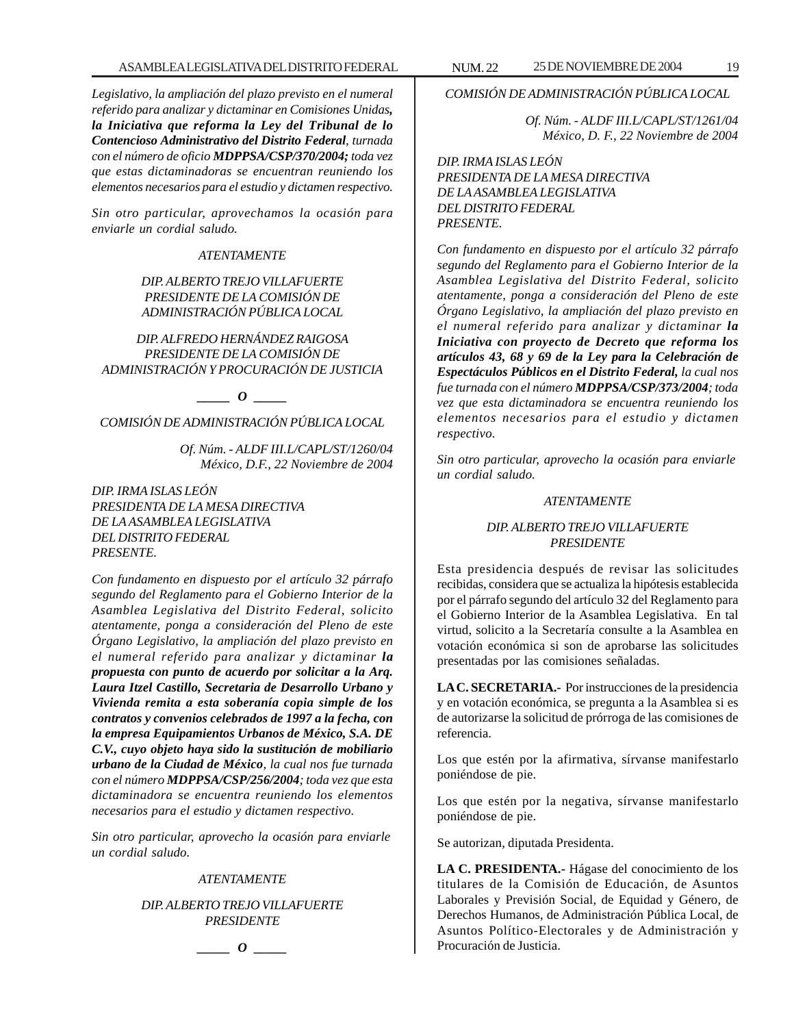*Legislativo, la ampliación del plazo previsto en el numeral referido para analizar y dictaminar en Comisiones Unidas, **la Iniciativa que reforma la Ley del Tribunal de lo Contencioso Administrativo del Distrito Federal**, turnada con el número de oficio **MDPPSA/CSP/370/2004;** toda vez que estas dictaminadoras se encuentran reuniendo los elementos necesarios para el estudio y dictamen respectivo.*

*Sin otro particular, aprovechamos la ocasión para enviarle un cordial saludo.*

*ATENTAMENTE*

*DIP. ALBERTO TREJO VILLAFUERTE*
*PRESIDENTE DE LA COMISIÓN DE ADMINISTRACIÓN PÚBLICA LOCAL*

*DIP. ALFREDO HERNÁNDEZ RAIGOSA*
*PRESIDENTE DE LA COMISIÓN DE ADMINISTRACIÓN Y PROCURACIÓN DE JUSTICIA*

*_____ O _____*

*COMISIÓN DE ADMINISTRACIÓN PÚBLICA LOCAL*

*Of. Núm. - ALDF III.L/CAPL/ST/1260/04*
*México, D.F., 22 Noviembre de 2004*

*DIP. IRMA ISLAS LEÓN*
*PRESIDENTA DE LA MESA DIRECTIVA*
*DE LA ASAMBLEA LEGISLATIVA*
*DEL DISTRITO FEDERAL*
*PRESENTE.*

*Con fundamento en dispuesto por el artículo 32 párrafo segundo del Reglamento para el Gobierno Interior de la Asamblea Legislativa del Distrito Federal, solicito atentamente, ponga a consideración del Pleno de este Órgano Legislativo, la ampliación del plazo previsto en el numeral referido para analizar y dictaminar **la propuesta con punto de acuerdo por solicitar a la Arq. Laura Itzel Castillo, Secretaria de Desarrollo Urbano y Vivienda remita a esta soberanía copia simple de los contratos y convenios celebrados de 1997 a la fecha, con la empresa Equipamientos Urbanos de México, S.A. DE C.V., cuyo objeto haya sido la sustitución de mobiliario urbano de la Ciudad de México**, la cual nos fue turnada con el número **MDPPSA/CSP/256/2004**; toda vez que esta dictaminadora se encuentra reuniendo los elementos necesarios para el estudio y dictamen respectivo.*

*Sin otro particular, aprovecho la ocasión para enviarle un cordial saludo.*

*ATENTAMENTE*

*DIP. ALBERTO TREJO VILLAFUERTE*
*PRESIDENTE*

*_____ O _____*

*COMISIÓN DE ADMINISTRACIÓN PÚBLICA LOCAL*

*Of. Núm. - ALDF III.L/CAPL/ST/1261/04*
*México, D. F., 22 Noviembre de 2004*

*DIP. IRMA ISLAS LEÓN*
*PRESIDENTA DE LA MESA DIRECTIVA*
*DE LA ASAMBLEA LEGISLATIVA*
*DEL DISTRITO FEDERAL*
*PRESENTE.*

*Con fundamento en dispuesto por el artículo 32 párrafo segundo del Reglamento para el Gobierno Interior de la Asamblea Legislativa del Distrito Federal, solicito atentamente, ponga a consideración del Pleno de este Órgano Legislativo, la ampliación del plazo previsto en el numeral referido para analizar y dictaminar **la Iniciativa con proyecto de Decreto que reforma los artículos 43, 68 y 69 de la Ley para la Celebración de Espectáculos Públicos en el Distrito Federal,** la cual nos fue turnada con el número **MDPPSA/CSP/373/2004**; toda vez que esta dictaminadora se encuentra reuniendo los elementos necesarios para el estudio y dictamen respectivo.*

*Sin otro particular, aprovecho la ocasión para enviarle un cordial saludo.*

*ATENTAMENTE*

*DIP. ALBERTO TREJO VILLAFUERTE*
*PRESIDENTE*

Esta presidencia después de revisar las solicitudes recibidas, considera que se actualiza la hipótesis establecida por el párrafo segundo del artículo 32 del Reglamento para el Gobierno Interior de la Asamblea Legislativa. En tal virtud, solicito a la Secretaría consulte a la Asamblea en votación económica si son de aprobarse las solicitudes presentadas por las comisiones señaladas.

**LA C. SECRETARIA.-** Por instrucciones de la presidencia y en votación económica, se pregunta a la Asamblea si es de autorizarse la solicitud de prórroga de las comisiones de referencia.

Los que estén por la afirmativa, sírvanse manifestarlo poniéndose de pie.

Los que estén por la negativa, sírvanse manifestarlo poniéndose de pie.

Se autorizan, diputada Presidenta.

**LA C. PRESIDENTA.-** Hágase del conocimiento de los titulares de la Comisión de Educación, de Asuntos Laborales y Previsión Social, de Equidad y Género, de Derechos Humanos, de Administración Pública Local, de Asuntos Político-Electorales y de Administración y Procuración de Justicia.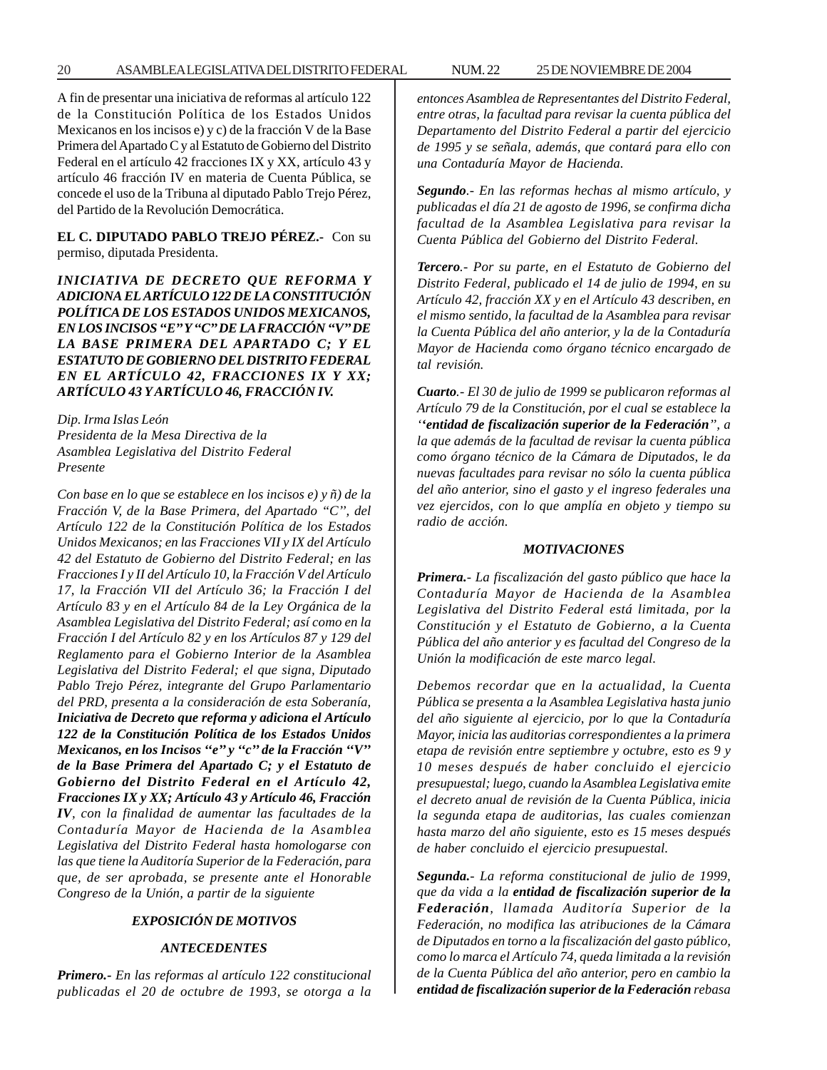A fin de presentar una iniciativa de reformas al artículo 122 de la Constitución Política de los Estados Unidos Mexicanos en los incisos e) y c) de la fracción V de la Base Primera del Apartado C y al Estatuto de Gobierno del Distrito Federal en el artículo 42 fracciones IX y XX, artículo 43 y artículo 46 fracción IV en materia de Cuenta Pública, se concede el uso de la Tribuna al diputado Pablo Trejo Pérez, del Partido de la Revolución Democrática.

**EL C. DIPUTADO PABLO TREJO PÉREZ.-** Con su permiso, diputada Presidenta.

***INICIATIVA DE DECRETO QUE REFORMA Y ADICIONA EL ARTÍCULO 122 DE LA CONSTITUCIÓN POLÍTICA DE LOS ESTADOS UNIDOS MEXICANOS, EN LOS INCISOS "E" Y "C" DE LA FRACCIÓN "V" DE LA BASE PRIMERA DEL APARTADO C; Y EL ESTATUTO DE GOBIERNO DEL DISTRITO FEDERAL EN EL ARTÍCULO 42, FRACCIONES IX Y XX; ARTÍCULO 43 Y ARTÍCULO 46, FRACCIÓN IV.***

*Dip. Irma Islas León*
*Presidenta de la Mesa Directiva de la*
*Asamblea Legislativa del Distrito Federal*
*Presente*

*Con base en lo que se establece en los incisos e) y ñ) de la Fracción V, de la Base Primera, del Apartado "C", del Artículo 122 de la Constitución Política de los Estados Unidos Mexicanos; en las Fracciones VII y IX del Artículo 42 del Estatuto de Gobierno del Distrito Federal; en las Fracciones I y II del Artículo 10, la Fracción V del Artículo 17, la Fracción VII del Artículo 36; la Fracción I del Artículo 83 y en el Artículo 84 de la Ley Orgánica de la Asamblea Legislativa del Distrito Federal; así como en la Fracción I del Artículo 82 y en los Artículos 87 y 129 del Reglamento para el Gobierno Interior de la Asamblea Legislativa del Distrito Federal; el que signa, Diputado Pablo Trejo Pérez, integrante del Grupo Parlamentario del PRD, presenta a la consideración de esta Soberanía,* ***Iniciativa de Decreto que reforma y adiciona el Artículo 122 de la Constitución Política de los Estados Unidos Mexicanos, en los Incisos "e" y "c" de la Fracción "V" de la Base Primera del Apartado C; y el Estatuto de Gobierno del Distrito Federal en el Artículo 42, Fracciones IX y XX; Artículo 43 y Artículo 46, Fracción IV****, con la finalidad de aumentar las facultades de la Contaduría Mayor de Hacienda de la Asamblea Legislativa del Distrito Federal hasta homologarse con las que tiene la Auditoría Superior de la Federación, para que, de ser aprobada, se presente ante el Honorable Congreso de la Unión, a partir de la siguiente*

***EXPOSICIÓN DE MOTIVOS***

***ANTECEDENTES***

***Primero.-*** *En las reformas al artículo 122 constitucional publicadas el 20 de octubre de 1993, se otorga a la entonces Asamblea de Representantes del Distrito Federal, entre otras, la facultad para revisar la cuenta pública del Departamento del Distrito Federal a partir del ejercicio de 1995 y se señala, además, que contará para ello con una Contaduría Mayor de Hacienda.*

***Segundo****.- En las reformas hechas al mismo artículo, y publicadas el día 21 de agosto de 1996, se confirma dicha facultad de la Asamblea Legislativa para revisar la Cuenta Pública del Gobierno del Distrito Federal.*

***Tercero****.- Por su parte, en el Estatuto de Gobierno del Distrito Federal, publicado el 14 de julio de 1994, en su Artículo 42, fracción XX y en el Artículo 43 describen, en el mismo sentido, la facultad de la Asamblea para revisar la Cuenta Pública del año anterior, y la de la Contaduría Mayor de Hacienda como órgano técnico encargado de tal revisión.*

***Cuarto****.- El 30 de julio de 1999 se publicaron reformas al Artículo 79 de la Constitución, por el cual se establece la* ***''entidad de fiscalización superior de la Federación****", a la que además de la facultad de revisar la cuenta pública como órgano técnico de la Cámara de Diputados, le da nuevas facultades para revisar no sólo la cuenta pública del año anterior, sino el gasto y el ingreso federales una vez ejercidos, con lo que amplía en objeto y tiempo su radio de acción.*

***MOTIVACIONES***

***Primera.-*** *La fiscalización del gasto público que hace la Contaduría Mayor de Hacienda de la Asamblea Legislativa del Distrito Federal está limitada, por la Constitución y el Estatuto de Gobierno, a la Cuenta Pública del año anterior y es facultad del Congreso de la Unión la modificación de este marco legal.*

*Debemos recordar que en la actualidad, la Cuenta Pública se presenta a la Asamblea Legislativa hasta junio del año siguiente al ejercicio, por lo que la Contaduría Mayor, inicia las auditorias correspondientes a la primera etapa de revisión entre septiembre y octubre, esto es 9 y 10 meses después de haber concluido el ejercicio presupuestal; luego, cuando la Asamblea Legislativa emite el decreto anual de revisión de la Cuenta Pública, inicia la segunda etapa de auditorias, las cuales comienzan hasta marzo del año siguiente, esto es 15 meses después de haber concluido el ejercicio presupuestal.*

***Segunda.-*** *La reforma constitucional de julio de 1999, que da vida a la* ***entidad de fiscalización superior de la Federación****, llamada Auditoría Superior de la Federación, no modifica las atribuciones de la Cámara de Diputados en torno a la fiscalización del gasto público, como lo marca el Artículo 74, queda limitada a la revisión de la Cuenta Pública del año anterior, pero en cambio la* ***entidad de fiscalización superior de la Federación*** *rebasa*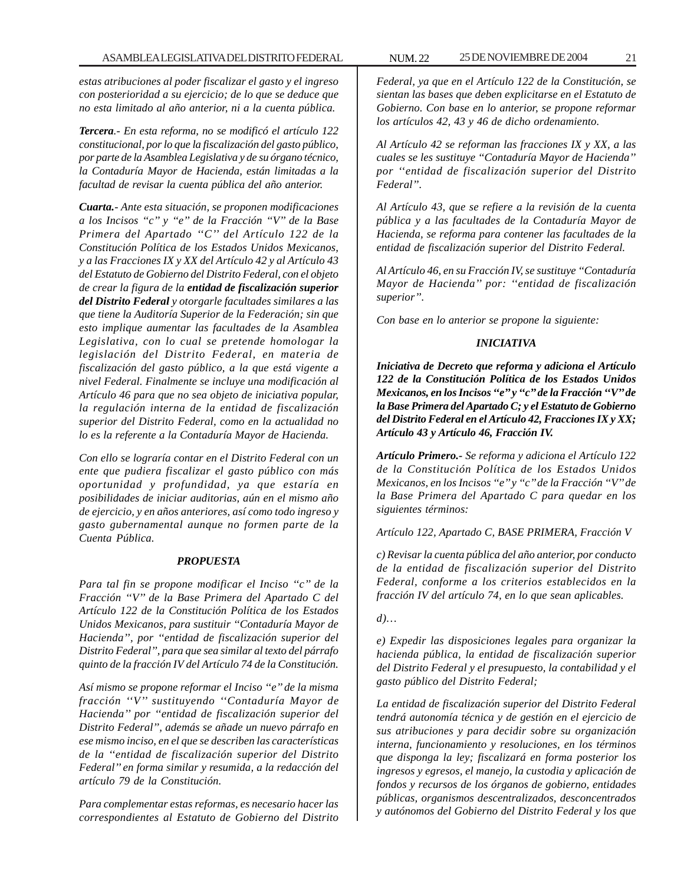*estas atribuciones al poder fiscalizar el gasto y el ingreso con posterioridad a su ejercicio; de lo que se deduce que no esta limitado al año anterior, ni a la cuenta pública.*

***Tercera**.- En esta reforma, no se modificó el artículo 122 constitucional, por lo que la fiscalización del gasto público, por parte de la Asamblea Legislativa y de su órgano técnico, la Contaduría Mayor de Hacienda, están limitadas a la facultad de revisar la cuenta pública del año anterior.*

***Cuarta.**- Ante esta situación, se proponen modificaciones a los Incisos "c" y "e" de la Fracción "V" de la Base Primera del Apartado "C" del Artículo 122 de la Constitución Política de los Estados Unidos Mexicanos, y a las Fracciones IX y XX del Artículo 42 y al Artículo 43 del Estatuto de Gobierno del Distrito Federal, con el objeto de crear la figura de la **entidad de fiscalización superior del Distrito Federal** y otorgarle facultades similares a las que tiene la Auditoría Superior de la Federación; sin que esto implique aumentar las facultades de la Asamblea Legislativa, con lo cual se pretende homologar la legislación del Distrito Federal, en materia de fiscalización del gasto público, a la que está vigente a nivel Federal. Finalmente se incluye una modificación al Artículo 46 para que no sea objeto de iniciativa popular, la regulación interna de la entidad de fiscalización superior del Distrito Federal, como en la actualidad no lo es la referente a la Contaduría Mayor de Hacienda.*

*Con ello se lograría contar en el Distrito Federal con un ente que pudiera fiscalizar el gasto público con más oportunidad y profundidad, ya que estaría en posibilidades de iniciar auditorias, aún en el mismo año de ejercicio, y en años anteriores, así como todo ingreso y gasto gubernamental aunque no formen parte de la Cuenta Pública.*

***PROPUESTA***

*Para tal fin se propone modificar el Inciso "c" de la Fracción "V" de la Base Primera del Apartado C del Artículo 122 de la Constitución Política de los Estados Unidos Mexicanos, para sustituir "Contaduría Mayor de Hacienda", por "entidad de fiscalización superior del Distrito Federal", para que sea similar al texto del párrafo quinto de la fracción IV del Artículo 74 de la Constitución.*

*Así mismo se propone reformar el Inciso "e" de la misma fracción "V" sustituyendo "Contaduría Mayor de Hacienda" por "entidad de fiscalización superior del Distrito Federal", además se añade un nuevo párrafo en ese mismo inciso, en el que se describen las características de la "entidad de fiscalización superior del Distrito Federal" en forma similar y resumida, a la redacción del artículo 79 de la Constitución.*

*Para complementar estas reformas, es necesario hacer las correspondientes al Estatuto de Gobierno del Distrito Federal, ya que en el Artículo 122 de la Constitución, se sientan las bases que deben explicitarse en el Estatuto de Gobierno. Con base en lo anterior, se propone reformar los artículos 42, 43 y 46 de dicho ordenamiento.*

*Al Artículo 42 se reforman las fracciones IX y XX, a las cuales se les sustituye "Contaduría Mayor de Hacienda" por "entidad de fiscalización superior del Distrito Federal".*

*Al Artículo 43, que se refiere a la revisión de la cuenta pública y a las facultades de la Contaduría Mayor de Hacienda, se reforma para contener las facultades de la entidad de fiscalización superior del Distrito Federal.*

*Al Artículo 46, en su Fracción IV, se sustituye "Contaduría Mayor de Hacienda" por: "entidad de fiscalización superior".*

*Con base en lo anterior se propone la siguiente:*

***INICIATIVA***

***Iniciativa de Decreto que reforma y adiciona el Artículo 122 de la Constitución Política de los Estados Unidos Mexicanos, en los Incisos "e" y "c" de la Fracción "V" de la Base Primera del Apartado C; y el Estatuto de Gobierno del Distrito Federal en el Artículo 42, Fracciones IX y XX; Artículo 43 y Artículo 46, Fracción IV.***

***Artículo Primero.**- Se reforma y adiciona el Artículo 122 de la Constitución Política de los Estados Unidos Mexicanos, en los Incisos "e" y "c" de la Fracción "V" de la Base Primera del Apartado C para quedar en los siguientes términos:*

*Artículo 122, Apartado C, BASE PRIMERA, Fracción V*

*c) Revisar la cuenta pública del año anterior, por conducto de la entidad de fiscalización superior del Distrito Federal, conforme a los criterios establecidos en la fracción IV del artículo 74, en lo que sean aplicables.*

*d)…*

*e) Expedir las disposiciones legales para organizar la hacienda pública, la entidad de fiscalización superior del Distrito Federal y el presupuesto, la contabilidad y el gasto público del Distrito Federal;*

*La entidad de fiscalización superior del Distrito Federal tendrá autonomía técnica y de gestión en el ejercicio de sus atribuciones y para decidir sobre su organización interna, funcionamiento y resoluciones, en los términos que disponga la ley; fiscalizará en forma posterior los ingresos y egresos, el manejo, la custodia y aplicación de fondos y recursos de los órganos de gobierno, entidades públicas, organismos descentralizados, desconcentrados y autónomos del Gobierno del Distrito Federal y los que*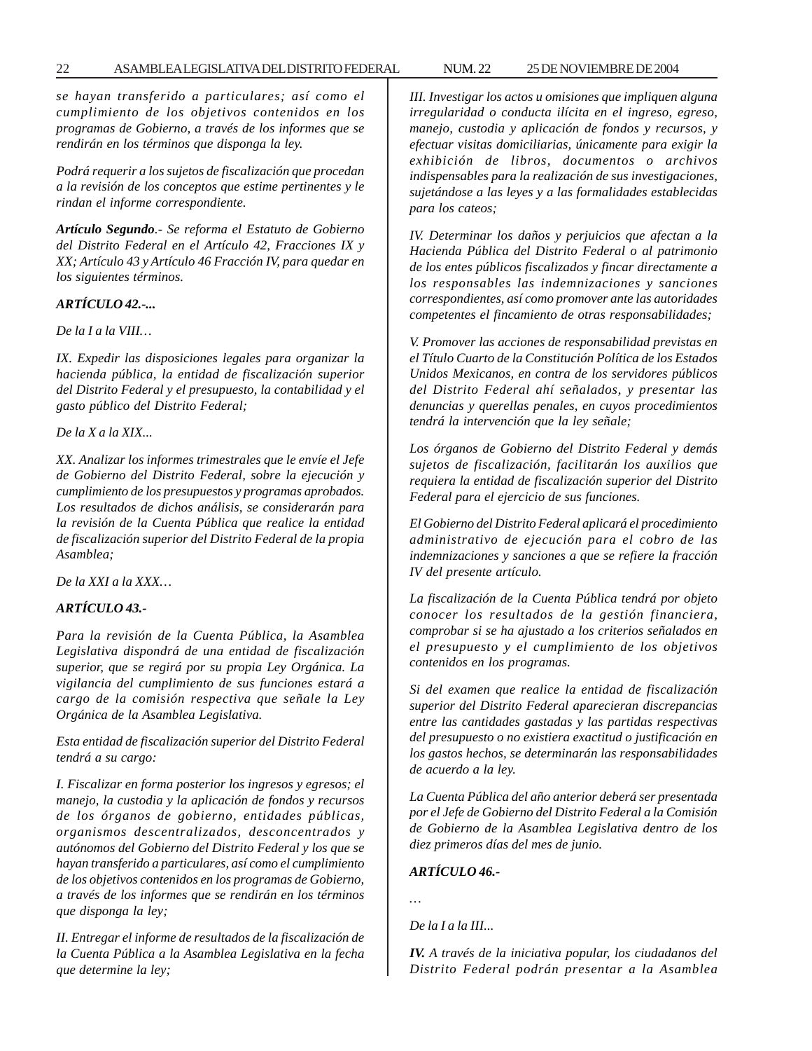*se hayan transferido a particulares; así como el cumplimiento de los objetivos contenidos en los programas de Gobierno, a través de los informes que se rendirán en los términos que disponga la ley.*

*Podrá requerir a los sujetos de fiscalización que procedan a la revisión de los conceptos que estime pertinentes y le rindan el informe correspondiente.*

***Artículo Segundo**.- Se reforma el Estatuto de Gobierno del Distrito Federal en el Artículo 42, Fracciones IX y XX; Artículo 43 y Artículo 46 Fracción IV, para quedar en los siguientes términos.*

***ARTÍCULO 42.-...***

*De la I a la VIII…*

*IX. Expedir las disposiciones legales para organizar la hacienda pública, la entidad de fiscalización superior del Distrito Federal y el presupuesto, la contabilidad y el gasto público del Distrito Federal;*

*De la X a la XIX...*

*XX. Analizar los informes trimestrales que le envíe el Jefe de Gobierno del Distrito Federal, sobre la ejecución y cumplimiento de los presupuestos y programas aprobados. Los resultados de dichos análisis, se considerarán para la revisión de la Cuenta Pública que realice la entidad de fiscalización superior del Distrito Federal de la propia Asamblea;*

*De la XXI a la XXX…*

***ARTÍCULO 43.-***

*Para la revisión de la Cuenta Pública, la Asamblea Legislativa dispondrá de una entidad de fiscalización superior, que se regirá por su propia Ley Orgánica. La vigilancia del cumplimiento de sus funciones estará a cargo de la comisión respectiva que señale la Ley Orgánica de la Asamblea Legislativa.*

*Esta entidad de fiscalización superior del Distrito Federal tendrá a su cargo:*

*I. Fiscalizar en forma posterior los ingresos y egresos; el manejo, la custodia y la aplicación de fondos y recursos de los órganos de gobierno, entidades públicas, organismos descentralizados, desconcentrados y autónomos del Gobierno del Distrito Federal y los que se hayan transferido a particulares, así como el cumplimiento de los objetivos contenidos en los programas de Gobierno, a través de los informes que se rendirán en los términos que disponga la ley;*

*II. Entregar el informe de resultados de la fiscalización de la Cuenta Pública a la Asamblea Legislativa en la fecha que determine la ley;*

*III. Investigar los actos u omisiones que impliquen alguna irregularidad o conducta ilícita en el ingreso, egreso, manejo, custodia y aplicación de fondos y recursos, y efectuar visitas domiciliarias, únicamente para exigir la exhibición de libros, documentos o archivos indispensables para la realización de sus investigaciones, sujetándose a las leyes y a las formalidades establecidas para los cateos;*

*IV. Determinar los daños y perjuicios que afectan a la Hacienda Pública del Distrito Federal o al patrimonio de los entes públicos fiscalizados y fincar directamente a los responsables las indemnizaciones y sanciones correspondientes, así como promover ante las autoridades competentes el fincamiento de otras responsabilidades;*

*V. Promover las acciones de responsabilidad previstas en el Título Cuarto de la Constitución Política de los Estados Unidos Mexicanos, en contra de los servidores públicos del Distrito Federal ahí señalados, y presentar las denuncias y querellas penales, en cuyos procedimientos tendrá la intervención que la ley señale;*

*Los órganos de Gobierno del Distrito Federal y demás sujetos de fiscalización, facilitarán los auxilios que requiera la entidad de fiscalización superior del Distrito Federal para el ejercicio de sus funciones.*

*El Gobierno del Distrito Federal aplicará el procedimiento administrativo de ejecución para el cobro de las indemnizaciones y sanciones a que se refiere la fracción IV del presente artículo.*

*La fiscalización de la Cuenta Pública tendrá por objeto conocer los resultados de la gestión financiera, comprobar si se ha ajustado a los criterios señalados en el presupuesto y el cumplimiento de los objetivos contenidos en los programas.*

*Si del examen que realice la entidad de fiscalización superior del Distrito Federal aparecieran discrepancias entre las cantidades gastadas y las partidas respectivas del presupuesto o no existiera exactitud o justificación en los gastos hechos, se determinarán las responsabilidades de acuerdo a la ley.*

*La Cuenta Pública del año anterior deberá ser presentada por el Jefe de Gobierno del Distrito Federal a la Comisión de Gobierno de la Asamblea Legislativa dentro de los diez primeros días del mes de junio.*

***ARTÍCULO 46.-***

*…*

*De la I a la III...*

***IV.** A través de la iniciativa popular, los ciudadanos del Distrito Federal podrán presentar a la Asamblea*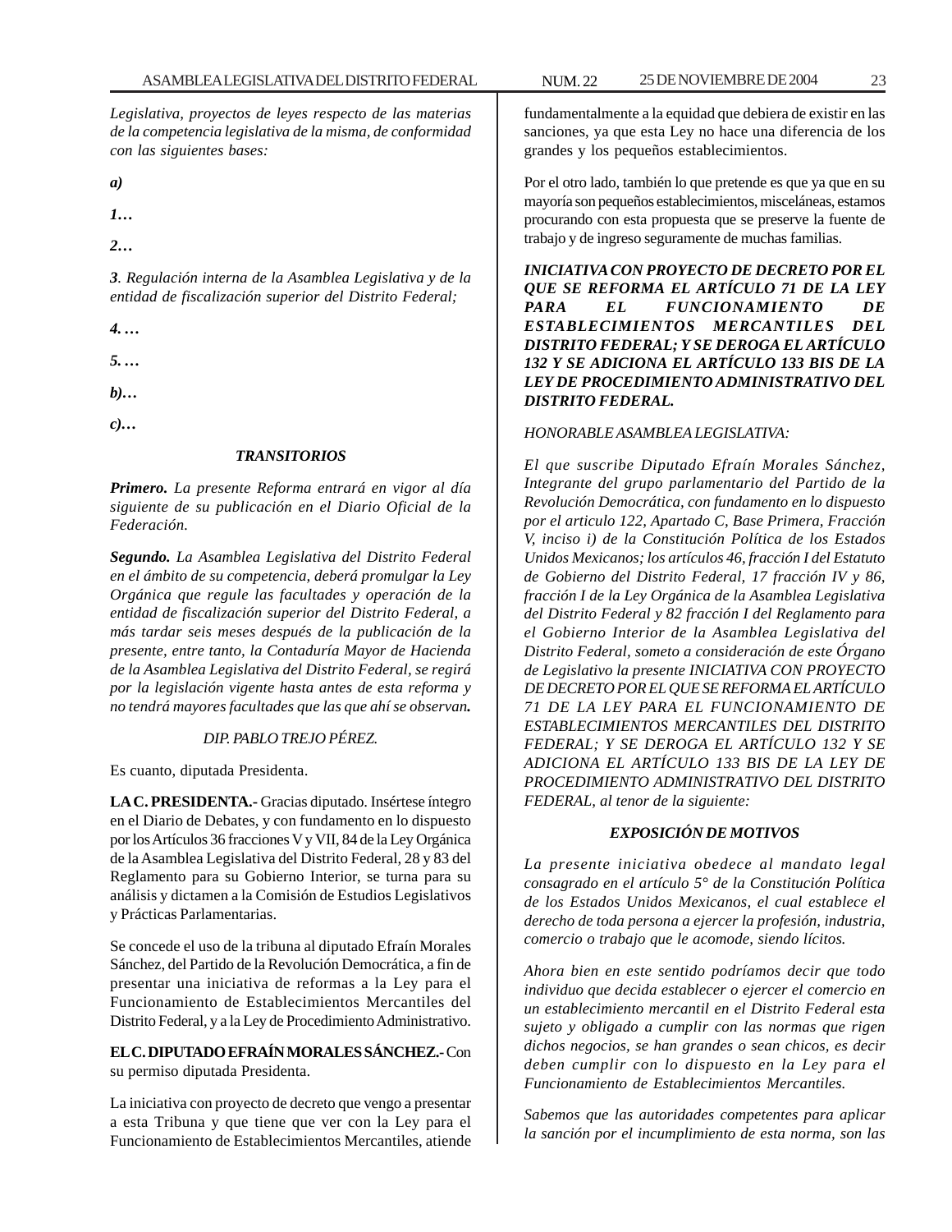*Legislativa, proyectos de leyes respecto de las materias de la competencia legislativa de la misma, de conformidad con las siguientes bases:*

***a)***

***1…***

***2…***

***3**. Regulación interna de la Asamblea Legislativa y de la entidad de fiscalización superior del Distrito Federal;*

***4. …***

***5. …***

***b)…***

***c)…***

***TRANSITORIOS***

***Primero.** La presente Reforma entrará en vigor al día siguiente de su publicación en el Diario Oficial de la Federación.*

***Segundo.** La Asamblea Legislativa del Distrito Federal en el ámbito de su competencia, deberá promulgar la Ley Orgánica que regule las facultades y operación de la entidad de fiscalización superior del Distrito Federal, a más tardar seis meses después de la publicación de la presente, entre tanto, la Contaduría Mayor de Hacienda de la Asamblea Legislativa del Distrito Federal, se regirá por la legislación vigente hasta antes de esta reforma y no tendrá mayores facultades que las que ahí se observan**.***

*DIP. PABLO TREJO PÉREZ.*

Es cuanto, diputada Presidenta.

**LA C. PRESIDENTA.-** Gracias diputado. Insértese íntegro en el Diario de Debates, y con fundamento en lo dispuesto por los Artículos 36 fracciones V y VII, 84 de la Ley Orgánica de la Asamblea Legislativa del Distrito Federal, 28 y 83 del Reglamento para su Gobierno Interior, se turna para su análisis y dictamen a la Comisión de Estudios Legislativos y Prácticas Parlamentarias.

Se concede el uso de la tribuna al diputado Efraín Morales Sánchez, del Partido de la Revolución Democrática, a fin de presentar una iniciativa de reformas a la Ley para el Funcionamiento de Establecimientos Mercantiles del Distrito Federal, y a la Ley de Procedimiento Administrativo.

**EL C. DIPUTADO EFRAÍN MORALES SÁNCHEZ.-** Con su permiso diputada Presidenta.

La iniciativa con proyecto de decreto que vengo a presentar a esta Tribuna y que tiene que ver con la Ley para el Funcionamiento de Establecimientos Mercantiles, atiende fundamentalmente a la equidad que debiera de existir en las sanciones, ya que esta Ley no hace una diferencia de los grandes y los pequeños establecimientos.

Por el otro lado, también lo que pretende es que ya que en su mayoría son pequeños establecimientos, misceláneas, estamos procurando con esta propuesta que se preserve la fuente de trabajo y de ingreso seguramente de muchas familias.

***INICIATIVA CON PROYECTO DE DECRETO POR EL QUE SE REFORMA EL ARTÍCULO 71 DE LA LEY PARA EL FUNCIONAMIENTO DE ESTABLECIMIENTOS MERCANTILES DEL DISTRITO FEDERAL; Y SE DEROGA EL ARTÍCULO 132 Y SE ADICIONA EL ARTÍCULO 133 BIS DE LA LEY DE PROCEDIMIENTO ADMINISTRATIVO DEL DISTRITO FEDERAL.***

*HONORABLE ASAMBLEA LEGISLATIVA:*

*El que suscribe Diputado Efraín Morales Sánchez, Integrante del grupo parlamentario del Partido de la Revolución Democrática, con fundamento en lo dispuesto por el articulo 122, Apartado C, Base Primera, Fracción V, inciso i) de la Constitución Política de los Estados Unidos Mexicanos; los artículos 46, fracción I del Estatuto de Gobierno del Distrito Federal, 17 fracción IV y 86, fracción I de la Ley Orgánica de la Asamblea Legislativa del Distrito Federal y 82 fracción I del Reglamento para el Gobierno Interior de la Asamblea Legislativa del Distrito Federal, someto a consideración de este Órgano de Legislativo la presente INICIATIVA CON PROYECTO DE DECRETO POR EL QUE SE REFORMA EL ARTÍCULO 71 DE LA LEY PARA EL FUNCIONAMIENTO DE ESTABLECIMIENTOS MERCANTILES DEL DISTRITO FEDERAL; Y SE DEROGA EL ARTÍCULO 132 Y SE ADICIONA EL ARTÍCULO 133 BIS DE LA LEY DE PROCEDIMIENTO ADMINISTRATIVO DEL DISTRITO FEDERAL, al tenor de la siguiente:*

***EXPOSICIÓN DE MOTIVOS***

*La presente iniciativa obedece al mandato legal consagrado en el artículo 5° de la Constitución Política de los Estados Unidos Mexicanos, el cual establece el derecho de toda persona a ejercer la profesión, industria, comercio o trabajo que le acomode, siendo lícitos.*

*Ahora bien en este sentido podríamos decir que todo individuo que decida establecer o ejercer el comercio en un establecimiento mercantil en el Distrito Federal esta sujeto y obligado a cumplir con las normas que rigen dichos negocios, se han grandes o sean chicos, es decir deben cumplir con lo dispuesto en la Ley para el Funcionamiento de Establecimientos Mercantiles.*

*Sabemos que las autoridades competentes para aplicar la sanción por el incumplimiento de esta norma, son las*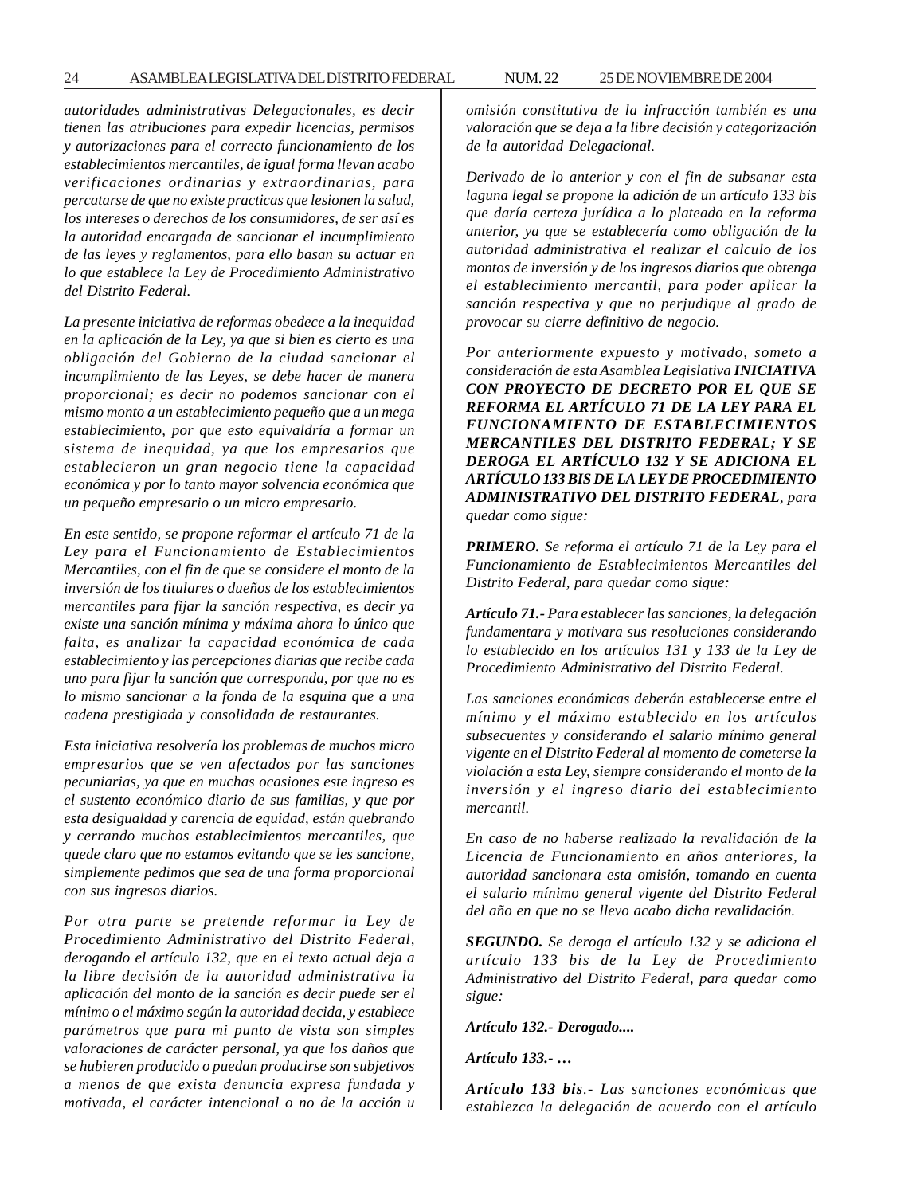*autoridades administrativas Delegacionales, es decir tienen las atribuciones para expedir licencias, permisos y autorizaciones para el correcto funcionamiento de los establecimientos mercantiles, de igual forma llevan acabo verificaciones ordinarias y extraordinarias, para percatarse de que no existe practicas que lesionen la salud, los intereses o derechos de los consumidores, de ser así es la autoridad encargada de sancionar el incumplimiento de las leyes y reglamentos, para ello basan su actuar en lo que establece la Ley de Procedimiento Administrativo del Distrito Federal.*

*La presente iniciativa de reformas obedece a la inequidad en la aplicación de la Ley, ya que si bien es cierto es una obligación del Gobierno de la ciudad sancionar el incumplimiento de las Leyes, se debe hacer de manera proporcional; es decir no podemos sancionar con el mismo monto a un establecimiento pequeño que a un mega establecimiento, por que esto equivaldría a formar un sistema de inequidad, ya que los empresarios que establecieron un gran negocio tiene la capacidad económica y por lo tanto mayor solvencia económica que un pequeño empresario o un micro empresario.*

*En este sentido, se propone reformar el artículo 71 de la Ley para el Funcionamiento de Establecimientos Mercantiles, con el fin de que se considere el monto de la inversión de los titulares o dueños de los establecimientos mercantiles para fijar la sanción respectiva, es decir ya existe una sanción mínima y máxima ahora lo único que falta, es analizar la capacidad económica de cada establecimiento y las percepciones diarias que recibe cada uno para fijar la sanción que corresponda, por que no es lo mismo sancionar a la fonda de la esquina que a una cadena prestigiada y consolidada de restaurantes.*

*Esta iniciativa resolvería los problemas de muchos micro empresarios que se ven afectados por las sanciones pecuniarias, ya que en muchas ocasiones este ingreso es el sustento económico diario de sus familias, y que por esta desigualdad y carencia de equidad, están quebrando y cerrando muchos establecimientos mercantiles, que quede claro que no estamos evitando que se les sancione, simplemente pedimos que sea de una forma proporcional con sus ingresos diarios.*

*Por otra parte se pretende reformar la Ley de Procedimiento Administrativo del Distrito Federal, derogando el artículo 132, que en el texto actual deja a la libre decisión de la autoridad administrativa la aplicación del monto de la sanción es decir puede ser el mínimo o el máximo según la autoridad decida, y establece parámetros que para mi punto de vista son simples valoraciones de carácter personal, ya que los daños que se hubieren producido o puedan producirse son subjetivos a menos de que exista denuncia expresa fundada y motivada, el carácter intencional o no de la acción u omisión constitutiva de la infracción también es una valoración que se deja a la libre decisión y categorización de la autoridad Delegacional.*

*Derivado de lo anterior y con el fin de subsanar esta laguna legal se propone la adición de un artículo 133 bis que daría certeza jurídica a lo plateado en la reforma anterior, ya que se establecería como obligación de la autoridad administrativa el realizar el calculo de los montos de inversión y de los ingresos diarios que obtenga el establecimiento mercantil, para poder aplicar la sanción respectiva y que no perjudique al grado de provocar su cierre definitivo de negocio.*

*Por anteriormente expuesto y motivado, someto a consideración de esta Asamblea Legislativa* ***INICIATIVA CON PROYECTO DE DECRETO POR EL QUE SE REFORMA EL ARTÍCULO 71 DE LA LEY PARA EL FUNCIONAMIENTO DE ESTABLECIMIENTOS MERCANTILES DEL DISTRITO FEDERAL; Y SE DEROGA EL ARTÍCULO 132 Y SE ADICIONA EL ARTÍCULO 133 BIS DE LA LEY DE PROCEDIMIENTO ADMINISTRATIVO DEL DISTRITO FEDERAL****, para quedar como sigue:*

***PRIMERO.*** *Se reforma el artículo 71 de la Ley para el Funcionamiento de Establecimientos Mercantiles del Distrito Federal, para quedar como sigue:*

***Artículo 71.-*** *Para establecer las sanciones, la delegación fundamentara y motivara sus resoluciones considerando lo establecido en los artículos 131 y 133 de la Ley de Procedimiento Administrativo del Distrito Federal.*

*Las sanciones económicas deberán establecerse entre el mínimo y el máximo establecido en los artículos subsecuentes y considerando el salario mínimo general vigente en el Distrito Federal al momento de cometerse la violación a esta Ley, siempre considerando el monto de la inversión y el ingreso diario del establecimiento mercantil.*

*En caso de no haberse realizado la revalidación de la Licencia de Funcionamiento en años anteriores, la autoridad sancionara esta omisión, tomando en cuenta el salario mínimo general vigente del Distrito Federal del año en que no se llevo acabo dicha revalidación.*

***SEGUNDO.*** *Se deroga el artículo 132 y se adiciona el artículo 133 bis de la Ley de Procedimiento Administrativo del Distrito Federal, para quedar como sigue:*

***Artículo 132.- Derogado....***

***Artículo 133.- …***

***Artículo 133 bis****.- Las sanciones económicas que establezca la delegación de acuerdo con el artículo*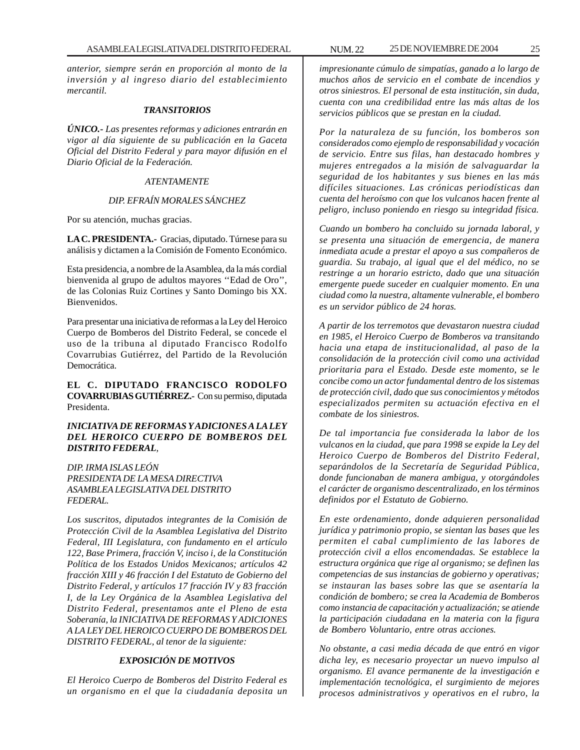*anterior, siempre serán en proporción al monto de la inversión y al ingreso diario del establecimiento mercantil.*

***TRANSITORIOS***

***ÚNICO.-*** *Las presentes reformas y adiciones entrarán en vigor al día siguiente de su publicación en la Gaceta Oficial del Distrito Federal y para mayor difusión en el Diario Oficial de la Federación.*

*ATENTAMENTE*

*DIP. EFRAÍN MORALES SÁNCHEZ*

Por su atención, muchas gracias.

**LA C. PRESIDENTA.-** Gracias, diputado. Túrnese para su análisis y dictamen a la Comisión de Fomento Económico.

Esta presidencia, a nombre de la Asamblea, da la más cordial bienvenida al grupo de adultos mayores ''Edad de Oro'', de las Colonias Ruiz Cortines y Santo Domingo bis XX. Bienvenidos.

Para presentar una iniciativa de reformas a la Ley del Heroico Cuerpo de Bomberos del Distrito Federal, se concede el uso de la tribuna al diputado Francisco Rodolfo Covarrubias Gutiérrez, del Partido de la Revolución Democrática.

**EL C. DIPUTADO FRANCISCO RODOLFO COVARRUBIAS GUTIÉRREZ.-** Con su permiso, diputada Presidenta.

***INICIATIVA DE REFORMAS Y ADICIONES A LA LEY DEL HEROICO CUERPO DE BOMBEROS DEL DISTRITO FEDERAL****,*

*DIP. IRMA ISLAS LEÓN*
*PRESIDENTA DE LA MESA DIRECTIVA*
*ASAMBLEA LEGISLATIVA DEL DISTRITO FEDERAL.*

*Los suscritos, diputados integrantes de la Comisión de Protección Civil de la Asamblea Legislativa del Distrito Federal, III Legislatura, con fundamento en el artículo 122, Base Primera, fracción V, inciso i, de la Constitución Política de los Estados Unidos Mexicanos; artículos 42 fracción XIII y 46 fracción I del Estatuto de Gobierno del Distrito Federal, y artículos 17 fracción IV y 83 fracción I, de la Ley Orgánica de la Asamblea Legislativa del Distrito Federal, presentamos ante el Pleno de esta Soberanía, la INICIATIVA DE REFORMAS Y ADICIONES A LA LEY DEL HEROICO CUERPO DE BOMBEROS DEL DISTRITO FEDERAL, al tenor de la siguiente:*

***EXPOSICIÓN DE MOTIVOS***

*El Heroico Cuerpo de Bomberos del Distrito Federal es un organismo en el que la ciudadanía deposita un impresionante cúmulo de simpatías, ganado a lo largo de muchos años de servicio en el combate de incendios y otros siniestros. El personal de esta institución, sin duda, cuenta con una credibilidad entre las más altas de los servicios públicos que se prestan en la ciudad.*

*Por la naturaleza de su función, los bomberos son considerados como ejemplo de responsabilidad y vocación de servicio. Entre sus filas, han destacado hombres y mujeres entregados a la misión de salvaguardar la seguridad de los habitantes y sus bienes en las más difíciles situaciones. Las crónicas periodísticas dan cuenta del heroísmo con que los vulcanos hacen frente al peligro, incluso poniendo en riesgo su integridad física.*

*Cuando un bombero ha concluido su jornada laboral, y se presenta una situación de emergencia, de manera inmediata acude a prestar el apoyo a sus compañeros de guardia. Su trabajo, al igual que el del médico, no se restringe a un horario estricto, dado que una situación emergente puede suceder en cualquier momento. En una ciudad como la nuestra, altamente vulnerable, el bombero es un servidor público de 24 horas.*

*A partir de los terremotos que devastaron nuestra ciudad en 1985, el Heroico Cuerpo de Bomberos va transitando hacia una etapa de institucionalidad, al paso de la consolidación de la protección civil como una actividad prioritaria para el Estado. Desde este momento, se le concibe como un actor fundamental dentro de los sistemas de protección civil, dado que sus conocimientos y métodos especializados permiten su actuación efectiva en el combate de los siniestros.*

*De tal importancia fue considerada la labor de los vulcanos en la ciudad, que para 1998 se expide la Ley del Heroico Cuerpo de Bomberos del Distrito Federal, separándolos de la Secretaría de Seguridad Pública, donde funcionaban de manera ambigua, y otorgándoles el carácter de organismo descentralizado, en los términos definidos por el Estatuto de Gobierno.*

*En este ordenamiento, donde adquieren personalidad jurídica y patrimonio propio, se sientan las bases que les permiten el cabal cumplimiento de las labores de protección civil a ellos encomendadas. Se establece la estructura orgánica que rige al organismo; se definen las competencias de sus instancias de gobierno y operativas; se instauran las bases sobre las que se asentaría la condición de bombero; se crea la Academia de Bomberos como instancia de capacitación y actualización; se atiende la participación ciudadana en la materia con la figura de Bombero Voluntario, entre otras acciones.*

*No obstante, a casi media década de que entró en vigor dicha ley, es necesario proyectar un nuevo impulso al organismo. El avance permanente de la investigación e implementación tecnológica, el surgimiento de mejores procesos administrativos y operativos en el rubro, la*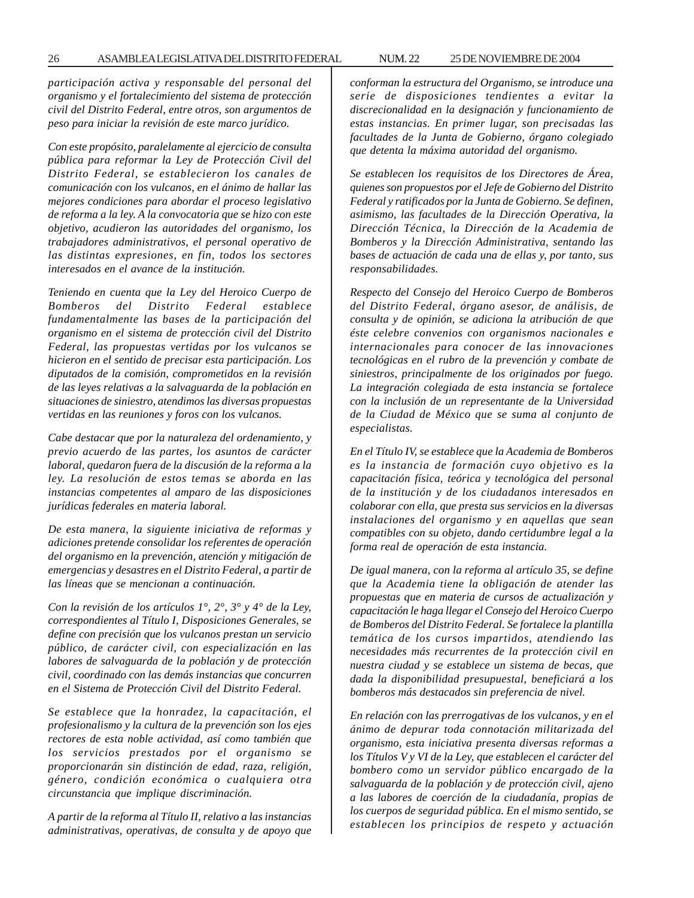*participación activa y responsable del personal del organismo y el fortalecimiento del sistema de protección civil del Distrito Federal, entre otros, son argumentos de peso para iniciar la revisión de este marco jurídico.*

*Con este propósito, paralelamente al ejercicio de consulta pública para reformar la Ley de Protección Civil del Distrito Federal, se establecieron los canales de comunicación con los vulcanos, en el ánimo de hallar las mejores condiciones para abordar el proceso legislativo de reforma a la ley. A la convocatoria que se hizo con este objetivo, acudieron las autoridades del organismo, los trabajadores administrativos, el personal operativo de las distintas expresiones, en fin, todos los sectores interesados en el avance de la institución.*

*Teniendo en cuenta que la Ley del Heroico Cuerpo de Bomberos del Distrito Federal establece fundamentalmente las bases de la participación del organismo en el sistema de protección civil del Distrito Federal, las propuestas vertidas por los vulcanos se hicieron en el sentido de precisar esta participación. Los diputados de la comisión, comprometidos en la revisión de las leyes relativas a la salvaguarda de la población en situaciones de siniestro, atendimos las diversas propuestas vertidas en las reuniones y foros con los vulcanos.*

*Cabe destacar que por la naturaleza del ordenamiento, y previo acuerdo de las partes, los asuntos de carácter laboral, quedaron fuera de la discusión de la reforma a la ley. La resolución de estos temas se aborda en las instancias competentes al amparo de las disposiciones jurídicas federales en materia laboral.*

*De esta manera, la siguiente iniciativa de reformas y adiciones pretende consolidar los referentes de operación del organismo en la prevención, atención y mitigación de emergencias y desastres en el Distrito Federal, a partir de las líneas que se mencionan a continuación.*

*Con la revisión de los artículos 1°, 2°, 3° y 4° de la Ley, correspondientes al Título I, Disposiciones Generales, se define con precisión que los vulcanos prestan un servicio público, de carácter civil, con especialización en las labores de salvaguarda de la población y de protección civil, coordinado con las demás instancias que concurren en el Sistema de Protección Civil del Distrito Federal.*

*Se establece que la honradez, la capacitación, el profesionalismo y la cultura de la prevención son los ejes rectores de esta noble actividad, así como también que los servicios prestados por el organismo se proporcionarán sin distinción de edad, raza, religión, género, condición económica o cualquiera otra circunstancia que implique discriminación.*

*A partir de la reforma al Título II, relativo a las instancias administrativas, operativas, de consulta y de apoyo que conforman la estructura del Organismo, se introduce una serie de disposiciones tendientes a evitar la discrecionalidad en la designación y funcionamiento de estas instancias. En primer lugar, son precisadas las facultades de la Junta de Gobierno, órgano colegiado que detenta la máxima autoridad del organismo.*

*Se establecen los requisitos de los Directores de Área, quienes son propuestos por el Jefe de Gobierno del Distrito Federal y ratificados por la Junta de Gobierno. Se definen, asimismo, las facultades de la Dirección Operativa, la Dirección Técnica, la Dirección de la Academia de Bomberos y la Dirección Administrativa, sentando las bases de actuación de cada una de ellas y, por tanto, sus responsabilidades.*

*Respecto del Consejo del Heroico Cuerpo de Bomberos del Distrito Federal, órgano asesor, de análisis, de consulta y de opinión, se adiciona la atribución de que éste celebre convenios con organismos nacionales e internacionales para conocer de las innovaciones tecnológicas en el rubro de la prevención y combate de siniestros, principalmente de los originados por fuego. La integración colegiada de esta instancia se fortalece con la inclusión de un representante de la Universidad de la Ciudad de México que se suma al conjunto de especialistas.*

*En el Título IV, se establece que la Academia de Bomberos es la instancia de formación cuyo objetivo es la capacitación física, teórica y tecnológica del personal de la institución y de los ciudadanos interesados en colaborar con ella, que presta sus servicios en la diversas instalaciones del organismo y en aquellas que sean compatibles con su objeto, dando certidumbre legal a la forma real de operación de esta instancia.*

*De igual manera, con la reforma al artículo 35, se define que la Academia tiene la obligación de atender las propuestas que en materia de cursos de actualización y capacitación le haga llegar el Consejo del Heroico Cuerpo de Bomberos del Distrito Federal. Se fortalece la plantilla temática de los cursos impartidos, atendiendo las necesidades más recurrentes de la protección civil en nuestra ciudad y se establece un sistema de becas, que dada la disponibilidad presupuestal, beneficiará a los bomberos más destacados sin preferencia de nivel.*

*En relación con las prerrogativas de los vulcanos, y en el ánimo de depurar toda connotación militarizada del organismo, esta iniciativa presenta diversas reformas a los Títulos V y VI de la Ley, que establecen el carácter del bombero como un servidor público encargado de la salvaguarda de la población y de protección civil, ajeno a las labores de coerción de la ciudadanía, propias de los cuerpos de seguridad pública. En el mismo sentido, se establecen los principios de respeto y actuación*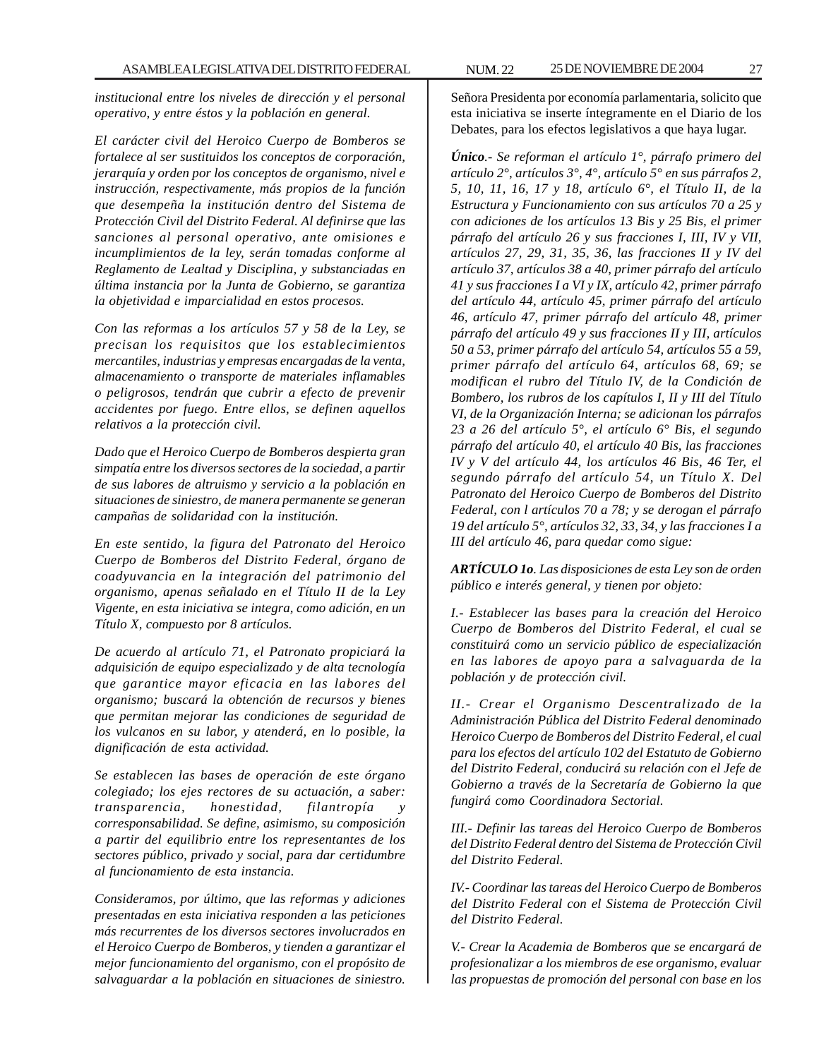*institucional entre los niveles de dirección y el personal operativo, y entre éstos y la población en general.*

*El carácter civil del Heroico Cuerpo de Bomberos se fortalece al ser sustituidos los conceptos de corporación, jerarquía y orden por los conceptos de organismo, nivel e instrucción, respectivamente, más propios de la función que desempeña la institución dentro del Sistema de Protección Civil del Distrito Federal. Al definirse que las sanciones al personal operativo, ante omisiones e incumplimientos de la ley, serán tomadas conforme al Reglamento de Lealtad y Disciplina, y substanciadas en última instancia por la Junta de Gobierno, se garantiza la objetividad e imparcialidad en estos procesos.*

*Con las reformas a los artículos 57 y 58 de la Ley, se precisan los requisitos que los establecimientos mercantiles, industrias y empresas encargadas de la venta, almacenamiento o transporte de materiales inflamables o peligrosos, tendrán que cubrir a efecto de prevenir accidentes por fuego. Entre ellos, se definen aquellos relativos a la protección civil.*

*Dado que el Heroico Cuerpo de Bomberos despierta gran simpatía entre los diversos sectores de la sociedad, a partir de sus labores de altruismo y servicio a la población en situaciones de siniestro, de manera permanente se generan campañas de solidaridad con la institución.*

*En este sentido, la figura del Patronato del Heroico Cuerpo de Bomberos del Distrito Federal, órgano de coadyuvancia en la integración del patrimonio del organismo, apenas señalado en el Título II de la Ley Vigente, en esta iniciativa se integra, como adición, en un Título X, compuesto por 8 artículos.*

*De acuerdo al artículo 71, el Patronato propiciará la adquisición de equipo especializado y de alta tecnología que garantice mayor eficacia en las labores del organismo; buscará la obtención de recursos y bienes que permitan mejorar las condiciones de seguridad de los vulcanos en su labor, y atenderá, en lo posible, la dignificación de esta actividad.*

*Se establecen las bases de operación de este órgano colegiado; los ejes rectores de su actuación, a saber: transparencia, honestidad, filantropía y corresponsabilidad. Se define, asimismo, su composición a partir del equilibrio entre los representantes de los sectores público, privado y social, para dar certidumbre al funcionamiento de esta instancia.*

*Consideramos, por último, que las reformas y adiciones presentadas en esta iniciativa responden a las peticiones más recurrentes de los diversos sectores involucrados en el Heroico Cuerpo de Bomberos, y tienden a garantizar el mejor funcionamiento del organismo, con el propósito de salvaguardar a la población en situaciones de siniestro.*

Señora Presidenta por economía parlamentaria, solicito que esta iniciativa se inserte íntegramente en el Diario de los Debates, para los efectos legislativos a que haya lugar.

***Único***.- *Se reforman el artículo 1°, párrafo primero del artículo 2°, artículos 3°, 4°, artículo 5° en sus párrafos 2, 5, 10, 11, 16, 17 y 18, artículo 6°, el Título II, de la Estructura y Funcionamiento con sus artículos 70 a 25 y con adiciones de los artículos 13 Bis y 25 Bis, el primer párrafo del artículo 26 y sus fracciones I, III, IV y VII, artículos 27, 29, 31, 35, 36, las fracciones II y IV del artículo 37, artículos 38 a 40, primer párrafo del artículo 41 y sus fracciones I a VI y IX, artículo 42, primer párrafo del artículo 44, artículo 45, primer párrafo del artículo 46, artículo 47, primer párrafo del artículo 48, primer párrafo del artículo 49 y sus fracciones II y III, artículos 50 a 53, primer párrafo del artículo 54, artículos 55 a 59, primer párrafo del artículo 64, artículos 68, 69; se modifican el rubro del Título IV, de la Condición de Bombero, los rubros de los capítulos I, II y III del Título VI, de la Organización Interna; se adicionan los párrafos 23 a 26 del artículo 5°, el artículo 6° Bis, el segundo párrafo del artículo 40, el artículo 40 Bis, las fracciones IV y V del artículo 44, los artículos 46 Bis, 46 Ter, el segundo párrafo del artículo 54, un Título X. Del Patronato del Heroico Cuerpo de Bomberos del Distrito Federal, con l artículos 70 a 78; y se derogan el párrafo 19 del artículo 5°, artículos 32, 33, 34, y las fracciones I a III del artículo 46, para quedar como sigue:*

***ARTÍCULO 1o***. *Las disposiciones de esta Ley son de orden público e interés general, y tienen por objeto:*

*I.- Establecer las bases para la creación del Heroico Cuerpo de Bomberos del Distrito Federal, el cual se constituirá como un servicio público de especialización en las labores de apoyo para a salvaguarda de la población y de protección civil.*

*II.- Crear el Organismo Descentralizado de la Administración Pública del Distrito Federal denominado Heroico Cuerpo de Bomberos del Distrito Federal, el cual para los efectos del artículo 102 del Estatuto de Gobierno del Distrito Federal, conducirá su relación con el Jefe de Gobierno a través de la Secretaría de Gobierno la que fungirá como Coordinadora Sectorial.*

*III.- Definir las tareas del Heroico Cuerpo de Bomberos del Distrito Federal dentro del Sistema de Protección Civil del Distrito Federal.*

*IV.- Coordinar las tareas del Heroico Cuerpo de Bomberos del Distrito Federal con el Sistema de Protección Civil del Distrito Federal.*

*V.- Crear la Academia de Bomberos que se encargará de profesionalizar a los miembros de ese organismo, evaluar las propuestas de promoción del personal con base en los*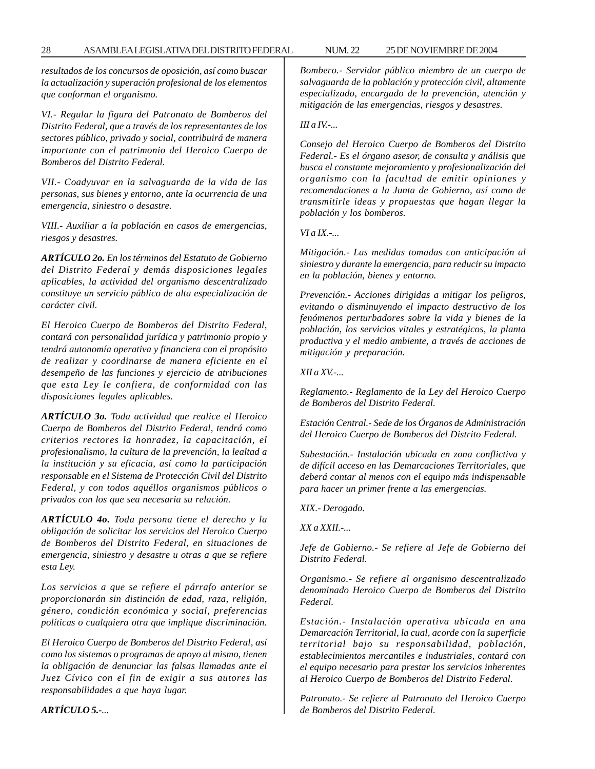*resultados de los concursos de oposición, así como buscar la actualización y superación profesional de los elementos que conforman el organismo.*

*VI.- Regular la figura del Patronato de Bomberos del Distrito Federal, que a través de los representantes de los sectores público, privado y social, contribuirá de manera importante con el patrimonio del Heroico Cuerpo de Bomberos del Distrito Federal.*

*VII.- Coadyuvar en la salvaguarda de la vida de las personas, sus bienes y entorno, ante la ocurrencia de una emergencia, siniestro o desastre.*

*VIII.- Auxiliar a la población en casos de emergencias, riesgos y desastres.*

***ARTÍCULO 2o.** En los términos del Estatuto de Gobierno del Distrito Federal y demás disposiciones legales aplicables, la actividad del organismo descentralizado constituye un servicio público de alta especialización de carácter civil.*

*El Heroico Cuerpo de Bomberos del Distrito Federal, contará con personalidad jurídica y patrimonio propio y tendrá autonomía operativa y financiera con el propósito de realizar y coordinarse de manera eficiente en el desempeño de las funciones y ejercicio de atribuciones que esta Ley le confiera, de conformidad con las disposiciones legales aplicables.*

***ARTÍCULO 3o.** Toda actividad que realice el Heroico Cuerpo de Bomberos del Distrito Federal, tendrá como criterios rectores la honradez, la capacitación, el profesionalismo, la cultura de la prevención, la lealtad a la institución y su eficacia, así como la participación responsable en el Sistema de Protección Civil del Distrito Federal, y con todos aquéllos organismos públicos o privados con los que sea necesaria su relación.*

***ARTÍCULO 4o.** Toda persona tiene el derecho y la obligación de solicitar los servicios del Heroico Cuerpo de Bomberos del Distrito Federal, en situaciones de emergencia, siniestro y desastre u otras a que se refiere esta Ley.*

*Los servicios a que se refiere el párrafo anterior se proporcionarán sin distinción de edad, raza, religión, género, condición económica y social, preferencias políticas o cualquiera otra que implique discriminación.*

*El Heroico Cuerpo de Bomberos del Distrito Federal, así como los sistemas o programas de apoyo al mismo, tienen la obligación de denunciar las falsas llamadas ante el Juez Cívico con el fin de exigir a sus autores las responsabilidades a que haya lugar.*

***ARTÍCULO 5.-**...*

*Bombero.- Servidor público miembro de un cuerpo de salvaguarda de la población y protección civil, altamente especializado, encargado de la prevención, atención y mitigación de las emergencias, riesgos y desastres.*

*III a IV.-...*

*Consejo del Heroico Cuerpo de Bomberos del Distrito Federal.- Es el órgano asesor, de consulta y análisis que busca el constante mejoramiento y profesionalización del organismo con la facultad de emitir opiniones y recomendaciones a la Junta de Gobierno, así como de transmitirle ideas y propuestas que hagan llegar la población y los bomberos.*

*VI a IX.-...*

*Mitigación.- Las medidas tomadas con anticipación al siniestro y durante la emergencia, para reducir su impacto en la población, bienes y entorno.*

*Prevención.- Acciones dirigidas a mitigar los peligros, evitando o disminuyendo el impacto destructivo de los fenómenos perturbadores sobre la vida y bienes de la población, los servicios vitales y estratégicos, la planta productiva y el medio ambiente, a través de acciones de mitigación y preparación.*

*XII a XV.-...*

*Reglamento.- Reglamento de la Ley del Heroico Cuerpo de Bomberos del Distrito Federal.*

*Estación Central.- Sede de los Órganos de Administración del Heroico Cuerpo de Bomberos del Distrito Federal.*

*Subestación.- Instalación ubicada en zona conflictiva y de difícil acceso en las Demarcaciones Territoriales, que deberá contar al menos con el equipo más indispensable para hacer un primer frente a las emergencias.*

*XIX.- Derogado.*

*XX a XXII.-...*

*Jefe de Gobierno.- Se refiere al Jefe de Gobierno del Distrito Federal.*

*Organismo.- Se refiere al organismo descentralizado denominado Heroico Cuerpo de Bomberos del Distrito Federal.*

*Estación.- Instalación operativa ubicada en una Demarcación Territorial, la cual, acorde con la superficie territorial bajo su responsabilidad, población, establecimientos mercantiles e industriales, contará con el equipo necesario para prestar los servicios inherentes al Heroico Cuerpo de Bomberos del Distrito Federal.*

*Patronato.- Se refiere al Patronato del Heroico Cuerpo de Bomberos del Distrito Federal.*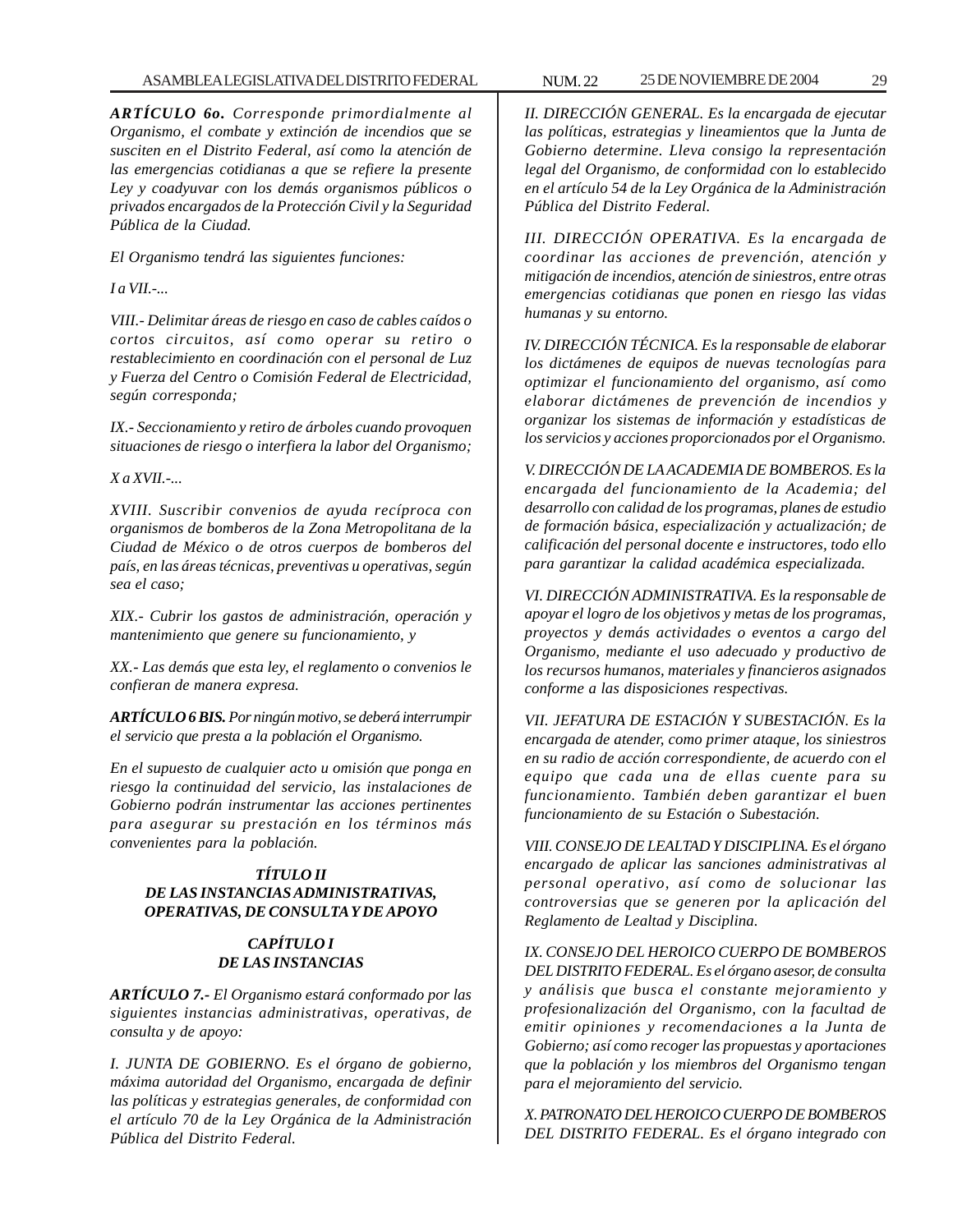***ARTÍCULO 6o.*** *Corresponde primordialmente al Organismo, el combate y extinción de incendios que se susciten en el Distrito Federal, así como la atención de las emergencias cotidianas a que se refiere la presente Ley y coadyuvar con los demás organismos públicos o privados encargados de la Protección Civil y la Seguridad Pública de la Ciudad.*

*El Organismo tendrá las siguientes funciones:*

*I a VII.-...*

*VIII.- Delimitar áreas de riesgo en caso de cables caídos o cortos circuitos, así como operar su retiro o restablecimiento en coordinación con el personal de Luz y Fuerza del Centro o Comisión Federal de Electricidad, según corresponda;*

*IX.- Seccionamiento y retiro de árboles cuando provoquen situaciones de riesgo o interfiera la labor del Organismo;*

*X a XVII.-...*

*XVIII. Suscribir convenios de ayuda recíproca con organismos de bomberos de la Zona Metropolitana de la Ciudad de México o de otros cuerpos de bomberos del país, en las áreas técnicas, preventivas u operativas, según sea el caso;*

*XIX.- Cubrir los gastos de administración, operación y mantenimiento que genere su funcionamiento, y*

*XX.- Las demás que esta ley, el reglamento o convenios le confieran de manera expresa.*

***ARTÍCULO 6 BIS.*** *Por ningún motivo, se deberá interrumpir el servicio que presta a la población el Organismo.*

*En el supuesto de cualquier acto u omisión que ponga en riesgo la continuidad del servicio, las instalaciones de Gobierno podrán instrumentar las acciones pertinentes para asegurar su prestación en los términos más convenientes para la población.*

## ***TÍTULO II***
## ***DE LAS INSTANCIAS ADMINISTRATIVAS, OPERATIVAS, DE CONSULTA Y DE APOYO***

### ***CAPÍTULO I***
### ***DE LAS INSTANCIAS***

***ARTÍCULO 7.-*** *El Organismo estará conformado por las siguientes instancias administrativas, operativas, de consulta y de apoyo:*

*I. JUNTA DE GOBIERNO. Es el órgano de gobierno, máxima autoridad del Organismo, encargada de definir las políticas y estrategias generales, de conformidad con el artículo 70 de la Ley Orgánica de la Administración Pública del Distrito Federal.*

*II. DIRECCIÓN GENERAL. Es la encargada de ejecutar las políticas, estrategias y lineamientos que la Junta de Gobierno determine. Lleva consigo la representación legal del Organismo, de conformidad con lo establecido en el artículo 54 de la Ley Orgánica de la Administración Pública del Distrito Federal.*

*III. DIRECCIÓN OPERATIVA. Es la encargada de coordinar las acciones de prevención, atención y mitigación de incendios, atención de siniestros, entre otras emergencias cotidianas que ponen en riesgo las vidas humanas y su entorno.*

*IV. DIRECCIÓN TÉCNICA. Es la responsable de elaborar los dictámenes de equipos de nuevas tecnologías para optimizar el funcionamiento del organismo, así como elaborar dictámenes de prevención de incendios y organizar los sistemas de información y estadísticas de los servicios y acciones proporcionados por el Organismo.*

*V. DIRECCIÓN DE LA ACADEMIA DE BOMBEROS. Es la encargada del funcionamiento de la Academia; del desarrollo con calidad de los programas, planes de estudio de formación básica, especialización y actualización; de calificación del personal docente e instructores, todo ello para garantizar la calidad académica especializada.*

*VI. DIRECCIÓN ADMINISTRATIVA. Es la responsable de apoyar el logro de los objetivos y metas de los programas, proyectos y demás actividades o eventos a cargo del Organismo, mediante el uso adecuado y productivo de los recursos humanos, materiales y financieros asignados conforme a las disposiciones respectivas.*

*VII. JEFATURA DE ESTACIÓN Y SUBESTACIÓN. Es la encargada de atender, como primer ataque, los siniestros en su radio de acción correspondiente, de acuerdo con el equipo que cada una de ellas cuente para su funcionamiento. También deben garantizar el buen funcionamiento de su Estación o Subestación.*

*VIII. CONSEJO DE LEALTAD Y DISCIPLINA. Es el órgano encargado de aplicar las sanciones administrativas al personal operativo, así como de solucionar las controversias que se generen por la aplicación del Reglamento de Lealtad y Disciplina.*

*IX. CONSEJO DEL HEROICO CUERPO DE BOMBEROS DEL DISTRITO FEDERAL. Es el órgano asesor, de consulta y análisis que busca el constante mejoramiento y profesionalización del Organismo, con la facultad de emitir opiniones y recomendaciones a la Junta de Gobierno; así como recoger las propuestas y aportaciones que la población y los miembros del Organismo tengan para el mejoramiento del servicio.*

*X. PATRONATO DEL HEROICO CUERPO DE BOMBEROS DEL DISTRITO FEDERAL. Es el órgano integrado con*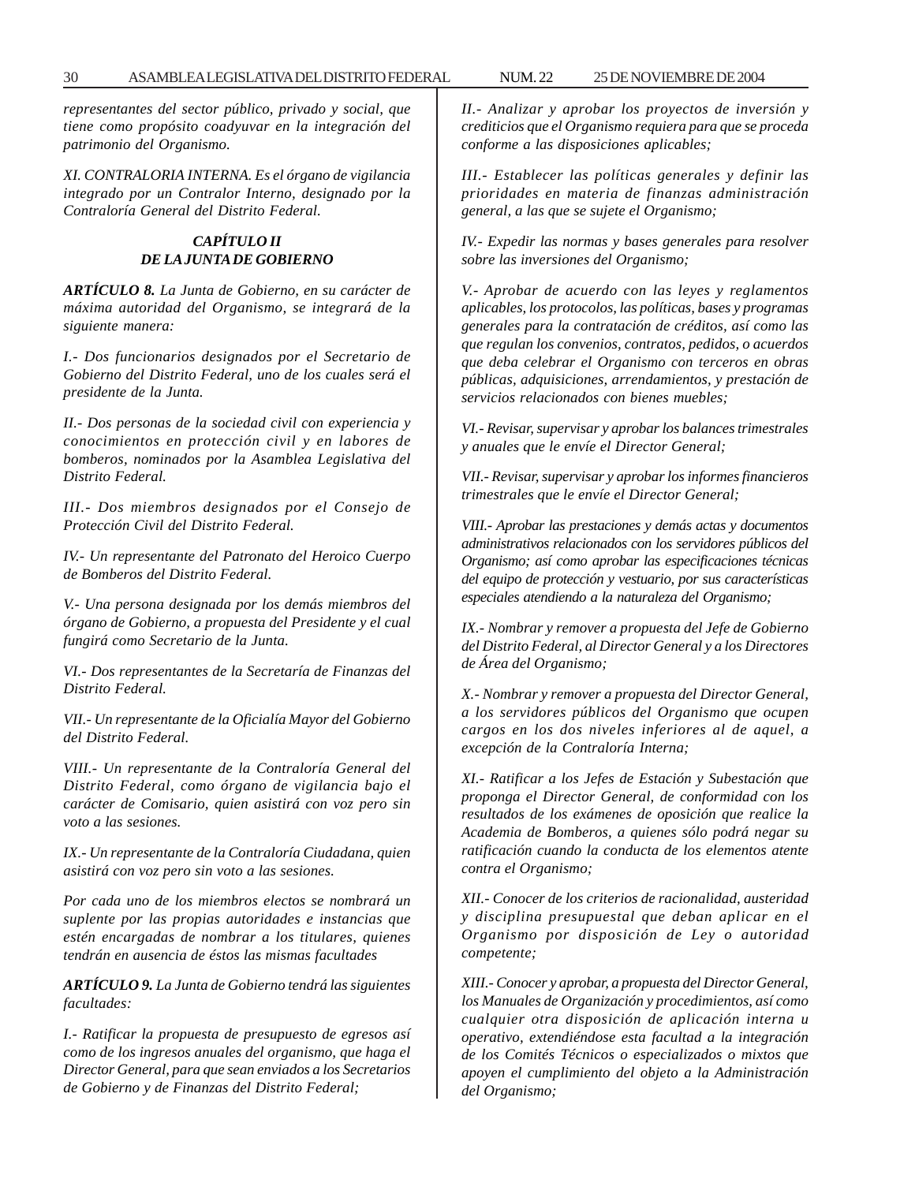*representantes del sector público, privado y social, que tiene como propósito coadyuvar en la integración del patrimonio del Organismo.*

*XI. CONTRALORIA INTERNA. Es el órgano de vigilancia integrado por un Contralor Interno, designado por la Contraloría General del Distrito Federal.*

## *CAPÍTULO II*
## *DE LA JUNTA DE GOBIERNO*

***ARTÍCULO 8.*** *La Junta de Gobierno, en su carácter de máxima autoridad del Organismo, se integrará de la siguiente manera:*

*I.- Dos funcionarios designados por el Secretario de Gobierno del Distrito Federal, uno de los cuales será el presidente de la Junta.*

*II.- Dos personas de la sociedad civil con experiencia y conocimientos en protección civil y en labores de bomberos, nominados por la Asamblea Legislativa del Distrito Federal.*

*III.- Dos miembros designados por el Consejo de Protección Civil del Distrito Federal.*

*IV.- Un representante del Patronato del Heroico Cuerpo de Bomberos del Distrito Federal.*

*V.- Una persona designada por los demás miembros del órgano de Gobierno, a propuesta del Presidente y el cual fungirá como Secretario de la Junta.*

*VI.- Dos representantes de la Secretaría de Finanzas del Distrito Federal.*

*VII.- Un representante de la Oficialía Mayor del Gobierno del Distrito Federal.*

*VIII.- Un representante de la Contraloría General del Distrito Federal, como órgano de vigilancia bajo el carácter de Comisario, quien asistirá con voz pero sin voto a las sesiones.*

*IX.- Un representante de la Contraloría Ciudadana, quien asistirá con voz pero sin voto a las sesiones.*

*Por cada uno de los miembros electos se nombrará un suplente por las propias autoridades e instancias que estén encargadas de nombrar a los titulares, quienes tendrán en ausencia de éstos las mismas facultades*

***ARTÍCULO 9.*** *La Junta de Gobierno tendrá las siguientes facultades:*

*I.- Ratificar la propuesta de presupuesto de egresos así como de los ingresos anuales del organismo, que haga el Director General, para que sean enviados a los Secretarios de Gobierno y de Finanzas del Distrito Federal;*

*II.- Analizar y aprobar los proyectos de inversión y crediticios que el Organismo requiera para que se proceda conforme a las disposiciones aplicables;*

*III.- Establecer las políticas generales y definir las prioridades en materia de finanzas administración general, a las que se sujete el Organismo;*

*IV.- Expedir las normas y bases generales para resolver sobre las inversiones del Organismo;*

*V.- Aprobar de acuerdo con las leyes y reglamentos aplicables, los protocolos, las políticas, bases y programas generales para la contratación de créditos, así como las que regulan los convenios, contratos, pedidos, o acuerdos que deba celebrar el Organismo con terceros en obras públicas, adquisiciones, arrendamientos, y prestación de servicios relacionados con bienes muebles;*

*VI.- Revisar, supervisar y aprobar los balances trimestrales y anuales que le envíe el Director General;*

*VII.- Revisar, supervisar y aprobar los informes financieros trimestrales que le envíe el Director General;*

*VIII.- Aprobar las prestaciones y demás actas y documentos administrativos relacionados con los servidores públicos del Organismo; así como aprobar las especificaciones técnicas del equipo de protección y vestuario, por sus características especiales atendiendo a la naturaleza del Organismo;*

*IX.- Nombrar y remover a propuesta del Jefe de Gobierno del Distrito Federal, al Director General y a los Directores de Área del Organismo;*

*X.- Nombrar y remover a propuesta del Director General, a los servidores públicos del Organismo que ocupen cargos en los dos niveles inferiores al de aquel, a excepción de la Contraloría Interna;*

*XI.- Ratificar a los Jefes de Estación y Subestación que proponga el Director General, de conformidad con los resultados de los exámenes de oposición que realice la Academia de Bomberos, a quienes sólo podrá negar su ratificación cuando la conducta de los elementos atente contra el Organismo;*

*XII.- Conocer de los criterios de racionalidad, austeridad y disciplina presupuestal que deban aplicar en el Organismo por disposición de Ley o autoridad competente;*

*XIII.- Conocer y aprobar, a propuesta del Director General, los Manuales de Organización y procedimientos, así como cualquier otra disposición de aplicación interna u operativo, extendiéndose esta facultad a la integración de los Comités Técnicos o especializados o mixtos que apoyen el cumplimiento del objeto a la Administración del Organismo;*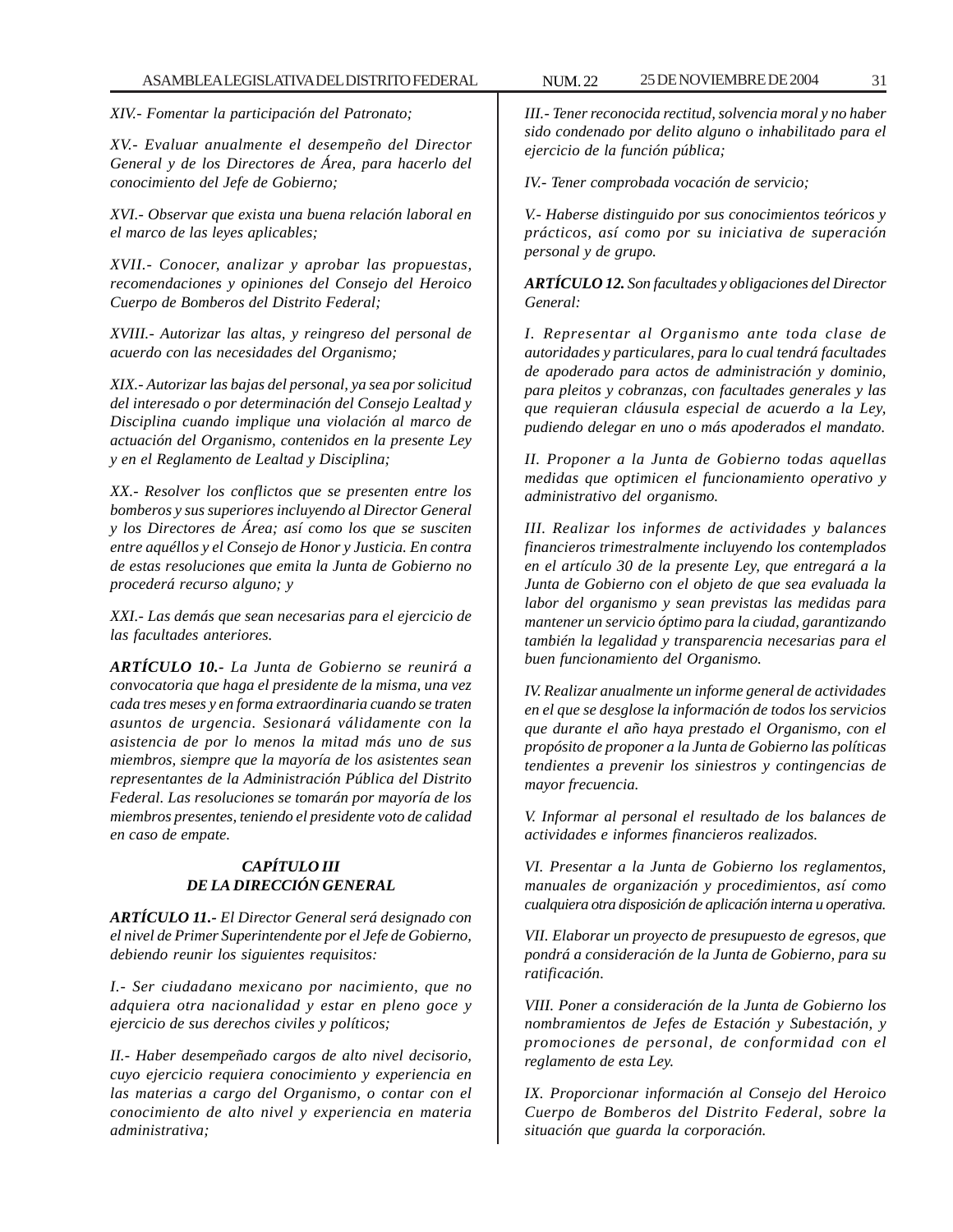*XIV.- Fomentar la participación del Patronato;*

*XV.- Evaluar anualmente el desempeño del Director General y de los Directores de Área, para hacerlo del conocimiento del Jefe de Gobierno;*

*XVI.- Observar que exista una buena relación laboral en el marco de las leyes aplicables;*

*XVII.- Conocer, analizar y aprobar las propuestas, recomendaciones y opiniones del Consejo del Heroico Cuerpo de Bomberos del Distrito Federal;*

*XVIII.- Autorizar las altas, y reingreso del personal de acuerdo con las necesidades del Organismo;*

*XIX.- Autorizar las bajas del personal, ya sea por solicitud del interesado o por determinación del Consejo Lealtad y Disciplina cuando implique una violación al marco de actuación del Organismo, contenidos en la presente Ley y en el Reglamento de Lealtad y Disciplina;*

*XX.- Resolver los conflictos que se presenten entre los bomberos y sus superiores incluyendo al Director General y los Directores de Área; así como los que se susciten entre aquéllos y el Consejo de Honor y Justicia. En contra de estas resoluciones que emita la Junta de Gobierno no procederá recurso alguno; y*

*XXI.- Las demás que sean necesarias para el ejercicio de las facultades anteriores.*

***ARTÍCULO 10.-*** *La Junta de Gobierno se reunirá a convocatoria que haga el presidente de la misma, una vez cada tres meses y en forma extraordinaria cuando se traten asuntos de urgencia. Sesionará válidamente con la asistencia de por lo menos la mitad más uno de sus miembros, siempre que la mayoría de los asistentes sean representantes de la Administración Pública del Distrito Federal. Las resoluciones se tomarán por mayoría de los miembros presentes, teniendo el presidente voto de calidad en caso de empate.*

### *CAPÍTULO III*
### *DE LA DIRECCIÓN GENERAL*

***ARTÍCULO 11.-*** *El Director General será designado con el nivel de Primer Superintendente por el Jefe de Gobierno, debiendo reunir los siguientes requisitos:*

*I.- Ser ciudadano mexicano por nacimiento, que no adquiera otra nacionalidad y estar en pleno goce y ejercicio de sus derechos civiles y políticos;*

*II.- Haber desempeñado cargos de alto nivel decisorio, cuyo ejercicio requiera conocimiento y experiencia en las materias a cargo del Organismo, o contar con el conocimiento de alto nivel y experiencia en materia administrativa;*

*III.- Tener reconocida rectitud, solvencia moral y no haber sido condenado por delito alguno o inhabilitado para el ejercicio de la función pública;*

*IV.- Tener comprobada vocación de servicio;*

*V.- Haberse distinguido por sus conocimientos teóricos y prácticos, así como por su iniciativa de superación personal y de grupo.*

***ARTÍCULO 12.*** *Son facultades y obligaciones del Director General:*

*I. Representar al Organismo ante toda clase de autoridades y particulares, para lo cual tendrá facultades de apoderado para actos de administración y dominio, para pleitos y cobranzas, con facultades generales y las que requieran cláusula especial de acuerdo a la Ley, pudiendo delegar en uno o más apoderados el mandato.*

*II. Proponer a la Junta de Gobierno todas aquellas medidas que optimicen el funcionamiento operativo y administrativo del organismo.*

*III. Realizar los informes de actividades y balances financieros trimestralmente incluyendo los contemplados en el artículo 30 de la presente Ley, que entregará a la Junta de Gobierno con el objeto de que sea evaluada la labor del organismo y sean previstas las medidas para mantener un servicio óptimo para la ciudad, garantizando también la legalidad y transparencia necesarias para el buen funcionamiento del Organismo.*

*IV. Realizar anualmente un informe general de actividades en el que se desglose la información de todos los servicios que durante el año haya prestado el Organismo, con el propósito de proponer a la Junta de Gobierno las políticas tendientes a prevenir los siniestros y contingencias de mayor frecuencia.*

*V. Informar al personal el resultado de los balances de actividades e informes financieros realizados.*

*VI. Presentar a la Junta de Gobierno los reglamentos, manuales de organización y procedimientos, así como cualquiera otra disposición de aplicación interna u operativa.*

*VII. Elaborar un proyecto de presupuesto de egresos, que pondrá a consideración de la Junta de Gobierno, para su ratificación.*

*VIII. Poner a consideración de la Junta de Gobierno los nombramientos de Jefes de Estación y Subestación, y promociones de personal, de conformidad con el reglamento de esta Ley.*

*IX. Proporcionar información al Consejo del Heroico Cuerpo de Bomberos del Distrito Federal, sobre la situación que guarda la corporación.*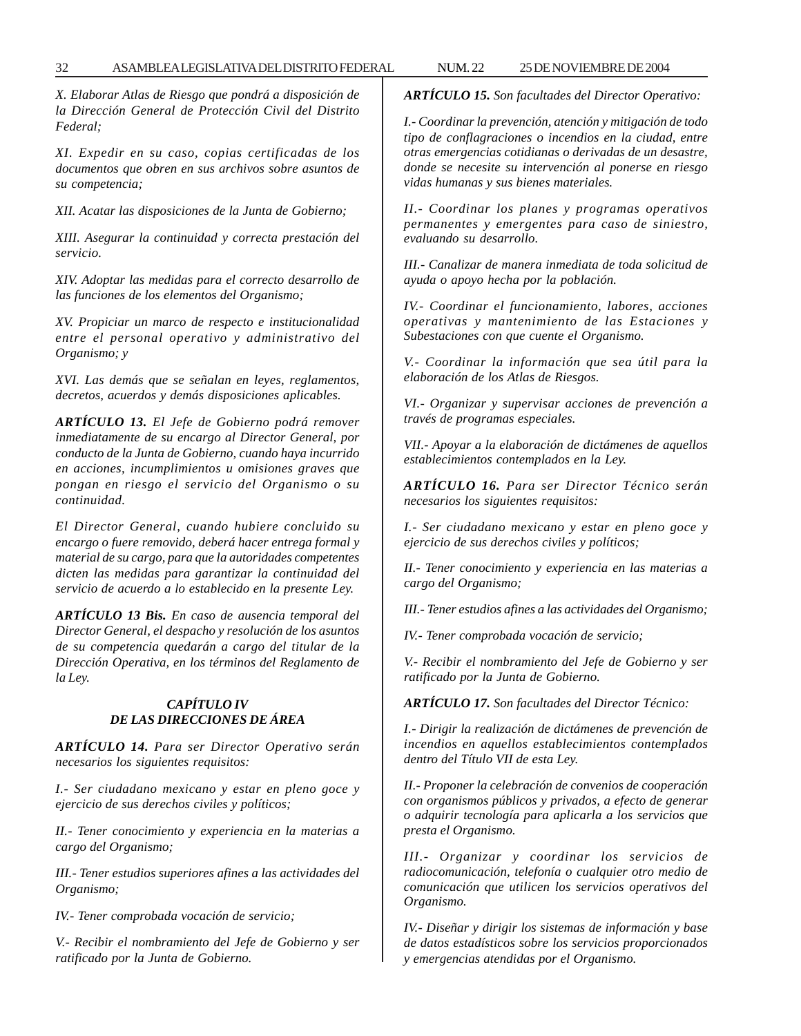*X. Elaborar Atlas de Riesgo que pondrá a disposición de la Dirección General de Protección Civil del Distrito Federal;*

*XI. Expedir en su caso, copias certificadas de los documentos que obren en sus archivos sobre asuntos de su competencia;*

*XII. Acatar las disposiciones de la Junta de Gobierno;*

*XIII. Asegurar la continuidad y correcta prestación del servicio.*

*XIV. Adoptar las medidas para el correcto desarrollo de las funciones de los elementos del Organismo;*

*XV. Propiciar un marco de respecto e institucionalidad entre el personal operativo y administrativo del Organismo; y*

*XVI. Las demás que se señalan en leyes, reglamentos, decretos, acuerdos y demás disposiciones aplicables.*

***ARTÍCULO 13.*** *El Jefe de Gobierno podrá remover inmediatamente de su encargo al Director General, por conducto de la Junta de Gobierno, cuando haya incurrido en acciones, incumplimientos u omisiones graves que pongan en riesgo el servicio del Organismo o su continuidad.*

*El Director General, cuando hubiere concluido su encargo o fuere removido, deberá hacer entrega formal y material de su cargo, para que la autoridades competentes dicten las medidas para garantizar la continuidad del servicio de acuerdo a lo establecido en la presente Ley.*

***ARTÍCULO 13 Bis.*** *En caso de ausencia temporal del Director General, el despacho y resolución de los asuntos de su competencia quedarán a cargo del titular de la Dirección Operativa, en los términos del Reglamento de la Ley.*

### *CAPÍTULO IV*
### *DE LAS DIRECCIONES DE ÁREA*

***ARTÍCULO 14.*** *Para ser Director Operativo serán necesarios los siguientes requisitos:*

*I.- Ser ciudadano mexicano y estar en pleno goce y ejercicio de sus derechos civiles y políticos;*

*II.- Tener conocimiento y experiencia en la materias a cargo del Organismo;*

*III.- Tener estudios superiores afines a las actividades del Organismo;*

*IV.- Tener comprobada vocación de servicio;*

*V.- Recibir el nombramiento del Jefe de Gobierno y ser ratificado por la Junta de Gobierno.*

***ARTÍCULO 15.*** *Son facultades del Director Operativo:*

*I.- Coordinar la prevención, atención y mitigación de todo tipo de conflagraciones o incendios en la ciudad, entre otras emergencias cotidianas o derivadas de un desastre, donde se necesite su intervención al ponerse en riesgo vidas humanas y sus bienes materiales.*

*II.- Coordinar los planes y programas operativos permanentes y emergentes para caso de siniestro, evaluando su desarrollo.*

*III.- Canalizar de manera inmediata de toda solicitud de ayuda o apoyo hecha por la población.*

*IV.- Coordinar el funcionamiento, labores, acciones operativas y mantenimiento de las Estaciones y Subestaciones con que cuente el Organismo.*

*V.- Coordinar la información que sea útil para la elaboración de los Atlas de Riesgos.*

*VI.- Organizar y supervisar acciones de prevención a través de programas especiales.*

*VII.- Apoyar a la elaboración de dictámenes de aquellos establecimientos contemplados en la Ley.*

***ARTÍCULO 16.*** *Para ser Director Técnico serán necesarios los siguientes requisitos:*

*I.- Ser ciudadano mexicano y estar en pleno goce y ejercicio de sus derechos civiles y políticos;*

*II.- Tener conocimiento y experiencia en las materias a cargo del Organismo;*

*III.- Tener estudios afines a las actividades del Organismo;*

*IV.- Tener comprobada vocación de servicio;*

*V.- Recibir el nombramiento del Jefe de Gobierno y ser ratificado por la Junta de Gobierno.*

***ARTÍCULO 17.*** *Son facultades del Director Técnico:*

*I.- Dirigir la realización de dictámenes de prevención de incendios en aquellos establecimientos contemplados dentro del Título VII de esta Ley.*

*II.- Proponer la celebración de convenios de cooperación con organismos públicos y privados, a efecto de generar o adquirir tecnología para aplicarla a los servicios que presta el Organismo.*

*III.- Organizar y coordinar los servicios de radiocomunicación, telefonía o cualquier otro medio de comunicación que utilicen los servicios operativos del Organismo.*

*IV.- Diseñar y dirigir los sistemas de información y base de datos estadísticos sobre los servicios proporcionados y emergencias atendidas por el Organismo.*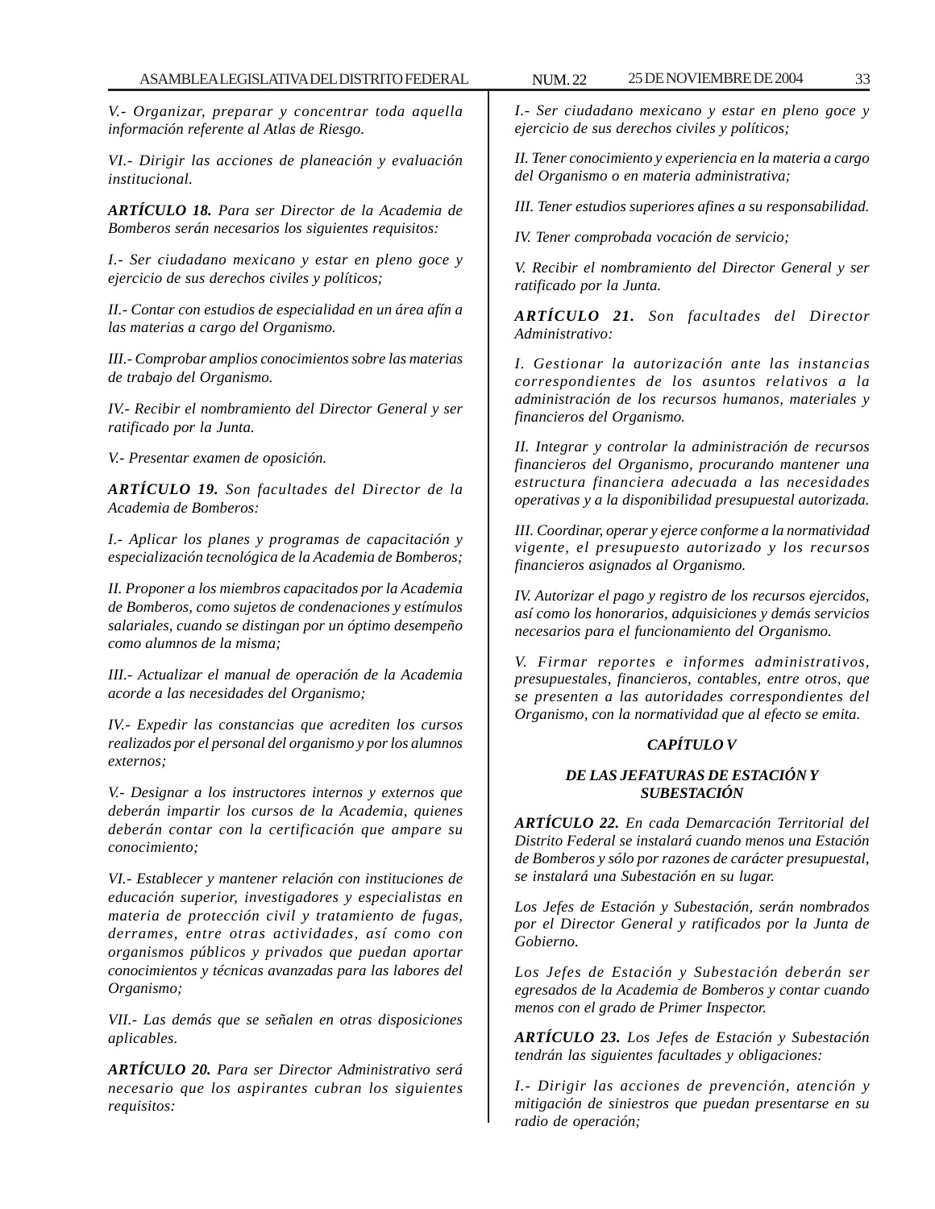*V.- Organizar, preparar y concentrar toda aquella información referente al Atlas de Riesgo.*

*VI.- Dirigir las acciones de planeación y evaluación institucional.*

***ARTÍCULO 18.** Para ser Director de la Academia de Bomberos serán necesarios los siguientes requisitos:*

*I.- Ser ciudadano mexicano y estar en pleno goce y ejercicio de sus derechos civiles y políticos;*

*II.- Contar con estudios de especialidad en un área afín a las materias a cargo del Organismo.*

*III.- Comprobar amplios conocimientos sobre las materias de trabajo del Organismo.*

*IV.- Recibir el nombramiento del Director General y ser ratificado por la Junta.*

*V.- Presentar examen de oposición.*

***ARTÍCULO 19.** Son facultades del Director de la Academia de Bomberos:*

*I.- Aplicar los planes y programas de capacitación y especialización tecnológica de la Academia de Bomberos;*

*II. Proponer a los miembros capacitados por la Academia de Bomberos, como sujetos de condenaciones y estímulos salariales, cuando se distingan por un óptimo desempeño como alumnos de la misma;*

*III.- Actualizar el manual de operación de la Academia acorde a las necesidades del Organismo;*

*IV.- Expedir las constancias que acrediten los cursos realizados por el personal del organismo y por los alumnos externos;*

*V.- Designar a los instructores internos y externos que deberán impartir los cursos de la Academia, quienes deberán contar con la certificación que ampare su conocimiento;*

*VI.- Establecer y mantener relación con instituciones de educación superior, investigadores y especialistas en materia de protección civil y tratamiento de fugas, derrames, entre otras actividades, así como con organismos públicos y privados que puedan aportar conocimientos y técnicas avanzadas para las labores del Organismo;*

*VII.- Las demás que se señalen en otras disposiciones aplicables.*

***ARTÍCULO 20.** Para ser Director Administrativo será necesario que los aspirantes cubran los siguientes requisitos:*

*I.- Ser ciudadano mexicano y estar en pleno goce y ejercicio de sus derechos civiles y políticos;*

*II. Tener conocimiento y experiencia en la materia a cargo del Organismo o en materia administrativa;*

*III. Tener estudios superiores afines a su responsabilidad.*

*IV. Tener comprobada vocación de servicio;*

*V. Recibir el nombramiento del Director General y ser ratificado por la Junta.*

***ARTÍCULO 21.** Son facultades del Director Administrativo:*

*I. Gestionar la autorización ante las instancias correspondientes de los asuntos relativos a la administración de los recursos humanos, materiales y financieros del Organismo.*

*II. Integrar y controlar la administración de recursos financieros del Organismo, procurando mantener una estructura financiera adecuada a las necesidades operativas y a la disponibilidad presupuestal autorizada.*

*III. Coordinar, operar y ejerce conforme a la normatividad vigente, el presupuesto autorizado y los recursos financieros asignados al Organismo.*

*IV. Autorizar el pago y registro de los recursos ejercidos, así como los honorarios, adquisiciones y demás servicios necesarios para el funcionamiento del Organismo.*

*V. Firmar reportes e informes administrativos, presupuestales, financieros, contables, entre otros, que se presenten a las autoridades correspondientes del Organismo, con la normatividad que al efecto se emita.*

## *CAPÍTULO V*

## *DE LAS JEFATURAS DE ESTACIÓN Y SUBESTACIÓN*

***ARTÍCULO 22.** En cada Demarcación Territorial del Distrito Federal se instalará cuando menos una Estación de Bomberos y sólo por razones de carácter presupuestal, se instalará una Subestación en su lugar.*

*Los Jefes de Estación y Subestación, serán nombrados por el Director General y ratificados por la Junta de Gobierno.*

*Los Jefes de Estación y Subestación deberán ser egresados de la Academia de Bomberos y contar cuando menos con el grado de Primer Inspector.*

***ARTÍCULO 23.** Los Jefes de Estación y Subestación tendrán las siguientes facultades y obligaciones:*

*I.- Dirigir las acciones de prevención, atención y mitigación de siniestros que puedan presentarse en su radio de operación;*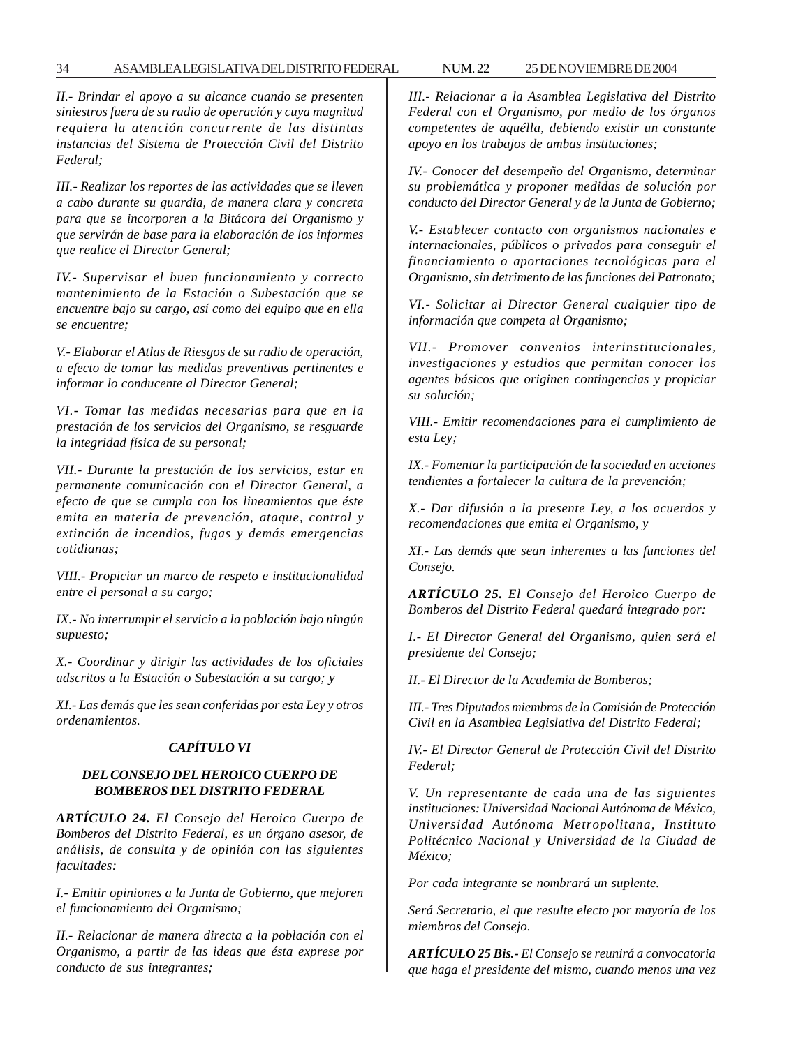*II.- Brindar el apoyo a su alcance cuando se presenten siniestros fuera de su radio de operación y cuya magnitud requiera la atención concurrente de las distintas instancias del Sistema de Protección Civil del Distrito Federal;*

*III.- Realizar los reportes de las actividades que se lleven a cabo durante su guardia, de manera clara y concreta para que se incorporen a la Bitácora del Organismo y que servirán de base para la elaboración de los informes que realice el Director General;*

*IV.- Supervisar el buen funcionamiento y correcto mantenimiento de la Estación o Subestación que se encuentre bajo su cargo, así como del equipo que en ella se encuentre;*

*V.- Elaborar el Atlas de Riesgos de su radio de operación, a efecto de tomar las medidas preventivas pertinentes e informar lo conducente al Director General;*

*VI.- Tomar las medidas necesarias para que en la prestación de los servicios del Organismo, se resguarde la integridad física de su personal;*

*VII.- Durante la prestación de los servicios, estar en permanente comunicación con el Director General, a efecto de que se cumpla con los lineamientos que éste emita en materia de prevención, ataque, control y extinción de incendios, fugas y demás emergencias cotidianas;*

*VIII.- Propiciar un marco de respeto e institucionalidad entre el personal a su cargo;*

*IX.- No interrumpir el servicio a la población bajo ningún supuesto;*

*X.- Coordinar y dirigir las actividades de los oficiales adscritos a la Estación o Subestación a su cargo; y*

*XI.- Las demás que les sean conferidas por esta Ley y otros ordenamientos.*

### *CAPÍTULO VI*

### *DEL CONSEJO DEL HEROICO CUERPO DE BOMBEROS DEL DISTRITO FEDERAL*

***ARTÍCULO 24.** El Consejo del Heroico Cuerpo de Bomberos del Distrito Federal, es un órgano asesor, de análisis, de consulta y de opinión con las siguientes facultades:*

*I.- Emitir opiniones a la Junta de Gobierno, que mejoren el funcionamiento del Organismo;*

*II.- Relacionar de manera directa a la población con el Organismo, a partir de las ideas que ésta exprese por conducto de sus integrantes;*

*III.- Relacionar a la Asamblea Legislativa del Distrito Federal con el Organismo, por medio de los órganos competentes de aquélla, debiendo existir un constante apoyo en los trabajos de ambas instituciones;*

*IV.- Conocer del desempeño del Organismo, determinar su problemática y proponer medidas de solución por conducto del Director General y de la Junta de Gobierno;*

*V.- Establecer contacto con organismos nacionales e internacionales, públicos o privados para conseguir el financiamiento o aportaciones tecnológicas para el Organismo, sin detrimento de las funciones del Patronato;*

*VI.- Solicitar al Director General cualquier tipo de información que competa al Organismo;*

*VII.- Promover convenios interinstitucionales, investigaciones y estudios que permitan conocer los agentes básicos que originen contingencias y propiciar su solución;*

*VIII.- Emitir recomendaciones para el cumplimiento de esta Ley;*

*IX.- Fomentar la participación de la sociedad en acciones tendientes a fortalecer la cultura de la prevención;*

*X.- Dar difusión a la presente Ley, a los acuerdos y recomendaciones que emita el Organismo, y*

*XI.- Las demás que sean inherentes a las funciones del Consejo.*

***ARTÍCULO 25.** El Consejo del Heroico Cuerpo de Bomberos del Distrito Federal quedará integrado por:*

*I.- El Director General del Organismo, quien será el presidente del Consejo;*

*II.- El Director de la Academia de Bomberos;*

*III.- Tres Diputados miembros de la Comisión de Protección Civil en la Asamblea Legislativa del Distrito Federal;*

*IV.- El Director General de Protección Civil del Distrito Federal;*

*V. Un representante de cada una de las siguientes instituciones: Universidad Nacional Autónoma de México, Universidad Autónoma Metropolitana, Instituto Politécnico Nacional y Universidad de la Ciudad de México;*

*Por cada integrante se nombrará un suplente.*

*Será Secretario, el que resulte electo por mayoría de los miembros del Consejo.*

***ARTÍCULO 25 Bis.-** El Consejo se reunirá a convocatoria que haga el presidente del mismo, cuando menos una vez*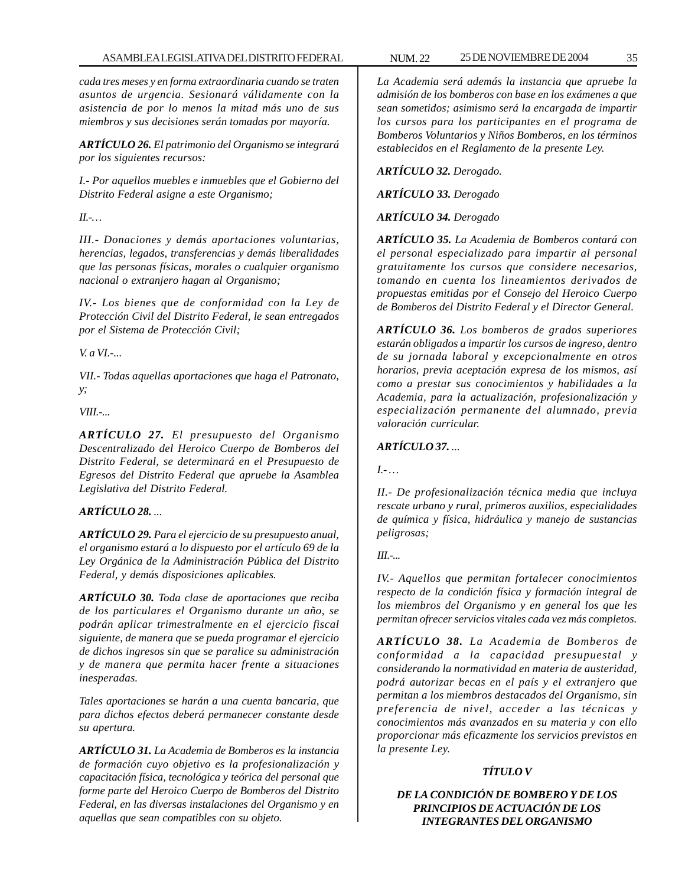*cada tres meses y en forma extraordinaria cuando se traten asuntos de urgencia. Sesionará válidamente con la asistencia de por lo menos la mitad más uno de sus miembros y sus decisiones serán tomadas por mayoría.*

***ARTÍCULO 26.*** *El patrimonio del Organismo se integrará por los siguientes recursos:*

*I.- Por aquellos muebles e inmuebles que el Gobierno del Distrito Federal asigne a este Organismo;*

*II.-…*

*III.- Donaciones y demás aportaciones voluntarias, herencias, legados, transferencias y demás liberalidades que las personas físicas, morales o cualquier organismo nacional o extranjero hagan al Organismo;*

*IV.- Los bienes que de conformidad con la Ley de Protección Civil del Distrito Federal, le sean entregados por el Sistema de Protección Civil;*

*V. a VI.-...*

*VII.- Todas aquellas aportaciones que haga el Patronato, y;*

*VIII.-...*

***ARTÍCULO 27.*** *El presupuesto del Organismo Descentralizado del Heroico Cuerpo de Bomberos del Distrito Federal, se determinará en el Presupuesto de Egresos del Distrito Federal que apruebe la Asamblea Legislativa del Distrito Federal.*

***ARTÍCULO 28.*** *...*

***ARTÍCULO 29.*** *Para el ejercicio de su presupuesto anual, el organismo estará a lo dispuesto por el artículo 69 de la Ley Orgánica de la Administración Pública del Distrito Federal, y demás disposiciones aplicables.*

***ARTÍCULO 30.*** *Toda clase de aportaciones que reciba de los particulares el Organismo durante un año, se podrán aplicar trimestralmente en el ejercicio fiscal siguiente, de manera que se pueda programar el ejercicio de dichos ingresos sin que se paralice su administración y de manera que permita hacer frente a situaciones inesperadas.*

*Tales aportaciones se harán a una cuenta bancaria, que para dichos efectos deberá permanecer constante desde su apertura.*

***ARTÍCULO 31.*** *La Academia de Bomberos es la instancia de formación cuyo objetivo es la profesionalización y capacitación física, tecnológica y teórica del personal que forme parte del Heroico Cuerpo de Bomberos del Distrito Federal, en las diversas instalaciones del Organismo y en aquellas que sean compatibles con su objeto.*

*La Academia será además la instancia que apruebe la admisión de los bomberos con base en los exámenes a que sean sometidos; asimismo será la encargada de impartir los cursos para los participantes en el programa de Bomberos Voluntarios y Niños Bomberos, en los términos establecidos en el Reglamento de la presente Ley.*

***ARTÍCULO 32.*** *Derogado.*

***ARTÍCULO 33.*** *Derogado*

***ARTÍCULO 34.*** *Derogado*

***ARTÍCULO 35.*** *La Academia de Bomberos contará con el personal especializado para impartir al personal gratuitamente los cursos que considere necesarios, tomando en cuenta los lineamientos derivados de propuestas emitidas por el Consejo del Heroico Cuerpo de Bomberos del Distrito Federal y el Director General.*

***ARTÍCULO 36.*** *Los bomberos de grados superiores estarán obligados a impartir los cursos de ingreso, dentro de su jornada laboral y excepcionalmente en otros horarios, previa aceptación expresa de los mismos, así como a prestar sus conocimientos y habilidades a la Academia, para la actualización, profesionalización y especialización permanente del alumnado, previa valoración curricular.*

***ARTÍCULO 37.*** *...*

*I.- …*

*II.- De profesionalización técnica media que incluya rescate urbano y rural, primeros auxilios, especialidades de química y física, hidráulica y manejo de sustancias peligrosas;*

*III.-...*

*IV.- Aquellos que permitan fortalecer conocimientos respecto de la condición física y formación integral de los miembros del Organismo y en general los que les permitan ofrecer servicios vitales cada vez más completos.*

***ARTÍCULO 38.*** *La Academia de Bomberos de conformidad a la capacidad presupuestal y considerando la normatividad en materia de austeridad, podrá autorizar becas en el país y el extranjero que permitan a los miembros destacados del Organismo, sin preferencia de nivel, acceder a las técnicas y conocimientos más avanzados en su materia y con ello proporcionar más eficazmente los servicios previstos en la presente Ley.*

## *TÍTULO V*

## *DE LA CONDICIÓN DE BOMBERO Y DE LOS PRINCIPIOS DE ACTUACIÓN DE LOS INTEGRANTES DEL ORGANISMO*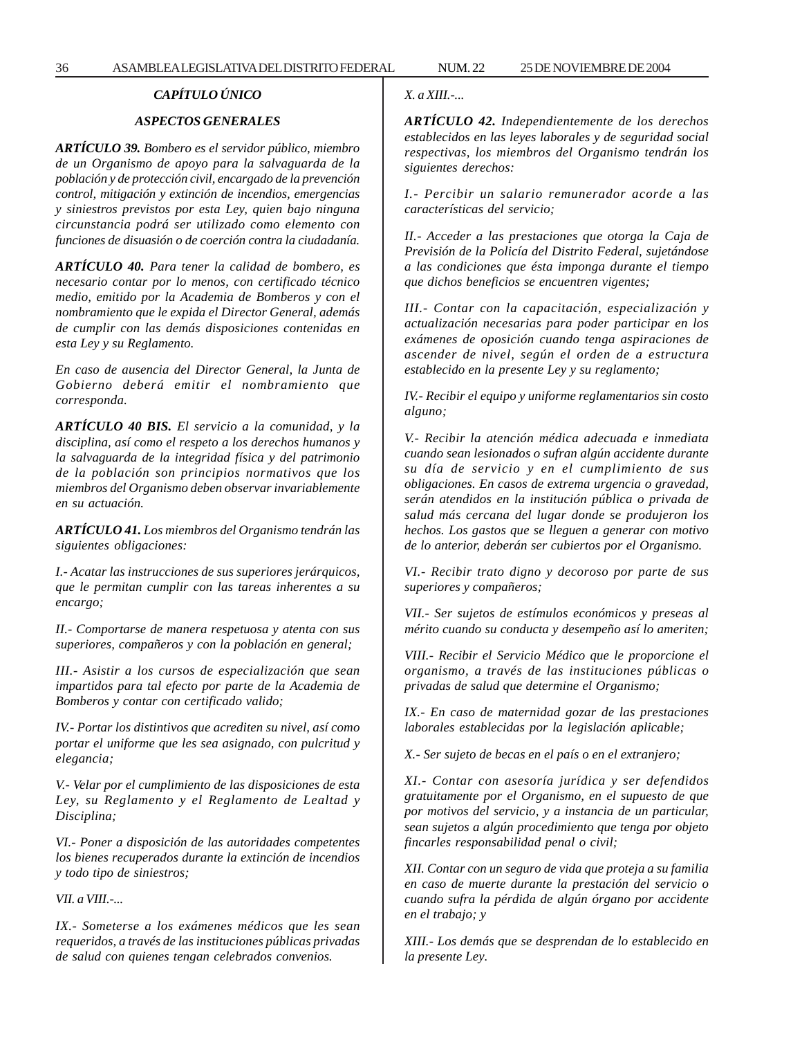### *CAPÍTULO ÚNICO*

### *ASPECTOS GENERALES*

***ARTÍCULO 39.*** *Bombero es el servidor público, miembro de un Organismo de apoyo para la salvaguarda de la población y de protección civil, encargado de la prevención control, mitigación y extinción de incendios, emergencias y siniestros previstos por esta Ley, quien bajo ninguna circunstancia podrá ser utilizado como elemento con funciones de disuasión o de coerción contra la ciudadanía.*

***ARTÍCULO 40.*** *Para tener la calidad de bombero, es necesario contar por lo menos, con certificado técnico medio, emitido por la Academia de Bomberos y con el nombramiento que le expida el Director General, además de cumplir con las demás disposiciones contenidas en esta Ley y su Reglamento.*

*En caso de ausencia del Director General, la Junta de Gobierno deberá emitir el nombramiento que corresponda.*

***ARTÍCULO 40 BIS.*** *El servicio a la comunidad, y la disciplina, así como el respeto a los derechos humanos y la salvaguarda de la integridad física y del patrimonio de la población son principios normativos que los miembros del Organismo deben observar invariablemente en su actuación.*

***ARTÍCULO 41.*** *Los miembros del Organismo tendrán las siguientes obligaciones:*

*I.- Acatar las instrucciones de sus superiores jerárquicos, que le permitan cumplir con las tareas inherentes a su encargo;*

*II.- Comportarse de manera respetuosa y atenta con sus superiores, compañeros y con la población en general;*

*III.- Asistir a los cursos de especialización que sean impartidos para tal efecto por parte de la Academia de Bomberos y contar con certificado valido;*

*IV.- Portar los distintivos que acrediten su nivel, así como portar el uniforme que les sea asignado, con pulcritud y elegancia;*

*V.- Velar por el cumplimiento de las disposiciones de esta Ley, su Reglamento y el Reglamento de Lealtad y Disciplina;*

*VI.- Poner a disposición de las autoridades competentes los bienes recuperados durante la extinción de incendios y todo tipo de siniestros;*

*VII. a VIII.-...*

*IX.- Someterse a los exámenes médicos que les sean requeridos, a través de las instituciones públicas privadas de salud con quienes tengan celebrados convenios.*

*X. a XIII.-...*

***ARTÍCULO 42.*** *Independientemente de los derechos establecidos en las leyes laborales y de seguridad social respectivas, los miembros del Organismo tendrán los siguientes derechos:*

*I.- Percibir un salario remunerador acorde a las características del servicio;*

*II.- Acceder a las prestaciones que otorga la Caja de Previsión de la Policía del Distrito Federal, sujetándose a las condiciones que ésta imponga durante el tiempo que dichos beneficios se encuentren vigentes;*

*III.- Contar con la capacitación, especialización y actualización necesarias para poder participar en los exámenes de oposición cuando tenga aspiraciones de ascender de nivel, según el orden de a estructura establecido en la presente Ley y su reglamento;*

*IV.- Recibir el equipo y uniforme reglamentarios sin costo alguno;*

*V.- Recibir la atención médica adecuada e inmediata cuando sean lesionados o sufran algún accidente durante su día de servicio y en el cumplimiento de sus obligaciones. En casos de extrema urgencia o gravedad, serán atendidos en la institución pública o privada de salud más cercana del lugar donde se produjeron los hechos. Los gastos que se lleguen a generar con motivo de lo anterior, deberán ser cubiertos por el Organismo.*

*VI.- Recibir trato digno y decoroso por parte de sus superiores y compañeros;*

*VII.- Ser sujetos de estímulos económicos y preseas al mérito cuando su conducta y desempeño así lo ameriten;*

*VIII.- Recibir el Servicio Médico que le proporcione el organismo, a través de las instituciones públicas o privadas de salud que determine el Organismo;*

*IX.- En caso de maternidad gozar de las prestaciones laborales establecidas por la legislación aplicable;*

*X.- Ser sujeto de becas en el país o en el extranjero;*

*XI.- Contar con asesoría jurídica y ser defendidos gratuitamente por el Organismo, en el supuesto de que por motivos del servicio, y a instancia de un particular, sean sujetos a algún procedimiento que tenga por objeto fincarles responsabilidad penal o civil;*

*XII. Contar con un seguro de vida que proteja a su familia en caso de muerte durante la prestación del servicio o cuando sufra la pérdida de algún órgano por accidente en el trabajo; y*

*XIII.- Los demás que se desprendan de lo establecido en la presente Ley.*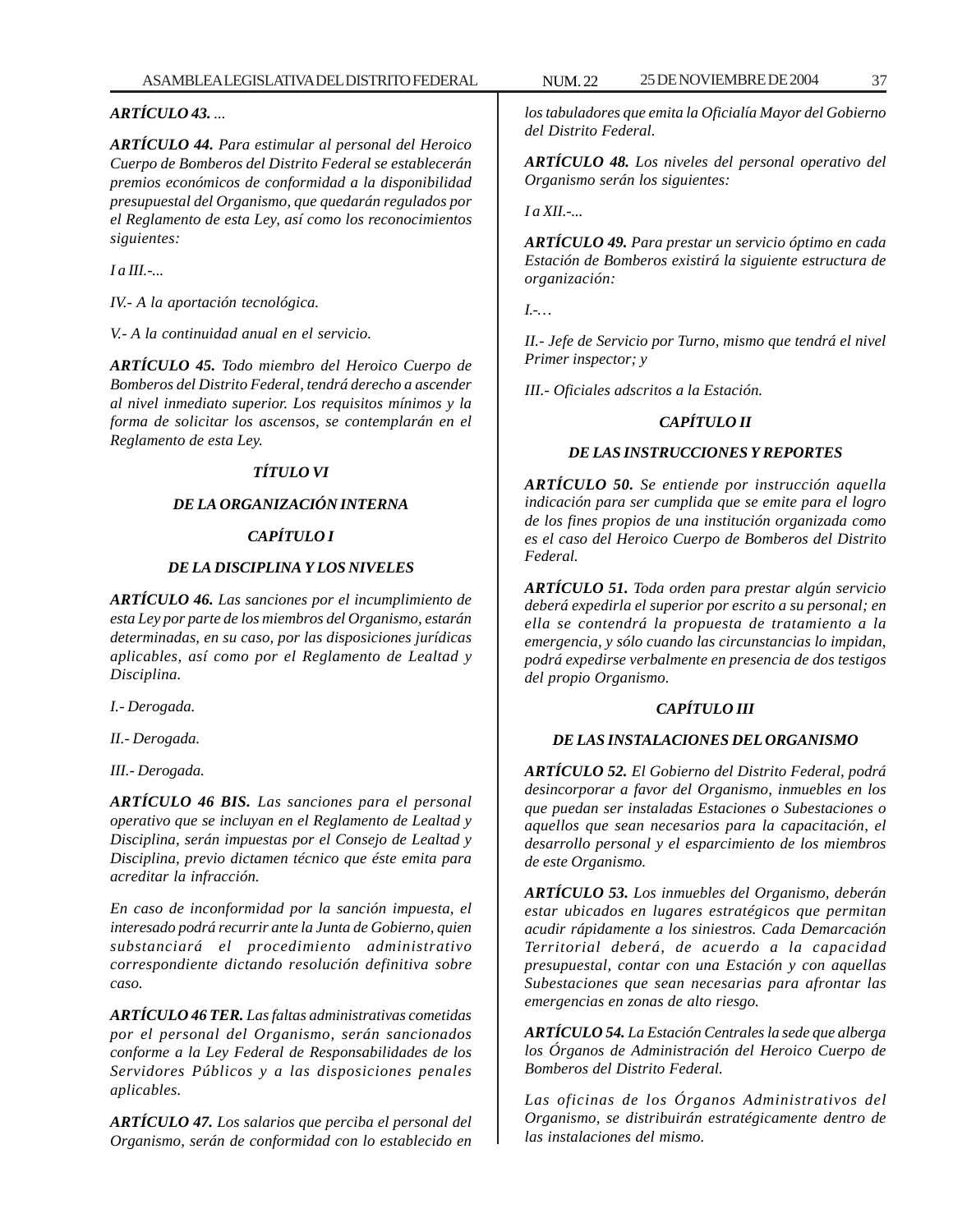*ARTÍCULO 43. ...*

***ARTÍCULO 44.*** *Para estimular al personal del Heroico Cuerpo de Bomberos del Distrito Federal se establecerán premios económicos de conformidad a la disponibilidad presupuestal del Organismo, que quedarán regulados por el Reglamento de esta Ley, así como los reconocimientos siguientes:*

*I a III.-...*

*IV.- A la aportación tecnológica.*

*V.- A la continuidad anual en el servicio.*

***ARTÍCULO 45.*** *Todo miembro del Heroico Cuerpo de Bomberos del Distrito Federal, tendrá derecho a ascender al nivel inmediato superior. Los requisitos mínimos y la forma de solicitar los ascensos, se contemplarán en el Reglamento de esta Ley.*

### *TÍTULO VI*

### *DE LA ORGANIZACIÓN INTERNA*

### *CAPÍTULO I*

### *DE LA DISCIPLINA Y LOS NIVELES*

***ARTÍCULO 46.*** *Las sanciones por el incumplimiento de esta Ley por parte de los miembros del Organismo, estarán determinadas, en su caso, por las disposiciones jurídicas aplicables, así como por el Reglamento de Lealtad y Disciplina.*

*I.- Derogada.*

*II.- Derogada.*

*III.- Derogada.*

***ARTÍCULO 46 BIS.*** *Las sanciones para el personal operativo que se incluyan en el Reglamento de Lealtad y Disciplina, serán impuestas por el Consejo de Lealtad y Disciplina, previo dictamen técnico que éste emita para acreditar la infracción.*

*En caso de inconformidad por la sanción impuesta, el interesado podrá recurrir ante la Junta de Gobierno, quien substanciará el procedimiento administrativo correspondiente dictando resolución definitiva sobre caso.*

***ARTÍCULO 46 TER.*** *Las faltas administrativas cometidas por el personal del Organismo, serán sancionados conforme a la Ley Federal de Responsabilidades de los Servidores Públicos y a las disposiciones penales aplicables.*

***ARTÍCULO 47.*** *Los salarios que perciba el personal del Organismo, serán de conformidad con lo establecido en los tabuladores que emita la Oficialía Mayor del Gobierno del Distrito Federal.*

***ARTÍCULO 48.*** *Los niveles del personal operativo del Organismo serán los siguientes:*

*I a XII.-...*

***ARTÍCULO 49.*** *Para prestar un servicio óptimo en cada Estación de Bomberos existirá la siguiente estructura de organización:*

*I.-…*

*II.- Jefe de Servicio por Turno, mismo que tendrá el nivel Primer inspector; y*

*III.- Oficiales adscritos a la Estación.*

### *CAPÍTULO II*

### *DE LAS INSTRUCCIONES Y REPORTES*

***ARTÍCULO 50.*** *Se entiende por instrucción aquella indicación para ser cumplida que se emite para el logro de los fines propios de una institución organizada como es el caso del Heroico Cuerpo de Bomberos del Distrito Federal.*

***ARTÍCULO 51.*** *Toda orden para prestar algún servicio deberá expedirla el superior por escrito a su personal; en ella se contendrá la propuesta de tratamiento a la emergencia, y sólo cuando las circunstancias lo impidan, podrá expedirse verbalmente en presencia de dos testigos del propio Organismo.*

### *CAPÍTULO III*

### *DE LAS INSTALACIONES DEL ORGANISMO*

***ARTÍCULO 52.*** *El Gobierno del Distrito Federal, podrá desincorporar a favor del Organismo, inmuebles en los que puedan ser instaladas Estaciones o Subestaciones o aquellos que sean necesarios para la capacitación, el desarrollo personal y el esparcimiento de los miembros de este Organismo.*

***ARTÍCULO 53.*** *Los inmuebles del Organismo, deberán estar ubicados en lugares estratégicos que permitan acudir rápidamente a los siniestros. Cada Demarcación Territorial deberá, de acuerdo a la capacidad presupuestal, contar con una Estación y con aquellas Subestaciones que sean necesarias para afrontar las emergencias en zonas de alto riesgo.*

***ARTÍCULO 54.*** *La Estación Centrales la sede que alberga los Órganos de Administración del Heroico Cuerpo de Bomberos del Distrito Federal.*

*Las oficinas de los Órganos Administrativos del Organismo, se distribuirán estratégicamente dentro de las instalaciones del mismo.*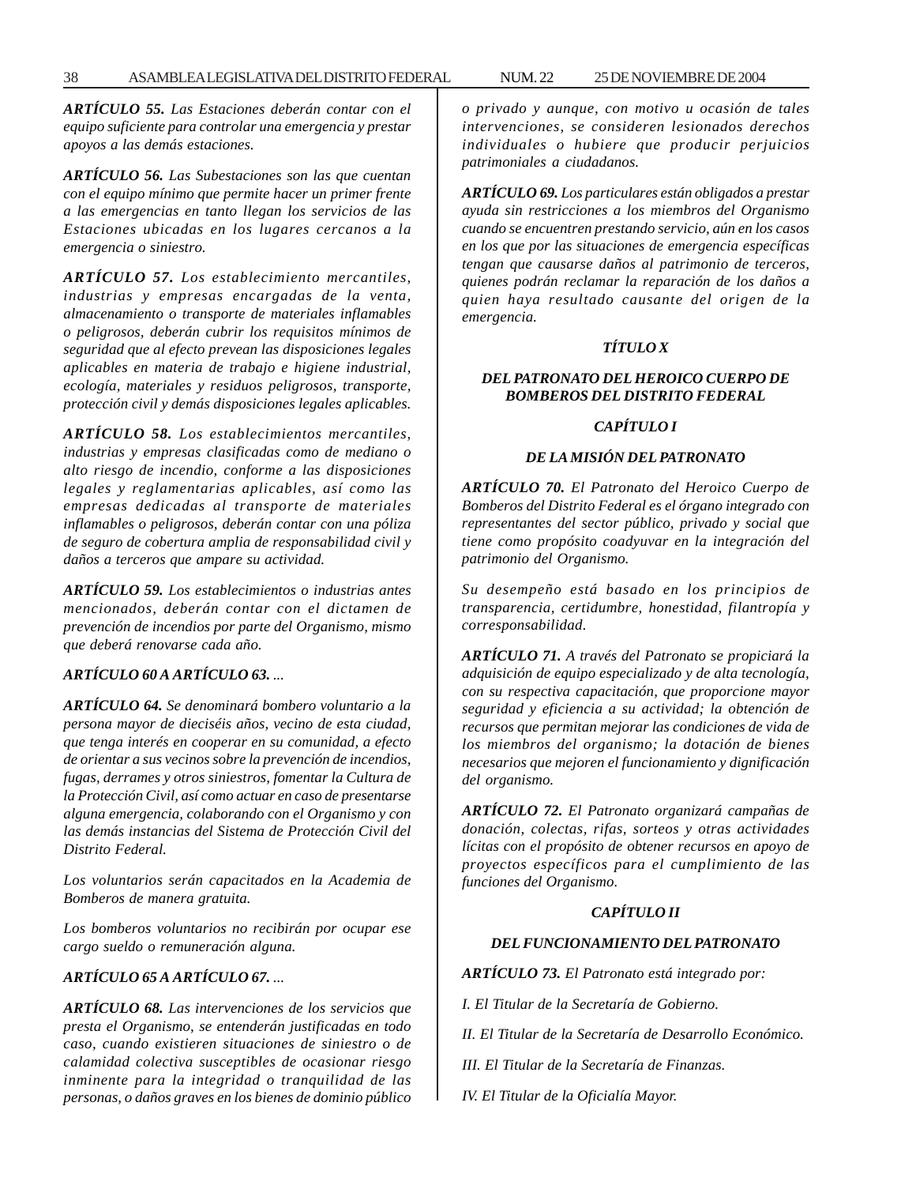***ARTÍCULO 55.*** *Las Estaciones deberán contar con el equipo suficiente para controlar una emergencia y prestar apoyos a las demás estaciones.*

***ARTÍCULO 56.*** *Las Subestaciones son las que cuentan con el equipo mínimo que permite hacer un primer frente a las emergencias en tanto llegan los servicios de las Estaciones ubicadas en los lugares cercanos a la emergencia o siniestro.*

***ARTÍCULO 57.*** *Los establecimiento mercantiles, industrias y empresas encargadas de la venta, almacenamiento o transporte de materiales inflamables o peligrosos, deberán cubrir los requisitos mínimos de seguridad que al efecto prevean las disposiciones legales aplicables en materia de trabajo e higiene industrial, ecología, materiales y residuos peligrosos, transporte, protección civil y demás disposiciones legales aplicables.*

***ARTÍCULO 58.*** *Los establecimientos mercantiles, industrias y empresas clasificadas como de mediano o alto riesgo de incendio, conforme a las disposiciones legales y reglamentarias aplicables, así como las empresas dedicadas al transporte de materiales inflamables o peligrosos, deberán contar con una póliza de seguro de cobertura amplia de responsabilidad civil y daños a terceros que ampare su actividad.*

***ARTÍCULO 59.*** *Los establecimientos o industrias antes mencionados, deberán contar con el dictamen de prevención de incendios por parte del Organismo, mismo que deberá renovarse cada año.*

***ARTÍCULO 60 A ARTÍCULO 63.*** *...*

***ARTÍCULO 64.*** *Se denominará bombero voluntario a la persona mayor de dieciséis años, vecino de esta ciudad, que tenga interés en cooperar en su comunidad, a efecto de orientar a sus vecinos sobre la prevención de incendios, fugas, derrames y otros siniestros, fomentar la Cultura de la Protección Civil, así como actuar en caso de presentarse alguna emergencia, colaborando con el Organismo y con las demás instancias del Sistema de Protección Civil del Distrito Federal.*

*Los voluntarios serán capacitados en la Academia de Bomberos de manera gratuita.*

*Los bomberos voluntarios no recibirán por ocupar ese cargo sueldo o remuneración alguna.*

***ARTÍCULO 65 A ARTÍCULO 67.*** *...*

***ARTÍCULO 68.*** *Las intervenciones de los servicios que presta el Organismo, se entenderán justificadas en todo caso, cuando existieren situaciones de siniestro o de calamidad colectiva susceptibles de ocasionar riesgo inminente para la integridad o tranquilidad de las personas, o daños graves en los bienes de dominio público o privado y aunque, con motivo u ocasión de tales intervenciones, se consideren lesionados derechos individuales o hubiere que producir perjuicios patrimoniales a ciudadanos.*

***ARTÍCULO 69.*** *Los particulares están obligados a prestar ayuda sin restricciones a los miembros del Organismo cuando se encuentren prestando servicio, aún en los casos en los que por las situaciones de emergencia específicas tengan que causarse daños al patrimonio de terceros, quienes podrán reclamar la reparación de los daños a quien haya resultado causante del origen de la emergencia.*

## *TÍTULO X*

## *DEL PATRONATO DEL HEROICO CUERPO DE BOMBEROS DEL DISTRITO FEDERAL*

### *CAPÍTULO I*

### *DE LA MISIÓN DEL PATRONATO*

***ARTÍCULO 70.*** *El Patronato del Heroico Cuerpo de Bomberos del Distrito Federal es el órgano integrado con representantes del sector público, privado y social que tiene como propósito coadyuvar en la integración del patrimonio del Organismo.*

*Su desempeño está basado en los principios de transparencia, certidumbre, honestidad, filantropía y corresponsabilidad.*

***ARTÍCULO 71.*** *A través del Patronato se propiciará la adquisición de equipo especializado y de alta tecnología, con su respectiva capacitación, que proporcione mayor seguridad y eficiencia a su actividad; la obtención de recursos que permitan mejorar las condiciones de vida de los miembros del organismo; la dotación de bienes necesarios que mejoren el funcionamiento y dignificación del organismo.*

***ARTÍCULO 72.*** *El Patronato organizará campañas de donación, colectas, rifas, sorteos y otras actividades lícitas con el propósito de obtener recursos en apoyo de proyectos específicos para el cumplimiento de las funciones del Organismo.*

### *CAPÍTULO II*

### *DEL FUNCIONAMIENTO DEL PATRONATO*

***ARTÍCULO 73.*** *El Patronato está integrado por:*

*I. El Titular de la Secretaría de Gobierno.*

*II. El Titular de la Secretaría de Desarrollo Económico.*

*III. El Titular de la Secretaría de Finanzas.*

*IV. El Titular de la Oficialía Mayor.*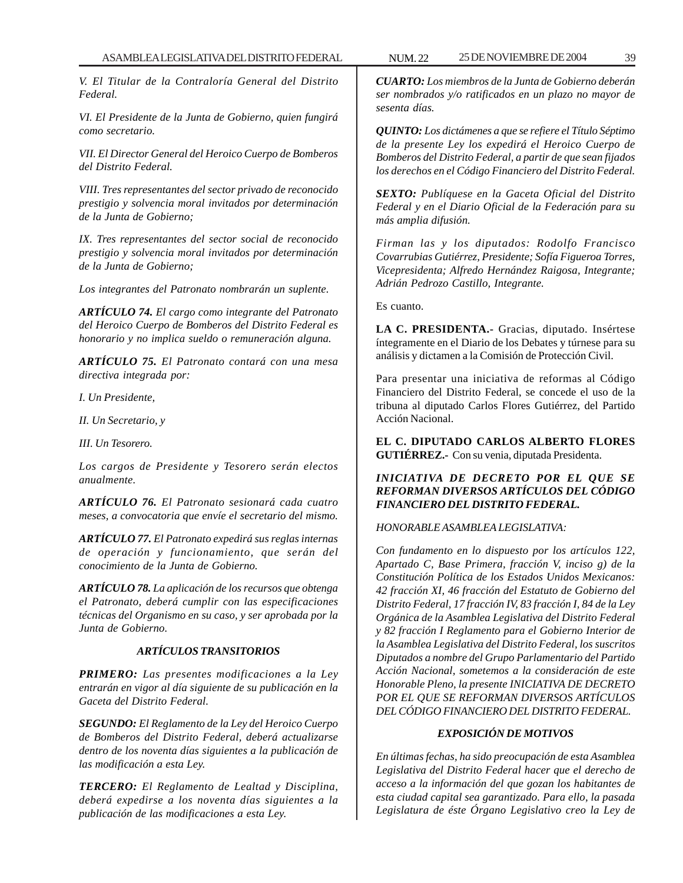*V. El Titular de la Contraloría General del Distrito Federal.*

*VI. El Presidente de la Junta de Gobierno, quien fungirá como secretario.*

*VII. El Director General del Heroico Cuerpo de Bomberos del Distrito Federal.*

*VIII. Tres representantes del sector privado de reconocido prestigio y solvencia moral invitados por determinación de la Junta de Gobierno;*

*IX. Tres representantes del sector social de reconocido prestigio y solvencia moral invitados por determinación de la Junta de Gobierno;*

*Los integrantes del Patronato nombrarán un suplente.*

***ARTÍCULO 74.** El cargo como integrante del Patronato del Heroico Cuerpo de Bomberos del Distrito Federal es honorario y no implica sueldo o remuneración alguna.*

***ARTÍCULO 75.** El Patronato contará con una mesa directiva integrada por:*

*I. Un Presidente,*

*II. Un Secretario, y*

*III. Un Tesorero.*

*Los cargos de Presidente y Tesorero serán electos anualmente.*

***ARTÍCULO 76.** El Patronato sesionará cada cuatro meses, a convocatoria que envíe el secretario del mismo.*

***ARTÍCULO 77.** El Patronato expedirá sus reglas internas de operación y funcionamiento, que serán del conocimiento de la Junta de Gobierno.*

***ARTÍCULO 78.** La aplicación de los recursos que obtenga el Patronato, deberá cumplir con las especificaciones técnicas del Organismo en su caso, y ser aprobada por la Junta de Gobierno.*

### *ARTÍCULOS TRANSITORIOS*

***PRIMERO:** Las presentes modificaciones a la Ley entrarán en vigor al día siguiente de su publicación en la Gaceta del Distrito Federal.*

***SEGUNDO:** El Reglamento de la Ley del Heroico Cuerpo de Bomberos del Distrito Federal, deberá actualizarse dentro de los noventa días siguientes a la publicación de las modificación a esta Ley.*

***TERCERO:** El Reglamento de Lealtad y Disciplina, deberá expedirse a los noventa días siguientes a la publicación de las modificaciones a esta Ley.*

***CUARTO:** Los miembros de la Junta de Gobierno deberán ser nombrados y/o ratificados en un plazo no mayor de sesenta días.*

***QUINTO:** Los dictámenes a que se refiere el Título Séptimo de la presente Ley los expedirá el Heroico Cuerpo de Bomberos del Distrito Federal, a partir de que sean fijados los derechos en el Código Financiero del Distrito Federal.*

***SEXTO:** Publíquese en la Gaceta Oficial del Distrito Federal y en el Diario Oficial de la Federación para su más amplia difusión.*

*Firman las y los diputados: Rodolfo Francisco Covarrubias Gutiérrez, Presidente; Sofía Figueroa Torres, Vicepresidenta; Alfredo Hernández Raigosa, Integrante; Adrián Pedrozo Castillo, Integrante.*

Es cuanto.

**LA C. PRESIDENTA.-** Gracias, diputado. Insértese íntegramente en el Diario de los Debates y túrnese para su análisis y dictamen a la Comisión de Protección Civil.

Para presentar una iniciativa de reformas al Código Financiero del Distrito Federal, se concede el uso de la tribuna al diputado Carlos Flores Gutiérrez, del Partido Acción Nacional.

**EL C. DIPUTADO CARLOS ALBERTO FLORES GUTIÉRREZ.-** Con su venia, diputada Presidenta.

### *INICIATIVA DE DECRETO POR EL QUE SE REFORMAN DIVERSOS ARTÍCULOS DEL CÓDIGO FINANCIERO DEL DISTRITO FEDERAL.*

*HONORABLE ASAMBLEA LEGISLATIVA:*

*Con fundamento en lo dispuesto por los artículos 122, Apartado C, Base Primera, fracción V, inciso g) de la Constitución Política de los Estados Unidos Mexicanos: 42 fracción XI, 46 fracción del Estatuto de Gobierno del Distrito Federal, 17 fracción IV, 83 fracción I, 84 de la Ley Orgánica de la Asamblea Legislativa del Distrito Federal y 82 fracción I Reglamento para el Gobierno Interior de la Asamblea Legislativa del Distrito Federal, los suscritos Diputados a nombre del Grupo Parlamentario del Partido Acción Nacional, sometemos a la consideración de este Honorable Pleno, la presente INICIATIVA DE DECRETO POR EL QUE SE REFORMAN DIVERSOS ARTÍCULOS DEL CÓDIGO FINANCIERO DEL DISTRITO FEDERAL.*

### *EXPOSICIÓN DE MOTIVOS*

*En últimas fechas, ha sido preocupación de esta Asamblea Legislativa del Distrito Federal hacer que el derecho de acceso a la información del que gozan los habitantes de esta ciudad capital sea garantizado. Para ello, la pasada Legislatura de éste Órgano Legislativo creo la Ley de*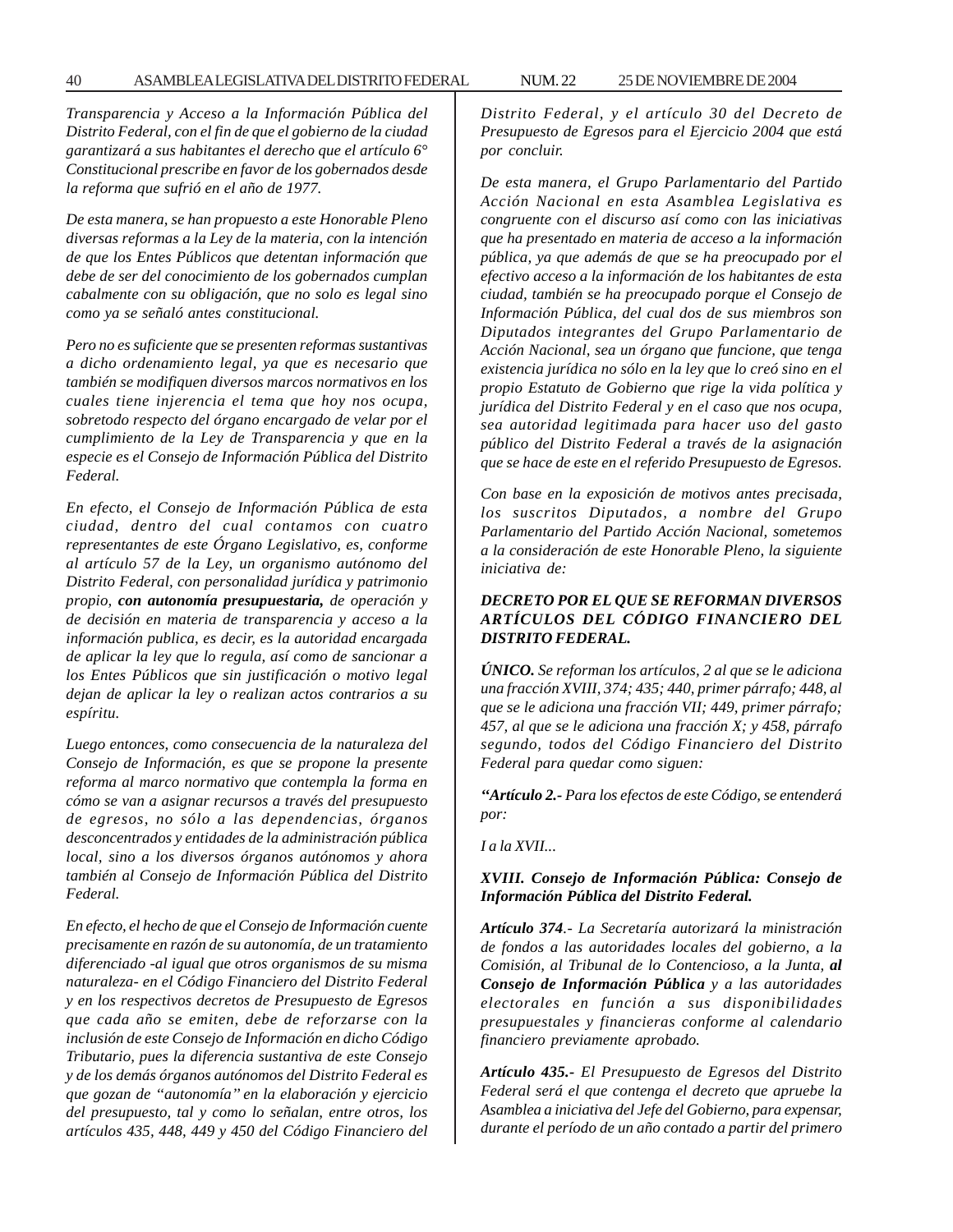*Transparencia y Acceso a la Información Pública del Distrito Federal, con el fin de que el gobierno de la ciudad garantizará a sus habitantes el derecho que el artículo 6° Constitucional prescribe en favor de los gobernados desde la reforma que sufrió en el año de 1977.*

*De esta manera, se han propuesto a este Honorable Pleno diversas reformas a la Ley de la materia, con la intención de que los Entes Públicos que detentan información que debe de ser del conocimiento de los gobernados cumplan cabalmente con su obligación, que no solo es legal sino como ya se señaló antes constitucional.*

*Pero no es suficiente que se presenten reformas sustantivas a dicho ordenamiento legal, ya que es necesario que también se modifiquen diversos marcos normativos en los cuales tiene injerencia el tema que hoy nos ocupa, sobretodo respecto del órgano encargado de velar por el cumplimiento de la Ley de Transparencia y que en la especie es el Consejo de Información Pública del Distrito Federal.*

*En efecto, el Consejo de Información Pública de esta ciudad, dentro del cual contamos con cuatro representantes de este Órgano Legislativo, es, conforme al artículo 57 de la Ley, un organismo autónomo del Distrito Federal, con personalidad jurídica y patrimonio propio, **con autonomía presupuestaria,** de operación y de decisión en materia de transparencia y acceso a la información publica, es decir, es la autoridad encargada de aplicar la ley que lo regula, así como de sancionar a los Entes Públicos que sin justificación o motivo legal dejan de aplicar la ley o realizan actos contrarios a su espíritu.*

*Luego entonces, como consecuencia de la naturaleza del Consejo de Información, es que se propone la presente reforma al marco normativo que contempla la forma en cómo se van a asignar recursos a través del presupuesto de egresos, no sólo a las dependencias, órganos desconcentrados y entidades de la administración pública local, sino a los diversos órganos autónomos y ahora también al Consejo de Información Pública del Distrito Federal.*

*En efecto, el hecho de que el Consejo de Información cuente precisamente en razón de su autonomía, de un tratamiento diferenciado -al igual que otros organismos de su misma naturaleza- en el Código Financiero del Distrito Federal y en los respectivos decretos de Presupuesto de Egresos que cada año se emiten, debe de reforzarse con la inclusión de este Consejo de Información en dicho Código Tributario, pues la diferencia sustantiva de este Consejo y de los demás órganos autónomos del Distrito Federal es que gozan de "autonomía" en la elaboración y ejercicio del presupuesto, tal y como lo señalan, entre otros, los artículos 435, 448, 449 y 450 del Código Financiero del Distrito Federal, y el artículo 30 del Decreto de Presupuesto de Egresos para el Ejercicio 2004 que está por concluir.*

*De esta manera, el Grupo Parlamentario del Partido Acción Nacional en esta Asamblea Legislativa es congruente con el discurso así como con las iniciativas que ha presentado en materia de acceso a la información pública, ya que además de que se ha preocupado por el efectivo acceso a la información de los habitantes de esta ciudad, también se ha preocupado porque el Consejo de Información Pública, del cual dos de sus miembros son Diputados integrantes del Grupo Parlamentario de Acción Nacional, sea un órgano que funcione, que tenga existencia jurídica no sólo en la ley que lo creó sino en el propio Estatuto de Gobierno que rige la vida política y jurídica del Distrito Federal y en el caso que nos ocupa, sea autoridad legitimada para hacer uso del gasto público del Distrito Federal a través de la asignación que se hace de este en el referido Presupuesto de Egresos.*

*Con base en la exposición de motivos antes precisada, los suscritos Diputados, a nombre del Grupo Parlamentario del Partido Acción Nacional, sometemos a la consideración de este Honorable Pleno, la siguiente iniciativa de:*

***DECRETO POR EL QUE SE REFORMAN DIVERSOS ARTÍCULOS DEL CÓDIGO FINANCIERO DEL DISTRITO FEDERAL.***

***ÚNICO.** Se reforman los artículos, 2 al que se le adiciona una fracción XVIII, 374; 435; 440, primer párrafo; 448, al que se le adiciona una fracción VII; 449, primer párrafo; 457, al que se le adiciona una fracción X; y 458, párrafo segundo, todos del Código Financiero del Distrito Federal para quedar como siguen:*

***"Artículo 2.-** Para los efectos de este Código, se entenderá por:*

*I a la XVII...*

***XVIII. Consejo de Información Pública: Consejo de Información Pública del Distrito Federal.***

***Artículo 374**.- La Secretaría autorizará la ministración de fondos a las autoridades locales del gobierno, a la Comisión, al Tribunal de lo Contencioso, a la Junta, **al Consejo de Información Pública** y a las autoridades electorales en función a sus disponibilidades presupuestales y financieras conforme al calendario financiero previamente aprobado.*

***Artículo 435.-** El Presupuesto de Egresos del Distrito Federal será el que contenga el decreto que apruebe la Asamblea a iniciativa del Jefe del Gobierno, para expensar, durante el período de un año contado a partir del primero*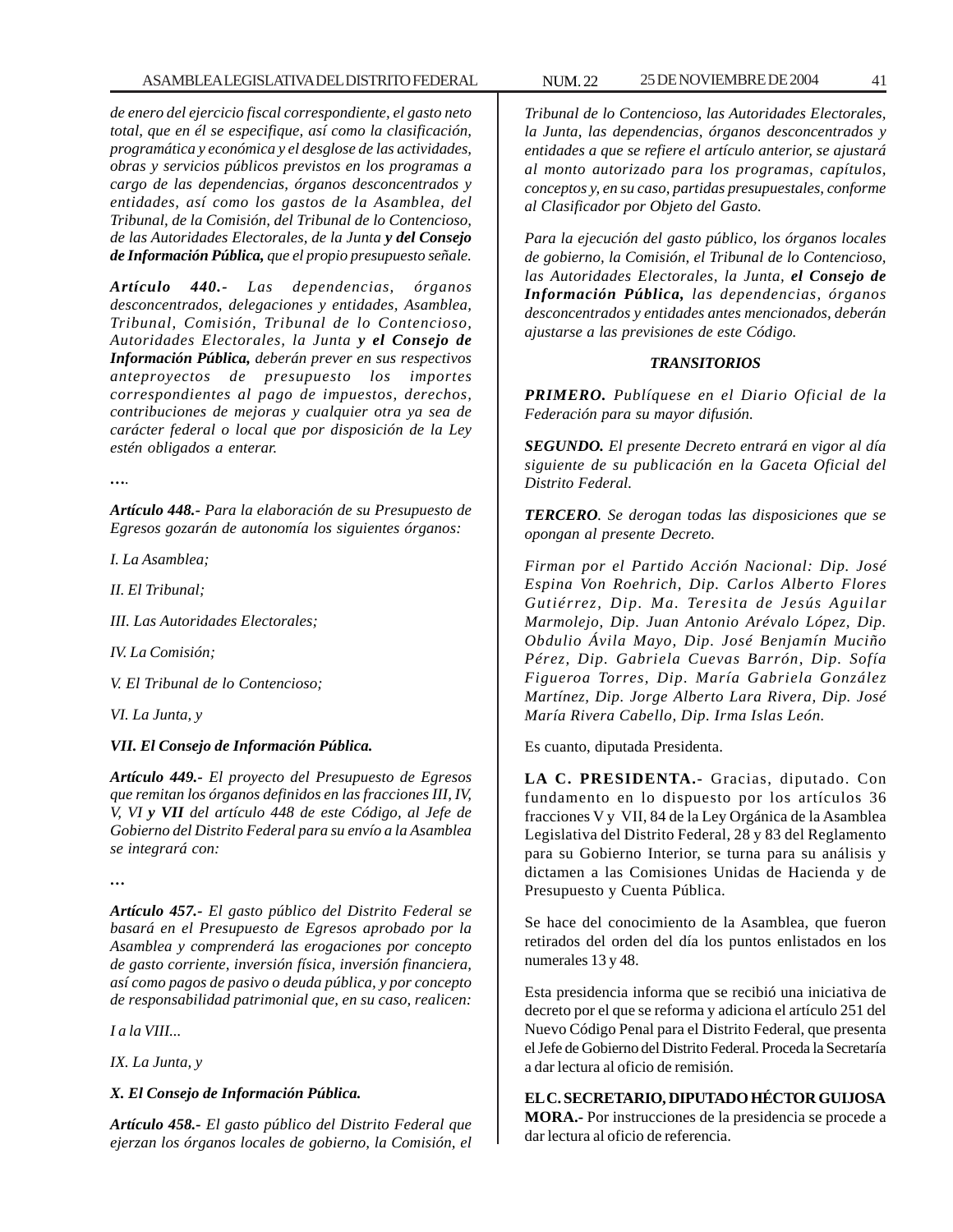*de enero del ejercicio fiscal correspondiente, el gasto neto total, que en él se especifique, así como la clasificación, programática y económica y el desglose de las actividades, obras y servicios públicos previstos en los programas a cargo de las dependencias, órganos desconcentrados y entidades, así como los gastos de la Asamblea, del Tribunal, de la Comisión, del Tribunal de lo Contencioso, de las Autoridades Electorales, de la Junta* ***y del Consejo de Información Pública,*** *que el propio presupuesto señale.*

***Artículo 440.-*** *Las dependencias, órganos desconcentrados, delegaciones y entidades, Asamblea, Tribunal, Comisión, Tribunal de lo Contencioso, Autoridades Electorales, la Junta* ***y el Consejo de Información Pública,*** *deberán prever en sus respectivos anteproyectos de presupuesto los importes correspondientes al pago de impuestos, derechos, contribuciones de mejoras y cualquier otra ya sea de carácter federal o local que por disposición de la Ley estén obligados a enterar.*

*….*

***Artículo 448.-*** *Para la elaboración de su Presupuesto de Egresos gozarán de autonomía los siguientes órganos:*

*I. La Asamblea;*

*II. El Tribunal;*

*III. Las Autoridades Electorales;*

*IV. La Comisión;*

*V. El Tribunal de lo Contencioso;*

*VI. La Junta, y*

***VII. El Consejo de Información Pública.***

***Artículo 449.-*** *El proyecto del Presupuesto de Egresos que remitan los órganos definidos en las fracciones III, IV, V, VI* ***y VII*** *del artículo 448 de este Código, al Jefe de Gobierno del Distrito Federal para su envío a la Asamblea se integrará con:*

*…*

***Artículo 457.-*** *El gasto público del Distrito Federal se basará en el Presupuesto de Egresos aprobado por la Asamblea y comprenderá las erogaciones por concepto de gasto corriente, inversión física, inversión financiera, así como pagos de pasivo o deuda pública, y por concepto de responsabilidad patrimonial que, en su caso, realicen:*

*I a la VIII...*

*IX. La Junta, y*

***X. El Consejo de Información Pública.***

***Artículo 458.-*** *El gasto público del Distrito Federal que ejerzan los órganos locales de gobierno, la Comisión, el Tribunal de lo Contencioso, las Autoridades Electorales, la Junta, las dependencias, órganos desconcentrados y entidades a que se refiere el artículo anterior, se ajustará al monto autorizado para los programas, capítulos, conceptos y, en su caso, partidas presupuestales, conforme al Clasificador por Objeto del Gasto.*

*Para la ejecución del gasto público, los órganos locales de gobierno, la Comisión, el Tribunal de lo Contencioso, las Autoridades Electorales, la Junta,* ***el Consejo de Información Pública,*** *las dependencias, órganos desconcentrados y entidades antes mencionados, deberán ajustarse a las previsiones de este Código.*

***TRANSITORIOS***

***PRIMERO.*** *Publíquese en el Diario Oficial de la Federación para su mayor difusión.*

***SEGUNDO.*** *El presente Decreto entrará en vigor al día siguiente de su publicación en la Gaceta Oficial del Distrito Federal.*

***TERCERO****. Se derogan todas las disposiciones que se opongan al presente Decreto.*

*Firman por el Partido Acción Nacional: Dip. José Espina Von Roehrich, Dip. Carlos Alberto Flores Gutiérrez, Dip. Ma. Teresita de Jesús Aguilar Marmolejo, Dip. Juan Antonio Arévalo López, Dip. Obdulio Ávila Mayo, Dip. José Benjamín Muciño Pérez, Dip. Gabriela Cuevas Barrón, Dip. Sofía Figueroa Torres, Dip. María Gabriela González Martínez, Dip. Jorge Alberto Lara Rivera, Dip. José María Rivera Cabello, Dip. Irma Islas León.*

Es cuanto, diputada Presidenta.

**LA C. PRESIDENTA.-** Gracias, diputado. Con fundamento en lo dispuesto por los artículos 36 fracciones V y VII, 84 de la Ley Orgánica de la Asamblea Legislativa del Distrito Federal, 28 y 83 del Reglamento para su Gobierno Interior, se turna para su análisis y dictamen a las Comisiones Unidas de Hacienda y de Presupuesto y Cuenta Pública.

Se hace del conocimiento de la Asamblea, que fueron retirados del orden del día los puntos enlistados en los numerales 13 y 48.

Esta presidencia informa que se recibió una iniciativa de decreto por el que se reforma y adiciona el artículo 251 del Nuevo Código Penal para el Distrito Federal, que presenta el Jefe de Gobierno del Distrito Federal. Proceda la Secretaría a dar lectura al oficio de remisión.

**EL C. SECRETARIO, DIPUTADO HÉCTOR GUIJOSA MORA.-** Por instrucciones de la presidencia se procede a dar lectura al oficio de referencia.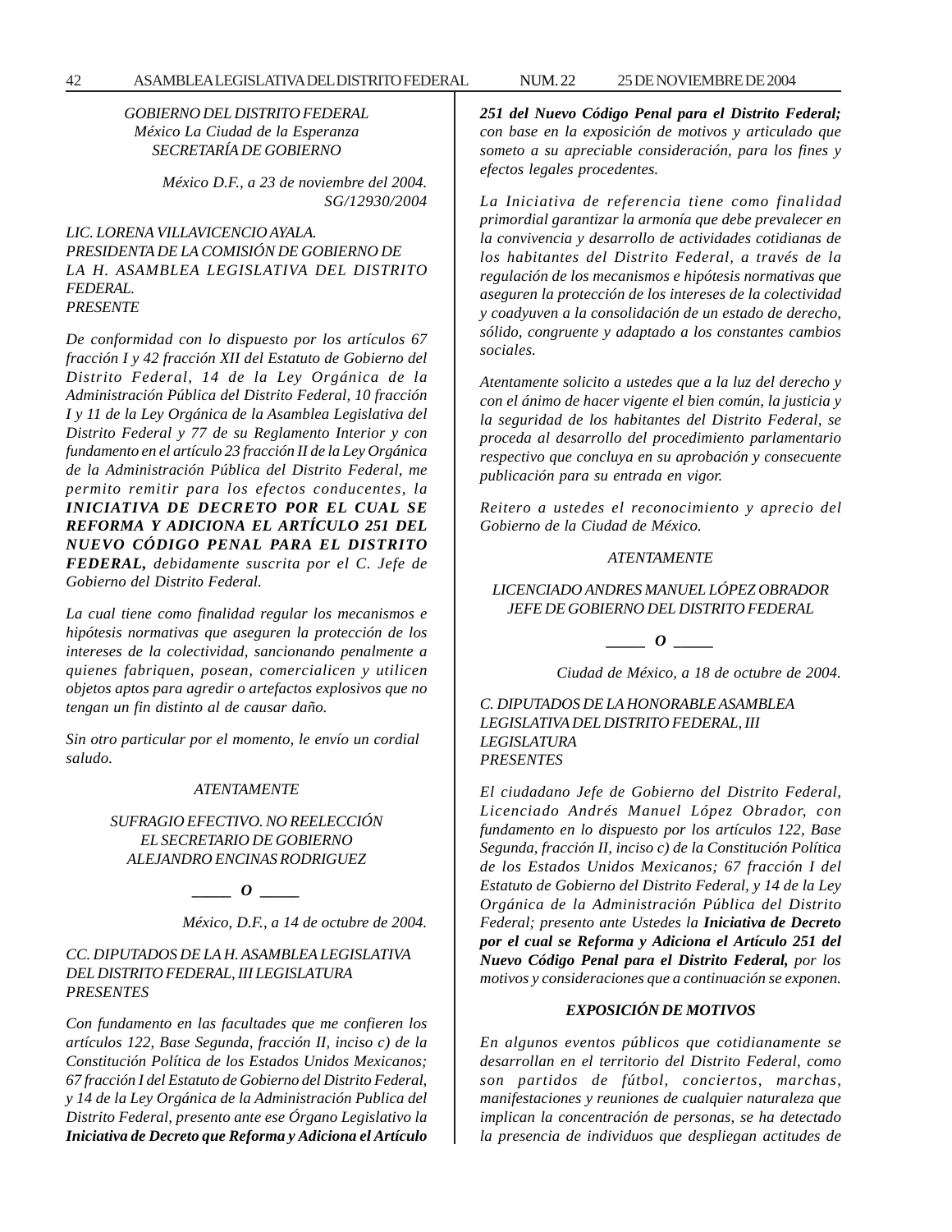*GOBIERNO DEL DISTRITO FEDERAL*
*México La Ciudad de la Esperanza*
*SECRETARÍA DE GOBIERNO*

*México D.F., a 23 de noviembre del 2004.*
*SG/12930/2004*

*LIC. LORENA VILLAVICENCIO AYALA.*
*PRESIDENTA DE LA COMISIÓN DE GOBIERNO DE LA H. ASAMBLEA LEGISLATIVA DEL DISTRITO FEDERAL.*
*PRESENTE*

*De conformidad con lo dispuesto por los artículos 67 fracción I y 42 fracción XII del Estatuto de Gobierno del Distrito Federal, 14 de la Ley Orgánica de la Administración Pública del Distrito Federal, 10 fracción I y 11 de la Ley Orgánica de la Asamblea Legislativa del Distrito Federal y 77 de su Reglamento Interior y con fundamento en el artículo 23 fracción II de la Ley Orgánica de la Administración Pública del Distrito Federal, me permito remitir para los efectos conducentes, la* ***INICIATIVA DE DECRETO POR EL CUAL SE REFORMA Y ADICIONA EL ARTÍCULO 251 DEL NUEVO CÓDIGO PENAL PARA EL DISTRITO FEDERAL,*** *debidamente suscrita por el C. Jefe de Gobierno del Distrito Federal.*

*La cual tiene como finalidad regular los mecanismos e hipótesis normativas que aseguren la protección de los intereses de la colectividad, sancionando penalmente a quienes fabriquen, posean, comercialicen y utilicen objetos aptos para agredir o artefactos explosivos que no tengan un fin distinto al de causar daño.*

*Sin otro particular por el momento, le envío un cordial saludo.*

*ATENTAMENTE*

*SUFRAGIO EFECTIVO. NO REELECCIÓN*
*EL SECRETARIO DE GOBIERNO*
*ALEJANDRO ENCINAS RODRIGUEZ*

**_____ O _____**

*México, D.F., a 14 de octubre de 2004.*

*CC. DIPUTADOS DE LA H. ASAMBLEA LEGISLATIVA DEL DISTRITO FEDERAL, III LEGISLATURA*
*PRESENTES*

*Con fundamento en las facultades que me confieren los artículos 122, Base Segunda, fracción II, inciso c) de la Constitución Política de los Estados Unidos Mexicanos; 67 fracción I del Estatuto de Gobierno del Distrito Federal, y 14 de la Ley Orgánica de la Administración Publica del Distrito Federal, presento ante ese Órgano Legislativo la* ***Iniciativa de Decreto que Reforma y Adiciona el Artículo 251 del Nuevo Código Penal para el Distrito Federal;*** *con base en la exposición de motivos y articulado que someto a su apreciable consideración, para los fines y efectos legales procedentes.*

*La Iniciativa de referencia tiene como finalidad primordial garantizar la armonía que debe prevalecer en la convivencia y desarrollo de actividades cotidianas de los habitantes del Distrito Federal, a través de la regulación de los mecanismos e hipótesis normativas que aseguren la protección de los intereses de la colectividad y coadyuven a la consolidación de un estado de derecho, sólido, congruente y adaptado a los constantes cambios sociales.*

*Atentamente solicito a ustedes que a la luz del derecho y con el ánimo de hacer vigente el bien común, la justicia y la seguridad de los habitantes del Distrito Federal, se proceda al desarrollo del procedimiento parlamentario respectivo que concluya en su aprobación y consecuente publicación para su entrada en vigor.*

*Reitero a ustedes el reconocimiento y aprecio del Gobierno de la Ciudad de México.*

*ATENTAMENTE*

*LICENCIADO ANDRES MANUEL LÓPEZ OBRADOR*
*JEFE DE GOBIERNO DEL DISTRITO FEDERAL*

**_____ O _____**

*Ciudad de México, a 18 de octubre de 2004.*

*C. DIPUTADOS DE LA HONORABLE ASAMBLEA LEGISLATIVA DEL DISTRITO FEDERAL, III LEGISLATURA*
*PRESENTES*

*El ciudadano Jefe de Gobierno del Distrito Federal, Licenciado Andrés Manuel López Obrador, con fundamento en lo dispuesto por los artículos 122, Base Segunda, fracción II, inciso c) de la Constitución Política de los Estados Unidos Mexicanos; 67 fracción I del Estatuto de Gobierno del Distrito Federal, y 14 de la Ley Orgánica de la Administración Pública del Distrito Federal; presento ante Ustedes la* ***Iniciativa de Decreto por el cual se Reforma y Adiciona el Artículo 251 del Nuevo Código Penal para el Distrito Federal,*** *por los motivos y consideraciones que a continuación se exponen.*

***EXPOSICIÓN DE MOTIVOS***

*En algunos eventos públicos que cotidianamente se desarrollan en el territorio del Distrito Federal, como son partidos de fútbol, conciertos, marchas, manifestaciones y reuniones de cualquier naturaleza que implican la concentración de personas, se ha detectado la presencia de individuos que despliegan actitudes de*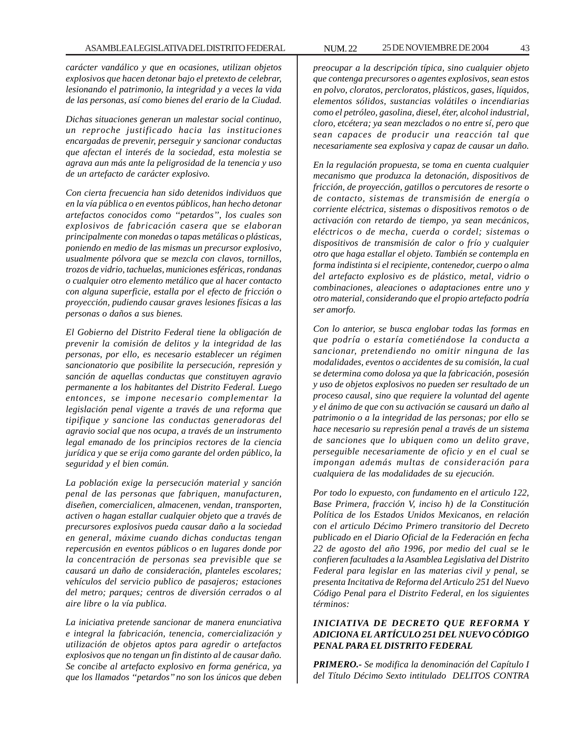*carácter vandálico y que en ocasiones, utilizan objetos explosivos que hacen detonar bajo el pretexto de celebrar, lesionando el patrimonio, la integridad y a veces la vida de las personas, así como bienes del erario de la Ciudad.*

*Dichas situaciones generan un malestar social continuo, un reproche justificado hacia las instituciones encargadas de prevenir, perseguir y sancionar conductas que afectan el interés de la sociedad, esta molestia se agrava aun más ante la peligrosidad de la tenencia y uso de un artefacto de carácter explosivo.*

*Con cierta frecuencia han sido detenidos individuos que en la vía pública o en eventos públicos, han hecho detonar artefactos conocidos como "petardos", los cuales son explosivos de fabricación casera que se elaboran principalmente con monedas o tapas metálicas o plásticas, poniendo en medio de las mismas un precursor explosivo, usualmente pólvora que se mezcla con clavos, tornillos, trozos de vidrio, tachuelas, municiones esféricas, rondanas o cualquier otro elemento metálico que al hacer contacto con alguna superficie, estalla por el efecto de fricción o proyección, pudiendo causar graves lesiones físicas a las personas o daños a sus bienes.*

*El Gobierno del Distrito Federal tiene la obligación de prevenir la comisión de delitos y la integridad de las personas, por ello, es necesario establecer un régimen sancionatorio que posibilite la persecución, represión y sanción de aquellas conductas que constituyen agravio permanente a los habitantes del Distrito Federal. Luego entonces, se impone necesario complementar la legislación penal vigente a través de una reforma que tipifique y sancione las conductas generadoras del agravio social que nos ocupa, a través de un instrumento legal emanado de los principios rectores de la ciencia jurídica y que se erija como garante del orden público, la seguridad y el bien común.*

*La población exige la persecución material y sanción penal de las personas que fabriquen, manufacturen, diseñen, comercialicen, almacenen, vendan, transporten, activen o hagan estallar cualquier objeto que a través de precursores explosivos pueda causar daño a la sociedad en general, máxime cuando dichas conductas tengan repercusión en eventos públicos o en lugares donde por la concentración de personas sea previsible que se causará un daño de consideración, planteles escolares; vehículos del servicio publico de pasajeros; estaciones del metro; parques; centros de diversión cerrados o al aire libre o la vía publica.*

*La iniciativa pretende sancionar de manera enunciativa e integral la fabricación, tenencia, comercialización y utilización de objetos aptos para agredir o artefactos explosivos que no tengan un fin distinto al de causar daño. Se concibe al artefacto explosivo en forma genérica, ya que los llamados "petardos" no son los únicos que deben preocupar a la descripción típica, sino cualquier objeto que contenga precursores o agentes explosivos, sean estos en polvo, cloratos, percloratos, plásticos, gases, líquidos, elementos sólidos, sustancias volátiles o incendiarias como el petróleo, gasolina, diesel, éter, alcohol industrial, cloro, etcétera; ya sean mezclados o no entre sí, pero que sean capaces de producir una reacción tal que necesariamente sea explosiva y capaz de causar un daño.*

*En la regulación propuesta, se toma en cuenta cualquier mecanismo que produzca la detonación, dispositivos de fricción, de proyección, gatillos o percutores de resorte o de contacto, sistemas de transmisión de energía o corriente eléctrica, sistemas o dispositivos remotos o de activación con retardo de tiempo, ya sean mecánicos, eléctricos o de mecha, cuerda o cordel; sistemas o dispositivos de transmisión de calor o frío y cualquier otro que haga estallar el objeto. También se contempla en forma indistinta si el recipiente, contenedor, cuerpo o alma del artefacto explosivo es de plástico, metal, vidrio o combinaciones, aleaciones o adaptaciones entre uno y otro material, considerando que el propio artefacto podría ser amorfo.*

*Con lo anterior, se busca englobar todas las formas en que podría o estaría cometiéndose la conducta a sancionar, pretendiendo no omitir ninguna de las modalidades, eventos o accidentes de su comisión, la cual se determina como dolosa ya que la fabricación, posesión y uso de objetos explosivos no pueden ser resultado de un proceso causal, sino que requiere la voluntad del agente y el ánimo de que con su activación se causará un daño al patrimonio o a la integridad de las personas; por ello se hace necesario su represión penal a través de un sistema de sanciones que lo ubiquen como un delito grave, perseguible necesariamente de oficio y en el cual se impongan además multas de consideración para cualquiera de las modalidades de su ejecución.*

*Por todo lo expuesto, con fundamento en el articulo 122, Base Primera, fracción V, inciso h) de la Constitución Política de los Estados Unidos Mexicanos, en relación con el articulo Décimo Primero transitorio del Decreto publicado en el Diario Oficial de la Federación en fecha 22 de agosto del año 1996, por medio del cual se le confieren facultades a la Asamblea Legislativa del Distrito Federal para legislar en las materias civil y penal, se presenta Incitativa de Reforma del Articulo 251 del Nuevo Código Penal para el Distrito Federal, en los siguientes términos:*

***INICIATIVA DE DECRETO QUE REFORMA Y ADICIONA EL ARTÍCULO 251 DEL NUEVO CÓDIGO PENAL PARA EL DISTRITO FEDERAL***

***PRIMERO.-** Se modifica la denominación del Capítulo I del Título Décimo Sexto intitulado DELITOS CONTRA*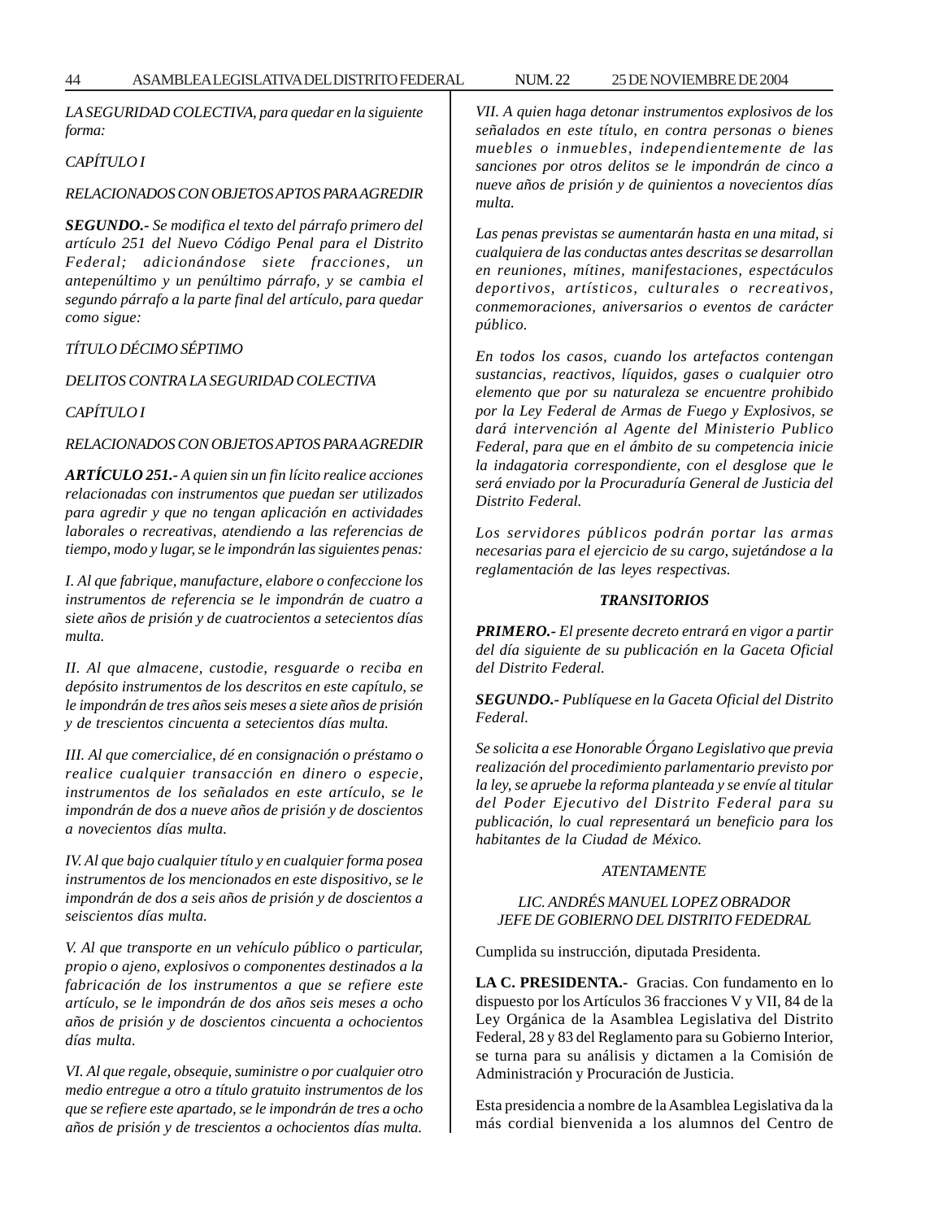*LA SEGURIDAD COLECTIVA, para quedar en la siguiente forma:*

*CAPÍTULO I*

*RELACIONADOS CON OBJETOS APTOS PARA AGREDIR*

***SEGUNDO.-*** *Se modifica el texto del párrafo primero del artículo 251 del Nuevo Código Penal para el Distrito Federal; adicionándose siete fracciones, un antepenúltimo y un penúltimo párrafo, y se cambia el segundo párrafo a la parte final del artículo, para quedar como sigue:*

*TÍTULO DÉCIMO SÉPTIMO*

*DELITOS CONTRA LA SEGURIDAD COLECTIVA*

*CAPÍTULO I*

*RELACIONADOS CON OBJETOS APTOS PARA AGREDIR*

***ARTÍCULO 251.-*** *A quien sin un fin lícito realice acciones relacionadas con instrumentos que puedan ser utilizados para agredir y que no tengan aplicación en actividades laborales o recreativas, atendiendo a las referencias de tiempo, modo y lugar, se le impondrán las siguientes penas:*

*I. Al que fabrique, manufacture, elabore o confeccione los instrumentos de referencia se le impondrán de cuatro a siete años de prisión y de cuatrocientos a setecientos días multa.*

*II. Al que almacene, custodie, resguarde o reciba en depósito instrumentos de los descritos en este capítulo, se le impondrán de tres años seis meses a siete años de prisión y de trescientos cincuenta a setecientos días multa.*

*III. Al que comercialice, dé en consignación o préstamo o realice cualquier transacción en dinero o especie, instrumentos de los señalados en este artículo, se le impondrán de dos a nueve años de prisión y de doscientos a novecientos días multa.*

*IV. Al que bajo cualquier título y en cualquier forma posea instrumentos de los mencionados en este dispositivo, se le impondrán de dos a seis años de prisión y de doscientos a seiscientos días multa.*

*V. Al que transporte en un vehículo público o particular, propio o ajeno, explosivos o componentes destinados a la fabricación de los instrumentos a que se refiere este artículo, se le impondrán de dos años seis meses a ocho años de prisión y de doscientos cincuenta a ochocientos días multa.*

*VI. Al que regale, obsequie, suministre o por cualquier otro medio entregue a otro a título gratuito instrumentos de los que se refiere este apartado, se le impondrán de tres a ocho años de prisión y de trescientos a ochocientos días multa.*

*VII. A quien haga detonar instrumentos explosivos de los señalados en este título, en contra personas o bienes muebles o inmuebles, independientemente de las sanciones por otros delitos se le impondrán de cinco a nueve años de prisión y de quinientos a novecientos días multa.*

*Las penas previstas se aumentarán hasta en una mitad, si cualquiera de las conductas antes descritas se desarrollan en reuniones, mítines, manifestaciones, espectáculos deportivos, artísticos, culturales o recreativos, conmemoraciones, aniversarios o eventos de carácter público.*

*En todos los casos, cuando los artefactos contengan sustancias, reactivos, líquidos, gases o cualquier otro elemento que por su naturaleza se encuentre prohibido por la Ley Federal de Armas de Fuego y Explosivos, se dará intervención al Agente del Ministerio Publico Federal, para que en el ámbito de su competencia inicie la indagatoria correspondiente, con el desglose que le será enviado por la Procuraduría General de Justicia del Distrito Federal.*

*Los servidores públicos podrán portar las armas necesarias para el ejercicio de su cargo, sujetándose a la reglamentación de las leyes respectivas.*

***TRANSITORIOS***

***PRIMERO.-*** *El presente decreto entrará en vigor a partir del día siguiente de su publicación en la Gaceta Oficial del Distrito Federal.*

***SEGUNDO.-*** *Publíquese en la Gaceta Oficial del Distrito Federal.*

*Se solicita a ese Honorable Órgano Legislativo que previa realización del procedimiento parlamentario previsto por la ley, se apruebe la reforma planteada y se envíe al titular del Poder Ejecutivo del Distrito Federal para su publicación, lo cual representará un beneficio para los habitantes de la Ciudad de México.*

*ATENTAMENTE*

*LIC. ANDRÉS MANUEL LOPEZ OBRADOR*
*JEFE DE GOBIERNO DEL DISTRITO FEDEDRAL*

Cumplida su instrucción, diputada Presidenta.

**LA C. PRESIDENTA.-** Gracias. Con fundamento en lo dispuesto por los Artículos 36 fracciones V y VII, 84 de la Ley Orgánica de la Asamblea Legislativa del Distrito Federal, 28 y 83 del Reglamento para su Gobierno Interior, se turna para su análisis y dictamen a la Comisión de Administración y Procuración de Justicia.

Esta presidencia a nombre de la Asamblea Legislativa da la más cordial bienvenida a los alumnos del Centro de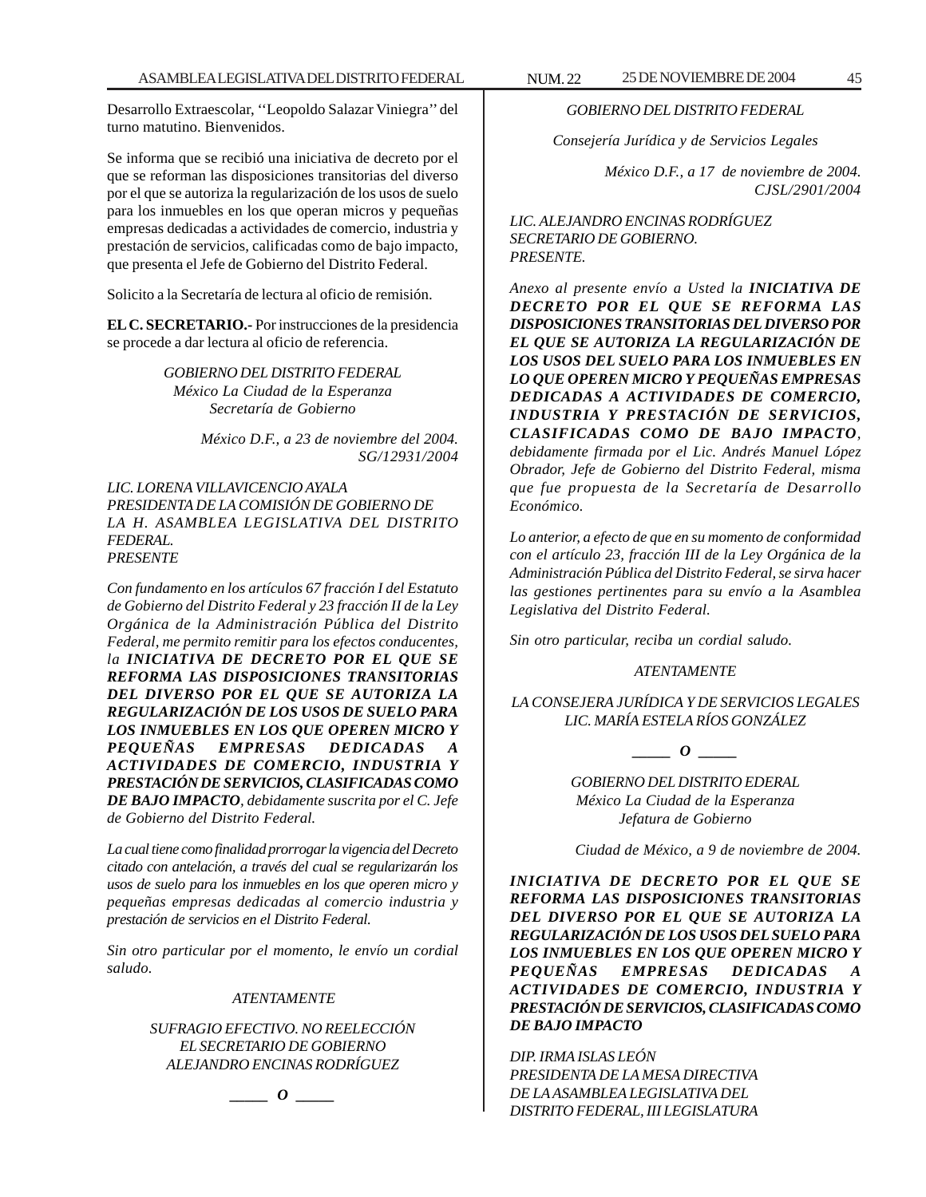Desarrollo Extraescolar, ''Leopoldo Salazar Viniegra'' del turno matutino. Bienvenidos.

Se informa que se recibió una iniciativa de decreto por el que se reforman las disposiciones transitorias del diverso por el que se autoriza la regularización de los usos de suelo para los inmuebles en los que operan micros y pequeñas empresas dedicadas a actividades de comercio, industria y prestación de servicios, calificadas como de bajo impacto, que presenta el Jefe de Gobierno del Distrito Federal.

Solicito a la Secretaría de lectura al oficio de remisión.

**EL C. SECRETARIO.-** Por instrucciones de la presidencia se procede a dar lectura al oficio de referencia.

*GOBIERNO DEL DISTRITO FEDERAL*
*México La Ciudad de la Esperanza*
*Secretaría de Gobierno*

*México D.F., a 23 de noviembre del 2004.*
*SG/12931/2004*

*LIC. LORENA VILLAVICENCIO AYALA*
*PRESIDENTA DE LA COMISIÓN DE GOBIERNO DE LA H. ASAMBLEA LEGISLATIVA DEL DISTRITO FEDERAL.*
*PRESENTE*

*Con fundamento en los artículos 67 fracción I del Estatuto de Gobierno del Distrito Federal y 23 fracción II de la Ley Orgánica de la Administración Pública del Distrito Federal, me permito remitir para los efectos conducentes, la* ***INICIATIVA DE DECRETO POR EL QUE SE REFORMA LAS DISPOSICIONES TRANSITORIAS DEL DIVERSO POR EL QUE SE AUTORIZA LA REGULARIZACIÓN DE LOS USOS DE SUELO PARA LOS INMUEBLES EN LOS QUE OPEREN MICRO Y PEQUEÑAS EMPRESAS DEDICADAS A ACTIVIDADES DE COMERCIO, INDUSTRIA Y PRESTACIÓN DE SERVICIOS, CLASIFICADAS COMO DE BAJO IMPACTO****, debidamente suscrita por el C. Jefe de Gobierno del Distrito Federal.*

*La cual tiene como finalidad prorrogar la vigencia del Decreto citado con antelación, a través del cual se regularizarán los usos de suelo para los inmuebles en los que operen micro y pequeñas empresas dedicadas al comercio industria y prestación de servicios en el Distrito Federal.*

*Sin otro particular por el momento, le envío un cordial saludo.*

*ATENTAMENTE*

*SUFRAGIO EFECTIVO. NO REELECCIÓN*
*EL SECRETARIO DE GOBIERNO*
*ALEJANDRO ENCINAS RODRÍGUEZ*

*_____ O _____*

*GOBIERNO DEL DISTRITO FEDERAL*

*Consejería Jurídica y de Servicios Legales*

*México D.F., a 17 de noviembre de 2004.*
*CJSL/2901/2004*

*LIC. ALEJANDRO ENCINAS RODRÍGUEZ*
*SECRETARIO DE GOBIERNO.*
*PRESENTE.*

*Anexo al presente envío a Usted la* ***INICIATIVA DE DECRETO POR EL QUE SE REFORMA LAS DISPOSICIONES TRANSITORIAS DEL DIVERSO POR EL QUE SE AUTORIZA LA REGULARIZACIÓN DE LOS USOS DEL SUELO PARA LOS INMUEBLES EN LO QUE OPEREN MICRO Y PEQUEÑAS EMPRESAS DEDICADAS A ACTIVIDADES DE COMERCIO, INDUSTRIA Y PRESTACIÓN DE SERVICIOS, CLASIFICADAS COMO DE BAJO IMPACTO****, debidamente firmada por el Lic. Andrés Manuel López Obrador, Jefe de Gobierno del Distrito Federal, misma que fue propuesta de la Secretaría de Desarrollo Económico.*

*Lo anterior, a efecto de que en su momento de conformidad con el artículo 23, fracción III de la Ley Orgánica de la Administración Pública del Distrito Federal, se sirva hacer las gestiones pertinentes para su envío a la Asamblea Legislativa del Distrito Federal.*

*Sin otro particular, reciba un cordial saludo.*

*ATENTAMENTE*

*LA CONSEJERA JURÍDICA Y DE SERVICIOS LEGALES*
*LIC. MARÍA ESTELA RÍOS GONZÁLEZ*

*_____ O _____*

*GOBIERNO DEL DISTRITO EDERAL*
*México La Ciudad de la Esperanza*
*Jefatura de Gobierno*

*Ciudad de México, a 9 de noviembre de 2004.*

***INICIATIVA DE DECRETO POR EL QUE SE REFORMA LAS DISPOSICIONES TRANSITORIAS DEL DIVERSO POR EL QUE SE AUTORIZA LA REGULARIZACIÓN DE LOS USOS DEL SUELO PARA LOS INMUEBLES EN LOS QUE OPEREN MICRO Y PEQUEÑAS EMPRESAS DEDICADAS A ACTIVIDADES DE COMERCIO, INDUSTRIA Y PRESTACIÓN DE SERVICIOS, CLASIFICADAS COMO DE BAJO IMPACTO***

*DIP. IRMA ISLAS LEÓN*
*PRESIDENTA DE LA MESA DIRECTIVA*
*DE LA ASAMBLEA LEGISLATIVA DEL*
*DISTRITO FEDERAL, III LEGISLATURA*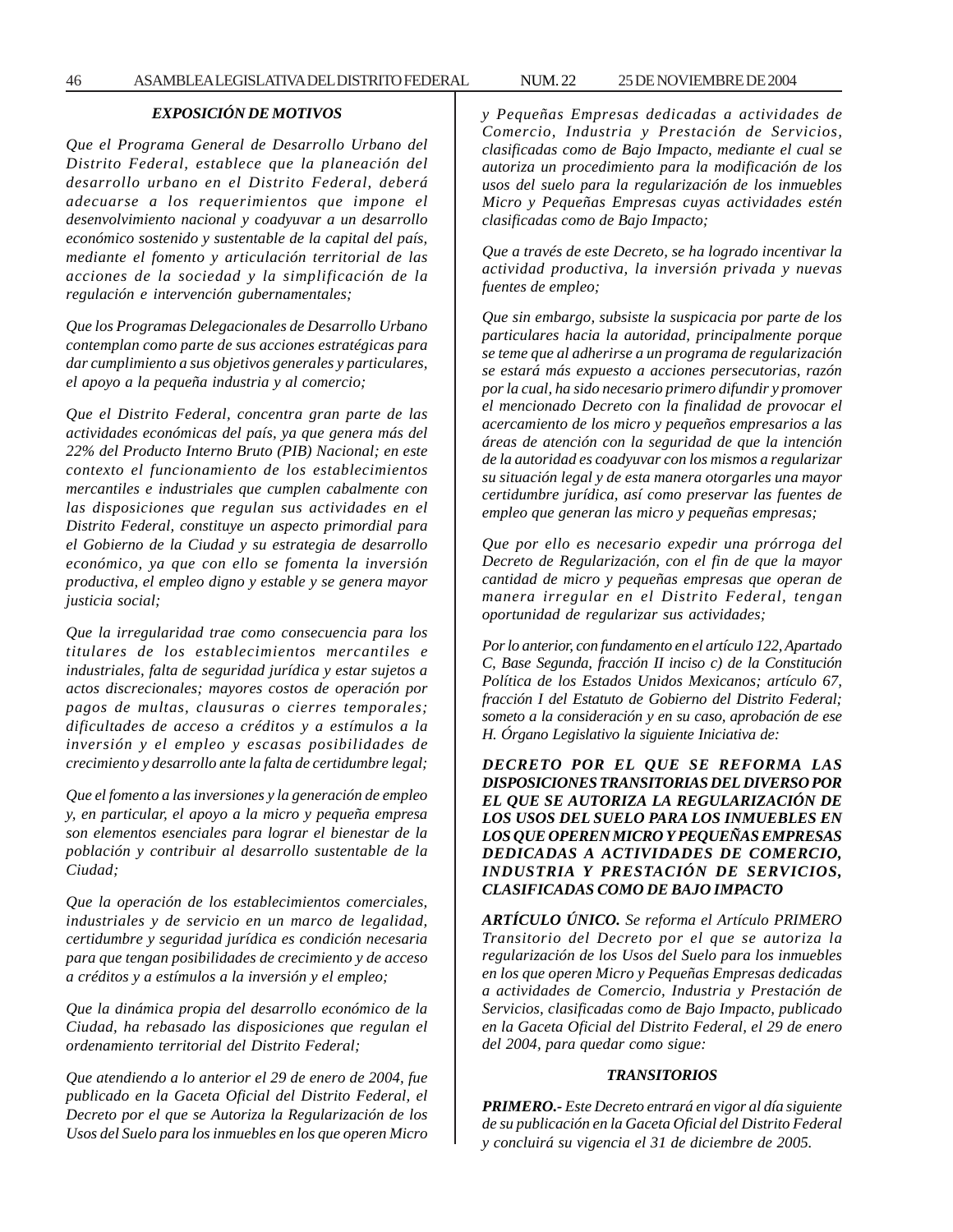### *EXPOSICIÓN DE MOTIVOS*

*Que el Programa General de Desarrollo Urbano del Distrito Federal, establece que la planeación del desarrollo urbano en el Distrito Federal, deberá adecuarse a los requerimientos que impone el desenvolvimiento nacional y coadyuvar a un desarrollo económico sostenido y sustentable de la capital del país, mediante el fomento y articulación territorial de las acciones de la sociedad y la simplificación de la regulación e intervención gubernamentales;*

*Que los Programas Delegacionales de Desarrollo Urbano contemplan como parte de sus acciones estratégicas para dar cumplimiento a sus objetivos generales y particulares, el apoyo a la pequeña industria y al comercio;*

*Que el Distrito Federal, concentra gran parte de las actividades económicas del país, ya que genera más del 22% del Producto Interno Bruto (PIB) Nacional; en este contexto el funcionamiento de los establecimientos mercantiles e industriales que cumplen cabalmente con las disposiciones que regulan sus actividades en el Distrito Federal, constituye un aspecto primordial para el Gobierno de la Ciudad y su estrategia de desarrollo económico, ya que con ello se fomenta la inversión productiva, el empleo digno y estable y se genera mayor justicia social;*

*Que la irregularidad trae como consecuencia para los titulares de los establecimientos mercantiles e industriales, falta de seguridad jurídica y estar sujetos a actos discrecionales; mayores costos de operación por pagos de multas, clausuras o cierres temporales; dificultades de acceso a créditos y a estímulos a la inversión y el empleo y escasas posibilidades de crecimiento y desarrollo ante la falta de certidumbre legal;*

*Que el fomento a las inversiones y la generación de empleo y, en particular, el apoyo a la micro y pequeña empresa son elementos esenciales para lograr el bienestar de la población y contribuir al desarrollo sustentable de la Ciudad;*

*Que la operación de los establecimientos comerciales, industriales y de servicio en un marco de legalidad, certidumbre y seguridad jurídica es condición necesaria para que tengan posibilidades de crecimiento y de acceso a créditos y a estímulos a la inversión y el empleo;*

*Que la dinámica propia del desarrollo económico de la Ciudad, ha rebasado las disposiciones que regulan el ordenamiento territorial del Distrito Federal;*

*Que atendiendo a lo anterior el 29 de enero de 2004, fue publicado en la Gaceta Oficial del Distrito Federal, el Decreto por el que se Autoriza la Regularización de los Usos del Suelo para los inmuebles en los que operen Micro y Pequeñas Empresas dedicadas a actividades de Comercio, Industria y Prestación de Servicios, clasificadas como de Bajo Impacto, mediante el cual se autoriza un procedimiento para la modificación de los usos del suelo para la regularización de los inmuebles Micro y Pequeñas Empresas cuyas actividades estén clasificadas como de Bajo Impacto;*

*Que a través de este Decreto, se ha logrado incentivar la actividad productiva, la inversión privada y nuevas fuentes de empleo;*

*Que sin embargo, subsiste la suspicacia por parte de los particulares hacia la autoridad, principalmente porque se teme que al adherirse a un programa de regularización se estará más expuesto a acciones persecutorias, razón por la cual, ha sido necesario primero difundir y promover el mencionado Decreto con la finalidad de provocar el acercamiento de los micro y pequeños empresarios a las áreas de atención con la seguridad de que la intención de la autoridad es coadyuvar con los mismos a regularizar su situación legal y de esta manera otorgarles una mayor certidumbre jurídica, así como preservar las fuentes de empleo que generan las micro y pequeñas empresas;*

*Que por ello es necesario expedir una prórroga del Decreto de Regularización, con el fin de que la mayor cantidad de micro y pequeñas empresas que operan de manera irregular en el Distrito Federal, tengan oportunidad de regularizar sus actividades;*

*Por lo anterior, con fundamento en el artículo 122, Apartado C, Base Segunda, fracción II inciso c) de la Constitución Política de los Estados Unidos Mexicanos; artículo 67, fracción I del Estatuto de Gobierno del Distrito Federal; someto a la consideración y en su caso, aprobación de ese H. Órgano Legislativo la siguiente Iniciativa de:*

***DECRETO POR EL QUE SE REFORMA LAS DISPOSICIONES TRANSITORIAS DEL DIVERSO POR EL QUE SE AUTORIZA LA REGULARIZACIÓN DE LOS USOS DEL SUELO PARA LOS INMUEBLES EN LOS QUE OPEREN MICRO Y PEQUEÑAS EMPRESAS DEDICADAS A ACTIVIDADES DE COMERCIO, INDUSTRIA Y PRESTACIÓN DE SERVICIOS, CLASIFICADAS COMO DE BAJO IMPACTO***

***ARTÍCULO ÚNICO.*** *Se reforma el Artículo PRIMERO Transitorio del Decreto por el que se autoriza la regularización de los Usos del Suelo para los inmuebles en los que operen Micro y Pequeñas Empresas dedicadas a actividades de Comercio, Industria y Prestación de Servicios, clasificadas como de Bajo Impacto, publicado en la Gaceta Oficial del Distrito Federal, el 29 de enero del 2004, para quedar como sigue:*

### *TRANSITORIOS*

***PRIMERO.-*** *Este Decreto entrará en vigor al día siguiente de su publicación en la Gaceta Oficial del Distrito Federal y concluirá su vigencia el 31 de diciembre de 2005.*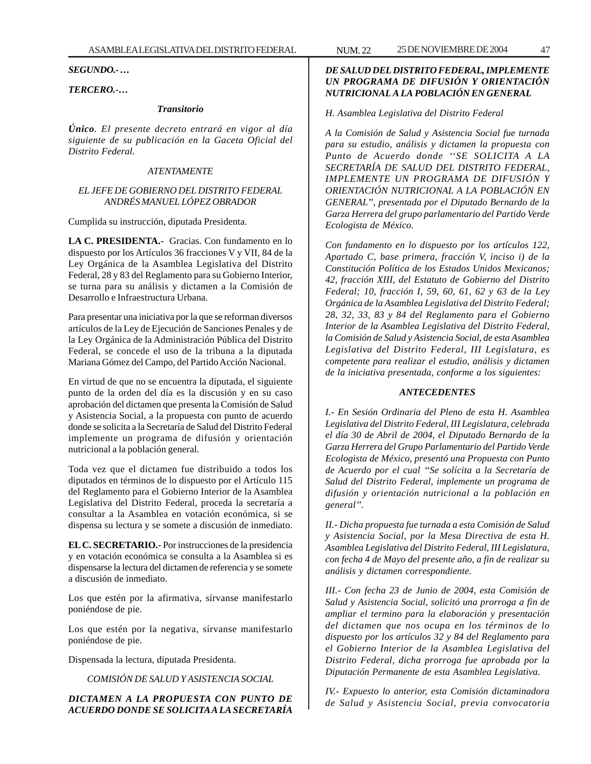***SEGUNDO.- …***

***TERCERO.-…***

***Transitorio***

***Único**. El presente decreto entrará en vigor al día siguiente de su publicación en la Gaceta Oficial del Distrito Federal.*

*ATENTAMENTE*

*EL JEFE DE GOBIERNO DEL DISTRITO FEDERAL*
*ANDRÉS MANUEL LÓPEZ OBRADOR*

Cumplida su instrucción, diputada Presidenta.

**LA C. PRESIDENTA.-** Gracias. Con fundamento en lo dispuesto por los Artículos 36 fracciones V y VII, 84 de la Ley Orgánica de la Asamblea Legislativa del Distrito Federal, 28 y 83 del Reglamento para su Gobierno Interior, se turna para su análisis y dictamen a la Comisión de Desarrollo e Infraestructura Urbana.

Para presentar una iniciativa por la que se reforman diversos artículos de la Ley de Ejecución de Sanciones Penales y de la Ley Orgánica de la Administración Pública del Distrito Federal, se concede el uso de la tribuna a la diputada Mariana Gómez del Campo, del Partido Acción Nacional.

En virtud de que no se encuentra la diputada, el siguiente punto de la orden del día es la discusión y en su caso aprobación del dictamen que presenta la Comisión de Salud y Asistencia Social, a la propuesta con punto de acuerdo donde se solicita a la Secretaría de Salud del Distrito Federal implemente un programa de difusión y orientación nutricional a la población general.

Toda vez que el dictamen fue distribuido a todos los diputados en términos de lo dispuesto por el Artículo 115 del Reglamento para el Gobierno Interior de la Asamblea Legislativa del Distrito Federal, proceda la secretaría a consultar a la Asamblea en votación económica, si se dispensa su lectura y se somete a discusión de inmediato.

**EL C. SECRETARIO.-** Por instrucciones de la presidencia y en votación económica se consulta a la Asamblea si es dispensarse la lectura del dictamen de referencia y se somete a discusión de inmediato.

Los que estén por la afirmativa, sírvanse manifestarlo poniéndose de pie.

Los que estén por la negativa, sírvanse manifestarlo poniéndose de pie.

Dispensada la lectura, diputada Presidenta.

*COMISIÓN DE SALUD Y ASISTENCIA SOCIAL*

***DICTAMEN A LA PROPUESTA CON PUNTO DE ACUERDO DONDE SE SOLICITA A LA SECRETARÍA DE SALUD DEL DISTRITO FEDERAL, IMPLEMENTE UN PROGRAMA DE DIFUSIÓN Y ORIENTACIÓN NUTRICIONAL A LA POBLACIÓN EN GENERAL***

*H. Asamblea Legislativa del Distrito Federal*

*A la Comisión de Salud y Asistencia Social fue turnada para su estudio, análisis y dictamen la propuesta con Punto de Acuerdo donde ''SE SOLICITA A LA SECRETARÍA DE SALUD DEL DISTRITO FEDERAL, IMPLEMENTE UN PROGRAMA DE DIFUSIÓN Y ORIENTACIÓN NUTRICIONAL A LA POBLACIÓN EN GENERAL", presentada por el Diputado Bernardo de la Garza Herrera del grupo parlamentario del Partido Verde Ecologista de México.*

*Con fundamento en lo dispuesto por los artículos 122, Apartado C, base primera, fracción V, inciso i) de la Constitución Política de los Estados Unidos Mexicanos; 42, fracción XIII, del Estatuto de Gobierno del Distrito Federal; 10, fracción I, 59, 60, 61, 62 y 63 de la Ley Orgánica de la Asamblea Legislativa del Distrito Federal; 28, 32, 33, 83 y 84 del Reglamento para el Gobierno Interior de la Asamblea Legislativa del Distrito Federal, la Comisión de Salud y Asistencia Social, de esta Asamblea Legislativa del Distrito Federal, III Legislatura, es competente para realizar el estudio, análisis y dictamen de la iniciativa presentada, conforme a los siguientes:*

***ANTECEDENTES***

*I.- En Sesión Ordinaria del Pleno de esta H. Asamblea Legislativa del Distrito Federal, III Legislatura, celebrada el día 30 de Abril de 2004, el Diputado Bernardo de la Garza Herrera del Grupo Parlamentario del Partido Verde Ecologista de México, presentó una Propuesta con Punto de Acuerdo por el cual "Se solícita a la Secretaría de Salud del Distrito Federal, implemente un programa de difusión y orientación nutricional a la población en general".*

*II.- Dicha propuesta fue turnada a esta Comisión de Salud y Asistencia Social, por la Mesa Directiva de esta H. Asamblea Legislativa del Distrito Federal, III Legislatura, con fecha 4 de Mayo del presente año, a fin de realizar su análisis y dictamen correspondiente.*

*III.- Con fecha 23 de Junio de 2004, esta Comisión de Salud y Asistencia Social, solicitó una prorroga a fin de ampliar el termino para la elaboración y presentación del dictamen que nos ocupa en los términos de lo dispuesto por los artículos 32 y 84 del Reglamento para el Gobierno Interior de la Asamblea Legislativa del Distrito Federal, dicha prorroga fue aprobada por la Diputación Permanente de esta Asamblea Legislativa.*

*IV.- Expuesto lo anterior, esta Comisión dictaminadora de Salud y Asistencia Social, previa convocatoria*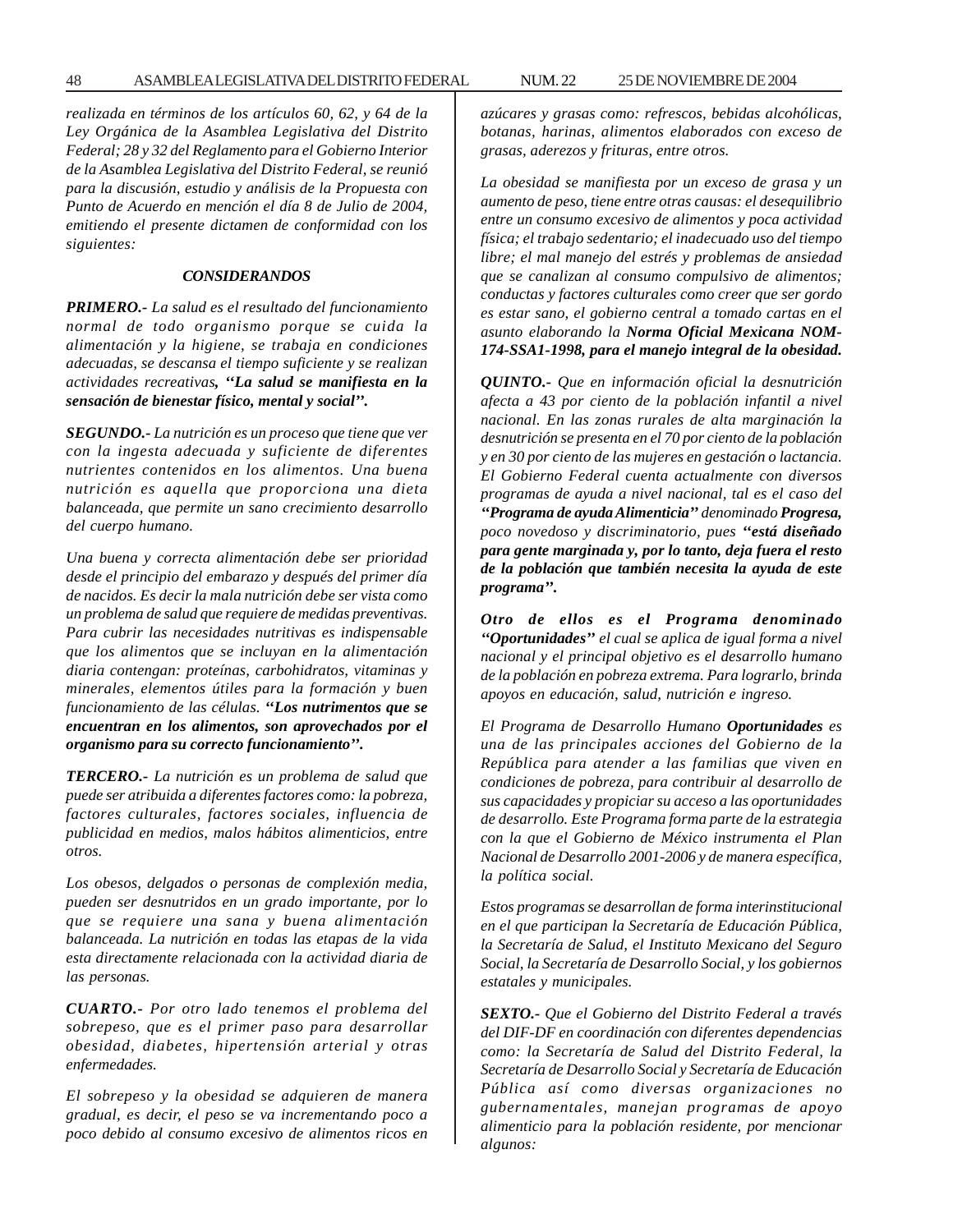*realizada en términos de los artículos 60, 62, y 64 de la Ley Orgánica de la Asamblea Legislativa del Distrito Federal; 28 y 32 del Reglamento para el Gobierno Interior de la Asamblea Legislativa del Distrito Federal, se reunió para la discusión, estudio y análisis de la Propuesta con Punto de Acuerdo en mención el día 8 de Julio de 2004, emitiendo el presente dictamen de conformidad con los siguientes:*

### *CONSIDERANDOS*

***PRIMERO.-*** *La salud es el resultado del funcionamiento normal de todo organismo porque se cuida la alimentación y la higiene, se trabaja en condiciones adecuadas, se descansa el tiempo suficiente y se realizan actividades recreativas, **''La salud se manifiesta en la sensación de bienestar físico, mental y social''.***

***SEGUNDO.-*** *La nutrición es un proceso que tiene que ver con la ingesta adecuada y suficiente de diferentes nutrientes contenidos en los alimentos. Una buena nutrición es aquella que proporciona una dieta balanceada, que permite un sano crecimiento desarrollo del cuerpo humano.*

*Una buena y correcta alimentación debe ser prioridad desde el principio del embarazo y después del primer día de nacidos. Es decir la mala nutrición debe ser vista como un problema de salud que requiere de medidas preventivas. Para cubrir las necesidades nutritivas es indispensable que los alimentos que se incluyan en la alimentación diaria contengan: proteínas, carbohidratos, vitaminas y minerales, elementos útiles para la formación y buen funcionamiento de las células. **''Los nutrimentos que se encuentran en los alimentos, son aprovechados por el organismo para su correcto funcionamiento''.***

***TERCERO.-*** *La nutrición es un problema de salud que puede ser atribuida a diferentes factores como: la pobreza, factores culturales, factores sociales, influencia de publicidad en medios, malos hábitos alimenticios, entre otros.*

*Los obesos, delgados o personas de complexión media, pueden ser desnutridos en un grado importante, por lo que se requiere una sana y buena alimentación balanceada. La nutrición en todas las etapas de la vida esta directamente relacionada con la actividad diaria de las personas.*

***CUARTO.-*** *Por otro lado tenemos el problema del sobrepeso, que es el primer paso para desarrollar obesidad, diabetes, hipertensión arterial y otras enfermedades.*

*El sobrepeso y la obesidad se adquieren de manera gradual, es decir, el peso se va incrementando poco a poco debido al consumo excesivo de alimentos ricos en azúcares y grasas como: refrescos, bebidas alcohólicas, botanas, harinas, alimentos elaborados con exceso de grasas, aderezos y frituras, entre otros.*

*La obesidad se manifiesta por un exceso de grasa y un aumento de peso, tiene entre otras causas: el desequilibrio entre un consumo excesivo de alimentos y poca actividad física; el trabajo sedentario; el inadecuado uso del tiempo libre; el mal manejo del estrés y problemas de ansiedad que se canalizan al consumo compulsivo de alimentos; conductas y factores culturales como creer que ser gordo es estar sano, el gobierno central a tomado cartas en el asunto elaborando la **Norma Oficial Mexicana NOM-174-SSA1-1998, para el manejo integral de la obesidad.***

***QUINTO.-*** *Que en información oficial la desnutrición afecta a 43 por ciento de la población infantil a nivel nacional. En las zonas rurales de alta marginación la desnutrición se presenta en el 70 por ciento de la población y en 30 por ciento de las mujeres en gestación o lactancia. El Gobierno Federal cuenta actualmente con diversos programas de ayuda a nivel nacional, tal es el caso del **''Programa de ayuda Alimenticia''** denominado **Progresa,** poco novedoso y discriminatorio, pues **''está diseñado para gente marginada y, por lo tanto, deja fuera el resto de la población que también necesita la ayuda de este programa''.***

***Otro de ellos es el Programa denominado ''Oportunidades''** el cual se aplica de igual forma a nivel nacional y el principal objetivo es el desarrollo humano de la población en pobreza extrema. Para lograrlo, brinda apoyos en educación, salud, nutrición e ingreso.*

*El Programa de Desarrollo Humano **Oportunidades** es una de las principales acciones del Gobierno de la República para atender a las familias que viven en condiciones de pobreza, para contribuir al desarrollo de sus capacidades y propiciar su acceso a las oportunidades de desarrollo. Este Programa forma parte de la estrategia con la que el Gobierno de México instrumenta el Plan Nacional de Desarrollo 2001-2006 y de manera específica, la política social.*

*Estos programas se desarrollan de forma interinstitucional en el que participan la Secretaría de Educación Pública, la Secretaría de Salud, el Instituto Mexicano del Seguro Social, la Secretaría de Desarrollo Social, y los gobiernos estatales y municipales.*

***SEXTO.-*** *Que el Gobierno del Distrito Federal a través del DIF-DF en coordinación con diferentes dependencias como: la Secretaría de Salud del Distrito Federal, la Secretaría de Desarrollo Social y Secretaría de Educación Pública así como diversas organizaciones no gubernamentales, manejan programas de apoyo alimenticio para la población residente, por mencionar algunos:*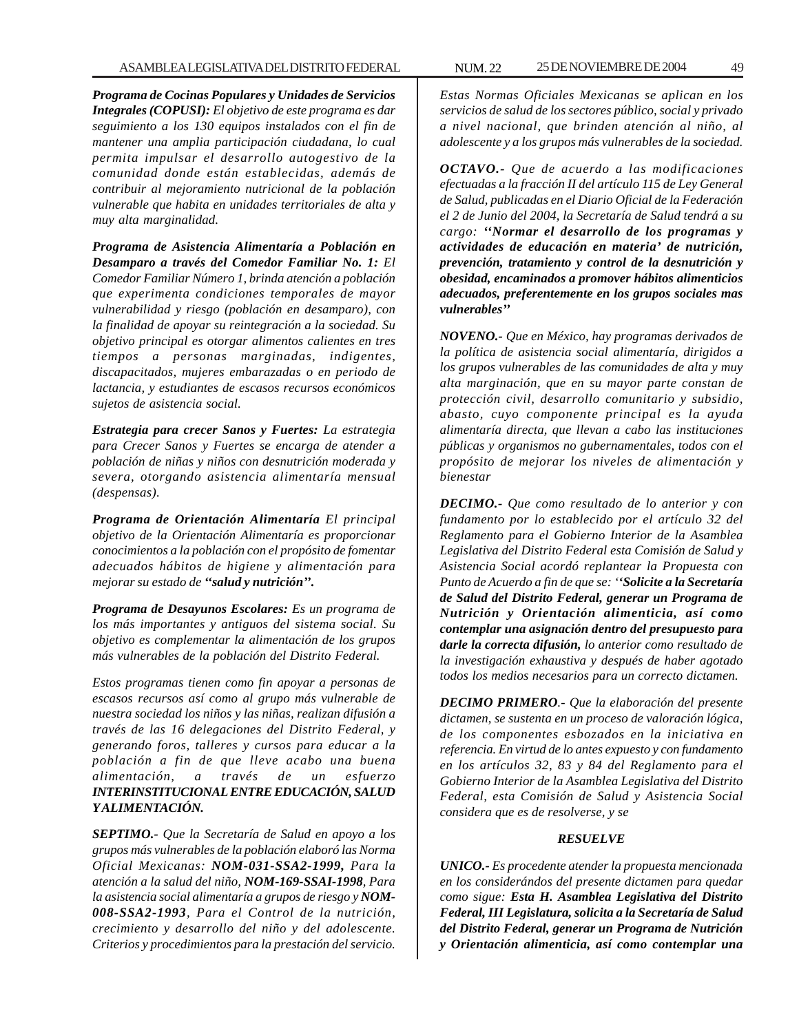***Programa de Cocinas Populares y Unidades de Servicios Integrales (COPUSI):*** *El objetivo de este programa es dar seguimiento a los 130 equipos instalados con el fin de mantener una amplia participación ciudadana, lo cual permita impulsar el desarrollo autogestivo de la comunidad donde están establecidas, además de contribuir al mejoramiento nutricional de la población vulnerable que habita en unidades territoriales de alta y muy alta marginalidad.*

***Programa de Asistencia Alimentaría a Población en Desamparo a través del Comedor Familiar No. 1:*** *El Comedor Familiar Número 1, brinda atención a población que experimenta condiciones temporales de mayor vulnerabilidad y riesgo (población en desamparo), con la finalidad de apoyar su reintegración a la sociedad. Su objetivo principal es otorgar alimentos calientes en tres tiempos a personas marginadas, indigentes, discapacitados, mujeres embarazadas o en periodo de lactancia, y estudiantes de escasos recursos económicos sujetos de asistencia social.*

***Estrategia para crecer Sanos y Fuertes:*** *La estrategia para Crecer Sanos y Fuertes se encarga de atender a población de niñas y niños con desnutrición moderada y severa, otorgando asistencia alimentaría mensual (despensas).*

***Programa de Orientación Alimentaría*** *El principal objetivo de la Orientación Alimentaría es proporcionar conocimientos a la población con el propósito de fomentar adecuados hábitos de higiene y alimentación para mejorar su estado de* ***''salud y nutrición''.***

***Programa de Desayunos Escolares:*** *Es un programa de los más importantes y antiguos del sistema social. Su objetivo es complementar la alimentación de los grupos más vulnerables de la población del Distrito Federal.*

*Estos programas tienen como fin apoyar a personas de escasos recursos así como al grupo más vulnerable de nuestra sociedad los niños y las niñas, realizan difusión a través de las 16 delegaciones del Distrito Federal, y generando foros, talleres y cursos para educar a la población a fin de que lleve acabo una buena alimentación, a través de un esfuerzo* ***INTERINSTITUCIONAL ENTRE EDUCACIÓN, SALUD Y ALIMENTACIÓN.***

***SEPTIMO.-*** *Que la Secretaría de Salud en apoyo a los grupos más vulnerables de la población elaboró las Norma Oficial Mexicanas:* ***NOM-031-SSA2-1999,*** *Para la atención a la salud del niño,* ***NOM-169-SSAI-1998****, Para la asistencia social alimentaría a grupos de riesgo y* ***NOM-008-SSA2-1993****, Para el Control de la nutrición, crecimiento y desarrollo del niño y del adolescente. Criterios y procedimientos para la prestación del servicio.*

*Estas Normas Oficiales Mexicanas se aplican en los servicios de salud de los sectores público, social y privado a nivel nacional, que brinden atención al niño, al adolescente y a los grupos más vulnerables de la sociedad.*

***OCTAVO.-*** *Que de acuerdo a las modificaciones efectuadas a la fracción II del artículo 115 de Ley General de Salud, publicadas en el Diario Oficial de la Federación el 2 de Junio del 2004, la Secretaría de Salud tendrá a su cargo:* ***''Normar el desarrollo de los programas y actividades de educación en materia' de nutrición, prevención, tratamiento y control de la desnutrición y obesidad, encaminados a promover hábitos alimenticios adecuados, preferentemente en los grupos sociales mas vulnerables''***

***NOVENO.-*** *Que en México, hay programas derivados de la política de asistencia social alimentaría, dirigidos a los grupos vulnerables de las comunidades de alta y muy alta marginación, que en su mayor parte constan de protección civil, desarrollo comunitario y subsidio, abasto, cuyo componente principal es la ayuda alimentaría directa, que llevan a cabo las instituciones públicas y organismos no gubernamentales, todos con el propósito de mejorar los niveles de alimentación y bienestar*

***DECIMO.-*** *Que como resultado de lo anterior y con fundamento por lo establecido por el artículo 32 del Reglamento para el Gobierno Interior de la Asamblea Legislativa del Distrito Federal esta Comisión de Salud y Asistencia Social acordó replantear la Propuesta con Punto de Acuerdo a fin de que se: ''****Solicite a la Secretaría de Salud del Distrito Federal, generar un Programa de Nutrición y Orientación alimenticia, así como contemplar una asignación dentro del presupuesto para darle la correcta difusión,*** *lo anterior como resultado de la investigación exhaustiva y después de haber agotado todos los medios necesarios para un correcto dictamen.*

***DECIMO PRIMERO****.- Que la elaboración del presente dictamen, se sustenta en un proceso de valoración lógica, de los componentes esbozados en la iniciativa en referencia. En virtud de lo antes expuesto y con fundamento en los artículos 32, 83 y 84 del Reglamento para el Gobierno Interior de la Asamblea Legislativa del Distrito Federal, esta Comisión de Salud y Asistencia Social considera que es de resolverse, y se*

***RESUELVE***

***UNICO.-*** *Es procedente atender la propuesta mencionada en los considerándos del presente dictamen para quedar como sigue:* ***Esta H. Asamblea Legislativa del Distrito Federal, III Legislatura, solicita a la Secretaría de Salud del Distrito Federal, generar un Programa de Nutrición y Orientación alimenticia, así como contemplar una***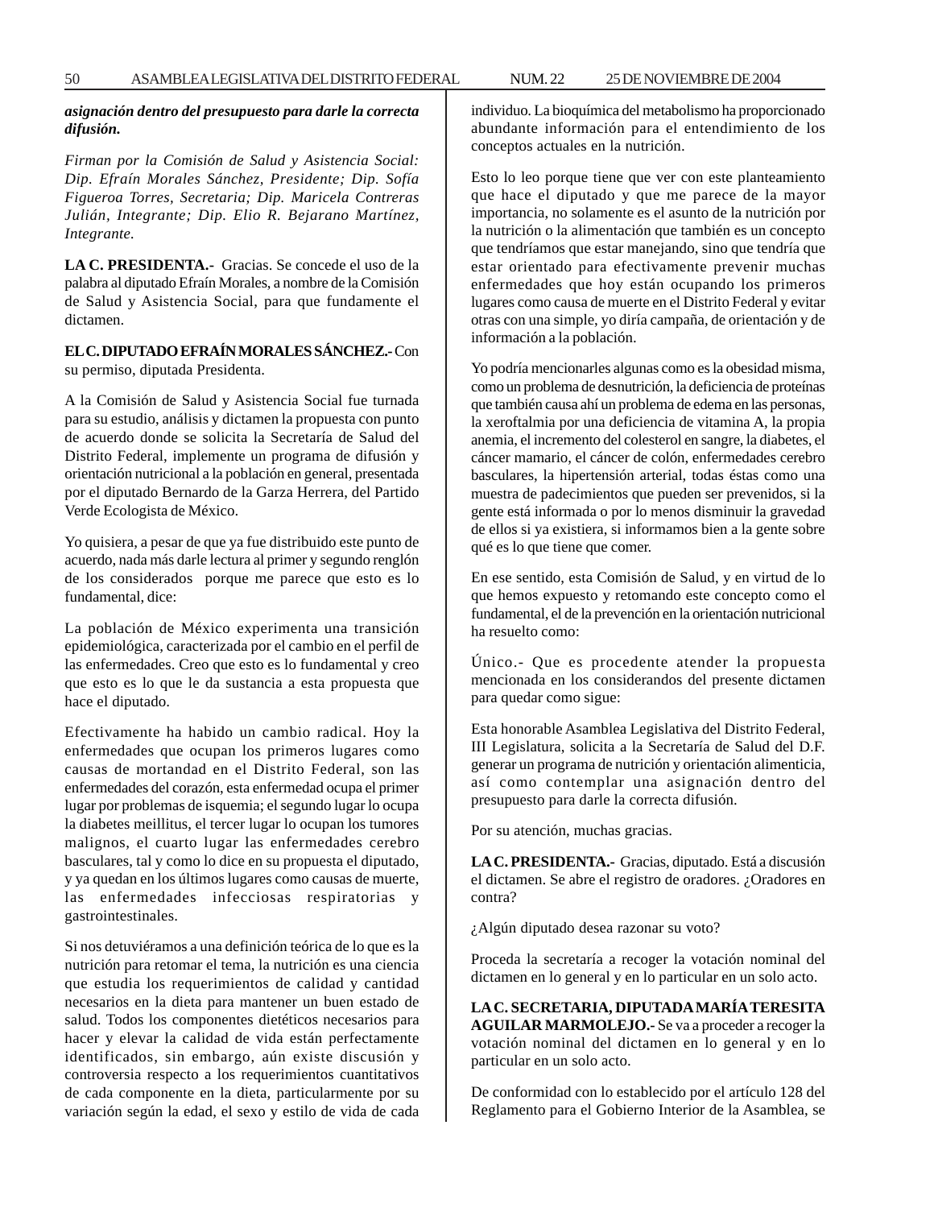***asignación dentro del presupuesto para darle la correcta difusión.***

*Firman por la Comisión de Salud y Asistencia Social: Dip. Efraín Morales Sánchez, Presidente; Dip. Sofía Figueroa Torres, Secretaria; Dip. Maricela Contreras Julián, Integrante; Dip. Elio R. Bejarano Martínez, Integrante.*

**LA C. PRESIDENTA.-** Gracias. Se concede el uso de la palabra al diputado Efraín Morales, a nombre de la Comisión de Salud y Asistencia Social, para que fundamente el dictamen.

**EL C. DIPUTADO EFRAÍN MORALES SÁNCHEZ.-** Con su permiso, diputada Presidenta.

A la Comisión de Salud y Asistencia Social fue turnada para su estudio, análisis y dictamen la propuesta con punto de acuerdo donde se solicita la Secretaría de Salud del Distrito Federal, implemente un programa de difusión y orientación nutricional a la población en general, presentada por el diputado Bernardo de la Garza Herrera, del Partido Verde Ecologista de México.

Yo quisiera, a pesar de que ya fue distribuido este punto de acuerdo, nada más darle lectura al primer y segundo renglón de los considerados porque me parece que esto es lo fundamental, dice:

La población de México experimenta una transición epidemiológica, caracterizada por el cambio en el perfil de las enfermedades. Creo que esto es lo fundamental y creo que esto es lo que le da sustancia a esta propuesta que hace el diputado.

Efectivamente ha habido un cambio radical. Hoy la enfermedades que ocupan los primeros lugares como causas de mortandad en el Distrito Federal, son las enfermedades del corazón, esta enfermedad ocupa el primer lugar por problemas de isquemia; el segundo lugar lo ocupa la diabetes meillitus, el tercer lugar lo ocupan los tumores malignos, el cuarto lugar las enfermedades cerebro basculares, tal y como lo dice en su propuesta el diputado, y ya quedan en los últimos lugares como causas de muerte, las enfermedades infecciosas respiratorias y gastrointestinales.

Si nos detuviéramos a una definición teórica de lo que es la nutrición para retomar el tema, la nutrición es una ciencia que estudia los requerimientos de calidad y cantidad necesarios en la dieta para mantener un buen estado de salud. Todos los componentes dietéticos necesarios para hacer y elevar la calidad de vida están perfectamente identificados, sin embargo, aún existe discusión y controversia respecto a los requerimientos cuantitativos de cada componente en la dieta, particularmente por su variación según la edad, el sexo y estilo de vida de cada individuo. La bioquímica del metabolismo ha proporcionado abundante información para el entendimiento de los conceptos actuales en la nutrición.

Esto lo leo porque tiene que ver con este planteamiento que hace el diputado y que me parece de la mayor importancia, no solamente es el asunto de la nutrición por la nutrición o la alimentación que también es un concepto que tendríamos que estar manejando, sino que tendría que estar orientado para efectivamente prevenir muchas enfermedades que hoy están ocupando los primeros lugares como causa de muerte en el Distrito Federal y evitar otras con una simple, yo diría campaña, de orientación y de información a la población.

Yo podría mencionarles algunas como es la obesidad misma, como un problema de desnutrición, la deficiencia de proteínas que también causa ahí un problema de edema en las personas, la xeroftalmia por una deficiencia de vitamina A, la propia anemia, el incremento del colesterol en sangre, la diabetes, el cáncer mamario, el cáncer de colón, enfermedades cerebro basculares, la hipertensión arterial, todas éstas como una muestra de padecimientos que pueden ser prevenidos, si la gente está informada o por lo menos disminuir la gravedad de ellos si ya existiera, si informamos bien a la gente sobre qué es lo que tiene que comer.

En ese sentido, esta Comisión de Salud, y en virtud de lo que hemos expuesto y retomando este concepto como el fundamental, el de la prevención en la orientación nutricional ha resuelto como:

Único.- Que es procedente atender la propuesta mencionada en los considerandos del presente dictamen para quedar como sigue:

Esta honorable Asamblea Legislativa del Distrito Federal, III Legislatura, solicita a la Secretaría de Salud del D.F. generar un programa de nutrición y orientación alimenticia, así como contemplar una asignación dentro del presupuesto para darle la correcta difusión.

Por su atención, muchas gracias.

**LA C. PRESIDENTA.-** Gracias, diputado. Está a discusión el dictamen. Se abre el registro de oradores. ¿Oradores en contra?

¿Algún diputado desea razonar su voto?

Proceda la secretaría a recoger la votación nominal del dictamen en lo general y en lo particular en un solo acto.

**LA C. SECRETARIA, DIPUTADA MARÍA TERESITA AGUILAR MARMOLEJO.-** Se va a proceder a recoger la votación nominal del dictamen en lo general y en lo particular en un solo acto.

De conformidad con lo establecido por el artículo 128 del Reglamento para el Gobierno Interior de la Asamblea, se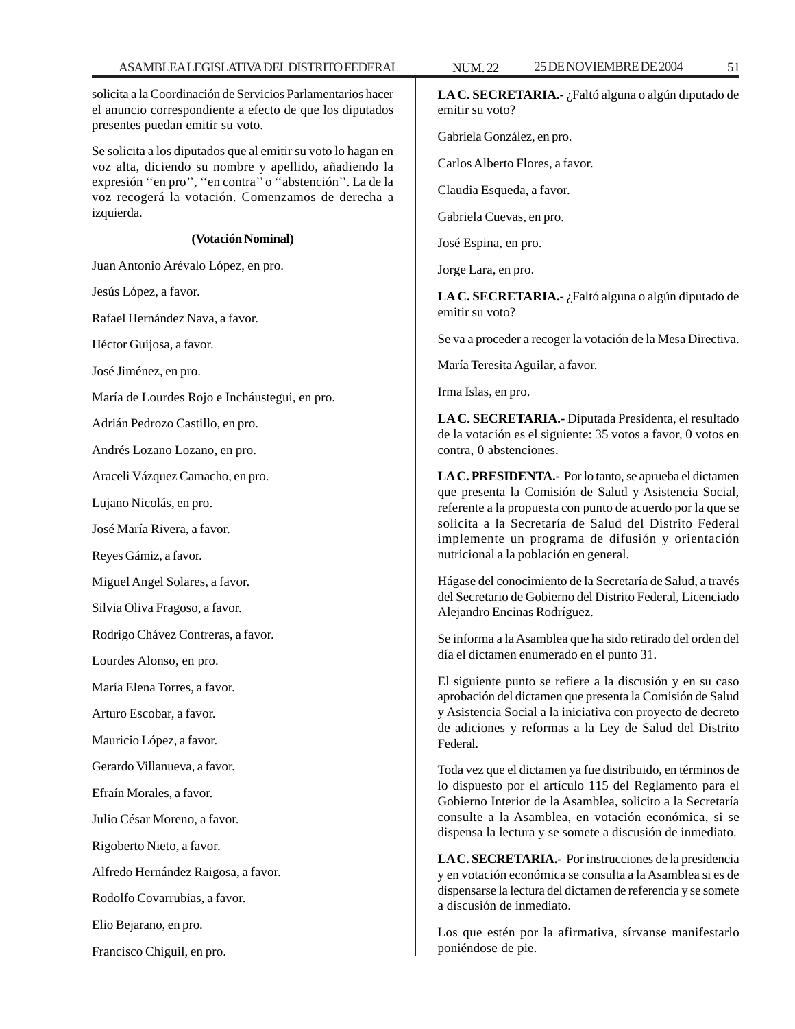solicita a la Coordinación de Servicios Parlamentarios hacer el anuncio correspondiente a efecto de que los diputados presentes puedan emitir su voto.

Se solicita a los diputados que al emitir su voto lo hagan en voz alta, diciendo su nombre y apellido, añadiendo la expresión ''en pro'', ''en contra'' o ''abstención''. La de la voz recogerá la votación. Comenzamos de derecha a izquierda.

**(Votación Nominal)**

Juan Antonio Arévalo López, en pro.

Jesús López, a favor.

Rafael Hernández Nava, a favor.

Héctor Guijosa, a favor.

José Jiménez, en pro.

María de Lourdes Rojo e Incháustegui, en pro.

Adrián Pedrozo Castillo, en pro.

Andrés Lozano Lozano, en pro.

Araceli Vázquez Camacho, en pro.

Lujano Nicolás, en pro.

José María Rivera, a favor.

Reyes Gámiz, a favor.

Miguel Angel Solares, a favor.

Silvia Oliva Fragoso, a favor.

Rodrigo Chávez Contreras, a favor.

Lourdes Alonso, en pro.

María Elena Torres, a favor.

Arturo Escobar, a favor.

Mauricio López, a favor.

Gerardo Villanueva, a favor.

Efraín Morales, a favor.

Julio César Moreno, a favor.

Rigoberto Nieto, a favor.

Alfredo Hernández Raigosa, a favor.

Rodolfo Covarrubias, a favor.

Elio Bejarano, en pro.

Francisco Chiguil, en pro.

**LA C. SECRETARIA.-** ¿Faltó alguna o algún diputado de emitir su voto?

Gabriela González, en pro.

Carlos Alberto Flores, a favor.

Claudia Esqueda, a favor.

Gabriela Cuevas, en pro.

José Espina, en pro.

Jorge Lara, en pro.

**LA C. SECRETARIA.-** ¿Faltó alguna o algún diputado de emitir su voto?

Se va a proceder a recoger la votación de la Mesa Directiva.

María Teresita Aguilar, a favor.

Irma Islas, en pro.

**LA C. SECRETARIA.-** Diputada Presidenta, el resultado de la votación es el siguiente: 35 votos a favor, 0 votos en contra, 0 abstenciones.

**LA C. PRESIDENTA.-** Por lo tanto, se aprueba el dictamen que presenta la Comisión de Salud y Asistencia Social, referente a la propuesta con punto de acuerdo por la que se solicita a la Secretaría de Salud del Distrito Federal implemente un programa de difusión y orientación nutricional a la población en general.

Hágase del conocimiento de la Secretaría de Salud, a través del Secretario de Gobierno del Distrito Federal, Licenciado Alejandro Encinas Rodríguez.

Se informa a la Asamblea que ha sido retirado del orden del día el dictamen enumerado en el punto 31.

El siguiente punto se refiere a la discusión y en su caso aprobación del dictamen que presenta la Comisión de Salud y Asistencia Social a la iniciativa con proyecto de decreto de adiciones y reformas a la Ley de Salud del Distrito Federal.

Toda vez que el dictamen ya fue distribuido, en términos de lo dispuesto por el artículo 115 del Reglamento para el Gobierno Interior de la Asamblea, solicito a la Secretaría consulte a la Asamblea, en votación económica, si se dispensa la lectura y se somete a discusión de inmediato.

**LA C. SECRETARIA.-** Por instrucciones de la presidencia y en votación económica se consulta a la Asamblea si es de dispensarse la lectura del dictamen de referencia y se somete a discusión de inmediato.

Los que estén por la afirmativa, sírvanse manifestarlo poniéndose de pie.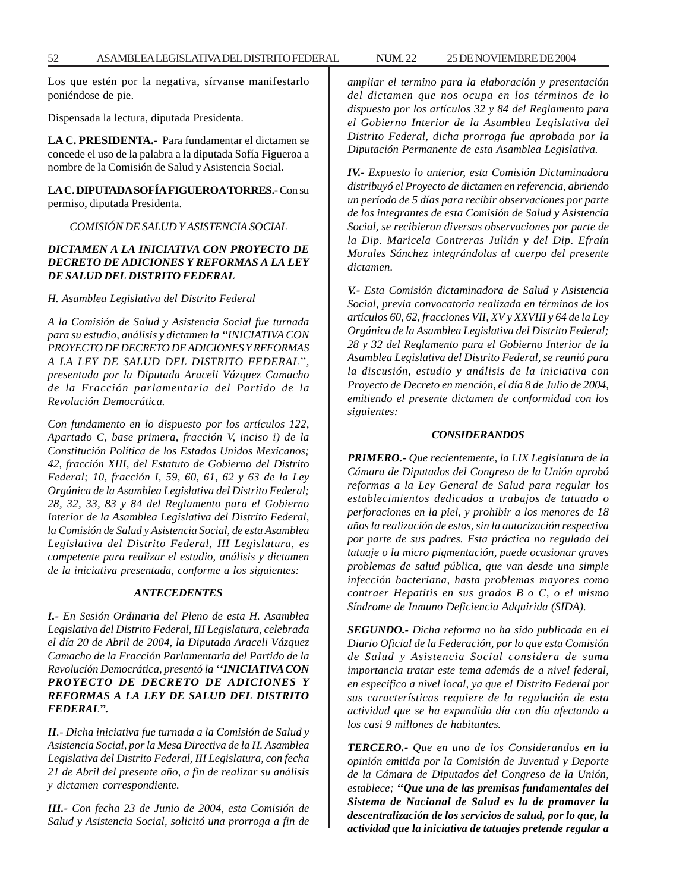Los que estén por la negativa, sírvanse manifestarlo poniéndose de pie.

Dispensada la lectura, diputada Presidenta.

**LA C. PRESIDENTA.-** Para fundamentar el dictamen se concede el uso de la palabra a la diputada Sofía Figueroa a nombre de la Comisión de Salud y Asistencia Social.

**LA C. DIPUTADA SOFÍA FIGUEROA TORRES.-** Con su permiso, diputada Presidenta.

*COMISIÓN DE SALUD Y ASISTENCIA SOCIAL*

***DICTAMEN A LA INICIATIVA CON PROYECTO DE DECRETO DE ADICIONES Y REFORMAS A LA LEY DE SALUD DEL DISTRITO FEDERAL***

*H. Asamblea Legislativa del Distrito Federal*

*A la Comisión de Salud y Asistencia Social fue turnada para su estudio, análisis y dictamen la ''INICIATIVA CON PROYECTO DE DECRETO DE ADICIONES Y REFORMAS A LA LEY DE SALUD DEL DISTRITO FEDERAL'', presentada por la Diputada Araceli Vázquez Camacho de la Fracción parlamentaria del Partido de la Revolución Democrática.*

*Con fundamento en lo dispuesto por los artículos 122, Apartado C, base primera, fracción V, inciso i) de la Constitución Política de los Estados Unidos Mexicanos; 42, fracción XIII, del Estatuto de Gobierno del Distrito Federal; 10, fracción I, 59, 60, 61, 62 y 63 de la Ley Orgánica de la Asamblea Legislativa del Distrito Federal; 28, 32, 33, 83 y 84 del Reglamento para el Gobierno Interior de la Asamblea Legislativa del Distrito Federal, la Comisión de Salud y Asistencia Social, de esta Asamblea Legislativa del Distrito Federal, III Legislatura, es competente para realizar el estudio, análisis y dictamen de la iniciativa presentada, conforme a los siguientes:*

***ANTECEDENTES***

***I.-*** *En Sesión Ordinaria del Pleno de esta H. Asamblea Legislativa del Distrito Federal, III Legislatura, celebrada el día 20 de Abril de 2004, la Diputada Araceli Vázquez Camacho de la Fracción Parlamentaria del Partido de la Revolución Democrática, presentó la ''**INICIATIVA CON PROYECTO DE DECRETO DE ADICIONES Y REFORMAS A LA LEY DE SALUD DEL DISTRITO FEDERAL''.***

***II.-*** *Dicha iniciativa fue turnada a la Comisión de Salud y Asistencia Social, por la Mesa Directiva de la H. Asamblea Legislativa del Distrito Federal, III Legislatura, con fecha 21 de Abril del presente año, a fin de realizar su análisis y dictamen correspondiente.*

***III.-*** *Con fecha 23 de Junio de 2004, esta Comisión de Salud y Asistencia Social, solicitó una prorroga a fin de ampliar el termino para la elaboración y presentación del dictamen que nos ocupa en los términos de lo dispuesto por los artículos 32 y 84 del Reglamento para el Gobierno Interior de la Asamblea Legislativa del Distrito Federal, dicha prorroga fue aprobada por la Diputación Permanente de esta Asamblea Legislativa.*

***IV.-*** *Expuesto lo anterior, esta Comisión Dictaminadora distribuyó el Proyecto de dictamen en referencia, abriendo un período de 5 días para recibir observaciones por parte de los integrantes de esta Comisión de Salud y Asistencia Social, se recibieron diversas observaciones por parte de la Dip. Maricela Contreras Julián y del Dip. Efraín Morales Sánchez integrándolas al cuerpo del presente dictamen.*

***V.-*** *Esta Comisión dictaminadora de Salud y Asistencia Social, previa convocatoria realizada en términos de los artículos 60, 62, fracciones VII, XV y XXVIII y 64 de la Ley Orgánica de la Asamblea Legislativa del Distrito Federal; 28 y 32 del Reglamento para el Gobierno Interior de la Asamblea Legislativa del Distrito Federal, se reunió para la discusión, estudio y análisis de la iniciativa con Proyecto de Decreto en mención, el día 8 de Julio de 2004, emitiendo el presente dictamen de conformidad con los siguientes:*

***CONSIDERANDOS***

***PRIMERO.-*** *Que recientemente, la LIX Legislatura de la Cámara de Diputados del Congreso de la Unión aprobó reformas a la Ley General de Salud para regular los establecimientos dedicados a trabajos de tatuado o perforaciones en la piel, y prohibir a los menores de 18 años la realización de estos, sin la autorización respectiva por parte de sus padres. Esta práctica no regulada del tatuaje o la micro pigmentación, puede ocasionar graves problemas de salud pública, que van desde una simple infección bacteriana, hasta problemas mayores como contraer Hepatitis en sus grados B o C, o el mismo Síndrome de Inmuno Deficiencia Adquirida (SIDA).*

***SEGUNDO.-*** *Dicha reforma no ha sido publicada en el Diario Oficial de la Federación, por lo que esta Comisión de Salud y Asistencia Social considera de suma importancia tratar este tema además de a nivel federal, en especifico a nivel local, ya que el Distrito Federal por sus características requiere de la regulación de esta actividad que se ha expandido día con día afectando a los casi 9 millones de habitantes.*

***TERCERO.-*** *Que en uno de los Considerandos en la opinión emitida por la Comisión de Juventud y Deporte de la Cámara de Diputados del Congreso de la Unión, establece; **''Que una de las premisas fundamentales del Sistema de Nacional de Salud es la de promover la descentralización de los servicios de salud, por lo que, la actividad que la iniciativa de tatuajes pretende regular a***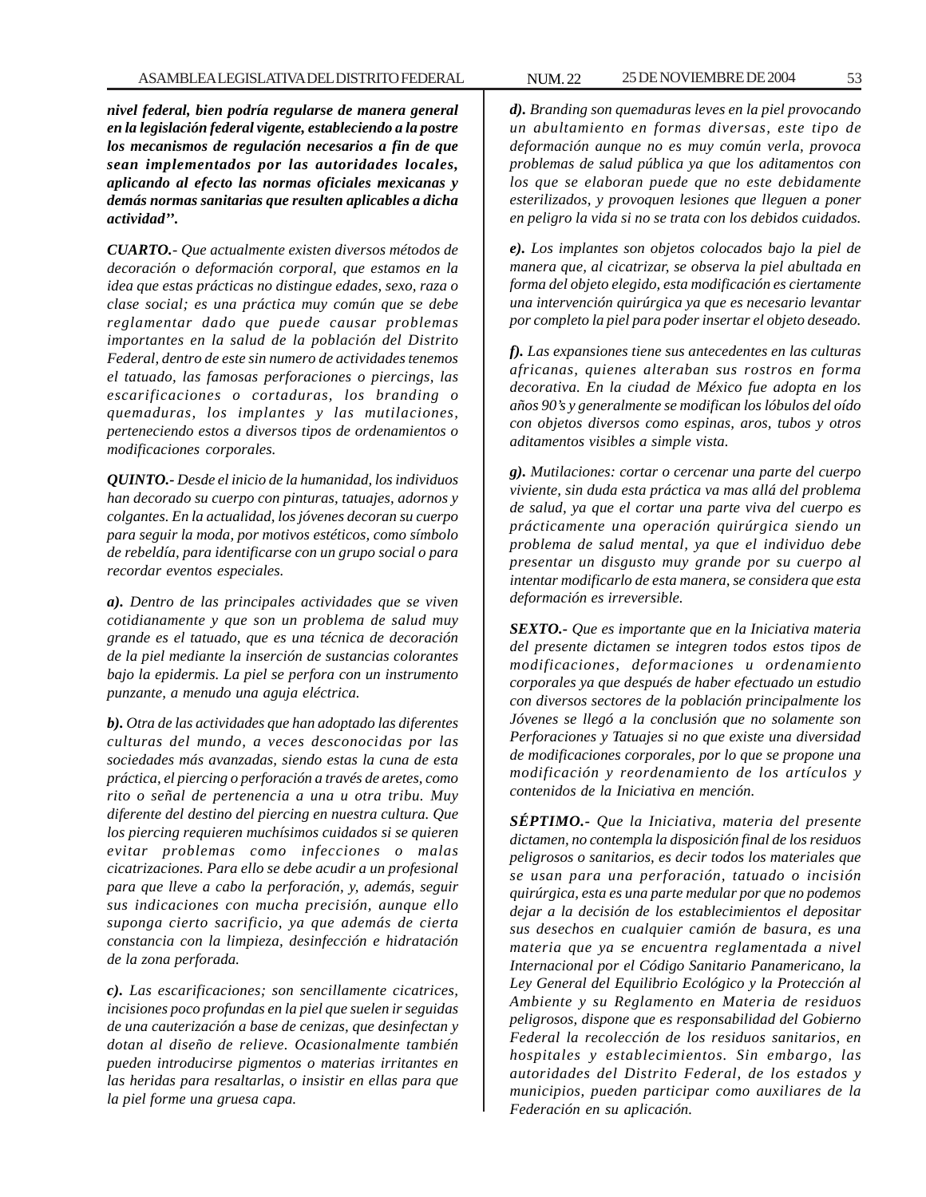***nivel federal, bien podría regularse de manera general en la legislación federal vigente, estableciendo a la postre los mecanismos de regulación necesarios a fin de que sean implementados por las autoridades locales, aplicando al efecto las normas oficiales mexicanas y demás normas sanitarias que resulten aplicables a dicha actividad''.***

***CUARTO.-*** *Que actualmente existen diversos métodos de decoración o deformación corporal, que estamos en la idea que estas prácticas no distingue edades, sexo, raza o clase social; es una práctica muy común que se debe reglamentar dado que puede causar problemas importantes en la salud de la población del Distrito Federal, dentro de este sin numero de actividades tenemos el tatuado, las famosas perforaciones o piercings, las escarificaciones o cortaduras, los branding o quemaduras, los implantes y las mutilaciones, perteneciendo estos a diversos tipos de ordenamientos o modificaciones corporales.*

***QUINTO.-*** *Desde el inicio de la humanidad, los individuos han decorado su cuerpo con pinturas, tatuajes, adornos y colgantes. En la actualidad, los jóvenes decoran su cuerpo para seguir la moda, por motivos estéticos, como símbolo de rebeldía, para identificarse con un grupo social o para recordar eventos especiales.*

***a).*** *Dentro de las principales actividades que se viven cotidianamente y que son un problema de salud muy grande es el tatuado, que es una técnica de decoración de la piel mediante la inserción de sustancias colorantes bajo la epidermis. La piel se perfora con un instrumento punzante, a menudo una aguja eléctrica.*

***b).*** *Otra de las actividades que han adoptado las diferentes culturas del mundo, a veces desconocidas por las sociedades más avanzadas, siendo estas la cuna de esta práctica, el piercing o perforación a través de aretes, como rito o señal de pertenencia a una u otra tribu. Muy diferente del destino del piercing en nuestra cultura. Que los piercing requieren muchísimos cuidados si se quieren evitar problemas como infecciones o malas cicatrizaciones. Para ello se debe acudir a un profesional para que lleve a cabo la perforación, y, además, seguir sus indicaciones con mucha precisión, aunque ello suponga cierto sacrificio, ya que además de cierta constancia con la limpieza, desinfección e hidratación de la zona perforada.*

***c).*** *Las escarificaciones; son sencillamente cicatrices, incisiones poco profundas en la piel que suelen ir seguidas de una cauterización a base de cenizas, que desinfectan y dotan al diseño de relieve. Ocasionalmente también pueden introducirse pigmentos o materias irritantes en las heridas para resaltarlas, o insistir en ellas para que la piel forme una gruesa capa.*

***d).*** *Branding son quemaduras leves en la piel provocando un abultamiento en formas diversas, este tipo de deformación aunque no es muy común verla, provoca problemas de salud pública ya que los aditamentos con los que se elaboran puede que no este debidamente esterilizados, y provoquen lesiones que lleguen a poner en peligro la vida si no se trata con los debidos cuidados.*

***e).*** *Los implantes son objetos colocados bajo la piel de manera que, al cicatrizar, se observa la piel abultada en forma del objeto elegido, esta modificación es ciertamente una intervención quirúrgica ya que es necesario levantar por completo la piel para poder insertar el objeto deseado.*

***f).*** *Las expansiones tiene sus antecedentes en las culturas africanas, quienes alteraban sus rostros en forma decorativa. En la ciudad de México fue adopta en los años 90's y generalmente se modifican los lóbulos del oído con objetos diversos como espinas, aros, tubos y otros aditamentos visibles a simple vista.*

***g).*** *Mutilaciones: cortar o cercenar una parte del cuerpo viviente, sin duda esta práctica va mas allá del problema de salud, ya que el cortar una parte viva del cuerpo es prácticamente una operación quirúrgica siendo un problema de salud mental, ya que el individuo debe presentar un disgusto muy grande por su cuerpo al intentar modificarlo de esta manera, se considera que esta deformación es irreversible.*

***SEXTO.-*** *Que es importante que en la Iniciativa materia del presente dictamen se integren todos estos tipos de modificaciones, deformaciones u ordenamiento corporales ya que después de haber efectuado un estudio con diversos sectores de la población principalmente los Jóvenes se llegó a la conclusión que no solamente son Perforaciones y Tatuajes si no que existe una diversidad de modificaciones corporales, por lo que se propone una modificación y reordenamiento de los artículos y contenidos de la Iniciativa en mención.*

***SÉPTIMO.-*** *Que la Iniciativa, materia del presente dictamen, no contempla la disposición final de los residuos peligrosos o sanitarios, es decir todos los materiales que se usan para una perforación, tatuado o incisión quirúrgica, esta es una parte medular por que no podemos dejar a la decisión de los establecimientos el depositar sus desechos en cualquier camión de basura, es una materia que ya se encuentra reglamentada a nivel Internacional por el Código Sanitario Panamericano, la Ley General del Equilibrio Ecológico y la Protección al Ambiente y su Reglamento en Materia de residuos peligrosos, dispone que es responsabilidad del Gobierno Federal la recolección de los residuos sanitarios, en hospitales y establecimientos. Sin embargo, las autoridades del Distrito Federal, de los estados y municipios, pueden participar como auxiliares de la Federación en su aplicación.*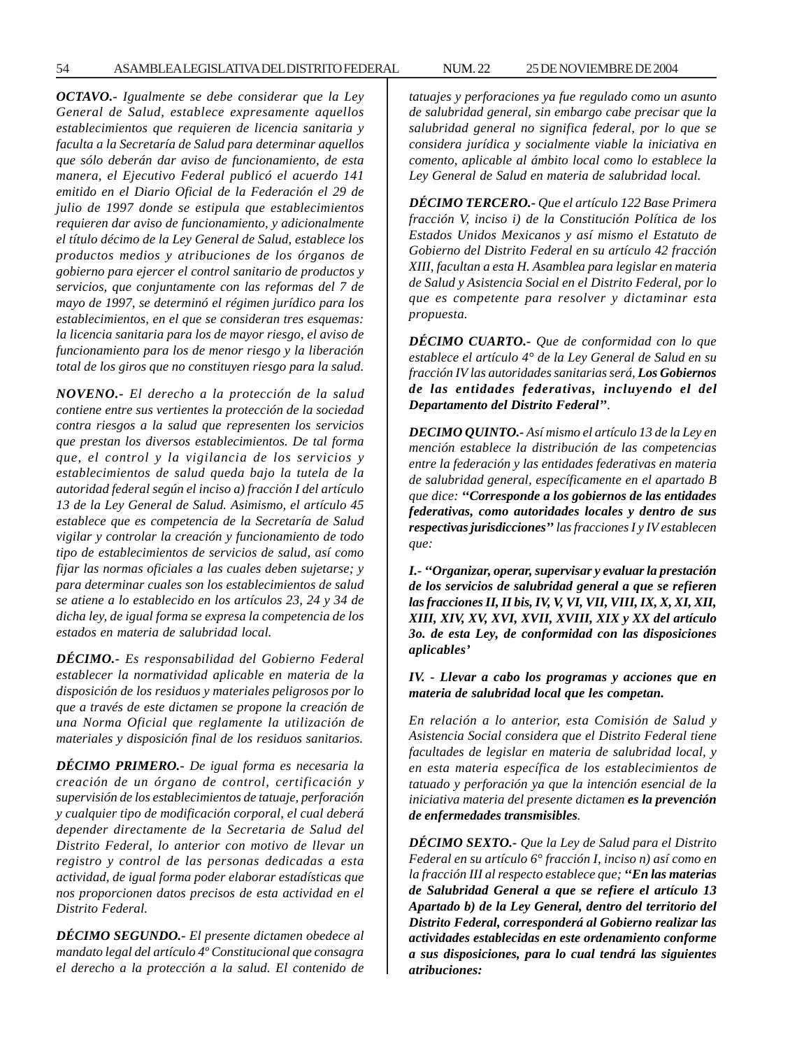*OCTAVO.- Igualmente se debe considerar que la Ley General de Salud, establece expresamente aquellos establecimientos que requieren de licencia sanitaria y faculta a la Secretaría de Salud para determinar aquellos que sólo deberán dar aviso de funcionamiento, de esta manera, el Ejecutivo Federal publicó el acuerdo 141 emitido en el Diario Oficial de la Federación el 29 de julio de 1997 donde se estipula que establecimientos requieren dar aviso de funcionamiento, y adicionalmente el título décimo de la Ley General de Salud, establece los productos medios y atribuciones de los órganos de gobierno para ejercer el control sanitario de productos y servicios, que conjuntamente con las reformas del 7 de mayo de 1997, se determinó el régimen jurídico para los establecimientos, en el que se consideran tres esquemas: la licencia sanitaria para los de mayor riesgo, el aviso de funcionamiento para los de menor riesgo y la liberación total de los giros que no constituyen riesgo para la salud.*

*NOVENO.- El derecho a la protección de la salud contiene entre sus vertientes la protección de la sociedad contra riesgos a la salud que representen los servicios que prestan los diversos establecimientos. De tal forma que, el control y la vigilancia de los servicios y establecimientos de salud queda bajo la tutela de la autoridad federal según el inciso a) fracción I del artículo 13 de la Ley General de Salud. Asimismo, el artículo 45 establece que es competencia de la Secretaría de Salud vigilar y controlar la creación y funcionamiento de todo tipo de establecimientos de servicios de salud, así como fijar las normas oficiales a las cuales deben sujetarse; y para determinar cuales son los establecimientos de salud se atiene a lo establecido en los artículos 23, 24 y 34 de dicha ley, de igual forma se expresa la competencia de los estados en materia de salubridad local.*

*DÉCIMO.- Es responsabilidad del Gobierno Federal establecer la normatividad aplicable en materia de la disposición de los residuos y materiales peligrosos por lo que a través de este dictamen se propone la creación de una Norma Oficial que reglamente la utilización de materiales y disposición final de los residuos sanitarios.*

*DÉCIMO PRIMERO.- De igual forma es necesaria la creación de un órgano de control, certificación y supervisión de los establecimientos de tatuaje, perforación y cualquier tipo de modificación corporal, el cual deberá depender directamente de la Secretaria de Salud del Distrito Federal, lo anterior con motivo de llevar un registro y control de las personas dedicadas a esta actividad, de igual forma poder elaborar estadísticas que nos proporcionen datos precisos de esta actividad en el Distrito Federal.*

*DÉCIMO SEGUNDO.- El presente dictamen obedece al mandato legal del artículo 4º Constitucional que consagra el derecho a la protección a la salud. El contenido de tatuajes y perforaciones ya fue regulado como un asunto de salubridad general, sin embargo cabe precisar que la salubridad general no significa federal, por lo que se considera jurídica y socialmente viable la iniciativa en comento, aplicable al ámbito local como lo establece la Ley General de Salud en materia de salubridad local.*

*DÉCIMO TERCERO.- Que el artículo 122 Base Primera fracción V, inciso i) de la Constitución Política de los Estados Unidos Mexicanos y así mismo el Estatuto de Gobierno del Distrito Federal en su artículo 42 fracción XIII, facultan a esta H. Asamblea para legislar en materia de Salud y Asistencia Social en el Distrito Federal, por lo que es competente para resolver y dictaminar esta propuesta.*

*DÉCIMO CUARTO.- Que de conformidad con lo que establece el artículo 4° de la Ley General de Salud en su fracción IV las autoridades sanitarias será, **Los Gobiernos de las entidades federativas, incluyendo el del Departamento del Distrito Federal”**.*

*DECIMO QUINTO.- Así mismo el artículo 13 de la Ley en mención establece la distribución de las competencias entre la federación y las entidades federativas en materia de salubridad general, específicamente en el apartado B que dice: **“Corresponde a los gobiernos de las entidades federativas, como autoridades locales y dentro de sus respectivas jurisdicciones”** las fracciones I y IV establecen que:*

***I.- “Organizar, operar, supervisar y evaluar la prestación de los servicios de salubridad general a que se refieren las fracciones II, II bis, IV, V, VI, VII, VIII, IX, X, XI, XII, XIII, XIV, XV, XVI, XVII, XVIII, XIX y XX del artículo 3o. de esta Ley, de conformidad con las disposiciones aplicables’***

***IV. - Llevar a cabo los programas y acciones que en materia de salubridad local que les competan.***

*En relación a lo anterior, esta Comisión de Salud y Asistencia Social considera que el Distrito Federal tiene facultades de legislar en materia de salubridad local, y en esta materia específica de los establecimientos de tatuado y perforación ya que la intención esencial de la iniciativa materia del presente dictamen **es la prevención de enfermedades transmisibles**.*

*DÉCIMO SEXTO.- Que la Ley de Salud para el Distrito Federal en su artículo 6° fracción I, inciso n) así como en la fracción III al respecto establece que; **“En las materias de Salubridad General a que se refiere el artículo 13 Apartado b) de la Ley General, dentro del territorio del Distrito Federal, corresponderá al Gobierno realizar las actividades establecidas en este ordenamiento conforme a sus disposiciones, para lo cual tendrá las siguientes atribuciones:***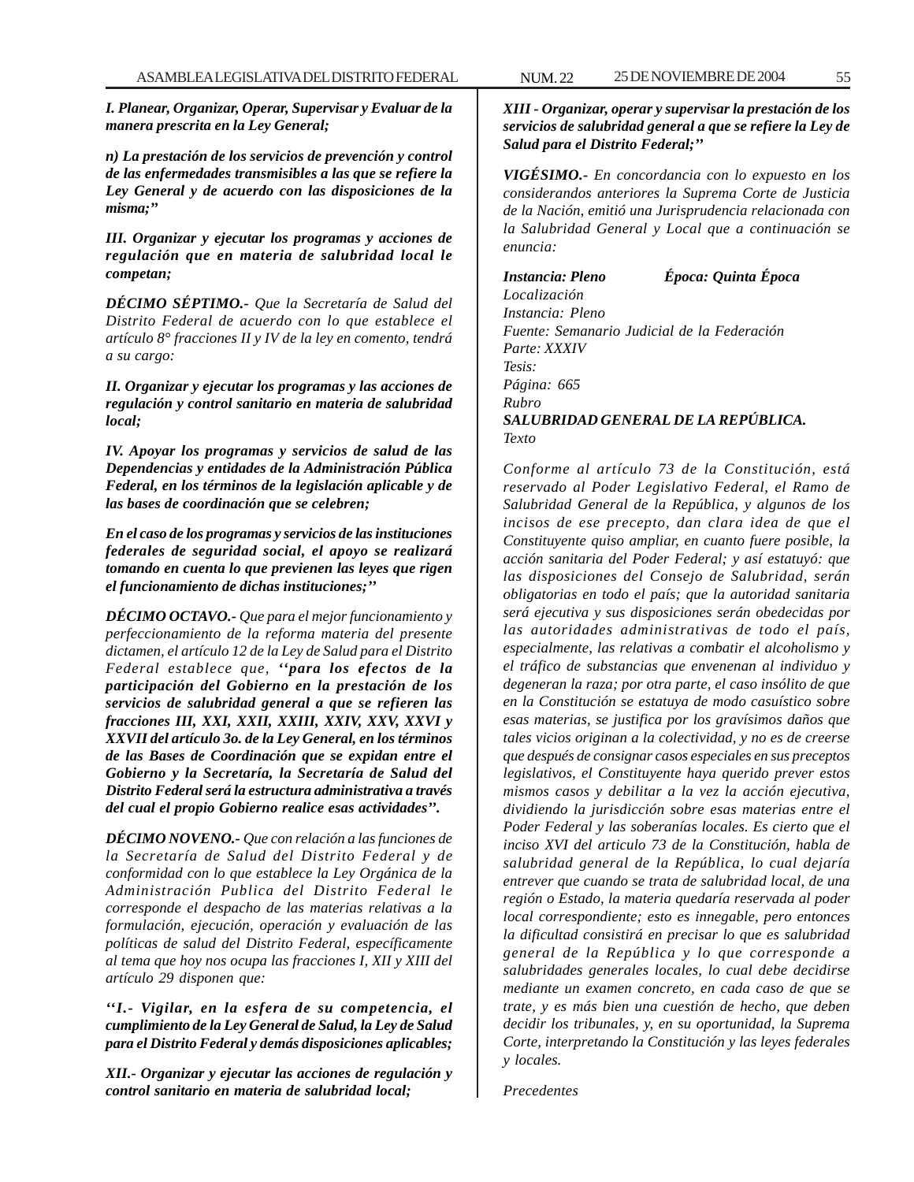***I. Planear, Organizar, Operar, Supervisar y Evaluar de la manera prescrita en la Ley General;***

***n) La prestación de los servicios de prevención y control de las enfermedades transmisibles a las que se refiere la Ley General y de acuerdo con las disposiciones de la misma;”***

***III. Organizar y ejecutar los programas y acciones de regulación que en materia de salubridad local le competan;***

***DÉCIMO SÉPTIMO.-*** *Que la Secretaría de Salud del Distrito Federal de acuerdo con lo que establece el artículo 8° fracciones II y IV de la ley en comento, tendrá a su cargo:*

***II. Organizar y ejecutar los programas y las acciones de regulación y control sanitario en materia de salubridad local;***

***IV. Apoyar los programas y servicios de salud de las Dependencias y entidades de la Administración Pública Federal, en los términos de la legislación aplicable y de las bases de coordinación que se celebren;***

***En el caso de los programas y servicios de las instituciones federales de seguridad social, el apoyo se realizará tomando en cuenta lo que previenen las leyes que rigen el funcionamiento de dichas instituciones;’’***

***DÉCIMO OCTAVO.-*** *Que para el mejor funcionamiento y perfeccionamiento de la reforma materia del presente dictamen, el artículo 12 de la Ley de Salud para el Distrito Federal establece que,* ***‘‘para los efectos de la participación del Gobierno en la prestación de los servicios de salubridad general a que se refieren las fracciones III, XXI, XXII, XXIII, XXIV, XXV, XXVI y XXVII del artículo 3o. de la Ley General, en los términos de las Bases de Coordinación que se expidan entre el Gobierno y la Secretaría, la Secretaría de Salud del Distrito Federal será la estructura administrativa a través del cual el propio Gobierno realice esas actividades’’.***

***DÉCIMO NOVENO.-*** *Que con relación a las funciones de la Secretaría de Salud del Distrito Federal y de conformidad con lo que establece la Ley Orgánica de la Administración Publica del Distrito Federal le corresponde el despacho de las materias relativas a la formulación, ejecución, operación y evaluación de las políticas de salud del Distrito Federal, específicamente al tema que hoy nos ocupa las fracciones I, XII y XIII del artículo 29 disponen que:*

***‘‘I.- Vigilar, en la esfera de su competencia, el cumplimiento de la Ley General de Salud, la Ley de Salud para el Distrito Federal y demás disposiciones aplicables;***

***XII.- Organizar y ejecutar las acciones de regulación y control sanitario en materia de salubridad local;***

***XIII - Organizar, operar y supervisar la prestación de los servicios de salubridad general a que se refiere la Ley de Salud para el Distrito Federal;’’***

***VIGÉSIMO.-*** *En concordancia con lo expuesto en los considerandos anteriores la Suprema Corte de Justicia de la Nación, emitió una Jurisprudencia relacionada con la Salubridad General y Local que a continuación se enuncia:*

***Instancia: Pleno*** ***Época: Quinta Época***
*Localización*
*Instancia: Pleno*
*Fuente: Semanario Judicial de la Federación*
*Parte: XXXIV*
*Tesis:*
*Página: 665*
*Rubro*
***SALUBRIDAD GENERAL DE LA REPÚBLICA.***
*Texto*

*Conforme al artículo 73 de la Constitución, está reservado al Poder Legislativo Federal, el Ramo de Salubridad General de la República, y algunos de los incisos de ese precepto, dan clara idea de que el Constituyente quiso ampliar, en cuanto fuere posible, la acción sanitaria del Poder Federal; y así estatuyó: que las disposiciones del Consejo de Salubridad, serán obligatorias en todo el país; que la autoridad sanitaria será ejecutiva y sus disposiciones serán obedecidas por las autoridades administrativas de todo el país, especialmente, las relativas a combatir el alcoholismo y el tráfico de substancias que envenenan al individuo y degeneran la raza; por otra parte, el caso insólito de que en la Constitución se estatuya de modo casuístico sobre esas materias, se justifica por los gravísimos daños que tales vicios originan a la colectividad, y no es de creerse que después de consignar casos especiales en sus preceptos legislativos, el Constituyente haya querido prever estos mismos casos y debilitar a la vez la acción ejecutiva, dividiendo la jurisdicción sobre esas materias entre el Poder Federal y las soberanías locales. Es cierto que el inciso XVI del articulo 73 de la Constitución, habla de salubridad general de la República, lo cual dejaría entrever que cuando se trata de salubridad local, de una región o Estado, la materia quedaría reservada al poder local correspondiente; esto es innegable, pero entonces la dificultad consistirá en precisar lo que es salubridad general de la República y lo que corresponde a salubridades generales locales, lo cual debe decidirse mediante un examen concreto, en cada caso de que se trate, y es más bien una cuestión de hecho, que deben decidir los tribunales, y, en su oportunidad, la Suprema Corte, interpretando la Constitución y las leyes federales y locales.*

*Precedentes*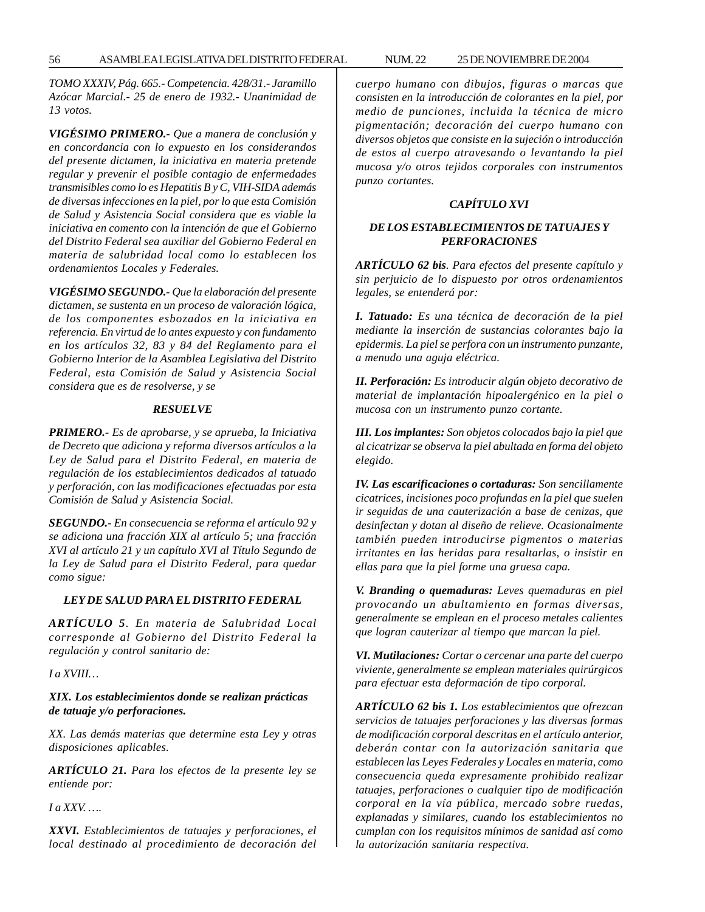*TOMO XXXIV, Pág. 665.- Competencia. 428/31.- Jaramillo Azócar Marcial.- 25 de enero de 1932.- Unanimidad de 13 votos.*

***VIGÉSIMO PRIMERO.-*** *Que a manera de conclusión y en concordancia con lo expuesto en los considerandos del presente dictamen, la iniciativa en materia pretende regular y prevenir el posible contagio de enfermedades transmisibles como lo es Hepatitis B y C, VIH-SIDA además de diversas infecciones en la piel, por lo que esta Comisión de Salud y Asistencia Social considera que es viable la iniciativa en comento con la intención de que el Gobierno del Distrito Federal sea auxiliar del Gobierno Federal en materia de salubridad local como lo establecen los ordenamientos Locales y Federales.*

***VIGÉSIMO SEGUNDO.-*** *Que la elaboración del presente dictamen, se sustenta en un proceso de valoración lógica, de los componentes esbozados en la iniciativa en referencia. En virtud de lo antes expuesto y con fundamento en los artículos 32, 83 y 84 del Reglamento para el Gobierno Interior de la Asamblea Legislativa del Distrito Federal, esta Comisión de Salud y Asistencia Social considera que es de resolverse, y se*

***RESUELVE***

***PRIMERO.-*** *Es de aprobarse, y se aprueba, la Iniciativa de Decreto que adiciona y reforma diversos artículos a la Ley de Salud para el Distrito Federal, en materia de regulación de los establecimientos dedicados al tatuado y perforación, con las modificaciones efectuadas por esta Comisión de Salud y Asistencia Social.*

***SEGUNDO.-*** *En consecuencia se reforma el artículo 92 y se adiciona una fracción XIX al artículo 5; una fracción XVI al artículo 21 y un capítulo XVI al Título Segundo de la Ley de Salud para el Distrito Federal, para quedar como sigue:*

***LEY DE SALUD PARA EL DISTRITO FEDERAL***

***ARTÍCULO 5****. En materia de Salubridad Local corresponde al Gobierno del Distrito Federal la regulación y control sanitario de:*

*I a XVIII…*

***XIX. Los establecimientos donde se realizan prácticas de tatuaje y/o perforaciones.***

*XX. Las demás materias que determine esta Ley y otras disposiciones aplicables.*

***ARTÍCULO 21.*** *Para los efectos de la presente ley se entiende por:*

*I a XXV. ….*

***XXVI.*** *Establecimientos de tatuajes y perforaciones, el local destinado al procedimiento de decoración del cuerpo humano con dibujos, figuras o marcas que consisten en la introducción de colorantes en la piel, por medio de punciones, incluida la técnica de micro pigmentación; decoración del cuerpo humano con diversos objetos que consiste en la sujeción o introducción de estos al cuerpo atravesando o levantando la piel mucosa y/o otros tejidos corporales con instrumentos punzo cortantes.*

***CAPÍTULO XVI***

***DE LOS ESTABLECIMIENTOS DE TATUAJES Y PERFORACIONES***

***ARTÍCULO 62 bis****. Para efectos del presente capítulo y sin perjuicio de lo dispuesto por otros ordenamientos legales, se entenderá por:*

***I. Tatuado:*** *Es una técnica de decoración de la piel mediante la inserción de sustancias colorantes bajo la epidermis. La piel se perfora con un instrumento punzante, a menudo una aguja eléctrica.*

***II. Perforación:*** *Es introducir algún objeto decorativo de material de implantación hipoalergénico en la piel o mucosa con un instrumento punzo cortante.*

***III. Los implantes:*** *Son objetos colocados bajo la piel que al cicatrizar se observa la piel abultada en forma del objeto elegido.*

***IV. Las escarificaciones o cortaduras:*** *Son sencillamente cicatrices, incisiones poco profundas en la piel que suelen ir seguidas de una cauterización a base de cenizas, que desinfectan y dotan al diseño de relieve. Ocasionalmente también pueden introducirse pigmentos o materias irritantes en las heridas para resaltarlas, o insistir en ellas para que la piel forme una gruesa capa.*

***V. Branding o quemaduras:*** *Leves quemaduras en piel provocando un abultamiento en formas diversas, generalmente se emplean en el proceso metales calientes que logran cauterizar al tiempo que marcan la piel.*

***VI. Mutilaciones:*** *Cortar o cercenar una parte del cuerpo viviente, generalmente se emplean materiales quirúrgicos para efectuar esta deformación de tipo corporal.*

***ARTÍCULO 62 bis 1.*** *Los establecimientos que ofrezcan servicios de tatuajes perforaciones y las diversas formas de modificación corporal descritas en el artículo anterior, deberán contar con la autorización sanitaria que establecen las Leyes Federales y Locales en materia, como consecuencia queda expresamente prohibido realizar tatuajes, perforaciones o cualquier tipo de modificación corporal en la vía pública, mercado sobre ruedas, explanadas y similares, cuando los establecimientos no cumplan con los requisitos mínimos de sanidad así como la autorización sanitaria respectiva.*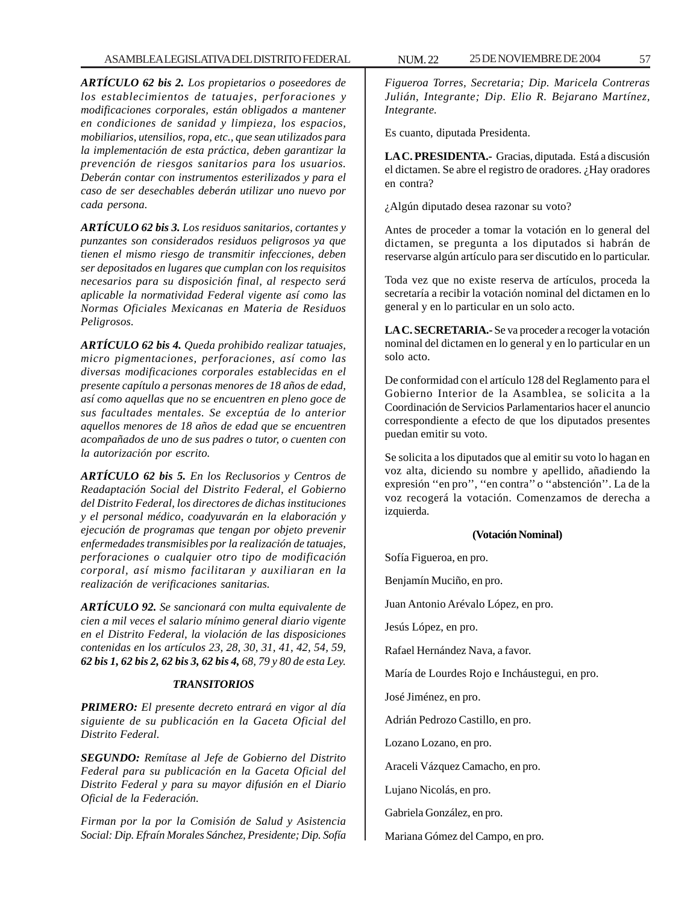***ARTÍCULO 62 bis 2.*** *Los propietarios o poseedores de los establecimientos de tatuajes, perforaciones y modificaciones corporales, están obligados a mantener en condiciones de sanidad y limpieza, los espacios, mobiliarios, utensilios, ropa, etc., que sean utilizados para la implementación de esta práctica, deben garantizar la prevención de riesgos sanitarios para los usuarios. Deberán contar con instrumentos esterilizados y para el caso de ser desechables deberán utilizar uno nuevo por cada persona.*

***ARTÍCULO 62 bis 3.*** *Los residuos sanitarios, cortantes y punzantes son considerados residuos peligrosos ya que tienen el mismo riesgo de transmitir infecciones, deben ser depositados en lugares que cumplan con los requisitos necesarios para su disposición final, al respecto será aplicable la normatividad Federal vigente así como las Normas Oficiales Mexicanas en Materia de Residuos Peligrosos.*

***ARTÍCULO 62 bis 4.*** *Queda prohibido realizar tatuajes, micro pigmentaciones, perforaciones, así como las diversas modificaciones corporales establecidas en el presente capítulo a personas menores de 18 años de edad, así como aquellas que no se encuentren en pleno goce de sus facultades mentales. Se exceptúa de lo anterior aquellos menores de 18 años de edad que se encuentren acompañados de uno de sus padres o tutor, o cuenten con la autorización por escrito.*

***ARTÍCULO 62 bis 5.*** *En los Reclusorios y Centros de Readaptación Social del Distrito Federal, el Gobierno del Distrito Federal, los directores de dichas instituciones y el personal médico, coadyuvarán en la elaboración y ejecución de programas que tengan por objeto prevenir enfermedades transmisibles por la realización de tatuajes, perforaciones o cualquier otro tipo de modificación corporal, así mismo facilitaran y auxiliaran en la realización de verificaciones sanitarias.*

***ARTÍCULO 92.*** *Se sancionará con multa equivalente de cien a mil veces el salario mínimo general diario vigente en el Distrito Federal, la violación de las disposiciones contenidas en los artículos 23, 28, 30, 31, 41, 42, 54, 59,* ***62 bis 1, 62 bis 2, 62 bis 3, 62 bis 4,*** *68, 79 y 80 de esta Ley.*

***TRANSITORIOS***

***PRIMERO:*** *El presente decreto entrará en vigor al día siguiente de su publicación en la Gaceta Oficial del Distrito Federal.*

***SEGUNDO:*** *Remítase al Jefe de Gobierno del Distrito Federal para su publicación en la Gaceta Oficial del Distrito Federal y para su mayor difusión en el Diario Oficial de la Federación.*

*Firman por la por la Comisión de Salud y Asistencia Social: Dip. Efraín Morales Sánchez, Presidente; Dip. Sofía Figueroa Torres, Secretaria; Dip. Maricela Contreras Julián, Integrante; Dip. Elio R. Bejarano Martínez, Integrante.*

Es cuanto, diputada Presidenta.

**LA C. PRESIDENTA.-** Gracias, diputada. Está a discusión el dictamen. Se abre el registro de oradores. ¿Hay oradores en contra?

¿Algún diputado desea razonar su voto?

Antes de proceder a tomar la votación en lo general del dictamen, se pregunta a los diputados si habrán de reservarse algún artículo para ser discutido en lo particular.

Toda vez que no existe reserva de artículos, proceda la secretaría a recibir la votación nominal del dictamen en lo general y en lo particular en un solo acto.

**LA C. SECRETARIA.-** Se va proceder a recoger la votación nominal del dictamen en lo general y en lo particular en un solo acto.

De conformidad con el artículo 128 del Reglamento para el Gobierno Interior de la Asamblea, se solicita a la Coordinación de Servicios Parlamentarios hacer el anuncio correspondiente a efecto de que los diputados presentes puedan emitir su voto.

Se solicita a los diputados que al emitir su voto lo hagan en voz alta, diciendo su nombre y apellido, añadiendo la expresión ''en pro'', ''en contra'' o ''abstención''. La de la voz recogerá la votación. Comenzamos de derecha a izquierda.

**(Votación Nominal)**

Sofía Figueroa, en pro.

Benjamín Muciño, en pro.

Juan Antonio Arévalo López, en pro.

Jesús López, en pro.

Rafael Hernández Nava, a favor.

María de Lourdes Rojo e Incháustegui, en pro.

José Jiménez, en pro.

Adrián Pedrozo Castillo, en pro.

Lozano Lozano, en pro.

Araceli Vázquez Camacho, en pro.

Lujano Nicolás, en pro.

Gabriela González, en pro.

Mariana Gómez del Campo, en pro.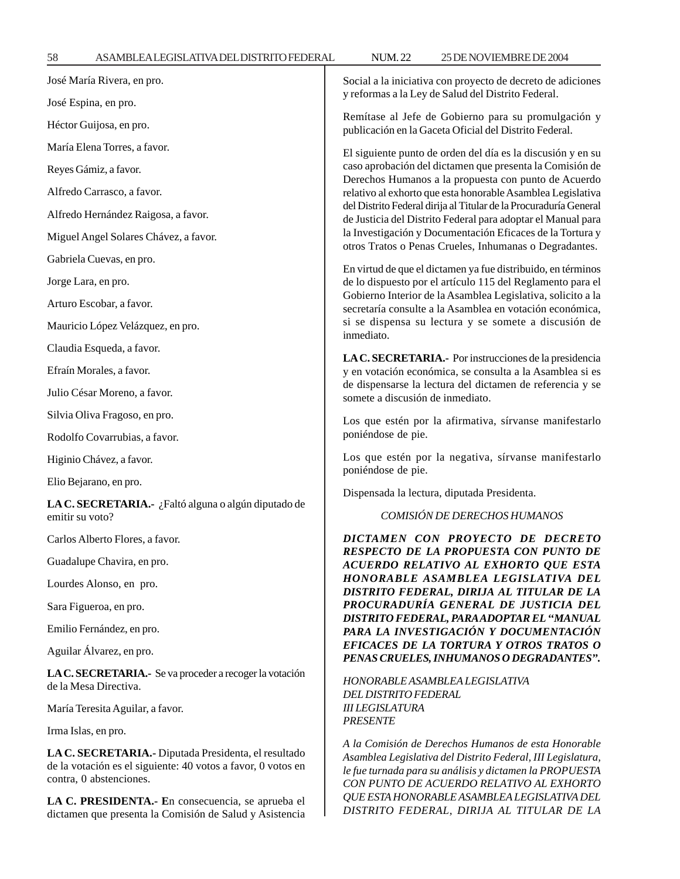José María Rivera, en pro.

José Espina, en pro.

Héctor Guijosa, en pro.

María Elena Torres, a favor.

Reyes Gámiz, a favor.

Alfredo Carrasco, a favor.

Alfredo Hernández Raigosa, a favor.

Miguel Angel Solares Chávez, a favor.

Gabriela Cuevas, en pro.

Jorge Lara, en pro.

Arturo Escobar, a favor.

Mauricio López Velázquez, en pro.

Claudia Esqueda, a favor.

Efraín Morales, a favor.

Julio César Moreno, a favor.

Silvia Oliva Fragoso, en pro.

Rodolfo Covarrubias, a favor.

Higinio Chávez, a favor.

Elio Bejarano, en pro.

**LA C. SECRETARIA.-** ¿Faltó alguna o algún diputado de emitir su voto?

Carlos Alberto Flores, a favor.

Guadalupe Chavira, en pro.

Lourdes Alonso, en pro.

Sara Figueroa, en pro.

Emilio Fernández, en pro.

Aguilar Álvarez, en pro.

**LA C. SECRETARIA.-** Se va proceder a recoger la votación de la Mesa Directiva.

María Teresita Aguilar, a favor.

Irma Islas, en pro.

**LA C. SECRETARIA.-** Diputada Presidenta, el resultado de la votación es el siguiente: 40 votos a favor, 0 votos en contra, 0 abstenciones.

**LA C. PRESIDENTA.- E**n consecuencia, se aprueba el dictamen que presenta la Comisión de Salud y Asistencia Social a la iniciativa con proyecto de decreto de adiciones y reformas a la Ley de Salud del Distrito Federal.

Remítase al Jefe de Gobierno para su promulgación y publicación en la Gaceta Oficial del Distrito Federal.

El siguiente punto de orden del día es la discusión y en su caso aprobación del dictamen que presenta la Comisión de Derechos Humanos a la propuesta con punto de Acuerdo relativo al exhorto que esta honorable Asamblea Legislativa del Distrito Federal dirija al Titular de la Procuraduría General de Justicia del Distrito Federal para adoptar el Manual para la Investigación y Documentación Eficaces de la Tortura y otros Tratos o Penas Crueles, Inhumanas o Degradantes.

En virtud de que el dictamen ya fue distribuido, en términos de lo dispuesto por el artículo 115 del Reglamento para el Gobierno Interior de la Asamblea Legislativa, solicito a la secretaría consulte a la Asamblea en votación económica, si se dispensa su lectura y se somete a discusión de inmediato.

**LA C. SECRETARIA.-** Por instrucciones de la presidencia y en votación económica, se consulta a la Asamblea si es de dispensarse la lectura del dictamen de referencia y se somete a discusión de inmediato.

Los que estén por la afirmativa, sírvanse manifestarlo poniéndose de pie.

Los que estén por la negativa, sírvanse manifestarlo poniéndose de pie.

Dispensada la lectura, diputada Presidenta.

*COMISIÓN DE DERECHOS HUMANOS*

***DICTAMEN CON PROYECTO DE DECRETO RESPECTO DE LA PROPUESTA CON PUNTO DE ACUERDO RELATIVO AL EXHORTO QUE ESTA HONORABLE ASAMBLEA LEGISLATIVA DEL DISTRITO FEDERAL, DIRIJA AL TITULAR DE LA PROCURADURÍA GENERAL DE JUSTICIA DEL DISTRITO FEDERAL, PARA ADOPTAR EL "MANUAL PARA LA INVESTIGACIÓN Y DOCUMENTACIÓN EFICACES DE LA TORTURA Y OTROS TRATOS O PENAS CRUELES, INHUMANOS O DEGRADANTES".***

*HONORABLE ASAMBLEA LEGISLATIVA*
*DEL DISTRITO FEDERAL*
*III LEGISLATURA*
*PRESENTE*

*A la Comisión de Derechos Humanos de esta Honorable Asamblea Legislativa del Distrito Federal, III Legislatura, le fue turnada para su análisis y dictamen la PROPUESTA CON PUNTO DE ACUERDO RELATIVO AL EXHORTO QUE ESTA HONORABLE ASAMBLEA LEGISLATIVA DEL DISTRITO FEDERAL, DIRIJA AL TITULAR DE LA*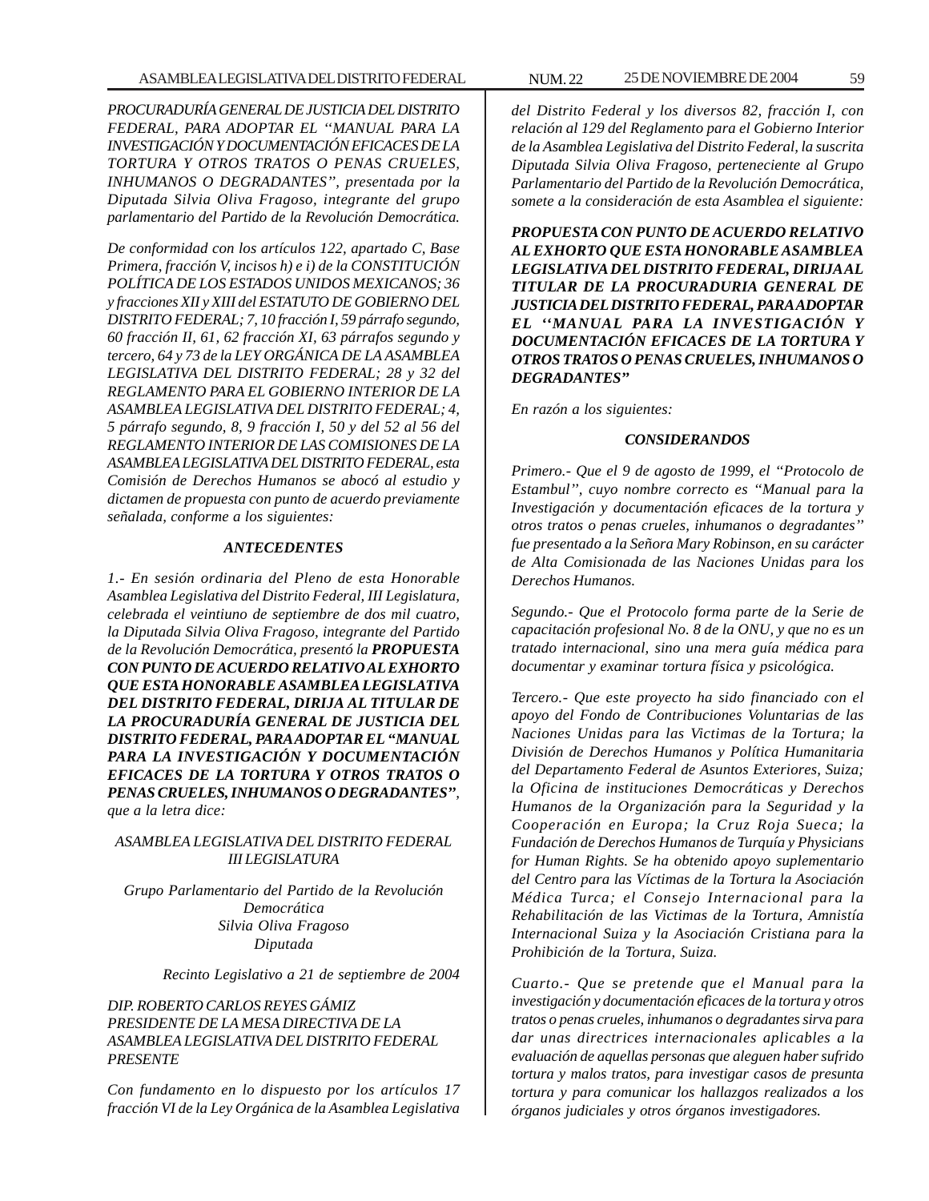*PROCURADURÍA GENERAL DE JUSTICIA DEL DISTRITO FEDERAL, PARA ADOPTAR EL ''MANUAL PARA LA INVESTIGACIÓN Y DOCUMENTACIÓN EFICACES DE LA TORTURA Y OTROS TRATOS O PENAS CRUELES, INHUMANOS O DEGRADANTES'', presentada por la Diputada Silvia Oliva Fragoso, integrante del grupo parlamentario del Partido de la Revolución Democrática.*

*De conformidad con los artículos 122, apartado C, Base Primera, fracción V, incisos h) e i) de la CONSTITUCIÓN POLÍTICA DE LOS ESTADOS UNIDOS MEXICANOS; 36 y fracciones XII y XIII del ESTATUTO DE GOBIERNO DEL DISTRITO FEDERAL; 7, 10 fracción I, 59 párrafo segundo, 60 fracción II, 61, 62 fracción XI, 63 párrafos segundo y tercero, 64 y 73 de la LEY ORGÁNICA DE LA ASAMBLEA LEGISLATIVA DEL DISTRITO FEDERAL; 28 y 32 del REGLAMENTO PARA EL GOBIERNO INTERIOR DE LA ASAMBLEA LEGISLATIVA DEL DISTRITO FEDERAL; 4, 5 párrafo segundo, 8, 9 fracción I, 50 y del 52 al 56 del REGLAMENTO INTERIOR DE LAS COMISIONES DE LA ASAMBLEA LEGISLATIVA DEL DISTRITO FEDERAL, esta Comisión de Derechos Humanos se abocó al estudio y dictamen de propuesta con punto de acuerdo previamente señalada, conforme a los siguientes:*

### *ANTECEDENTES*

*1.- En sesión ordinaria del Pleno de esta Honorable Asamblea Legislativa del Distrito Federal, III Legislatura, celebrada el veintiuno de septiembre de dos mil cuatro, la Diputada Silvia Oliva Fragoso, integrante del Partido de la Revolución Democrática, presentó la* ***PROPUESTA CON PUNTO DE ACUERDO RELATIVO AL EXHORTO QUE ESTA HONORABLE ASAMBLEA LEGISLATIVA DEL DISTRITO FEDERAL, DIRIJA AL TITULAR DE LA PROCURADURÍA GENERAL DE JUSTICIA DEL DISTRITO FEDERAL, PARA ADOPTAR EL "MANUAL PARA LA INVESTIGACIÓN Y DOCUMENTACIÓN EFICACES DE LA TORTURA Y OTROS TRATOS O PENAS CRUELES, INHUMANOS O DEGRADANTES"****, que a la letra dice:*

*ASAMBLEA LEGISLATIVA DEL DISTRITO FEDERAL*
*III LEGISLATURA*

*Grupo Parlamentario del Partido de la Revolución Democrática*
*Silvia Oliva Fragoso*
*Diputada*

*Recinto Legislativo a 21 de septiembre de 2004*

*DIP. ROBERTO CARLOS REYES GÁMIZ*
*PRESIDENTE DE LA MESA DIRECTIVA DE LA ASAMBLEA LEGISLATIVA DEL DISTRITO FEDERAL*
*PRESENTE*

*Con fundamento en lo dispuesto por los artículos 17 fracción VI de la Ley Orgánica de la Asamblea Legislativa del Distrito Federal y los diversos 82, fracción I, con relación al 129 del Reglamento para el Gobierno Interior de la Asamblea Legislativa del Distrito Federal, la suscrita Diputada Silvia Oliva Fragoso, perteneciente al Grupo Parlamentario del Partido de la Revolución Democrática, somete a la consideración de esta Asamblea el siguiente:*

***PROPUESTA CON PUNTO DE ACUERDO RELATIVO AL EXHORTO QUE ESTA HONORABLE ASAMBLEA LEGISLATIVA DEL DISTRITO FEDERAL, DIRIJA AL TITULAR DE LA PROCURADURIA GENERAL DE JUSTICIA DEL DISTRITO FEDERAL, PARA ADOPTAR EL ''MANUAL PARA LA INVESTIGACIÓN Y DOCUMENTACIÓN EFICACES DE LA TORTURA Y OTROS TRATOS O PENAS CRUELES, INHUMANOS O DEGRADANTES"***

*En razón a los siguientes:*

### *CONSIDERANDOS*

*Primero.- Que el 9 de agosto de 1999, el "Protocolo de Estambul", cuyo nombre correcto es "Manual para la Investigación y documentación eficaces de la tortura y otros tratos o penas crueles, inhumanos o degradantes'' fue presentado a la Señora Mary Robinson, en su carácter de Alta Comisionada de las Naciones Unidas para los Derechos Humanos.*

*Segundo.- Que el Protocolo forma parte de la Serie de capacitación profesional No. 8 de la ONU, y que no es un tratado internacional, sino una mera guía médica para documentar y examinar tortura física y psicológica.*

*Tercero.- Que este proyecto ha sido financiado con el apoyo del Fondo de Contribuciones Voluntarias de las Naciones Unidas para las Victimas de la Tortura; la División de Derechos Humanos y Política Humanitaria del Departamento Federal de Asuntos Exteriores, Suiza; la Oficina de instituciones Democráticas y Derechos Humanos de la Organización para la Seguridad y la Cooperación en Europa; la Cruz Roja Sueca; la Fundación de Derechos Humanos de Turquía y Physicians for Human Rights. Se ha obtenido apoyo suplementario del Centro para las Víctimas de la Tortura la Asociación Médica Turca; el Consejo Internacional para la Rehabilitación de las Victimas de la Tortura, Amnistía Internacional Suiza y la Asociación Cristiana para la Prohibición de la Tortura, Suiza.*

*Cuarto.- Que se pretende que el Manual para la investigación y documentación eficaces de la tortura y otros tratos o penas crueles, inhumanos o degradantes sirva para dar unas directrices internacionales aplicables a la evaluación de aquellas personas que aleguen haber sufrido tortura y malos tratos, para investigar casos de presunta tortura y para comunicar los hallazgos realizados a los órganos judiciales y otros órganos investigadores.*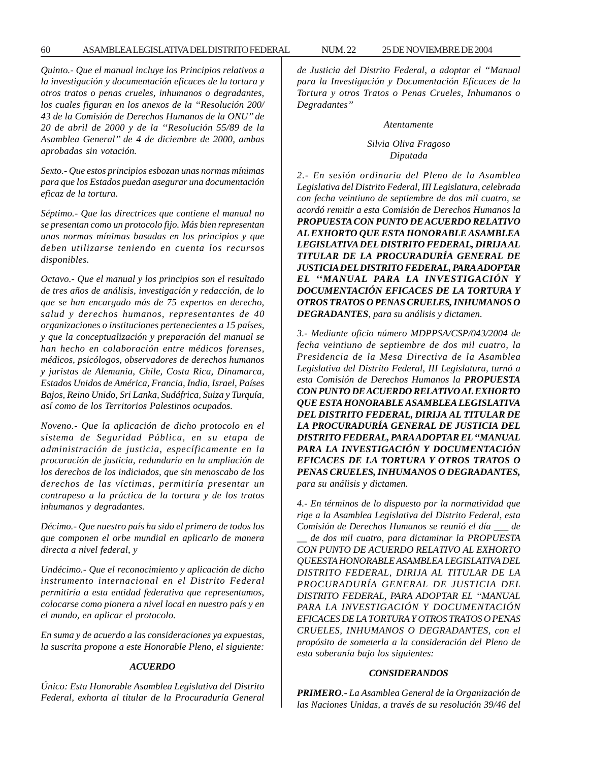*Quinto.- Que el manual incluye los Principios relativos a la investigación y documentación eficaces de la tortura y otros tratos o penas crueles, inhumanos o degradantes, los cuales figuran en los anexos de la "Resolución 200/43 de la Comisión de Derechos Humanos de la ONU" de 20 de abril de 2000 y de la "Resolución 55/89 de la Asamblea General" de 4 de diciembre de 2000, ambas aprobadas sin votación.*

*Sexto.- Que estos principios esbozan unas normas mínimas para que los Estados puedan asegurar una documentación eficaz de la tortura.*

*Séptimo.- Que las directrices que contiene el manual no se presentan como un protocolo fijo. Más bien representan unas normas mínimas basadas en los principios y que deben utilizarse teniendo en cuenta los recursos disponibles.*

*Octavo.- Que el manual y los principios son el resultado de tres años de análisis, investigación y redacción, de lo que se han encargado más de 75 expertos en derecho, salud y derechos humanos, representantes de 40 organizaciones o instituciones pertenecientes a 15 países, y que la conceptualización y preparación del manual se han hecho en colaboración entre médicos forenses, médicos, psicólogos, observadores de derechos humanos y juristas de Alemania, Chile, Costa Rica, Dinamarca, Estados Unidos de América, Francia, India, Israel, Países Bajos, Reino Unido, Sri Lanka, Sudáfrica, Suiza y Turquía, así como de los Territorios Palestinos ocupados.*

*Noveno.- Que la aplicación de dicho protocolo en el sistema de Seguridad Pública, en su etapa de administración de justicia, específicamente en la procuración de justicia, redundaría en la ampliación de los derechos de los indiciados, que sin menoscabo de los derechos de las víctimas, permitiría presentar un contrapeso a la práctica de la tortura y de los tratos inhumanos y degradantes.*

*Décimo.- Que nuestro país ha sido el primero de todos los que componen el orbe mundial en aplicarlo de manera directa a nivel federal, y*

*Undécimo.- Que el reconocimiento y aplicación de dicho instrumento internacional en el Distrito Federal permitiría a esta entidad federativa que representamos, colocarse como pionera a nivel local en nuestro país y en el mundo, en aplicar el protocolo.*

*En suma y de acuerdo a las consideraciones ya expuestas, la suscrita propone a este Honorable Pleno, el siguiente:*

***ACUERDO***

*Único: Esta Honorable Asamblea Legislativa del Distrito Federal, exhorta al titular de la Procuraduría General de Justicia del Distrito Federal, a adoptar el "Manual para la Investigación y Documentación Eficaces de la Tortura y otros Tratos o Penas Crueles, Inhumanos o Degradantes"*

*Atentamente*

*Silvia Oliva Fragoso*
*Diputada*

*2.- En sesión ordinaria del Pleno de la Asamblea Legislativa del Distrito Federal, III Legislatura, celebrada con fecha veintiuno de septiembre de dos mil cuatro, se acordó remitir a esta Comisión de Derechos Humanos la* ***PROPUESTA CON PUNTO DE ACUERDO RELATIVO AL EXHORTO QUE ESTA HONORABLE ASAMBLEA LEGISLATIVA DEL DISTRITO FEDERAL, DIRIJA AL TITULAR DE LA PROCURADURÍA GENERAL DE JUSTICIA DEL DISTRITO FEDERAL, PARA ADOPTAR EL ''MANUAL PARA LA INVESTIGACIÓN Y DOCUMENTACIÓN EFICACES DE LA TORTURA Y OTROS TRATOS O PENAS CRUELES, INHUMANOS O DEGRADANTES****, para su análisis y dictamen.*

*3.- Mediante oficio número MDPPSA/CSP/043/2004 de fecha veintiuno de septiembre de dos mil cuatro, la Presidencia de la Mesa Directiva de la Asamblea Legislativa del Distrito Federal, III Legislatura, turnó a esta Comisión de Derechos Humanos la* ***PROPUESTA CON PUNTO DE ACUERDO RELATIVO AL EXHORTO QUE ESTA HONORABLE ASAMBLEA LEGISLATIVA DEL DISTRITO FEDERAL, DIRIJA AL TITULAR DE LA PROCURADURÍA GENERAL DE JUSTICIA DEL DISTRITO FEDERAL, PARA ADOPTAR EL "MANUAL PARA LA INVESTIGACIÓN Y DOCUMENTACIÓN EFICACES DE LA TORTURA Y OTROS TRATOS O PENAS CRUELES, INHUMANOS O DEGRADANTES,*** *para su análisis y dictamen.*

*4.- En términos de lo dispuesto por la normatividad que rige a la Asamblea Legislativa del Distrito Federal, esta Comisión de Derechos Humanos se reunió el día ___ de __ de dos mil cuatro, para dictaminar la PROPUESTA CON PUNTO DE ACUERDO RELATIVO AL EXHORTO QUEESTA HONORABLE ASAMBLEA LEGISLATIVA DEL DISTRITO FEDERAL, DIRIJA AL TITULAR DE LA PROCURADURÍA GENERAL DE JUSTICIA DEL DISTRITO FEDERAL, PARA ADOPTAR EL "MANUAL PARA LA INVESTIGACIÓN Y DOCUMENTACIÓN EFICACES DE LA TORTURA Y OTROS TRATOS O PENAS CRUELES, INHUMANOS O DEGRADANTES, con el propósito de someterla a la consideración del Pleno de esta soberanía bajo los siguientes:*

***CONSIDERANDOS***

***PRIMERO****.- La Asamblea General de la Organización de las Naciones Unidas, a través de su resolución 39/46 del*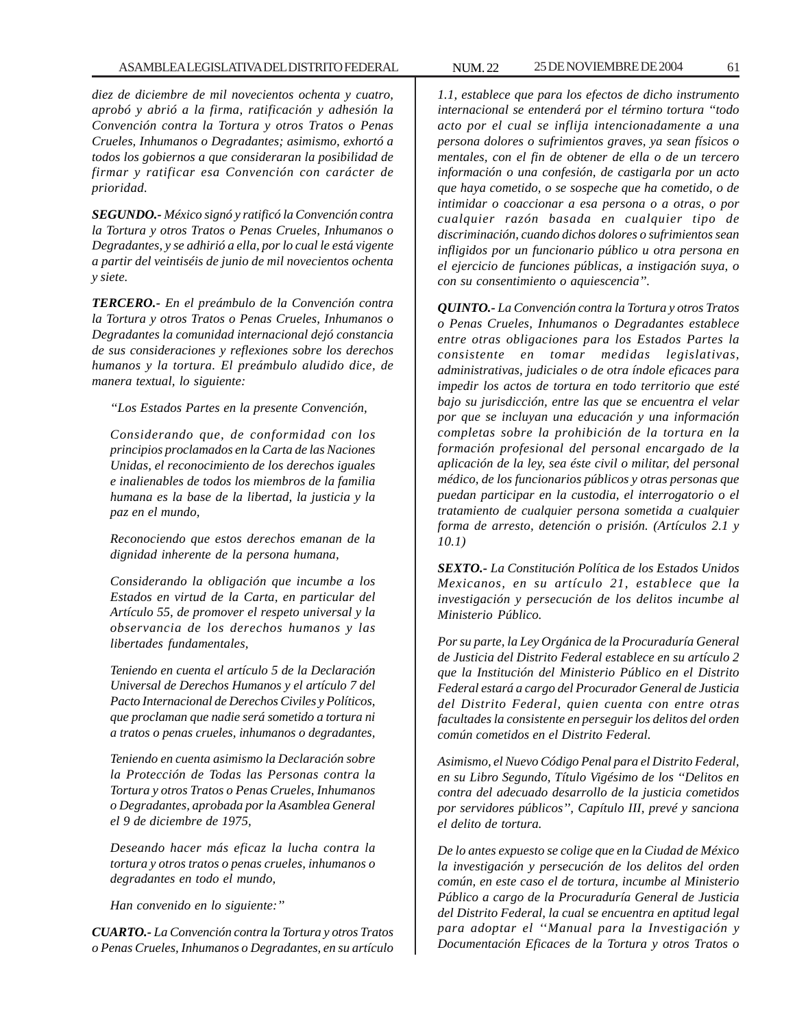*diez de diciembre de mil novecientos ochenta y cuatro, aprobó y abrió a la firma, ratificación y adhesión la Convención contra la Tortura y otros Tratos o Penas Crueles, Inhumanos o Degradantes; asimismo, exhortó a todos los gobiernos a que consideraran la posibilidad de firmar y ratificar esa Convención con carácter de prioridad.*

***SEGUNDO.-*** *México signó y ratificó la Convención contra la Tortura y otros Tratos o Penas Crueles, Inhumanos o Degradantes, y se adhirió a ella, por lo cual le está vigente a partir del veintiséis de junio de mil novecientos ochenta y siete.*

***TERCERO.-*** *En el preámbulo de la Convención contra la Tortura y otros Tratos o Penas Crueles, Inhumanos o Degradantes la comunidad internacional dejó constancia de sus consideraciones y reflexiones sobre los derechos humanos y la tortura. El preámbulo aludido dice, de manera textual, lo siguiente:*

> *"Los Estados Partes en la presente Convención,*
>
> *Considerando que, de conformidad con los principios proclamados en la Carta de las Naciones Unidas, el reconocimiento de los derechos iguales e inalienables de todos los miembros de la familia humana es la base de la libertad, la justicia y la paz en el mundo,*
>
> *Reconociendo que estos derechos emanan de la dignidad inherente de la persona humana,*
>
> *Considerando la obligación que incumbe a los Estados en virtud de la Carta, en particular del Artículo 55, de promover el respeto universal y la observancia de los derechos humanos y las libertades fundamentales,*
>
> *Teniendo en cuenta el artículo 5 de la Declaración Universal de Derechos Humanos y el artículo 7 del Pacto Internacional de Derechos Civiles y Políticos, que proclaman que nadie será sometido a tortura ni a tratos o penas crueles, inhumanos o degradantes,*
>
> *Teniendo en cuenta asimismo la Declaración sobre la Protección de Todas las Personas contra la Tortura y otros Tratos o Penas Crueles, Inhumanos o Degradantes, aprobada por la Asamblea General el 9 de diciembre de 1975,*
>
> *Deseando hacer más eficaz la lucha contra la tortura y otros tratos o penas crueles, inhumanos o degradantes en todo el mundo,*
>
> *Han convenido en lo siguiente:"*

***CUARTO.-*** *La Convención contra la Tortura y otros Tratos o Penas Crueles, Inhumanos o Degradantes, en su artículo 1.1, establece que para los efectos de dicho instrumento internacional se entenderá por el término tortura "todo acto por el cual se inflija intencionadamente a una persona dolores o sufrimientos graves, ya sean físicos o mentales, con el fin de obtener de ella o de un tercero información o una confesión, de castigarla por un acto que haya cometido, o se sospeche que ha cometido, o de intimidar o coaccionar a esa persona o a otras, o por cualquier razón basada en cualquier tipo de discriminación, cuando dichos dolores o sufrimientos sean infligidos por un funcionario público u otra persona en el ejercicio de funciones públicas, a instigación suya, o con su consentimiento o aquiescencia".*

***QUINTO.-*** *La Convención contra la Tortura y otros Tratos o Penas Crueles, Inhumanos o Degradantes establece entre otras obligaciones para los Estados Partes la consistente en tomar medidas legislativas, administrativas, judiciales o de otra índole eficaces para impedir los actos de tortura en todo territorio que esté bajo su jurisdicción, entre las que se encuentra el velar por que se incluyan una educación y una información completas sobre la prohibición de la tortura en la formación profesional del personal encargado de la aplicación de la ley, sea éste civil o militar, del personal médico, de los funcionarios públicos y otras personas que puedan participar en la custodia, el interrogatorio o el tratamiento de cualquier persona sometida a cualquier forma de arresto, detención o prisión. (Artículos 2.1 y 10.1)*

***SEXTO.-*** *La Constitución Política de los Estados Unidos Mexicanos, en su artículo 21, establece que la investigación y persecución de los delitos incumbe al Ministerio Público.*

*Por su parte, la Ley Orgánica de la Procuraduría General de Justicia del Distrito Federal establece en su artículo 2 que la Institución del Ministerio Público en el Distrito Federal estará a cargo del Procurador General de Justicia del Distrito Federal, quien cuenta con entre otras facultades la consistente en perseguir los delitos del orden común cometidos en el Distrito Federal.*

*Asimismo, el Nuevo Código Penal para el Distrito Federal, en su Libro Segundo, Título Vigésimo de los "Delitos en contra del adecuado desarrollo de la justicia cometidos por servidores públicos", Capítulo III, prevé y sanciona el delito de tortura.*

*De lo antes expuesto se colige que en la Ciudad de México la investigación y persecución de los delitos del orden común, en este caso el de tortura, incumbe al Ministerio Público a cargo de la Procuraduría General de Justicia del Distrito Federal, la cual se encuentra en aptitud legal para adoptar el ''Manual para la Investigación y Documentación Eficaces de la Tortura y otros Tratos o*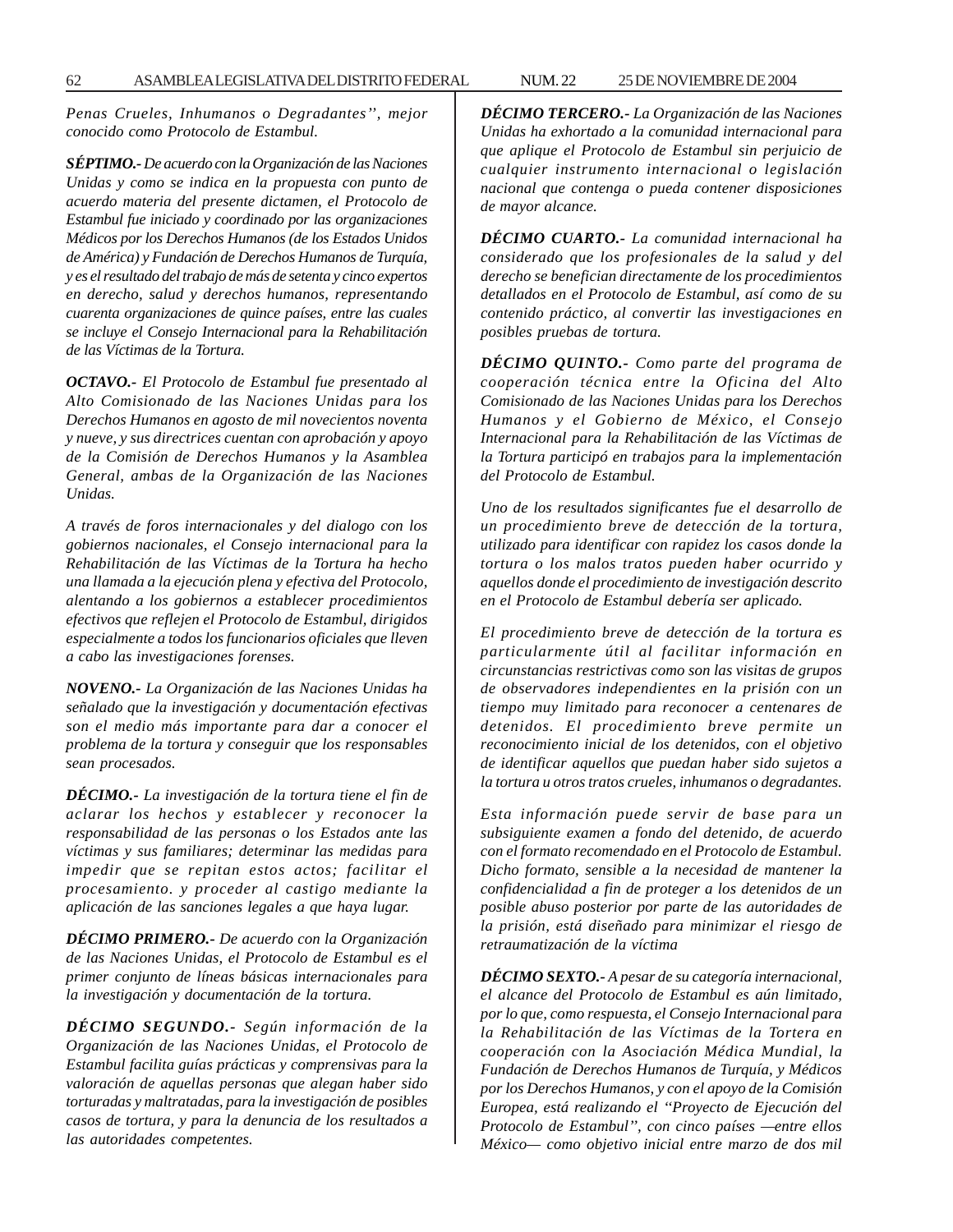*Penas Crueles, Inhumanos o Degradantes'', mejor conocido como Protocolo de Estambul.*

***SÉPTIMO.-*** *De acuerdo con la Organización de las Naciones Unidas y como se indica en la propuesta con punto de acuerdo materia del presente dictamen, el Protocolo de Estambul fue iniciado y coordinado por las organizaciones Médicos por los Derechos Humanos (de los Estados Unidos de América) y Fundación de Derechos Humanos de Turquía, y es el resultado del trabajo de más de setenta y cinco expertos en derecho, salud y derechos humanos, representando cuarenta organizaciones de quince países, entre las cuales se incluye el Consejo Internacional para la Rehabilitación de las Víctimas de la Tortura.*

***OCTAVO.-*** *El Protocolo de Estambul fue presentado al Alto Comisionado de las Naciones Unidas para los Derechos Humanos en agosto de mil novecientos noventa y nueve, y sus directrices cuentan con aprobación y apoyo de la Comisión de Derechos Humanos y la Asamblea General, ambas de la Organización de las Naciones Unidas.*

*A través de foros internacionales y del dialogo con los gobiernos nacionales, el Consejo internacional para la Rehabilitación de las Víctimas de la Tortura ha hecho una llamada a la ejecución plena y efectiva del Protocolo, alentando a los gobiernos a establecer procedimientos efectivos que reflejen el Protocolo de Estambul, dirigidos especialmente a todos los funcionarios oficiales que lleven a cabo las investigaciones forenses.*

***NOVENO.-*** *La Organización de las Naciones Unidas ha señalado que la investigación y documentación efectivas son el medio más importante para dar a conocer el problema de la tortura y conseguir que los responsables sean procesados.*

***DÉCIMO.-*** *La investigación de la tortura tiene el fin de aclarar los hechos y establecer y reconocer la responsabilidad de las personas o los Estados ante las víctimas y sus familiares; determinar las medidas para impedir que se repitan estos actos; facilitar el procesamiento. y proceder al castigo mediante la aplicación de las sanciones legales a que haya lugar.*

***DÉCIMO PRIMERO.-*** *De acuerdo con la Organización de las Naciones Unidas, el Protocolo de Estambul es el primer conjunto de líneas básicas internacionales para la investigación y documentación de la tortura.*

***DÉCIMO SEGUNDO.-*** *Según información de la Organización de las Naciones Unidas, el Protocolo de Estambul facilita guías prácticas y comprensivas para la valoración de aquellas personas que alegan haber sido torturadas y maltratadas, para la investigación de posibles casos de tortura, y para la denuncia de los resultados a las autoridades competentes.*

***DÉCIMO TERCERO.-*** *La Organización de las Naciones Unidas ha exhortado a la comunidad internacional para que aplique el Protocolo de Estambul sin perjuicio de cualquier instrumento internacional o legislación nacional que contenga o pueda contener disposiciones de mayor alcance.*

***DÉCIMO CUARTO.-*** *La comunidad internacional ha considerado que los profesionales de la salud y del derecho se benefician directamente de los procedimientos detallados en el Protocolo de Estambul, así como de su contenido práctico, al convertir las investigaciones en posibles pruebas de tortura.*

***DÉCIMO QUINTO.-*** *Como parte del programa de cooperación técnica entre la Oficina del Alto Comisionado de las Naciones Unidas para los Derechos Humanos y el Gobierno de México, el Consejo Internacional para la Rehabilitación de las Víctimas de la Tortura participó en trabajos para la implementación del Protocolo de Estambul.*

*Uno de los resultados significantes fue el desarrollo de un procedimiento breve de detección de la tortura, utilizado para identificar con rapidez los casos donde la tortura o los malos tratos pueden haber ocurrido y aquellos donde el procedimiento de investigación descrito en el Protocolo de Estambul debería ser aplicado.*

*El procedimiento breve de detección de la tortura es particularmente útil al facilitar información en circunstancias restrictivas como son las visitas de grupos de observadores independientes en la prisión con un tiempo muy limitado para reconocer a centenares de detenidos. El procedimiento breve permite un reconocimiento inicial de los detenidos, con el objetivo de identificar aquellos que puedan haber sido sujetos a la tortura u otros tratos crueles, inhumanos o degradantes.*

*Esta información puede servir de base para un subsiguiente examen a fondo del detenido, de acuerdo con el formato recomendado en el Protocolo de Estambul. Dicho formato, sensible a la necesidad de mantener la confidencialidad a fin de proteger a los detenidos de un posible abuso posterior por parte de las autoridades de la prisión, está diseñado para minimizar el riesgo de retraumatización de la víctima*

***DÉCIMO SEXTO.-*** *A pesar de su categoría internacional, el alcance del Protocolo de Estambul es aún limitado, por lo que, como respuesta, el Consejo Internacional para la Rehabilitación de las Víctimas de la Tortera en cooperación con la Asociación Médica Mundial, la Fundación de Derechos Humanos de Turquía, y Médicos por los Derechos Humanos, y con el apoyo de la Comisión Europea, está realizando el ''Proyecto de Ejecución del Protocolo de Estambul'', con cinco países —entre ellos México— como objetivo inicial entre marzo de dos mil*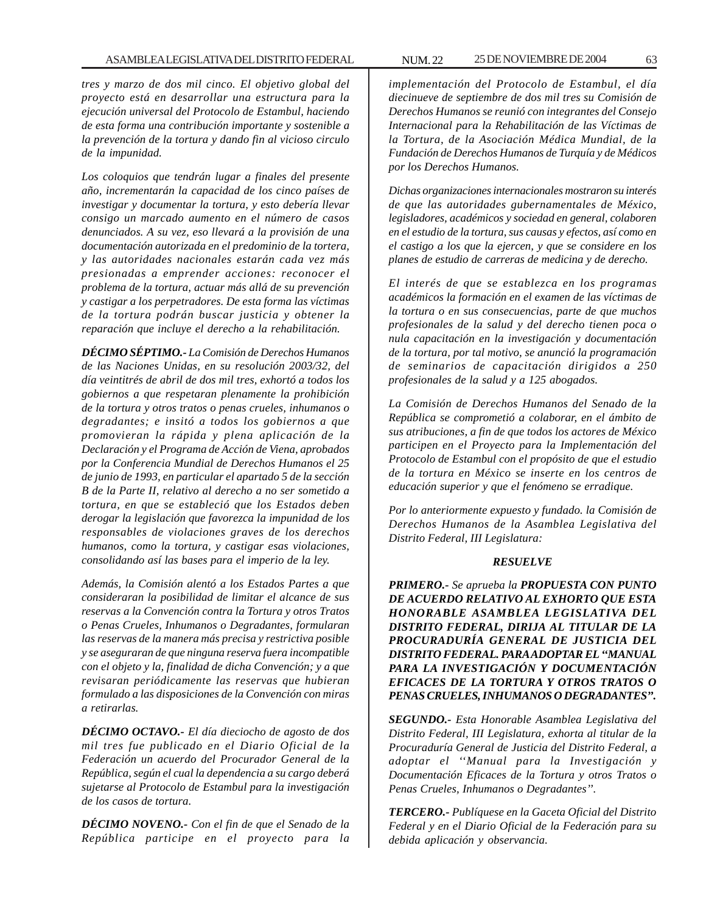*tres y marzo de dos mil cinco. El objetivo global del proyecto está en desarrollar una estructura para la ejecución universal del Protocolo de Estambul, haciendo de esta forma una contribución importante y sostenible a la prevención de la tortura y dando fin al vicioso circulo de la impunidad.*

*Los coloquios que tendrán lugar a finales del presente año, incrementarán la capacidad de los cinco países de investigar y documentar la tortura, y esto debería llevar consigo un marcado aumento en el número de casos denunciados. A su vez, eso llevará a la provisión de una documentación autorizada en el predominio de la tortera, y las autoridades nacionales estarán cada vez más presionadas a emprender acciones: reconocer el problema de la tortura, actuar más allá de su prevención y castigar a los perpetradores. De esta forma las víctimas de la tortura podrán buscar justicia y obtener la reparación que incluye el derecho a la rehabilitación.*

***DÉCIMO SÉPTIMO.-** La Comisión de Derechos Humanos de las Naciones Unidas, en su resolución 2003/32, del día veintitrés de abril de dos mil tres, exhortó a todos los gobiernos a que respetaran plenamente la prohibición de la tortura y otros tratos o penas crueles, inhumanos o degradantes; e insitó a todos los gobiernos a que promovieran la rápida y plena aplicación de la Declaración y el Programa de Acción de Viena, aprobados por la Conferencia Mundial de Derechos Humanos el 25 de junio de 1993, en particular el apartado 5 de la sección B de la Parte II, relativo al derecho a no ser sometido a tortura, en que se estableció que los Estados deben derogar la legislación que favorezca la impunidad de los responsables de violaciones graves de los derechos humanos, como la tortura, y castigar esas violaciones, consolidando así las bases para el imperio de la ley.*

*Además, la Comisión alentó a los Estados Partes a que consideraran la posibilidad de limitar el alcance de sus reservas a la Convención contra la Tortura y otros Tratos o Penas Crueles, Inhumanos o Degradantes, formularan las reservas de la manera más precisa y restrictiva posible y se aseguraran de que ninguna reserva fuera incompatible con el objeto y la, finalidad de dicha Convención; y a que revisaran periódicamente las reservas que hubieran formulado a las disposiciones de la Convención con miras a retirarlas.*

***DÉCIMO OCTAVO.-** El día dieciocho de agosto de dos mil tres fue publicado en el Diario Oficial de la Federación un acuerdo del Procurador General de la República, según el cual la dependencia a su cargo deberá sujetarse al Protocolo de Estambul para la investigación de los casos de tortura.*

***DÉCIMO NOVENO.-** Con el fin de que el Senado de la República participe en el proyecto para la implementación del Protocolo de Estambul, el día diecinueve de septiembre de dos mil tres su Comisión de Derechos Humanos se reunió con integrantes del Consejo Internacional para la Rehabilitación de las Víctimas de la Tortura, de la Asociación Médica Mundial, de la Fundación de Derechos Humanos de Turquía y de Médicos por los Derechos Humanos.*

*Dichas organizaciones internacionales mostraron su interés de que las autoridades gubernamentales de México, legisladores, académicos y sociedad en general, colaboren en el estudio de la tortura, sus causas y efectos, así como en el castigo a los que la ejercen, y que se considere en los planes de estudio de carreras de medicina y de derecho.*

*El interés de que se establezca en los programas académicos la formación en el examen de las víctimas de la tortura o en sus consecuencias, parte de que muchos profesionales de la salud y del derecho tienen poca o nula capacitación en la investigación y documentación de la tortura, por tal motivo, se anunció la programación de seminarios de capacitación dirigidos a 250 profesionales de la salud y a 125 abogados.*

*La Comisión de Derechos Humanos del Senado de la República se comprometió a colaborar, en el ámbito de sus atribuciones, a fin de que todos los actores de México participen en el Proyecto para la Implementación del Protocolo de Estambul con el propósito de que el estudio de la tortura en México se inserte en los centros de educación superior y que el fenómeno se erradique.*

*Por lo anteriormente expuesto y fundado. la Comisión de Derechos Humanos de la Asamblea Legislativa del Distrito Federal, III Legislatura:*

***RESUELVE***

***PRIMERO.-** Se aprueba la **PROPUESTA CON PUNTO DE ACUERDO RELATIVO AL EXHORTO QUE ESTA HONORABLE ASAMBLEA LEGISLATIVA DEL DISTRITO FEDERAL, DIRIJA AL TITULAR DE LA PROCURADURÍA GENERAL DE JUSTICIA DEL DISTRITO FEDERAL. PARA ADOPTAR EL "MANUAL PARA LA INVESTIGACIÓN Y DOCUMENTACIÓN EFICACES DE LA TORTURA Y OTROS TRATOS O PENAS CRUELES, INHUMANOS O DEGRADANTES".***

***SEGUNDO.-** Esta Honorable Asamblea Legislativa del Distrito Federal, III Legislatura, exhorta al titular de la Procuraduría General de Justicia del Distrito Federal, a adoptar el ''Manual para la Investigación y Documentación Eficaces de la Tortura y otros Tratos o Penas Crueles, Inhumanos o Degradantes''.*

***TERCERO.-** Publíquese en la Gaceta Oficial del Distrito Federal y en el Diario Oficial de la Federación para su debida aplicación y observancia.*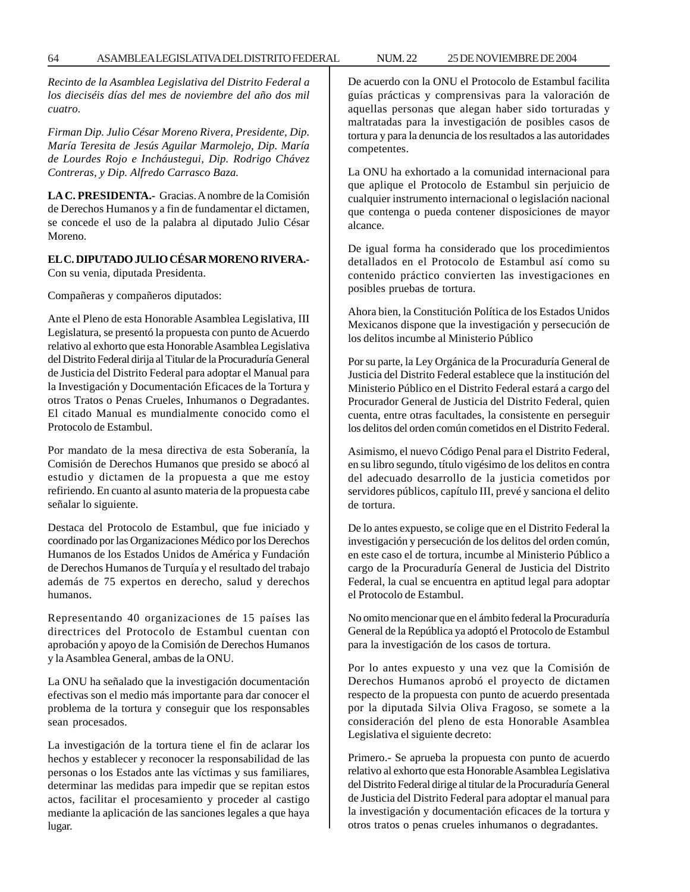*Recinto de la Asamblea Legislativa del Distrito Federal a los dieciséis días del mes de noviembre del año dos mil cuatro.*

*Firman Dip. Julio César Moreno Rivera, Presidente, Dip. María Teresita de Jesús Aguilar Marmolejo, Dip. María de Lourdes Rojo e Incháustegui, Dip. Rodrigo Chávez Contreras, y Dip. Alfredo Carrasco Baza.*

**LA C. PRESIDENTA.-** Gracias. A nombre de la Comisión de Derechos Humanos y a fin de fundamentar el dictamen, se concede el uso de la palabra al diputado Julio César Moreno.

**EL C. DIPUTADO JULIO CÉSAR MORENO RIVERA.-** Con su venia, diputada Presidenta.

Compañeras y compañeros diputados:

Ante el Pleno de esta Honorable Asamblea Legislativa, III Legislatura, se presentó la propuesta con punto de Acuerdo relativo al exhorto que esta Honorable Asamblea Legislativa del Distrito Federal dirija al Titular de la Procuraduría General de Justicia del Distrito Federal para adoptar el Manual para la Investigación y Documentación Eficaces de la Tortura y otros Tratos o Penas Crueles, Inhumanos o Degradantes. El citado Manual es mundialmente conocido como el Protocolo de Estambul.

Por mandato de la mesa directiva de esta Soberanía, la Comisión de Derechos Humanos que presido se abocó al estudio y dictamen de la propuesta a que me estoy refiriendo. En cuanto al asunto materia de la propuesta cabe señalar lo siguiente.

Destaca del Protocolo de Estambul, que fue iniciado y coordinado por las Organizaciones Médico por los Derechos Humanos de los Estados Unidos de América y Fundación de Derechos Humanos de Turquía y el resultado del trabajo además de 75 expertos en derecho, salud y derechos humanos.

Representando 40 organizaciones de 15 países las directrices del Protocolo de Estambul cuentan con aprobación y apoyo de la Comisión de Derechos Humanos y la Asamblea General, ambas de la ONU.

La ONU ha señalado que la investigación documentación efectivas son el medio más importante para dar conocer el problema de la tortura y conseguir que los responsables sean procesados.

La investigación de la tortura tiene el fin de aclarar los hechos y establecer y reconocer la responsabilidad de las personas o los Estados ante las víctimas y sus familiares, determinar las medidas para impedir que se repitan estos actos, facilitar el procesamiento y proceder al castigo mediante la aplicación de las sanciones legales a que haya lugar.

De acuerdo con la ONU el Protocolo de Estambul facilita guías prácticas y comprensivas para la valoración de aquellas personas que alegan haber sido torturadas y maltratadas para la investigación de posibles casos de tortura y para la denuncia de los resultados a las autoridades competentes.

La ONU ha exhortado a la comunidad internacional para que aplique el Protocolo de Estambul sin perjuicio de cualquier instrumento internacional o legislación nacional que contenga o pueda contener disposiciones de mayor alcance.

De igual forma ha considerado que los procedimientos detallados en el Protocolo de Estambul así como su contenido práctico convierten las investigaciones en posibles pruebas de tortura.

Ahora bien, la Constitución Política de los Estados Unidos Mexicanos dispone que la investigación y persecución de los delitos incumbe al Ministerio Público

Por su parte, la Ley Orgánica de la Procuraduría General de Justicia del Distrito Federal establece que la institución del Ministerio Público en el Distrito Federal estará a cargo del Procurador General de Justicia del Distrito Federal, quien cuenta, entre otras facultades, la consistente en perseguir los delitos del orden común cometidos en el Distrito Federal.

Asimismo, el nuevo Código Penal para el Distrito Federal, en su libro segundo, título vigésimo de los delitos en contra del adecuado desarrollo de la justicia cometidos por servidores públicos, capítulo III, prevé y sanciona el delito de tortura.

De lo antes expuesto, se colige que en el Distrito Federal la investigación y persecución de los delitos del orden común, en este caso el de tortura, incumbe al Ministerio Público a cargo de la Procuraduría General de Justicia del Distrito Federal, la cual se encuentra en aptitud legal para adoptar el Protocolo de Estambul.

No omito mencionar que en el ámbito federal la Procuraduría General de la República ya adoptó el Protocolo de Estambul para la investigación de los casos de tortura.

Por lo antes expuesto y una vez que la Comisión de Derechos Humanos aprobó el proyecto de dictamen respecto de la propuesta con punto de acuerdo presentada por la diputada Silvia Oliva Fragoso, se somete a la consideración del pleno de esta Honorable Asamblea Legislativa el siguiente decreto:

Primero.- Se aprueba la propuesta con punto de acuerdo relativo al exhorto que esta Honorable Asamblea Legislativa del Distrito Federal dirige al titular de la Procuraduría General de Justicia del Distrito Federal para adoptar el manual para la investigación y documentación eficaces de la tortura y otros tratos o penas crueles inhumanos o degradantes.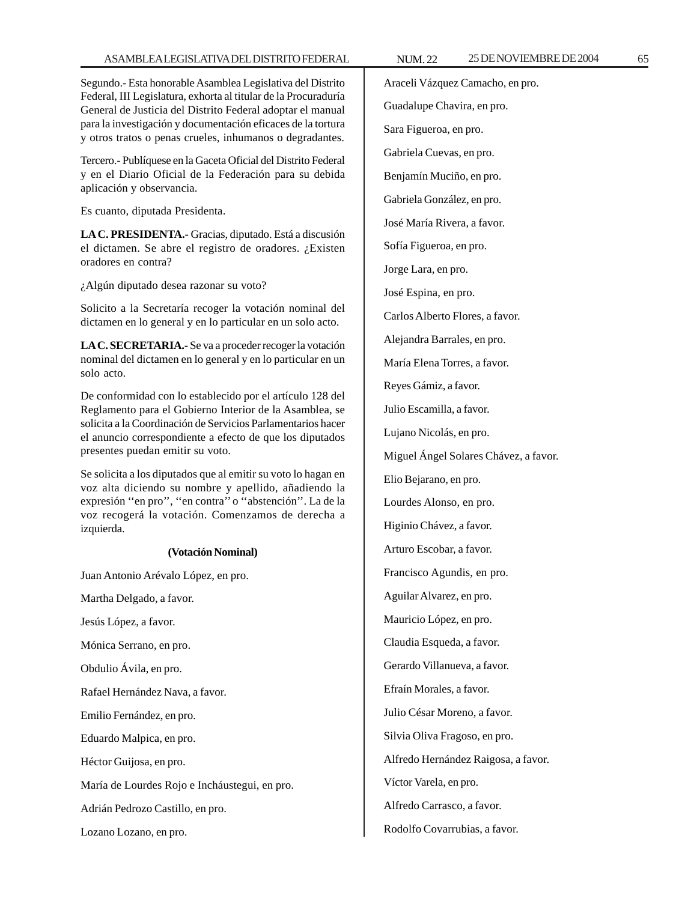Segundo.- Esta honorable Asamblea Legislativa del Distrito Federal, III Legislatura, exhorta al titular de la Procuraduría General de Justicia del Distrito Federal adoptar el manual para la investigación y documentación eficaces de la tortura y otros tratos o penas crueles, inhumanos o degradantes.

Tercero.- Publíquese en la Gaceta Oficial del Distrito Federal y en el Diario Oficial de la Federación para su debida aplicación y observancia.

Es cuanto, diputada Presidenta.

**LA C. PRESIDENTA.-** Gracias, diputado. Está a discusión el dictamen. Se abre el registro de oradores. ¿Existen oradores en contra?

¿Algún diputado desea razonar su voto?

Solicito a la Secretaría recoger la votación nominal del dictamen en lo general y en lo particular en un solo acto.

**LA C. SECRETARIA.-** Se va a proceder recoger la votación nominal del dictamen en lo general y en lo particular en un solo acto.

De conformidad con lo establecido por el artículo 128 del Reglamento para el Gobierno Interior de la Asamblea, se solicita a la Coordinación de Servicios Parlamentarios hacer el anuncio correspondiente a efecto de que los diputados presentes puedan emitir su voto.

Se solicita a los diputados que al emitir su voto lo hagan en voz alta diciendo su nombre y apellido, añadiendo la expresión ''en pro'', ''en contra'' o ''abstención''. La de la voz recogerá la votación. Comenzamos de derecha a izquierda.

**(Votación Nominal)**

Juan Antonio Arévalo López, en pro.

Martha Delgado, a favor.

Jesús López, a favor.

Mónica Serrano, en pro.

Obdulio Ávila, en pro.

Rafael Hernández Nava, a favor.

Emilio Fernández, en pro.

Eduardo Malpica, en pro.

Héctor Guijosa, en pro.

María de Lourdes Rojo e Incháustegui, en pro.

Adrián Pedrozo Castillo, en pro.

Lozano Lozano, en pro.

Araceli Vázquez Camacho, en pro.

Guadalupe Chavira, en pro.

Sara Figueroa, en pro.

Gabriela Cuevas, en pro.

Benjamín Muciño, en pro.

Gabriela González, en pro.

José María Rivera, a favor.

Sofía Figueroa, en pro.

Jorge Lara, en pro.

José Espina, en pro.

Carlos Alberto Flores, a favor.

Alejandra Barrales, en pro.

María Elena Torres, a favor.

Reyes Gámiz, a favor.

Julio Escamilla, a favor.

Lujano Nicolás, en pro.

Miguel Ángel Solares Chávez, a favor.

Elio Bejarano, en pro.

Lourdes Alonso, en pro.

Higinio Chávez, a favor.

Arturo Escobar, a favor.

Francisco Agundis, en pro.

Aguilar Alvarez, en pro.

Mauricio López, en pro.

Claudia Esqueda, a favor.

Gerardo Villanueva, a favor.

Efraín Morales, a favor.

Julio César Moreno, a favor.

Silvia Oliva Fragoso, en pro.

Alfredo Hernández Raigosa, a favor.

Víctor Varela, en pro.

Alfredo Carrasco, a favor.

Rodolfo Covarrubias, a favor.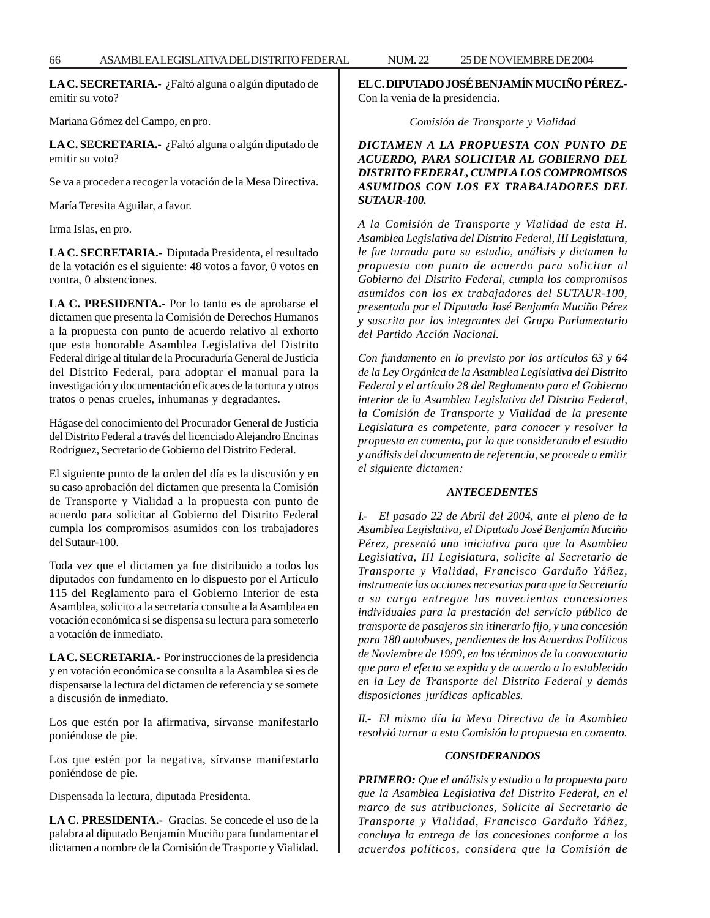**LA C. SECRETARIA.-** ¿Faltó alguna o algún diputado de emitir su voto?

Mariana Gómez del Campo, en pro.

**LA C. SECRETARIA.-** ¿Faltó alguna o algún diputado de emitir su voto?

Se va a proceder a recoger la votación de la Mesa Directiva.

María Teresita Aguilar, a favor.

Irma Islas, en pro.

**LA C. SECRETARIA.-** Diputada Presidenta, el resultado de la votación es el siguiente: 48 votos a favor, 0 votos en contra, 0 abstenciones.

**LA C. PRESIDENTA.-** Por lo tanto es de aprobarse el dictamen que presenta la Comisión de Derechos Humanos a la propuesta con punto de acuerdo relativo al exhorto que esta honorable Asamblea Legislativa del Distrito Federal dirige al titular de la Procuraduría General de Justicia del Distrito Federal, para adoptar el manual para la investigación y documentación eficaces de la tortura y otros tratos o penas crueles, inhumanas y degradantes.

Hágase del conocimiento del Procurador General de Justicia del Distrito Federal a través del licenciado Alejandro Encinas Rodríguez, Secretario de Gobierno del Distrito Federal.

El siguiente punto de la orden del día es la discusión y en su caso aprobación del dictamen que presenta la Comisión de Transporte y Vialidad a la propuesta con punto de acuerdo para solicitar al Gobierno del Distrito Federal cumpla los compromisos asumidos con los trabajadores del Sutaur-100.

Toda vez que el dictamen ya fue distribuido a todos los diputados con fundamento en lo dispuesto por el Artículo 115 del Reglamento para el Gobierno Interior de esta Asamblea, solicito a la secretaría consulte a la Asamblea en votación económica si se dispensa su lectura para someterlo a votación de inmediato.

**LA C. SECRETARIA.-** Por instrucciones de la presidencia y en votación económica se consulta a la Asamblea si es de dispensarse la lectura del dictamen de referencia y se somete a discusión de inmediato.

Los que estén por la afirmativa, sírvanse manifestarlo poniéndose de pie.

Los que estén por la negativa, sírvanse manifestarlo poniéndose de pie.

Dispensada la lectura, diputada Presidenta.

**LA C. PRESIDENTA.-** Gracias. Se concede el uso de la palabra al diputado Benjamín Muciño para fundamentar el dictamen a nombre de la Comisión de Trasporte y Vialidad.

**EL C. DIPUTADO JOSÉ BENJAMÍN MUCIÑO PÉREZ.-** Con la venia de la presidencia.

*Comisión de Transporte y Vialidad*

***DICTAMEN A LA PROPUESTA CON PUNTO DE ACUERDO, PARA SOLICITAR AL GOBIERNO DEL DISTRITO FEDERAL, CUMPLA LOS COMPROMISOS ASUMIDOS CON LOS EX TRABAJADORES DEL SUTAUR-100.***

*A la Comisión de Transporte y Vialidad de esta H. Asamblea Legislativa del Distrito Federal, III Legislatura, le fue turnada para su estudio, análisis y dictamen la propuesta con punto de acuerdo para solicitar al Gobierno del Distrito Federal, cumpla los compromisos asumidos con los ex trabajadores del SUTAUR-100, presentada por el Diputado José Benjamín Muciño Pérez y suscrita por los integrantes del Grupo Parlamentario del Partido Acción Nacional.*

*Con fundamento en lo previsto por los artículos 63 y 64 de la Ley Orgánica de la Asamblea Legislativa del Distrito Federal y el artículo 28 del Reglamento para el Gobierno interior de la Asamblea Legislativa del Distrito Federal, la Comisión de Transporte y Vialidad de la presente Legislatura es competente, para conocer y resolver la propuesta en comento, por lo que considerando el estudio y análisis del documento de referencia, se procede a emitir el siguiente dictamen:*

***ANTECEDENTES***

*I.- El pasado 22 de Abril del 2004, ante el pleno de la Asamblea Legislativa, el Diputado José Benjamín Muciño Pérez, presentó una iniciativa para que la Asamblea Legislativa, III Legislatura, solicite al Secretario de Transporte y Vialidad, Francisco Garduño Yáñez, instrumente las acciones necesarias para que la Secretaría a su cargo entregue las novecientas concesiones individuales para la prestación del servicio público de transporte de pasajeros sin itinerario fijo, y una concesión para 180 autobuses, pendientes de los Acuerdos Políticos de Noviembre de 1999, en los términos de la convocatoria que para el efecto se expida y de acuerdo a lo establecido en la Ley de Transporte del Distrito Federal y demás disposiciones jurídicas aplicables.*

*II.- El mismo día la Mesa Directiva de la Asamblea resolvió turnar a esta Comisión la propuesta en comento.*

***CONSIDERANDOS***

***PRIMERO:*** *Que el análisis y estudio a la propuesta para que la Asamblea Legislativa del Distrito Federal, en el marco de sus atribuciones, Solicite al Secretario de Transporte y Vialidad, Francisco Garduño Yáñez, concluya la entrega de las concesiones conforme a los acuerdos políticos, considera que la Comisión de*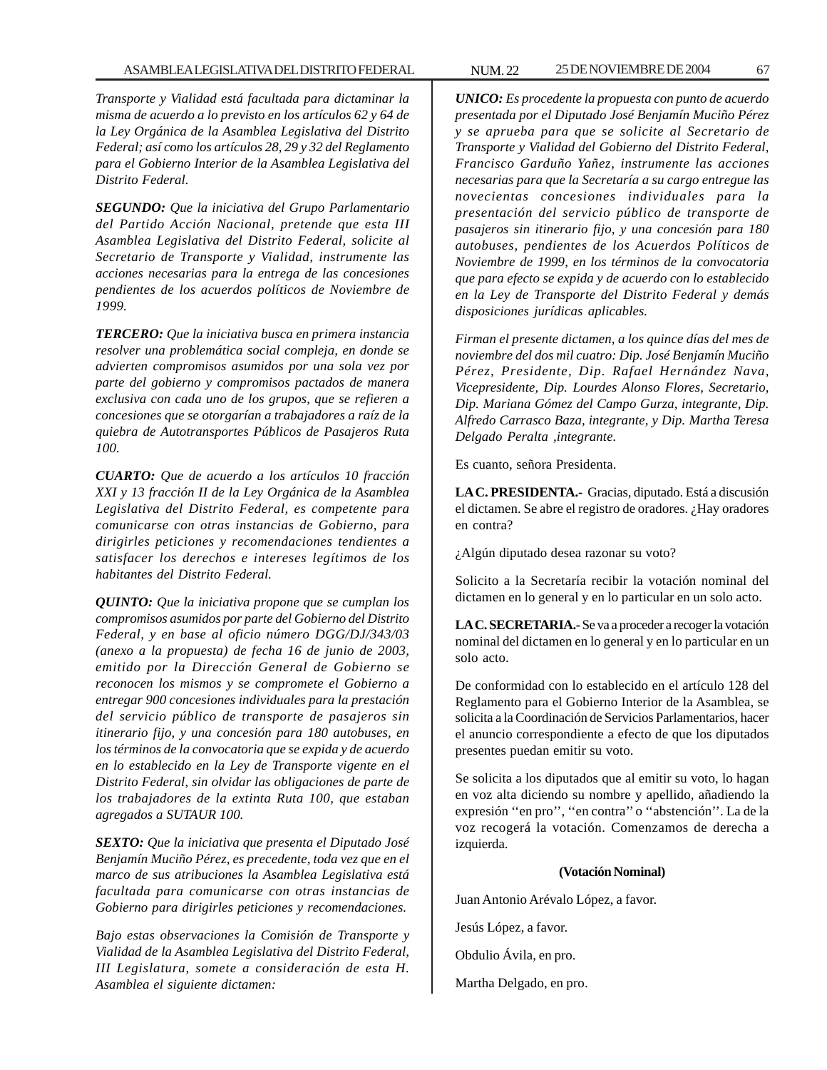*Transporte y Vialidad está facultada para dictaminar la misma de acuerdo a lo previsto en los artículos 62 y 64 de la Ley Orgánica de la Asamblea Legislativa del Distrito Federal; así como los artículos 28, 29 y 32 del Reglamento para el Gobierno Interior de la Asamblea Legislativa del Distrito Federal.*

***SEGUNDO:*** *Que la iniciativa del Grupo Parlamentario del Partido Acción Nacional, pretende que esta III Asamblea Legislativa del Distrito Federal, solicite al Secretario de Transporte y Vialidad, instrumente las acciones necesarias para la entrega de las concesiones pendientes de los acuerdos políticos de Noviembre de 1999.*

***TERCERO:*** *Que la iniciativa busca en primera instancia resolver una problemática social compleja, en donde se advierten compromisos asumidos por una sola vez por parte del gobierno y compromisos pactados de manera exclusiva con cada uno de los grupos, que se refieren a concesiones que se otorgarían a trabajadores a raíz de la quiebra de Autotransportes Públicos de Pasajeros Ruta 100.*

***CUARTO:*** *Que de acuerdo a los artículos 10 fracción XXI y 13 fracción II de la Ley Orgánica de la Asamblea Legislativa del Distrito Federal, es competente para comunicarse con otras instancias de Gobierno, para dirigirles peticiones y recomendaciones tendientes a satisfacer los derechos e intereses legítimos de los habitantes del Distrito Federal.*

***QUINTO:*** *Que la iniciativa propone que se cumplan los compromisos asumidos por parte del Gobierno del Distrito Federal, y en base al oficio número DGG/DJ/343/03 (anexo a la propuesta) de fecha 16 de junio de 2003, emitido por la Dirección General de Gobierno se reconocen los mismos y se compromete el Gobierno a entregar 900 concesiones individuales para la prestación del servicio público de transporte de pasajeros sin itinerario fijo, y una concesión para 180 autobuses, en los términos de la convocatoria que se expida y de acuerdo en lo establecido en la Ley de Transporte vigente en el Distrito Federal, sin olvidar las obligaciones de parte de los trabajadores de la extinta Ruta 100, que estaban agregados a SUTAUR 100.*

***SEXTO:*** *Que la iniciativa que presenta el Diputado José Benjamín Muciño Pérez, es precedente, toda vez que en el marco de sus atribuciones la Asamblea Legislativa está facultada para comunicarse con otras instancias de Gobierno para dirigirles peticiones y recomendaciones.*

*Bajo estas observaciones la Comisión de Transporte y Vialidad de la Asamblea Legislativa del Distrito Federal, III Legislatura, somete a consideración de esta H. Asamblea el siguiente dictamen:*

***UNICO:*** *Es procedente la propuesta con punto de acuerdo presentada por el Diputado José Benjamín Muciño Pérez y se aprueba para que se solicite al Secretario de Transporte y Vialidad del Gobierno del Distrito Federal, Francisco Garduño Yañez, instrumente las acciones necesarias para que la Secretaría a su cargo entregue las novecientas concesiones individuales para la presentación del servicio público de transporte de pasajeros sin itinerario fijo, y una concesión para 180 autobuses, pendientes de los Acuerdos Políticos de Noviembre de 1999, en los términos de la convocatoria que para efecto se expida y de acuerdo con lo establecido en la Ley de Transporte del Distrito Federal y demás disposiciones jurídicas aplicables.*

*Firman el presente dictamen, a los quince días del mes de noviembre del dos mil cuatro: Dip. José Benjamín Muciño Pérez, Presidente, Dip. Rafael Hernández Nava, Vicepresidente, Dip. Lourdes Alonso Flores, Secretario, Dip. Mariana Gómez del Campo Gurza, integrante, Dip. Alfredo Carrasco Baza, integrante, y Dip. Martha Teresa Delgado Peralta ,integrante.*

Es cuanto, señora Presidenta.

**LA C. PRESIDENTA.-** Gracias, diputado. Está a discusión el dictamen. Se abre el registro de oradores. ¿Hay oradores en contra?

¿Algún diputado desea razonar su voto?

Solicito a la Secretaría recibir la votación nominal del dictamen en lo general y en lo particular en un solo acto.

**LA C. SECRETARIA.-** Se va a proceder a recoger la votación nominal del dictamen en lo general y en lo particular en un solo acto.

De conformidad con lo establecido en el artículo 128 del Reglamento para el Gobierno Interior de la Asamblea, se solicita a la Coordinación de Servicios Parlamentarios, hacer el anuncio correspondiente a efecto de que los diputados presentes puedan emitir su voto.

Se solicita a los diputados que al emitir su voto, lo hagan en voz alta diciendo su nombre y apellido, añadiendo la expresión ''en pro'', ''en contra'' o ''abstención''. La de la voz recogerá la votación. Comenzamos de derecha a izquierda.

**(Votación Nominal)**

Juan Antonio Arévalo López, a favor.

Jesús López, a favor.

Obdulio Ávila, en pro.

Martha Delgado, en pro.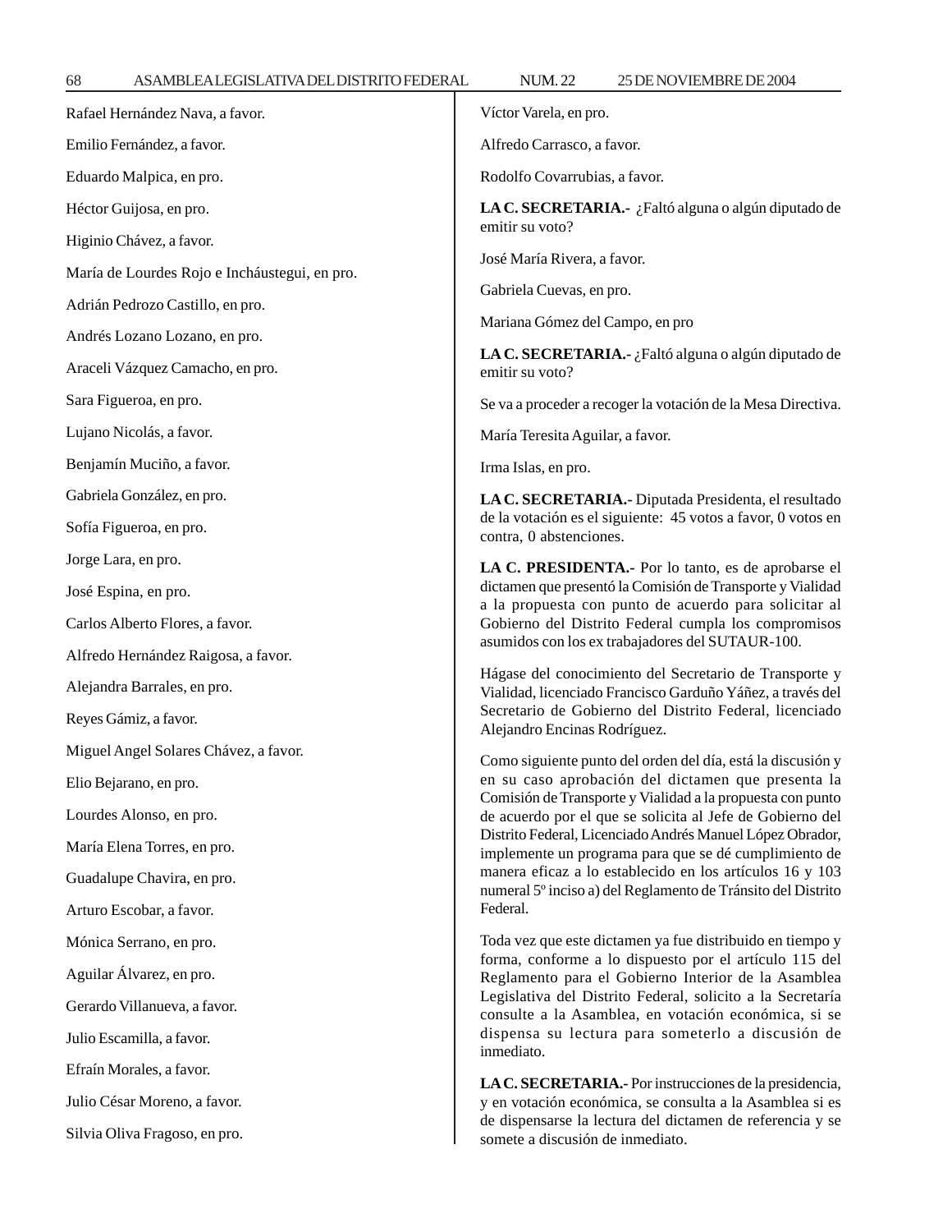Rafael Hernández Nava, a favor.

Emilio Fernández, a favor.

Eduardo Malpica, en pro.

Héctor Guijosa, en pro.

Higinio Chávez, a favor.

María de Lourdes Rojo e Incháustegui, en pro.

Adrián Pedrozo Castillo, en pro.

Andrés Lozano Lozano, en pro.

Araceli Vázquez Camacho, en pro.

Sara Figueroa, en pro.

Lujano Nicolás, a favor.

Benjamín Muciño, a favor.

Gabriela González, en pro.

Sofía Figueroa, en pro.

Jorge Lara, en pro.

José Espina, en pro.

Carlos Alberto Flores, a favor.

Alfredo Hernández Raigosa, a favor.

Alejandra Barrales, en pro.

Reyes Gámiz, a favor.

Miguel Angel Solares Chávez, a favor.

Elio Bejarano, en pro.

Lourdes Alonso, en pro.

María Elena Torres, en pro.

Guadalupe Chavira, en pro.

Arturo Escobar, a favor.

Mónica Serrano, en pro.

Aguilar Álvarez, en pro.

Gerardo Villanueva, a favor.

Julio Escamilla, a favor.

Efraín Morales, a favor.

Julio César Moreno, a favor.

Silvia Oliva Fragoso, en pro.

Víctor Varela, en pro.

Alfredo Carrasco, a favor.

Rodolfo Covarrubias, a favor.

**LA C. SECRETARIA.-** ¿Faltó alguna o algún diputado de emitir su voto?

José María Rivera, a favor.

Gabriela Cuevas, en pro.

Mariana Gómez del Campo, en pro

**LA C. SECRETARIA.-** ¿Faltó alguna o algún diputado de emitir su voto?

Se va a proceder a recoger la votación de la Mesa Directiva.

María Teresita Aguilar, a favor.

Irma Islas, en pro.

**LA C. SECRETARIA.-** Diputada Presidenta, el resultado de la votación es el siguiente: 45 votos a favor, 0 votos en contra, 0 abstenciones.

**LA C. PRESIDENTA.-** Por lo tanto, es de aprobarse el dictamen que presentó la Comisión de Transporte y Vialidad a la propuesta con punto de acuerdo para solicitar al Gobierno del Distrito Federal cumpla los compromisos asumidos con los ex trabajadores del SUTAUR-100.

Hágase del conocimiento del Secretario de Transporte y Vialidad, licenciado Francisco Garduño Yáñez, a través del Secretario de Gobierno del Distrito Federal, licenciado Alejandro Encinas Rodríguez.

Como siguiente punto del orden del día, está la discusión y en su caso aprobación del dictamen que presenta la Comisión de Transporte y Vialidad a la propuesta con punto de acuerdo por el que se solicita al Jefe de Gobierno del Distrito Federal, Licenciado Andrés Manuel López Obrador, implemente un programa para que se dé cumplimiento de manera eficaz a lo establecido en los artículos 16 y 103 numeral 5º inciso a) del Reglamento de Tránsito del Distrito Federal.

Toda vez que este dictamen ya fue distribuido en tiempo y forma, conforme a lo dispuesto por el artículo 115 del Reglamento para el Gobierno Interior de la Asamblea Legislativa del Distrito Federal, solicito a la Secretaría consulte a la Asamblea, en votación económica, si se dispensa su lectura para someterlo a discusión de inmediato.

**LA C. SECRETARIA.-** Por instrucciones de la presidencia, y en votación económica, se consulta a la Asamblea si es de dispensarse la lectura del dictamen de referencia y se somete a discusión de inmediato.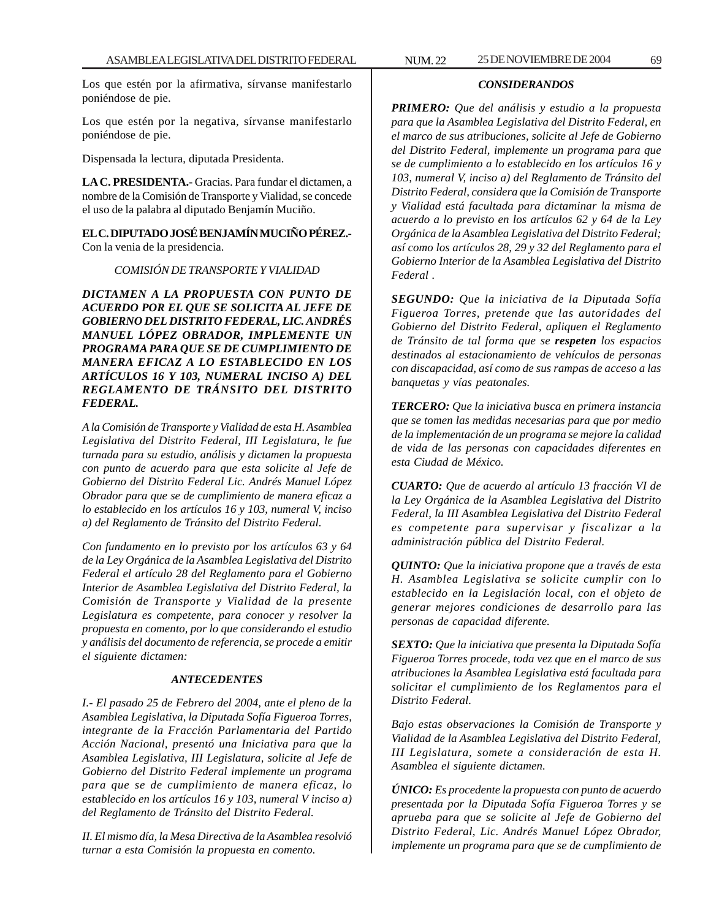Los que estén por la afirmativa, sírvanse manifestarlo poniéndose de pie.

Los que estén por la negativa, sírvanse manifestarlo poniéndose de pie.

Dispensada la lectura, diputada Presidenta.

**LA C. PRESIDENTA.-** Gracias. Para fundar el dictamen, a nombre de la Comisión de Transporte y Vialidad, se concede el uso de la palabra al diputado Benjamín Muciño.

**EL C. DIPUTADO JOSÉ BENJAMÍN MUCIÑO PÉREZ.-** Con la venia de la presidencia.

*COMISIÓN DE TRANSPORTE Y VIALIDAD*

***DICTAMEN A LA PROPUESTA CON PUNTO DE ACUERDO POR EL QUE SE SOLICITA AL JEFE DE GOBIERNO DEL DISTRITO FEDERAL, LIC. ANDRÉS MANUEL LÓPEZ OBRADOR, IMPLEMENTE UN PROGRAMA PARA QUE SE DE CUMPLIMIENTO DE MANERA EFICAZ A LO ESTABLECIDO EN LOS ARTÍCULOS 16 Y 103, NUMERAL INCISO A) DEL REGLAMENTO DE TRÁNSITO DEL DISTRITO FEDERAL.***

*A la Comisión de Transporte y Vialidad de esta H. Asamblea Legislativa del Distrito Federal, III Legislatura, le fue turnada para su estudio, análisis y dictamen la propuesta con punto de acuerdo para que esta solicite al Jefe de Gobierno del Distrito Federal Lic. Andrés Manuel López Obrador para que se de cumplimiento de manera eficaz a lo establecido en los artículos 16 y 103, numeral V, inciso a) del Reglamento de Tránsito del Distrito Federal.*

*Con fundamento en lo previsto por los artículos 63 y 64 de la Ley Orgánica de la Asamblea Legislativa del Distrito Federal el artículo 28 del Reglamento para el Gobierno Interior de Asamblea Legislativa del Distrito Federal, la Comisión de Transporte y Vialidad de la presente Legislatura es competente, para conocer y resolver la propuesta en comento, por lo que considerando el estudio y análisis del documento de referencia, se procede a emitir el siguiente dictamen:*

***ANTECEDENTES***

*I.- El pasado 25 de Febrero del 2004, ante el pleno de la Asamblea Legislativa, la Diputada Sofía Figueroa Torres, integrante de la Fracción Parlamentaria del Partido Acción Nacional, presentó una Iniciativa para que la Asamblea Legislativa, III Legislatura, solicite al Jefe de Gobierno del Distrito Federal implemente un programa para que se de cumplimiento de manera eficaz, lo establecido en los artículos 16 y 103, numeral V inciso a) del Reglamento de Tránsito del Distrito Federal.*

*II. El mismo día, la Mesa Directiva de la Asamblea resolvió turnar a esta Comisión la propuesta en comento.*

***CONSIDERANDOS***

***PRIMERO:*** *Que del análisis y estudio a la propuesta para que la Asamblea Legislativa del Distrito Federal, en el marco de sus atribuciones, solicite al Jefe de Gobierno del Distrito Federal, implemente un programa para que se de cumplimiento a lo establecido en los artículos 16 y 103, numeral V, inciso a) del Reglamento de Tránsito del Distrito Federal, considera que la Comisión de Transporte y Vialidad está facultada para dictaminar la misma de acuerdo a lo previsto en los artículos 62 y 64 de la Ley Orgánica de la Asamblea Legislativa del Distrito Federal; así como los artículos 28, 29 y 32 del Reglamento para el Gobierno Interior de la Asamblea Legislativa del Distrito Federal .*

***SEGUNDO:*** *Que la iniciativa de la Diputada Sofía Figueroa Torres, pretende que las autoridades del Gobierno del Distrito Federal, apliquen el Reglamento de Tránsito de tal forma que se* ***respeten*** *los espacios destinados al estacionamiento de vehículos de personas con discapacidad, así como de sus rampas de acceso a las banquetas y vías peatonales.*

***TERCERO:*** *Que la iniciativa busca en primera instancia que se tomen las medidas necesarias para que por medio de la implementación de un programa se mejore la calidad de vida de las personas con capacidades diferentes en esta Ciudad de México.*

***CUARTO:*** *Que de acuerdo al artículo 13 fracción VI de la Ley Orgánica de la Asamblea Legislativa del Distrito Federal, la III Asamblea Legislativa del Distrito Federal es competente para supervisar y fiscalizar a la administración pública del Distrito Federal.*

***QUINTO:*** *Que la iniciativa propone que a través de esta H. Asamblea Legislativa se solicite cumplir con lo establecido en la Legislación local, con el objeto de generar mejores condiciones de desarrollo para las personas de capacidad diferente.*

***SEXTO:*** *Que la iniciativa que presenta la Diputada Sofía Figueroa Torres procede, toda vez que en el marco de sus atribuciones la Asamblea Legislativa está facultada para solicitar el cumplimiento de los Reglamentos para el Distrito Federal.*

*Bajo estas observaciones la Comisión de Transporte y Vialidad de la Asamblea Legislativa del Distrito Federal, III Legislatura, somete a consideración de esta H. Asamblea el siguiente dictamen.*

***ÚNICO:*** *Es procedente la propuesta con punto de acuerdo presentada por la Diputada Sofía Figueroa Torres y se aprueba para que se solicite al Jefe de Gobierno del Distrito Federal, Lic. Andrés Manuel López Obrador, implemente un programa para que se de cumplimiento de*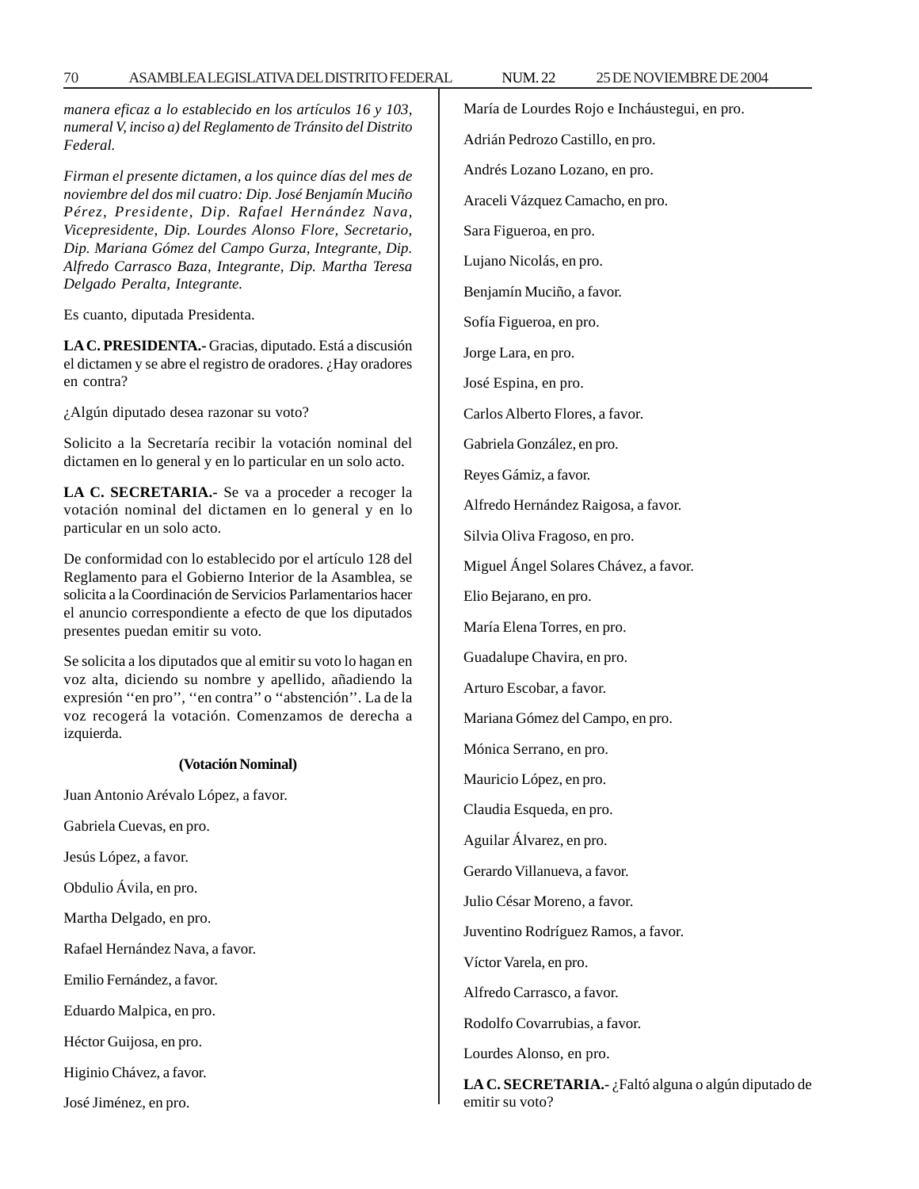*manera eficaz a lo establecido en los artículos 16 y 103, numeral V, inciso a) del Reglamento de Tránsito del Distrito Federal.*

*Firman el presente dictamen, a los quince días del mes de noviembre del dos mil cuatro: Dip. José Benjamín Muciño Pérez, Presidente, Dip. Rafael Hernández Nava, Vicepresidente, Dip. Lourdes Alonso Flore, Secretario, Dip. Mariana Gómez del Campo Gurza, Integrante, Dip. Alfredo Carrasco Baza, Integrante, Dip. Martha Teresa Delgado Peralta, Integrante.*

Es cuanto, diputada Presidenta.

**LA C. PRESIDENTA.-** Gracias, diputado. Está a discusión el dictamen y se abre el registro de oradores. ¿Hay oradores en contra?

¿Algún diputado desea razonar su voto?

Solicito a la Secretaría recibir la votación nominal del dictamen en lo general y en lo particular en un solo acto.

**LA C. SECRETARIA.-** Se va a proceder a recoger la votación nominal del dictamen en lo general y en lo particular en un solo acto.

De conformidad con lo establecido por el artículo 128 del Reglamento para el Gobierno Interior de la Asamblea, se solicita a la Coordinación de Servicios Parlamentarios hacer el anuncio correspondiente a efecto de que los diputados presentes puedan emitir su voto.

Se solicita a los diputados que al emitir su voto lo hagan en voz alta, diciendo su nombre y apellido, añadiendo la expresión ''en pro'', ''en contra'' o ''abstención''. La de la voz recogerá la votación. Comenzamos de derecha a izquierda.

**(Votación Nominal)**

Juan Antonio Arévalo López, a favor.

Gabriela Cuevas, en pro.

Jesús López, a favor.

Obdulio Ávila, en pro.

Martha Delgado, en pro.

Rafael Hernández Nava, a favor.

Emilio Fernández, a favor.

Eduardo Malpica, en pro.

Héctor Guijosa, en pro.

Higinio Chávez, a favor.

José Jiménez, en pro.

María de Lourdes Rojo e Incháustegui, en pro.

Adrián Pedrozo Castillo, en pro.

Andrés Lozano Lozano, en pro.

Araceli Vázquez Camacho, en pro.

Sara Figueroa, en pro.

Lujano Nicolás, en pro.

Benjamín Muciño, a favor.

Sofía Figueroa, en pro.

Jorge Lara, en pro.

José Espina, en pro.

Carlos Alberto Flores, a favor.

Gabriela González, en pro.

Reyes Gámiz, a favor.

Alfredo Hernández Raigosa, a favor.

Silvia Oliva Fragoso, en pro.

Miguel Ángel Solares Chávez, a favor.

Elio Bejarano, en pro.

María Elena Torres, en pro.

Guadalupe Chavira, en pro.

Arturo Escobar, a favor.

Mariana Gómez del Campo, en pro.

Mónica Serrano, en pro.

Mauricio López, en pro.

Claudia Esqueda, en pro.

Aguilar Álvarez, en pro.

Gerardo Villanueva, a favor.

Julio César Moreno, a favor.

Juventino Rodríguez Ramos, a favor.

Víctor Varela, en pro.

Alfredo Carrasco, a favor.

Rodolfo Covarrubias, a favor.

Lourdes Alonso, en pro.

**LA C. SECRETARIA.-** ¿Faltó alguna o algún diputado de emitir su voto?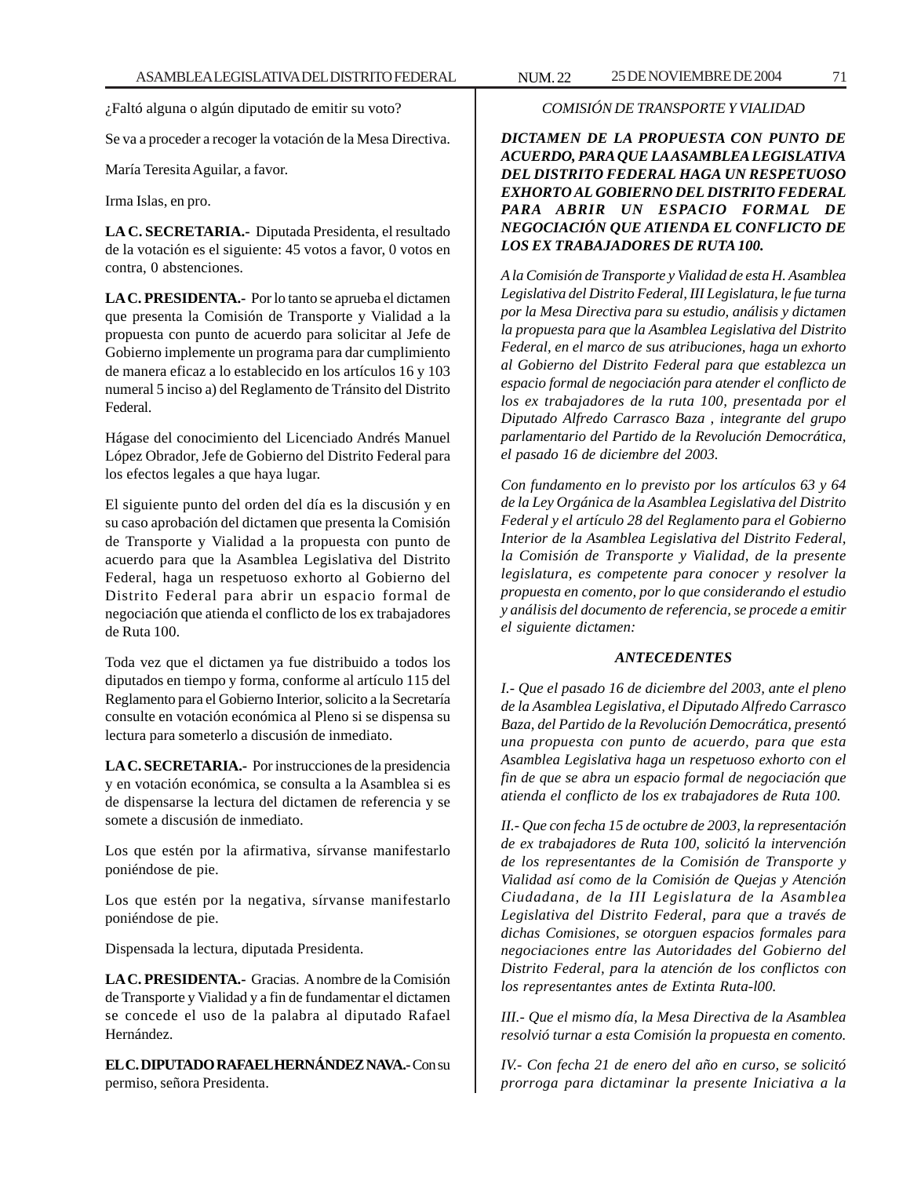¿Faltó alguna o algún diputado de emitir su voto?

Se va a proceder a recoger la votación de la Mesa Directiva.

María Teresita Aguilar, a favor.

Irma Islas, en pro.

**LA C. SECRETARIA.-** Diputada Presidenta, el resultado de la votación es el siguiente: 45 votos a favor, 0 votos en contra, 0 abstenciones.

**LA C. PRESIDENTA.-** Por lo tanto se aprueba el dictamen que presenta la Comisión de Transporte y Vialidad a la propuesta con punto de acuerdo para solicitar al Jefe de Gobierno implemente un programa para dar cumplimiento de manera eficaz a lo establecido en los artículos 16 y 103 numeral 5 inciso a) del Reglamento de Tránsito del Distrito Federal.

Hágase del conocimiento del Licenciado Andrés Manuel López Obrador, Jefe de Gobierno del Distrito Federal para los efectos legales a que haya lugar.

El siguiente punto del orden del día es la discusión y en su caso aprobación del dictamen que presenta la Comisión de Transporte y Vialidad a la propuesta con punto de acuerdo para que la Asamblea Legislativa del Distrito Federal, haga un respetuoso exhorto al Gobierno del Distrito Federal para abrir un espacio formal de negociación que atienda el conflicto de los ex trabajadores de Ruta 100.

Toda vez que el dictamen ya fue distribuido a todos los diputados en tiempo y forma, conforme al artículo 115 del Reglamento para el Gobierno Interior, solicito a la Secretaría consulte en votación económica al Pleno si se dispensa su lectura para someterlo a discusión de inmediato.

**LA C. SECRETARIA.-** Por instrucciones de la presidencia y en votación económica, se consulta a la Asamblea si es de dispensarse la lectura del dictamen de referencia y se somete a discusión de inmediato.

Los que estén por la afirmativa, sírvanse manifestarlo poniéndose de pie.

Los que estén por la negativa, sírvanse manifestarlo poniéndose de pie.

Dispensada la lectura, diputada Presidenta.

**LA C. PRESIDENTA.-** Gracias. A nombre de la Comisión de Transporte y Vialidad y a fin de fundamentar el dictamen se concede el uso de la palabra al diputado Rafael Hernández.

**EL C. DIPUTADO RAFAEL HERNÁNDEZ NAVA.-** Con su permiso, señora Presidenta.

*COMISIÓN DE TRANSPORTE Y VIALIDAD*

***DICTAMEN DE LA PROPUESTA CON PUNTO DE ACUERDO, PARA QUE LA ASAMBLEA LEGISLATIVA DEL DISTRITO FEDERAL HAGA UN RESPETUOSO EXHORTO AL GOBIERNO DEL DISTRITO FEDERAL PARA ABRIR UN ESPACIO FORMAL DE NEGOCIACIÓN QUE ATIENDA EL CONFLICTO DE LOS EX TRABAJADORES DE RUTA 100.***

*A la Comisión de Transporte y Vialidad de esta H. Asamblea Legislativa del Distrito Federal, III Legislatura, le fue turna por la Mesa Directiva para su estudio, análisis y dictamen la propuesta para que la Asamblea Legislativa del Distrito Federal, en el marco de sus atribuciones, haga un exhorto al Gobierno del Distrito Federal para que establezca un espacio formal de negociación para atender el conflicto de los ex trabajadores de la ruta 100, presentada por el Diputado Alfredo Carrasco Baza , integrante del grupo parlamentario del Partido de la Revolución Democrática, el pasado 16 de diciembre del 2003.*

*Con fundamento en lo previsto por los artículos 63 y 64 de la Ley Orgánica de la Asamblea Legislativa del Distrito Federal y el artículo 28 del Reglamento para el Gobierno Interior de la Asamblea Legislativa del Distrito Federal, la Comisión de Transporte y Vialidad, de la presente legislatura, es competente para conocer y resolver la propuesta en comento, por lo que considerando el estudio y análisis del documento de referencia, se procede a emitir el siguiente dictamen:*

***ANTECEDENTES***

*I.- Que el pasado 16 de diciembre del 2003, ante el pleno de la Asamblea Legislativa, el Diputado Alfredo Carrasco Baza, del Partido de la Revolución Democrática, presentó una propuesta con punto de acuerdo, para que esta Asamblea Legislativa haga un respetuoso exhorto con el fin de que se abra un espacio formal de negociación que atienda el conflicto de los ex trabajadores de Ruta 100.*

*II.- Que con fecha 15 de octubre de 2003, la representación de ex trabajadores de Ruta 100, solicitó la intervención de los representantes de la Comisión de Transporte y Vialidad así como de la Comisión de Quejas y Atención Ciudadana, de la III Legislatura de la Asamblea Legislativa del Distrito Federal, para que a través de dichas Comisiones, se otorguen espacios formales para negociaciones entre las Autoridades del Gobierno del Distrito Federal, para la atención de los conflictos con los representantes antes de Extinta Ruta-l00.*

*III.- Que el mismo día, la Mesa Directiva de la Asamblea resolvió turnar a esta Comisión la propuesta en comento.*

*IV.- Con fecha 21 de enero del año en curso, se solicitó prorroga para dictaminar la presente Iniciativa a la*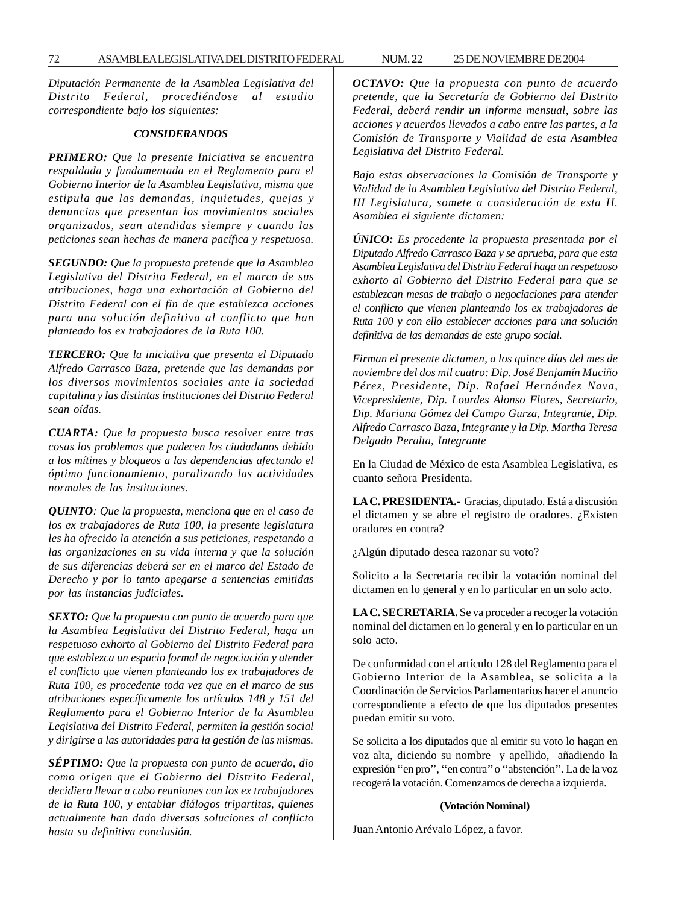*Diputación Permanente de la Asamblea Legislativa del Distrito Federal, procediéndose al estudio correspondiente bajo los siguientes:*

### *CONSIDERANDOS*

***PRIMERO:*** *Que la presente Iniciativa se encuentra respaldada y fundamentada en el Reglamento para el Gobierno Interior de la Asamblea Legislativa, misma que estipula que las demandas, inquietudes, quejas y denuncias que presentan los movimientos sociales organizados, sean atendidas siempre y cuando las peticiones sean hechas de manera pacífica y respetuosa.*

***SEGUNDO:*** *Que la propuesta pretende que la Asamblea Legislativa del Distrito Federal, en el marco de sus atribuciones, haga una exhortación al Gobierno del Distrito Federal con el fin de que establezca acciones para una solución definitiva al conflicto que han planteado los ex trabajadores de la Ruta 100.*

***TERCERO:*** *Que la iniciativa que presenta el Diputado Alfredo Carrasco Baza, pretende que las demandas por los diversos movimientos sociales ante la sociedad capitalina y las distintas instituciones del Distrito Federal sean oídas.*

***CUARTA:*** *Que la propuesta busca resolver entre tras cosas los problemas que padecen los ciudadanos debido a los mítines y bloqueos a las dependencias afectando el óptimo funcionamiento, paralizando las actividades normales de las instituciones.*

***QUINTO****: Que la propuesta, menciona que en el caso de los ex trabajadores de Ruta 100, la presente legislatura les ha ofrecido la atención a sus peticiones, respetando a las organizaciones en su vida interna y que la solución de sus diferencias deberá ser en el marco del Estado de Derecho y por lo tanto apegarse a sentencias emitidas por las instancias judiciales.*

***SEXTO:*** *Que la propuesta con punto de acuerdo para que la Asamblea Legislativa del Distrito Federal, haga un respetuoso exhorto al Gobierno del Distrito Federal para que establezca un espacio formal de negociación y atender el conflicto que vienen planteando los ex trabajadores de Ruta 100, es procedente toda vez que en el marco de sus atribuciones específicamente los artículos 148 y 151 del Reglamento para el Gobierno Interior de la Asamblea Legislativa del Distrito Federal, permiten la gestión social y dirigirse a las autoridades para la gestión de las mismas.*

***SÉPTIMO:*** *Que la propuesta con punto de acuerdo, dio como origen que el Gobierno del Distrito Federal, decidiera llevar a cabo reuniones con los ex trabajadores de la Ruta 100, y entablar diálogos tripartitas, quienes actualmente han dado diversas soluciones al conflicto hasta su definitiva conclusión.*

***OCTAVO:*** *Que la propuesta con punto de acuerdo pretende, que la Secretaría de Gobierno del Distrito Federal, deberá rendir un informe mensual, sobre las acciones y acuerdos llevados a cabo entre las partes, a la Comisión de Transporte y Vialidad de esta Asamblea Legislativa del Distrito Federal.*

*Bajo estas observaciones la Comisión de Transporte y Vialidad de la Asamblea Legislativa del Distrito Federal, III Legislatura, somete a consideración de esta H. Asamblea el siguiente dictamen:*

***ÚNICO:*** *Es procedente la propuesta presentada por el Diputado Alfredo Carrasco Baza y se aprueba, para que esta Asamblea Legislativa del Distrito Federal haga un respetuoso exhorto al Gobierno del Distrito Federal para que se establezcan mesas de trabajo o negociaciones para atender el conflicto que vienen planteando los ex trabajadores de Ruta 100 y con ello establecer acciones para una solución definitiva de las demandas de este grupo social.*

*Firman el presente dictamen, a los quince días del mes de noviembre del dos mil cuatro: Dip. José Benjamín Muciño Pérez, Presidente, Dip. Rafael Hernández Nava, Vicepresidente, Dip. Lourdes Alonso Flores, Secretario, Dip. Mariana Gómez del Campo Gurza, Integrante, Dip. Alfredo Carrasco Baza, Integrante y la Dip. Martha Teresa Delgado Peralta, Integrante*

En la Ciudad de México de esta Asamblea Legislativa, es cuanto señora Presidenta.

**LA C. PRESIDENTA.-** Gracias, diputado. Está a discusión el dictamen y se abre el registro de oradores. ¿Existen oradores en contra?

¿Algún diputado desea razonar su voto?

Solicito a la Secretaría recibir la votación nominal del dictamen en lo general y en lo particular en un solo acto.

**LA C. SECRETARIA.** Se va proceder a recoger la votación nominal del dictamen en lo general y en lo particular en un solo acto.

De conformidad con el artículo 128 del Reglamento para el Gobierno Interior de la Asamblea, se solicita a la Coordinación de Servicios Parlamentarios hacer el anuncio correspondiente a efecto de que los diputados presentes puedan emitir su voto.

Se solicita a los diputados que al emitir su voto lo hagan en voz alta, diciendo su nombre y apellido, añadiendo la expresión ''en pro'', ''en contra'' o ''abstención''. La de la voz recogerá la votación. Comenzamos de derecha a izquierda.

**(Votación Nominal)**

Juan Antonio Arévalo López, a favor.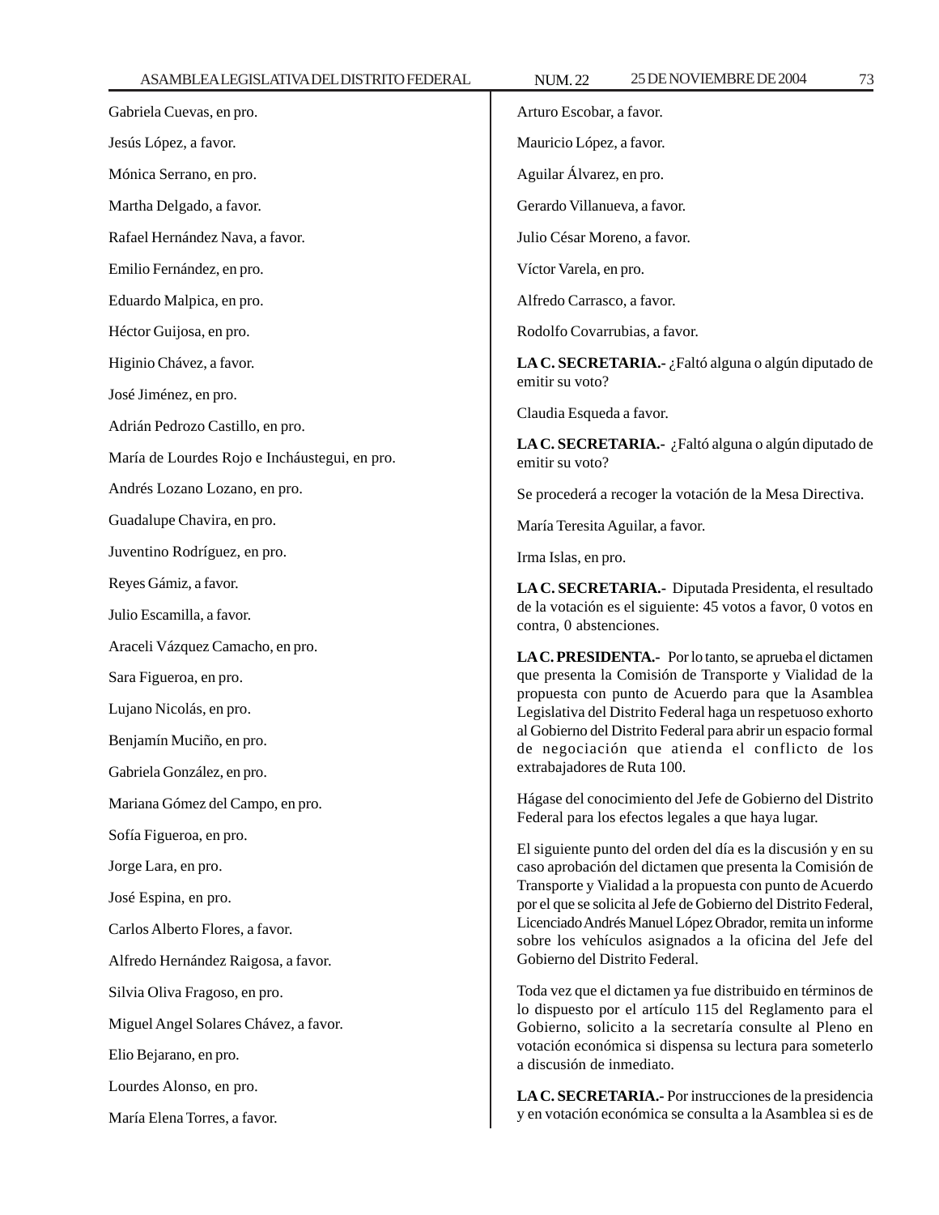Gabriela Cuevas, en pro.

Jesús López, a favor.

Mónica Serrano, en pro.

Martha Delgado, a favor.

Rafael Hernández Nava, a favor.

Emilio Fernández, en pro.

Eduardo Malpica, en pro.

Héctor Guijosa, en pro.

Higinio Chávez, a favor.

José Jiménez, en pro.

Adrián Pedrozo Castillo, en pro.

María de Lourdes Rojo e Incháustegui, en pro.

Andrés Lozano Lozano, en pro.

Guadalupe Chavira, en pro.

Juventino Rodríguez, en pro.

Reyes Gámiz, a favor.

Julio Escamilla, a favor.

Araceli Vázquez Camacho, en pro.

Sara Figueroa, en pro.

Lujano Nicolás, en pro.

Benjamín Muciño, en pro.

Gabriela González, en pro.

Mariana Gómez del Campo, en pro.

Sofía Figueroa, en pro.

Jorge Lara, en pro.

José Espina, en pro.

Carlos Alberto Flores, a favor.

Alfredo Hernández Raigosa, a favor.

Silvia Oliva Fragoso, en pro.

Miguel Angel Solares Chávez, a favor.

Elio Bejarano, en pro.

Lourdes Alonso, en pro.

María Elena Torres, a favor.

Arturo Escobar, a favor.

Mauricio López, a favor.

Aguilar Álvarez, en pro.

Gerardo Villanueva, a favor.

Julio César Moreno, a favor.

Víctor Varela, en pro.

Alfredo Carrasco, a favor.

Rodolfo Covarrubias, a favor.

**LA C. SECRETARIA.-** ¿Faltó alguna o algún diputado de emitir su voto?

Claudia Esqueda a favor.

**LA C. SECRETARIA.-** ¿Faltó alguna o algún diputado de emitir su voto?

Se procederá a recoger la votación de la Mesa Directiva.

María Teresita Aguilar, a favor.

Irma Islas, en pro.

**LA C. SECRETARIA.-** Diputada Presidenta, el resultado de la votación es el siguiente: 45 votos a favor, 0 votos en contra, 0 abstenciones.

**LA C. PRESIDENTA.-** Por lo tanto, se aprueba el dictamen que presenta la Comisión de Transporte y Vialidad de la propuesta con punto de Acuerdo para que la Asamblea Legislativa del Distrito Federal haga un respetuoso exhorto al Gobierno del Distrito Federal para abrir un espacio formal de negociación que atienda el conflicto de los extrabajadores de Ruta 100.

Hágase del conocimiento del Jefe de Gobierno del Distrito Federal para los efectos legales a que haya lugar.

El siguiente punto del orden del día es la discusión y en su caso aprobación del dictamen que presenta la Comisión de Transporte y Vialidad a la propuesta con punto de Acuerdo por el que se solicita al Jefe de Gobierno del Distrito Federal, Licenciado Andrés Manuel López Obrador, remita un informe sobre los vehículos asignados a la oficina del Jefe del Gobierno del Distrito Federal.

Toda vez que el dictamen ya fue distribuido en términos de lo dispuesto por el artículo 115 del Reglamento para el Gobierno, solicito a la secretaría consulte al Pleno en votación económica si dispensa su lectura para someterlo a discusión de inmediato.

**LA C. SECRETARIA.-** Por instrucciones de la presidencia y en votación económica se consulta a la Asamblea si es de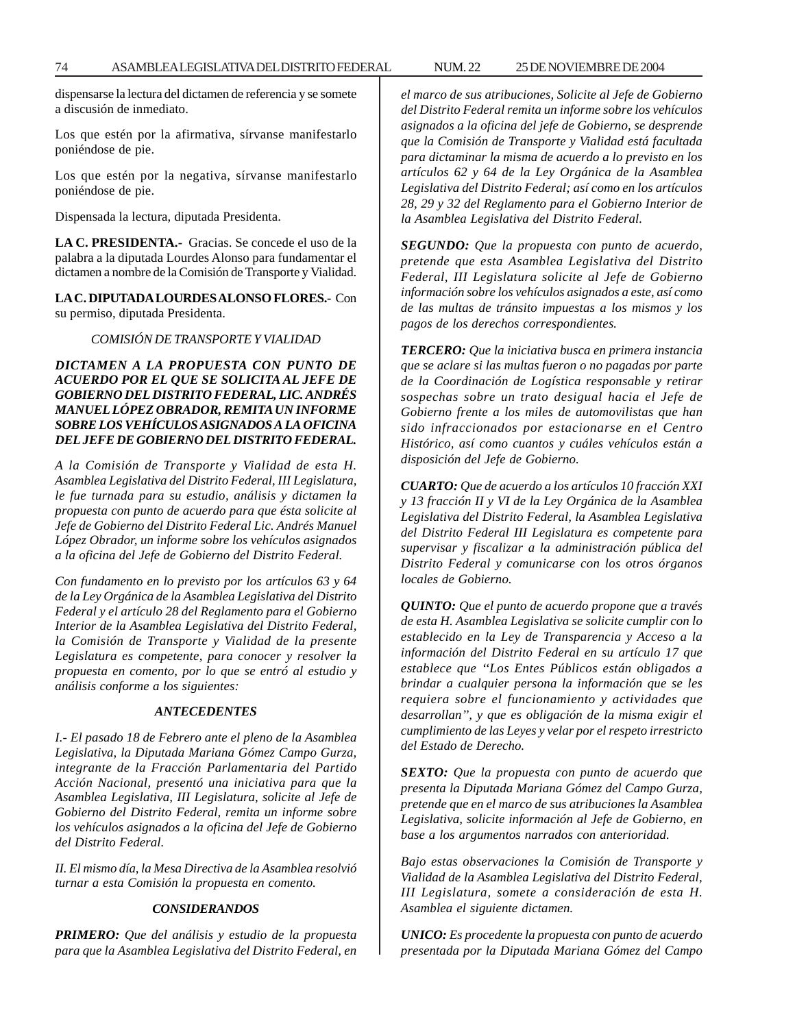dispensarse la lectura del dictamen de referencia y se somete a discusión de inmediato.

Los que estén por la afirmativa, sírvanse manifestarlo poniéndose de pie.

Los que estén por la negativa, sírvanse manifestarlo poniéndose de pie.

Dispensada la lectura, diputada Presidenta.

**LA C. PRESIDENTA.-** Gracias. Se concede el uso de la palabra a la diputada Lourdes Alonso para fundamentar el dictamen a nombre de la Comisión de Transporte y Vialidad.

**LA C. DIPUTADA LOURDES ALONSO FLORES.-** Con su permiso, diputada Presidenta.

*COMISIÓN DE TRANSPORTE Y VIALIDAD*

***DICTAMEN A LA PROPUESTA CON PUNTO DE ACUERDO POR EL QUE SE SOLICITA AL JEFE DE GOBIERNO DEL DISTRITO FEDERAL, LIC. ANDRÉS MANUEL LÓPEZ OBRADOR, REMITA UN INFORME SOBRE LOS VEHÍCULOS ASIGNADOS A LA OFICINA DEL JEFE DE GOBIERNO DEL DISTRITO FEDERAL.***

*A la Comisión de Transporte y Vialidad de esta H. Asamblea Legislativa del Distrito Federal, III Legislatura, le fue turnada para su estudio, análisis y dictamen la propuesta con punto de acuerdo para que ésta solicite al Jefe de Gobierno del Distrito Federal Lic. Andrés Manuel López Obrador, un informe sobre los vehículos asignados a la oficina del Jefe de Gobierno del Distrito Federal.*

*Con fundamento en lo previsto por los artículos 63 y 64 de la Ley Orgánica de la Asamblea Legislativa del Distrito Federal y el artículo 28 del Reglamento para el Gobierno Interior de la Asamblea Legislativa del Distrito Federal, la Comisión de Transporte y Vialidad de la presente Legislatura es competente, para conocer y resolver la propuesta en comento, por lo que se entró al estudio y análisis conforme a los siguientes:*

***ANTECEDENTES***

*I.- El pasado 18 de Febrero ante el pleno de la Asamblea Legislativa, la Diputada Mariana Gómez Campo Gurza, integrante de la Fracción Parlamentaria del Partido Acción Nacional, presentó una iniciativa para que la Asamblea Legislativa, III Legislatura, solicite al Jefe de Gobierno del Distrito Federal, remita un informe sobre los vehículos asignados a la oficina del Jefe de Gobierno del Distrito Federal.*

*II. El mismo día, la Mesa Directiva de la Asamblea resolvió turnar a esta Comisión la propuesta en comento.*

***CONSIDERANDOS***

***PRIMERO:*** *Que del análisis y estudio de la propuesta para que la Asamblea Legislativa del Distrito Federal, en el marco de sus atribuciones, Solicite al Jefe de Gobierno del Distrito Federal remita un informe sobre los vehículos asignados a la oficina del jefe de Gobierno, se desprende que la Comisión de Transporte y Vialidad está facultada para dictaminar la misma de acuerdo a lo previsto en los artículos 62 y 64 de la Ley Orgánica de la Asamblea Legislativa del Distrito Federal; así como en los artículos 28, 29 y 32 del Reglamento para el Gobierno Interior de la Asamblea Legislativa del Distrito Federal.*

***SEGUNDO:*** *Que la propuesta con punto de acuerdo, pretende que esta Asamblea Legislativa del Distrito Federal, III Legislatura solicite al Jefe de Gobierno información sobre los vehículos asignados a este, así como de las multas de tránsito impuestas a los mismos y los pagos de los derechos correspondientes.*

***TERCERO:*** *Que la iniciativa busca en primera instancia que se aclare si las multas fueron o no pagadas por parte de la Coordinación de Logística responsable y retirar sospechas sobre un trato desigual hacia el Jefe de Gobierno frente a los miles de automovilistas que han sido infraccionados por estacionarse en el Centro Histórico, así como cuantos y cuáles vehículos están a disposición del Jefe de Gobierno.*

***CUARTO:*** *Que de acuerdo a los artículos 10 fracción XXI y 13 fracción II y VI de la Ley Orgánica de la Asamblea Legislativa del Distrito Federal, la Asamblea Legislativa del Distrito Federal III Legislatura es competente para supervisar y fiscalizar a la administración pública del Distrito Federal y comunicarse con los otros órganos locales de Gobierno.*

***QUINTO:*** *Que el punto de acuerdo propone que a través de esta H. Asamblea Legislativa se solicite cumplir con lo establecido en la Ley de Transparencia y Acceso a la información del Distrito Federal en su artículo 17 que establece que "Los Entes Públicos están obligados a brindar a cualquier persona la información que se les requiera sobre el funcionamiento y actividades que desarrollan", y que es obligación de la misma exigir el cumplimiento de las Leyes y velar por el respeto irrestricto del Estado de Derecho.*

***SEXTO:*** *Que la propuesta con punto de acuerdo que presenta la Diputada Mariana Gómez del Campo Gurza, pretende que en el marco de sus atribuciones la Asamblea Legislativa, solicite información al Jefe de Gobierno, en base a los argumentos narrados con anterioridad.*

*Bajo estas observaciones la Comisión de Transporte y Vialidad de la Asamblea Legislativa del Distrito Federal, III Legislatura, somete a consideración de esta H. Asamblea el siguiente dictamen.*

***UNICO:*** *Es procedente la propuesta con punto de acuerdo presentada por la Diputada Mariana Gómez del Campo*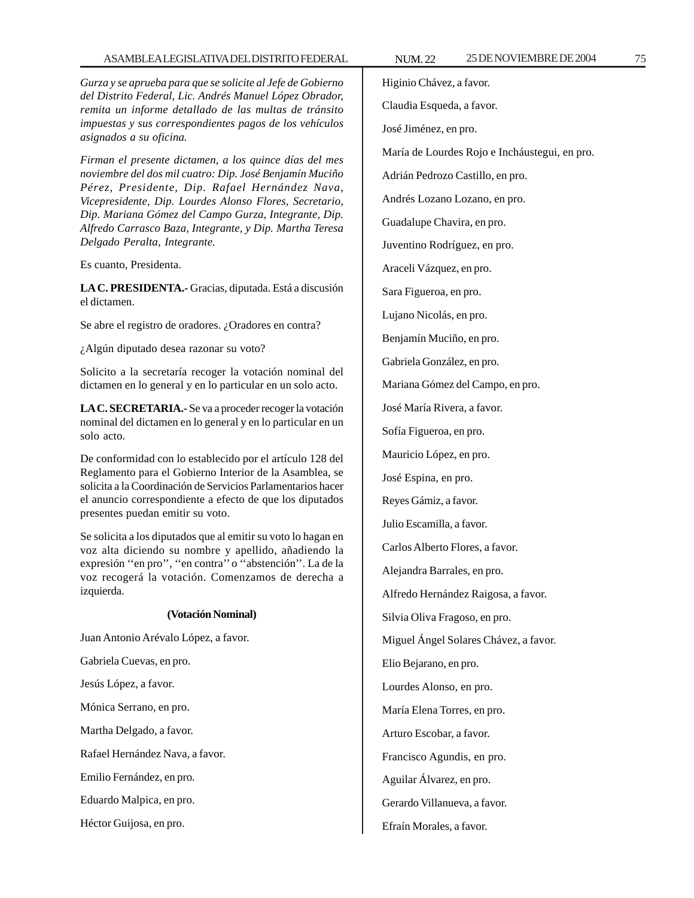*Gurza y se aprueba para que se solicite al Jefe de Gobierno del Distrito Federal, Lic. Andrés Manuel López Obrador, remita un informe detallado de las multas de tránsito impuestas y sus correspondientes pagos de los vehículos asignados a su oficina.*

*Firman el presente dictamen, a los quince días del mes noviembre del dos mil cuatro: Dip. José Benjamín Muciño Pérez, Presidente, Dip. Rafael Hernández Nava, Vicepresidente, Dip. Lourdes Alonso Flores, Secretario, Dip. Mariana Gómez del Campo Gurza, Integrante, Dip. Alfredo Carrasco Baza, Integrante, y Dip. Martha Teresa Delgado Peralta, Integrante.*

Es cuanto, Presidenta.

**LA C. PRESIDENTA.-** Gracias, diputada. Está a discusión el dictamen.

Se abre el registro de oradores. ¿Oradores en contra?

¿Algún diputado desea razonar su voto?

Solicito a la secretaría recoger la votación nominal del dictamen en lo general y en lo particular en un solo acto.

**LA C. SECRETARIA.-** Se va a proceder recoger la votación nominal del dictamen en lo general y en lo particular en un solo acto.

De conformidad con lo establecido por el artículo 128 del Reglamento para el Gobierno Interior de la Asamblea, se solicita a la Coordinación de Servicios Parlamentarios hacer el anuncio correspondiente a efecto de que los diputados presentes puedan emitir su voto.

Se solicita a los diputados que al emitir su voto lo hagan en voz alta diciendo su nombre y apellido, añadiendo la expresión ''en pro'', ''en contra'' o ''abstención''. La de la voz recogerá la votación. Comenzamos de derecha a izquierda.

**(Votación Nominal)**

Juan Antonio Arévalo López, a favor.

Gabriela Cuevas, en pro.

Jesús López, a favor.

Mónica Serrano, en pro.

Martha Delgado, a favor.

Rafael Hernández Nava, a favor.

Emilio Fernández, en pro.

Eduardo Malpica, en pro.

Héctor Guijosa, en pro.

Higinio Chávez, a favor.

Claudia Esqueda, a favor.

José Jiménez, en pro.

María de Lourdes Rojo e Incháustegui, en pro.

Adrián Pedrozo Castillo, en pro.

Andrés Lozano Lozano, en pro.

Guadalupe Chavira, en pro.

Juventino Rodríguez, en pro.

Araceli Vázquez, en pro.

Sara Figueroa, en pro.

Lujano Nicolás, en pro.

Benjamín Muciño, en pro.

Gabriela González, en pro.

Mariana Gómez del Campo, en pro.

José María Rivera, a favor.

Sofía Figueroa, en pro.

Mauricio López, en pro.

José Espina, en pro.

Reyes Gámiz, a favor.

Julio Escamilla, a favor.

Carlos Alberto Flores, a favor.

Alejandra Barrales, en pro.

Alfredo Hernández Raigosa, a favor.

Silvia Oliva Fragoso, en pro.

Miguel Ángel Solares Chávez, a favor.

Elio Bejarano, en pro.

Lourdes Alonso, en pro.

María Elena Torres, en pro.

Arturo Escobar, a favor.

Francisco Agundis, en pro.

Aguilar Álvarez, en pro.

Gerardo Villanueva, a favor.

Efraín Morales, a favor.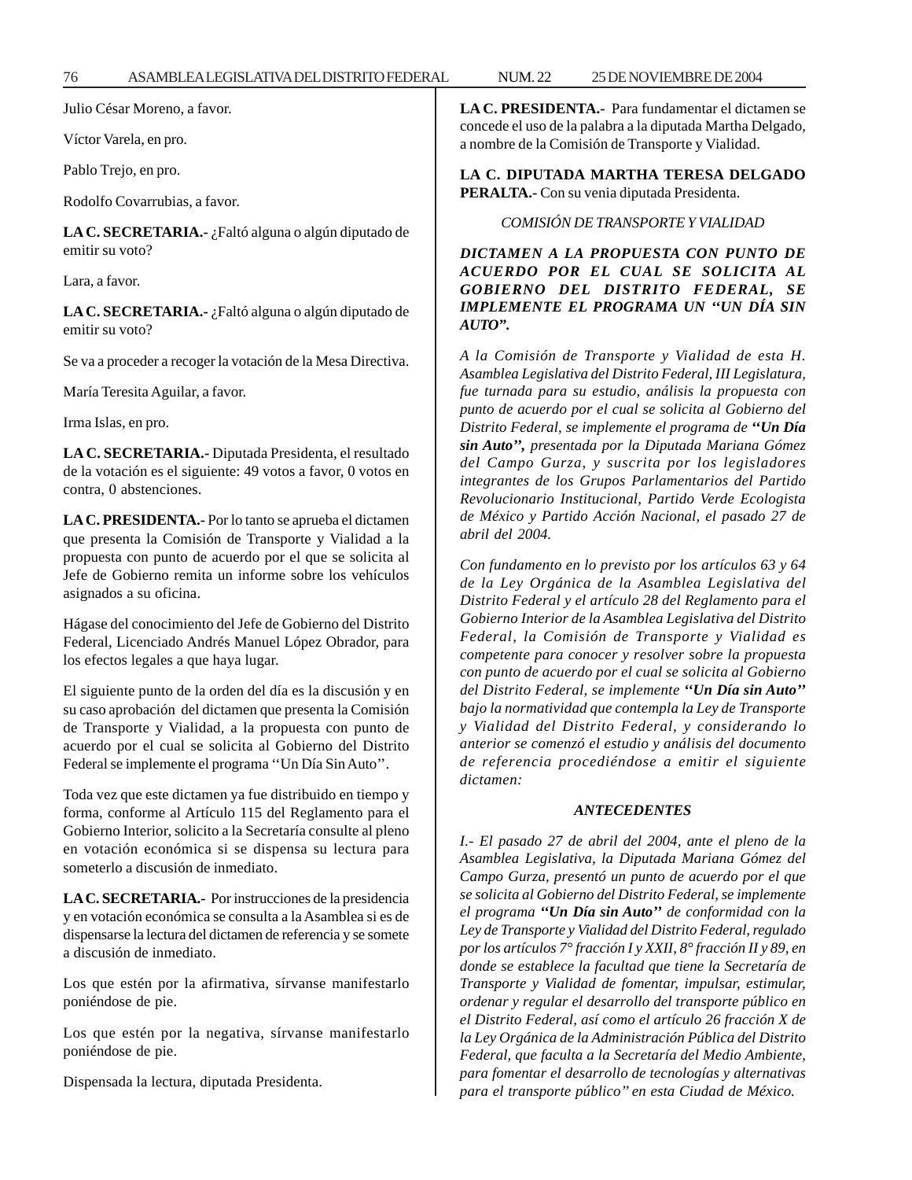Julio César Moreno, a favor.

Víctor Varela, en pro.

Pablo Trejo, en pro.

Rodolfo Covarrubias, a favor.

**LA C. SECRETARIA.-** ¿Faltó alguna o algún diputado de emitir su voto?

Lara, a favor.

**LA C. SECRETARIA.-** ¿Faltó alguna o algún diputado de emitir su voto?

Se va a proceder a recoger la votación de la Mesa Directiva.

María Teresita Aguilar, a favor.

Irma Islas, en pro.

**LA C. SECRETARIA.-** Diputada Presidenta, el resultado de la votación es el siguiente: 49 votos a favor, 0 votos en contra, 0 abstenciones.

**LA C. PRESIDENTA.-** Por lo tanto se aprueba el dictamen que presenta la Comisión de Transporte y Vialidad a la propuesta con punto de acuerdo por el que se solicita al Jefe de Gobierno remita un informe sobre los vehículos asignados a su oficina.

Hágase del conocimiento del Jefe de Gobierno del Distrito Federal, Licenciado Andrés Manuel López Obrador, para los efectos legales a que haya lugar.

El siguiente punto de la orden del día es la discusión y en su caso aprobación del dictamen que presenta la Comisión de Transporte y Vialidad, a la propuesta con punto de acuerdo por el cual se solicita al Gobierno del Distrito Federal se implemente el programa ''Un Día Sin Auto''.

Toda vez que este dictamen ya fue distribuido en tiempo y forma, conforme al Artículo 115 del Reglamento para el Gobierno Interior, solicito a la Secretaría consulte al pleno en votación económica si se dispensa su lectura para someterlo a discusión de inmediato.

**LA C. SECRETARIA.-** Por instrucciones de la presidencia y en votación económica se consulta a la Asamblea si es de dispensarse la lectura del dictamen de referencia y se somete a discusión de inmediato.

Los que estén por la afirmativa, sírvanse manifestarlo poniéndose de pie.

Los que estén por la negativa, sírvanse manifestarlo poniéndose de pie.

Dispensada la lectura, diputada Presidenta.

**LA C. PRESIDENTA.-** Para fundamentar el dictamen se concede el uso de la palabra a la diputada Martha Delgado, a nombre de la Comisión de Transporte y Vialidad.

**LA C. DIPUTADA MARTHA TERESA DELGADO PERALTA.-** Con su venia diputada Presidenta.

*COMISIÓN DE TRANSPORTE Y VIALIDAD*

***DICTAMEN A LA PROPUESTA CON PUNTO DE ACUERDO POR EL CUAL SE SOLICITA AL GOBIERNO DEL DISTRITO FEDERAL, SE IMPLEMENTE EL PROGRAMA UN "UN DÍA SIN AUTO".***

*A la Comisión de Transporte y Vialidad de esta H. Asamblea Legislativa del Distrito Federal, III Legislatura, fue turnada para su estudio, análisis la propuesta con punto de acuerdo por el cual se solicita al Gobierno del Distrito Federal, se implemente el programa de **''Un Día sin Auto'',** presentada por la Diputada Mariana Gómez del Campo Gurza, y suscrita por los legisladores integrantes de los Grupos Parlamentarios del Partido Revolucionario Institucional, Partido Verde Ecologista de México y Partido Acción Nacional, el pasado 27 de abril del 2004.*

*Con fundamento en lo previsto por los artículos 63 y 64 de la Ley Orgánica de la Asamblea Legislativa del Distrito Federal y el artículo 28 del Reglamento para el Gobierno Interior de la Asamblea Legislativa del Distrito Federal, la Comisión de Transporte y Vialidad es competente para conocer y resolver sobre la propuesta con punto de acuerdo por el cual se solicita al Gobierno del Distrito Federal, se implemente **''Un Día sin Auto''** bajo la normatividad que contempla la Ley de Transporte y Vialidad del Distrito Federal, y considerando lo anterior se comenzó el estudio y análisis del documento de referencia procediéndose a emitir el siguiente dictamen:*

***ANTECEDENTES***

*I.- El pasado 27 de abril del 2004, ante el pleno de la Asamblea Legislativa, la Diputada Mariana Gómez del Campo Gurza, presentó un punto de acuerdo por el que se solicita al Gobierno del Distrito Federal, se implemente el programa **''Un Día sin Auto''** de conformidad con la Ley de Transporte y Vialidad del Distrito Federal, regulado por los artículos 7° fracción I y XXII, 8° fracción II y 89, en donde se establece la facultad que tiene la Secretaría de Transporte y Vialidad de fomentar, impulsar, estimular, ordenar y regular el desarrollo del transporte público en el Distrito Federal, así como el artículo 26 fracción X de la Ley Orgánica de la Administración Pública del Distrito Federal, que faculta a la Secretaría del Medio Ambiente, para fomentar el desarrollo de tecnologías y alternativas para el transporte público" en esta Ciudad de México.*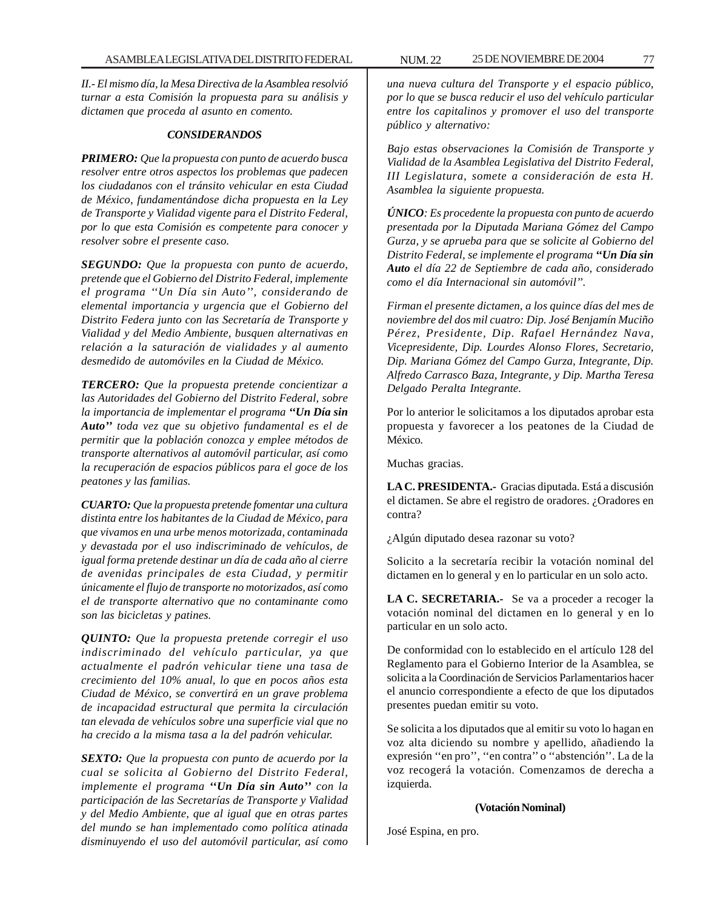*II.- El mismo día, la Mesa Directiva de la Asamblea resolvió turnar a esta Comisión la propuesta para su análisis y dictamen que proceda al asunto en comento.*

***CONSIDERANDOS***

***PRIMERO:*** *Que la propuesta con punto de acuerdo busca resolver entre otros aspectos los problemas que padecen los ciudadanos con el tránsito vehicular en esta Ciudad de México, fundamentándose dicha propuesta en la Ley de Transporte y Vialidad vigente para el Distrito Federal, por lo que esta Comisión es competente para conocer y resolver sobre el presente caso.*

***SEGUNDO:*** *Que la propuesta con punto de acuerdo, pretende que el Gobierno del Distrito Federal, implemente el programa ''Un Día sin Auto'', considerando de elemental importancia y urgencia que el Gobierno del Distrito Federa junto con las Secretaría de Transporte y Vialidad y del Medio Ambiente, busquen alternativas en relación a la saturación de vialidades y al aumento desmedido de automóviles en la Ciudad de México.*

***TERCERO:*** *Que la propuesta pretende concientizar a las Autoridades del Gobierno del Distrito Federal, sobre la importancia de implementar el programa* ***''Un Día sin Auto''*** *toda vez que su objetivo fundamental es el de permitir que la población conozca y emplee métodos de transporte alternativos al automóvil particular, así como la recuperación de espacios públicos para el goce de los peatones y las familias.*

***CUARTO:*** *Que la propuesta pretende fomentar una cultura distinta entre los habitantes de la Ciudad de México, para que vivamos en una urbe menos motorizada, contaminada y devastada por el uso indiscriminado de vehículos, de igual forma pretende destinar un día de cada año al cierre de avenidas principales de esta Ciudad, y permitir únicamente el flujo de transporte no motorizados, así como el de transporte alternativo que no contaminante como son las bicicletas y patines.*

***QUINTO:*** *Que la propuesta pretende corregir el uso indiscriminado del vehículo particular, ya que actualmente el padrón vehicular tiene una tasa de crecimiento del 10% anual, lo que en pocos años esta Ciudad de México, se convertirá en un grave problema de incapacidad estructural que permita la circulación tan elevada de vehículos sobre una superficie vial que no ha crecido a la misma tasa a la del padrón vehicular.*

***SEXTO:*** *Que la propuesta con punto de acuerdo por la cual se solicita al Gobierno del Distrito Federal, implemente el programa* ***''Un Día sin Auto''*** *con la participación de las Secretarías de Transporte y Vialidad y del Medio Ambiente, que al igual que en otras partes del mundo se han implementado como política atinada disminuyendo el uso del automóvil particular, así como una nueva cultura del Transporte y el espacio público, por lo que se busca reducir el uso del vehículo particular entre los capitalinos y promover el uso del transporte público y alternativo:*

*Bajo estas observaciones la Comisión de Transporte y Vialidad de la Asamblea Legislativa del Distrito Federal, III Legislatura, somete a consideración de esta H. Asamblea la siguiente propuesta.*

***ÚNICO****: Es procedente la propuesta con punto de acuerdo presentada por la Diputada Mariana Gómez del Campo Gurza, y se aprueba para que se solicite al Gobierno del Distrito Federal, se implemente el programa* ***''Un Día sin Auto*** *el día 22 de Septiembre de cada año, considerado como el día Internacional sin automóvil''.*

*Firman el presente dictamen, a los quince días del mes de noviembre del dos mil cuatro: Dip. José Benjamín Muciño Pérez, Presidente, Dip. Rafael Hernández Nava, Vicepresidente, Dip. Lourdes Alonso Flores, Secretario, Dip. Mariana Gómez del Campo Gurza, Integrante, Dip. Alfredo Carrasco Baza, Integrante, y Dip. Martha Teresa Delgado Peralta Integrante.*

Por lo anterior le solicitamos a los diputados aprobar esta propuesta y favorecer a los peatones de la Ciudad de México.

Muchas gracias.

**LA C. PRESIDENTA.-** Gracias diputada. Está a discusión el dictamen. Se abre el registro de oradores. ¿Oradores en contra?

¿Algún diputado desea razonar su voto?

Solicito a la secretaría recibir la votación nominal del dictamen en lo general y en lo particular en un solo acto.

**LA C. SECRETARIA.-** Se va a proceder a recoger la votación nominal del dictamen en lo general y en lo particular en un solo acto.

De conformidad con lo establecido en el artículo 128 del Reglamento para el Gobierno Interior de la Asamblea, se solicita a la Coordinación de Servicios Parlamentarios hacer el anuncio correspondiente a efecto de que los diputados presentes puedan emitir su voto.

Se solicita a los diputados que al emitir su voto lo hagan en voz alta diciendo su nombre y apellido, añadiendo la expresión ''en pro'', ''en contra'' o ''abstención''. La de la voz recogerá la votación. Comenzamos de derecha a izquierda.

**(Votación Nominal)**

José Espina, en pro.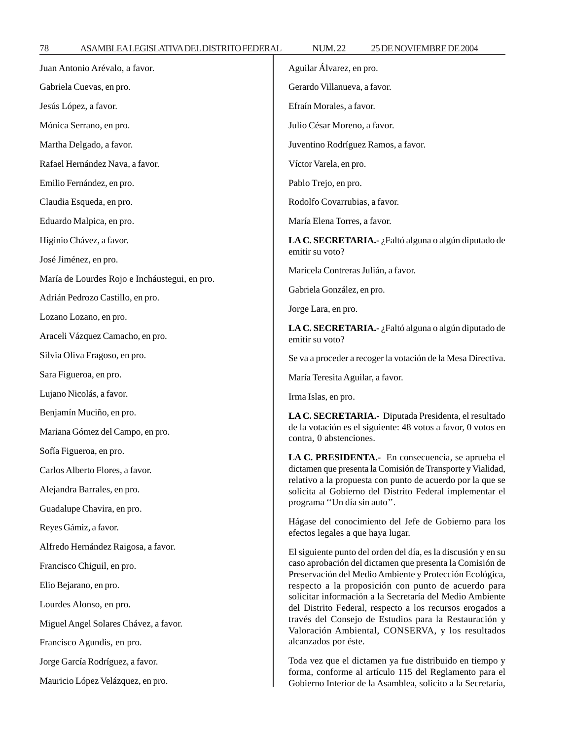Juan Antonio Arévalo, a favor.

Gabriela Cuevas, en pro.

Jesús López, a favor.

Mónica Serrano, en pro.

Martha Delgado, a favor.

Rafael Hernández Nava, a favor.

Emilio Fernández, en pro.

Claudia Esqueda, en pro.

Eduardo Malpica, en pro.

Higinio Chávez, a favor.

José Jiménez, en pro.

María de Lourdes Rojo e Incháustegui, en pro.

Adrián Pedrozo Castillo, en pro.

Lozano Lozano, en pro.

Araceli Vázquez Camacho, en pro.

Silvia Oliva Fragoso, en pro.

Sara Figueroa, en pro.

Lujano Nicolás, a favor.

Benjamín Muciño, en pro.

Mariana Gómez del Campo, en pro.

Sofía Figueroa, en pro.

Carlos Alberto Flores, a favor.

Alejandra Barrales, en pro.

Guadalupe Chavira, en pro.

Reyes Gámiz, a favor.

Alfredo Hernández Raigosa, a favor.

Francisco Chiguil, en pro.

Elio Bejarano, en pro.

Lourdes Alonso, en pro.

Miguel Angel Solares Chávez, a favor.

Francisco Agundis, en pro.

Jorge García Rodríguez, a favor.

Mauricio López Velázquez, en pro.

Aguilar Álvarez, en pro.

Gerardo Villanueva, a favor.

Efraín Morales, a favor.

Julio César Moreno, a favor.

Juventino Rodríguez Ramos, a favor.

Víctor Varela, en pro.

Pablo Trejo, en pro.

Rodolfo Covarrubias, a favor.

María Elena Torres, a favor.

**LA C. SECRETARIA.-** ¿Faltó alguna o algún diputado de emitir su voto?

Maricela Contreras Julián, a favor.

Gabriela González, en pro.

Jorge Lara, en pro.

**LA C. SECRETARIA.-** ¿Faltó alguna o algún diputado de emitir su voto?

Se va a proceder a recoger la votación de la Mesa Directiva.

María Teresita Aguilar, a favor.

Irma Islas, en pro.

**LA C. SECRETARIA.-** Diputada Presidenta, el resultado de la votación es el siguiente: 48 votos a favor, 0 votos en contra, 0 abstenciones.

**LA C. PRESIDENTA.-** En consecuencia, se aprueba el dictamen que presenta la Comisión de Transporte y Vialidad, relativo a la propuesta con punto de acuerdo por la que se solicita al Gobierno del Distrito Federal implementar el programa ''Un día sin auto''.

Hágase del conocimiento del Jefe de Gobierno para los efectos legales a que haya lugar.

El siguiente punto del orden del día, es la discusión y en su caso aprobación del dictamen que presenta la Comisión de Preservación del Medio Ambiente y Protección Ecológica, respecto a la proposición con punto de acuerdo para solicitar información a la Secretaría del Medio Ambiente del Distrito Federal, respecto a los recursos erogados a través del Consejo de Estudios para la Restauración y Valoración Ambiental, CONSERVA, y los resultados alcanzados por éste.

Toda vez que el dictamen ya fue distribuido en tiempo y forma, conforme al artículo 115 del Reglamento para el Gobierno Interior de la Asamblea, solicito a la Secretaría,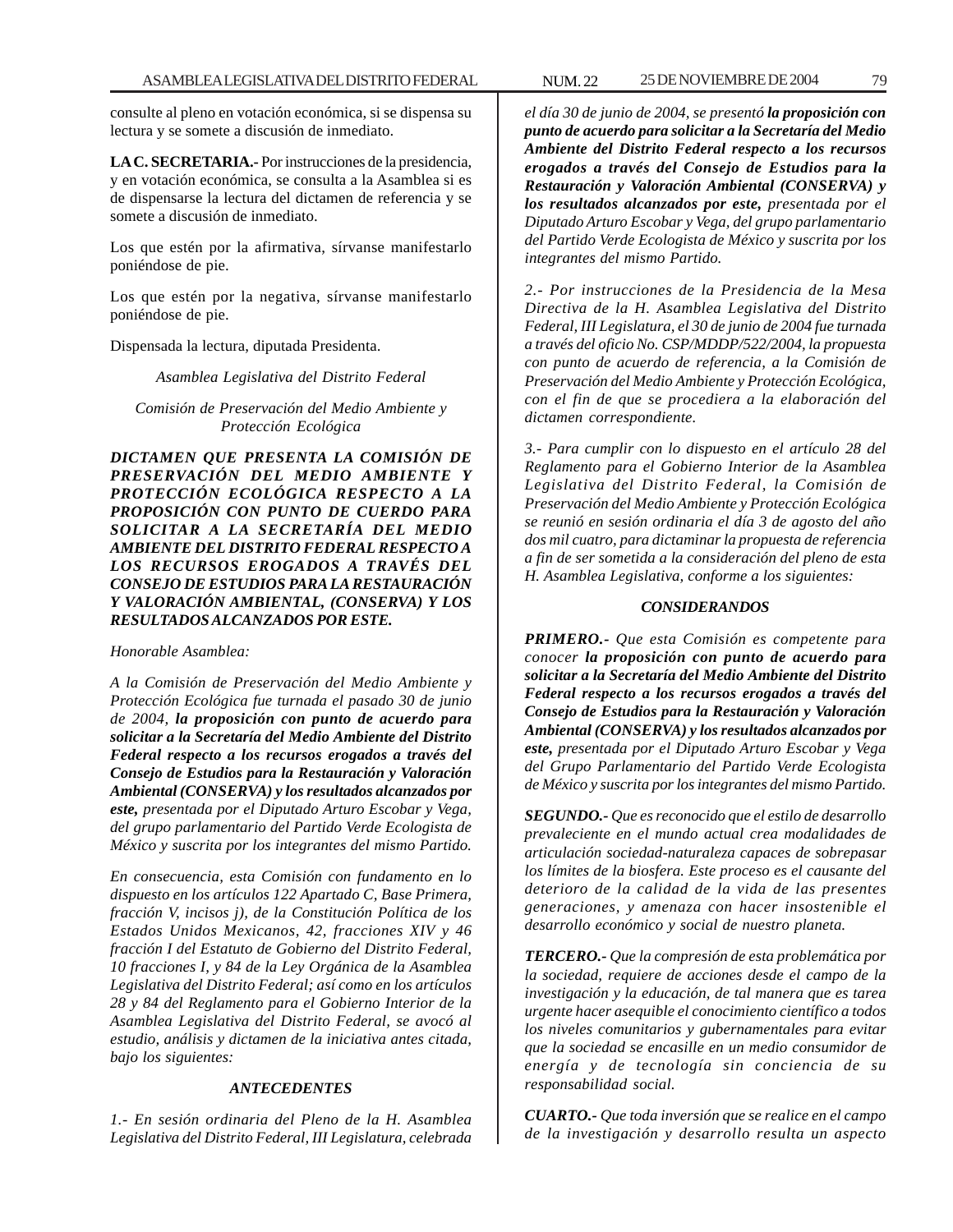consulte al pleno en votación económica, si se dispensa su lectura y se somete a discusión de inmediato.

**LA C. SECRETARIA.-** Por instrucciones de la presidencia, y en votación económica, se consulta a la Asamblea si es de dispensarse la lectura del dictamen de referencia y se somete a discusión de inmediato.

Los que estén por la afirmativa, sírvanse manifestarlo poniéndose de pie.

Los que estén por la negativa, sírvanse manifestarlo poniéndose de pie.

Dispensada la lectura, diputada Presidenta.

*Asamblea Legislativa del Distrito Federal*

*Comisión de Preservación del Medio Ambiente y Protección Ecológica*

***DICTAMEN QUE PRESENTA LA COMISIÓN DE PRESERVACIÓN DEL MEDIO AMBIENTE Y PROTECCIÓN ECOLÓGICA RESPECTO A LA PROPOSICIÓN CON PUNTO DE CUERDO PARA SOLICITAR A LA SECRETARÍA DEL MEDIO AMBIENTE DEL DISTRITO FEDERAL RESPECTO A LOS RECURSOS EROGADOS A TRAVÉS DEL CONSEJO DE ESTUDIOS PARA LA RESTAURACIÓN Y VALORACIÓN AMBIENTAL, (CONSERVA) Y LOS RESULTADOS ALCANZADOS POR ESTE.***

*Honorable Asamblea:*

*A la Comisión de Preservación del Medio Ambiente y Protección Ecológica fue turnada el pasado 30 de junio de 2004, **la proposición con punto de acuerdo para solicitar a la Secretaría del Medio Ambiente del Distrito Federal respecto a los recursos erogados a través del Consejo de Estudios para la Restauración y Valoración Ambiental (CONSERVA) y los resultados alcanzados por este,** presentada por el Diputado Arturo Escobar y Vega, del grupo parlamentario del Partido Verde Ecologista de México y suscrita por los integrantes del mismo Partido.*

*En consecuencia, esta Comisión con fundamento en lo dispuesto en los artículos 122 Apartado C, Base Primera, fracción V, incisos j), de la Constitución Política de los Estados Unidos Mexicanos, 42, fracciones XIV y 46 fracción I del Estatuto de Gobierno del Distrito Federal, 10 fracciones I, y 84 de la Ley Orgánica de la Asamblea Legislativa del Distrito Federal; así como en los artículos 28 y 84 del Reglamento para el Gobierno Interior de la Asamblea Legislativa del Distrito Federal, se avocó al estudio, análisis y dictamen de la iniciativa antes citada, bajo los siguientes:*

***ANTECEDENTES***

*1.- En sesión ordinaria del Pleno de la H. Asamblea Legislativa del Distrito Federal, III Legislatura, celebrada el día 30 de junio de 2004, se presentó **la proposición con punto de acuerdo para solicitar a la Secretaría del Medio Ambiente del Distrito Federal respecto a los recursos erogados a través del Consejo de Estudios para la Restauración y Valoración Ambiental (CONSERVA) y los resultados alcanzados por este,** presentada por el Diputado Arturo Escobar y Vega, del grupo parlamentario del Partido Verde Ecologista de México y suscrita por los integrantes del mismo Partido.*

*2.- Por instrucciones de la Presidencia de la Mesa Directiva de la H. Asamblea Legislativa del Distrito Federal, III Legislatura, el 30 de junio de 2004 fue turnada a través del oficio No. CSP/MDDP/522/2004, la propuesta con punto de acuerdo de referencia, a la Comisión de Preservación del Medio Ambiente y Protección Ecológica, con el fin de que se procediera a la elaboración del dictamen correspondiente.*

*3.- Para cumplir con lo dispuesto en el artículo 28 del Reglamento para el Gobierno Interior de la Asamblea Legislativa del Distrito Federal, la Comisión de Preservación del Medio Ambiente y Protección Ecológica se reunió en sesión ordinaria el día 3 de agosto del año dos mil cuatro, para dictaminar la propuesta de referencia a fin de ser sometida a la consideración del pleno de esta H. Asamblea Legislativa, conforme a los siguientes:*

***CONSIDERANDOS***

***PRIMERO.-** Que esta Comisión es competente para conocer **la proposición con punto de acuerdo para solicitar a la Secretaría del Medio Ambiente del Distrito Federal respecto a los recursos erogados a través del Consejo de Estudios para la Restauración y Valoración Ambiental (CONSERVA) y los resultados alcanzados por este,** presentada por el Diputado Arturo Escobar y Vega del Grupo Parlamentario del Partido Verde Ecologista de México y suscrita por los integrantes del mismo Partido.*

***SEGUNDO.-** Que es reconocido que el estilo de desarrollo prevaleciente en el mundo actual crea modalidades de articulación sociedad-naturaleza capaces de sobrepasar los límites de la biosfera. Este proceso es el causante del deterioro de la calidad de la vida de las presentes generaciones, y amenaza con hacer insostenible el desarrollo económico y social de nuestro planeta.*

***TERCERO.-** Que la compresión de esta problemática por la sociedad, requiere de acciones desde el campo de la investigación y la educación, de tal manera que es tarea urgente hacer asequible el conocimiento científico a todos los niveles comunitarios y gubernamentales para evitar que la sociedad se encasille en un medio consumidor de energía y de tecnología sin conciencia de su responsabilidad social.*

***CUARTO.-** Que toda inversión que se realice en el campo de la investigación y desarrollo resulta un aspecto*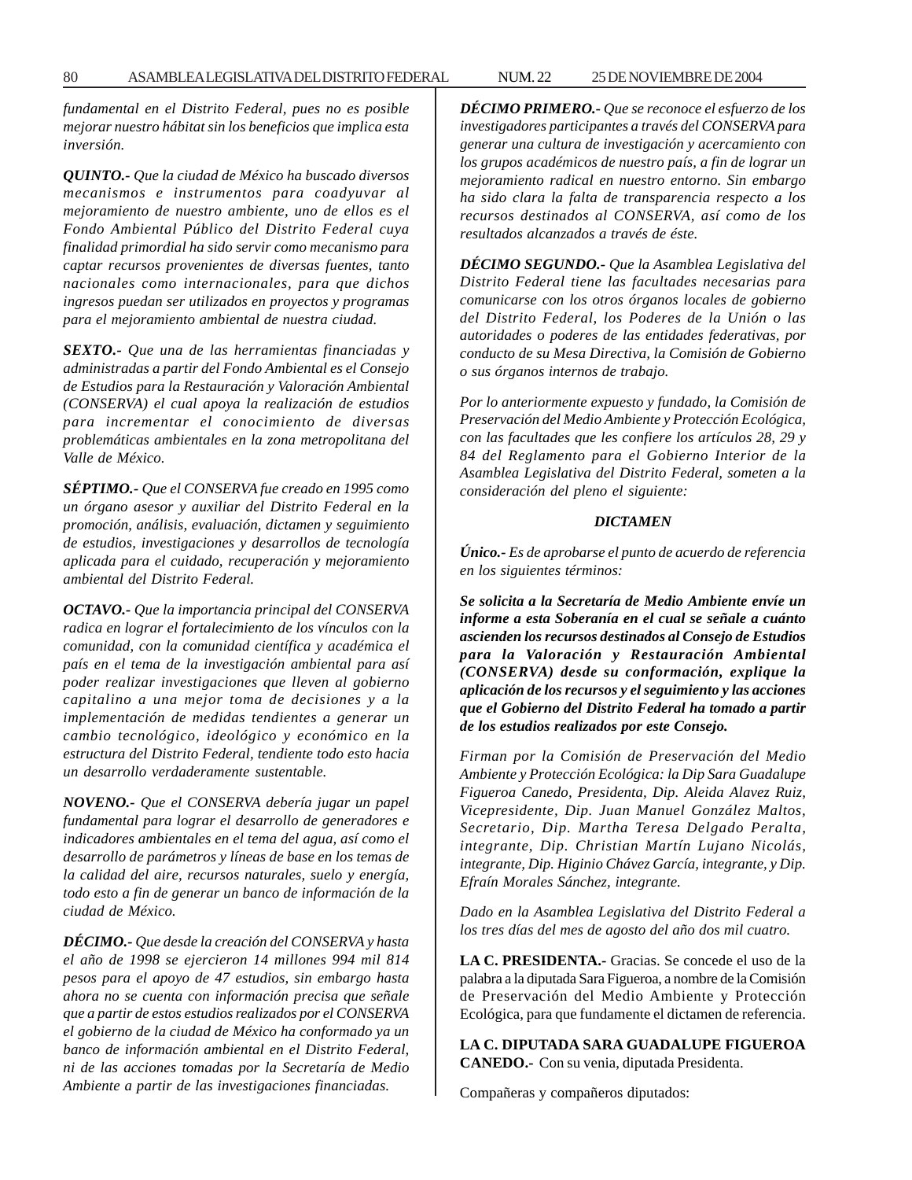*fundamental en el Distrito Federal, pues no es posible mejorar nuestro hábitat sin los beneficios que implica esta inversión.*

***QUINTO.-*** *Que la ciudad de México ha buscado diversos mecanismos e instrumentos para coadyuvar al mejoramiento de nuestro ambiente, uno de ellos es el Fondo Ambiental Público del Distrito Federal cuya finalidad primordial ha sido servir como mecanismo para captar recursos provenientes de diversas fuentes, tanto nacionales como internacionales, para que dichos ingresos puedan ser utilizados en proyectos y programas para el mejoramiento ambiental de nuestra ciudad.*

***SEXTO.-*** *Que una de las herramientas financiadas y administradas a partir del Fondo Ambiental es el Consejo de Estudios para la Restauración y Valoración Ambiental (CONSERVA) el cual apoya la realización de estudios para incrementar el conocimiento de diversas problemáticas ambientales en la zona metropolitana del Valle de México.*

***SÉPTIMO.-*** *Que el CONSERVA fue creado en 1995 como un órgano asesor y auxiliar del Distrito Federal en la promoción, análisis, evaluación, dictamen y seguimiento de estudios, investigaciones y desarrollos de tecnología aplicada para el cuidado, recuperación y mejoramiento ambiental del Distrito Federal.*

***OCTAVO.-*** *Que la importancia principal del CONSERVA radica en lograr el fortalecimiento de los vínculos con la comunidad, con la comunidad científica y académica el país en el tema de la investigación ambiental para así poder realizar investigaciones que lleven al gobierno capitalino a una mejor toma de decisiones y a la implementación de medidas tendientes a generar un cambio tecnológico, ideológico y económico en la estructura del Distrito Federal, tendiente todo esto hacia un desarrollo verdaderamente sustentable.*

***NOVENO.-*** *Que el CONSERVA debería jugar un papel fundamental para lograr el desarrollo de generadores e indicadores ambientales en el tema del agua, así como el desarrollo de parámetros y líneas de base en los temas de la calidad del aire, recursos naturales, suelo y energía, todo esto a fin de generar un banco de información de la ciudad de México.*

***DÉCIMO.-*** *Que desde la creación del CONSERVA y hasta el año de 1998 se ejercieron 14 millones 994 mil 814 pesos para el apoyo de 47 estudios, sin embargo hasta ahora no se cuenta con información precisa que señale que a partir de estos estudios realizados por el CONSERVA el gobierno de la ciudad de México ha conformado ya un banco de información ambiental en el Distrito Federal, ni de las acciones tomadas por la Secretaría de Medio Ambiente a partir de las investigaciones financiadas.*

***DÉCIMO PRIMERO.-*** *Que se reconoce el esfuerzo de los investigadores participantes a través del CONSERVA para generar una cultura de investigación y acercamiento con los grupos académicos de nuestro país, a fin de lograr un mejoramiento radical en nuestro entorno. Sin embargo ha sido clara la falta de transparencia respecto a los recursos destinados al CONSERVA, así como de los resultados alcanzados a través de éste.*

***DÉCIMO SEGUNDO.-*** *Que la Asamblea Legislativa del Distrito Federal tiene las facultades necesarias para comunicarse con los otros órganos locales de gobierno del Distrito Federal, los Poderes de la Unión o las autoridades o poderes de las entidades federativas, por conducto de su Mesa Directiva, la Comisión de Gobierno o sus órganos internos de trabajo.*

*Por lo anteriormente expuesto y fundado, la Comisión de Preservación del Medio Ambiente y Protección Ecológica, con las facultades que les confiere los artículos 28, 29 y 84 del Reglamento para el Gobierno Interior de la Asamblea Legislativa del Distrito Federal, someten a la consideración del pleno el siguiente:*

***DICTAMEN***

***Único.-*** *Es de aprobarse el punto de acuerdo de referencia en los siguientes términos:*

***Se solicita a la Secretaría de Medio Ambiente envíe un informe a esta Soberanía en el cual se señale a cuánto ascienden los recursos destinados al Consejo de Estudios para la Valoración y Restauración Ambiental (CONSERVA) desde su conformación, explique la aplicación de los recursos y el seguimiento y las acciones que el Gobierno del Distrito Federal ha tomado a partir de los estudios realizados por este Consejo.***

*Firman por la Comisión de Preservación del Medio Ambiente y Protección Ecológica: la Dip Sara Guadalupe Figueroa Canedo, Presidenta, Dip. Aleida Alavez Ruiz, Vicepresidente, Dip. Juan Manuel González Maltos, Secretario, Dip. Martha Teresa Delgado Peralta, integrante, Dip. Christian Martín Lujano Nicolás, integrante, Dip. Higinio Chávez García, integrante, y Dip. Efraín Morales Sánchez, integrante.*

*Dado en la Asamblea Legislativa del Distrito Federal a los tres días del mes de agosto del año dos mil cuatro.*

**LA C. PRESIDENTA.-** Gracias. Se concede el uso de la palabra a la diputada Sara Figueroa, a nombre de la Comisión de Preservación del Medio Ambiente y Protección Ecológica, para que fundamente el dictamen de referencia.

**LA C. DIPUTADA SARA GUADALUPE FIGUEROA CANEDO.-** Con su venia, diputada Presidenta.

Compañeras y compañeros diputados: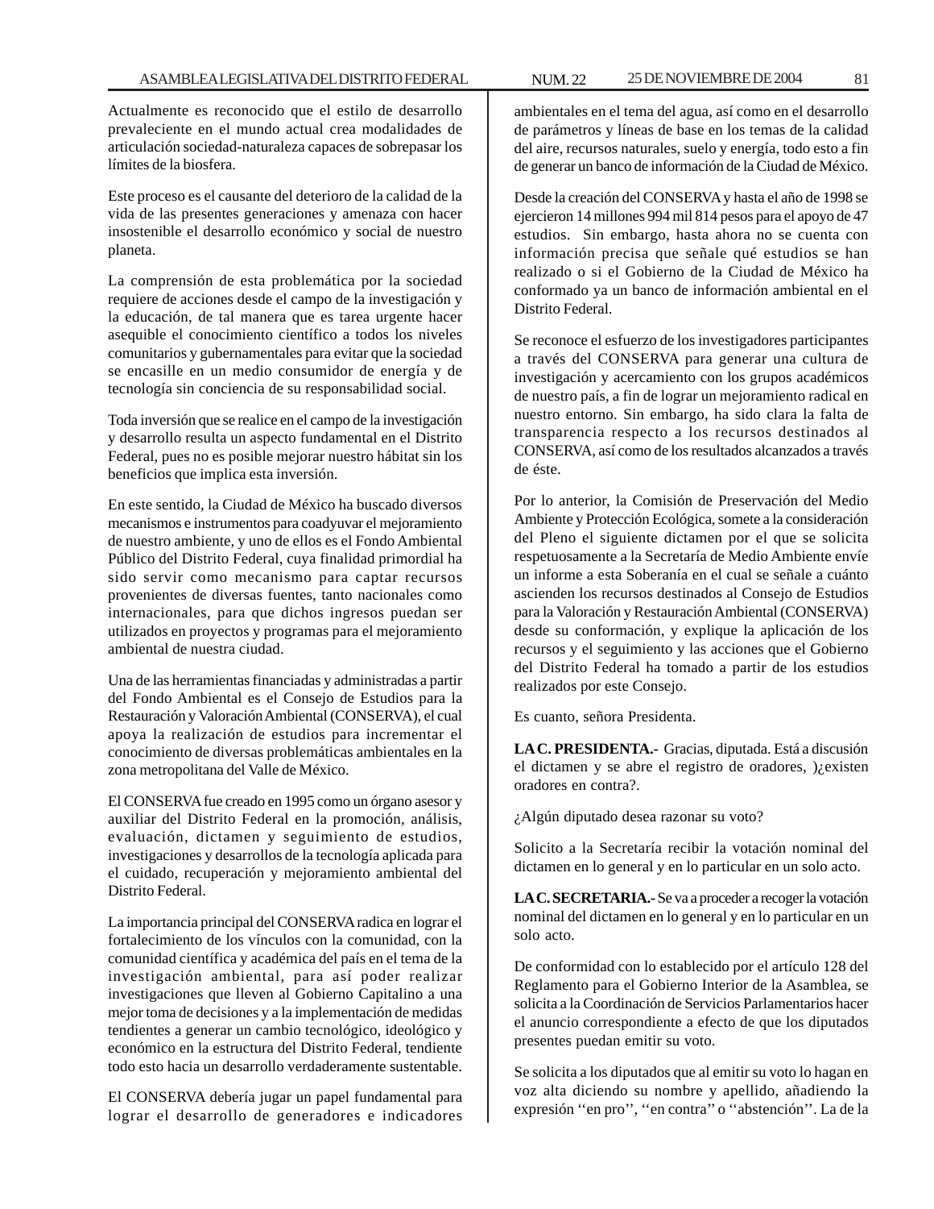Actualmente es reconocido que el estilo de desarrollo prevaleciente en el mundo actual crea modalidades de articulación sociedad-naturaleza capaces de sobrepasar los límites de la biosfera.

Este proceso es el causante del deterioro de la calidad de la vida de las presentes generaciones y amenaza con hacer insostenible el desarrollo económico y social de nuestro planeta.

La comprensión de esta problemática por la sociedad requiere de acciones desde el campo de la investigación y la educación, de tal manera que es tarea urgente hacer asequible el conocimiento científico a todos los niveles comunitarios y gubernamentales para evitar que la sociedad se encasille en un medio consumidor de energía y de tecnología sin conciencia de su responsabilidad social.

Toda inversión que se realice en el campo de la investigación y desarrollo resulta un aspecto fundamental en el Distrito Federal, pues no es posible mejorar nuestro hábitat sin los beneficios que implica esta inversión.

En este sentido, la Ciudad de México ha buscado diversos mecanismos e instrumentos para coadyuvar el mejoramiento de nuestro ambiente, y uno de ellos es el Fondo Ambiental Público del Distrito Federal, cuya finalidad primordial ha sido servir como mecanismo para captar recursos provenientes de diversas fuentes, tanto nacionales como internacionales, para que dichos ingresos puedan ser utilizados en proyectos y programas para el mejoramiento ambiental de nuestra ciudad.

Una de las herramientas financiadas y administradas a partir del Fondo Ambiental es el Consejo de Estudios para la Restauración y Valoración Ambiental (CONSERVA), el cual apoya la realización de estudios para incrementar el conocimiento de diversas problemáticas ambientales en la zona metropolitana del Valle de México.

El CONSERVA fue creado en 1995 como un órgano asesor y auxiliar del Distrito Federal en la promoción, análisis, evaluación, dictamen y seguimiento de estudios, investigaciones y desarrollos de la tecnología aplicada para el cuidado, recuperación y mejoramiento ambiental del Distrito Federal.

La importancia principal del CONSERVA radica en lograr el fortalecimiento de los vínculos con la comunidad, con la comunidad científica y académica del país en el tema de la investigación ambiental, para así poder realizar investigaciones que lleven al Gobierno Capitalino a una mejor toma de decisiones y a la implementación de medidas tendientes a generar un cambio tecnológico, ideológico y económico en la estructura del Distrito Federal, tendiente todo esto hacia un desarrollo verdaderamente sustentable.

El CONSERVA debería jugar un papel fundamental para lograr el desarrollo de generadores e indicadores ambientales en el tema del agua, así como en el desarrollo de parámetros y líneas de base en los temas de la calidad del aire, recursos naturales, suelo y energía, todo esto a fin de generar un banco de información de la Ciudad de México.

Desde la creación del CONSERVA y hasta el año de 1998 se ejercieron 14 millones 994 mil 814 pesos para el apoyo de 47 estudios. Sin embargo, hasta ahora no se cuenta con información precisa que señale qué estudios se han realizado o si el Gobierno de la Ciudad de México ha conformado ya un banco de información ambiental en el Distrito Federal.

Se reconoce el esfuerzo de los investigadores participantes a través del CONSERVA para generar una cultura de investigación y acercamiento con los grupos académicos de nuestro país, a fin de lograr un mejoramiento radical en nuestro entorno. Sin embargo, ha sido clara la falta de transparencia respecto a los recursos destinados al CONSERVA, así como de los resultados alcanzados a través de éste.

Por lo anterior, la Comisión de Preservación del Medio Ambiente y Protección Ecológica, somete a la consideración del Pleno el siguiente dictamen por el que se solicita respetuosamente a la Secretaría de Medio Ambiente envíe un informe a esta Soberanía en el cual se señale a cuánto ascienden los recursos destinados al Consejo de Estudios para la Valoración y Restauración Ambiental (CONSERVA) desde su conformación, y explique la aplicación de los recursos y el seguimiento y las acciones que el Gobierno del Distrito Federal ha tomado a partir de los estudios realizados por este Consejo.

Es cuanto, señora Presidenta.

**LA C. PRESIDENTA.-** Gracias, diputada. Está a discusión el dictamen y se abre el registro de oradores, )¿existen oradores en contra?.

¿Algún diputado desea razonar su voto?

Solicito a la Secretaría recibir la votación nominal del dictamen en lo general y en lo particular en un solo acto.

**LA C. SECRETARIA.-** Se va a proceder a recoger la votación nominal del dictamen en lo general y en lo particular en un solo acto.

De conformidad con lo establecido por el artículo 128 del Reglamento para el Gobierno Interior de la Asamblea, se solicita a la Coordinación de Servicios Parlamentarios hacer el anuncio correspondiente a efecto de que los diputados presentes puedan emitir su voto.

Se solicita a los diputados que al emitir su voto lo hagan en voz alta diciendo su nombre y apellido, añadiendo la expresión ''en pro'', ''en contra'' o ''abstención''. La de la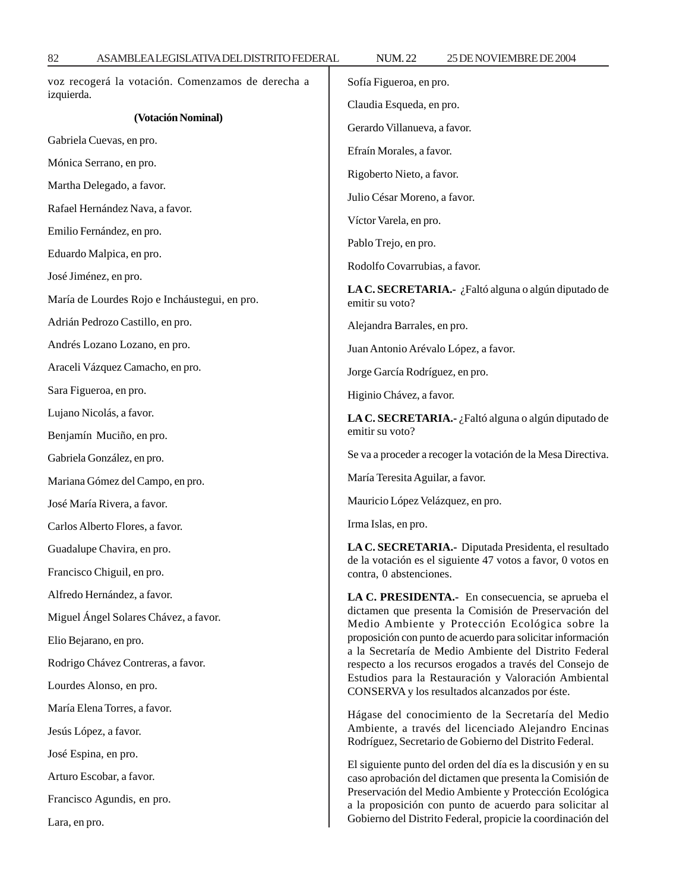voz recogerá la votación. Comenzamos de derecha a izquierda.

**(Votación Nominal)**

Gabriela Cuevas, en pro.

Mónica Serrano, en pro.

Martha Delegado, a favor.

Rafael Hernández Nava, a favor.

Emilio Fernández, en pro.

Eduardo Malpica, en pro.

José Jiménez, en pro.

María de Lourdes Rojo e Incháustegui, en pro.

Adrián Pedrozo Castillo, en pro.

Andrés Lozano Lozano, en pro.

Araceli Vázquez Camacho, en pro.

Sara Figueroa, en pro.

Lujano Nicolás, a favor.

Benjamín Muciño, en pro.

Gabriela González, en pro.

Mariana Gómez del Campo, en pro.

José María Rivera, a favor.

Carlos Alberto Flores, a favor.

Guadalupe Chavira, en pro.

Francisco Chiguil, en pro.

Alfredo Hernández, a favor.

Miguel Ángel Solares Chávez, a favor.

Elio Bejarano, en pro.

Rodrigo Chávez Contreras, a favor.

Lourdes Alonso, en pro.

María Elena Torres, a favor.

Jesús López, a favor.

José Espina, en pro.

Arturo Escobar, a favor.

Francisco Agundis, en pro.

Lara, en pro.

Sofía Figueroa, en pro.

Claudia Esqueda, en pro.

Gerardo Villanueva, a favor.

Efraín Morales, a favor.

Rigoberto Nieto, a favor.

Julio César Moreno, a favor.

Víctor Varela, en pro.

Pablo Trejo, en pro.

Rodolfo Covarrubias, a favor.

**LA C. SECRETARIA.-** ¿Faltó alguna o algún diputado de emitir su voto?

Alejandra Barrales, en pro.

Juan Antonio Arévalo López, a favor.

Jorge García Rodríguez, en pro.

Higinio Chávez, a favor.

**LA C. SECRETARIA.-** ¿Faltó alguna o algún diputado de emitir su voto?

Se va a proceder a recoger la votación de la Mesa Directiva.

María Teresita Aguilar, a favor.

Mauricio López Velázquez, en pro.

Irma Islas, en pro.

**LA C. SECRETARIA.-** Diputada Presidenta, el resultado de la votación es el siguiente 47 votos a favor, 0 votos en contra, 0 abstenciones.

**LA C. PRESIDENTA.-** En consecuencia, se aprueba el dictamen que presenta la Comisión de Preservación del Medio Ambiente y Protección Ecológica sobre la proposición con punto de acuerdo para solicitar información a la Secretaría de Medio Ambiente del Distrito Federal respecto a los recursos erogados a través del Consejo de Estudios para la Restauración y Valoración Ambiental CONSERVA y los resultados alcanzados por éste.

Hágase del conocimiento de la Secretaría del Medio Ambiente, a través del licenciado Alejandro Encinas Rodríguez, Secretario de Gobierno del Distrito Federal.

El siguiente punto del orden del día es la discusión y en su caso aprobación del dictamen que presenta la Comisión de Preservación del Medio Ambiente y Protección Ecológica a la proposición con punto de acuerdo para solicitar al Gobierno del Distrito Federal, propicie la coordinación del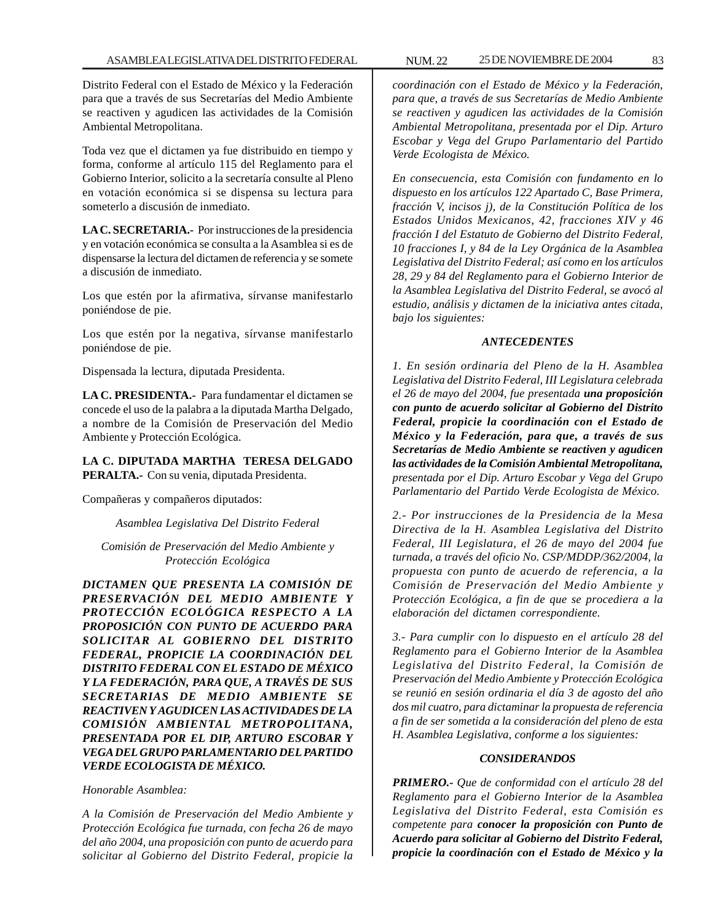Distrito Federal con el Estado de México y la Federación para que a través de sus Secretarías del Medio Ambiente se reactiven y agudicen las actividades de la Comisión Ambiental Metropolitana.

Toda vez que el dictamen ya fue distribuido en tiempo y forma, conforme al artículo 115 del Reglamento para el Gobierno Interior, solicito a la secretaría consulte al Pleno en votación económica si se dispensa su lectura para someterlo a discusión de inmediato.

**LA C. SECRETARIA.-** Por instrucciones de la presidencia y en votación económica se consulta a la Asamblea si es de dispensarse la lectura del dictamen de referencia y se somete a discusión de inmediato.

Los que estén por la afirmativa, sírvanse manifestarlo poniéndose de pie.

Los que estén por la negativa, sírvanse manifestarlo poniéndose de pie.

Dispensada la lectura, diputada Presidenta.

**LA C. PRESIDENTA.-** Para fundamentar el dictamen se concede el uso de la palabra a la diputada Martha Delgado, a nombre de la Comisión de Preservación del Medio Ambiente y Protección Ecológica.

**LA C. DIPUTADA MARTHA TERESA DELGADO PERALTA.-** Con su venia, diputada Presidenta.

Compañeras y compañeros diputados:

*Asamblea Legislativa Del Distrito Federal*

*Comisión de Preservación del Medio Ambiente y Protección Ecológica*

***DICTAMEN QUE PRESENTA LA COMISIÓN DE PRESERVACIÓN DEL MEDIO AMBIENTE Y PROTECCIÓN ECOLÓGICA RESPECTO A LA PROPOSICIÓN CON PUNTO DE ACUERDO PARA SOLICITAR AL GOBIERNO DEL DISTRITO FEDERAL, PROPICIE LA COORDINACIÓN DEL DISTRITO FEDERAL CON EL ESTADO DE MÉXICO Y LA FEDERACIÓN, PARA QUE, A TRAVÉS DE SUS SECRETARIAS DE MEDIO AMBIENTE SE REACTIVEN Y AGUDICEN LAS ACTIVIDADES DE LA COMISIÓN AMBIENTAL METROPOLITANA, PRESENTADA POR EL DIP, ARTURO ESCOBAR Y VEGA DEL GRUPO PARLAMENTARIO DEL PARTIDO VERDE ECOLOGISTA DE MÉXICO.***

*Honorable Asamblea:*

*A la Comisión de Preservación del Medio Ambiente y Protección Ecológica fue turnada, con fecha 26 de mayo del año 2004, una proposición con punto de acuerdo para solicitar al Gobierno del Distrito Federal, propicie la coordinación con el Estado de México y la Federación, para que, a través de sus Secretarías de Medio Ambiente se reactiven y agudicen las actividades de la Comisión Ambiental Metropolitana, presentada por el Dip. Arturo Escobar y Vega del Grupo Parlamentario del Partido Verde Ecologista de México.*

*En consecuencia, esta Comisión con fundamento en lo dispuesto en los artículos 122 Apartado C, Base Primera, fracción V, incisos j), de la Constitución Política de los Estados Unidos Mexicanos, 42, fracciones XIV y 46 fracción I del Estatuto de Gobierno del Distrito Federal, 10 fracciones I, y 84 de la Ley Orgánica de la Asamblea Legislativa del Distrito Federal; así como en los artículos 28, 29 y 84 del Reglamento para el Gobierno Interior de la Asamblea Legislativa del Distrito Federal, se avocó al estudio, análisis y dictamen de la iniciativa antes citada, bajo los siguientes:*

***ANTECEDENTES***

*1. En sesión ordinaria del Pleno de la H. Asamblea Legislativa del Distrito Federal, III Legislatura celebrada el 26 de mayo del 2004, fue presentada **una proposición con punto de acuerdo solicitar al Gobierno del Distrito Federal, propicie la coordinación con el Estado de México y la Federación, para que, a través de sus Secretarías de Medio Ambiente se reactiven y agudicen las actividades de la Comisión Ambiental Metropolitana,** presentada por el Dip. Arturo Escobar y Vega del Grupo Parlamentario del Partido Verde Ecologista de México.*

*2.- Por instrucciones de la Presidencia de la Mesa Directiva de la H. Asamblea Legislativa del Distrito Federal, III Legislatura, el 26 de mayo del 2004 fue turnada, a través del oficio No. CSP/MDDP/362/2004, la propuesta con punto de acuerdo de referencia, a la Comisión de Preservación del Medio Ambiente y Protección Ecológica, a fin de que se procediera a la elaboración del dictamen correspondiente.*

*3.- Para cumplir con lo dispuesto en el artículo 28 del Reglamento para el Gobierno Interior de la Asamblea Legislativa del Distrito Federal, la Comisión de Preservación del Medio Ambiente y Protección Ecológica se reunió en sesión ordinaria el día 3 de agosto del año dos mil cuatro, para dictaminar la propuesta de referencia a fin de ser sometida a la consideración del pleno de esta H. Asamblea Legislativa, conforme a los siguientes:*

***CONSIDERANDOS***

***PRIMERO.-*** *Que de conformidad con el artículo 28 del Reglamento para el Gobierno Interior de la Asamblea Legislativa del Distrito Federal, esta Comisión es competente para **conocer la proposición con Punto de Acuerdo para solicitar al Gobierno del Distrito Federal, propicie la coordinación con el Estado de México y la***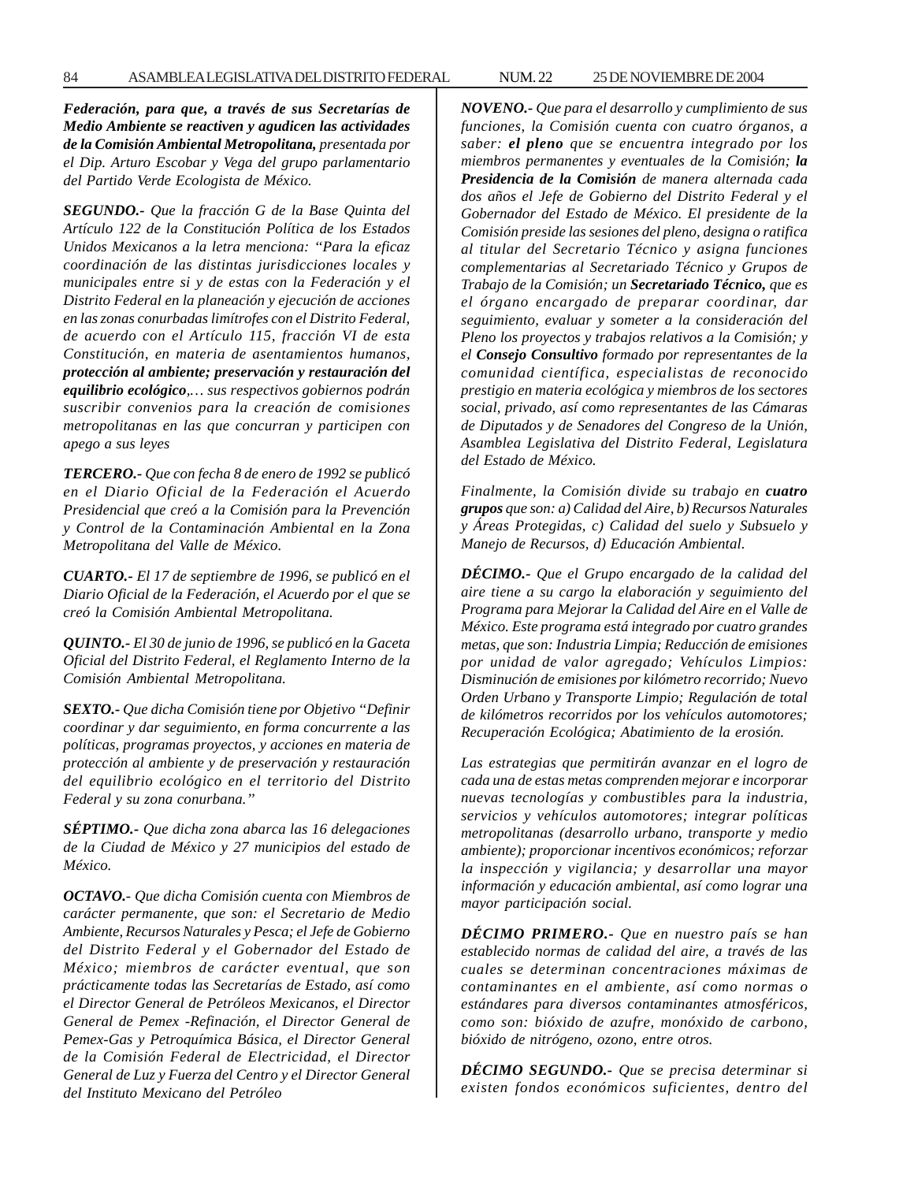***Federación, para que, a través de sus Secretarías de Medio Ambiente se reactiven y agudicen las actividades de la Comisión Ambiental Metropolitana,*** *presentada por el Dip. Arturo Escobar y Vega del grupo parlamentario del Partido Verde Ecologista de México.*

***SEGUNDO.-*** *Que la fracción G de la Base Quinta del Artículo 122 de la Constitución Política de los Estados Unidos Mexicanos a la letra menciona: "Para la eficaz coordinación de las distintas jurisdicciones locales y municipales entre si y de estas con la Federación y el Distrito Federal en la planeación y ejecución de acciones en las zonas conurbadas limítrofes con el Distrito Federal, de acuerdo con el Artículo 115, fracción VI de esta Constitución, en materia de asentamientos humanos,* ***protección al ambiente; preservación y restauración del equilibrio ecológico****,… sus respectivos gobiernos podrán suscribir convenios para la creación de comisiones metropolitanas en las que concurran y participen con apego a sus leyes*

***TERCERO.-*** *Que con fecha 8 de enero de 1992 se publicó en el Diario Oficial de la Federación el Acuerdo Presidencial que creó a la Comisión para la Prevención y Control de la Contaminación Ambiental en la Zona Metropolitana del Valle de México.*

***CUARTO.-*** *El 17 de septiembre de 1996, se publicó en el Diario Oficial de la Federación, el Acuerdo por el que se creó la Comisión Ambiental Metropolitana.*

***QUINTO.-*** *El 30 de junio de 1996, se publicó en la Gaceta Oficial del Distrito Federal, el Reglamento Interno de la Comisión Ambiental Metropolitana.*

***SEXTO.-*** *Que dicha Comisión tiene por Objetivo "Definir coordinar y dar seguimiento, en forma concurrente a las políticas, programas proyectos, y acciones en materia de protección al ambiente y de preservación y restauración del equilibrio ecológico en el territorio del Distrito Federal y su zona conurbana."*

***SÉPTIMO.-*** *Que dicha zona abarca las 16 delegaciones de la Ciudad de México y 27 municipios del estado de México.*

***OCTAVO.-*** *Que dicha Comisión cuenta con Miembros de carácter permanente, que son: el Secretario de Medio Ambiente, Recursos Naturales y Pesca; el Jefe de Gobierno del Distrito Federal y el Gobernador del Estado de México; miembros de carácter eventual, que son prácticamente todas las Secretarías de Estado, así como el Director General de Petróleos Mexicanos, el Director General de Pemex -Refinación, el Director General de Pemex-Gas y Petroquímica Básica, el Director General de la Comisión Federal de Electricidad, el Director General de Luz y Fuerza del Centro y el Director General del Instituto Mexicano del Petróleo*

***NOVENO.-*** *Que para el desarrollo y cumplimiento de sus funciones, la Comisión cuenta con cuatro órganos, a saber:* ***el pleno*** *que se encuentra integrado por los miembros permanentes y eventuales de la Comisión;* ***la Presidencia de la Comisión*** *de manera alternada cada dos años el Jefe de Gobierno del Distrito Federal y el Gobernador del Estado de México. El presidente de la Comisión preside las sesiones del pleno, designa o ratifica al titular del Secretario Técnico y asigna funciones complementarias al Secretariado Técnico y Grupos de Trabajo de la Comisión; un* ***Secretariado Técnico,*** *que es el órgano encargado de preparar coordinar, dar seguimiento, evaluar y someter a la consideración del Pleno los proyectos y trabajos relativos a la Comisión; y el* ***Consejo Consultivo*** *formado por representantes de la comunidad científica, especialistas de reconocido prestigio en materia ecológica y miembros de los sectores social, privado, así como representantes de las Cámaras de Diputados y de Senadores del Congreso de la Unión, Asamblea Legislativa del Distrito Federal, Legislatura del Estado de México.*

*Finalmente, la Comisión divide su trabajo en* ***cuatro grupos*** *que son: a) Calidad del Aire, b) Recursos Naturales y Áreas Protegidas, c) Calidad del suelo y Subsuelo y Manejo de Recursos, d) Educación Ambiental.*

***DÉCIMO.-*** *Que el Grupo encargado de la calidad del aire tiene a su cargo la elaboración y seguimiento del Programa para Mejorar la Calidad del Aire en el Valle de México. Este programa está integrado por cuatro grandes metas, que son: Industria Limpia; Reducción de emisiones por unidad de valor agregado; Vehículos Limpios: Disminución de emisiones por kilómetro recorrido; Nuevo Orden Urbano y Transporte Limpio; Regulación de total de kilómetros recorridos por los vehículos automotores; Recuperación Ecológica; Abatimiento de la erosión.*

*Las estrategias que permitirán avanzar en el logro de cada una de estas metas comprenden mejorar e incorporar nuevas tecnologías y combustibles para la industria, servicios y vehículos automotores; integrar políticas metropolitanas (desarrollo urbano, transporte y medio ambiente); proporcionar incentivos económicos; reforzar la inspección y vigilancia; y desarrollar una mayor información y educación ambiental, así como lograr una mayor participación social.*

***DÉCIMO PRIMERO.-*** *Que en nuestro país se han establecido normas de calidad del aire, a través de las cuales se determinan concentraciones máximas de contaminantes en el ambiente, así como normas o estándares para diversos contaminantes atmosféricos, como son: bióxido de azufre, monóxido de carbono, bióxido de nitrógeno, ozono, entre otros.*

***DÉCIMO SEGUNDO.-*** *Que se precisa determinar si existen fondos económicos suficientes, dentro del*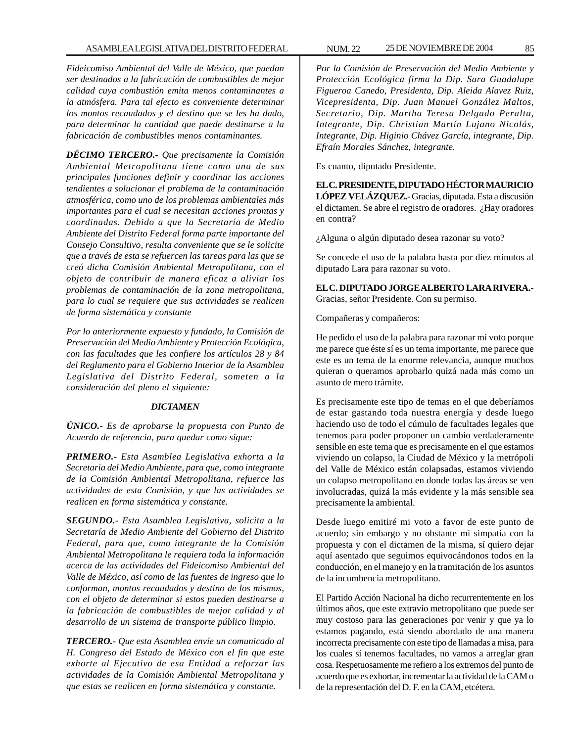*Fideicomiso Ambiental del Valle de México, que puedan ser destinados a la fabricación de combustibles de mejor calidad cuya combustión emita menos contaminantes a la atmósfera. Para tal efecto es conveniente determinar los montos recaudados y el destino que se les ha dado, para determinar la cantidad que puede destinarse a la fabricación de combustibles menos contaminantes.*

***DÉCIMO TERCERO.-*** *Que precisamente la Comisión Ambiental Metropolitana tiene como una de sus principales funciones definir y coordinar las acciones tendientes a solucionar el problema de la contaminación atmosférica, como uno de los problemas ambientales más importantes para el cual se necesitan acciones prontas y coordinadas. Debido a que la Secretaría de Medio Ambiente del Distrito Federal forma parte importante del Consejo Consultivo, resulta conveniente que se le solicite que a través de esta se refuercen las tareas para las que se creó dicha Comisión Ambiental Metropolitana, con el objeto de contribuir de manera eficaz a aliviar los problemas de contaminación de la zona metropolitana, para lo cual se requiere que sus actividades se realicen de forma sistemática y constante*

*Por lo anteriormente expuesto y fundado, la Comisión de Preservación del Medio Ambiente y Protección Ecológica, con las facultades que les confiere los artículos 28 y 84 del Reglamento para el Gobierno Interior de la Asamblea Legislativa del Distrito Federal, someten a la consideración del pleno el siguiente:*

***DICTAMEN***

***ÚNICO.-*** *Es de aprobarse la propuesta con Punto de Acuerdo de referencia, para quedar como sigue:*

***PRIMERO.-*** *Esta Asamblea Legislativa exhorta a la Secretaria del Medio Ambiente, para que, como integrante de la Comisión Ambiental Metropolitana, refuerce las actividades de esta Comisión, y que las actividades se realicen en forma sistemática y constante.*

***SEGUNDO.-*** *Esta Asamblea Legislativa, solicita a la Secretaría de Medio Ambiente del Gobierno del Distrito Federal, para que, como integrante de la Comisión Ambiental Metropolitana le requiera toda la información acerca de las actividades del Fideicomiso Ambiental del Valle de México, así como de las fuentes de ingreso que lo conforman, montos recaudados y destino de los mismos, con el objeto de determinar si estos pueden destinarse a la fabricación de combustibles de mejor calidad y al desarrollo de un sistema de transporte público limpio.*

***TERCERO.-*** *Que esta Asamblea envíe un comunicado al H. Congreso del Estado de México con el fin que este exhorte al Ejecutivo de esa Entidad a reforzar las actividades de la Comisión Ambiental Metropolitana y que estas se realicen en forma sistemática y constante.*

*Por la Comisión de Preservación del Medio Ambiente y Protección Ecológica firma la Dip. Sara Guadalupe Figueroa Canedo, Presidenta, Dip. Aleida Alavez Ruiz, Vicepresidenta, Dip. Juan Manuel González Maltos, Secretario, Dip. Martha Teresa Delgado Peralta, Integrante, Dip. Christian Martín Lujano Nicolás, Integrante, Dip. Higinio Chávez García, integrante, Dip. Efraín Morales Sánchez, integrante.*

Es cuanto, diputado Presidente.

**EL C. PRESIDENTE, DIPUTADO HÉCTOR MAURICIO LÓPEZ VELÁZQUEZ.-** Gracias, diputada. Esta a discusión el dictamen. Se abre el registro de oradores. ¿Hay oradores en contra?

¿Alguna o algún diputado desea razonar su voto?

Se concede el uso de la palabra hasta por diez minutos al diputado Lara para razonar su voto.

**EL C. DIPUTADO JORGE ALBERTO LARA RIVERA.-** Gracias, señor Presidente. Con su permiso.

Compañeras y compañeros:

He pedido el uso de la palabra para razonar mi voto porque me parece que éste sí es un tema importante, me parece que este es un tema de la enorme relevancia, aunque muchos quieran o queramos aprobarlo quizá nada más como un asunto de mero trámite.

Es precisamente este tipo de temas en el que deberíamos de estar gastando toda nuestra energía y desde luego haciendo uso de todo el cúmulo de facultades legales que tenemos para poder proponer un cambio verdaderamente sensible en este tema que es precisamente en el que estamos viviendo un colapso, la Ciudad de México y la metrópoli del Valle de México están colapsadas, estamos viviendo un colapso metropolitano en donde todas las áreas se ven involucradas, quizá la más evidente y la más sensible sea precisamente la ambiental.

Desde luego emitiré mi voto a favor de este punto de acuerdo; sin embargo y no obstante mi simpatía con la propuesta y con el dictamen de la misma, sí quiero dejar aquí asentado que seguimos equivocándonos todos en la conducción, en el manejo y en la tramitación de los asuntos de la incumbencia metropolitano.

El Partido Acción Nacional ha dicho recurrentemente en los últimos años, que este extravío metropolitano que puede ser muy costoso para las generaciones por venir y que ya lo estamos pagando, está siendo abordado de una manera incorrecta precisamente con este tipo de llamadas a misa, para los cuales sí tenemos facultades, no vamos a arreglar gran cosa. Respetuosamente me refiero a los extremos del punto de acuerdo que es exhortar, incrementar la actividad de la CAM o de la representación del D. F. en la CAM, etcétera.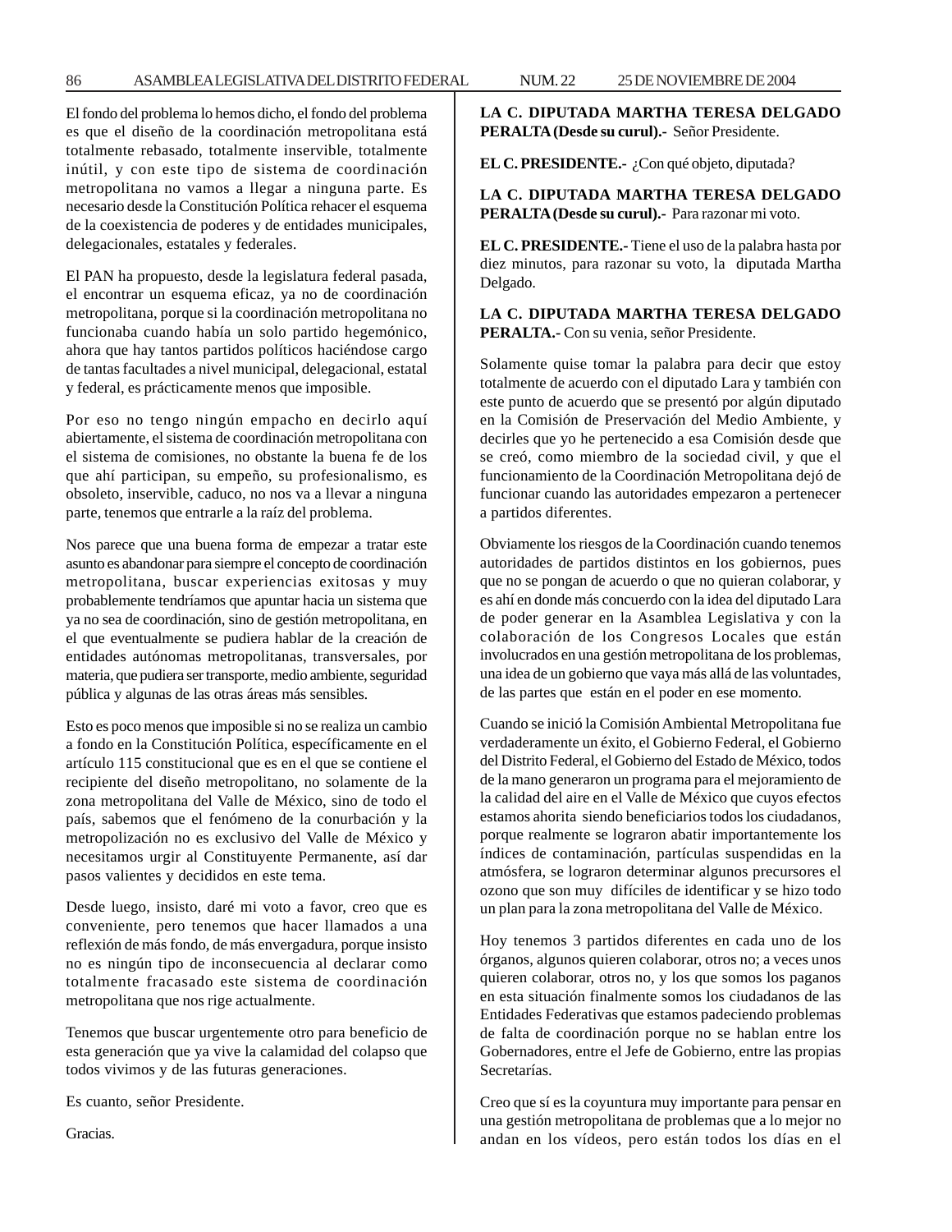El fondo del problema lo hemos dicho, el fondo del problema es que el diseño de la coordinación metropolitana está totalmente rebasado, totalmente inservible, totalmente inútil, y con este tipo de sistema de coordinación metropolitana no vamos a llegar a ninguna parte. Es necesario desde la Constitución Política rehacer el esquema de la coexistencia de poderes y de entidades municipales, delegacionales, estatales y federales.

El PAN ha propuesto, desde la legislatura federal pasada, el encontrar un esquema eficaz, ya no de coordinación metropolitana, porque si la coordinación metropolitana no funcionaba cuando había un solo partido hegemónico, ahora que hay tantos partidos políticos haciéndose cargo de tantas facultades a nivel municipal, delegacional, estatal y federal, es prácticamente menos que imposible.

Por eso no tengo ningún empacho en decirlo aquí abiertamente, el sistema de coordinación metropolitana con el sistema de comisiones, no obstante la buena fe de los que ahí participan, su empeño, su profesionalismo, es obsoleto, inservible, caduco, no nos va a llevar a ninguna parte, tenemos que entrarle a la raíz del problema.

Nos parece que una buena forma de empezar a tratar este asunto es abandonar para siempre el concepto de coordinación metropolitana, buscar experiencias exitosas y muy probablemente tendríamos que apuntar hacia un sistema que ya no sea de coordinación, sino de gestión metropolitana, en el que eventualmente se pudiera hablar de la creación de entidades autónomas metropolitanas, transversales, por materia, que pudiera ser transporte, medio ambiente, seguridad pública y algunas de las otras áreas más sensibles.

Esto es poco menos que imposible si no se realiza un cambio a fondo en la Constitución Política, específicamente en el artículo 115 constitucional que es en el que se contiene el recipiente del diseño metropolitano, no solamente de la zona metropolitana del Valle de México, sino de todo el país, sabemos que el fenómeno de la conurbación y la metropolización no es exclusivo del Valle de México y necesitamos urgir al Constituyente Permanente, así dar pasos valientes y decididos en este tema.

Desde luego, insisto, daré mi voto a favor, creo que es conveniente, pero tenemos que hacer llamados a una reflexión de más fondo, de más envergadura, porque insisto no es ningún tipo de inconsecuencia al declarar como totalmente fracasado este sistema de coordinación metropolitana que nos rige actualmente.

Tenemos que buscar urgentemente otro para beneficio de esta generación que ya vive la calamidad del colapso que todos vivimos y de las futuras generaciones.

Es cuanto, señor Presidente.

Gracias.

**LA C. DIPUTADA MARTHA TERESA DELGADO PERALTA (Desde su curul).-** Señor Presidente.

**EL C. PRESIDENTE.-** ¿Con qué objeto, diputada?

**LA C. DIPUTADA MARTHA TERESA DELGADO PERALTA (Desde su curul).-** Para razonar mi voto.

**EL C. PRESIDENTE.-** Tiene el uso de la palabra hasta por diez minutos, para razonar su voto, la diputada Martha Delgado.

**LA C. DIPUTADA MARTHA TERESA DELGADO PERALTA.-** Con su venia, señor Presidente.

Solamente quise tomar la palabra para decir que estoy totalmente de acuerdo con el diputado Lara y también con este punto de acuerdo que se presentó por algún diputado en la Comisión de Preservación del Medio Ambiente, y decirles que yo he pertenecido a esa Comisión desde que se creó, como miembro de la sociedad civil, y que el funcionamiento de la Coordinación Metropolitana dejó de funcionar cuando las autoridades empezaron a pertenecer a partidos diferentes.

Obviamente los riesgos de la Coordinación cuando tenemos autoridades de partidos distintos en los gobiernos, pues que no se pongan de acuerdo o que no quieran colaborar, y es ahí en donde más concuerdo con la idea del diputado Lara de poder generar en la Asamblea Legislativa y con la colaboración de los Congresos Locales que están involucrados en una gestión metropolitana de los problemas, una idea de un gobierno que vaya más allá de las voluntades, de las partes que están en el poder en ese momento.

Cuando se inició la Comisión Ambiental Metropolitana fue verdaderamente un éxito, el Gobierno Federal, el Gobierno del Distrito Federal, el Gobierno del Estado de México, todos de la mano generaron un programa para el mejoramiento de la calidad del aire en el Valle de México que cuyos efectos estamos ahorita siendo beneficiarios todos los ciudadanos, porque realmente se lograron abatir importantemente los índices de contaminación, partículas suspendidas en la atmósfera, se lograron determinar algunos precursores el ozono que son muy difíciles de identificar y se hizo todo un plan para la zona metropolitana del Valle de México.

Hoy tenemos 3 partidos diferentes en cada uno de los órganos, algunos quieren colaborar, otros no; a veces unos quieren colaborar, otros no, y los que somos los paganos en esta situación finalmente somos los ciudadanos de las Entidades Federativas que estamos padeciendo problemas de falta de coordinación porque no se hablan entre los Gobernadores, entre el Jefe de Gobierno, entre las propias Secretarías.

Creo que sí es la coyuntura muy importante para pensar en una gestión metropolitana de problemas que a lo mejor no andan en los vídeos, pero están todos los días en el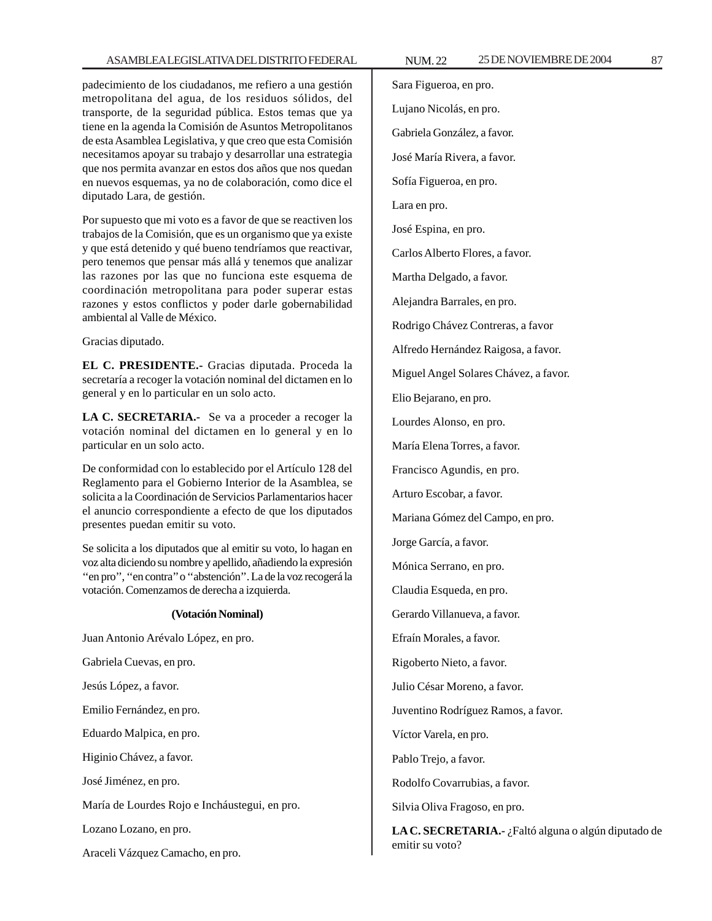padecimiento de los ciudadanos, me refiero a una gestión metropolitana del agua, de los residuos sólidos, del transporte, de la seguridad pública. Estos temas que ya tiene en la agenda la Comisión de Asuntos Metropolitanos de esta Asamblea Legislativa, y que creo que esta Comisión necesitamos apoyar su trabajo y desarrollar una estrategia que nos permita avanzar en estos dos años que nos quedan en nuevos esquemas, ya no de colaboración, como dice el diputado Lara, de gestión.

Por supuesto que mi voto es a favor de que se reactiven los trabajos de la Comisión, que es un organismo que ya existe y que está detenido y qué bueno tendríamos que reactivar, pero tenemos que pensar más allá y tenemos que analizar las razones por las que no funciona este esquema de coordinación metropolitana para poder superar estas razones y estos conflictos y poder darle gobernabilidad ambiental al Valle de México.

Gracias diputado.

**EL C. PRESIDENTE.-** Gracias diputada. Proceda la secretaría a recoger la votación nominal del dictamen en lo general y en lo particular en un solo acto.

**LA C. SECRETARIA.-** Se va a proceder a recoger la votación nominal del dictamen en lo general y en lo particular en un solo acto.

De conformidad con lo establecido por el Artículo 128 del Reglamento para el Gobierno Interior de la Asamblea, se solicita a la Coordinación de Servicios Parlamentarios hacer el anuncio correspondiente a efecto de que los diputados presentes puedan emitir su voto.

Se solicita a los diputados que al emitir su voto, lo hagan en voz alta diciendo su nombre y apellido, añadiendo la expresión "en pro", "en contra" o "abstención". La de la voz recogerá la votación. Comenzamos de derecha a izquierda.

**(Votación Nominal)**

Juan Antonio Arévalo López, en pro.

Gabriela Cuevas, en pro.

Jesús López, a favor.

Emilio Fernández, en pro.

Eduardo Malpica, en pro.

Higinio Chávez, a favor.

José Jiménez, en pro.

María de Lourdes Rojo e Incháustegui, en pro.

Lozano Lozano, en pro.

Araceli Vázquez Camacho, en pro.

Sara Figueroa, en pro.

Lujano Nicolás, en pro.

Gabriela González, a favor.

José María Rivera, a favor.

Sofía Figueroa, en pro.

Lara en pro.

José Espina, en pro.

Carlos Alberto Flores, a favor.

Martha Delgado, a favor.

Alejandra Barrales, en pro.

Rodrigo Chávez Contreras, a favor

Alfredo Hernández Raigosa, a favor.

Miguel Angel Solares Chávez, a favor.

Elio Bejarano, en pro.

Lourdes Alonso, en pro.

María Elena Torres, a favor.

Francisco Agundis, en pro.

Arturo Escobar, a favor.

Mariana Gómez del Campo, en pro.

Jorge García, a favor.

Mónica Serrano, en pro.

Claudia Esqueda, en pro.

Gerardo Villanueva, a favor.

Efraín Morales, a favor.

Rigoberto Nieto, a favor.

Julio César Moreno, a favor.

Juventino Rodríguez Ramos, a favor.

Víctor Varela, en pro.

Pablo Trejo, a favor.

Rodolfo Covarrubias, a favor.

Silvia Oliva Fragoso, en pro.

**LA C. SECRETARIA.-** ¿Faltó alguna o algún diputado de emitir su voto?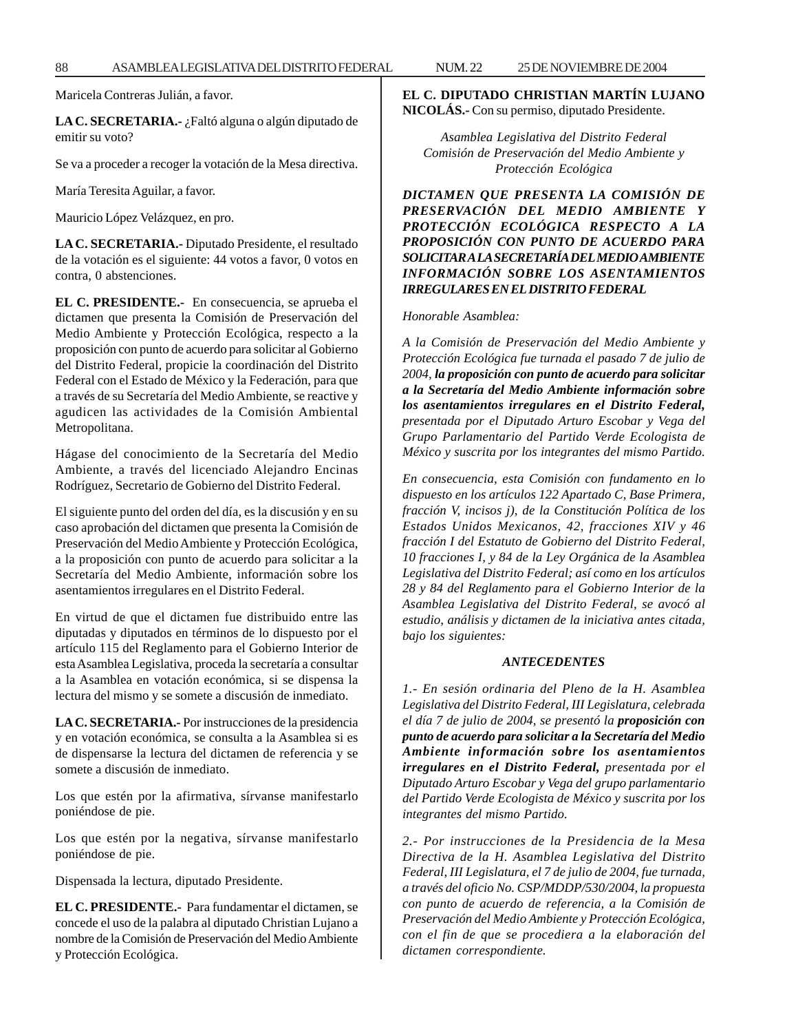Maricela Contreras Julián, a favor.

**LA C. SECRETARIA.-** ¿Faltó alguna o algún diputado de emitir su voto?

Se va a proceder a recoger la votación de la Mesa directiva.

María Teresita Aguilar, a favor.

Mauricio López Velázquez, en pro.

**LA C. SECRETARIA.-** Diputado Presidente, el resultado de la votación es el siguiente: 44 votos a favor, 0 votos en contra, 0 abstenciones.

**EL C. PRESIDENTE.-** En consecuencia, se aprueba el dictamen que presenta la Comisión de Preservación del Medio Ambiente y Protección Ecológica, respecto a la proposición con punto de acuerdo para solicitar al Gobierno del Distrito Federal, propicie la coordinación del Distrito Federal con el Estado de México y la Federación, para que a través de su Secretaría del Medio Ambiente, se reactive y agudicen las actividades de la Comisión Ambiental Metropolitana.

Hágase del conocimiento de la Secretaría del Medio Ambiente, a través del licenciado Alejandro Encinas Rodríguez, Secretario de Gobierno del Distrito Federal.

El siguiente punto del orden del día, es la discusión y en su caso aprobación del dictamen que presenta la Comisión de Preservación del Medio Ambiente y Protección Ecológica, a la proposición con punto de acuerdo para solicitar a la Secretaría del Medio Ambiente, información sobre los asentamientos irregulares en el Distrito Federal.

En virtud de que el dictamen fue distribuido entre las diputadas y diputados en términos de lo dispuesto por el artículo 115 del Reglamento para el Gobierno Interior de esta Asamblea Legislativa, proceda la secretaría a consultar a la Asamblea en votación económica, si se dispensa la lectura del mismo y se somete a discusión de inmediato.

**LA C. SECRETARIA.-** Por instrucciones de la presidencia y en votación económica, se consulta a la Asamblea si es de dispensarse la lectura del dictamen de referencia y se somete a discusión de inmediato.

Los que estén por la afirmativa, sírvanse manifestarlo poniéndose de pie.

Los que estén por la negativa, sírvanse manifestarlo poniéndose de pie.

Dispensada la lectura, diputado Presidente.

**EL C. PRESIDENTE.-** Para fundamentar el dictamen, se concede el uso de la palabra al diputado Christian Lujano a nombre de la Comisión de Preservación del Medio Ambiente y Protección Ecológica.

**EL C. DIPUTADO CHRISTIAN MARTÍN LUJANO NICOLÁS.-** Con su permiso, diputado Presidente.

*Asamblea Legislativa del Distrito Federal*
*Comisión de Preservación del Medio Ambiente y Protección Ecológica*

***DICTAMEN QUE PRESENTA LA COMISIÓN DE PRESERVACIÓN DEL MEDIO AMBIENTE Y PROTECCIÓN ECOLÓGICA RESPECTO A LA PROPOSICIÓN CON PUNTO DE ACUERDO PARA SOLICITAR A LA SECRETARÍA DEL MEDIO AMBIENTE INFORMACIÓN SOBRE LOS ASENTAMIENTOS IRREGULARES EN EL DISTRITO FEDERAL***

*Honorable Asamblea:*

*A la Comisión de Preservación del Medio Ambiente y Protección Ecológica fue turnada el pasado 7 de julio de 2004,* ***la proposición con punto de acuerdo para solicitar a la Secretaría del Medio Ambiente información sobre los asentamientos irregulares en el Distrito Federal,*** *presentada por el Diputado Arturo Escobar y Vega del Grupo Parlamentario del Partido Verde Ecologista de México y suscrita por los integrantes del mismo Partido.*

*En consecuencia, esta Comisión con fundamento en lo dispuesto en los artículos 122 Apartado C, Base Primera, fracción V, incisos j), de la Constitución Política de los Estados Unidos Mexicanos, 42, fracciones XIV y 46 fracción I del Estatuto de Gobierno del Distrito Federal, 10 fracciones I, y 84 de la Ley Orgánica de la Asamblea Legislativa del Distrito Federal; así como en los artículos 28 y 84 del Reglamento para el Gobierno Interior de la Asamblea Legislativa del Distrito Federal, se avocó al estudio, análisis y dictamen de la iniciativa antes citada, bajo los siguientes:*

***ANTECEDENTES***

*1.- En sesión ordinaria del Pleno de la H. Asamblea Legislativa del Distrito Federal, III Legislatura, celebrada el día 7 de julio de 2004, se presentó la* ***proposición con punto de acuerdo para solicitar a la Secretaría del Medio Ambiente información sobre los asentamientos irregulares en el Distrito Federal,*** *presentada por el Diputado Arturo Escobar y Vega del grupo parlamentario del Partido Verde Ecologista de México y suscrita por los integrantes del mismo Partido.*

*2.- Por instrucciones de la Presidencia de la Mesa Directiva de la H. Asamblea Legislativa del Distrito Federal, III Legislatura, el 7 de julio de 2004, fue turnada, a través del oficio No. CSP/MDDP/530/2004, la propuesta con punto de acuerdo de referencia, a la Comisión de Preservación del Medio Ambiente y Protección Ecológica, con el fin de que se procediera a la elaboración del dictamen correspondiente.*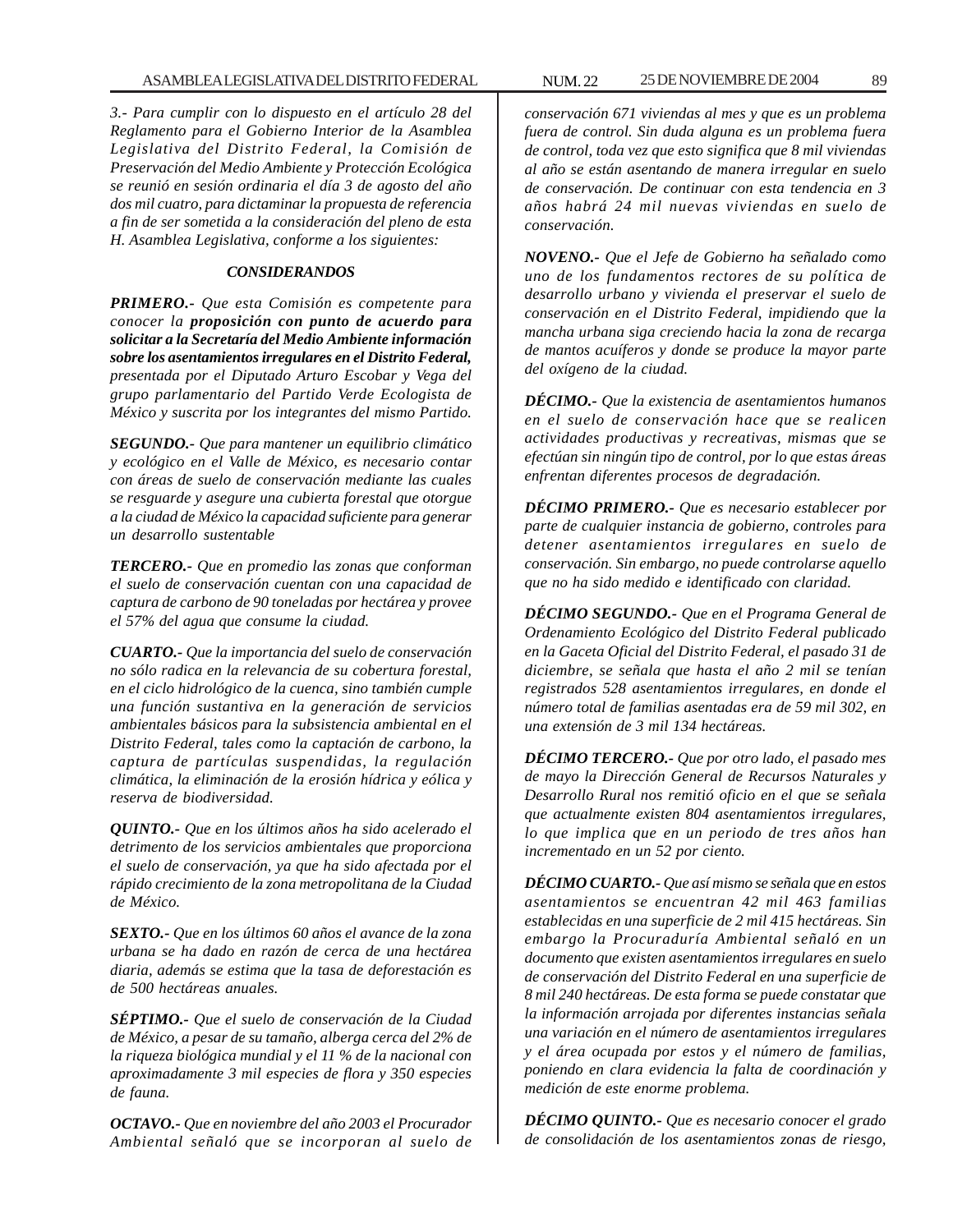*3.- Para cumplir con lo dispuesto en el artículo 28 del Reglamento para el Gobierno Interior de la Asamblea Legislativa del Distrito Federal, la Comisión de Preservación del Medio Ambiente y Protección Ecológica se reunió en sesión ordinaria el día 3 de agosto del año dos mil cuatro, para dictaminar la propuesta de referencia a fin de ser sometida a la consideración del pleno de esta H. Asamblea Legislativa, conforme a los siguientes:*

***CONSIDERANDOS***

***PRIMERO.-*** *Que esta Comisión es competente para conocer la* ***proposición con punto de acuerdo para solicitar a la Secretaría del Medio Ambiente información sobre los asentamientos irregulares en el Distrito Federal,*** *presentada por el Diputado Arturo Escobar y Vega del grupo parlamentario del Partido Verde Ecologista de México y suscrita por los integrantes del mismo Partido.*

***SEGUNDO.-*** *Que para mantener un equilibrio climático y ecológico en el Valle de México, es necesario contar con áreas de suelo de conservación mediante las cuales se resguarde y asegure una cubierta forestal que otorgue a la ciudad de México la capacidad suficiente para generar un desarrollo sustentable*

***TERCERO.-*** *Que en promedio las zonas que conforman el suelo de conservación cuentan con una capacidad de captura de carbono de 90 toneladas por hectárea y provee el 57% del agua que consume la ciudad.*

***CUARTO.-*** *Que la importancia del suelo de conservación no sólo radica en la relevancia de su cobertura forestal, en el ciclo hidrológico de la cuenca, sino también cumple una función sustantiva en la generación de servicios ambientales básicos para la subsistencia ambiental en el Distrito Federal, tales como la captación de carbono, la captura de partículas suspendidas, la regulación climática, la eliminación de la erosión hídrica y eólica y reserva de biodiversidad.*

***QUINTO.-*** *Que en los últimos años ha sido acelerado el detrimento de los servicios ambientales que proporciona el suelo de conservación, ya que ha sido afectada por el rápido crecimiento de la zona metropolitana de la Ciudad de México.*

***SEXTO.-*** *Que en los últimos 60 años el avance de la zona urbana se ha dado en razón de cerca de una hectárea diaria, además se estima que la tasa de deforestación es de 500 hectáreas anuales.*

***SÉPTIMO.-*** *Que el suelo de conservación de la Ciudad de México, a pesar de su tamaño, alberga cerca del 2% de la riqueza biológica mundial y el 11 % de la nacional con aproximadamente 3 mil especies de flora y 350 especies de fauna.*

***OCTAVO.-*** *Que en noviembre del año 2003 el Procurador Ambiental señaló que se incorporan al suelo de conservación 671 viviendas al mes y que es un problema fuera de control. Sin duda alguna es un problema fuera de control, toda vez que esto significa que 8 mil viviendas al año se están asentando de manera irregular en suelo de conservación. De continuar con esta tendencia en 3 años habrá 24 mil nuevas viviendas en suelo de conservación.*

***NOVENO.-*** *Que el Jefe de Gobierno ha señalado como uno de los fundamentos rectores de su política de desarrollo urbano y vivienda el preservar el suelo de conservación en el Distrito Federal, impidiendo que la mancha urbana siga creciendo hacia la zona de recarga de mantos acuíferos y donde se produce la mayor parte del oxígeno de la ciudad.*

***DÉCIMO.-*** *Que la existencia de asentamientos humanos en el suelo de conservación hace que se realicen actividades productivas y recreativas, mismas que se efectúan sin ningún tipo de control, por lo que estas áreas enfrentan diferentes procesos de degradación.*

***DÉCIMO PRIMERO.-*** *Que es necesario establecer por parte de cualquier instancia de gobierno, controles para detener asentamientos irregulares en suelo de conservación. Sin embargo, no puede controlarse aquello que no ha sido medido e identificado con claridad.*

***DÉCIMO SEGUNDO.-*** *Que en el Programa General de Ordenamiento Ecológico del Distrito Federal publicado en la Gaceta Oficial del Distrito Federal, el pasado 31 de diciembre, se señala que hasta el año 2 mil se tenían registrados 528 asentamientos irregulares, en donde el número total de familias asentadas era de 59 mil 302, en una extensión de 3 mil 134 hectáreas.*

***DÉCIMO TERCERO.-*** *Que por otro lado, el pasado mes de mayo la Dirección General de Recursos Naturales y Desarrollo Rural nos remitió oficio en el que se señala que actualmente existen 804 asentamientos irregulares, lo que implica que en un periodo de tres años han incrementado en un 52 por ciento.*

***DÉCIMO CUARTO.-*** *Que así mismo se señala que en estos asentamientos se encuentran 42 mil 463 familias establecidas en una superficie de 2 mil 415 hectáreas. Sin embargo la Procuraduría Ambiental señaló en un documento que existen asentamientos irregulares en suelo de conservación del Distrito Federal en una superficie de 8 mil 240 hectáreas. De esta forma se puede constatar que la información arrojada por diferentes instancias señala una variación en el número de asentamientos irregulares y el área ocupada por estos y el número de familias, poniendo en clara evidencia la falta de coordinación y medición de este enorme problema.*

***DÉCIMO QUINTO.-*** *Que es necesario conocer el grado de consolidación de los asentamientos zonas de riesgo,*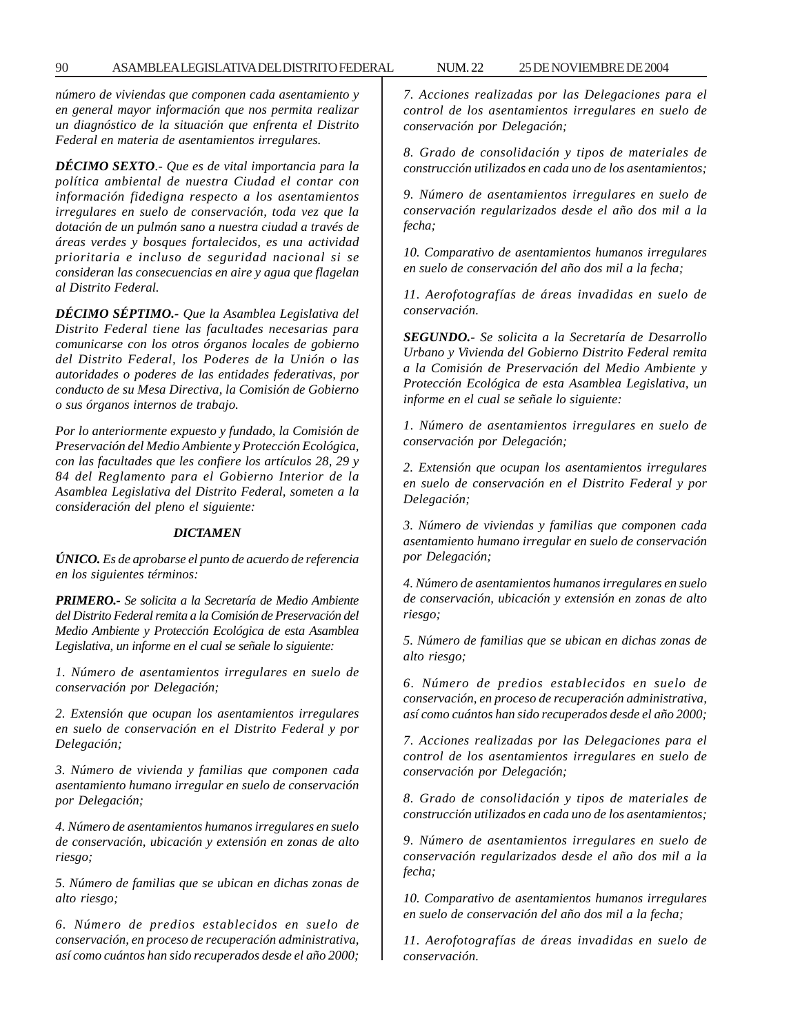*número de viviendas que componen cada asentamiento y en general mayor información que nos permita realizar un diagnóstico de la situación que enfrenta el Distrito Federal en materia de asentamientos irregulares.*

***DÉCIMO SEXTO**.- Que es de vital importancia para la política ambiental de nuestra Ciudad el contar con información fidedigna respecto a los asentamientos irregulares en suelo de conservación, toda vez que la dotación de un pulmón sano a nuestra ciudad a través de áreas verdes y bosques fortalecidos, es una actividad prioritaria e incluso de seguridad nacional si se consideran las consecuencias en aire y agua que flagelan al Distrito Federal.*

***DÉCIMO SÉPTIMO.-** Que la Asamblea Legislativa del Distrito Federal tiene las facultades necesarias para comunicarse con los otros órganos locales de gobierno del Distrito Federal, los Poderes de la Unión o las autoridades o poderes de las entidades federativas, por conducto de su Mesa Directiva, la Comisión de Gobierno o sus órganos internos de trabajo.*

*Por lo anteriormente expuesto y fundado, la Comisión de Preservación del Medio Ambiente y Protección Ecológica, con las facultades que les confiere los artículos 28, 29 y 84 del Reglamento para el Gobierno Interior de la Asamblea Legislativa del Distrito Federal, someten a la consideración del pleno el siguiente:*

***DICTAMEN***

***ÚNICO.** Es de aprobarse el punto de acuerdo de referencia en los siguientes términos:*

***PRIMERO.-** Se solicita a la Secretaría de Medio Ambiente del Distrito Federal remita a la Comisión de Preservación del Medio Ambiente y Protección Ecológica de esta Asamblea Legislativa, un informe en el cual se señale lo siguiente:*

*1. Número de asentamientos irregulares en suelo de conservación por Delegación;*

*2. Extensión que ocupan los asentamientos irregulares en suelo de conservación en el Distrito Federal y por Delegación;*

*3. Número de vivienda y familias que componen cada asentamiento humano irregular en suelo de conservación por Delegación;*

*4. Número de asentamientos humanos irregulares en suelo de conservación, ubicación y extensión en zonas de alto riesgo;*

*5. Número de familias que se ubican en dichas zonas de alto riesgo;*

*6. Número de predios establecidos en suelo de conservación, en proceso de recuperación administrativa, así como cuántos han sido recuperados desde el año 2000;*

*7. Acciones realizadas por las Delegaciones para el control de los asentamientos irregulares en suelo de conservación por Delegación;*

*8. Grado de consolidación y tipos de materiales de construcción utilizados en cada uno de los asentamientos;*

*9. Número de asentamientos irregulares en suelo de conservación regularizados desde el año dos mil a la fecha;*

*10. Comparativo de asentamientos humanos irregulares en suelo de conservación del año dos mil a la fecha;*

*11. Aerofotografías de áreas invadidas en suelo de conservación.*

***SEGUNDO.-** Se solicita a la Secretaría de Desarrollo Urbano y Vivienda del Gobierno Distrito Federal remita a la Comisión de Preservación del Medio Ambiente y Protección Ecológica de esta Asamblea Legislativa, un informe en el cual se señale lo siguiente:*

*1. Número de asentamientos irregulares en suelo de conservación por Delegación;*

*2. Extensión que ocupan los asentamientos irregulares en suelo de conservación en el Distrito Federal y por Delegación;*

*3. Número de viviendas y familias que componen cada asentamiento humano irregular en suelo de conservación por Delegación;*

*4. Número de asentamientos humanos irregulares en suelo de conservación, ubicación y extensión en zonas de alto riesgo;*

*5. Número de familias que se ubican en dichas zonas de alto riesgo;*

*6. Número de predios establecidos en suelo de conservación, en proceso de recuperación administrativa, así como cuántos han sido recuperados desde el año 2000;*

*7. Acciones realizadas por las Delegaciones para el control de los asentamientos irregulares en suelo de conservación por Delegación;*

*8. Grado de consolidación y tipos de materiales de construcción utilizados en cada uno de los asentamientos;*

*9. Número de asentamientos irregulares en suelo de conservación regularizados desde el año dos mil a la fecha;*

*10. Comparativo de asentamientos humanos irregulares en suelo de conservación del año dos mil a la fecha;*

*11. Aerofotografías de áreas invadidas en suelo de conservación.*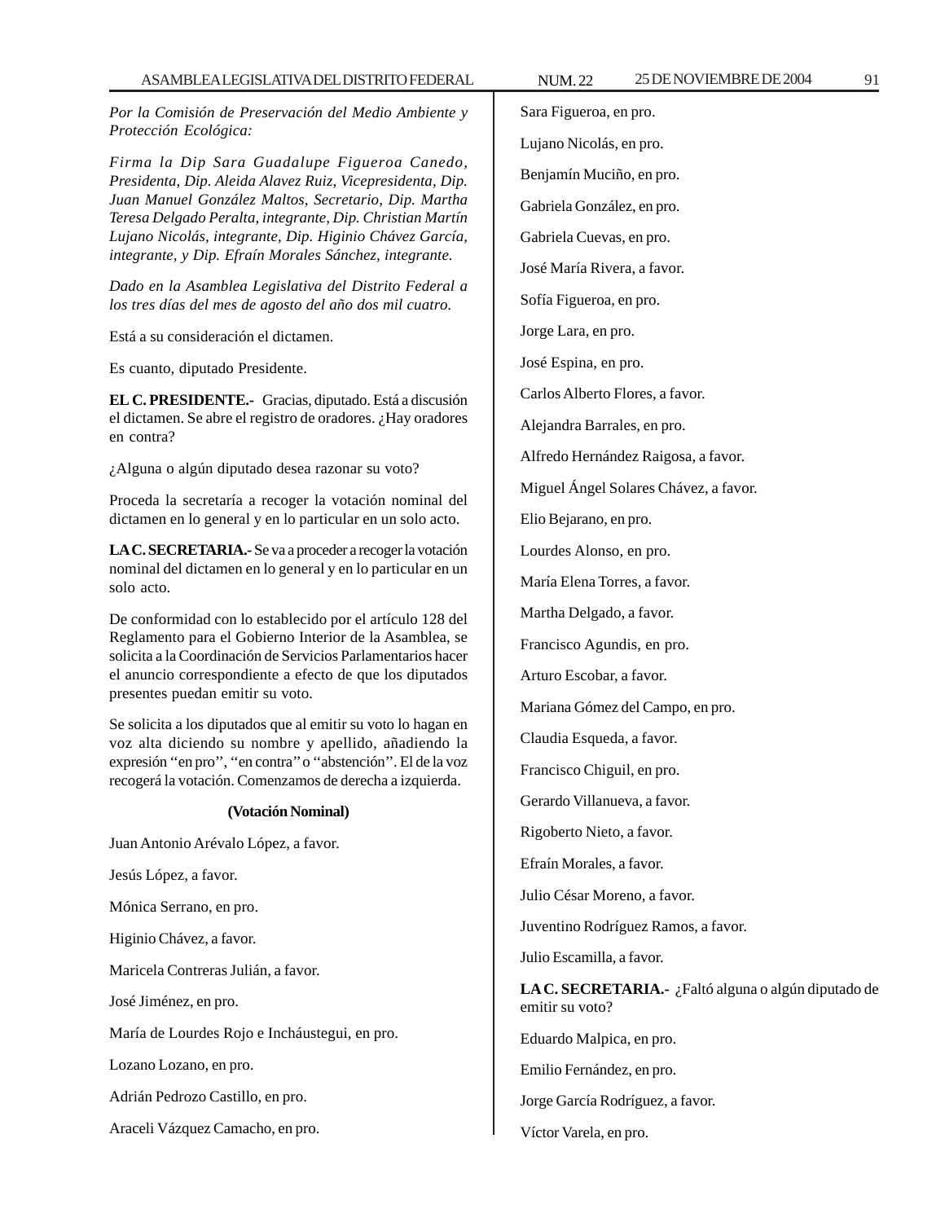*Por la Comisión de Preservación del Medio Ambiente y Protección Ecológica:*

*Firma la Dip Sara Guadalupe Figueroa Canedo, Presidenta, Dip. Aleida Alavez Ruiz, Vicepresidenta, Dip. Juan Manuel González Maltos, Secretario, Dip. Martha Teresa Delgado Peralta, integrante, Dip. Christian Martín Lujano Nicolás, integrante, Dip. Higinio Chávez García, integrante, y Dip. Efraín Morales Sánchez, integrante.*

*Dado en la Asamblea Legislativa del Distrito Federal a los tres días del mes de agosto del año dos mil cuatro.*

Está a su consideración el dictamen.

Es cuanto, diputado Presidente.

**EL C. PRESIDENTE.-** Gracias, diputado. Está a discusión el dictamen. Se abre el registro de oradores. ¿Hay oradores en contra?

¿Alguna o algún diputado desea razonar su voto?

Proceda la secretaría a recoger la votación nominal del dictamen en lo general y en lo particular en un solo acto.

**LA C. SECRETARIA.-** Se va a proceder a recoger la votación nominal del dictamen en lo general y en lo particular en un solo acto.

De conformidad con lo establecido por el artículo 128 del Reglamento para el Gobierno Interior de la Asamblea, se solicita a la Coordinación de Servicios Parlamentarios hacer el anuncio correspondiente a efecto de que los diputados presentes puedan emitir su voto.

Se solicita a los diputados que al emitir su voto lo hagan en voz alta diciendo su nombre y apellido, añadiendo la expresión ''en pro'', ''en contra'' o ''abstención''. El de la voz recogerá la votación. Comenzamos de derecha a izquierda.

**(Votación Nominal)**

Juan Antonio Arévalo López, a favor.

Jesús López, a favor.

Mónica Serrano, en pro.

Higinio Chávez, a favor.

Maricela Contreras Julián, a favor.

José Jiménez, en pro.

María de Lourdes Rojo e Incháustegui, en pro.

Lozano Lozano, en pro.

Adrián Pedrozo Castillo, en pro.

Araceli Vázquez Camacho, en pro.

Sara Figueroa, en pro.

Lujano Nicolás, en pro.

Benjamín Muciño, en pro.

Gabriela González, en pro.

Gabriela Cuevas, en pro.

José María Rivera, a favor.

Sofía Figueroa, en pro.

Jorge Lara, en pro.

José Espina, en pro.

Carlos Alberto Flores, a favor.

Alejandra Barrales, en pro.

Alfredo Hernández Raigosa, a favor.

Miguel Ángel Solares Chávez, a favor.

Elio Bejarano, en pro.

Lourdes Alonso, en pro.

María Elena Torres, a favor.

Martha Delgado, a favor.

Francisco Agundis, en pro.

Arturo Escobar, a favor.

Mariana Gómez del Campo, en pro.

Claudia Esqueda, a favor.

Francisco Chiguil, en pro.

Gerardo Villanueva, a favor.

Rigoberto Nieto, a favor.

Efraín Morales, a favor.

Julio César Moreno, a favor.

Juventino Rodríguez Ramos, a favor.

Julio Escamilla, a favor.

**LA C. SECRETARIA.-** ¿Faltó alguna o algún diputado de emitir su voto?

Eduardo Malpica, en pro.

Emilio Fernández, en pro.

Jorge García Rodríguez, a favor.

Víctor Varela, en pro.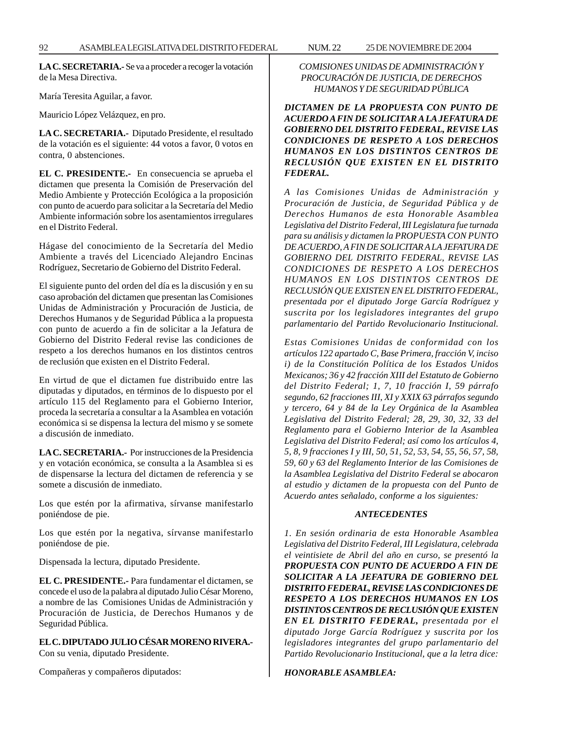**LA C. SECRETARIA.-** Se va a proceder a recoger la votación de la Mesa Directiva.

María Teresita Aguilar, a favor.

Mauricio López Velázquez, en pro.

**LA C. SECRETARIA.-** Diputado Presidente, el resultado de la votación es el siguiente: 44 votos a favor, 0 votos en contra, 0 abstenciones.

**EL C. PRESIDENTE.-** En consecuencia se aprueba el dictamen que presenta la Comisión de Preservación del Medio Ambiente y Protección Ecológica a la proposición con punto de acuerdo para solicitar a la Secretaría del Medio Ambiente información sobre los asentamientos irregulares en el Distrito Federal.

Hágase del conocimiento de la Secretaría del Medio Ambiente a través del Licenciado Alejandro Encinas Rodríguez, Secretario de Gobierno del Distrito Federal.

El siguiente punto del orden del día es la discusión y en su caso aprobación del dictamen que presentan las Comisiones Unidas de Administración y Procuración de Justicia, de Derechos Humanos y de Seguridad Pública a la propuesta con punto de acuerdo a fin de solicitar a la Jefatura de Gobierno del Distrito Federal revise las condiciones de respeto a los derechos humanos en los distintos centros de reclusión que existen en el Distrito Federal.

En virtud de que el dictamen fue distribuido entre las diputadas y diputados, en términos de lo dispuesto por el artículo 115 del Reglamento para el Gobierno Interior, proceda la secretaría a consultar a la Asamblea en votación económica si se dispensa la lectura del mismo y se somete a discusión de inmediato.

**LA C. SECRETARIA.-** Por instrucciones de la Presidencia y en votación económica, se consulta a la Asamblea si es de dispensarse la lectura del dictamen de referencia y se somete a discusión de inmediato.

Los que estén por la afirmativa, sírvanse manifestarlo poniéndose de pie.

Los que estén por la negativa, sírvanse manifestarlo poniéndose de pie.

Dispensada la lectura, diputado Presidente.

**EL C. PRESIDENTE.-** Para fundamentar el dictamen, se concede el uso de la palabra al diputado Julio César Moreno, a nombre de las Comisiones Unidas de Administración y Procuración de Justicia, de Derechos Humanos y de Seguridad Pública.

**EL C. DIPUTADO JULIO CÉSAR MORENO RIVERA.-** Con su venia, diputado Presidente.

Compañeras y compañeros diputados:

*COMISIONES UNIDAS DE ADMINISTRACIÓN Y PROCURACIÓN DE JUSTICIA, DE DERECHOS HUMANOS Y DE SEGURIDAD PÚBLICA*

***DICTAMEN DE LA PROPUESTA CON PUNTO DE ACUERDO A FIN DE SOLICITAR A LA JEFATURA DE GOBIERNO DEL DISTRITO FEDERAL, REVISE LAS CONDICIONES DE RESPETO A LOS DERECHOS HUMANOS EN LOS DISTINTOS CENTROS DE RECLUSIÓN QUE EXISTEN EN EL DISTRITO FEDERAL.***

*A las Comisiones Unidas de Administración y Procuración de Justicia, de Seguridad Pública y de Derechos Humanos de esta Honorable Asamblea Legislativa del Distrito Federal, III Legislatura fue turnada para su análisis y dictamen la PROPUESTA CON PUNTO DE ACUERDO, A FIN DE SOLICITAR A LA JEFATURA DE GOBIERNO DEL DISTRITO FEDERAL, REVISE LAS CONDICIONES DE RESPETO A LOS DERECHOS HUMANOS EN LOS DISTINTOS CENTROS DE RECLUSIÓN QUE EXISTEN EN EL DISTRITO FEDERAL, presentada por el diputado Jorge García Rodríguez y suscrita por los legisladores integrantes del grupo parlamentario del Partido Revolucionario Institucional.*

*Estas Comisiones Unidas de conformidad con los artículos 122 apartado C, Base Primera, fracción V, inciso i) de la Constitución Política de los Estados Unidos Mexicanos; 36 y 42 fracción XIII del Estatuto de Gobierno del Distrito Federal; 1, 7, 10 fracción I, 59 párrafo segundo, 62 fracciones III, XI y XXIX 63 párrafos segundo y tercero, 64 y 84 de la Ley Orgánica de la Asamblea Legislativa del Distrito Federal; 28, 29, 30, 32, 33 del Reglamento para el Gobierno Interior de la Asamblea Legislativa del Distrito Federal; así como los artículos 4, 5, 8, 9 fracciones I y III, 50, 51, 52, 53, 54, 55, 56, 57, 58, 59, 60 y 63 del Reglamento Interior de las Comisiones de la Asamblea Legislativa del Distrito Federal se abocaron al estudio y dictamen de la propuesta con del Punto de Acuerdo antes señalado, conforme a los siguientes:*

***ANTECEDENTES***

*1. En sesión ordinaria de esta Honorable Asamblea Legislativa del Distrito Federal, III Legislatura, celebrada el veintisiete de Abril del año en curso, se presentó la **PROPUESTA CON PUNTO DE ACUERDO A FIN DE SOLICITAR A LA JEFATURA DE GOBIERNO DEL DISTRITO FEDERAL, REVISE LAS CONDICIONES DE RESPETO A LOS DERECHOS HUMANOS EN LOS DISTINTOS CENTROS DE RECLUSIÓN QUE EXISTEN EN EL DISTRITO FEDERAL,** presentada por el diputado Jorge García Rodríguez y suscrita por los legisladores integrantes del grupo parlamentario del Partido Revolucionario Institucional, que a la letra dice:*

***HONORABLE ASAMBLEA:***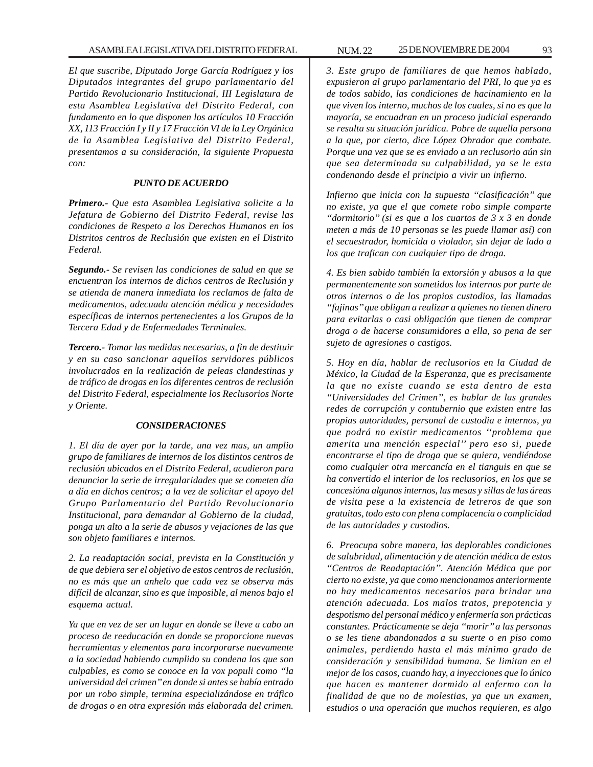*El que suscribe, Diputado Jorge García Rodríguez y los Diputados integrantes del grupo parlamentario del Partido Revolucionario Institucional, III Legislatura de esta Asamblea Legislativa del Distrito Federal, con fundamento en lo que disponen los artículos 10 Fracción XX, 113 Fracción I y II y 17 Fracción VI de la Ley Orgánica de la Asamblea Legislativa del Distrito Federal, presentamos a su consideración, la siguiente Propuesta con:*

### *PUNTO DE ACUERDO*

***Primero.-*** *Que esta Asamblea Legislativa solicite a la Jefatura de Gobierno del Distrito Federal, revise las condiciones de Respeto a los Derechos Humanos en los Distritos centros de Reclusión que existen en el Distrito Federal.*

***Segundo.-*** *Se revisen las condiciones de salud en que se encuentran los internos de dichos centros de Reclusión y se atienda de manera inmediata los reclamos de falta de medicamentos, adecuada atención médica y necesidades específicas de internos pertenecientes a los Grupos de la Tercera Edad y de Enfermedades Terminales.*

***Tercero.-*** *Tomar las medidas necesarias, a fin de destituir y en su caso sancionar aquellos servidores públicos involucrados en la realización de peleas clandestinas y de tráfico de drogas en los diferentes centros de reclusión del Distrito Federal, especialmente los Reclusorios Norte y Oriente.*

### *CONSIDERACIONES*

*1. El día de ayer por la tarde, una vez mas, un amplio grupo de familiares de internos de los distintos centros de reclusión ubicados en el Distrito Federal, acudieron para denunciar la serie de irregularidades que se cometen día a día en dichos centros; a la vez de solicitar el apoyo del Grupo Parlamentario del Partido Revolucionario Institucional, para demandar al Gobierno de la ciudad, ponga un alto a la serie de abusos y vejaciones de las que son objeto familiares e internos.*

*2. La readaptación social, prevista en la Constitución y de que debiera ser el objetivo de estos centros de reclusión, no es más que un anhelo que cada vez se observa más difícil de alcanzar, sino es que imposible, al menos bajo el esquema actual.*

*Ya que en vez de ser un lugar en donde se lleve a cabo un proceso de reeducación en donde se proporcione nuevas herramientas y elementos para incorporarse nuevamente a la sociedad habiendo cumplido su condena los que son culpables, es como se conoce en la vox populi como "la universidad del crimen" en donde si antes se había entrado por un robo simple, termina especializándose en tráfico de drogas o en otra expresión más elaborada del crimen.*

*3. Este grupo de familiares de que hemos hablado, expusieron al grupo parlamentario del PRI, lo que ya es de todos sabido, las condiciones de hacinamiento en la que viven los interno, muchos de los cuales, si no es que la mayoría, se encuadran en un proceso judicial esperando se resulta su situación jurídica. Pobre de aquella persona a la que, por cierto, dice López Obrador que combate. Porque una vez que se es enviado a un reclusorio aún sin que sea determinada su culpabilidad, ya se le esta condenando desde el principio a vivir un infierno.*

*Infierno que inicia con la supuesta "clasificación" que no existe, ya que el que comete robo simple comparte "dormitorio" (si es que a los cuartos de 3 x 3 en donde meten a más de 10 personas se les puede llamar así) con el secuestrador, homicida o violador, sin dejar de lado a los que trafican con cualquier tipo de droga.*

*4. Es bien sabido también la extorsión y abusos a la que permanentemente son sometidos los internos por parte de otros internos o de los propios custodios, las llamadas "fajinas" que obligan a realizar a quienes no tienen dinero para evitarlas o casi obligación que tienen de comprar droga o de hacerse consumidores a ella, so pena de ser sujeto de agresiones o castigos.*

*5. Hoy en día, hablar de reclusorios en la Ciudad de México, la Ciudad de la Esperanza, que es precisamente la que no existe cuando se esta dentro de esta "Universidades del Crimen", es hablar de las grandes redes de corrupción y contubernio que existen entre las propias autoridades, personal de custodia e internos, ya que podrá no existir medicamentos ''problema que amerita una mención especial'' pero eso si, puede encontrarse el tipo de droga que se quiera, vendiéndose como cualquier otra mercancía en el tianguis en que se ha convertido el interior de los reclusorios, en los que se concesióna algunos internos, las mesas y sillas de las áreas de visita pese a la existencia de letreros de que son gratuitas, todo esto con plena complacencia o complicidad de las autoridades y custodios.*

*6. Preocupa sobre manera, las deplorables condiciones de salubridad, alimentación y de atención médica de estos "Centros de Readaptación". Atención Médica que por cierto no existe, ya que como mencionamos anteriormente no hay medicamentos necesarios para brindar una atención adecuada. Los malos tratos, prepotencia y despotismo del personal médico y enfermería son prácticas constantes. Prácticamente se deja "morir" a las personas o se les tiene abandonados a su suerte o en piso como animales, perdiendo hasta el más mínimo grado de consideración y sensibilidad humana. Se limitan en el mejor de los casos, cuando hay, a inyecciones que lo único que hacen es mantener dormido al enfermo con la finalidad de que no de molestias, ya que un examen, estudios o una operación que muchos requieren, es algo*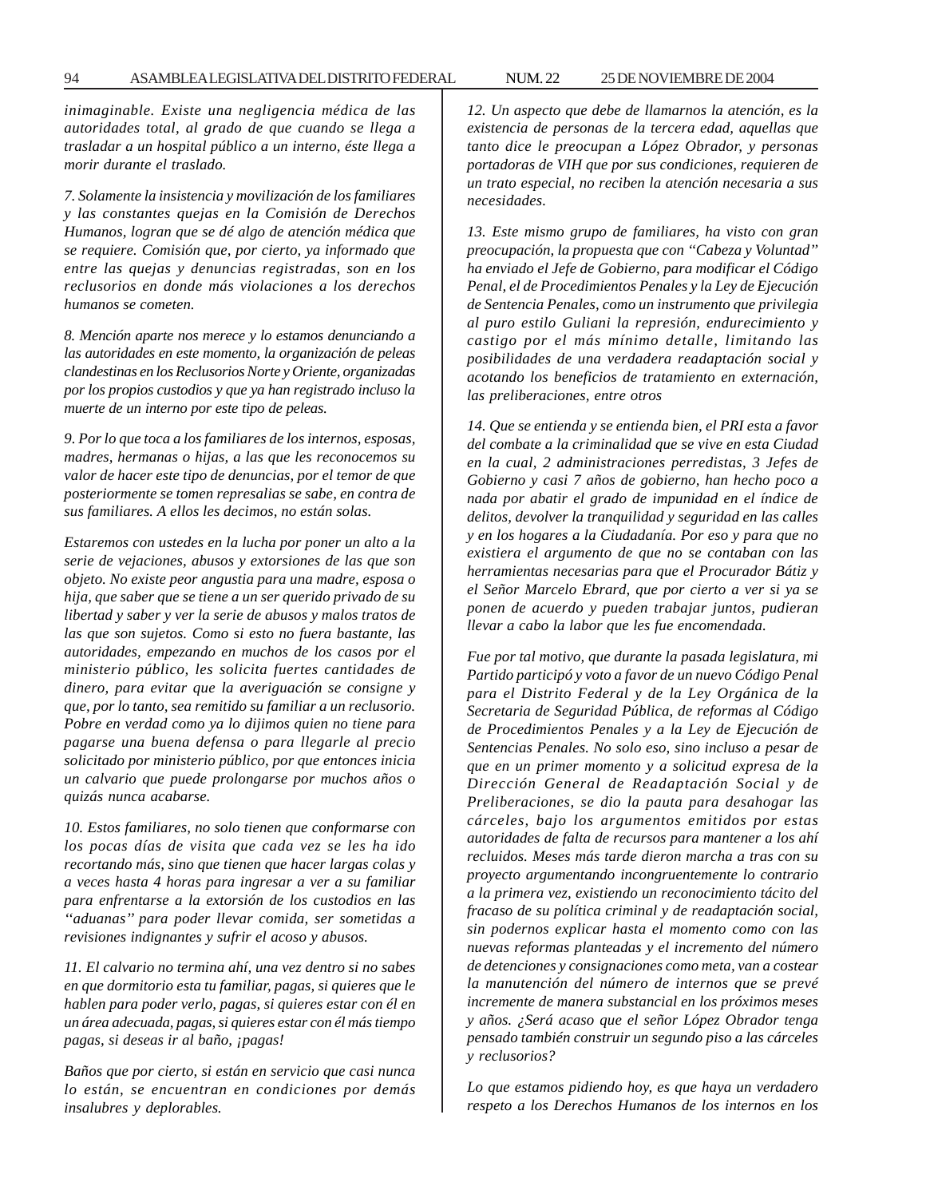*inimaginable. Existe una negligencia médica de las autoridades total, al grado de que cuando se llega a trasladar a un hospital público a un interno, éste llega a morir durante el traslado.*

*7. Solamente la insistencia y movilización de los familiares y las constantes quejas en la Comisión de Derechos Humanos, logran que se dé algo de atención médica que se requiere. Comisión que, por cierto, ya informado que entre las quejas y denuncias registradas, son en los reclusorios en donde más violaciones a los derechos humanos se cometen.*

*8. Mención aparte nos merece y lo estamos denunciando a las autoridades en este momento, la organización de peleas clandestinas en los Reclusorios Norte y Oriente, organizadas por los propios custodios y que ya han registrado incluso la muerte de un interno por este tipo de peleas.*

*9. Por lo que toca a los familiares de los internos, esposas, madres, hermanas o hijas, a las que les reconocemos su valor de hacer este tipo de denuncias, por el temor de que posteriormente se tomen represalias se sabe, en contra de sus familiares. A ellos les decimos, no están solas.*

*Estaremos con ustedes en la lucha por poner un alto a la serie de vejaciones, abusos y extorsiones de las que son objeto. No existe peor angustia para una madre, esposa o hija, que saber que se tiene a un ser querido privado de su libertad y saber y ver la serie de abusos y malos tratos de las que son sujetos. Como si esto no fuera bastante, las autoridades, empezando en muchos de los casos por el ministerio público, les solicita fuertes cantidades de dinero, para evitar que la averiguación se consigne y que, por lo tanto, sea remitido su familiar a un reclusorio. Pobre en verdad como ya lo dijimos quien no tiene para pagarse una buena defensa o para llegarle al precio solicitado por ministerio público, por que entonces inicia un calvario que puede prolongarse por muchos años o quizás nunca acabarse.*

*10. Estos familiares, no solo tienen que conformarse con los pocas días de visita que cada vez se les ha ido recortando más, sino que tienen que hacer largas colas y a veces hasta 4 horas para ingresar a ver a su familiar para enfrentarse a la extorsión de los custodios en las ''aduanas'' para poder llevar comida, ser sometidas a revisiones indignantes y sufrir el acoso y abusos.*

*11. El calvario no termina ahí, una vez dentro si no sabes en que dormitorio esta tu familiar, pagas, si quieres que le hablen para poder verlo, pagas, si quieres estar con él en un área adecuada, pagas, si quieres estar con él más tiempo pagas, si deseas ir al baño, ¡pagas!*

*Baños que por cierto, si están en servicio que casi nunca lo están, se encuentran en condiciones por demás insalubres y deplorables.*

*12. Un aspecto que debe de llamarnos la atención, es la existencia de personas de la tercera edad, aquellas que tanto dice le preocupan a López Obrador, y personas portadoras de VIH que por sus condiciones, requieren de un trato especial, no reciben la atención necesaria a sus necesidades.*

*13. Este mismo grupo de familiares, ha visto con gran preocupación, la propuesta que con ''Cabeza y Voluntad'' ha enviado el Jefe de Gobierno, para modificar el Código Penal, el de Procedimientos Penales y la Ley de Ejecución de Sentencia Penales, como un instrumento que privilegia al puro estilo Guliani la represión, endurecimiento y castigo por el más mínimo detalle, limitando las posibilidades de una verdadera readaptación social y acotando los beneficios de tratamiento en externación, las preliberaciones, entre otros*

*14. Que se entienda y se entienda bien, el PRI esta a favor del combate a la criminalidad que se vive en esta Ciudad en la cual, 2 administraciones perredistas, 3 Jefes de Gobierno y casi 7 años de gobierno, han hecho poco a nada por abatir el grado de impunidad en el índice de delitos, devolver la tranquilidad y seguridad en las calles y en los hogares a la Ciudadanía. Por eso y para que no existiera el argumento de que no se contaban con las herramientas necesarias para que el Procurador Bátiz y el Señor Marcelo Ebrard, que por cierto a ver si ya se ponen de acuerdo y pueden trabajar juntos, pudieran llevar a cabo la labor que les fue encomendada.*

*Fue por tal motivo, que durante la pasada legislatura, mi Partido participó y voto a favor de un nuevo Código Penal para el Distrito Federal y de la Ley Orgánica de la Secretaria de Seguridad Pública, de reformas al Código de Procedimientos Penales y a la Ley de Ejecución de Sentencias Penales. No solo eso, sino incluso a pesar de que en un primer momento y a solicitud expresa de la Dirección General de Readaptación Social y de Preliberaciones, se dio la pauta para desahogar las cárceles, bajo los argumentos emitidos por estas autoridades de falta de recursos para mantener a los ahí recluidos. Meses más tarde dieron marcha a tras con su proyecto argumentando incongruentemente lo contrario a la primera vez, existiendo un reconocimiento tácito del fracaso de su política criminal y de readaptación social, sin podernos explicar hasta el momento como con las nuevas reformas planteadas y el incremento del número de detenciones y consignaciones como meta, van a costear la manutención del número de internos que se prevé incremente de manera substancial en los próximos meses y años. ¿Será acaso que el señor López Obrador tenga pensado también construir un segundo piso a las cárceles y reclusorios?*

*Lo que estamos pidiendo hoy, es que haya un verdadero respeto a los Derechos Humanos de los internos en los*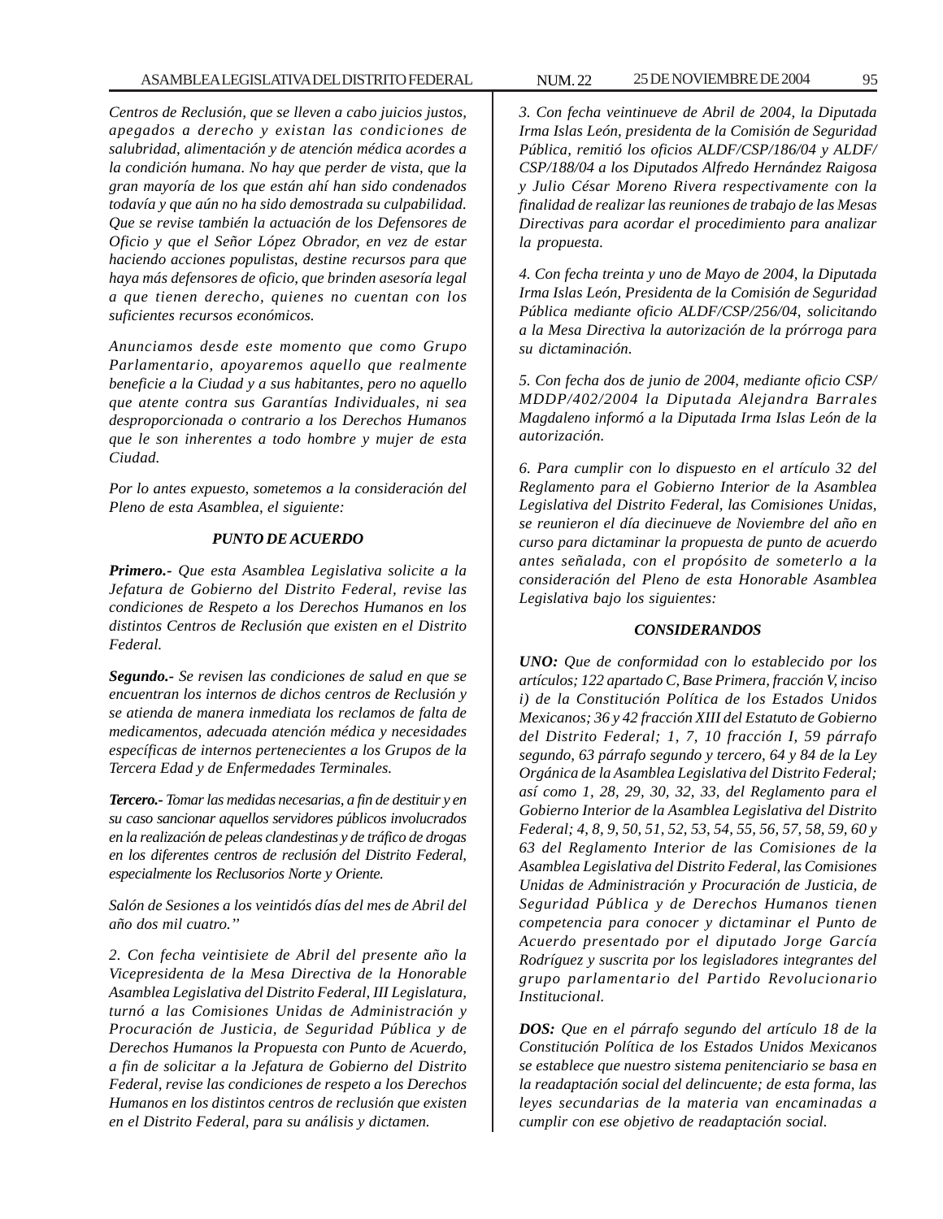*Centros de Reclusión, que se lleven a cabo juicios justos, apegados a derecho y existan las condiciones de salubridad, alimentación y de atención médica acordes a la condición humana. No hay que perder de vista, que la gran mayoría de los que están ahí han sido condenados todavía y que aún no ha sido demostrada su culpabilidad. Que se revise también la actuación de los Defensores de Oficio y que el Señor López Obrador, en vez de estar haciendo acciones populistas, destine recursos para que haya más defensores de oficio, que brinden asesoría legal a que tienen derecho, quienes no cuentan con los suficientes recursos económicos.*

*Anunciamos desde este momento que como Grupo Parlamentario, apoyaremos aquello que realmente beneficie a la Ciudad y a sus habitantes, pero no aquello que atente contra sus Garantías Individuales, ni sea desproporcionada o contrario a los Derechos Humanos que le son inherentes a todo hombre y mujer de esta Ciudad.*

*Por lo antes expuesto, sometemos a la consideración del Pleno de esta Asamblea, el siguiente:*

***PUNTO DE ACUERDO***

***Primero.-*** *Que esta Asamblea Legislativa solicite a la Jefatura de Gobierno del Distrito Federal, revise las condiciones de Respeto a los Derechos Humanos en los distintos Centros de Reclusión que existen en el Distrito Federal.*

***Segundo.-*** *Se revisen las condiciones de salud en que se encuentran los internos de dichos centros de Reclusión y se atienda de manera inmediata los reclamos de falta de medicamentos, adecuada atención médica y necesidades específicas de internos pertenecientes a los Grupos de la Tercera Edad y de Enfermedades Terminales.*

***Tercero.-*** *Tomar las medidas necesarias, a fin de destituir y en su caso sancionar aquellos servidores públicos involucrados en la realización de peleas clandestinas y de tráfico de drogas en los diferentes centros de reclusión del Distrito Federal, especialmente los Reclusorios Norte y Oriente.*

*Salón de Sesiones a los veintidós días del mes de Abril del año dos mil cuatro."*

*2. Con fecha veintisiete de Abril del presente año la Vicepresidenta de la Mesa Directiva de la Honorable Asamblea Legislativa del Distrito Federal, III Legislatura, turnó a las Comisiones Unidas de Administración y Procuración de Justicia, de Seguridad Pública y de Derechos Humanos la Propuesta con Punto de Acuerdo, a fin de solicitar a la Jefatura de Gobierno del Distrito Federal, revise las condiciones de respeto a los Derechos Humanos en los distintos centros de reclusión que existen en el Distrito Federal, para su análisis y dictamen.*

*3. Con fecha veintinueve de Abril de 2004, la Diputada Irma Islas León, presidenta de la Comisión de Seguridad Pública, remitió los oficios ALDF/CSP/186/04 y ALDF/CSP/188/04 a los Diputados Alfredo Hernández Raigosa y Julio César Moreno Rivera respectivamente con la finalidad de realizar las reuniones de trabajo de las Mesas Directivas para acordar el procedimiento para analizar la propuesta.*

*4. Con fecha treinta y uno de Mayo de 2004, la Diputada Irma Islas León, Presidenta de la Comisión de Seguridad Pública mediante oficio ALDF/CSP/256/04, solicitando a la Mesa Directiva la autorización de la prórroga para su dictaminación.*

*5. Con fecha dos de junio de 2004, mediante oficio CSP/MDDP/402/2004 la Diputada Alejandra Barrales Magdaleno informó a la Diputada Irma Islas León de la autorización.*

*6. Para cumplir con lo dispuesto en el artículo 32 del Reglamento para el Gobierno Interior de la Asamblea Legislativa del Distrito Federal, las Comisiones Unidas, se reunieron el día diecinueve de Noviembre del año en curso para dictaminar la propuesta de punto de acuerdo antes señalada, con el propósito de someterlo a la consideración del Pleno de esta Honorable Asamblea Legislativa bajo los siguientes:*

***CONSIDERANDOS***

***UNO:*** *Que de conformidad con lo establecido por los artículos; 122 apartado C, Base Primera, fracción V, inciso i) de la Constitución Política de los Estados Unidos Mexicanos; 36 y 42 fracción XIII del Estatuto de Gobierno del Distrito Federal; 1, 7, 10 fracción I, 59 párrafo segundo, 63 párrafo segundo y tercero, 64 y 84 de la Ley Orgánica de la Asamblea Legislativa del Distrito Federal; así como 1, 28, 29, 30, 32, 33, del Reglamento para el Gobierno Interior de la Asamblea Legislativa del Distrito Federal; 4, 8, 9, 50, 51, 52, 53, 54, 55, 56, 57, 58, 59, 60 y 63 del Reglamento Interior de las Comisiones de la Asamblea Legislativa del Distrito Federal, las Comisiones Unidas de Administración y Procuración de Justicia, de Seguridad Pública y de Derechos Humanos tienen competencia para conocer y dictaminar el Punto de Acuerdo presentado por el diputado Jorge García Rodríguez y suscrita por los legisladores integrantes del grupo parlamentario del Partido Revolucionario Institucional.*

***DOS:*** *Que en el párrafo segundo del artículo 18 de la Constitución Política de los Estados Unidos Mexicanos se establece que nuestro sistema penitenciario se basa en la readaptación social del delincuente; de esta forma, las leyes secundarias de la materia van encaminadas a cumplir con ese objetivo de readaptación social.*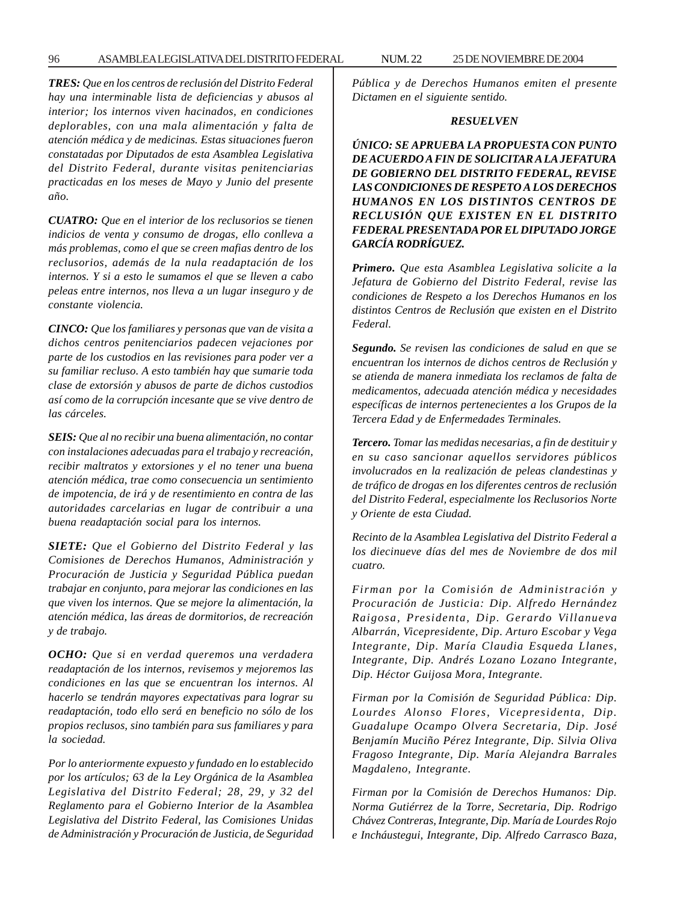***TRES:*** *Que en los centros de reclusión del Distrito Federal hay una interminable lista de deficiencias y abusos al interior; los internos viven hacinados, en condiciones deplorables, con una mala alimentación y falta de atención médica y de medicinas. Estas situaciones fueron constatadas por Diputados de esta Asamblea Legislativa del Distrito Federal, durante visitas penitenciarias practicadas en los meses de Mayo y Junio del presente año.*

***CUATRO:*** *Que en el interior de los reclusorios se tienen indicios de venta y consumo de drogas, ello conlleva a más problemas, como el que se creen mafias dentro de los reclusorios, además de la nula readaptación de los internos. Y si a esto le sumamos el que se lleven a cabo peleas entre internos, nos lleva a un lugar inseguro y de constante violencia.*

***CINCO:*** *Que los familiares y personas que van de visita a dichos centros penitenciarios padecen vejaciones por parte de los custodios en las revisiones para poder ver a su familiar recluso. A esto también hay que sumarie toda clase de extorsión y abusos de parte de dichos custodios así como de la corrupción incesante que se vive dentro de las cárceles.*

***SEIS:*** *Que al no recibir una buena alimentación, no contar con instalaciones adecuadas para el trabajo y recreación, recibir maltratos y extorsiones y el no tener una buena atención médica, trae como consecuencia un sentimiento de impotencia, de irá y de resentimiento en contra de las autoridades carcelarias en lugar de contribuir a una buena readaptación social para los internos.*

***SIETE:*** *Que el Gobierno del Distrito Federal y las Comisiones de Derechos Humanos, Administración y Procuración de Justicia y Seguridad Pública puedan trabajar en conjunto, para mejorar las condiciones en las que viven los internos. Que se mejore la alimentación, la atención médica, las áreas de dormitorios, de recreación y de trabajo.*

***OCHO:*** *Que si en verdad queremos una verdadera readaptación de los internos, revisemos y mejoremos las condiciones en las que se encuentran los internos. Al hacerlo se tendrán mayores expectativas para lograr su readaptación, todo ello será en beneficio no sólo de los propios reclusos, sino también para sus familiares y para la sociedad.*

*Por lo anteriormente expuesto y fundado en lo establecido por los artículos; 63 de la Ley Orgánica de la Asamblea Legislativa del Distrito Federal; 28, 29, y 32 del Reglamento para el Gobierno Interior de la Asamblea Legislativa del Distrito Federal, las Comisiones Unidas de Administración y Procuración de Justicia, de Seguridad Pública y de Derechos Humanos emiten el presente Dictamen en el siguiente sentido.*

***RESUELVEN***

***ÚNICO: SE APRUEBA LA PROPUESTA CON PUNTO DE ACUERDO A FIN DE SOLICITAR A LA JEFATURA DE GOBIERNO DEL DISTRITO FEDERAL, REVISE LAS CONDICIONES DE RESPETO A LOS DERECHOS HUMANOS EN LOS DISTINTOS CENTROS DE RECLUSIÓN QUE EXISTEN EN EL DISTRITO FEDERAL PRESENTADA POR EL DIPUTADO JORGE GARCÍA RODRÍGUEZ.***

***Primero.*** *Que esta Asamblea Legislativa solicite a la Jefatura de Gobierno del Distrito Federal, revise las condiciones de Respeto a los Derechos Humanos en los distintos Centros de Reclusión que existen en el Distrito Federal.*

***Segundo.*** *Se revisen las condiciones de salud en que se encuentran los internos de dichos centros de Reclusión y se atienda de manera inmediata los reclamos de falta de medicamentos, adecuada atención médica y necesidades específicas de internos pertenecientes a los Grupos de la Tercera Edad y de Enfermedades Terminales.*

***Tercero.*** *Tomar las medidas necesarias, a fin de destituir y en su caso sancionar aquellos servidores públicos involucrados en la realización de peleas clandestinas y de tráfico de drogas en los diferentes centros de reclusión del Distrito Federal, especialmente los Reclusorios Norte y Oriente de esta Ciudad.*

*Recinto de la Asamblea Legislativa del Distrito Federal a los diecinueve días del mes de Noviembre de dos mil cuatro.*

*Firman por la Comisión de Administración y Procuración de Justicia: Dip. Alfredo Hernández Raigosa, Presidenta, Dip. Gerardo Villanueva Albarrán, Vicepresidente, Dip. Arturo Escobar y Vega Integrante, Dip. María Claudia Esqueda Llanes, Integrante, Dip. Andrés Lozano Lozano Integrante, Dip. Héctor Guijosa Mora, Integrante.*

*Firman por la Comisión de Seguridad Pública: Dip. Lourdes Alonso Flores, Vicepresidenta, Dip. Guadalupe Ocampo Olvera Secretaria, Dip. José Benjamín Muciño Pérez Integrante, Dip. Silvia Oliva Fragoso Integrante, Dip. María Alejandra Barrales Magdaleno, Integrante.*

*Firman por la Comisión de Derechos Humanos: Dip. Norma Gutiérrez de la Torre, Secretaria, Dip. Rodrigo Chávez Contreras, Integrante, Dip. María de Lourdes Rojo e Incháustegui, Integrante, Dip. Alfredo Carrasco Baza,*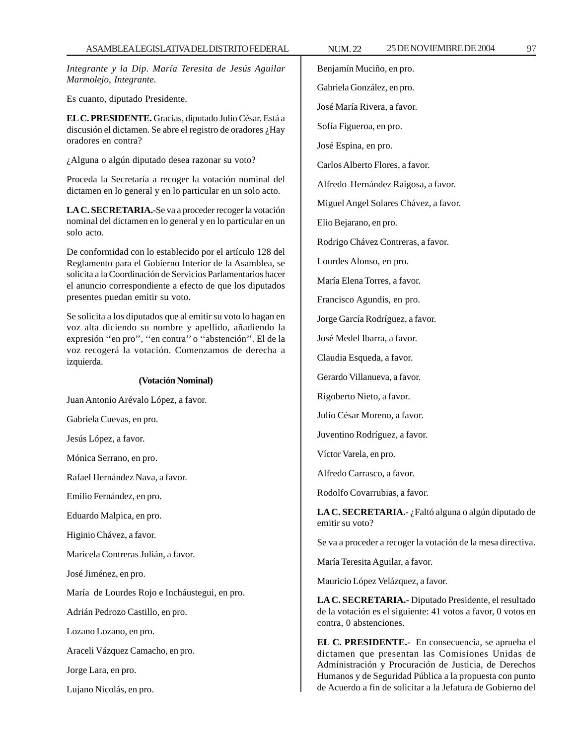*Integrante y la Dip. María Teresita de Jesús Aguilar Marmolejo, Integrante.*

Es cuanto, diputado Presidente.

**EL C. PRESIDENTE.** Gracias, diputado Julio César. Está a discusión el dictamen. Se abre el registro de oradores ¿Hay oradores en contra?

¿Alguna o algún diputado desea razonar su voto?

Proceda la Secretaría a recoger la votación nominal del dictamen en lo general y en lo particular en un solo acto.

**LA C. SECRETARIA.-** Se va a proceder recoger la votación nominal del dictamen en lo general y en lo particular en un solo acto.

De conformidad con lo establecido por el artículo 128 del Reglamento para el Gobierno Interior de la Asamblea, se solicita a la Coordinación de Servicios Parlamentarios hacer el anuncio correspondiente a efecto de que los diputados presentes puedan emitir su voto.

Se solicita a los diputados que al emitir su voto lo hagan en voz alta diciendo su nombre y apellido, añadiendo la expresión ''en pro'', ''en contra'' o ''abstención''. El de la voz recogerá la votación. Comenzamos de derecha a izquierda.

**(Votación Nominal)**

Juan Antonio Arévalo López, a favor.

Gabriela Cuevas, en pro.

Jesús López, a favor.

Mónica Serrano, en pro.

Rafael Hernández Nava, a favor.

Emilio Fernández, en pro.

Eduardo Malpica, en pro.

Higinio Chávez, a favor.

Maricela Contreras Julián, a favor.

José Jiménez, en pro.

María de Lourdes Rojo e Incháustegui, en pro.

Adrián Pedrozo Castillo, en pro.

Lozano Lozano, en pro.

Araceli Vázquez Camacho, en pro.

Jorge Lara, en pro.

Lujano Nicolás, en pro.

Benjamín Muciño, en pro.

Gabriela González, en pro.

José María Rivera, a favor.

Sofía Figueroa, en pro.

José Espina, en pro.

Carlos Alberto Flores, a favor.

Alfredo Hernández Raigosa, a favor.

Miguel Angel Solares Chávez, a favor.

Elio Bejarano, en pro.

Rodrigo Chávez Contreras, a favor.

Lourdes Alonso, en pro.

María Elena Torres, a favor.

Francisco Agundis, en pro.

Jorge García Rodríguez, a favor.

José Medel Ibarra, a favor.

Claudia Esqueda, a favor.

Gerardo Villanueva, a favor.

Rigoberto Nieto, a favor.

Julio César Moreno, a favor.

Juventino Rodríguez, a favor.

Víctor Varela, en pro.

Alfredo Carrasco, a favor.

Rodolfo Covarrubias, a favor.

**LA C. SECRETARIA.-** ¿Faltó alguna o algún diputado de emitir su voto?

Se va a proceder a recoger la votación de la mesa directiva.

María Teresita Aguilar, a favor.

Mauricio López Velázquez, a favor.

**LA C. SECRETARIA.-** Diputado Presidente, el resultado de la votación es el siguiente: 41 votos a favor, 0 votos en contra, 0 abstenciones.

**EL C. PRESIDENTE.-** En consecuencia, se aprueba el dictamen que presentan las Comisiones Unidas de Administración y Procuración de Justicia, de Derechos Humanos y de Seguridad Pública a la propuesta con punto de Acuerdo a fin de solicitar a la Jefatura de Gobierno del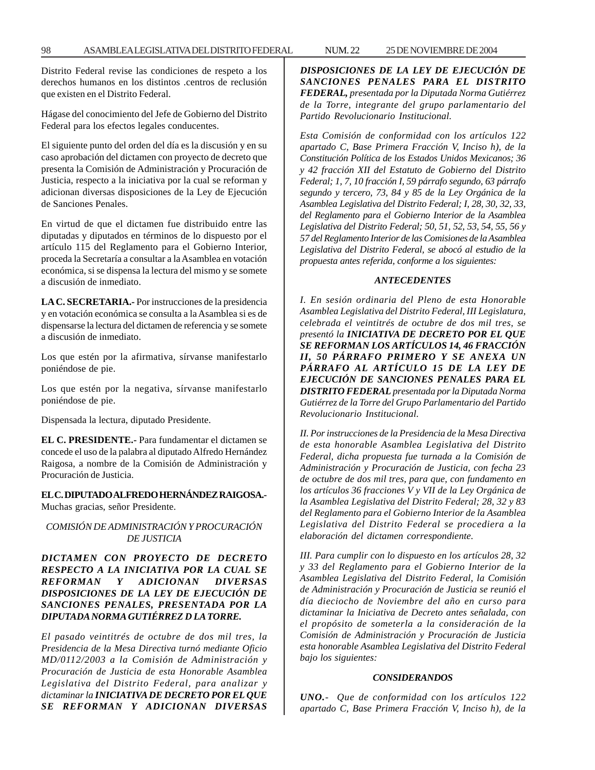Distrito Federal revise las condiciones de respeto a los derechos humanos en los distintos .centros de reclusión que existen en el Distrito Federal.

Hágase del conocimiento del Jefe de Gobierno del Distrito Federal para los efectos legales conducentes.

El siguiente punto del orden del día es la discusión y en su caso aprobación del dictamen con proyecto de decreto que presenta la Comisión de Administración y Procuración de Justicia, respecto a la iniciativa por la cual se reforman y adicionan diversas disposiciones de la Ley de Ejecución de Sanciones Penales.

En virtud de que el dictamen fue distribuido entre las diputadas y diputados en términos de lo dispuesto por el artículo 115 del Reglamento para el Gobierno Interior, proceda la Secretaría a consultar a la Asamblea en votación económica, si se dispensa la lectura del mismo y se somete a discusión de inmediato.

**LA C. SECRETARIA.-** Por instrucciones de la presidencia y en votación económica se consulta a la Asamblea si es de dispensarse la lectura del dictamen de referencia y se somete a discusión de inmediato.

Los que estén por la afirmativa, sírvanse manifestarlo poniéndose de pie.

Los que estén por la negativa, sírvanse manifestarlo poniéndose de pie.

Dispensada la lectura, diputado Presidente.

**EL C. PRESIDENTE.-** Para fundamentar el dictamen se concede el uso de la palabra al diputado Alfredo Hernández Raigosa, a nombre de la Comisión de Administración y Procuración de Justicia.

**EL C. DIPUTADO ALFREDO HERNÁNDEZ RAIGOSA.-** Muchas gracias, señor Presidente.

*COMISIÓN DE ADMINISTRACIÓN Y PROCURACIÓN DE JUSTICIA*

***DICTAMEN CON PROYECTO DE DECRETO RESPECTO A LA INICIATIVA POR LA CUAL SE REFORMAN Y ADICIONAN DIVERSAS DISPOSICIONES DE LA LEY DE EJECUCIÓN DE SANCIONES PENALES, PRESENTADA POR LA DIPUTADA NORMA GUTIÉRREZ D LA TORRE.***

*El pasado veintitrés de octubre de dos mil tres, la Presidencia de la Mesa Directiva turnó mediante Oficio MD/0112/2003 a la Comisión de Administración y Procuración de Justicia de esta Honorable Asamblea Legislativa del Distrito Federal, para analizar y dictaminar la* ***INICIATIVA DE DECRETO POR EL QUE SE REFORMAN Y ADICIONAN DIVERSAS DISPOSICIONES DE LA LEY DE EJECUCIÓN DE SANCIONES PENALES PARA EL DISTRITO FEDERAL,*** *presentada por la Diputada Norma Gutiérrez de la Torre, integrante del grupo parlamentario del Partido Revolucionario Institucional.*

*Esta Comisión de conformidad con los artículos 122 apartado C, Base Primera Fracción V, Inciso h), de la Constitución Política de los Estados Unidos Mexicanos; 36 y 42 fracción XII del Estatuto de Gobierno del Distrito Federal; 1, 7, 10 fracción I, 59 párrafo segundo, 63 párrafo segundo y tercero, 73, 84 y 85 de la Ley Orgánica de la Asamblea Legislativa del Distrito Federal; I, 28, 30, 32, 33, del Reglamento para el Gobierno Interior de la Asamblea Legislativa del Distrito Federal; 50, 51, 52, 53, 54, 55, 56 y 57 del Reglamento Interior de las Comisiones de la Asamblea Legislativa del Distrito Federal, se abocó al estudio de la propuesta antes referida, conforme a los siguientes:*

***ANTECEDENTES***

*I. En sesión ordinaria del Pleno de esta Honorable Asamblea Legislativa del Distrito Federal, III Legislatura, celebrada el veintitrés de octubre de dos mil tres, se presentó la* ***INICIATIVA DE DECRETO POR EL QUE SE REFORMAN LOS ARTÍCULOS 14, 46 FRACCIÓN II, 50 PÁRRAFO PRIMERO Y SE ANEXA UN PÁRRAFO AL ARTÍCULO 15 DE LA LEY DE EJECUCIÓN DE SANCIONES PENALES PARA EL DISTRITO FEDERAL*** *presentada por la Diputada Norma Gutiérrez de la Torre del Grupo Parlamentario del Partido Revolucionario Institucional.*

*II. Por instrucciones de la Presidencia de la Mesa Directiva de esta honorable Asamblea Legislativa del Distrito Federal, dicha propuesta fue turnada a la Comisión de Administración y Procuración de Justicia, con fecha 23 de octubre de dos mil tres, para que, con fundamento en los artículos 36 fracciones V y VII de la Ley Orgánica de la Asamblea Legislativa del Distrito Federal; 28, 32 y 83 del Reglamento para el Gobierno Interior de la Asamblea Legislativa del Distrito Federal se procediera a la elaboración del dictamen correspondiente.*

*III. Para cumplir con lo dispuesto en los artículos 28, 32 y 33 del Reglamento para el Gobierno Interior de la Asamblea Legislativa del Distrito Federal, la Comisión de Administración y Procuración de Justicia se reunió el día dieciocho de Noviembre del año en curso para dictaminar la Iniciativa de Decreto antes señalada, con el propósito de someterla a la consideración de la Comisión de Administración y Procuración de Justicia esta honorable Asamblea Legislativa del Distrito Federal bajo los siguientes:*

***CONSIDERANDOS***

***UNO.-*** *Que de conformidad con los artículos 122 apartado C, Base Primera Fracción V, Inciso h), de la*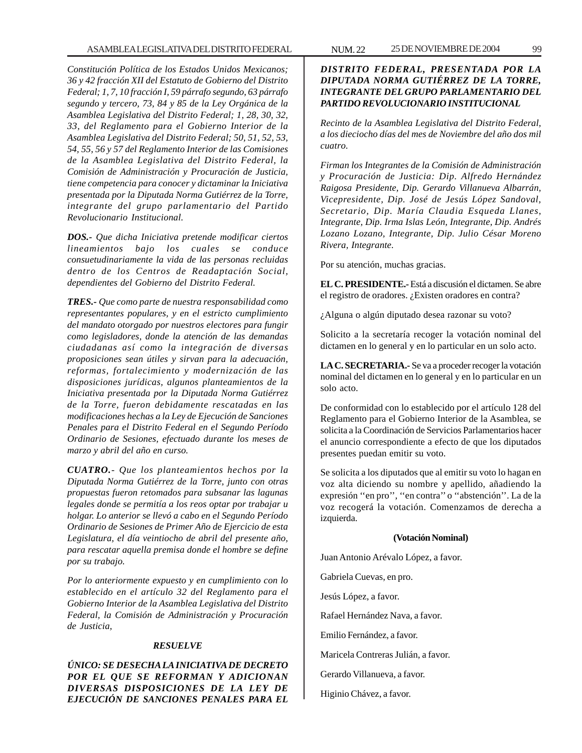*Constitución Política de los Estados Unidos Mexicanos; 36 y 42 fracción XII del Estatuto de Gobierno del Distrito Federal; 1, 7, 10 fracción I, 59 párrafo segundo, 63 párrafo segundo y tercero, 73, 84 y 85 de la Ley Orgánica de la Asamblea Legislativa del Distrito Federal; 1, 28, 30, 32, 33, del Reglamento para el Gobierno Interior de la Asamblea Legislativa del Distrito Federal; 50, 51, 52, 53, 54, 55, 56 y 57 del Reglamento Interior de las Comisiones de la Asamblea Legislativa del Distrito Federal, la Comisión de Administración y Procuración de Justicia, tiene competencia para conocer y dictaminar la Iniciativa presentada por la Diputada Norma Gutiérrez de la Torre, integrante del grupo parlamentario del Partido Revolucionario Institucional.*

***DOS.-*** *Que dicha Iniciativa pretende modificar ciertos lineamientos bajo los cuales se conduce consuetudinariamente la vida de las personas recluidas dentro de los Centros de Readaptación Social, dependientes del Gobierno del Distrito Federal.*

***TRES.-*** *Que como parte de nuestra responsabilidad como representantes populares, y en el estricto cumplimiento del mandato otorgado por nuestros electores para fungir como legisladores, donde la atención de las demandas ciudadanas así como la integración de diversas proposiciones sean útiles y sirvan para la adecuación, reformas, fortalecimiento y modernización de las disposiciones jurídicas, algunos planteamientos de la Iniciativa presentada por la Diputada Norma Gutiérrez de la Torre, fueron debidamente rescatadas en las modificaciones hechas a la Ley de Ejecución de Sanciones Penales para el Distrito Federal en el Segundo Período Ordinario de Sesiones, efectuado durante los meses de marzo y abril del año en curso.*

***CUATRO.-*** *Que los planteamientos hechos por la Diputada Norma Gutiérrez de la Torre, junto con otras propuestas fueron retomados para subsanar las lagunas legales donde se permitía a los reos optar por trabajar u holgar. Lo anterior se llevó a cabo en el Segundo Período Ordinario de Sesiones de Primer Año de Ejercicio de esta Legislatura, el día veintiocho de abril del presente año, para rescatar aquella premisa donde el hombre se define por su trabajo.*

*Por lo anteriormente expuesto y en cumplimiento con lo establecido en el artículo 32 del Reglamento para el Gobierno Interior de la Asamblea Legislativa del Distrito Federal, la Comisión de Administración y Procuración de Justicia,*

***RESUELVE***

***ÚNICO: SE DESECHA LA INICIATIVA DE DECRETO POR EL QUE SE REFORMAN Y ADICIONAN DIVERSAS DISPOSICIONES DE LA LEY DE EJECUCIÓN DE SANCIONES PENALES PARA EL DISTRITO FEDERAL, PRESENTADA POR LA DIPUTADA NORMA GUTIÉRREZ DE LA TORRE, INTEGRANTE DEL GRUPO PARLAMENTARIO DEL PARTIDO REVOLUCIONARIO INSTITUCIONAL***

*Recinto de la Asamblea Legislativa del Distrito Federal, a los dieciocho días del mes de Noviembre del año dos mil cuatro.*

*Firman los Integrantes de la Comisión de Administración y Procuración de Justicia: Dip. Alfredo Hernández Raigosa Presidente, Dip. Gerardo Villanueva Albarrán, Vicepresidente, Dip. José de Jesús López Sandoval, Secretario, Dip. María Claudia Esqueda Llanes, Integrante, Dip. Irma Islas León, Integrante, Dip. Andrés Lozano Lozano, Integrante, Dip. Julio César Moreno Rivera, Integrante.*

Por su atención, muchas gracias.

**EL C. PRESIDENTE.-** Está a discusión el dictamen. Se abre el registro de oradores. ¿Existen oradores en contra?

¿Alguna o algún diputado desea razonar su voto?

Solicito a la secretaría recoger la votación nominal del dictamen en lo general y en lo particular en un solo acto.

**LA C. SECRETARIA.-** Se va a proceder recoger la votación nominal del dictamen en lo general y en lo particular en un solo acto.

De conformidad con lo establecido por el artículo 128 del Reglamento para el Gobierno Interior de la Asamblea, se solicita a la Coordinación de Servicios Parlamentarios hacer el anuncio correspondiente a efecto de que los diputados presentes puedan emitir su voto.

Se solicita a los diputados que al emitir su voto lo hagan en voz alta diciendo su nombre y apellido, añadiendo la expresión ''en pro'', ''en contra'' o ''abstención''. La de la voz recogerá la votación. Comenzamos de derecha a izquierda.

**(Votación Nominal)**

Juan Antonio Arévalo López, a favor.

Gabriela Cuevas, en pro.

Jesús López, a favor.

Rafael Hernández Nava, a favor.

Emilio Fernández, a favor.

Maricela Contreras Julián, a favor.

Gerardo Villanueva, a favor.

Higinio Chávez, a favor.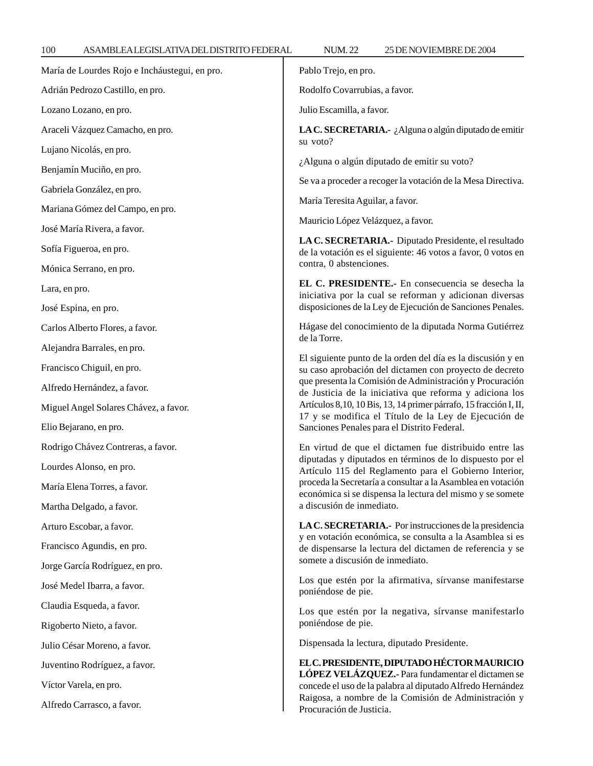María de Lourdes Rojo e Incháustegui, en pro.

Adrián Pedrozo Castillo, en pro.

Lozano Lozano, en pro.

Araceli Vázquez Camacho, en pro.

Lujano Nicolás, en pro.

Benjamín Muciño, en pro.

Gabriela González, en pro.

Mariana Gómez del Campo, en pro.

José María Rivera, a favor.

Sofía Figueroa, en pro.

Mónica Serrano, en pro.

Lara, en pro.

José Espina, en pro.

Carlos Alberto Flores, a favor.

Alejandra Barrales, en pro.

Francisco Chiguil, en pro.

Alfredo Hernández, a favor.

Miguel Angel Solares Chávez, a favor.

Elio Bejarano, en pro.

Rodrigo Chávez Contreras, a favor.

Lourdes Alonso, en pro.

María Elena Torres, a favor.

Martha Delgado, a favor.

Arturo Escobar, a favor.

Francisco Agundis, en pro.

Jorge García Rodríguez, en pro.

José Medel Ibarra, a favor.

Claudia Esqueda, a favor.

Rigoberto Nieto, a favor.

Julio César Moreno, a favor.

Juventino Rodríguez, a favor.

Víctor Varela, en pro.

Alfredo Carrasco, a favor.

Pablo Trejo, en pro.

Rodolfo Covarrubias, a favor.

Julio Escamilla, a favor.

**LA C. SECRETARIA.-** ¿Alguna o algún diputado de emitir su voto?

¿Alguna o algún diputado de emitir su voto?

Se va a proceder a recoger la votación de la Mesa Directiva.

María Teresita Aguilar, a favor.

Mauricio López Velázquez, a favor.

**LA C. SECRETARIA.-** Diputado Presidente, el resultado de la votación es el siguiente: 46 votos a favor, 0 votos en contra, 0 abstenciones.

**EL C. PRESIDENTE.-** En consecuencia se desecha la iniciativa por la cual se reforman y adicionan diversas disposiciones de la Ley de Ejecución de Sanciones Penales.

Hágase del conocimiento de la diputada Norma Gutiérrez de la Torre.

El siguiente punto de la orden del día es la discusión y en su caso aprobación del dictamen con proyecto de decreto que presenta la Comisión de Administración y Procuración de Justicia de la iniciativa que reforma y adiciona los Artículos 8,10, 10 Bis, 13, 14 primer párrafo, 15 fracción I, II, 17 y se modifica el Título de la Ley de Ejecución de Sanciones Penales para el Distrito Federal.

En virtud de que el dictamen fue distribuido entre las diputadas y diputados en términos de lo dispuesto por el Artículo 115 del Reglamento para el Gobierno Interior, proceda la Secretaría a consultar a la Asamblea en votación económica si se dispensa la lectura del mismo y se somete a discusión de inmediato.

**LA C. SECRETARIA.-** Por instrucciones de la presidencia y en votación económica, se consulta a la Asamblea si es de dispensarse la lectura del dictamen de referencia y se somete a discusión de inmediato.

Los que estén por la afirmativa, sírvanse manifestarse poniéndose de pie.

Los que estén por la negativa, sírvanse manifestarlo poniéndose de pie.

Dispensada la lectura, diputado Presidente.

**EL C. PRESIDENTE, DIPUTADO HÉCTOR MAURICIO LÓPEZ VELÁZQUEZ.-** Para fundamentar el dictamen se concede el uso de la palabra al diputado Alfredo Hernández Raigosa, a nombre de la Comisión de Administración y Procuración de Justicia.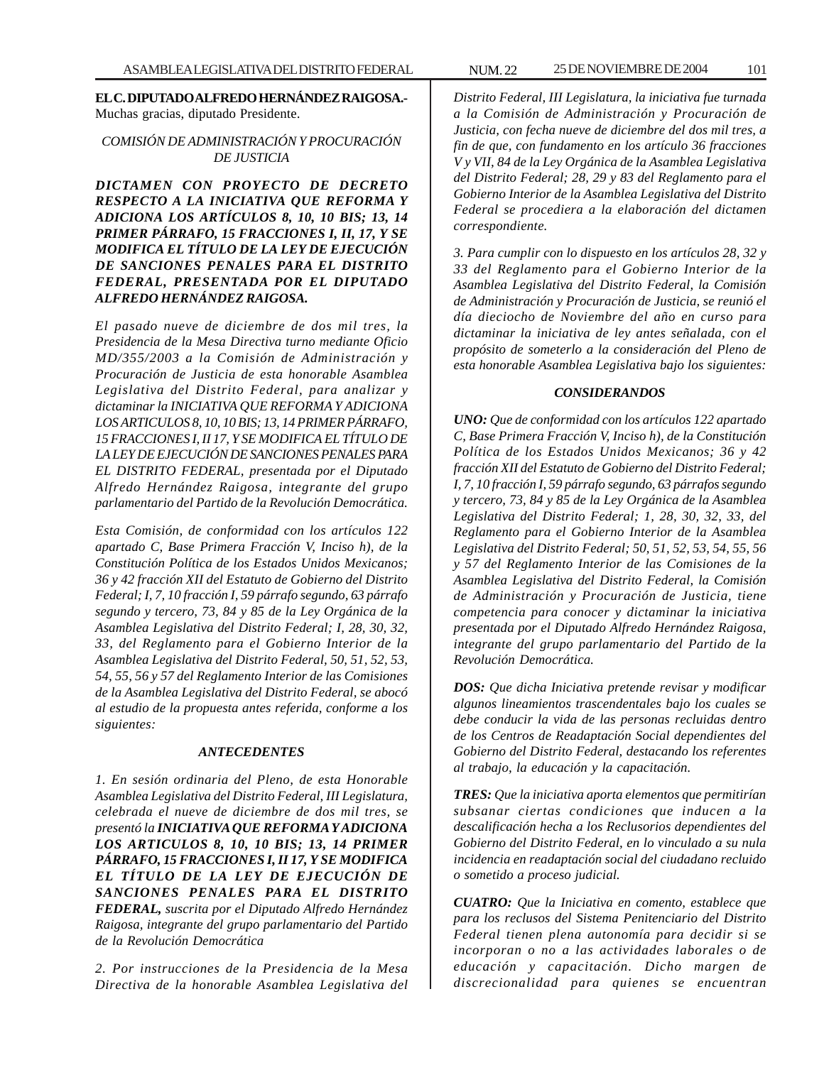**EL C. DIPUTADO ALFREDO HERNÁNDEZ RAIGOSA.-** Muchas gracias, diputado Presidente.

*COMISIÓN DE ADMINISTRACIÓN Y PROCURACIÓN DE JUSTICIA*

***DICTAMEN CON PROYECTO DE DECRETO RESPECTO A LA INICIATIVA QUE REFORMA Y ADICIONA LOS ARTÍCULOS 8, 10, 10 BIS; 13, 14 PRIMER PÁRRAFO, 15 FRACCIONES I, II, 17, Y SE MODIFICA EL TÍTULO DE LA LEY DE EJECUCIÓN DE SANCIONES PENALES PARA EL DISTRITO FEDERAL, PRESENTADA POR EL DIPUTADO ALFREDO HERNÁNDEZ RAIGOSA.***

*El pasado nueve de diciembre de dos mil tres, la Presidencia de la Mesa Directiva turno mediante Oficio MD/355/2003 a la Comisión de Administración y Procuración de Justicia de esta honorable Asamblea Legislativa del Distrito Federal, para analizar y dictaminar la INICIATIVA QUE REFORMA Y ADICIONA LOS ARTICULOS 8, 10, 10 BIS; 13, 14 PRIMER PÁRRAFO, 15 FRACCIONES I, II 17, Y SE MODIFICA EL TÍTULO DE LA LEY DE EJECUCIÓN DE SANCIONES PENALES PARA EL DISTRITO FEDERAL, presentada por el Diputado Alfredo Hernández Raigosa, integrante del grupo parlamentario del Partido de la Revolución Democrática.*

*Esta Comisión, de conformidad con los artículos 122 apartado C, Base Primera Fracción V, Inciso h), de la Constitución Política de los Estados Unidos Mexicanos; 36 y 42 fracción XII del Estatuto de Gobierno del Distrito Federal; I, 7, 10 fracción I, 59 párrafo segundo, 63 párrafo segundo y tercero, 73, 84 y 85 de la Ley Orgánica de la Asamblea Legislativa del Distrito Federal; I, 28, 30, 32, 33, del Reglamento para el Gobierno Interior de la Asamblea Legislativa del Distrito Federal, 50, 51, 52, 53, 54, 55, 56 y 57 del Reglamento Interior de las Comisiones de la Asamblea Legislativa del Distrito Federal, se abocó al estudio de la propuesta antes referida, conforme a los siguientes:*

***ANTECEDENTES***

*1. En sesión ordinaria del Pleno, de esta Honorable Asamblea Legislativa del Distrito Federal, III Legislatura, celebrada el nueve de diciembre de dos mil tres, se presentó la **INICIATIVA QUE REFORMA Y ADICIONA LOS ARTICULOS 8, 10, 10 BIS; 13, 14 PRIMER PÁRRAFO, 15 FRACCIONES I, II 17, Y SE MODIFICA EL TÍTULO DE LA LEY DE EJECUCIÓN DE SANCIONES PENALES PARA EL DISTRITO FEDERAL,** suscrita por el Diputado Alfredo Hernández Raigosa, integrante del grupo parlamentario del Partido de la Revolución Democrática*

*2. Por instrucciones de la Presidencia de la Mesa Directiva de la honorable Asamblea Legislativa del Distrito Federal, III Legislatura, la iniciativa fue turnada a la Comisión de Administración y Procuración de Justicia, con fecha nueve de diciembre del dos mil tres, a fin de que, con fundamento en los artículo 36 fracciones V y VII, 84 de la Ley Orgánica de la Asamblea Legislativa del Distrito Federal; 28, 29 y 83 del Reglamento para el Gobierno Interior de la Asamblea Legislativa del Distrito Federal se procediera a la elaboración del dictamen correspondiente.*

*3. Para cumplir con lo dispuesto en los artículos 28, 32 y 33 del Reglamento para el Gobierno Interior de la Asamblea Legislativa del Distrito Federal, la Comisión de Administración y Procuración de Justicia, se reunió el día dieciocho de Noviembre del año en curso para dictaminar la iniciativa de ley antes señalada, con el propósito de someterlo a la consideración del Pleno de esta honorable Asamblea Legislativa bajo los siguientes:*

***CONSIDERANDOS***

***UNO:** Que de conformidad con los artículos 122 apartado C, Base Primera Fracción V, Inciso h), de la Constitución Política de los Estados Unidos Mexicanos; 36 y 42 fracción XII del Estatuto de Gobierno del Distrito Federal; I, 7, 10 fracción I, 59 párrafo segundo, 63 párrafos segundo y tercero, 73, 84 y 85 de la Ley Orgánica de la Asamblea Legislativa del Distrito Federal; 1, 28, 30, 32, 33, del Reglamento para el Gobierno Interior de la Asamblea Legislativa del Distrito Federal; 50, 51, 52, 53, 54, 55, 56 y 57 del Reglamento Interior de las Comisiones de la Asamblea Legislativa del Distrito Federal, la Comisión de Administración y Procuración de Justicia, tiene competencia para conocer y dictaminar la iniciativa presentada por el Diputado Alfredo Hernández Raigosa, integrante del grupo parlamentario del Partido de la Revolución Democrática.*

***DOS:** Que dicha Iniciativa pretende revisar y modificar algunos lineamientos trascendentales bajo los cuales se debe conducir la vida de las personas recluidas dentro de los Centros de Readaptación Social dependientes del Gobierno del Distrito Federal, destacando los referentes al trabajo, la educación y la capacitación.*

***TRES:** Que la iniciativa aporta elementos que permitirían subsanar ciertas condiciones que inducen a la descalificación hecha a los Reclusorios dependientes del Gobierno del Distrito Federal, en lo vinculado a su nula incidencia en readaptación social del ciudadano recluido o sometido a proceso judicial.*

***CUATRO:** Que la Iniciativa en comento, establece que para los reclusos del Sistema Penitenciario del Distrito Federal tienen plena autonomía para decidir si se incorporan o no a las actividades laborales o de educación y capacitación. Dicho margen de discrecionalidad para quienes se encuentran*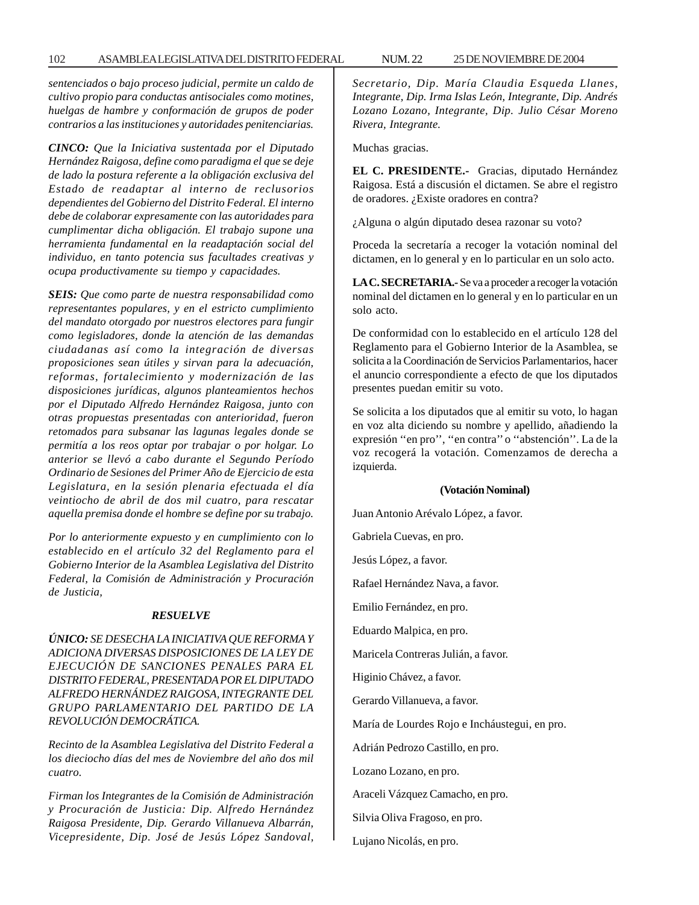*sentenciados o bajo proceso judicial, permite un caldo de cultivo propio para conductas antisociales como motines, huelgas de hambre y conformación de grupos de poder contrarios a las instituciones y autoridades penitenciarias.*

***CINCO:*** *Que la Iniciativa sustentada por el Diputado Hernández Raigosa, define como paradigma el que se deje de lado la postura referente a la obligación exclusiva del Estado de readaptar al interno de reclusorios dependientes del Gobierno del Distrito Federal. El interno debe de colaborar expresamente con las autoridades para cumplimentar dicha obligación. El trabajo supone una herramienta fundamental en la readaptación social del individuo, en tanto potencia sus facultades creativas y ocupa productivamente su tiempo y capacidades.*

***SEIS:*** *Que como parte de nuestra responsabilidad como representantes populares, y en el estricto cumplimiento del mandato otorgado por nuestros electores para fungir como legisladores, donde la atención de las demandas ciudadanas así como la integración de diversas proposiciones sean útiles y sirvan para la adecuación, reformas, fortalecimiento y modernización de las disposiciones jurídicas, algunos planteamientos hechos por el Diputado Alfredo Hernández Raigosa, junto con otras propuestas presentadas con anterioridad, fueron retomados para subsanar las lagunas legales donde se permitía a los reos optar por trabajar o por holgar. Lo anterior se llevó a cabo durante el Segundo Período Ordinario de Sesiones del Primer Año de Ejercicio de esta Legislatura, en la sesión plenaria efectuada el día veintiocho de abril de dos mil cuatro, para rescatar aquella premisa donde el hombre se define por su trabajo.*

*Por lo anteriormente expuesto y en cumplimiento con lo establecido en el artículo 32 del Reglamento para el Gobierno Interior de la Asamblea Legislativa del Distrito Federal, la Comisión de Administración y Procuración de Justicia,*

***RESUELVE***

***ÚNICO:*** *SE DESECHA LA INICIATIVA QUE REFORMA Y ADICIONA DIVERSAS DISPOSICIONES DE LA LEY DE EJECUCIÓN DE SANCIONES PENALES PARA EL DISTRITO FEDERAL, PRESENTADA POR EL DIPUTADO ALFREDO HERNÁNDEZ RAIGOSA, INTEGRANTE DEL GRUPO PARLAMENTARIO DEL PARTIDO DE LA REVOLUCIÓN DEMOCRÁTICA.*

*Recinto de la Asamblea Legislativa del Distrito Federal a los dieciocho días del mes de Noviembre del año dos mil cuatro.*

*Firman los Integrantes de la Comisión de Administración y Procuración de Justicia: Dip. Alfredo Hernández Raigosa Presidente, Dip. Gerardo Villanueva Albarrán, Vicepresidente, Dip. José de Jesús López Sandoval, Secretario, Dip. María Claudia Esqueda Llanes, Integrante, Dip. Irma Islas León, Integrante, Dip. Andrés Lozano Lozano, Integrante, Dip. Julio César Moreno Rivera, Integrante.*

Muchas gracias.

**EL C. PRESIDENTE.-** Gracias, diputado Hernández Raigosa. Está a discusión el dictamen. Se abre el registro de oradores. ¿Existe oradores en contra?

¿Alguna o algún diputado desea razonar su voto?

Proceda la secretaría a recoger la votación nominal del dictamen, en lo general y en lo particular en un solo acto.

**LA C. SECRETARIA.-** Se va a proceder a recoger la votación nominal del dictamen en lo general y en lo particular en un solo acto.

De conformidad con lo establecido en el artículo 128 del Reglamento para el Gobierno Interior de la Asamblea, se solicita a la Coordinación de Servicios Parlamentarios, hacer el anuncio correspondiente a efecto de que los diputados presentes puedan emitir su voto.

Se solicita a los diputados que al emitir su voto, lo hagan en voz alta diciendo su nombre y apellido, añadiendo la expresión ''en pro'', ''en contra'' o ''abstención''. La de la voz recogerá la votación. Comenzamos de derecha a izquierda.

**(Votación Nominal)**

Juan Antonio Arévalo López, a favor.

Gabriela Cuevas, en pro.

Jesús López, a favor.

Rafael Hernández Nava, a favor.

Emilio Fernández, en pro.

Eduardo Malpica, en pro.

Maricela Contreras Julián, a favor.

Higinio Chávez, a favor.

Gerardo Villanueva, a favor.

María de Lourdes Rojo e Incháustegui, en pro.

Adrián Pedrozo Castillo, en pro.

Lozano Lozano, en pro.

Araceli Vázquez Camacho, en pro.

Silvia Oliva Fragoso, en pro.

Lujano Nicolás, en pro.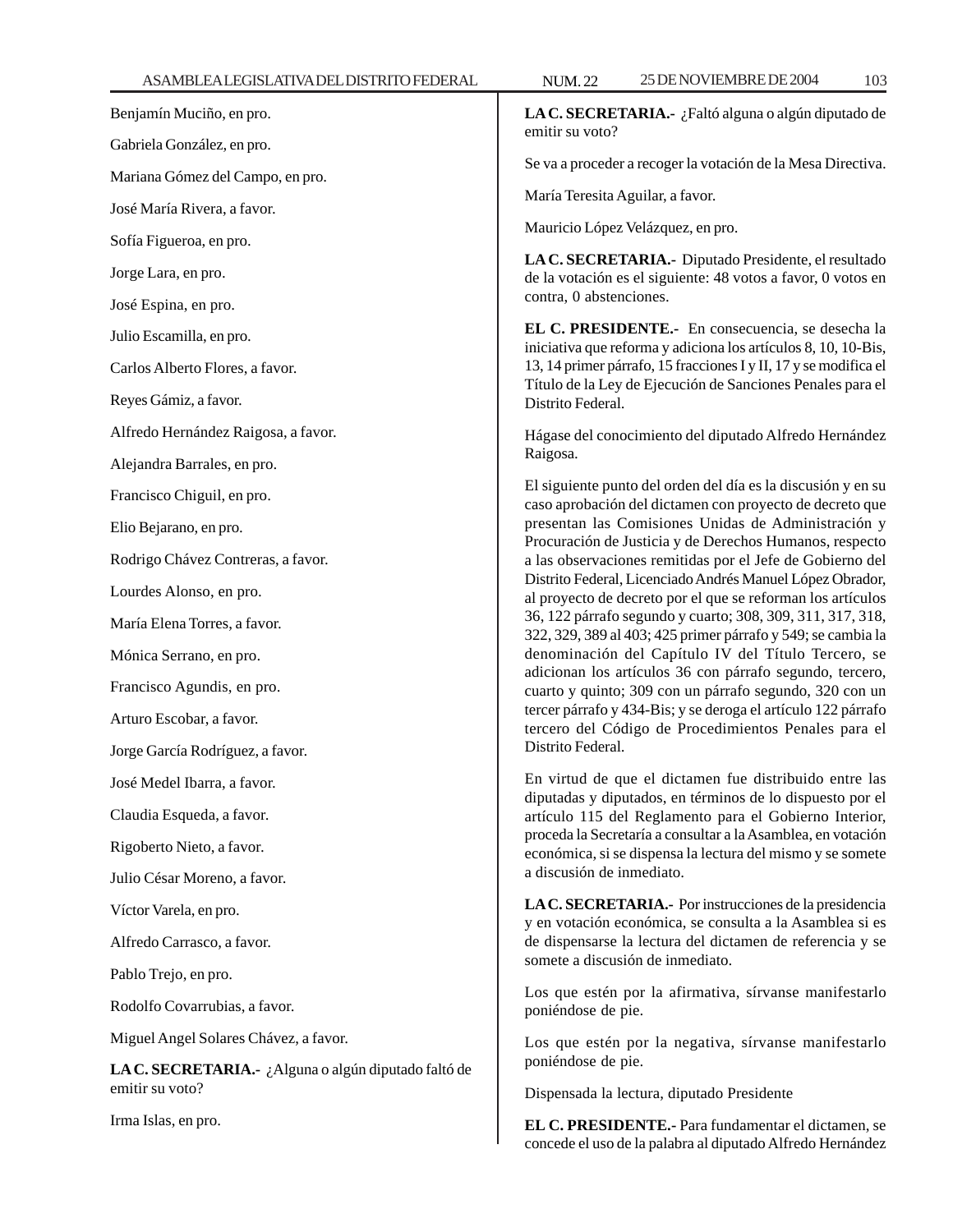Benjamín Muciño, en pro.

Gabriela González, en pro.

Mariana Gómez del Campo, en pro.

José María Rivera, a favor.

Sofía Figueroa, en pro.

Jorge Lara, en pro.

José Espina, en pro.

Julio Escamilla, en pro.

Carlos Alberto Flores, a favor.

Reyes Gámiz, a favor.

Alfredo Hernández Raigosa, a favor.

Alejandra Barrales, en pro.

Francisco Chiguil, en pro.

Elio Bejarano, en pro.

Rodrigo Chávez Contreras, a favor.

Lourdes Alonso, en pro.

María Elena Torres, a favor.

Mónica Serrano, en pro.

Francisco Agundis, en pro.

Arturo Escobar, a favor.

Jorge García Rodríguez, a favor.

José Medel Ibarra, a favor.

Claudia Esqueda, a favor.

Rigoberto Nieto, a favor.

Julio César Moreno, a favor.

Víctor Varela, en pro.

Alfredo Carrasco, a favor.

Pablo Trejo, en pro.

Rodolfo Covarrubias, a favor.

Miguel Angel Solares Chávez, a favor.

**LA C. SECRETARIA.-** ¿Alguna o algún diputado faltó de emitir su voto?

Irma Islas, en pro.

**LA C. SECRETARIA.-** ¿Faltó alguna o algún diputado de emitir su voto?

Se va a proceder a recoger la votación de la Mesa Directiva.

María Teresita Aguilar, a favor.

Mauricio López Velázquez, en pro.

**LA C. SECRETARIA.-** Diputado Presidente, el resultado de la votación es el siguiente: 48 votos a favor, 0 votos en contra, 0 abstenciones.

**EL C. PRESIDENTE.-** En consecuencia, se desecha la iniciativa que reforma y adiciona los artículos 8, 10, 10-Bis, 13, 14 primer párrafo, 15 fracciones I y II, 17 y se modifica el Título de la Ley de Ejecución de Sanciones Penales para el Distrito Federal.

Hágase del conocimiento del diputado Alfredo Hernández Raigosa.

El siguiente punto del orden del día es la discusión y en su caso aprobación del dictamen con proyecto de decreto que presentan las Comisiones Unidas de Administración y Procuración de Justicia y de Derechos Humanos, respecto a las observaciones remitidas por el Jefe de Gobierno del Distrito Federal, Licenciado Andrés Manuel López Obrador, al proyecto de decreto por el que se reforman los artículos 36, 122 párrafo segundo y cuarto; 308, 309, 311, 317, 318, 322, 329, 389 al 403; 425 primer párrafo y 549; se cambia la denominación del Capítulo IV del Título Tercero, se adicionan los artículos 36 con párrafo segundo, tercero, cuarto y quinto; 309 con un párrafo segundo, 320 con un tercer párrafo y 434-Bis; y se deroga el artículo 122 párrafo tercero del Código de Procedimientos Penales para el Distrito Federal.

En virtud de que el dictamen fue distribuido entre las diputadas y diputados, en términos de lo dispuesto por el artículo 115 del Reglamento para el Gobierno Interior, proceda la Secretaría a consultar a la Asamblea, en votación económica, si se dispensa la lectura del mismo y se somete a discusión de inmediato.

**LA C. SECRETARIA.-** Por instrucciones de la presidencia y en votación económica, se consulta a la Asamblea si es de dispensarse la lectura del dictamen de referencia y se somete a discusión de inmediato.

Los que estén por la afirmativa, sírvanse manifestarlo poniéndose de pie.

Los que estén por la negativa, sírvanse manifestarlo poniéndose de pie.

Dispensada la lectura, diputado Presidente

**EL C. PRESIDENTE.-** Para fundamentar el dictamen, se concede el uso de la palabra al diputado Alfredo Hernández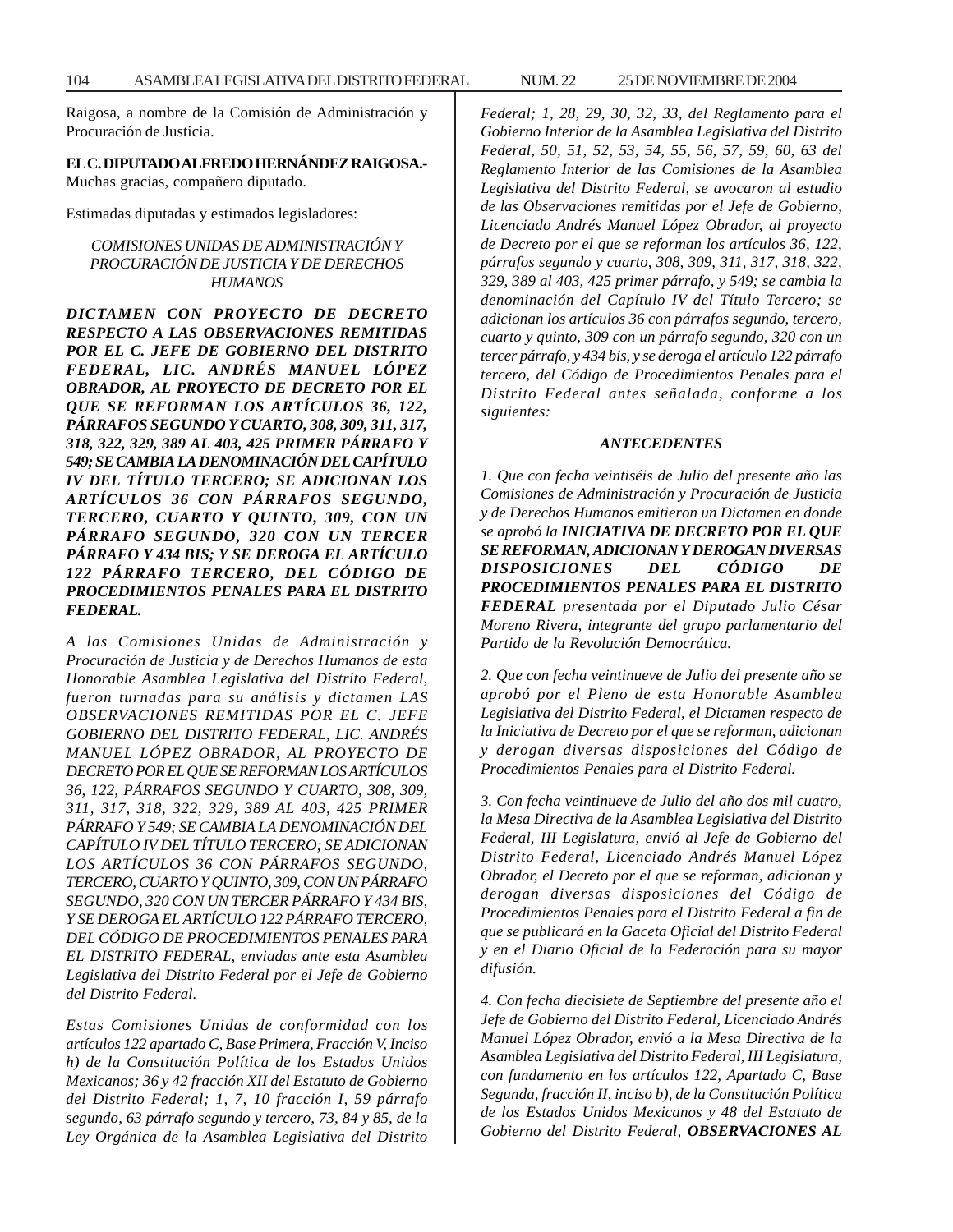Raigosa, a nombre de la Comisión de Administración y Procuración de Justicia.

**EL C. DIPUTADO ALFREDO HERNÁNDEZ RAIGOSA.-** Muchas gracias, compañero diputado.

Estimadas diputadas y estimados legisladores:

*COMISIONES UNIDAS DE ADMINISTRACIÓN Y PROCURACIÓN DE JUSTICIA Y DE DERECHOS HUMANOS*

***DICTAMEN CON PROYECTO DE DECRETO RESPECTO A LAS OBSERVACIONES REMITIDAS POR EL C. JEFE DE GOBIERNO DEL DISTRITO FEDERAL, LIC. ANDRÉS MANUEL LÓPEZ OBRADOR, AL PROYECTO DE DECRETO POR EL QUE SE REFORMAN LOS ARTÍCULOS 36, 122, PÁRRAFOS SEGUNDO Y CUARTO, 308, 309, 311, 317, 318, 322, 329, 389 AL 403, 425 PRIMER PÁRRAFO Y 549; SE CAMBIA LA DENOMINACIÓN DEL CAPÍTULO IV DEL TÍTULO TERCERO; SE ADICIONAN LOS ARTÍCULOS 36 CON PÁRRAFOS SEGUNDO, TERCERO, CUARTO Y QUINTO, 309, CON UN PÁRRAFO SEGUNDO, 320 CON UN TERCER PÁRRAFO Y 434 BIS; Y SE DEROGA EL ARTÍCULO 122 PÁRRAFO TERCERO, DEL CÓDIGO DE PROCEDIMIENTOS PENALES PARA EL DISTRITO FEDERAL.***

*A las Comisiones Unidas de Administración y Procuración de Justicia y de Derechos Humanos de esta Honorable Asamblea Legislativa del Distrito Federal, fueron turnadas para su análisis y dictamen LAS OBSERVACIONES REMITIDAS POR EL C. JEFE GOBIERNO DEL DISTRITO FEDERAL, LIC. ANDRÉS MANUEL LÓPEZ OBRADOR, AL PROYECTO DE DECRETO POR EL QUE SE REFORMAN LOS ARTÍCULOS 36, 122, PÁRRAFOS SEGUNDO Y CUARTO, 308, 309, 311, 317, 318, 322, 329, 389 AL 403, 425 PRIMER PÁRRAFO Y 549; SE CAMBIA LA DENOMINACIÓN DEL CAPÍTULO IV DEL TÍTULO TERCERO; SE ADICIONAN LOS ARTÍCULOS 36 CON PÁRRAFOS SEGUNDO, TERCERO, CUARTO Y QUINTO, 309, CON UN PÁRRAFO SEGUNDO, 320 CON UN TERCER PÁRRAFO Y 434 BIS, Y SE DEROGA EL ARTÍCULO 122 PÁRRAFO TERCERO, DEL CÓDIGO DE PROCEDIMIENTOS PENALES PARA EL DISTRITO FEDERAL, enviadas ante esta Asamblea Legislativa del Distrito Federal por el Jefe de Gobierno del Distrito Federal.*

*Estas Comisiones Unidas de conformidad con los artículos 122 apartado C, Base Primera, Fracción V, Inciso h) de la Constitución Política de los Estados Unidos Mexicanos; 36 y 42 fracción XII del Estatuto de Gobierno del Distrito Federal; 1, 7, 10 fracción I, 59 párrafo segundo, 63 párrafo segundo y tercero, 73, 84 y 85, de la Ley Orgánica de la Asamblea Legislativa del Distrito Federal; 1, 28, 29, 30, 32, 33, del Reglamento para el Gobierno Interior de la Asamblea Legislativa del Distrito Federal, 50, 51, 52, 53, 54, 55, 56, 57, 59, 60, 63 del Reglamento Interior de las Comisiones de la Asamblea Legislativa del Distrito Federal, se avocaron al estudio de las Observaciones remitidas por el Jefe de Gobierno, Licenciado Andrés Manuel López Obrador, al proyecto de Decreto por el que se reforman los artículos 36, 122, párrafos segundo y cuarto, 308, 309, 311, 317, 318, 322, 329, 389 al 403, 425 primer párrafo, y 549; se cambia la denominación del Capítulo IV del Título Tercero; se adicionan los artículos 36 con párrafos segundo, tercero, cuarto y quinto, 309 con un párrafo segundo, 320 con un tercer párrafo, y 434 bis, y se deroga el artículo 122 párrafo tercero, del Código de Procedimientos Penales para el Distrito Federal antes señalada, conforme a los siguientes:*

***ANTECEDENTES***

*1. Que con fecha veintiséis de Julio del presente año las Comisiones de Administración y Procuración de Justicia y de Derechos Humanos emitieron un Dictamen en donde se aprobó la **INICIATIVA DE DECRETO POR EL QUE SE REFORMAN, ADICIONAN Y DEROGAN DIVERSAS DISPOSICIONES DEL CÓDIGO DE PROCEDIMIENTOS PENALES PARA EL DISTRITO FEDERAL** presentada por el Diputado Julio César Moreno Rivera, integrante del grupo parlamentario del Partido de la Revolución Democrática.*

*2. Que con fecha veintinueve de Julio del presente año se aprobó por el Pleno de esta Honorable Asamblea Legislativa del Distrito Federal, el Dictamen respecto de la Iniciativa de Decreto por el que se reforman, adicionan y derogan diversas disposiciones del Código de Procedimientos Penales para el Distrito Federal.*

*3. Con fecha veintinueve de Julio del año dos mil cuatro, la Mesa Directiva de la Asamblea Legislativa del Distrito Federal, III Legislatura, envió al Jefe de Gobierno del Distrito Federal, Licenciado Andrés Manuel López Obrador, el Decreto por el que se reforman, adicionan y derogan diversas disposiciones del Código de Procedimientos Penales para el Distrito Federal a fin de que se publicará en la Gaceta Oficial del Distrito Federal y en el Diario Oficial de la Federación para su mayor difusión.*

*4. Con fecha diecisiete de Septiembre del presente año el Jefe de Gobierno del Distrito Federal, Licenciado Andrés Manuel López Obrador, envió a la Mesa Directiva de la Asamblea Legislativa del Distrito Federal, III Legislatura, con fundamento en los artículos 122, Apartado C, Base Segunda, fracción II, inciso b), de la Constitución Política de los Estados Unidos Mexicanos y 48 del Estatuto de Gobierno del Distrito Federal, **OBSERVACIONES AL***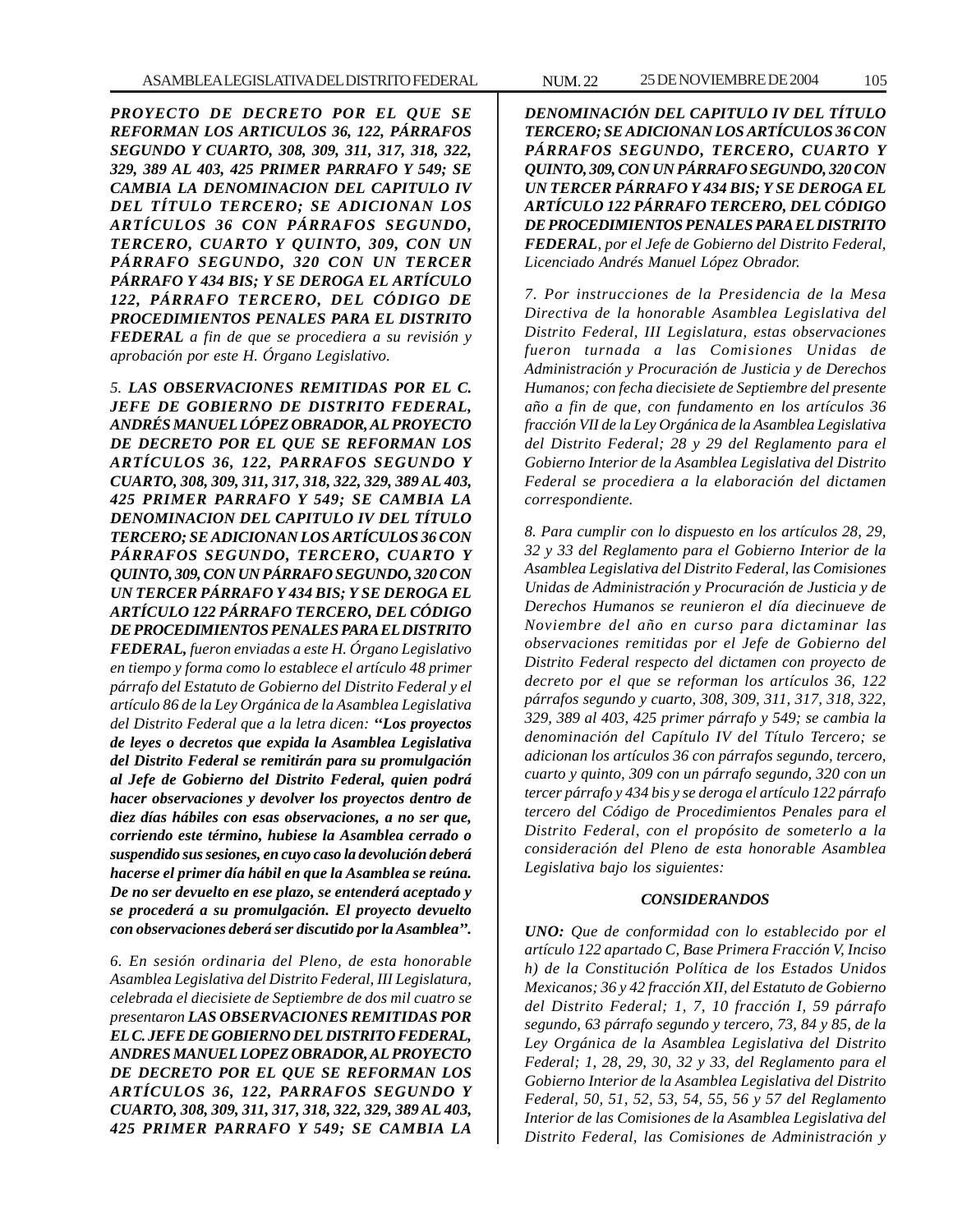***PROYECTO DE DECRETO POR EL QUE SE REFORMAN LOS ARTICULOS 36, 122, PÁRRAFOS SEGUNDO Y CUARTO, 308, 309, 311, 317, 318, 322, 329, 389 AL 403, 425 PRIMER PARRAFO Y 549; SE CAMBIA LA DENOMINACION DEL CAPITULO IV DEL TÍTULO TERCERO; SE ADICIONAN LOS ARTÍCULOS 36 CON PÁRRAFOS SEGUNDO, TERCERO, CUARTO Y QUINTO, 309, CON UN PÁRRAFO SEGUNDO, 320 CON UN TERCER PÁRRAFO Y 434 BIS; Y SE DEROGA EL ARTÍCULO 122, PÁRRAFO TERCERO, DEL CÓDIGO DE PROCEDIMIENTOS PENALES PARA EL DISTRITO FEDERAL*** *a fin de que se procediera a su revisión y aprobación por este H. Órgano Legislativo.*

*5.* ***LAS OBSERVACIONES REMITIDAS POR EL C. JEFE DE GOBIERNO DE DISTRITO FEDERAL, ANDRÉS MANUEL LÓPEZ OBRADOR, AL PROYECTO DE DECRETO POR EL QUE SE REFORMAN LOS ARTÍCULOS 36, 122, PARRAFOS SEGUNDO Y CUARTO, 308, 309, 311, 317, 318, 322, 329, 389 AL 403, 425 PRIMER PARRAFO Y 549; SE CAMBIA LA DENOMINACION DEL CAPITULO IV DEL TÍTULO TERCERO; SE ADICIONAN LOS ARTÍCULOS 36 CON PÁRRAFOS SEGUNDO, TERCERO, CUARTO Y QUINTO, 309, CON UN PÁRRAFO SEGUNDO, 320 CON UN TERCER PÁRRAFO Y 434 BIS; Y SE DEROGA EL ARTÍCULO 122 PÁRRAFO TERCERO, DEL CÓDIGO DE PROCEDIMIENTOS PENALES PARA EL DISTRITO FEDERAL,*** *fueron enviadas a este H. Órgano Legislativo en tiempo y forma como lo establece el artículo 48 primer párrafo del Estatuto de Gobierno del Distrito Federal y el artículo 86 de la Ley Orgánica de la Asamblea Legislativa del Distrito Federal que a la letra dicen:* ***"Los proyectos de leyes o decretos que expida la Asamblea Legislativa del Distrito Federal se remitirán para su promulgación al Jefe de Gobierno del Distrito Federal, quien podrá hacer observaciones y devolver los proyectos dentro de diez días hábiles con esas observaciones, a no ser que, corriendo este término, hubiese la Asamblea cerrado o suspendido sus sesiones, en cuyo caso la devolución deberá hacerse el primer día hábil en que la Asamblea se reúna. De no ser devuelto en ese plazo, se entenderá aceptado y se procederá a su promulgación. El proyecto devuelto con observaciones deberá ser discutido por la Asamblea".***

*6. En sesión ordinaria del Pleno, de esta honorable Asamblea Legislativa del Distrito Federal, III Legislatura, celebrada el diecisiete de Septiembre de dos mil cuatro se presentaron* ***LAS OBSERVACIONES REMITIDAS POR EL C. JEFE DE GOBIERNO DEL DISTRITO FEDERAL, ANDRES MANUEL LOPEZ OBRADOR, AL PROYECTO DE DECRETO POR EL QUE SE REFORMAN LOS ARTÍCULOS 36, 122, PARRAFOS SEGUNDO Y CUARTO, 308, 309, 311, 317, 318, 322, 329, 389 AL 403, 425 PRIMER PARRAFO Y 549; SE CAMBIA LA DENOMINACIÓN DEL CAPITULO IV DEL TÍTULO TERCERO; SE ADICIONAN LOS ARTÍCULOS 36 CON PÁRRAFOS SEGUNDO, TERCERO, CUARTO Y QUINTO, 309, CON UN PÁRRAFO SEGUNDO, 320 CON UN TERCER PÁRRAFO Y 434 BIS; Y SE DEROGA EL ARTÍCULO 122 PÁRRAFO TERCERO, DEL CÓDIGO DE PROCEDIMIENTOS PENALES PARA EL DISTRITO FEDERAL***, *por el Jefe de Gobierno del Distrito Federal, Licenciado Andrés Manuel López Obrador.*

*7. Por instrucciones de la Presidencia de la Mesa Directiva de la honorable Asamblea Legislativa del Distrito Federal, III Legislatura, estas observaciones fueron turnada a las Comisiones Unidas de Administración y Procuración de Justicia y de Derechos Humanos; con fecha diecisiete de Septiembre del presente año a fin de que, con fundamento en los artículos 36 fracción VII de la Ley Orgánica de la Asamblea Legislativa del Distrito Federal; 28 y 29 del Reglamento para el Gobierno Interior de la Asamblea Legislativa del Distrito Federal se procediera a la elaboración del dictamen correspondiente.*

*8. Para cumplir con lo dispuesto en los artículos 28, 29, 32 y 33 del Reglamento para el Gobierno Interior de la Asamblea Legislativa del Distrito Federal, las Comisiones Unidas de Administración y Procuración de Justicia y de Derechos Humanos se reunieron el día diecinueve de Noviembre del año en curso para dictaminar las observaciones remitidas por el Jefe de Gobierno del Distrito Federal respecto del dictamen con proyecto de decreto por el que se reforman los artículos 36, 122 párrafos segundo y cuarto, 308, 309, 311, 317, 318, 322, 329, 389 al 403, 425 primer párrafo y 549; se cambia la denominación del Capítulo IV del Título Tercero; se adicionan los artículos 36 con párrafos segundo, tercero, cuarto y quinto, 309 con un párrafo segundo, 320 con un tercer párrafo y 434 bis y se deroga el artículo 122 párrafo tercero del Código de Procedimientos Penales para el Distrito Federal, con el propósito de someterlo a la consideración del Pleno de esta honorable Asamblea Legislativa bajo los siguientes:*

***CONSIDERANDOS***

***UNO:*** *Que de conformidad con lo establecido por el artículo 122 apartado C, Base Primera Fracción V, Inciso h) de la Constitución Política de los Estados Unidos Mexicanos; 36 y 42 fracción XII, del Estatuto de Gobierno del Distrito Federal; 1, 7, 10 fracción I, 59 párrafo segundo, 63 párrafo segundo y tercero, 73, 84 y 85, de la Ley Orgánica de la Asamblea Legislativa del Distrito Federal; 1, 28, 29, 30, 32 y 33, del Reglamento para el Gobierno Interior de la Asamblea Legislativa del Distrito Federal, 50, 51, 52, 53, 54, 55, 56 y 57 del Reglamento Interior de las Comisiones de la Asamblea Legislativa del Distrito Federal, las Comisiones de Administración y*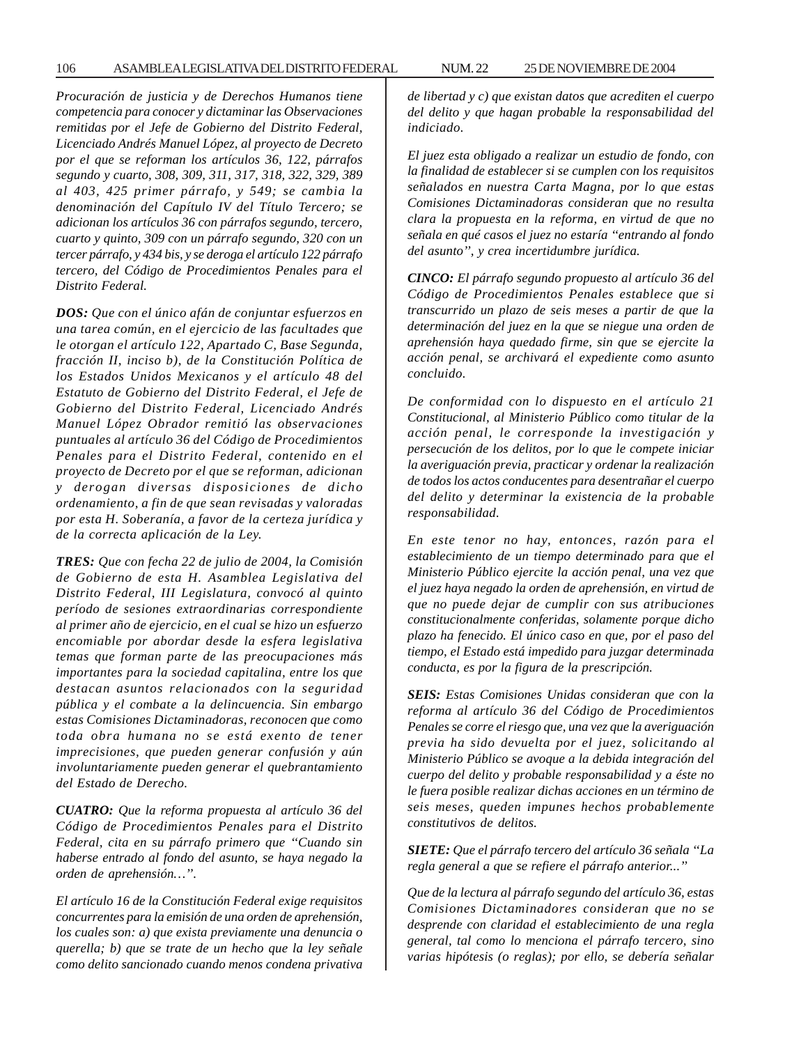*Procuración de justicia y de Derechos Humanos tiene competencia para conocer y dictaminar las Observaciones remitidas por el Jefe de Gobierno del Distrito Federal, Licenciado Andrés Manuel López, al proyecto de Decreto por el que se reforman los artículos 36, 122, párrafos segundo y cuarto, 308, 309, 311, 317, 318, 322, 329, 389 al 403, 425 primer párrafo, y 549; se cambia la denominación del Capítulo IV del Título Tercero; se adicionan los artículos 36 con párrafos segundo, tercero, cuarto y quinto, 309 con un párrafo segundo, 320 con un tercer párrafo, y 434 bis, y se deroga el artículo 122 párrafo tercero, del Código de Procedimientos Penales para el Distrito Federal.*

***DOS:** Que con el único afán de conjuntar esfuerzos en una tarea común, en el ejercicio de las facultades que le otorgan el artículo 122, Apartado C, Base Segunda, fracción II, inciso b), de la Constitución Política de los Estados Unidos Mexicanos y el artículo 48 del Estatuto de Gobierno del Distrito Federal, el Jefe de Gobierno del Distrito Federal, Licenciado Andrés Manuel López Obrador remitió las observaciones puntuales al artículo 36 del Código de Procedimientos Penales para el Distrito Federal, contenido en el proyecto de Decreto por el que se reforman, adicionan y derogan diversas disposiciones de dicho ordenamiento, a fin de que sean revisadas y valoradas por esta H. Soberanía, a favor de la certeza jurídica y de la correcta aplicación de la Ley.*

***TRES:** Que con fecha 22 de julio de 2004, la Comisión de Gobierno de esta H. Asamblea Legislativa del Distrito Federal, III Legislatura, convocó al quinto período de sesiones extraordinarias correspondiente al primer año de ejercicio, en el cual se hizo un esfuerzo encomiable por abordar desde la esfera legislativa temas que forman parte de las preocupaciones más importantes para la sociedad capitalina, entre los que destacan asuntos relacionados con la seguridad pública y el combate a la delincuencia. Sin embargo estas Comisiones Dictaminadoras, reconocen que como toda obra humana no se está exento de tener imprecisiones, que pueden generar confusión y aún involuntariamente pueden generar el quebrantamiento del Estado de Derecho.*

***CUATRO:** Que la reforma propuesta al artículo 36 del Código de Procedimientos Penales para el Distrito Federal, cita en su párrafo primero que "Cuando sin haberse entrado al fondo del asunto, se haya negado la orden de aprehensión…".*

*El artículo 16 de la Constitución Federal exige requisitos concurrentes para la emisión de una orden de aprehensión, los cuales son: a) que exista previamente una denuncia o querella; b) que se trate de un hecho que la ley señale como delito sancionado cuando menos condena privativa de libertad y c) que existan datos que acrediten el cuerpo del delito y que hagan probable la responsabilidad del indiciado.*

*El juez esta obligado a realizar un estudio de fondo, con la finalidad de establecer si se cumplen con los requisitos señalados en nuestra Carta Magna, por lo que estas Comisiones Dictaminadoras consideran que no resulta clara la propuesta en la reforma, en virtud de que no señala en qué casos el juez no estaría "entrando al fondo del asunto", y crea incertidumbre jurídica.*

***CINCO:** El párrafo segundo propuesto al artículo 36 del Código de Procedimientos Penales establece que si transcurrido un plazo de seis meses a partir de que la determinación del juez en la que se niegue una orden de aprehensión haya quedado firme, sin que se ejercite la acción penal, se archivará el expediente como asunto concluido.*

*De conformidad con lo dispuesto en el artículo 21 Constitucional, al Ministerio Público como titular de la acción penal, le corresponde la investigación y persecución de los delitos, por lo que le compete iniciar la averiguación previa, practicar y ordenar la realización de todos los actos conducentes para desentrañar el cuerpo del delito y determinar la existencia de la probable responsabilidad.*

*En este tenor no hay, entonces, razón para el establecimiento de un tiempo determinado para que el Ministerio Público ejercite la acción penal, una vez que el juez haya negado la orden de aprehensión, en virtud de que no puede dejar de cumplir con sus atribuciones constitucionalmente conferidas, solamente porque dicho plazo ha fenecido. El único caso en que, por el paso del tiempo, el Estado está impedido para juzgar determinada conducta, es por la figura de la prescripción.*

***SEIS:** Estas Comisiones Unidas consideran que con la reforma al artículo 36 del Código de Procedimientos Penales se corre el riesgo que, una vez que la averiguación previa ha sido devuelta por el juez, solicitando al Ministerio Público se avoque a la debida integración del cuerpo del delito y probable responsabilidad y a éste no le fuera posible realizar dichas acciones en un término de seis meses, queden impunes hechos probablemente constitutivos de delitos.*

***SIETE:** Que el párrafo tercero del artículo 36 señala "La regla general a que se refiere el párrafo anterior..."*

*Que de la lectura al párrafo segundo del artículo 36, estas Comisiones Dictaminadores consideran que no se desprende con claridad el establecimiento de una regla general, tal como lo menciona el párrafo tercero, sino varias hipótesis (o reglas); por ello, se debería señalar*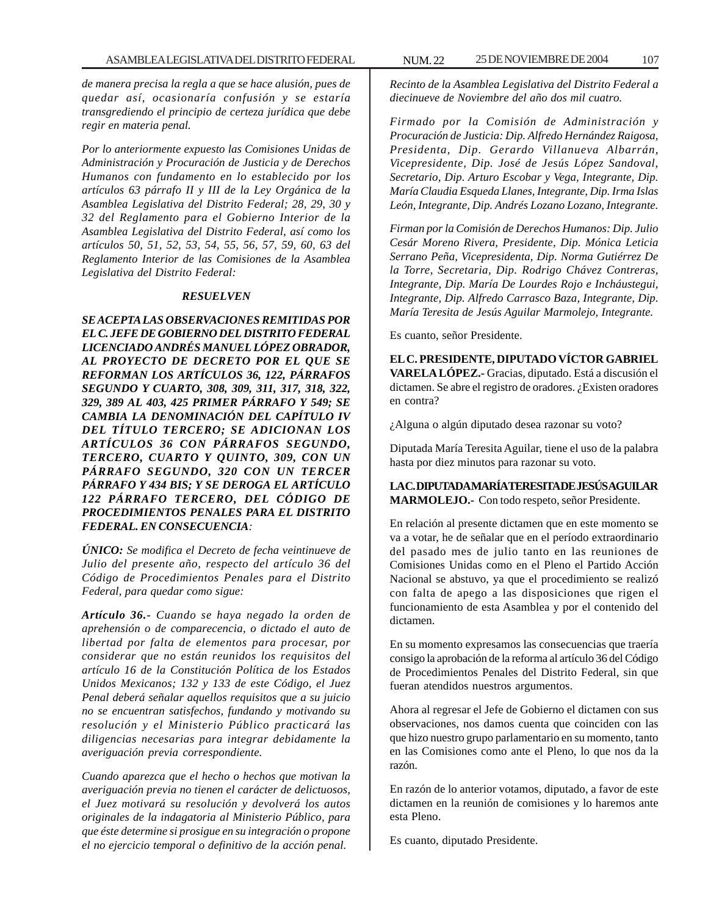*de manera precisa la regla a que se hace alusión, pues de quedar así, ocasionaría confusión y se estaría transgrediendo el principio de certeza jurídica que debe regir en materia penal.*

*Por lo anteriormente expuesto las Comisiones Unidas de Administración y Procuración de Justicia y de Derechos Humanos con fundamento en lo establecido por los artículos 63 párrafo II y III de la Ley Orgánica de la Asamblea Legislativa del Distrito Federal; 28, 29, 30 y 32 del Reglamento para el Gobierno Interior de la Asamblea Legislativa del Distrito Federal, así como los artículos 50, 51, 52, 53, 54, 55, 56, 57, 59, 60, 63 del Reglamento Interior de las Comisiones de la Asamblea Legislativa del Distrito Federal:*

***RESUELVEN***

***SE ACEPTA LAS OBSERVACIONES REMITIDAS POR EL C. JEFE DE GOBIERNO DEL DISTRITO FEDERAL LICENCIADO ANDRÉS MANUEL LÓPEZ OBRADOR, AL PROYECTO DE DECRETO POR EL QUE SE REFORMAN LOS ARTÍCULOS 36, 122, PÁRRAFOS SEGUNDO Y CUARTO, 308, 309, 311, 317, 318, 322, 329, 389 AL 403, 425 PRIMER PÁRRAFO Y 549; SE CAMBIA LA DENOMINACIÓN DEL CAPÍTULO IV DEL TÍTULO TERCERO; SE ADICIONAN LOS ARTÍCULOS 36 CON PÁRRAFOS SEGUNDO, TERCERO, CUARTO Y QUINTO, 309, CON UN PÁRRAFO SEGUNDO, 320 CON UN TERCER PÁRRAFO Y 434 BIS; Y SE DEROGA EL ARTÍCULO 122 PÁRRAFO TERCERO, DEL CÓDIGO DE PROCEDIMIENTOS PENALES PARA EL DISTRITO FEDERAL. EN CONSECUENCIA**:*

***ÚNICO:** Se modifica el Decreto de fecha veintinueve de Julio del presente año, respecto del artículo 36 del Código de Procedimientos Penales para el Distrito Federal, para quedar como sigue:*

***Artículo 36.-** Cuando se haya negado la orden de aprehensión o de comparecencia, o dictado el auto de libertad por falta de elementos para procesar, por considerar que no están reunidos los requisitos del artículo 16 de la Constitución Política de los Estados Unidos Mexicanos; 132 y 133 de este Código, el Juez Penal deberá señalar aquellos requisitos que a su juicio no se encuentran satisfechos, fundando y motivando su resolución y el Ministerio Público practicará las diligencias necesarias para integrar debidamente la averiguación previa correspondiente.*

*Cuando aparezca que el hecho o hechos que motivan la averiguación previa no tienen el carácter de delictuosos, el Juez motivará su resolución y devolverá los autos originales de la indagatoria al Ministerio Público, para que éste determine si prosigue en su integración o propone el no ejercicio temporal o definitivo de la acción penal.*

*Recinto de la Asamblea Legislativa del Distrito Federal a diecinueve de Noviembre del año dos mil cuatro.*

*Firmado por la Comisión de Administración y Procuración de Justicia: Dip. Alfredo Hernández Raigosa, Presidenta, Dip. Gerardo Villanueva Albarrán, Vicepresidente, Dip. José de Jesús López Sandoval, Secretario, Dip. Arturo Escobar y Vega, Integrante, Dip. María Claudia Esqueda Llanes, Integrante, Dip. Irma Islas León, Integrante, Dip. Andrés Lozano Lozano, Integrante.*

*Firman por la Comisión de Derechos Humanos: Dip. Julio César Moreno Rivera, Presidente, Dip. Mónica Leticia Serrano Peña, Vicepresidenta, Dip. Norma Gutiérrez De la Torre, Secretaria, Dip. Rodrigo Chávez Contreras, Integrante, Dip. María De Lourdes Rojo e Incháustegui, Integrante, Dip. Alfredo Carrasco Baza, Integrante, Dip. María Teresita de Jesús Aguilar Marmolejo, Integrante.*

Es cuanto, señor Presidente.

**EL C. PRESIDENTE, DIPUTADO VÍCTOR GABRIEL VARELA LÓPEZ.-** Gracias, diputado. Está a discusión el dictamen. Se abre el registro de oradores. ¿Existen oradores en contra?

¿Alguna o algún diputado desea razonar su voto?

Diputada María Teresita Aguilar, tiene el uso de la palabra hasta por diez minutos para razonar su voto.

**LA C. DIPUTADA MARÍA TERESITA DE JESÚS AGUILAR MARMOLEJO.-** Con todo respeto, señor Presidente.

En relación al presente dictamen que en este momento se va a votar, he de señalar que en el período extraordinario del pasado mes de julio tanto en las reuniones de Comisiones Unidas como en el Pleno el Partido Acción Nacional se abstuvo, ya que el procedimiento se realizó con falta de apego a las disposiciones que rigen el funcionamiento de esta Asamblea y por el contenido del dictamen.

En su momento expresamos las consecuencias que traería consigo la aprobación de la reforma al artículo 36 del Código de Procedimientos Penales del Distrito Federal, sin que fueran atendidos nuestros argumentos.

Ahora al regresar el Jefe de Gobierno el dictamen con sus observaciones, nos damos cuenta que coinciden con las que hizo nuestro grupo parlamentario en su momento, tanto en las Comisiones como ante el Pleno, lo que nos da la razón.

En razón de lo anterior votamos, diputado, a favor de este dictamen en la reunión de comisiones y lo haremos ante esta Pleno.

Es cuanto, diputado Presidente.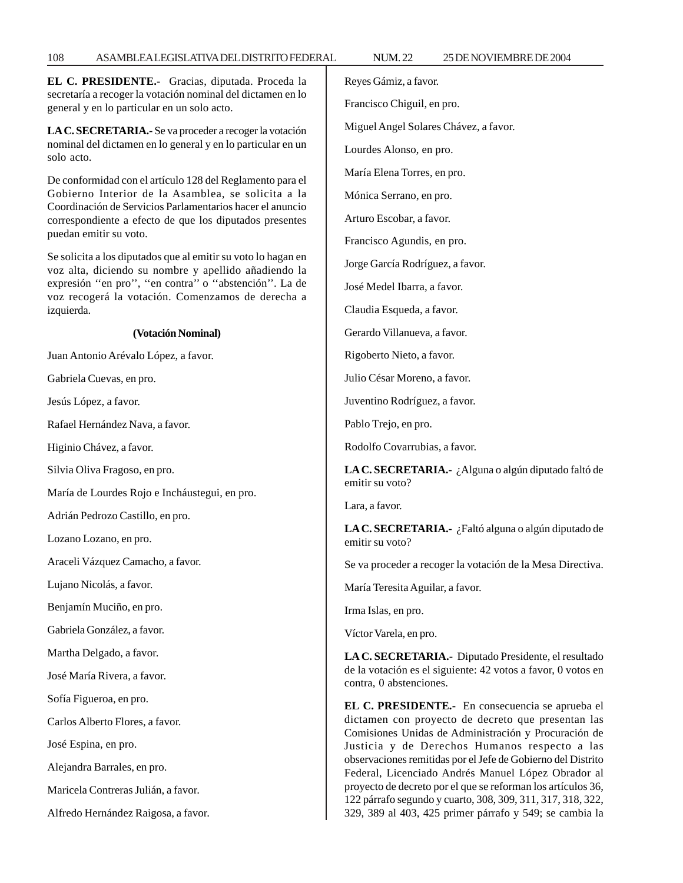**EL C. PRESIDENTE.-** Gracias, diputada. Proceda la secretaría a recoger la votación nominal del dictamen en lo general y en lo particular en un solo acto.

**LA C. SECRETARIA.-** Se va proceder a recoger la votación nominal del dictamen en lo general y en lo particular en un solo acto.

De conformidad con el artículo 128 del Reglamento para el Gobierno Interior de la Asamblea, se solicita a la Coordinación de Servicios Parlamentarios hacer el anuncio correspondiente a efecto de que los diputados presentes puedan emitir su voto.

Se solicita a los diputados que al emitir su voto lo hagan en voz alta, diciendo su nombre y apellido añadiendo la expresión ''en pro'', ''en contra'' o ''abstención''. La de voz recogerá la votación. Comenzamos de derecha a izquierda.

**(Votación Nominal)**

Juan Antonio Arévalo López, a favor.

Gabriela Cuevas, en pro.

Jesús López, a favor.

Rafael Hernández Nava, a favor.

Higinio Chávez, a favor.

Silvia Oliva Fragoso, en pro.

María de Lourdes Rojo e Incháustegui, en pro.

Adrián Pedrozo Castillo, en pro.

Lozano Lozano, en pro.

Araceli Vázquez Camacho, a favor.

Lujano Nicolás, a favor.

Benjamín Muciño, en pro.

Gabriela González, a favor.

Martha Delgado, a favor.

José María Rivera, a favor.

Sofía Figueroa, en pro.

Carlos Alberto Flores, a favor.

José Espina, en pro.

Alejandra Barrales, en pro.

Maricela Contreras Julián, a favor.

Alfredo Hernández Raigosa, a favor.

Reyes Gámiz, a favor.

Francisco Chiguil, en pro.

Miguel Angel Solares Chávez, a favor.

Lourdes Alonso, en pro.

María Elena Torres, en pro.

Mónica Serrano, en pro.

Arturo Escobar, a favor.

Francisco Agundis, en pro.

Jorge García Rodríguez, a favor.

José Medel Ibarra, a favor.

Claudia Esqueda, a favor.

Gerardo Villanueva, a favor.

Rigoberto Nieto, a favor.

Julio César Moreno, a favor.

Juventino Rodríguez, a favor.

Pablo Trejo, en pro.

Rodolfo Covarrubias, a favor.

**LA C. SECRETARIA.-** ¿Alguna o algún diputado faltó de emitir su voto?

Lara, a favor.

**LA C. SECRETARIA.-** ¿Faltó alguna o algún diputado de emitir su voto?

Se va proceder a recoger la votación de la Mesa Directiva.

María Teresita Aguilar, a favor.

Irma Islas, en pro.

Víctor Varela, en pro.

**LA C. SECRETARIA.-** Diputado Presidente, el resultado de la votación es el siguiente: 42 votos a favor, 0 votos en contra, 0 abstenciones.

**EL C. PRESIDENTE.-** En consecuencia se aprueba el dictamen con proyecto de decreto que presentan las Comisiones Unidas de Administración y Procuración de Justicia y de Derechos Humanos respecto a las observaciones remitidas por el Jefe de Gobierno del Distrito Federal, Licenciado Andrés Manuel López Obrador al proyecto de decreto por el que se reforman los artículos 36, 122 párrafo segundo y cuarto, 308, 309, 311, 317, 318, 322, 329, 389 al 403, 425 primer párrafo y 549; se cambia la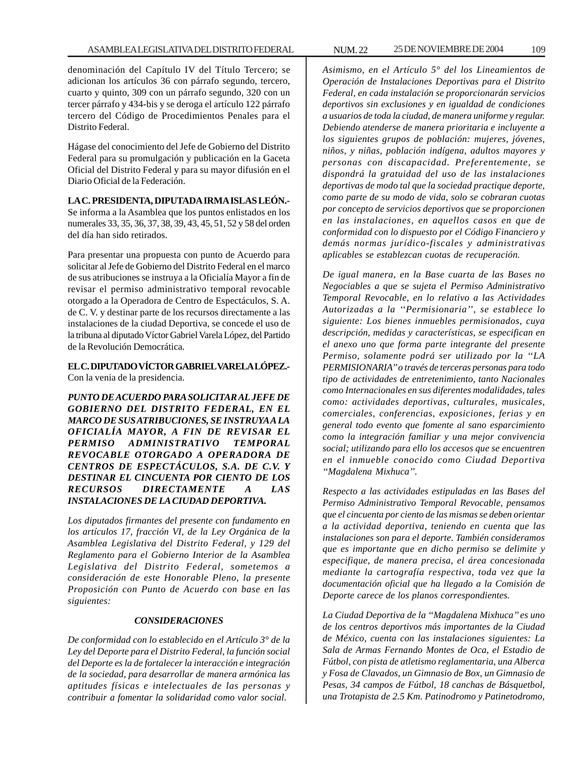denominación del Capítulo IV del Título Tercero; se adicionan los artículos 36 con párrafo segundo, tercero, cuarto y quinto, 309 con un párrafo segundo, 320 con un tercer párrafo y 434-bis y se deroga el artículo 122 párrafo tercero del Código de Procedimientos Penales para el Distrito Federal.

Hágase del conocimiento del Jefe de Gobierno del Distrito Federal para su promulgación y publicación en la Gaceta Oficial del Distrito Federal y para su mayor difusión en el Diario Oficial de la Federación.

**LA C. PRESIDENTA, DIPUTADA IRMA ISLAS LEÓN.-** Se informa a la Asamblea que los puntos enlistados en los numerales 33, 35, 36, 37, 38, 39, 43, 45, 51, 52 y 58 del orden del día han sido retirados.

Para presentar una propuesta con punto de Acuerdo para solicitar al Jefe de Gobierno del Distrito Federal en el marco de sus atribuciones se instruya a la Oficialía Mayor a fin de revisar el permiso administrativo temporal revocable otorgado a la Operadora de Centro de Espectáculos, S. A. de C. V. y destinar parte de los recursos directamente a las instalaciones de la ciudad Deportiva, se concede el uso de la tribuna al diputado Víctor Gabriel Varela López, del Partido de la Revolución Democrática.

**EL C. DIPUTADO VÍCTOR GABRIEL VARELA LÓPEZ.-** Con la venia de la presidencia.

***PUNTO DE ACUERDO PARA SOLICITAR AL JEFE DE GOBIERNO DEL DISTRITO FEDERAL, EN EL MARCO DE SUS ATRIBUCIONES, SE INSTRUYA A LA OFICIALÍA MAYOR, A FIN DE REVISAR EL PERMISO ADMINISTRATIVO TEMPORAL REVOCABLE OTORGADO A OPERADORA DE CENTROS DE ESPECTÁCULOS, S.A. DE C.V. Y DESTINAR EL CINCUENTA POR CIENTO DE LOS RECURSOS DIRECTAMENTE A LAS INSTALACIONES DE LA CIUDAD DEPORTIVA.***

*Los diputados firmantes del presente con fundamento en los artículos 17, fracción VI, de la Ley Orgánica de la Asamblea Legislativa del Distrito Federal, y 129 del Reglamento para el Gobierno Interior de la Asamblea Legislativa del Distrito Federal, sometemos a consideración de este Honorable Pleno, la presente Proposición con Punto de Acuerdo con base en las siguientes:*

***CONSIDERACIONES***

*De conformidad con lo establecido en el Artículo 3° de la Ley del Deporte para el Distrito Federal, la función social del Deporte es la de fortalecer la interacción e integración de la sociedad, para desarrollar de manera armónica las aptitudes físicas e intelectuales de las personas y contribuir a fomentar la solidaridad como valor social.*

*Asimismo, en el Artículo 5° del los Lineamientos de Operación de Instalaciones Deportivas para el Distrito Federal, en cada instalación se proporcionarán servicios deportivos sin exclusiones y en igualdad de condiciones a usuarios de toda la ciudad, de manera uniforme y regular. Debiendo atenderse de manera prioritaria e incluyente a los siguientes grupos de población: mujeres, jóvenes, niños, y niñas, población indígena, adultos mayores y personas con discapacidad. Preferentemente, se dispondrá la gratuidad del uso de las instalaciones deportivas de modo tal que la sociedad practique deporte, como parte de su modo de vida, solo se cobraran cuotas por concepto de servicios deportivos que se proporcionen en las instalaciones, en aquellos casos en que de conformidad con lo dispuesto por el Código Financiero y demás normas jurídico-fiscales y administrativas aplicables se establezcan cuotas de recuperación.*

*De igual manera, en la Base cuarta de las Bases no Negociables a que se sujeta el Permiso Administrativo Temporal Revocable, en lo relativo a las Actividades Autorizadas a la ''Permisionaria'', se establece lo siguiente: Los bienes inmuebles permisionados, cuya descripción, medidas y características, se especifican en el anexo uno que forma parte integrante del presente Permiso, solamente podrá ser utilizado por la ''LA PERMISIONARIA'' o través de terceras personas para todo tipo de actividades de entretenimiento, tanto Nacionales como Internacionales en sus diferentes modalidades, tales como: actividades deportivas, culturales, musicales, comerciales, conferencias, exposiciones, ferias y en general todo evento que fomente al sano esparcimiento como la integración familiar y una mejor convivencia social; utilizando para ello los accesos que se encuentren en el inmueble conocido como Ciudad Deportiva ''Magdalena Mixhuca''.*

*Respecto a las actividades estipuladas en las Bases del Permiso Administrativo Temporal Revocable, pensamos que el cincuenta por ciento de las mismas se deben orientar a la actividad deportiva, teniendo en cuenta que las instalaciones son para el deporte. También consideramos que es importante que en dicho permiso se delimite y especifique, de manera precisa, el área concesionada mediante la cartografía respectiva, toda vez que la documentación oficial que ha llegado a la Comisión de Deporte carece de los planos correspondientes.*

*La Ciudad Deportiva de la ''Magdalena Mixhuca'' es uno de los centros deportivos más importantes de la Ciudad de México, cuenta con las instalaciones siguientes: La Sala de Armas Fernando Montes de Oca, el Estadio de Fútbol, con pista de atletismo reglamentaria, una Alberca y Fosa de Clavados, un Gimnasio de Box, un Gimnasio de Pesas, 34 campos de Fútbol, 18 canchas de Básquetbol, una Trotapista de 2.5 Km. Patinodromo y Patinetodromo,*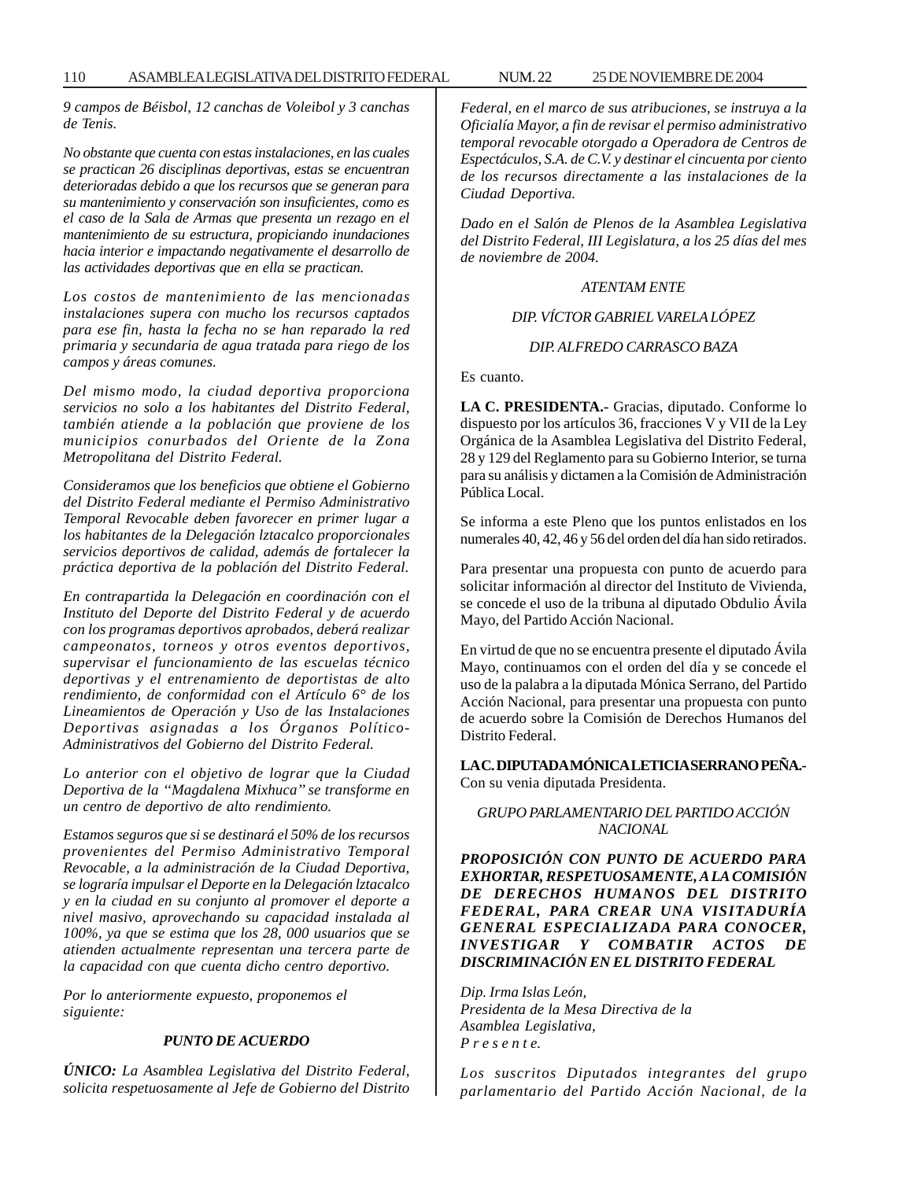*9 campos de Béisbol, 12 canchas de Voleibol y 3 canchas de Tenis.*

*No obstante que cuenta con estas instalaciones, en las cuales se practican 26 disciplinas deportivas, estas se encuentran deterioradas debido a que los recursos que se generan para su mantenimiento y conservación son insuficientes, como es el caso de la Sala de Armas que presenta un rezago en el mantenimiento de su estructura, propiciando inundaciones hacia interior e impactando negativamente el desarrollo de las actividades deportivas que en ella se practican.*

*Los costos de mantenimiento de las mencionadas instalaciones supera con mucho los recursos captados para ese fin, hasta la fecha no se han reparado la red primaria y secundaria de agua tratada para riego de los campos y áreas comunes.*

*Del mismo modo, la ciudad deportiva proporciona servicios no solo a los habitantes del Distrito Federal, también atiende a la población que proviene de los municipios conurbados del Oriente de la Zona Metropolitana del Distrito Federal.*

*Consideramos que los beneficios que obtiene el Gobierno del Distrito Federal mediante el Permiso Administrativo Temporal Revocable deben favorecer en primer lugar a los habitantes de la Delegación lztacalco proporcionales servicios deportivos de calidad, además de fortalecer la práctica deportiva de la población del Distrito Federal.*

*En contrapartida la Delegación en coordinación con el Instituto del Deporte del Distrito Federal y de acuerdo con los programas deportivos aprobados, deberá realizar campeonatos, torneos y otros eventos deportivos, supervisar el funcionamiento de las escuelas técnico deportivas y el entrenamiento de deportistas de alto rendimiento, de conformidad con el Artículo 6° de los Lineamientos de Operación y Uso de las Instalaciones Deportivas asignadas a los Órganos Político-Administrativos del Gobierno del Distrito Federal.*

*Lo anterior con el objetivo de lograr que la Ciudad Deportiva de la "Magdalena Mixhuca" se transforme en un centro de deportivo de alto rendimiento.*

*Estamos seguros que si se destinará el 50% de los recursos provenientes del Permiso Administrativo Temporal Revocable, a la administración de la Ciudad Deportiva, se lograría impulsar el Deporte en la Delegación lztacalco y en la ciudad en su conjunto al promover el deporte a nivel masivo, aprovechando su capacidad instalada al 100%, ya que se estima que los 28, 000 usuarios que se atienden actualmente representan una tercera parte de la capacidad con que cuenta dicho centro deportivo.*

*Por lo anteriormente expuesto, proponemos el siguiente:*

***PUNTO DE ACUERDO***

***ÚNICO:*** *La Asamblea Legislativa del Distrito Federal, solicita respetuosamente al Jefe de Gobierno del Distrito Federal, en el marco de sus atribuciones, se instruya a la Oficialía Mayor, a fin de revisar el permiso administrativo temporal revocable otorgado a Operadora de Centros de Espectáculos, S.A. de C.V. y destinar el cincuenta por ciento de los recursos directamente a las instalaciones de la Ciudad Deportiva.*

*Dado en el Salón de Plenos de la Asamblea Legislativa del Distrito Federal, III Legislatura, a los 25 días del mes de noviembre de 2004.*

*ATENTAMENTE*

*DIP. VÍCTOR GABRIEL VARELA LÓPEZ*

*DIP. ALFREDO CARRASCO BAZA*

Es cuanto.

**LA C. PRESIDENTA.-** Gracias, diputado. Conforme lo dispuesto por los artículos 36, fracciones V y VII de la Ley Orgánica de la Asamblea Legislativa del Distrito Federal, 28 y 129 del Reglamento para su Gobierno Interior, se turna para su análisis y dictamen a la Comisión de Administración Pública Local.

Se informa a este Pleno que los puntos enlistados en los numerales 40, 42, 46 y 56 del orden del día han sido retirados.

Para presentar una propuesta con punto de acuerdo para solicitar información al director del Instituto de Vivienda, se concede el uso de la tribuna al diputado Obdulio Ávila Mayo, del Partido Acción Nacional.

En virtud de que no se encuentra presente el diputado Ávila Mayo, continuamos con el orden del día y se concede el uso de la palabra a la diputada Mónica Serrano, del Partido Acción Nacional, para presentar una propuesta con punto de acuerdo sobre la Comisión de Derechos Humanos del Distrito Federal.

**LA C. DIPUTADA MÓNICA LETICIA SERRANO PEÑA.-** Con su venia diputada Presidenta.

*GRUPO PARLAMENTARIO DEL PARTIDO ACCIÓN NACIONAL*

***PROPOSICIÓN CON PUNTO DE ACUERDO PARA EXHORTAR, RESPETUOSAMENTE, A LA COMISIÓN DE DERECHOS HUMANOS DEL DISTRITO FEDERAL, PARA CREAR UNA VISITADURÍA GENERAL ESPECIALIZADA PARA CONOCER, INVESTIGAR Y COMBATIR ACTOS DE DISCRIMINACIÓN EN EL DISTRITO FEDERAL***

*Dip. Irma Islas León,*
*Presidenta de la Mesa Directiva de la*
*Asamblea Legislativa,*
*P r e s e n t e.*

*Los suscritos Diputados integrantes del grupo parlamentario del Partido Acción Nacional, de la*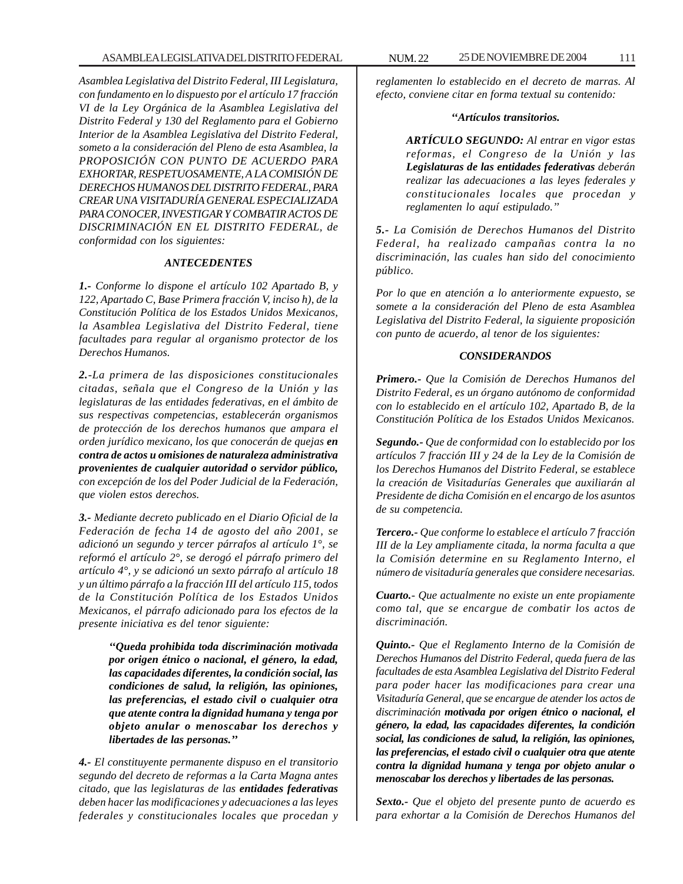*Asamblea Legislativa del Distrito Federal, III Legislatura, con fundamento en lo dispuesto por el artículo 17 fracción VI de la Ley Orgánica de la Asamblea Legislativa del Distrito Federal y 130 del Reglamento para el Gobierno Interior de la Asamblea Legislativa del Distrito Federal, someto a la consideración del Pleno de esta Asamblea, la PROPOSICIÓN CON PUNTO DE ACUERDO PARA EXHORTAR, RESPETUOSAMENTE, A LA COMISIÓN DE DERECHOS HUMANOS DEL DISTRITO FEDERAL, PARA CREAR UNA VISITADURÍA GENERAL ESPECIALIZADA PARA CONOCER, INVESTIGAR Y COMBATIR ACTOS DE DISCRIMINACIÓN EN EL DISTRITO FEDERAL, de conformidad con los siguientes:*

### *ANTECEDENTES*

***1.-*** *Conforme lo dispone el artículo 102 Apartado B, y 122, Apartado C, Base Primera fracción V, inciso h), de la Constitución Política de los Estados Unidos Mexicanos, la Asamblea Legislativa del Distrito Federal, tiene facultades para regular al organismo protector de los Derechos Humanos.*

***2.-*** *La primera de las disposiciones constitucionales citadas, señala que el Congreso de la Unión y las legislaturas de las entidades federativas, en el ámbito de sus respectivas competencias, establecerán organismos de protección de los derechos humanos que ampara el orden jurídico mexicano, los que conocerán de quejas* ***en contra de actos u omisiones de naturaleza administrativa provenientes de cualquier autoridad o servidor público,*** *con excepción de los del Poder Judicial de la Federación, que violen estos derechos.*

***3.-*** *Mediante decreto publicado en el Diario Oficial de la Federación de fecha 14 de agosto del año 2001, se adicionó un segundo y tercer párrafos al artículo 1°, se reformó el artículo 2°, se derogó el párrafo primero del artículo 4°, y se adicionó un sexto párrafo al artículo 18 y un último párrafo a la fracción III del artículo 115, todos de la Constitución Política de los Estados Unidos Mexicanos, el párrafo adicionado para los efectos de la presente iniciativa es del tenor siguiente:*

> ***''Queda prohibida toda discriminación motivada por origen étnico o nacional, el género, la edad, las capacidades diferentes, la condición social, las condiciones de salud, la religión, las opiniones, las preferencias, el estado civil o cualquier otra que atente contra la dignidad humana y tenga por objeto anular o menoscabar los derechos y libertades de las personas.''***

***4.-*** *El constituyente permanente dispuso en el transitorio segundo del decreto de reformas a la Carta Magna antes citado, que las legislaturas de las* ***entidades federativas*** *deben hacer las modificaciones y adecuaciones a las leyes federales y constitucionales locales que procedan y reglamenten lo establecido en el decreto de marras. Al efecto, conviene citar en forma textual su contenido:*

> ***"Artículos transitorios.***
>
> ***ARTÍCULO SEGUNDO:*** *Al entrar en vigor estas reformas, el Congreso de la Unión y las* ***Legislaturas de las entidades federativas*** *deberán realizar las adecuaciones a las leyes federales y constitucionales locales que procedan y reglamenten lo aquí estipulado."*

***5.-*** *La Comisión de Derechos Humanos del Distrito Federal, ha realizado campañas contra la no discriminación, las cuales han sido del conocimiento público.*

*Por lo que en atención a lo anteriormente expuesto, se somete a la consideración del Pleno de esta Asamblea Legislativa del Distrito Federal, la siguiente proposición con punto de acuerdo, al tenor de los siguientes:*

### *CONSIDERANDOS*

***Primero.-*** *Que la Comisión de Derechos Humanos del Distrito Federal, es un órgano autónomo de conformidad con lo establecido en el artículo 102, Apartado B, de la Constitución Política de los Estados Unidos Mexicanos.*

***Segundo.-*** *Que de conformidad con lo establecido por los artículos 7 fracción III y 24 de la Ley de la Comisión de los Derechos Humanos del Distrito Federal, se establece la creación de Visitadurías Generales que auxiliarán al Presidente de dicha Comisión en el encargo de los asuntos de su competencia.*

***Tercero.-*** *Que conforme lo establece el artículo 7 fracción III de la Ley ampliamente citada, la norma faculta a que la Comisión determine en su Reglamento Interno, el número de visitaduría generales que considere necesarias.*

***Cuarto.-*** *Que actualmente no existe un ente propiamente como tal, que se encargue de combatir los actos de discriminación.*

***Quinto.-*** *Que el Reglamento Interno de la Comisión de Derechos Humanos del Distrito Federal, queda fuera de las facultades de esta Asamblea Legislativa del Distrito Federal para poder hacer las modificaciones para crear una Visitaduría General, que se encargue de atender los actos de discriminación* ***motivada por origen étnico o nacional, el género, la edad, las capacidades diferentes, la condición social, las condiciones de salud, la religión, las opiniones, las preferencias, el estado civil o cualquier otra que atente contra la dignidad humana y tenga por objeto anular o menoscabar los derechos y libertades de las personas.***

***Sexto.-*** *Que el objeto del presente punto de acuerdo es para exhortar a la Comisión de Derechos Humanos del*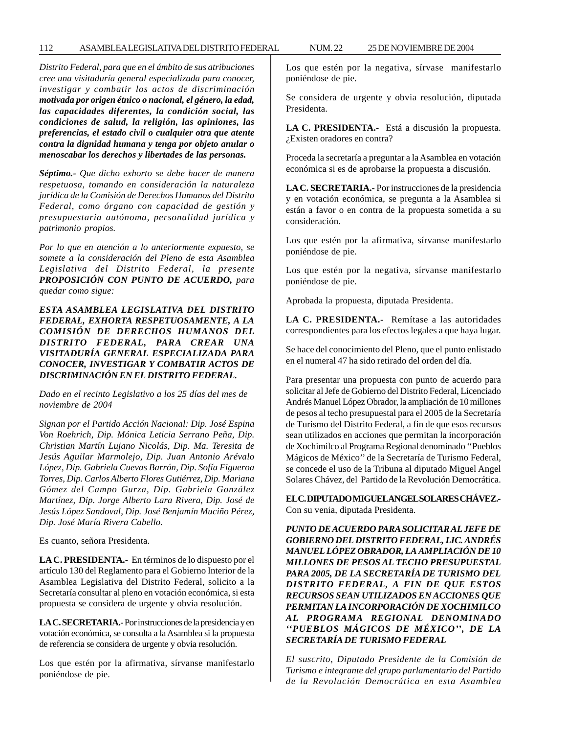*Distrito Federal, para que en el ámbito de sus atribuciones cree una visitaduría general especializada para conocer, investigar y combatir los actos de discriminación* ***motivada por origen étnico o nacional, el género, la edad, las capacidades diferentes, la condición social, las condiciones de salud, la religión, las opiniones, las preferencias, el estado civil o cualquier otra que atente contra la dignidad humana y tenga por objeto anular o menoscabar los derechos y libertades de las personas.***

***Séptimo.-*** *Que dicho exhorto se debe hacer de manera respetuosa, tomando en consideración la naturaleza jurídica de la Comisión de Derechos Humanos del Distrito Federal, como órgano con capacidad de gestión y presupuestaria autónoma, personalidad jurídica y patrimonio propios.*

*Por lo que en atención a lo anteriormente expuesto, se somete a la consideración del Pleno de esta Asamblea Legislativa del Distrito Federal, la presente* ***PROPOSICIÓN CON PUNTO DE ACUERDO,*** *para quedar como sigue:*

***ESTA ASAMBLEA LEGISLATIVA DEL DISTRITO FEDERAL, EXHORTA RESPETUOSAMENTE, A LA COMISIÓN DE DERECHOS HUMANOS DEL DISTRITO FEDERAL, PARA CREAR UNA VISITADURÍA GENERAL ESPECIALIZADA PARA CONOCER, INVESTIGAR Y COMBATIR ACTOS DE DISCRIMINACIÓN EN EL DISTRITO FEDERAL.***

*Dado en el recinto Legislativo a los 25 días del mes de noviembre de 2004*

*Signan por el Partido Acción Nacional: Dip. José Espina Von Roehrich, Dip. Mónica Leticia Serrano Peña, Dip. Christian Martín Lujano Nicolás, Dip. Ma. Teresita de Jesús Aguilar Marmolejo, Dip. Juan Antonio Arévalo López, Dip. Gabriela Cuevas Barrón, Dip. Sofía Figueroa Torres, Dip. Carlos Alberto Flores Gutiérrez, Dip. Mariana Gómez del Campo Gurza, Dip. Gabriela González Martínez, Dip. Jorge Alberto Lara Rivera, Dip. José de Jesús López Sandoval, Dip. José Benjamín Muciño Pérez, Dip. José María Rivera Cabello.*

Es cuanto, señora Presidenta.

**LA C. PRESIDENTA.-** En términos de lo dispuesto por el artículo 130 del Reglamento para el Gobierno Interior de la Asamblea Legislativa del Distrito Federal, solicito a la Secretaría consultar al pleno en votación económica, si esta propuesta se considera de urgente y obvia resolución.

**LA C. SECRETARIA.-** Por instrucciones de la presidencia y en votación económica, se consulta a la Asamblea si la propuesta de referencia se considera de urgente y obvia resolución.

Los que estén por la afirmativa, sírvanse manifestarlo poniéndose de pie.

Los que estén por la negativa, sírvase manifestarlo poniéndose de pie.

Se considera de urgente y obvia resolución, diputada Presidenta.

**LA C. PRESIDENTA.-** Está a discusión la propuesta. ¿Existen oradores en contra?

Proceda la secretaría a preguntar a la Asamblea en votación económica si es de aprobarse la propuesta a discusión.

**LA C. SECRETARIA.-** Por instrucciones de la presidencia y en votación económica, se pregunta a la Asamblea si están a favor o en contra de la propuesta sometida a su consideración.

Los que estén por la afirmativa, sírvanse manifestarlo poniéndose de pie.

Los que estén por la negativa, sírvanse manifestarlo poniéndose de pie.

Aprobada la propuesta, diputada Presidenta.

**LA C. PRESIDENTA.-** Remítase a las autoridades correspondientes para los efectos legales a que haya lugar.

Se hace del conocimiento del Pleno, que el punto enlistado en el numeral 47 ha sido retirado del orden del día.

Para presentar una propuesta con punto de acuerdo para solicitar al Jefe de Gobierno del Distrito Federal, Licenciado Andrés Manuel López Obrador, la ampliación de 10 millones de pesos al techo presupuestal para el 2005 de la Secretaría de Turismo del Distrito Federal, a fin de que esos recursos sean utilizados en acciones que permitan la incorporación de Xochimilco al Programa Regional denominado ''Pueblos Mágicos de México'' de la Secretaría de Turismo Federal, se concede el uso de la Tribuna al diputado Miguel Angel Solares Chávez, del Partido de la Revolución Democrática.

**EL C. DIPUTADO MIGUEL ANGEL SOLARES CHÁVEZ.-** Con su venia, diputada Presidenta.

***PUNTO DE ACUERDO PARA SOLICITAR AL JEFE DE GOBIERNO DEL DISTRITO FEDERAL, LIC. ANDRÉS MANUEL LÓPEZ OBRADOR, LA AMPLIACIÓN DE 10 MILLONES DE PESOS AL TECHO PRESUPUESTAL PARA 2005, DE LA SECRETARÍA DE TURISMO DEL DISTRITO FEDERAL, A FIN DE QUE ESTOS RECURSOS SEAN UTILIZADOS EN ACCIONES QUE PERMITAN LA INCORPORACIÓN DE XOCHIMILCO AL PROGRAMA REGIONAL DENOMINADO ''PUEBLOS MÁGICOS DE MÉXICO'', DE LA SECRETARÍA DE TURISMO FEDERAL***

*El suscrito, Diputado Presidente de la Comisión de Turismo e integrante del grupo parlamentario del Partido de la Revolución Democrática en esta Asamblea*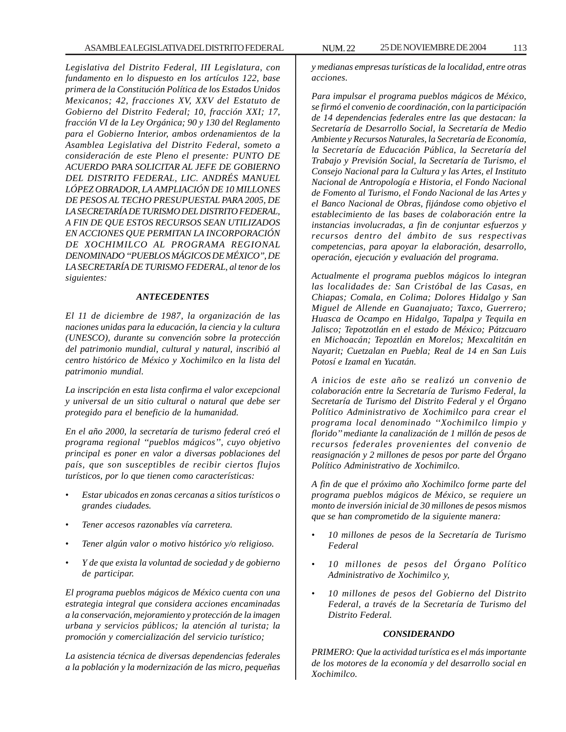*Legislativa del Distrito Federal, III Legislatura, con fundamento en lo dispuesto en los artículos 122, base primera de la Constitución Política de los Estados Unidos Mexicanos; 42, fracciones XV, XXV del Estatuto de Gobierno del Distrito Federal; 10, fracción XXI; 17, fracción VI de la Ley Orgánica; 90 y 130 del Reglamento para el Gobierno Interior, ambos ordenamientos de la Asamblea Legislativa del Distrito Federal, someto a consideración de este Pleno el presente: PUNTO DE ACUERDO PARA SOLICITAR AL JEFE DE GOBIERNO DEL DISTRITO FEDERAL, LIC. ANDRÉS MANUEL LÓPEZ OBRADOR, LA AMPLIACIÓN DE 10 MILLONES DE PESOS AL TECHO PRESUPUESTAL PARA 2005, DE LA SECRETARÍA DE TURISMO DEL DISTRITO FEDERAL, A FIN DE QUE ESTOS RECURSOS SEAN UTILIZADOS EN ACCIONES QUE PERMITAN LA INCORPORACIÓN DE XOCHIMILCO AL PROGRAMA REGIONAL DENOMINADO "PUEBLOS MÁGICOS DE MÉXICO", DE LA SECRETARÍA DE TURISMO FEDERAL, al tenor de los siguientes:*

### *ANTECEDENTES*

*El 11 de diciembre de 1987, la organización de las naciones unidas para la educación, la ciencia y la cultura (UNESCO), durante su convención sobre la protección del patrimonio mundial, cultural y natural, inscribió al centro histórico de México y Xochimilco en la lista del patrimonio mundial.*

*La inscripción en esta lista confirma el valor excepcional y universal de un sitio cultural o natural que debe ser protegido para el beneficio de la humanidad.*

*En el año 2000, la secretaría de turismo federal creó el programa regional ''pueblos mágicos'', cuyo objetivo principal es poner en valor a diversas poblaciones del país, que son susceptibles de recibir ciertos flujos turísticos, por lo que tienen como características:*

- *Estar ubicados en zonas cercanas a sitios turísticos o grandes ciudades.*
- *Tener accesos razonables vía carretera.*
- *Tener algún valor o motivo histórico y/o religioso.*
- *Y de que exista la voluntad de sociedad y de gobierno de participar.*

*El programa pueblos mágicos de México cuenta con una estrategia integral que considera acciones encaminadas a la conservación, mejoramiento y protección de la imagen urbana y servicios públicos; la atención al turista; la promoción y comercialización del servicio turístico;*

*La asistencia técnica de diversas dependencias federales a la población y la modernización de las micro, pequeñas y medianas empresas turísticas de la localidad, entre otras acciones.*

*Para impulsar el programa pueblos mágicos de México, se firmó el convenio de coordinación, con la participación de 14 dependencias federales entre las que destacan: la Secretaría de Desarrollo Social, la Secretaría de Medio Ambiente y Recursos Naturales, la Secretaría de Economía, la Secretaría de Educación Pública, la Secretaría del Trabajo y Previsión Social, la Secretaría de Turismo, el Consejo Nacional para la Cultura y las Artes, el Instituto Nacional de Antropología e Historia, el Fondo Nacional de Fomento al Turismo, el Fondo Nacional de las Artes y el Banco Nacional de Obras, fijándose como objetivo el establecimiento de las bases de colaboración entre la instancias involucradas, a fin de conjuntar esfuerzos y recursos dentro del ámbito de sus respectivas competencias, para apoyar la elaboración, desarrollo, operación, ejecución y evaluación del programa.*

*Actualmente el programa pueblos mágicos lo integran las localidades de: San Cristóbal de las Casas, en Chiapas; Comala, en Colima; Dolores Hidalgo y San Miguel de Allende en Guanajuato; Taxco, Guerrero; Huasca de Ocampo en Hidalgo, Tapalpa y Tequila en Jalisco; Tepotzotlán en el estado de México; Pátzcuaro en Michoacán; Tepoztlán en Morelos; Mexcaltitán en Nayarit; Cuetzalan en Puebla; Real de 14 en San Luis Potosí e Izamal en Yucatán.*

*A inicios de este año se realizó un convenio de colaboración entre la Secretaría de Turismo Federal, la Secretaría de Turismo del Distrito Federal y el Órgano Político Administrativo de Xochimilco para crear el programa local denominado ''Xochimilco limpio y florido'' mediante la canalización de 1 millón de pesos de recursos federales provenientes del convenio de reasignación y 2 millones de pesos por parte del Órgano Político Administrativo de Xochimilco.*

*A fin de que el próximo año Xochimilco forme parte del programa pueblos mágicos de México, se requiere un monto de inversión inicial de 30 millones de pesos mismos que se han comprometido de la siguiente manera:*

- *10 millones de pesos de la Secretaría de Turismo Federal*
- *10 millones de pesos del Órgano Político Administrativo de Xochimilco y,*
- *10 millones de pesos del Gobierno del Distrito Federal, a través de la Secretaría de Turismo del Distrito Federal.*

### *CONSIDERANDO*

*PRIMERO: Que la actividad turística es el más importante de los motores de la economía y del desarrollo social en Xochimilco.*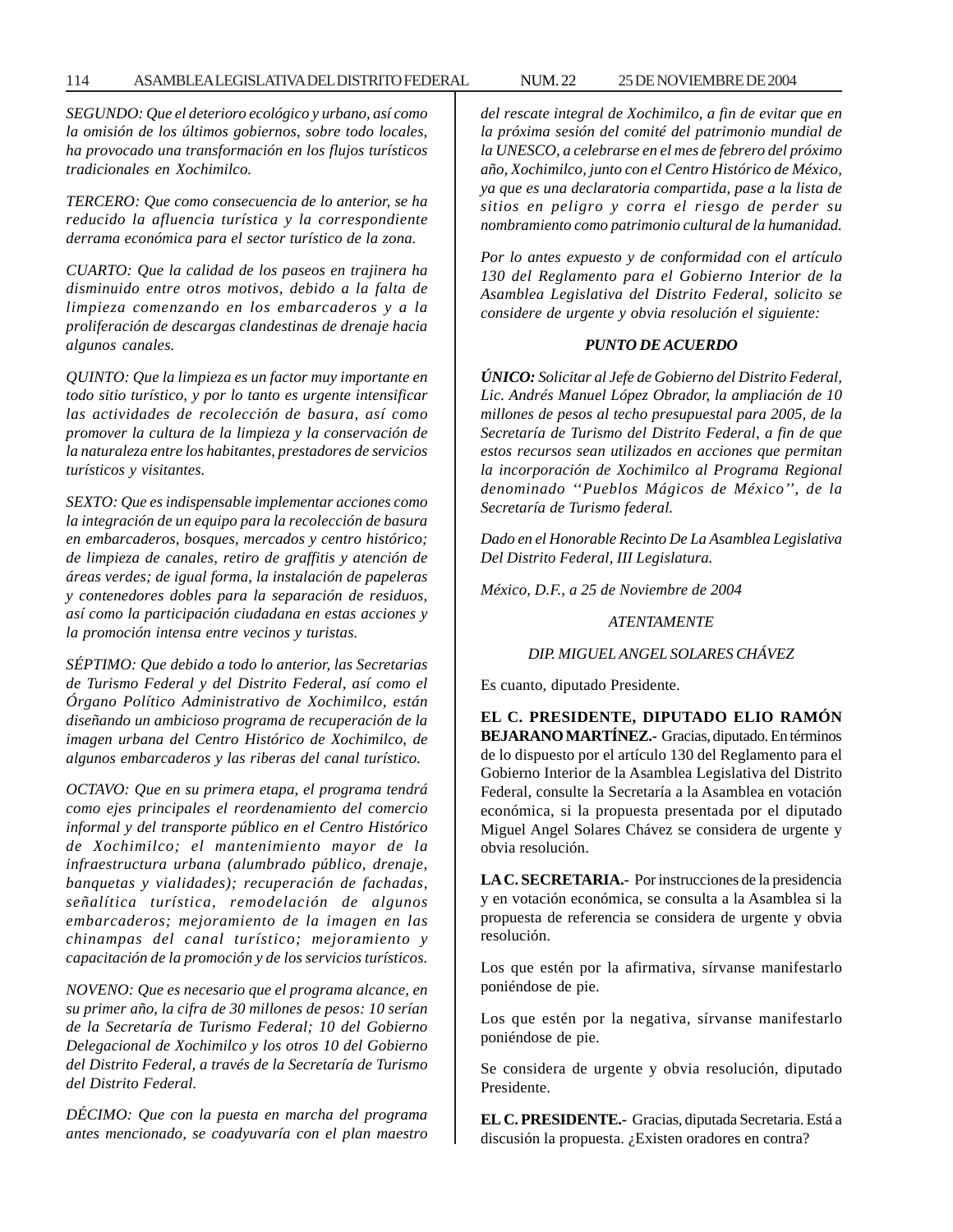*SEGUNDO: Que el deterioro ecológico y urbano, así como la omisión de los últimos gobiernos, sobre todo locales, ha provocado una transformación en los flujos turísticos tradicionales en Xochimilco.*

*TERCERO: Que como consecuencia de lo anterior, se ha reducido la afluencia turística y la correspondiente derrama económica para el sector turístico de la zona.*

*CUARTO: Que la calidad de los paseos en trajinera ha disminuido entre otros motivos, debido a la falta de limpieza comenzando en los embarcaderos y a la proliferación de descargas clandestinas de drenaje hacia algunos canales.*

*QUINTO: Que la limpieza es un factor muy importante en todo sitio turístico, y por lo tanto es urgente intensificar las actividades de recolección de basura, así como promover la cultura de la limpieza y la conservación de la naturaleza entre los habitantes, prestadores de servicios turísticos y visitantes.*

*SEXTO: Que es indispensable implementar acciones como la integración de un equipo para la recolección de basura en embarcaderos, bosques, mercados y centro histórico; de limpieza de canales, retiro de graffitis y atención de áreas verdes; de igual forma, la instalación de papeleras y contenedores dobles para la separación de residuos, así como la participación ciudadana en estas acciones y la promoción intensa entre vecinos y turistas.*

*SÉPTIMO: Que debido a todo lo anterior, las Secretarias de Turismo Federal y del Distrito Federal, así como el Órgano Político Administrativo de Xochimilco, están diseñando un ambicioso programa de recuperación de la imagen urbana del Centro Histórico de Xochimilco, de algunos embarcaderos y las riberas del canal turístico.*

*OCTAVO: Que en su primera etapa, el programa tendrá como ejes principales el reordenamiento del comercio informal y del transporte público en el Centro Histórico de Xochimilco; el mantenimiento mayor de la infraestructura urbana (alumbrado público, drenaje, banquetas y vialidades); recuperación de fachadas, señalítica turística, remodelación de algunos embarcaderos; mejoramiento de la imagen en las chinampas del canal turístico; mejoramiento y capacitación de la promoción y de los servicios turísticos.*

*NOVENO: Que es necesario que el programa alcance, en su primer año, la cifra de 30 millones de pesos: 10 serían de la Secretaría de Turismo Federal; 10 del Gobierno Delegacional de Xochimilco y los otros 10 del Gobierno del Distrito Federal, a través de la Secretaría de Turismo del Distrito Federal.*

*DÉCIMO: Que con la puesta en marcha del programa antes mencionado, se coadyuvaría con el plan maestro del rescate integral de Xochimilco, a fin de evitar que en la próxima sesión del comité del patrimonio mundial de la UNESCO, a celebrarse en el mes de febrero del próximo año, Xochimilco, junto con el Centro Histórico de México, ya que es una declaratoria compartida, pase a la lista de sitios en peligro y corra el riesgo de perder su nombramiento como patrimonio cultural de la humanidad.*

*Por lo antes expuesto y de conformidad con el artículo 130 del Reglamento para el Gobierno Interior de la Asamblea Legislativa del Distrito Federal, solicito se considere de urgente y obvia resolución el siguiente:*

***PUNTO DE ACUERDO***

***ÚNICO:** Solicitar al Jefe de Gobierno del Distrito Federal, Lic. Andrés Manuel López Obrador, la ampliación de 10 millones de pesos al techo presupuestal para 2005, de la Secretaría de Turismo del Distrito Federal, a fin de que estos recursos sean utilizados en acciones que permitan la incorporación de Xochimilco al Programa Regional denominado ''Pueblos Mágicos de México'', de la Secretaría de Turismo federal.*

*Dado en el Honorable Recinto De La Asamblea Legislativa Del Distrito Federal, III Legislatura.*

*México, D.F., a 25 de Noviembre de 2004*

*ATENTAMENTE*

*DIP. MIGUEL ANGEL SOLARES CHÁVEZ*

Es cuanto, diputado Presidente.

**EL C. PRESIDENTE, DIPUTADO ELIO RAMÓN BEJARANO MARTÍNEZ.-** Gracias, diputado. En términos de lo dispuesto por el artículo 130 del Reglamento para el Gobierno Interior de la Asamblea Legislativa del Distrito Federal, consulte la Secretaría a la Asamblea en votación económica, si la propuesta presentada por el diputado Miguel Angel Solares Chávez se considera de urgente y obvia resolución.

**LA C. SECRETARIA.-** Por instrucciones de la presidencia y en votación económica, se consulta a la Asamblea si la propuesta de referencia se considera de urgente y obvia resolución.

Los que estén por la afirmativa, sírvanse manifestarlo poniéndose de pie.

Los que estén por la negativa, sírvanse manifestarlo poniéndose de pie.

Se considera de urgente y obvia resolución, diputado Presidente.

**EL C. PRESIDENTE.-** Gracias, diputada Secretaria. Está a discusión la propuesta. ¿Existen oradores en contra?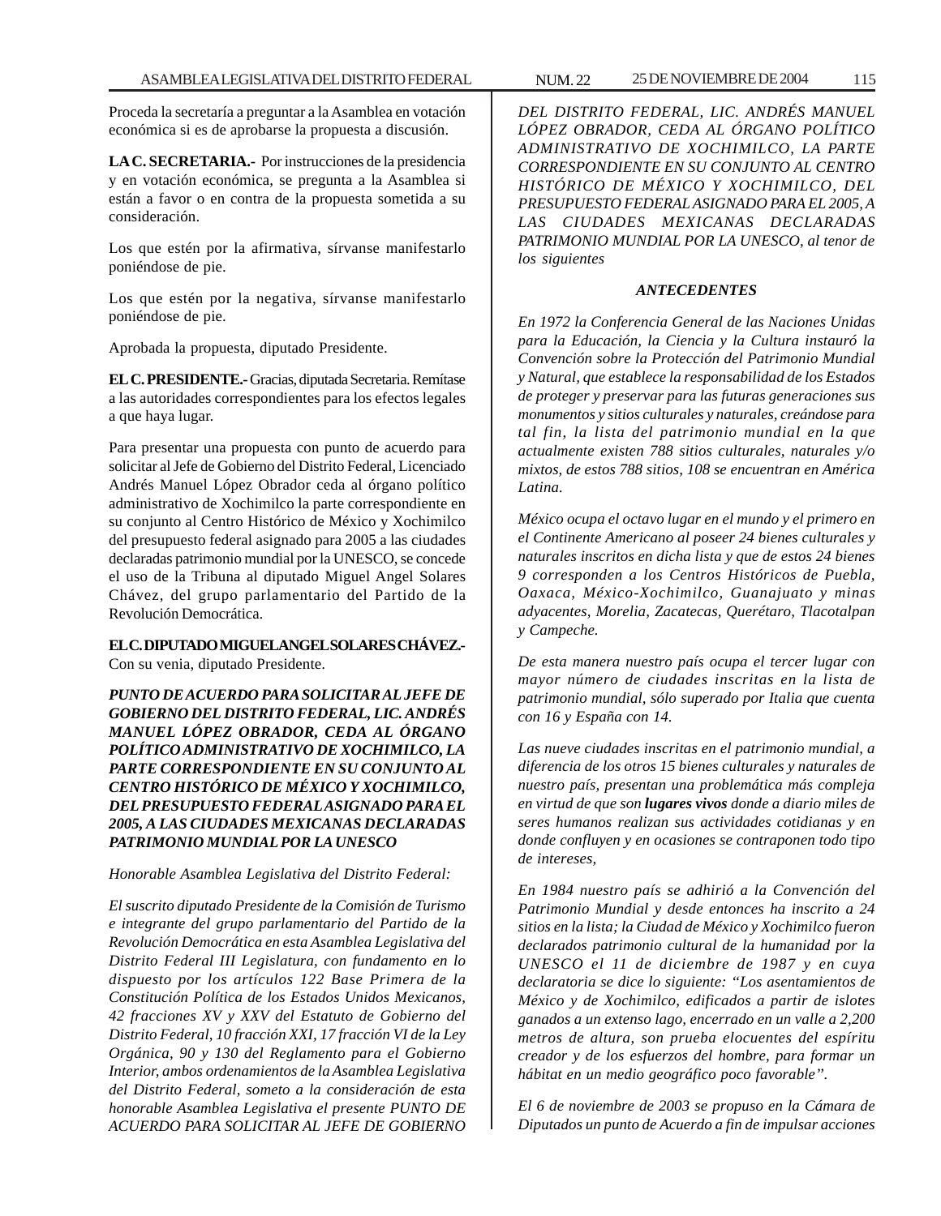Proceda la secretaría a preguntar a la Asamblea en votación económica si es de aprobarse la propuesta a discusión.

**LA C. SECRETARIA.-** Por instrucciones de la presidencia y en votación económica, se pregunta a la Asamblea si están a favor o en contra de la propuesta sometida a su consideración.

Los que estén por la afirmativa, sírvanse manifestarlo poniéndose de pie.

Los que estén por la negativa, sírvanse manifestarlo poniéndose de pie.

Aprobada la propuesta, diputado Presidente.

**EL C. PRESIDENTE.-** Gracias, diputada Secretaria. Remítase a las autoridades correspondientes para los efectos legales a que haya lugar.

Para presentar una propuesta con punto de acuerdo para solicitar al Jefe de Gobierno del Distrito Federal, Licenciado Andrés Manuel López Obrador ceda al órgano político administrativo de Xochimilco la parte correspondiente en su conjunto al Centro Histórico de México y Xochimilco del presupuesto federal asignado para 2005 a las ciudades declaradas patrimonio mundial por la UNESCO, se concede el uso de la Tribuna al diputado Miguel Angel Solares Chávez, del grupo parlamentario del Partido de la Revolución Democrática.

**EL C. DIPUTADO MIGUEL ANGEL SOLARES CHÁVEZ.-** Con su venia, diputado Presidente.

***PUNTO DE ACUERDO PARA SOLICITAR AL JEFE DE GOBIERNO DEL DISTRITO FEDERAL, LIC. ANDRÉS MANUEL LÓPEZ OBRADOR, CEDA AL ÓRGANO POLÍTICO ADMINISTRATIVO DE XOCHIMILCO, LA PARTE CORRESPONDIENTE EN SU CONJUNTO AL CENTRO HISTÓRICO DE MÉXICO Y XOCHIMILCO, DEL PRESUPUESTO FEDERAL ASIGNADO PARA EL 2005, A LAS CIUDADES MEXICANAS DECLARADAS PATRIMONIO MUNDIAL POR LA UNESCO***

*Honorable Asamblea Legislativa del Distrito Federal:*

*El suscrito diputado Presidente de la Comisión de Turismo e integrante del grupo parlamentario del Partido de la Revolución Democrática en esta Asamblea Legislativa del Distrito Federal III Legislatura, con fundamento en lo dispuesto por los artículos 122 Base Primera de la Constitución Política de los Estados Unidos Mexicanos, 42 fracciones XV y XXV del Estatuto de Gobierno del Distrito Federal, 10 fracción XXI, 17 fracción VI de la Ley Orgánica, 90 y 130 del Reglamento para el Gobierno Interior, ambos ordenamientos de la Asamblea Legislativa del Distrito Federal, someto a la consideración de esta honorable Asamblea Legislativa el presente PUNTO DE ACUERDO PARA SOLICITAR AL JEFE DE GOBIERNO DEL DISTRITO FEDERAL, LIC. ANDRÉS MANUEL LÓPEZ OBRADOR, CEDA AL ÓRGANO POLÍTICO ADMINISTRATIVO DE XOCHIMILCO, LA PARTE CORRESPONDIENTE EN SU CONJUNTO AL CENTRO HISTÓRICO DE MÉXICO Y XOCHIMILCO, DEL PRESUPUESTO FEDERAL ASIGNADO PARA EL 2005, A LAS CIUDADES MEXICANAS DECLARADAS PATRIMONIO MUNDIAL POR LA UNESCO, al tenor de los siguientes*

***ANTECEDENTES***

*En 1972 la Conferencia General de las Naciones Unidas para la Educación, la Ciencia y la Cultura instauró la Convención sobre la Protección del Patrimonio Mundial y Natural, que establece la responsabilidad de los Estados de proteger y preservar para las futuras generaciones sus monumentos y sitios culturales y naturales, creándose para tal fin, la lista del patrimonio mundial en la que actualmente existen 788 sitios culturales, naturales y/o mixtos, de estos 788 sitios, 108 se encuentran en América Latina.*

*México ocupa el octavo lugar en el mundo y el primero en el Continente Americano al poseer 24 bienes culturales y naturales inscritos en dicha lista y que de estos 24 bienes 9 corresponden a los Centros Históricos de Puebla, Oaxaca, México-Xochimilco, Guanajuato y minas adyacentes, Morelia, Zacatecas, Querétaro, Tlacotalpan y Campeche.*

*De esta manera nuestro país ocupa el tercer lugar con mayor número de ciudades inscritas en la lista de patrimonio mundial, sólo superado por Italia que cuenta con 16 y España con 14.*

*Las nueve ciudades inscritas en el patrimonio mundial, a diferencia de los otros 15 bienes culturales y naturales de nuestro país, presentan una problemática más compleja en virtud de que son **lugares vivos** donde a diario miles de seres humanos realizan sus actividades cotidianas y en donde confluyen y en ocasiones se contraponen todo tipo de intereses,*

*En 1984 nuestro país se adhirió a la Convención del Patrimonio Mundial y desde entonces ha inscrito a 24 sitios en la lista; la Ciudad de México y Xochimilco fueron declarados patrimonio cultural de la humanidad por la UNESCO el 11 de diciembre de 1987 y en cuya declaratoria se dice lo siguiente: "Los asentamientos de México y de Xochimilco, edificados a partir de islotes ganados a un extenso lago, encerrado en un valle a 2,200 metros de altura, son prueba elocuentes del espíritu creador y de los esfuerzos del hombre, para formar un hábitat en un medio geográfico poco favorable".*

*El 6 de noviembre de 2003 se propuso en la Cámara de Diputados un punto de Acuerdo a fin de impulsar acciones*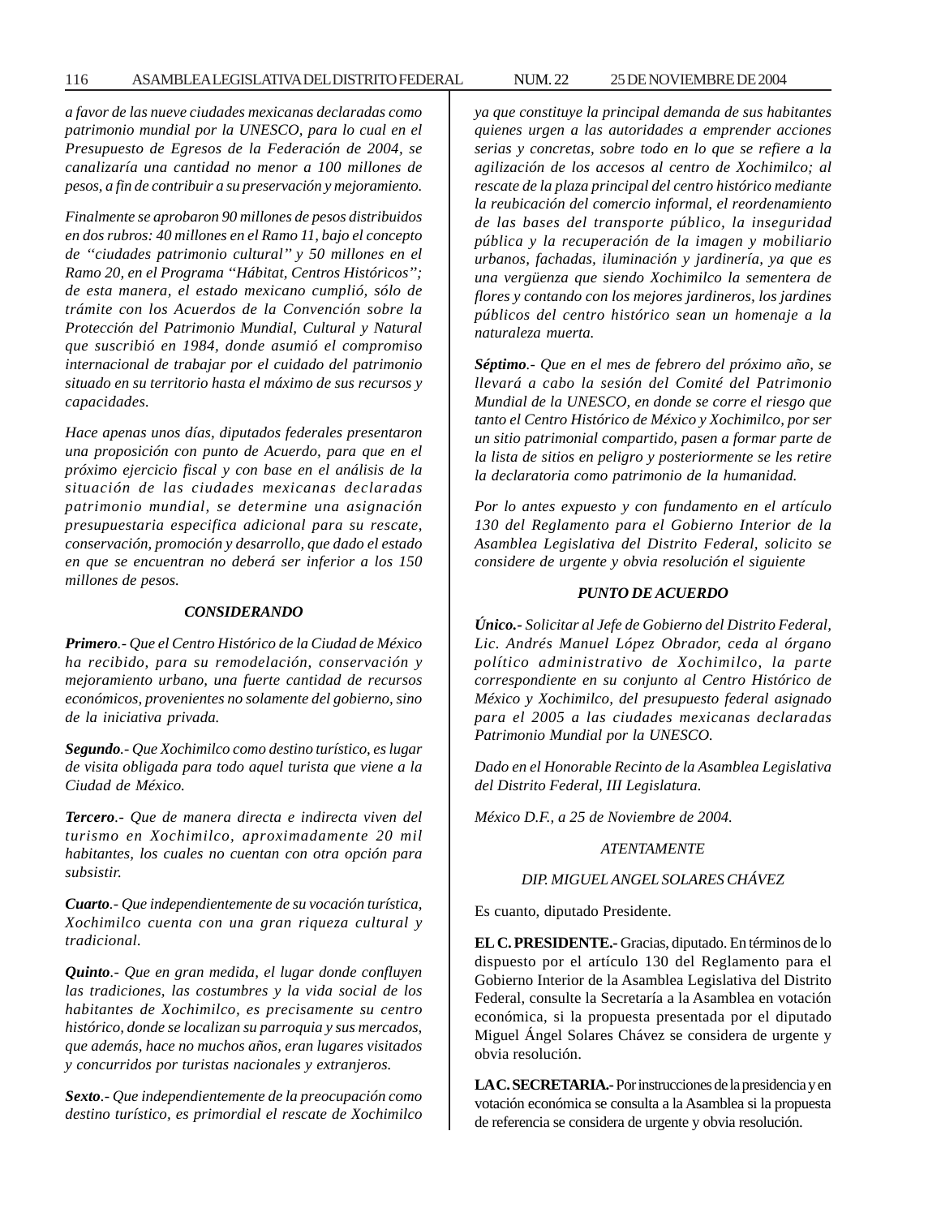*a favor de las nueve ciudades mexicanas declaradas como patrimonio mundial por la UNESCO, para lo cual en el Presupuesto de Egresos de la Federación de 2004, se canalizaría una cantidad no menor a 100 millones de pesos, a fin de contribuir a su preservación y mejoramiento.*

*Finalmente se aprobaron 90 millones de pesos distribuidos en dos rubros: 40 millones en el Ramo 11, bajo el concepto de ''ciudades patrimonio cultural'' y 50 millones en el Ramo 20, en el Programa ''Hábitat, Centros Históricos''; de esta manera, el estado mexicano cumplió, sólo de trámite con los Acuerdos de la Convención sobre la Protección del Patrimonio Mundial, Cultural y Natural que suscribió en 1984, donde asumió el compromiso internacional de trabajar por el cuidado del patrimonio situado en su territorio hasta el máximo de sus recursos y capacidades.*

*Hace apenas unos días, diputados federales presentaron una proposición con punto de Acuerdo, para que en el próximo ejercicio fiscal y con base en el análisis de la situación de las ciudades mexicanas declaradas patrimonio mundial, se determine una asignación presupuestaria especifica adicional para su rescate, conservación, promoción y desarrollo, que dado el estado en que se encuentran no deberá ser inferior a los 150 millones de pesos.*

***CONSIDERANDO***

***Primero**.- Que el Centro Histórico de la Ciudad de México ha recibido, para su remodelación, conservación y mejoramiento urbano, una fuerte cantidad de recursos económicos, provenientes no solamente del gobierno, sino de la iniciativa privada.*

***Segundo**.- Que Xochimilco como destino turístico, es lugar de visita obligada para todo aquel turista que viene a la Ciudad de México.*

***Tercero**.- Que de manera directa e indirecta viven del turismo en Xochimilco, aproximadamente 20 mil habitantes, los cuales no cuentan con otra opción para subsistir.*

***Cuarto**.- Que independientemente de su vocación turística, Xochimilco cuenta con una gran riqueza cultural y tradicional.*

***Quinto**.- Que en gran medida, el lugar donde confluyen las tradiciones, las costumbres y la vida social de los habitantes de Xochimilco, es precisamente su centro histórico, donde se localizan su parroquia y sus mercados, que además, hace no muchos años, eran lugares visitados y concurridos por turistas nacionales y extranjeros.*

***Sexto**.- Que independientemente de la preocupación como destino turístico, es primordial el rescate de Xochimilco ya que constituye la principal demanda de sus habitantes quienes urgen a las autoridades a emprender acciones serias y concretas, sobre todo en lo que se refiere a la agilización de los accesos al centro de Xochimilco; al rescate de la plaza principal del centro histórico mediante la reubicación del comercio informal, el reordenamiento de las bases del transporte público, la inseguridad pública y la recuperación de la imagen y mobiliario urbanos, fachadas, iluminación y jardinería, ya que es una vergüenza que siendo Xochimilco la sementera de flores y contando con los mejores jardineros, los jardines públicos del centro histórico sean un homenaje a la naturaleza muerta.*

***Séptimo**.- Que en el mes de febrero del próximo año, se llevará a cabo la sesión del Comité del Patrimonio Mundial de la UNESCO, en donde se corre el riesgo que tanto el Centro Histórico de México y Xochimilco, por ser un sitio patrimonial compartido, pasen a formar parte de la lista de sitios en peligro y posteriormente se les retire la declaratoria como patrimonio de la humanidad.*

*Por lo antes expuesto y con fundamento en el artículo 130 del Reglamento para el Gobierno Interior de la Asamblea Legislativa del Distrito Federal, solicito se considere de urgente y obvia resolución el siguiente*

***PUNTO DE ACUERDO***

***Único.-** Solicitar al Jefe de Gobierno del Distrito Federal, Lic. Andrés Manuel López Obrador, ceda al órgano político administrativo de Xochimilco, la parte correspondiente en su conjunto al Centro Histórico de México y Xochimilco, del presupuesto federal asignado para el 2005 a las ciudades mexicanas declaradas Patrimonio Mundial por la UNESCO.*

*Dado en el Honorable Recinto de la Asamblea Legislativa del Distrito Federal, III Legislatura.*

*México D.F., a 25 de Noviembre de 2004.*

*ATENTAMENTE*

*DIP. MIGUEL ANGEL SOLARES CHÁVEZ*

Es cuanto, diputado Presidente.

**EL C. PRESIDENTE.-** Gracias, diputado. En términos de lo dispuesto por el artículo 130 del Reglamento para el Gobierno Interior de la Asamblea Legislativa del Distrito Federal, consulte la Secretaría a la Asamblea en votación económica, si la propuesta presentada por el diputado Miguel Ángel Solares Chávez se considera de urgente y obvia resolución.

**LA C. SECRETARIA.-** Por instrucciones de la presidencia y en votación económica se consulta a la Asamblea si la propuesta de referencia se considera de urgente y obvia resolución.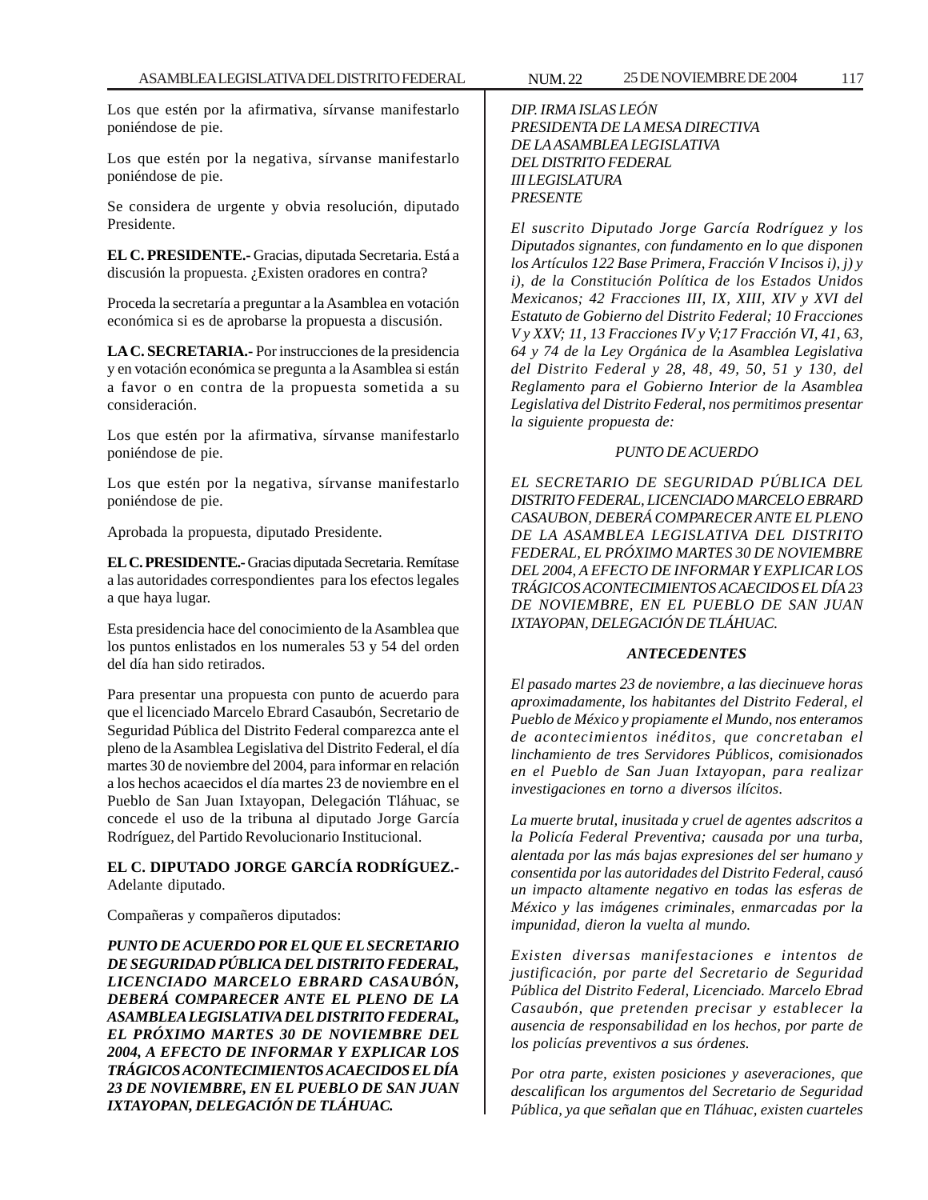Los que estén por la afirmativa, sírvanse manifestarlo poniéndose de pie.

Los que estén por la negativa, sírvanse manifestarlo poniéndose de pie.

Se considera de urgente y obvia resolución, diputado Presidente.

**EL C. PRESIDENTE.-** Gracias, diputada Secretaria. Está a discusión la propuesta. ¿Existen oradores en contra?

Proceda la secretaría a preguntar a la Asamblea en votación económica si es de aprobarse la propuesta a discusión.

**LA C. SECRETARIA.-** Por instrucciones de la presidencia y en votación económica se pregunta a la Asamblea si están a favor o en contra de la propuesta sometida a su consideración.

Los que estén por la afirmativa, sírvanse manifestarlo poniéndose de pie.

Los que estén por la negativa, sírvanse manifestarlo poniéndose de pie.

Aprobada la propuesta, diputado Presidente.

**EL C. PRESIDENTE.-** Gracias diputada Secretaria. Remítase a las autoridades correspondientes para los efectos legales a que haya lugar.

Esta presidencia hace del conocimiento de la Asamblea que los puntos enlistados en los numerales 53 y 54 del orden del día han sido retirados.

Para presentar una propuesta con punto de acuerdo para que el licenciado Marcelo Ebrard Casaubón, Secretario de Seguridad Pública del Distrito Federal comparezca ante el pleno de la Asamblea Legislativa del Distrito Federal, el día martes 30 de noviembre del 2004, para informar en relación a los hechos acaecidos el día martes 23 de noviembre en el Pueblo de San Juan Ixtayopan, Delegación Tláhuac, se concede el uso de la tribuna al diputado Jorge García Rodríguez, del Partido Revolucionario Institucional.

**EL C. DIPUTADO JORGE GARCÍA RODRÍGUEZ.-** Adelante diputado.

Compañeras y compañeros diputados:

***PUNTO DE ACUERDO POR EL QUE EL SECRETARIO DE SEGURIDAD PÚBLICA DEL DISTRITO FEDERAL, LICENCIADO MARCELO EBRARD CASAUBÓN, DEBERÁ COMPARECER ANTE EL PLENO DE LA ASAMBLEA LEGISLATIVA DEL DISTRITO FEDERAL, EL PRÓXIMO MARTES 30 DE NOVIEMBRE DEL 2004, A EFECTO DE INFORMAR Y EXPLICAR LOS TRÁGICOS ACONTECIMIENTOS ACAECIDOS EL DÍA 23 DE NOVIEMBRE, EN EL PUEBLO DE SAN JUAN IXTAYOPAN, DELEGACIÓN DE TLÁHUAC.***

*DIP. IRMA ISLAS LEÓN*
*PRESIDENTA DE LA MESA DIRECTIVA*
*DE LA ASAMBLEA LEGISLATIVA*
*DEL DISTRITO FEDERAL*
*III LEGISLATURA*
*PRESENTE*

*El suscrito Diputado Jorge García Rodríguez y los Diputados signantes, con fundamento en lo que disponen los Artículos 122 Base Primera, Fracción V Incisos i), j) y i), de la Constitución Política de los Estados Unidos Mexicanos; 42 Fracciones III, IX, XIII, XIV y XVI del Estatuto de Gobierno del Distrito Federal; 10 Fracciones V y XXV; 11, 13 Fracciones IV y V;17 Fracción VI, 41, 63, 64 y 74 de la Ley Orgánica de la Asamblea Legislativa del Distrito Federal y 28, 48, 49, 50, 51 y 130, del Reglamento para el Gobierno Interior de la Asamblea Legislativa del Distrito Federal, nos permitimos presentar la siguiente propuesta de:*

*PUNTO DE ACUERDO*

*EL SECRETARIO DE SEGURIDAD PÚBLICA DEL DISTRITO FEDERAL, LICENCIADO MARCELO EBRARD CASAUBON, DEBERÁ COMPARECER ANTE EL PLENO DE LA ASAMBLEA LEGISLATIVA DEL DISTRITO FEDERAL, EL PRÓXIMO MARTES 30 DE NOVIEMBRE DEL 2004, A EFECTO DE INFORMAR Y EXPLICAR LOS TRÁGICOS ACONTECIMIENTOS ACAECIDOS EL DÍA 23 DE NOVIEMBRE, EN EL PUEBLO DE SAN JUAN IXTAYOPAN, DELEGACIÓN DE TLÁHUAC.*

***ANTECEDENTES***

*El pasado martes 23 de noviembre, a las diecinueve horas aproximadamente, los habitantes del Distrito Federal, el Pueblo de México y propiamente el Mundo, nos enteramos de acontecimientos inéditos, que concretaban el linchamiento de tres Servidores Públicos, comisionados en el Pueblo de San Juan Ixtayopan, para realizar investigaciones en torno a diversos ilícitos.*

*La muerte brutal, inusitada y cruel de agentes adscritos a la Policía Federal Preventiva; causada por una turba, alentada por las más bajas expresiones del ser humano y consentida por las autoridades del Distrito Federal, causó un impacto altamente negativo en todas las esferas de México y las imágenes criminales, enmarcadas por la impunidad, dieron la vuelta al mundo.*

*Existen diversas manifestaciones e intentos de justificación, por parte del Secretario de Seguridad Pública del Distrito Federal, Licenciado. Marcelo Ebrad Casaubón, que pretenden precisar y establecer la ausencia de responsabilidad en los hechos, por parte de los policías preventivos a sus órdenes.*

*Por otra parte, existen posiciones y aseveraciones, que descalifican los argumentos del Secretario de Seguridad Pública, ya que señalan que en Tláhuac, existen cuarteles*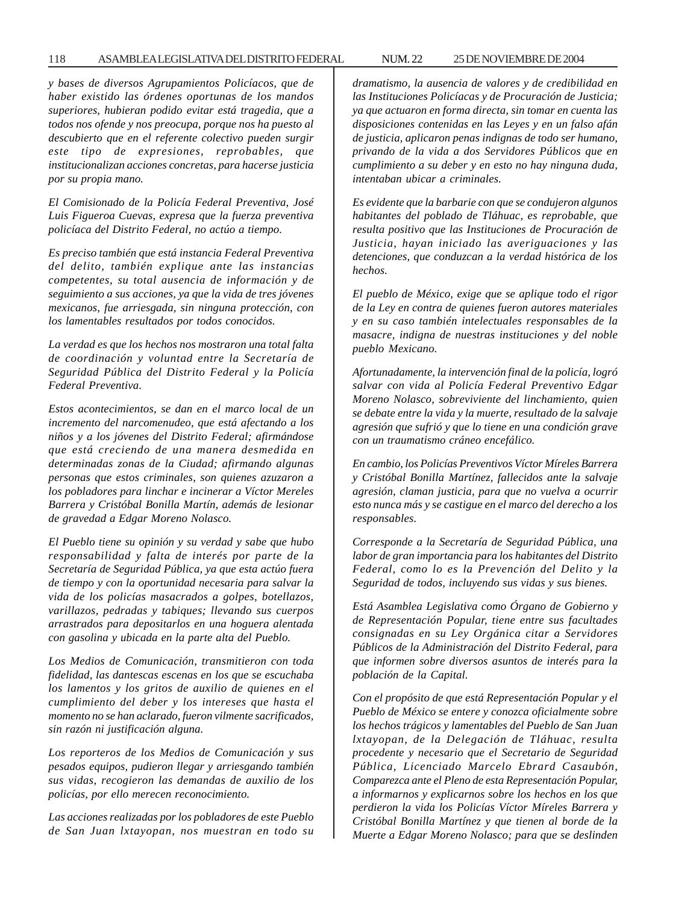*y bases de diversos Agrupamientos Policíacos, que de haber existido las órdenes oportunas de los mandos superiores, hubieran podido evitar está tragedia, que a todos nos ofende y nos preocupa, porque nos ha puesto al descubierto que en el referente colectivo pueden surgir este tipo de expresiones, reprobables, que institucionalizan acciones concretas, para hacerse justicia por su propia mano.*

*El Comisionado de la Policía Federal Preventiva, José Luis Figueroa Cuevas, expresa que la fuerza preventiva policíaca del Distrito Federal, no actúo a tiempo.*

*Es preciso también que está instancia Federal Preventiva del delito, también explique ante las instancias competentes, su total ausencia de información y de seguimiento a sus acciones, ya que la vida de tres jóvenes mexicanos, fue arriesgada, sin ninguna protección, con los lamentables resultados por todos conocidos.*

*La verdad es que los hechos nos mostraron una total falta de coordinación y voluntad entre la Secretaría de Seguridad Pública del Distrito Federal y la Policía Federal Preventiva.*

*Estos acontecimientos, se dan en el marco local de un incremento del narcomenudeo, que está afectando a los niños y a los jóvenes del Distrito Federal; afirmándose que está creciendo de una manera desmedida en determinadas zonas de la Ciudad; afirmando algunas personas que estos criminales, son quienes azuzaron a los pobladores para linchar e incinerar a Víctor Mereles Barrera y Cristóbal Bonilla Martín, además de lesionar de gravedad a Edgar Moreno Nolasco.*

*El Pueblo tiene su opinión y su verdad y sabe que hubo responsabilidad y falta de interés por parte de la Secretaría de Seguridad Pública, ya que esta actúo fuera de tiempo y con la oportunidad necesaria para salvar la vida de los policías masacrados a golpes, botellazos, varillazos, pedradas y tabiques; llevando sus cuerpos arrastrados para depositarlos en una hoguera alentada con gasolina y ubicada en la parte alta del Pueblo.*

*Los Medios de Comunicación, transmitieron con toda fidelidad, las dantescas escenas en los que se escuchaba los lamentos y los gritos de auxilio de quienes en el cumplimiento del deber y los intereses que hasta el momento no se han aclarado, fueron vilmente sacrificados, sin razón ni justificación alguna.*

*Los reporteros de los Medios de Comunicación y sus pesados equipos, pudieron llegar y arriesgando también sus vidas, recogieron las demandas de auxilio de los policías, por ello merecen reconocimiento.*

*Las acciones realizadas por los pobladores de este Pueblo de San Juan lxtayopan, nos muestran en todo su dramatismo, la ausencia de valores y de credibilidad en las Instituciones Policíacas y de Procuración de Justicia; ya que actuaron en forma directa, sin tomar en cuenta las disposiciones contenidas en las Leyes y en un falso afán de justicia, aplicaron penas indignas de todo ser humano, privando de la vida a dos Servidores Públicos que en cumplimiento a su deber y en esto no hay ninguna duda, intentaban ubicar a criminales.*

*Es evidente que la barbarie con que se condujeron algunos habitantes del poblado de Tláhuac, es reprobable, que resulta positivo que las Instituciones de Procuración de Justicia, hayan iniciado las averiguaciones y las detenciones, que conduzcan a la verdad histórica de los hechos.*

*El pueblo de México, exige que se aplique todo el rigor de la Ley en contra de quienes fueron autores materiales y en su caso también intelectuales responsables de la masacre, indigna de nuestras instituciones y del noble pueblo Mexicano.*

*Afortunadamente, la intervención final de la policía, logró salvar con vida al Policía Federal Preventivo Edgar Moreno Nolasco, sobreviviente del linchamiento, quien se debate entre la vida y la muerte, resultado de la salvaje agresión que sufrió y que lo tiene en una condición grave con un traumatismo cráneo encefálico.*

*En cambio, los Policías Preventivos Víctor Míreles Barrera y Cristóbal Bonilla Martínez, fallecidos ante la salvaje agresión, claman justicia, para que no vuelva a ocurrir esto nunca más y se castigue en el marco del derecho a los responsables.*

*Corresponde a la Secretaría de Seguridad Pública, una labor de gran importancia para los habitantes del Distrito Federal, como lo es la Prevención del Delito y la Seguridad de todos, incluyendo sus vidas y sus bienes.*

*Está Asamblea Legislativa como Órgano de Gobierno y de Representación Popular, tiene entre sus facultades consignadas en su Ley Orgánica citar a Servidores Públicos de la Administración del Distrito Federal, para que informen sobre diversos asuntos de interés para la población de la Capital.*

*Con el propósito de que está Representación Popular y el Pueblo de México se entere y conozca oficialmente sobre los hechos trágicos y lamentables del Pueblo de San Juan lxtayopan, de la Delegación de Tláhuac, resulta procedente y necesario que el Secretario de Seguridad Pública, Licenciado Marcelo Ebrard Casaubón, Comparezca ante el Pleno de esta Representación Popular, a informarnos y explicarnos sobre los hechos en los que perdieron la vida los Policías Víctor Míreles Barrera y Cristóbal Bonilla Martínez y que tienen al borde de la Muerte a Edgar Moreno Nolasco; para que se deslinden*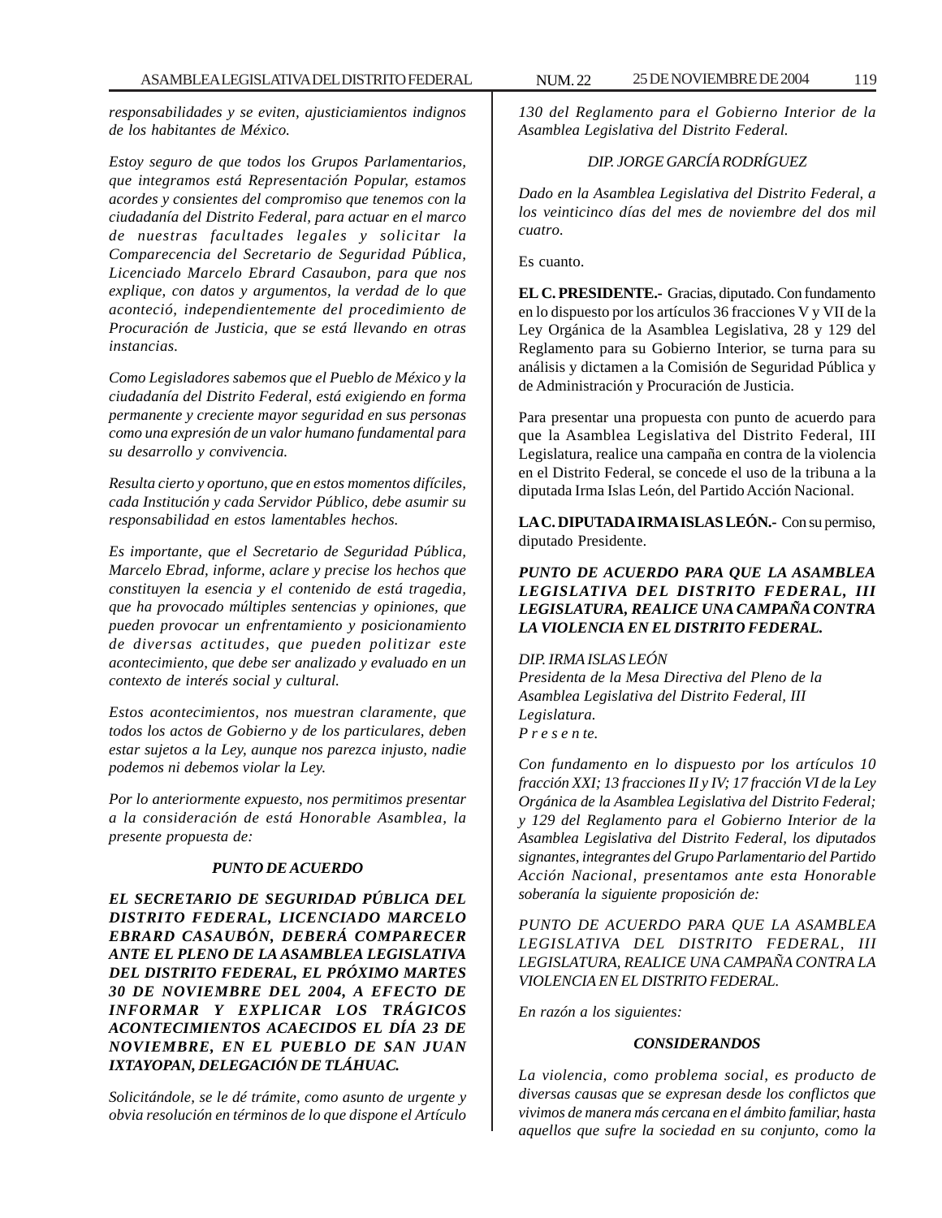*responsabilidades y se eviten, ajusticiamientos indignos de los habitantes de México.*

*Estoy seguro de que todos los Grupos Parlamentarios, que integramos está Representación Popular, estamos acordes y consientes del compromiso que tenemos con la ciudadanía del Distrito Federal, para actuar en el marco de nuestras facultades legales y solicitar la Comparecencia del Secretario de Seguridad Pública, Licenciado Marcelo Ebrard Casaubon, para que nos explique, con datos y argumentos, la verdad de lo que aconteció, independientemente del procedimiento de Procuración de Justicia, que se está llevando en otras instancias.*

*Como Legisladores sabemos que el Pueblo de México y la ciudadanía del Distrito Federal, está exigiendo en forma permanente y creciente mayor seguridad en sus personas como una expresión de un valor humano fundamental para su desarrollo y convivencia.*

*Resulta cierto y oportuno, que en estos momentos difíciles, cada Institución y cada Servidor Público, debe asumir su responsabilidad en estos lamentables hechos.*

*Es importante, que el Secretario de Seguridad Pública, Marcelo Ebrad, informe, aclare y precise los hechos que constituyen la esencia y el contenido de está tragedia, que ha provocado múltiples sentencias y opiniones, que pueden provocar un enfrentamiento y posicionamiento de diversas actitudes, que pueden politizar este acontecimiento, que debe ser analizado y evaluado en un contexto de interés social y cultural.*

*Estos acontecimientos, nos muestran claramente, que todos los actos de Gobierno y de los particulares, deben estar sujetos a la Ley, aunque nos parezca injusto, nadie podemos ni debemos violar la Ley.*

*Por lo anteriormente expuesto, nos permitimos presentar a la consideración de está Honorable Asamblea, la presente propuesta de:*

***PUNTO DE ACUERDO***

***EL SECRETARIO DE SEGURIDAD PÚBLICA DEL DISTRITO FEDERAL, LICENCIADO MARCELO EBRARD CASAUBÓN, DEBERÁ COMPARECER ANTE EL PLENO DE LA ASAMBLEA LEGISLATIVA DEL DISTRITO FEDERAL, EL PRÓXIMO MARTES 30 DE NOVIEMBRE DEL 2004, A EFECTO DE INFORMAR Y EXPLICAR LOS TRÁGICOS ACONTECIMIENTOS ACAECIDOS EL DÍA 23 DE NOVIEMBRE, EN EL PUEBLO DE SAN JUAN IXTAYOPAN, DELEGACIÓN DE TLÁHUAC.***

*Solicitándole, se le dé trámite, como asunto de urgente y obvia resolución en términos de lo que dispone el Artículo 130 del Reglamento para el Gobierno Interior de la Asamblea Legislativa del Distrito Federal.*

*DIP. JORGE GARCÍA RODRÍGUEZ*

*Dado en la Asamblea Legislativa del Distrito Federal, a los veinticinco días del mes de noviembre del dos mil cuatro.*

Es cuanto.

**EL C. PRESIDENTE.-** Gracias, diputado. Con fundamento en lo dispuesto por los artículos 36 fracciones V y VII de la Ley Orgánica de la Asamblea Legislativa, 28 y 129 del Reglamento para su Gobierno Interior, se turna para su análisis y dictamen a la Comisión de Seguridad Pública y de Administración y Procuración de Justicia.

Para presentar una propuesta con punto de acuerdo para que la Asamblea Legislativa del Distrito Federal, III Legislatura, realice una campaña en contra de la violencia en el Distrito Federal, se concede el uso de la tribuna a la diputada Irma Islas León, del Partido Acción Nacional.

**LA C. DIPUTADA IRMA ISLAS LEÓN.-** Con su permiso, diputado Presidente.

***PUNTO DE ACUERDO PARA QUE LA ASAMBLEA LEGISLATIVA DEL DISTRITO FEDERAL, III LEGISLATURA, REALICE UNA CAMPAÑA CONTRA LA VIOLENCIA EN EL DISTRITO FEDERAL.***

*DIP. IRMA ISLAS LEÓN*
*Presidenta de la Mesa Directiva del Pleno de la Asamblea Legislativa del Distrito Federal, III Legislatura.*
*P r e s e n te.*

*Con fundamento en lo dispuesto por los artículos 10 fracción XXI; 13 fracciones II y IV; 17 fracción VI de la Ley Orgánica de la Asamblea Legislativa del Distrito Federal; y 129 del Reglamento para el Gobierno Interior de la Asamblea Legislativa del Distrito Federal, los diputados signantes, integrantes del Grupo Parlamentario del Partido Acción Nacional, presentamos ante esta Honorable soberanía la siguiente proposición de:*

*PUNTO DE ACUERDO PARA QUE LA ASAMBLEA LEGISLATIVA DEL DISTRITO FEDERAL, III LEGISLATURA, REALICE UNA CAMPAÑA CONTRA LA VIOLENCIA EN EL DISTRITO FEDERAL.*

*En razón a los siguientes:*

***CONSIDERANDOS***

*La violencia, como problema social, es producto de diversas causas que se expresan desde los conflictos que vivimos de manera más cercana en el ámbito familiar, hasta aquellos que sufre la sociedad en su conjunto, como la*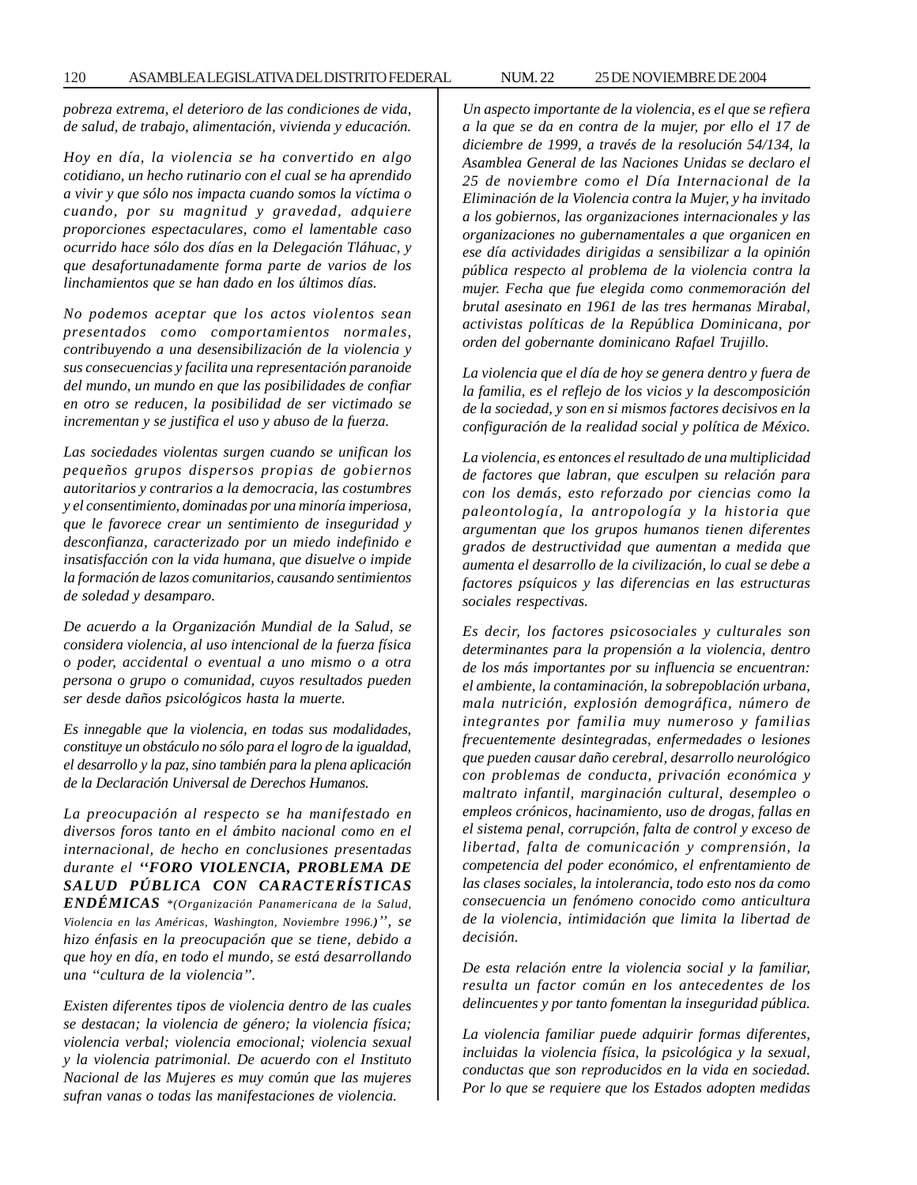*pobreza extrema, el deterioro de las condiciones de vida, de salud, de trabajo, alimentación, vivienda y educación.*

*Hoy en día, la violencia se ha convertido en algo cotidiano, un hecho rutinario con el cual se ha aprendido a vivir y que sólo nos impacta cuando somos la víctima o cuando, por su magnitud y gravedad, adquiere proporciones espectaculares, como el lamentable caso ocurrido hace sólo dos días en la Delegación Tláhuac, y que desafortunadamente forma parte de varios de los linchamientos que se han dado en los últimos días.*

*No podemos aceptar que los actos violentos sean presentados como comportamientos normales, contribuyendo a una desensibilización de la violencia y sus consecuencias y facilita una representación paranoide del mundo, un mundo en que las posibilidades de confiar en otro se reducen, la posibilidad de ser victimado se incrementan y se justifica el uso y abuso de la fuerza.*

*Las sociedades violentas surgen cuando se unifican los pequeños grupos dispersos propias de gobiernos autoritarios y contrarios a la democracia, las costumbres y el consentimiento, dominadas por una minoría imperiosa, que le favorece crear un sentimiento de inseguridad y desconfianza, caracterizado por un miedo indefinido e insatisfacción con la vida humana, que disuelve o impide la formación de lazos comunitarios, causando sentimientos de soledad y desamparo.*

*De acuerdo a la Organización Mundial de la Salud, se considera violencia, al uso intencional de la fuerza física o poder, accidental o eventual a uno mismo o a otra persona o grupo o comunidad, cuyos resultados pueden ser desde daños psicológicos hasta la muerte.*

*Es innegable que la violencia, en todas sus modalidades, constituye un obstáculo no sólo para el logro de la igualdad, el desarrollo y la paz, sino también para la plena aplicación de la Declaración Universal de Derechos Humanos.*

*La preocupación al respecto se ha manifestado en diversos foros tanto en el ámbito nacional como en el internacional, de hecho en conclusiones presentadas durante el* ***''FORO VIOLENCIA, PROBLEMA DE SALUD PÚBLICA CON CARACTERÍSTICAS ENDÉMICAS*** *\*(Organización Panamericana de la Salud, Violencia en las Américas, Washington, Noviembre 1996.)'', se hizo énfasis en la preocupación que se tiene, debido a que hoy en día, en todo el mundo, se está desarrollando una ''cultura de la violencia''.*

*Existen diferentes tipos de violencia dentro de las cuales se destacan; la violencia de género; la violencia física; violencia verbal; violencia emocional; violencia sexual y la violencia patrimonial. De acuerdo con el Instituto Nacional de las Mujeres es muy común que las mujeres sufran vanas o todas las manifestaciones de violencia.*

*Un aspecto importante de la violencia, es el que se refiera a la que se da en contra de la mujer, por ello el 17 de diciembre de 1999, a través de la resolución 54/134, la Asamblea General de las Naciones Unidas se declaro el 25 de noviembre como el Día Internacional de la Eliminación de la Violencia contra la Mujer, y ha invitado a los gobiernos, las organizaciones internacionales y las organizaciones no gubernamentales a que organicen en ese día actividades dirigidas a sensibilizar a la opinión pública respecto al problema de la violencia contra la mujer. Fecha que fue elegida como conmemoración del brutal asesinato en 1961 de las tres hermanas Mirabal, activistas políticas de la República Dominicana, por orden del gobernante dominicano Rafael Trujillo.*

*La violencia que el día de hoy se genera dentro y fuera de la familia, es el reflejo de los vicios y la descomposición de la sociedad, y son en si mismos factores decisivos en la configuración de la realidad social y política de México.*

*La violencia, es entonces el resultado de una multiplicidad de factores que labran, que esculpen su relación para con los demás, esto reforzado por ciencias como la paleontología, la antropología y la historia que argumentan que los grupos humanos tienen diferentes grados de destructividad que aumentan a medida que aumenta el desarrollo de la civilización, lo cual se debe a factores psíquicos y las diferencias en las estructuras sociales respectivas.*

*Es decir, los factores psicosociales y culturales son determinantes para la propensión a la violencia, dentro de los más importantes por su influencia se encuentran: el ambiente, la contaminación, la sobrepoblación urbana, mala nutrición, explosión demográfica, número de integrantes por familia muy numeroso y familias frecuentemente desintegradas, enfermedades o lesiones que pueden causar daño cerebral, desarrollo neurológico con problemas de conducta, privación económica y maltrato infantil, marginación cultural, desempleo o empleos crónicos, hacinamiento, uso de drogas, fallas en el sistema penal, corrupción, falta de control y exceso de libertad, falta de comunicación y comprensión, la competencia del poder económico, el enfrentamiento de las clases sociales, la intolerancia, todo esto nos da como consecuencia un fenómeno conocido como anticultura de la violencia, intimidación que limita la libertad de decisión.*

*De esta relación entre la violencia social y la familiar, resulta un factor común en los antecedentes de los delincuentes y por tanto fomentan la inseguridad pública.*

*La violencia familiar puede adquirir formas diferentes, incluidas la violencia física, la psicológica y la sexual, conductas que son reproducidos en la vida en sociedad. Por lo que se requiere que los Estados adopten medidas*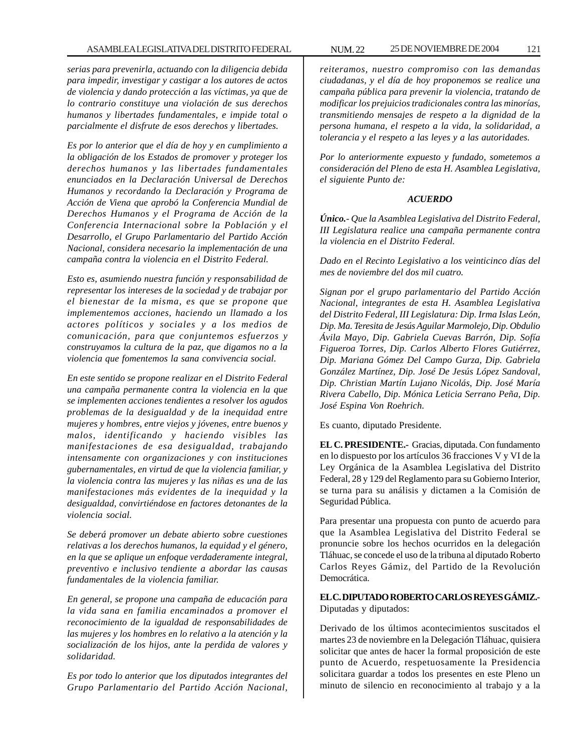*serias para prevenirla, actuando con la diligencia debida para impedir, investigar y castigar a los autores de actos de violencia y dando protección a las víctimas, ya que de lo contrario constituye una violación de sus derechos humanos y libertades fundamentales, e impide total o parcialmente el disfrute de esos derechos y libertades.*

*Es por lo anterior que el día de hoy y en cumplimiento a la obligación de los Estados de promover y proteger los derechos humanos y las libertades fundamentales enunciados en la Declaración Universal de Derechos Humanos y recordando la Declaración y Programa de Acción de Viena que aprobó la Conferencia Mundial de Derechos Humanos y el Programa de Acción de la Conferencia Internacional sobre la Población y el Desarrollo, el Grupo Parlamentario del Partido Acción Nacional, considera necesario la implementación de una campaña contra la violencia en el Distrito Federal.*

*Esto es, asumiendo nuestra función y responsabilidad de representar los intereses de la sociedad y de trabajar por el bienestar de la misma, es que se propone que implementemos acciones, haciendo un llamado a los actores políticos y sociales y a los medios de comunicación, para que conjuntemos esfuerzos y construyamos la cultura de la paz, que digamos no a la violencia que fomentemos la sana convivencia social.*

*En este sentido se propone realizar en el Distrito Federal una campaña permanente contra la violencia en la que se implementen acciones tendientes a resolver los agudos problemas de la desigualdad y de la inequidad entre mujeres y hombres, entre viejos y jóvenes, entre buenos y malos, identificando y haciendo visibles las manifestaciones de esa desigualdad, trabajando intensamente con organizaciones y con instituciones gubernamentales, en virtud de que la violencia familiar, y la violencia contra las mujeres y las niñas es una de las manifestaciones más evidentes de la inequidad y la desigualdad, convirtiéndose en factores detonantes de la violencia social.*

*Se deberá promover un debate abierto sobre cuestiones relativas a los derechos humanos, la equidad y el género, en la que se aplique un enfoque verdaderamente integral, preventivo e inclusivo tendiente a abordar las causas fundamentales de la violencia familiar.*

*En general, se propone una campaña de educación para la vida sana en familia encaminados a promover el reconocimiento de la igualdad de responsabilidades de las mujeres y los hombres en lo relativo a la atención y la socialización de los hijos, ante la perdida de valores y solidaridad.*

*Es por todo lo anterior que los diputados integrantes del Grupo Parlamentario del Partido Acción Nacional, reiteramos, nuestro compromiso con las demandas ciudadanas, y el día de hoy proponemos se realice una campaña pública para prevenir la violencia, tratando de modificar los prejuicios tradicionales contra las minorías, transmitiendo mensajes de respeto a la dignidad de la persona humana, el respeto a la vida, la solidaridad, a tolerancia y el respeto a las leyes y a las autoridades.*

*Por lo anteriormente expuesto y fundado, sometemos a consideración del Pleno de esta H. Asamblea Legislativa, el siguiente Punto de:*

***ACUERDO***

***Único.****- Que la Asamblea Legislativa del Distrito Federal, III Legislatura realice una campaña permanente contra la violencia en el Distrito Federal.*

*Dado en el Recinto Legislativo a los veinticinco días del mes de noviembre del dos mil cuatro.*

*Signan por el grupo parlamentario del Partido Acción Nacional, integrantes de esta H. Asamblea Legislativa del Distrito Federal, III Legislatura: Dip. Irma Islas León, Dip. Ma. Teresita de Jesús Aguilar Marmolejo, Dip. Obdulio Ávila Mayo, Dip. Gabriela Cuevas Barrón, Dip. Sofía Figueroa Torres, Dip. Carlos Alberto Flores Gutiérrez, Dip. Mariana Gómez Del Campo Gurza, Dip. Gabriela González Martínez, Dip. José De Jesús López Sandoval, Dip. Christian Martín Lujano Nicolás, Dip. José María Rivera Cabello, Dip. Mónica Leticia Serrano Peña, Dip. José Espina Von Roehrich.*

Es cuanto, diputado Presidente.

**EL C. PRESIDENTE.-** Gracias, diputada. Con fundamento en lo dispuesto por los artículos 36 fracciones V y VI de la Ley Orgánica de la Asamblea Legislativa del Distrito Federal, 28 y 129 del Reglamento para su Gobierno Interior, se turna para su análisis y dictamen a la Comisión de Seguridad Pública.

Para presentar una propuesta con punto de acuerdo para que la Asamblea Legislativa del Distrito Federal se pronuncie sobre los hechos ocurridos en la delegación Tláhuac, se concede el uso de la tribuna al diputado Roberto Carlos Reyes Gámiz, del Partido de la Revolución Democrática.

**EL C. DIPUTADO ROBERTO CARLOS REYES GÁMIZ.-** Diputadas y diputados:

Derivado de los últimos acontecimientos suscitados el martes 23 de noviembre en la Delegación Tláhuac, quisiera solicitar que antes de hacer la formal proposición de este punto de Acuerdo, respetuosamente la Presidencia solicitara guardar a todos los presentes en este Pleno un minuto de silencio en reconocimiento al trabajo y a la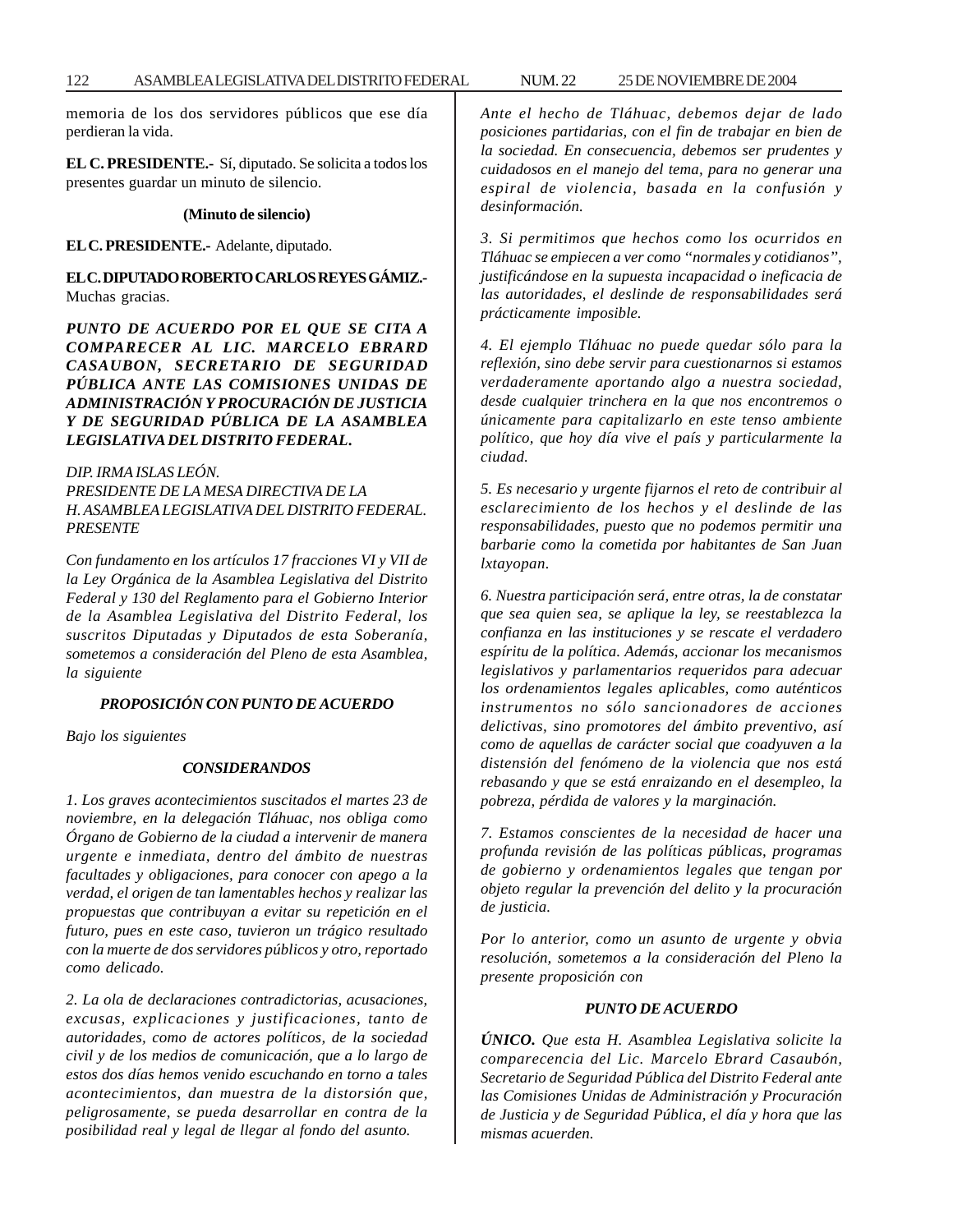memoria de los dos servidores públicos que ese día perdieran la vida.

**EL C. PRESIDENTE.-** Sí, diputado. Se solicita a todos los presentes guardar un minuto de silencio.

**(Minuto de silencio)**

**EL C. PRESIDENTE.-** Adelante, diputado.

**EL C. DIPUTADO ROBERTO CARLOS REYES GÁMIZ.-** Muchas gracias.

***PUNTO DE ACUERDO POR EL QUE SE CITA A COMPARECER AL LIC. MARCELO EBRARD CASAUBON, SECRETARIO DE SEGURIDAD PÚBLICA ANTE LAS COMISIONES UNIDAS DE ADMINISTRACIÓN Y PROCURACIÓN DE JUSTICIA Y DE SEGURIDAD PÚBLICA DE LA ASAMBLEA LEGISLATIVA DEL DISTRITO FEDERAL.***

*DIP. IRMA ISLAS LEÓN.*
*PRESIDENTE DE LA MESA DIRECTIVA DE LA*
*H. ASAMBLEA LEGISLATIVA DEL DISTRITO FEDERAL.*
*PRESENTE*

*Con fundamento en los artículos 17 fracciones VI y VII de la Ley Orgánica de la Asamblea Legislativa del Distrito Federal y 130 del Reglamento para el Gobierno Interior de la Asamblea Legislativa del Distrito Federal, los suscritos Diputadas y Diputados de esta Soberanía, sometemos a consideración del Pleno de esta Asamblea, la siguiente*

***PROPOSICIÓN CON PUNTO DE ACUERDO***

*Bajo los siguientes*

***CONSIDERANDOS***

*1. Los graves acontecimientos suscitados el martes 23 de noviembre, en la delegación Tláhuac, nos obliga como Órgano de Gobierno de la ciudad a intervenir de manera urgente e inmediata, dentro del ámbito de nuestras facultades y obligaciones, para conocer con apego a la verdad, el origen de tan lamentables hechos y realizar las propuestas que contribuyan a evitar su repetición en el futuro, pues en este caso, tuvieron un trágico resultado con la muerte de dos servidores públicos y otro, reportado como delicado.*

*2. La ola de declaraciones contradictorias, acusaciones, excusas, explicaciones y justificaciones, tanto de autoridades, como de actores políticos, de la sociedad civil y de los medios de comunicación, que a lo largo de estos dos días hemos venido escuchando en torno a tales acontecimientos, dan muestra de la distorsión que, peligrosamente, se pueda desarrollar en contra de la posibilidad real y legal de llegar al fondo del asunto.*

*Ante el hecho de Tláhuac, debemos dejar de lado posiciones partidarias, con el fin de trabajar en bien de la sociedad. En consecuencia, debemos ser prudentes y cuidadosos en el manejo del tema, para no generar una espiral de violencia, basada en la confusión y desinformación.*

*3. Si permitimos que hechos como los ocurridos en Tláhuac se empiecen a ver como "normales y cotidianos", justificándose en la supuesta incapacidad o ineficacia de las autoridades, el deslinde de responsabilidades será prácticamente imposible.*

*4. El ejemplo Tláhuac no puede quedar sólo para la reflexión, sino debe servir para cuestionarnos si estamos verdaderamente aportando algo a nuestra sociedad, desde cualquier trinchera en la que nos encontremos o únicamente para capitalizarlo en este tenso ambiente político, que hoy día vive el país y particularmente la ciudad.*

*5. Es necesario y urgente fijarnos el reto de contribuir al esclarecimiento de los hechos y el deslinde de las responsabilidades, puesto que no podemos permitir una barbarie como la cometida por habitantes de San Juan lxtayopan.*

*6. Nuestra participación será, entre otras, la de constatar que sea quien sea, se aplique la ley, se reestablezca la confianza en las instituciones y se rescate el verdadero espíritu de la política. Además, accionar los mecanismos legislativos y parlamentarios requeridos para adecuar los ordenamientos legales aplicables, como auténticos instrumentos no sólo sancionadores de acciones delictivas, sino promotores del ámbito preventivo, así como de aquellas de carácter social que coadyuven a la distensión del fenómeno de la violencia que nos está rebasando y que se está enraizando en el desempleo, la pobreza, pérdida de valores y la marginación.*

*7. Estamos conscientes de la necesidad de hacer una profunda revisión de las políticas públicas, programas de gobierno y ordenamientos legales que tengan por objeto regular la prevención del delito y la procuración de justicia.*

*Por lo anterior, como un asunto de urgente y obvia resolución, sometemos a la consideración del Pleno la presente proposición con*

***PUNTO DE ACUERDO***

***ÚNICO.*** *Que esta H. Asamblea Legislativa solicite la comparecencia del Lic. Marcelo Ebrard Casaubón, Secretario de Seguridad Pública del Distrito Federal ante las Comisiones Unidas de Administración y Procuración de Justicia y de Seguridad Pública, el día y hora que las mismas acuerden.*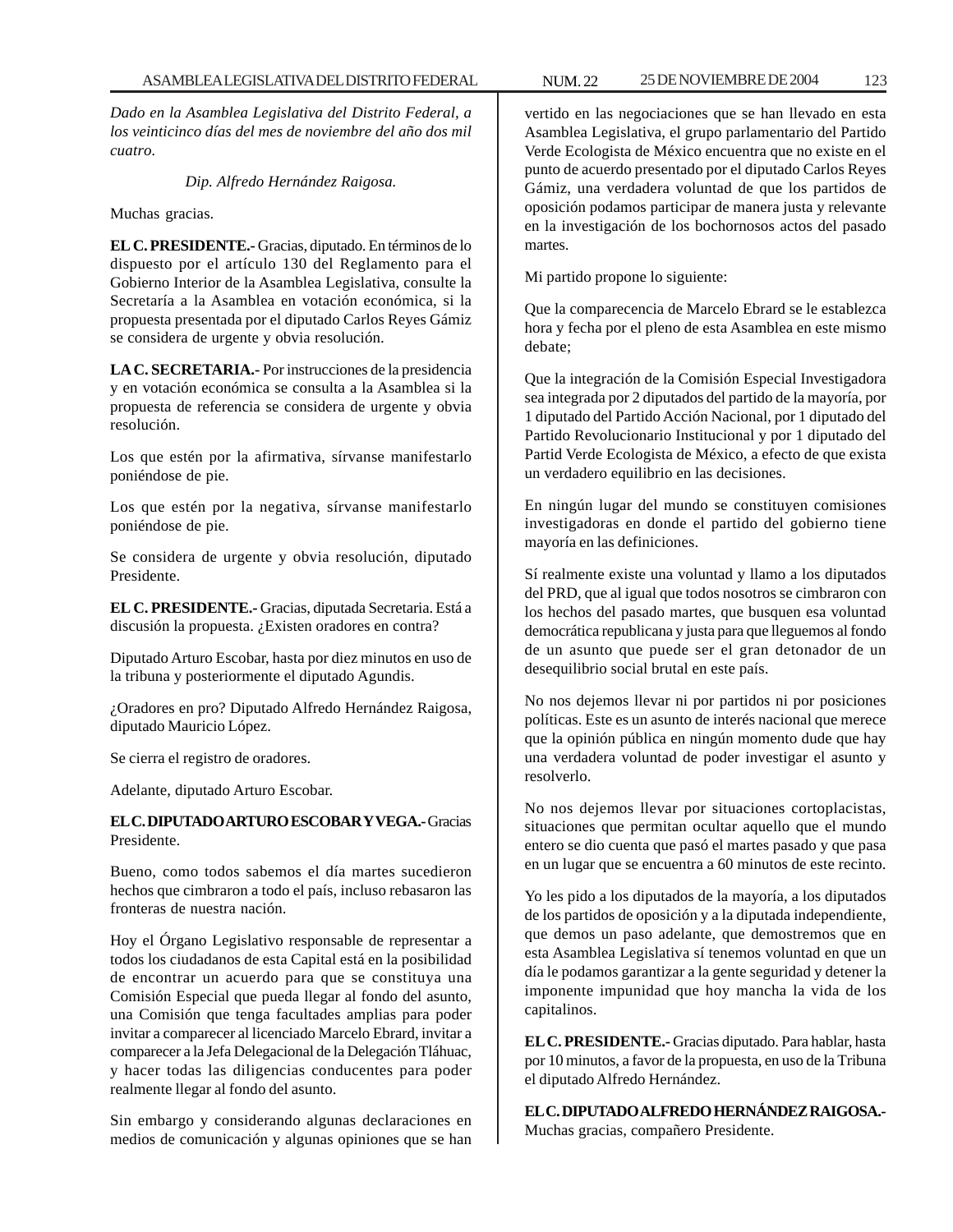*Dado en la Asamblea Legislativa del Distrito Federal, a los veinticinco días del mes de noviembre del año dos mil cuatro.*

*Dip. Alfredo Hernández Raigosa.*

Muchas gracias.

**EL C. PRESIDENTE.-** Gracias, diputado. En términos de lo dispuesto por el artículo 130 del Reglamento para el Gobierno Interior de la Asamblea Legislativa, consulte la Secretaría a la Asamblea en votación económica, si la propuesta presentada por el diputado Carlos Reyes Gámiz se considera de urgente y obvia resolución.

**LA C. SECRETARIA.-** Por instrucciones de la presidencia y en votación económica se consulta a la Asamblea si la propuesta de referencia se considera de urgente y obvia resolución.

Los que estén por la afirmativa, sírvanse manifestarlo poniéndose de pie.

Los que estén por la negativa, sírvanse manifestarlo poniéndose de pie.

Se considera de urgente y obvia resolución, diputado Presidente.

**EL C. PRESIDENTE.-** Gracias, diputada Secretaria. Está a discusión la propuesta. ¿Existen oradores en contra?

Diputado Arturo Escobar, hasta por diez minutos en uso de la tribuna y posteriormente el diputado Agundis.

¿Oradores en pro? Diputado Alfredo Hernández Raigosa, diputado Mauricio López.

Se cierra el registro de oradores.

Adelante, diputado Arturo Escobar.

**EL C. DIPUTADO ARTURO ESCOBAR Y VEGA.-** Gracias Presidente.

Bueno, como todos sabemos el día martes sucedieron hechos que cimbraron a todo el país, incluso rebasaron las fronteras de nuestra nación.

Hoy el Órgano Legislativo responsable de representar a todos los ciudadanos de esta Capital está en la posibilidad de encontrar un acuerdo para que se constituya una Comisión Especial que pueda llegar al fondo del asunto, una Comisión que tenga facultades amplias para poder invitar a comparecer al licenciado Marcelo Ebrard, invitar a comparecer a la Jefa Delegacional de la Delegación Tláhuac, y hacer todas las diligencias conducentes para poder realmente llegar al fondo del asunto.

Sin embargo y considerando algunas declaraciones en medios de comunicación y algunas opiniones que se han vertido en las negociaciones que se han llevado en esta Asamblea Legislativa, el grupo parlamentario del Partido Verde Ecologista de México encuentra que no existe en el punto de acuerdo presentado por el diputado Carlos Reyes Gámiz, una verdadera voluntad de que los partidos de oposición podamos participar de manera justa y relevante en la investigación de los bochornosos actos del pasado martes.

Mi partido propone lo siguiente:

Que la comparecencia de Marcelo Ebrard se le establezca hora y fecha por el pleno de esta Asamblea en este mismo debate;

Que la integración de la Comisión Especial Investigadora sea integrada por 2 diputados del partido de la mayoría, por 1 diputado del Partido Acción Nacional, por 1 diputado del Partido Revolucionario Institucional y por 1 diputado del Partid Verde Ecologista de México, a efecto de que exista un verdadero equilibrio en las decisiones.

En ningún lugar del mundo se constituyen comisiones investigadoras en donde el partido del gobierno tiene mayoría en las definiciones.

Sí realmente existe una voluntad y llamo a los diputados del PRD, que al igual que todos nosotros se cimbraron con los hechos del pasado martes, que busquen esa voluntad democrática republicana y justa para que lleguemos al fondo de un asunto que puede ser el gran detonador de un desequilibrio social brutal en este país.

No nos dejemos llevar ni por partidos ni por posiciones políticas. Este es un asunto de interés nacional que merece que la opinión pública en ningún momento dude que hay una verdadera voluntad de poder investigar el asunto y resolverlo.

No nos dejemos llevar por situaciones cortoplacistas, situaciones que permitan ocultar aquello que el mundo entero se dio cuenta que pasó el martes pasado y que pasa en un lugar que se encuentra a 60 minutos de este recinto.

Yo les pido a los diputados de la mayoría, a los diputados de los partidos de oposición y a la diputada independiente, que demos un paso adelante, que demostremos que en esta Asamblea Legislativa sí tenemos voluntad en que un día le podamos garantizar a la gente seguridad y detener la imponente impunidad que hoy mancha la vida de los capitalinos.

**EL C. PRESIDENTE.-** Gracias diputado. Para hablar, hasta por 10 minutos, a favor de la propuesta, en uso de la Tribuna el diputado Alfredo Hernández.

**EL C. DIPUTADO ALFREDO HERNÁNDEZ RAIGOSA.-** Muchas gracias, compañero Presidente.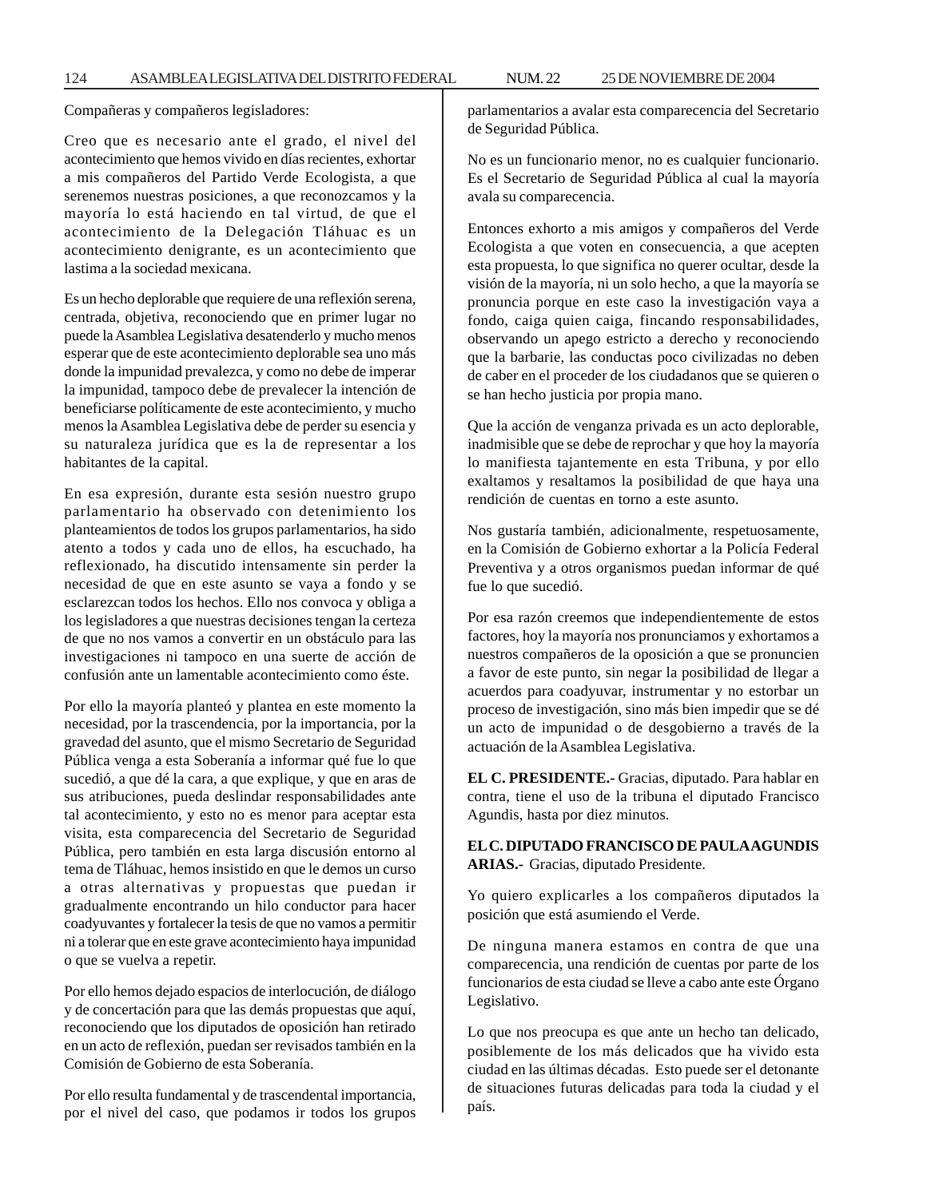Compañeras y compañeros legisladores:

Creo que es necesario ante el grado, el nivel del acontecimiento que hemos vivido en días recientes, exhortar a mis compañeros del Partido Verde Ecologista, a que serenemos nuestras posiciones, a que reconozcamos y la mayoría lo está haciendo en tal virtud, de que el acontecimiento de la Delegación Tláhuac es un acontecimiento denigrante, es un acontecimiento que lastima a la sociedad mexicana.

Es un hecho deplorable que requiere de una reflexión serena, centrada, objetiva, reconociendo que en primer lugar no puede la Asamblea Legislativa desatenderlo y mucho menos esperar que de este acontecimiento deplorable sea uno más donde la impunidad prevalezca, y como no debe de imperar la impunidad, tampoco debe de prevalecer la intención de beneficiarse políticamente de este acontecimiento, y mucho menos la Asamblea Legislativa debe de perder su esencia y su naturaleza jurídica que es la de representar a los habitantes de la capital.

En esa expresión, durante esta sesión nuestro grupo parlamentario ha observado con detenimiento los planteamientos de todos los grupos parlamentarios, ha sido atento a todos y cada uno de ellos, ha escuchado, ha reflexionado, ha discutido intensamente sin perder la necesidad de que en este asunto se vaya a fondo y se esclarezcan todos los hechos. Ello nos convoca y obliga a los legisladores a que nuestras decisiones tengan la certeza de que no nos vamos a convertir en un obstáculo para las investigaciones ni tampoco en una suerte de acción de confusión ante un lamentable acontecimiento como éste.

Por ello la mayoría planteó y plantea en este momento la necesidad, por la trascendencia, por la importancia, por la gravedad del asunto, que el mismo Secretario de Seguridad Pública venga a esta Soberanía a informar qué fue lo que sucedió, a que dé la cara, a que explique, y que en aras de sus atribuciones, pueda deslindar responsabilidades ante tal acontecimiento, y esto no es menor para aceptar esta visita, esta comparecencia del Secretario de Seguridad Pública, pero también en esta larga discusión entorno al tema de Tláhuac, hemos insistido en que le demos un curso a otras alternativas y propuestas que puedan ir gradualmente encontrando un hilo conductor para hacer coadyuvantes y fortalecer la tesis de que no vamos a permitir ni a tolerar que en este grave acontecimiento haya impunidad o que se vuelva a repetir.

Por ello hemos dejado espacios de interlocución, de diálogo y de concertación para que las demás propuestas que aquí, reconociendo que los diputados de oposición han retirado en un acto de reflexión, puedan ser revisados también en la Comisión de Gobierno de esta Soberanía.

Por ello resulta fundamental y de trascendental importancia, por el nivel del caso, que podamos ir todos los grupos parlamentarios a avalar esta comparecencia del Secretario de Seguridad Pública.

No es un funcionario menor, no es cualquier funcionario. Es el Secretario de Seguridad Pública al cual la mayoría avala su comparecencia.

Entonces exhorto a mis amigos y compañeros del Verde Ecologista a que voten en consecuencia, a que acepten esta propuesta, lo que significa no querer ocultar, desde la visión de la mayoría, ni un solo hecho, a que la mayoría se pronuncia porque en este caso la investigación vaya a fondo, caiga quien caiga, fincando responsabilidades, observando un apego estricto a derecho y reconociendo que la barbarie, las conductas poco civilizadas no deben de caber en el proceder de los ciudadanos que se quieren o se han hecho justicia por propia mano.

Que la acción de venganza privada es un acto deplorable, inadmisible que se debe de reprochar y que hoy la mayoría lo manifiesta tajantemente en esta Tribuna, y por ello exaltamos y resaltamos la posibilidad de que haya una rendición de cuentas en torno a este asunto.

Nos gustaría también, adicionalmente, respetuosamente, en la Comisión de Gobierno exhortar a la Policía Federal Preventiva y a otros organismos puedan informar de qué fue lo que sucedió.

Por esa razón creemos que independientemente de estos factores, hoy la mayoría nos pronunciamos y exhortamos a nuestros compañeros de la oposición a que se pronuncien a favor de este punto, sin negar la posibilidad de llegar a acuerdos para coadyuvar, instrumentar y no estorbar un proceso de investigación, sino más bien impedir que se dé un acto de impunidad o de desgobierno a través de la actuación de la Asamblea Legislativa.

**EL C. PRESIDENTE.-** Gracias, diputado. Para hablar en contra, tiene el uso de la tribuna el diputado Francisco Agundis, hasta por diez minutos.

**EL C. DIPUTADO FRANCISCO DE PAULA AGUNDIS ARIAS.-** Gracias, diputado Presidente.

Yo quiero explicarles a los compañeros diputados la posición que está asumiendo el Verde.

De ninguna manera estamos en contra de que una comparecencia, una rendición de cuentas por parte de los funcionarios de esta ciudad se lleve a cabo ante este Órgano Legislativo.

Lo que nos preocupa es que ante un hecho tan delicado, posiblemente de los más delicados que ha vivido esta ciudad en las últimas décadas. Esto puede ser el detonante de situaciones futuras delicadas para toda la ciudad y el país.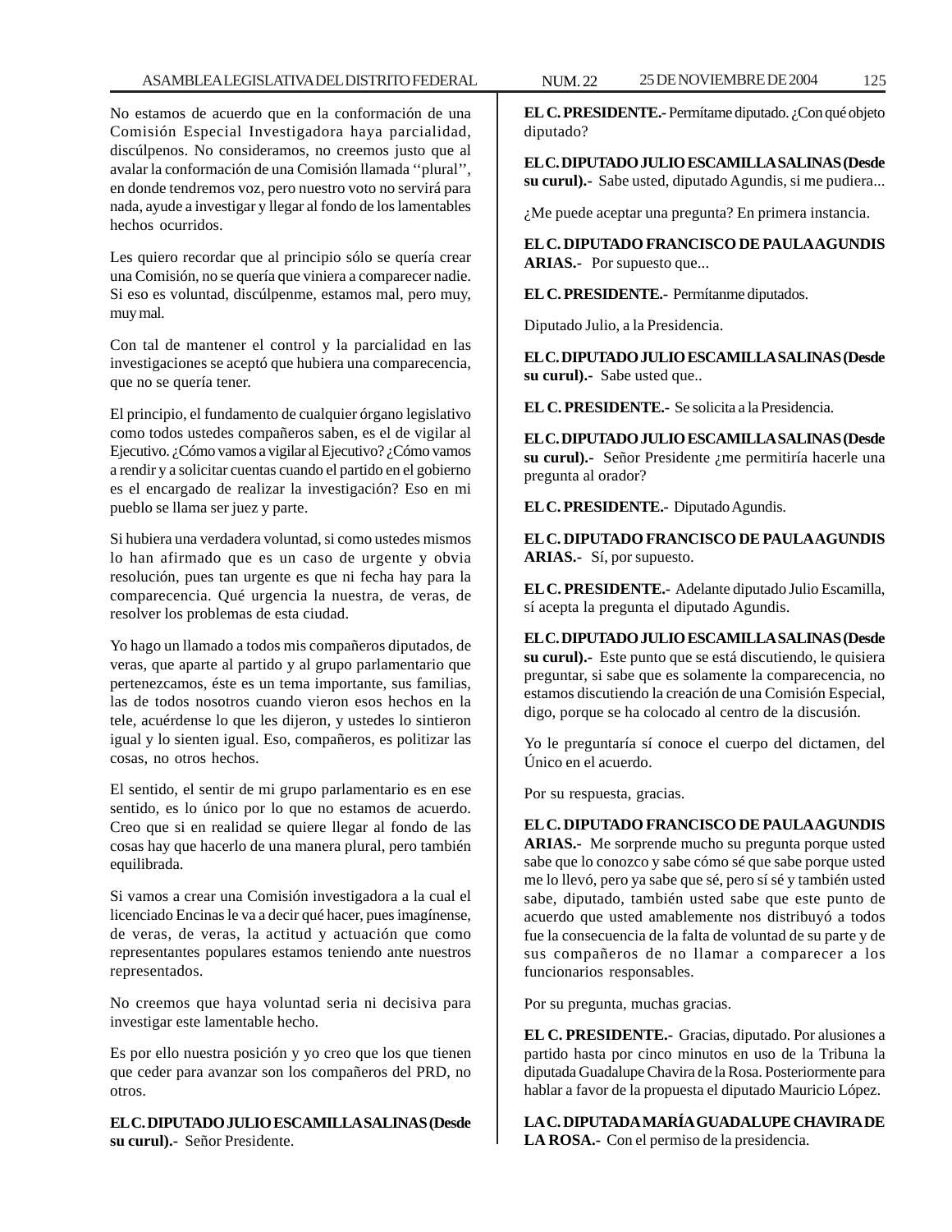No estamos de acuerdo que en la conformación de una Comisión Especial Investigadora haya parcialidad, discúlpenos. No consideramos, no creemos justo que al avalar la conformación de una Comisión llamada ''plural'', en donde tendremos voz, pero nuestro voto no servirá para nada, ayude a investigar y llegar al fondo de los lamentables hechos ocurridos.

Les quiero recordar que al principio sólo se quería crear una Comisión, no se quería que viniera a comparecer nadie. Si eso es voluntad, discúlpenme, estamos mal, pero muy, muy mal.

Con tal de mantener el control y la parcialidad en las investigaciones se aceptó que hubiera una comparecencia, que no se quería tener.

El principio, el fundamento de cualquier órgano legislativo como todos ustedes compañeros saben, es el de vigilar al Ejecutivo. ¿Cómo vamos a vigilar al Ejecutivo? ¿Cómo vamos a rendir y a solicitar cuentas cuando el partido en el gobierno es el encargado de realizar la investigación? Eso en mi pueblo se llama ser juez y parte.

Si hubiera una verdadera voluntad, si como ustedes mismos lo han afirmado que es un caso de urgente y obvia resolución, pues tan urgente es que ni fecha hay para la comparecencia. Qué urgencia la nuestra, de veras, de resolver los problemas de esta ciudad.

Yo hago un llamado a todos mis compañeros diputados, de veras, que aparte al partido y al grupo parlamentario que pertenezcamos, éste es un tema importante, sus familias, las de todos nosotros cuando vieron esos hechos en la tele, acuérdense lo que les dijeron, y ustedes lo sintieron igual y lo sienten igual. Eso, compañeros, es politizar las cosas, no otros hechos.

El sentido, el sentir de mi grupo parlamentario es en ese sentido, es lo único por lo que no estamos de acuerdo. Creo que si en realidad se quiere llegar al fondo de las cosas hay que hacerlo de una manera plural, pero también equilibrada.

Si vamos a crear una Comisión investigadora a la cual el licenciado Encinas le va a decir qué hacer, pues imagínense, de veras, de veras, la actitud y actuación que como representantes populares estamos teniendo ante nuestros representados.

No creemos que haya voluntad seria ni decisiva para investigar este lamentable hecho.

Es por ello nuestra posición y yo creo que los que tienen que ceder para avanzar son los compañeros del PRD, no otros.

**EL C. DIPUTADO JULIO ESCAMILLA SALINAS (Desde su curul).-** Señor Presidente.

**EL C. PRESIDENTE.-** Permítame diputado. ¿Con qué objeto diputado?

**EL C. DIPUTADO JULIO ESCAMILLA SALINAS (Desde su curul).-** Sabe usted, diputado Agundis, si me pudiera...

¿Me puede aceptar una pregunta? En primera instancia.

**EL C. DIPUTADO FRANCISCO DE PAULA AGUNDIS ARIAS.-** Por supuesto que...

**EL C. PRESIDENTE.-** Permítanme diputados.

Diputado Julio, a la Presidencia.

**EL C. DIPUTADO JULIO ESCAMILLA SALINAS (Desde su curul).-** Sabe usted que..

**EL C. PRESIDENTE.-** Se solicita a la Presidencia.

**EL C. DIPUTADO JULIO ESCAMILLA SALINAS (Desde su curul).-** Señor Presidente ¿me permitiría hacerle una pregunta al orador?

**EL C. PRESIDENTE.-** Diputado Agundis.

**EL C. DIPUTADO FRANCISCO DE PAULA AGUNDIS ARIAS.-** Sí, por supuesto.

**EL C. PRESIDENTE.-** Adelante diputado Julio Escamilla, sí acepta la pregunta el diputado Agundis.

**EL C. DIPUTADO JULIO ESCAMILLA SALINAS (Desde su curul).-** Este punto que se está discutiendo, le quisiera preguntar, si sabe que es solamente la comparecencia, no estamos discutiendo la creación de una Comisión Especial, digo, porque se ha colocado al centro de la discusión.

Yo le preguntaría sí conoce el cuerpo del dictamen, del Único en el acuerdo.

Por su respuesta, gracias.

**EL C. DIPUTADO FRANCISCO DE PAULA AGUNDIS ARIAS.-** Me sorprende mucho su pregunta porque usted sabe que lo conozco y sabe cómo sé que sabe porque usted me lo llevó, pero ya sabe que sé, pero sí sé y también usted sabe, diputado, también usted sabe que este punto de acuerdo que usted amablemente nos distribuyó a todos fue la consecuencia de la falta de voluntad de su parte y de sus compañeros de no llamar a comparecer a los funcionarios responsables.

Por su pregunta, muchas gracias.

**EL C. PRESIDENTE.-** Gracias, diputado. Por alusiones a partido hasta por cinco minutos en uso de la Tribuna la diputada Guadalupe Chavira de la Rosa. Posteriormente para hablar a favor de la propuesta el diputado Mauricio López.

**LA C. DIPUTADA MARÍA GUADALUPE CHAVIRA DE LA ROSA.-** Con el permiso de la presidencia.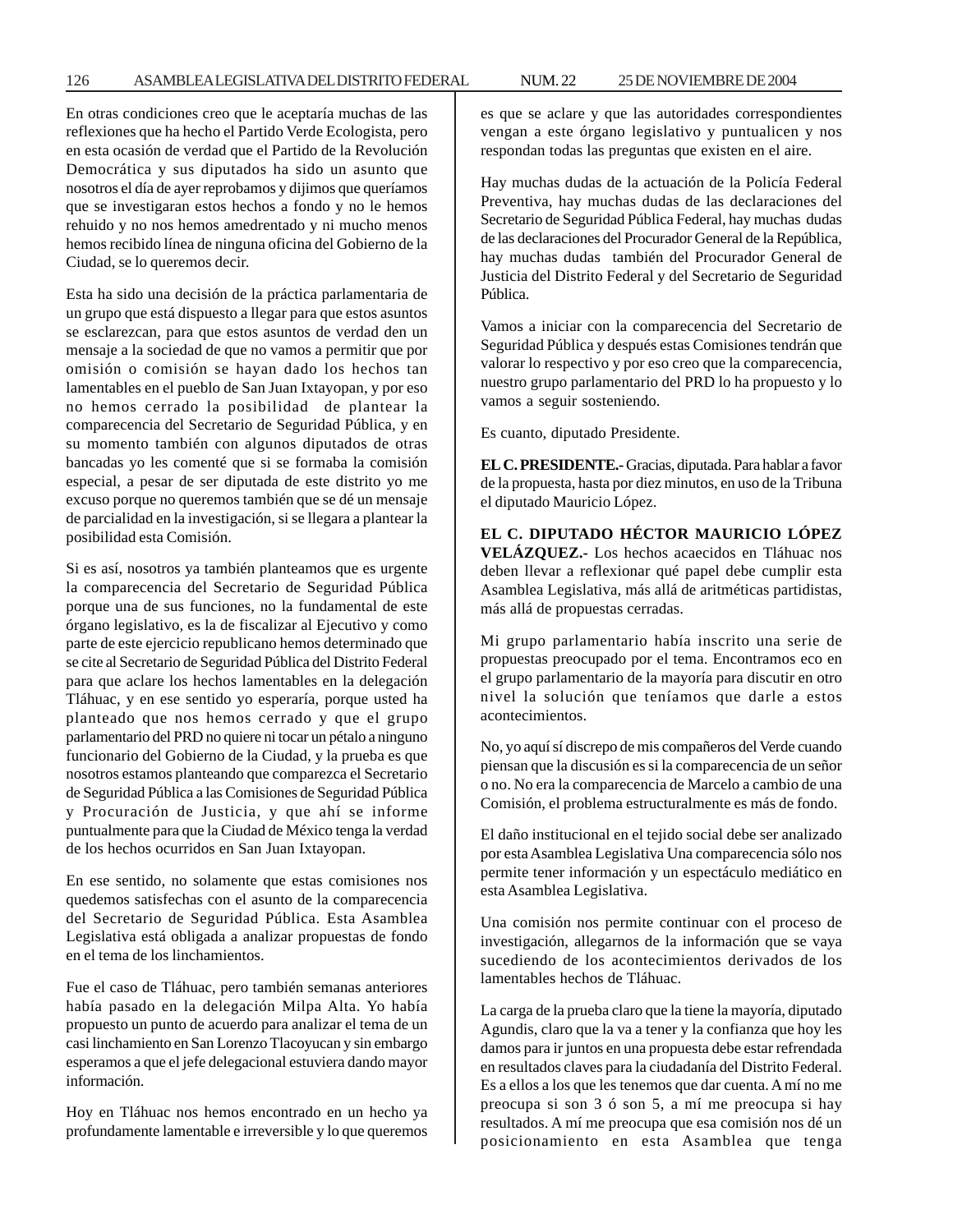En otras condiciones creo que le aceptaría muchas de las reflexiones que ha hecho el Partido Verde Ecologista, pero en esta ocasión de verdad que el Partido de la Revolución Democrática y sus diputados ha sido un asunto que nosotros el día de ayer reprobamos y dijimos que queríamos que se investigaran estos hechos a fondo y no le hemos rehuido y no nos hemos amedrentado y ni mucho menos hemos recibido línea de ninguna oficina del Gobierno de la Ciudad, se lo queremos decir.

Esta ha sido una decisión de la práctica parlamentaria de un grupo que está dispuesto a llegar para que estos asuntos se esclarezcan, para que estos asuntos de verdad den un mensaje a la sociedad de que no vamos a permitir que por omisión o comisión se hayan dado los hechos tan lamentables en el pueblo de San Juan Ixtayopan, y por eso no hemos cerrado la posibilidad de plantear la comparecencia del Secretario de Seguridad Pública, y en su momento también con algunos diputados de otras bancadas yo les comenté que si se formaba la comisión especial, a pesar de ser diputada de este distrito yo me excuso porque no queremos también que se dé un mensaje de parcialidad en la investigación, si se llegara a plantear la posibilidad esta Comisión.

Si es así, nosotros ya también planteamos que es urgente la comparecencia del Secretario de Seguridad Pública porque una de sus funciones, no la fundamental de este órgano legislativo, es la de fiscalizar al Ejecutivo y como parte de este ejercicio republicano hemos determinado que se cite al Secretario de Seguridad Pública del Distrito Federal para que aclare los hechos lamentables en la delegación Tláhuac, y en ese sentido yo esperaría, porque usted ha planteado que nos hemos cerrado y que el grupo parlamentario del PRD no quiere ni tocar un pétalo a ninguno funcionario del Gobierno de la Ciudad, y la prueba es que nosotros estamos planteando que comparezca el Secretario de Seguridad Pública a las Comisiones de Seguridad Pública y Procuración de Justicia, y que ahí se informe puntualmente para que la Ciudad de México tenga la verdad de los hechos ocurridos en San Juan Ixtayopan.

En ese sentido, no solamente que estas comisiones nos quedemos satisfechas con el asunto de la comparecencia del Secretario de Seguridad Pública. Esta Asamblea Legislativa está obligada a analizar propuestas de fondo en el tema de los linchamientos.

Fue el caso de Tláhuac, pero también semanas anteriores había pasado en la delegación Milpa Alta. Yo había propuesto un punto de acuerdo para analizar el tema de un casi linchamiento en San Lorenzo Tlacoyucan y sin embargo esperamos a que el jefe delegacional estuviera dando mayor información.

Hoy en Tláhuac nos hemos encontrado en un hecho ya profundamente lamentable e irreversible y lo que queremos es que se aclare y que las autoridades correspondientes vengan a este órgano legislativo y puntualicen y nos respondan todas las preguntas que existen en el aire.

Hay muchas dudas de la actuación de la Policía Federal Preventiva, hay muchas dudas de las declaraciones del Secretario de Seguridad Pública Federal, hay muchas dudas de las declaraciones del Procurador General de la República, hay muchas dudas también del Procurador General de Justicia del Distrito Federal y del Secretario de Seguridad Pública.

Vamos a iniciar con la comparecencia del Secretario de Seguridad Pública y después estas Comisiones tendrán que valorar lo respectivo y por eso creo que la comparecencia, nuestro grupo parlamentario del PRD lo ha propuesto y lo vamos a seguir sosteniendo.

Es cuanto, diputado Presidente.

**EL C. PRESIDENTE.-** Gracias, diputada. Para hablar a favor de la propuesta, hasta por diez minutos, en uso de la Tribuna el diputado Mauricio López.

**EL C. DIPUTADO HÉCTOR MAURICIO LÓPEZ VELÁZQUEZ.-** Los hechos acaecidos en Tláhuac nos deben llevar a reflexionar qué papel debe cumplir esta Asamblea Legislativa, más allá de aritméticas partidistas, más allá de propuestas cerradas.

Mi grupo parlamentario había inscrito una serie de propuestas preocupado por el tema. Encontramos eco en el grupo parlamentario de la mayoría para discutir en otro nivel la solución que teníamos que darle a estos acontecimientos.

No, yo aquí sí discrepo de mis compañeros del Verde cuando piensan que la discusión es si la comparecencia de un señor o no. No era la comparecencia de Marcelo a cambio de una Comisión, el problema estructuralmente es más de fondo.

El daño institucional en el tejido social debe ser analizado por esta Asamblea Legislativa Una comparecencia sólo nos permite tener información y un espectáculo mediático en esta Asamblea Legislativa.

Una comisión nos permite continuar con el proceso de investigación, allegarnos de la información que se vaya sucediendo de los acontecimientos derivados de los lamentables hechos de Tláhuac.

La carga de la prueba claro que la tiene la mayoría, diputado Agundis, claro que la va a tener y la confianza que hoy les damos para ir juntos en una propuesta debe estar refrendada en resultados claves para la ciudadanía del Distrito Federal. Es a ellos a los que les tenemos que dar cuenta. A mí no me preocupa si son 3 ó son 5, a mí me preocupa si hay resultados. A mí me preocupa que esa comisión nos dé un posicionamiento en esta Asamblea que tenga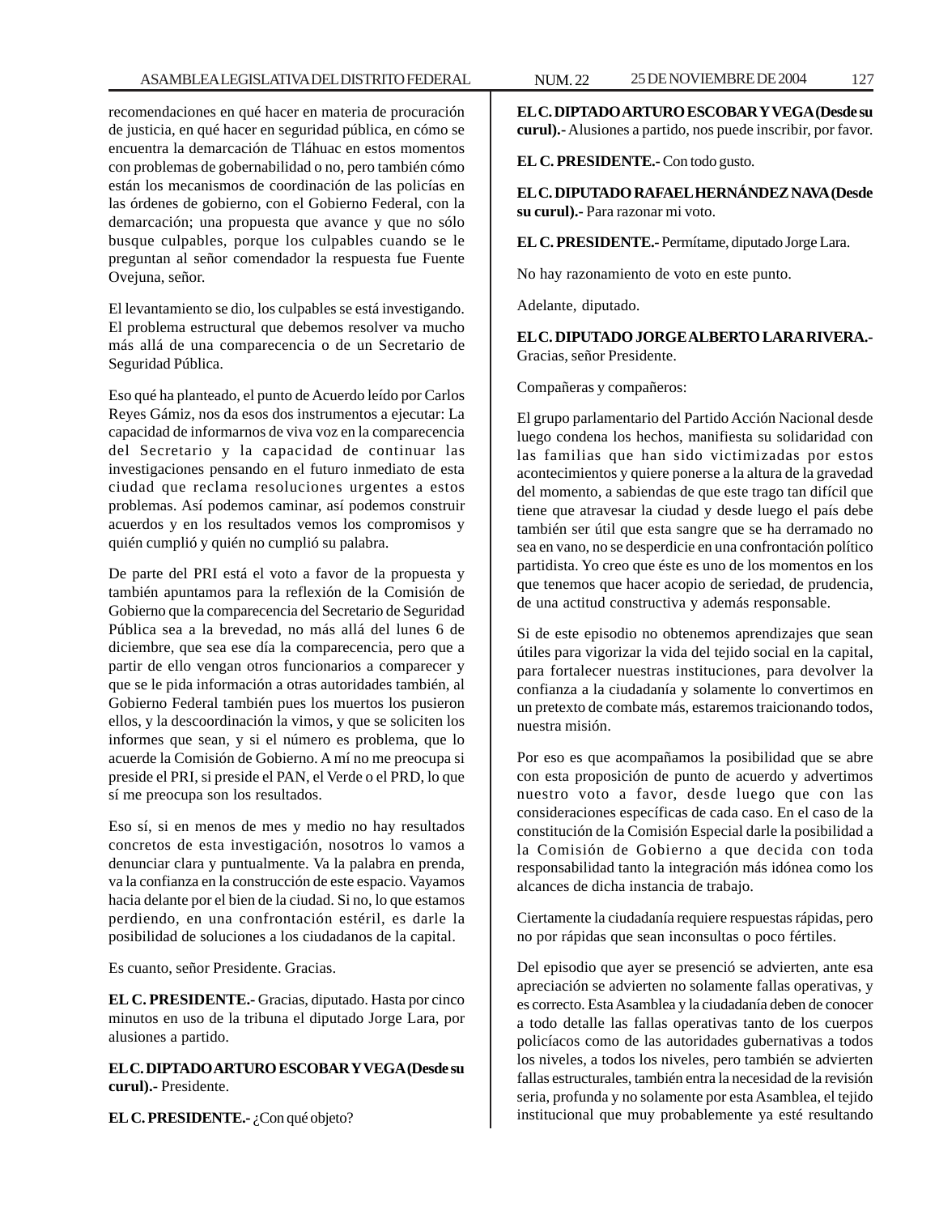recomendaciones en qué hacer en materia de procuración de justicia, en qué hacer en seguridad pública, en cómo se encuentra la demarcación de Tláhuac en estos momentos con problemas de gobernabilidad o no, pero también cómo están los mecanismos de coordinación de las policías en las órdenes de gobierno, con el Gobierno Federal, con la demarcación; una propuesta que avance y que no sólo busque culpables, porque los culpables cuando se le preguntan al señor comendador la respuesta fue Fuente Ovejuna, señor.

El levantamiento se dio, los culpables se está investigando. El problema estructural que debemos resolver va mucho más allá de una comparecencia o de un Secretario de Seguridad Pública.

Eso qué ha planteado, el punto de Acuerdo leído por Carlos Reyes Gámiz, nos da esos dos instrumentos a ejecutar: La capacidad de informarnos de viva voz en la comparecencia del Secretario y la capacidad de continuar las investigaciones pensando en el futuro inmediato de esta ciudad que reclama resoluciones urgentes a estos problemas. Así podemos caminar, así podemos construir acuerdos y en los resultados vemos los compromisos y quién cumplió y quién no cumplió su palabra.

De parte del PRI está el voto a favor de la propuesta y también apuntamos para la reflexión de la Comisión de Gobierno que la comparecencia del Secretario de Seguridad Pública sea a la brevedad, no más allá del lunes 6 de diciembre, que sea ese día la comparecencia, pero que a partir de ello vengan otros funcionarios a comparecer y que se le pida información a otras autoridades también, al Gobierno Federal también pues los muertos los pusieron ellos, y la descoordinación la vimos, y que se soliciten los informes que sean, y si el número es problema, que lo acuerde la Comisión de Gobierno. A mí no me preocupa si preside el PRI, si preside el PAN, el Verde o el PRD, lo que sí me preocupa son los resultados.

Eso sí, si en menos de mes y medio no hay resultados concretos de esta investigación, nosotros lo vamos a denunciar clara y puntualmente. Va la palabra en prenda, va la confianza en la construcción de este espacio. Vayamos hacia delante por el bien de la ciudad. Si no, lo que estamos perdiendo, en una confrontación estéril, es darle la posibilidad de soluciones a los ciudadanos de la capital.

Es cuanto, señor Presidente. Gracias.

**EL C. PRESIDENTE.-** Gracias, diputado. Hasta por cinco minutos en uso de la tribuna el diputado Jorge Lara, por alusiones a partido.

**EL C. DIPTADO ARTURO ESCOBAR Y VEGA (Desde su curul).-** Presidente.

**EL C. PRESIDENTE.-** ¿Con qué objeto?

**EL C. DIPTADO ARTURO ESCOBAR Y VEGA (Desde su curul).-** Alusiones a partido, nos puede inscribir, por favor.

**EL C. PRESIDENTE.-** Con todo gusto.

**EL C. DIPUTADO RAFAEL HERNÁNDEZ NAVA (Desde su curul).-** Para razonar mi voto.

**EL C. PRESIDENTE.-** Permítame, diputado Jorge Lara.

No hay razonamiento de voto en este punto.

Adelante, diputado.

**EL C. DIPUTADO JORGE ALBERTO LARA RIVERA.-** Gracias, señor Presidente.

Compañeras y compañeros:

El grupo parlamentario del Partido Acción Nacional desde luego condena los hechos, manifiesta su solidaridad con las familias que han sido victimizadas por estos acontecimientos y quiere ponerse a la altura de la gravedad del momento, a sabiendas de que este trago tan difícil que tiene que atravesar la ciudad y desde luego el país debe también ser útil que esta sangre que se ha derramado no sea en vano, no se desperdicie en una confrontación político partidista. Yo creo que éste es uno de los momentos en los que tenemos que hacer acopio de seriedad, de prudencia, de una actitud constructiva y además responsable.

Si de este episodio no obtenemos aprendizajes que sean útiles para vigorizar la vida del tejido social en la capital, para fortalecer nuestras instituciones, para devolver la confianza a la ciudadanía y solamente lo convertimos en un pretexto de combate más, estaremos traicionando todos, nuestra misión.

Por eso es que acompañamos la posibilidad que se abre con esta proposición de punto de acuerdo y advertimos nuestro voto a favor, desde luego que con las consideraciones específicas de cada caso. En el caso de la constitución de la Comisión Especial darle la posibilidad a la Comisión de Gobierno a que decida con toda responsabilidad tanto la integración más idónea como los alcances de dicha instancia de trabajo.

Ciertamente la ciudadanía requiere respuestas rápidas, pero no por rápidas que sean inconsultas o poco fértiles.

Del episodio que ayer se presenció se advierten, ante esa apreciación se advierten no solamente fallas operativas, y es correcto. Esta Asamblea y la ciudadanía deben de conocer a todo detalle las fallas operativas tanto de los cuerpos policíacos como de las autoridades gubernativas a todos los niveles, a todos los niveles, pero también se advierten fallas estructurales, también entra la necesidad de la revisión seria, profunda y no solamente por esta Asamblea, el tejido institucional que muy probablemente ya esté resultando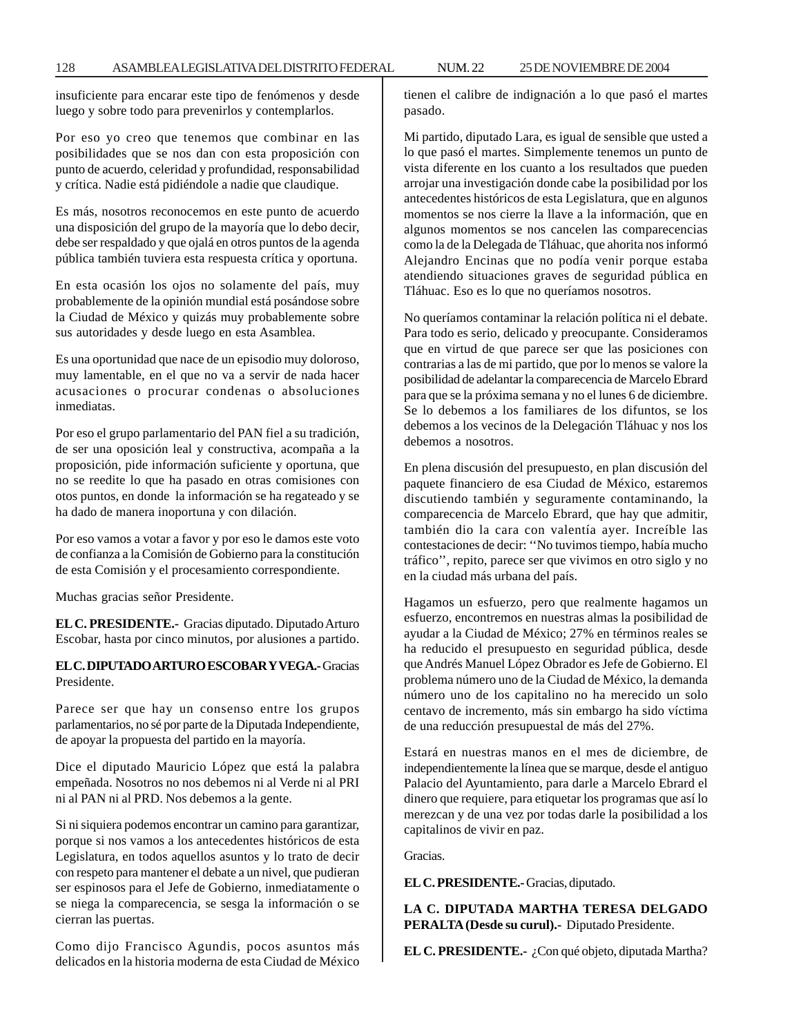insuficiente para encarar este tipo de fenómenos y desde luego y sobre todo para prevenirlos y contemplarlos.

Por eso yo creo que tenemos que combinar en las posibilidades que se nos dan con esta proposición con punto de acuerdo, celeridad y profundidad, responsabilidad y crítica. Nadie está pidiéndole a nadie que claudique.

Es más, nosotros reconocemos en este punto de acuerdo una disposición del grupo de la mayoría que lo debo decir, debe ser respaldado y que ojalá en otros puntos de la agenda pública también tuviera esta respuesta crítica y oportuna.

En esta ocasión los ojos no solamente del país, muy probablemente de la opinión mundial está posándose sobre la Ciudad de México y quizás muy probablemente sobre sus autoridades y desde luego en esta Asamblea.

Es una oportunidad que nace de un episodio muy doloroso, muy lamentable, en el que no va a servir de nada hacer acusaciones o procurar condenas o absoluciones inmediatas.

Por eso el grupo parlamentario del PAN fiel a su tradición, de ser una oposición leal y constructiva, acompaña a la proposición, pide información suficiente y oportuna, que no se reedite lo que ha pasado en otras comisiones con otos puntos, en donde la información se ha regateado y se ha dado de manera inoportuna y con dilación.

Por eso vamos a votar a favor y por eso le damos este voto de confianza a la Comisión de Gobierno para la constitución de esta Comisión y el procesamiento correspondiente.

Muchas gracias señor Presidente.

**EL C. PRESIDENTE.-** Gracias diputado. Diputado Arturo Escobar, hasta por cinco minutos, por alusiones a partido.

**EL C. DIPUTADO ARTURO ESCOBAR Y VEGA.-** Gracias Presidente.

Parece ser que hay un consenso entre los grupos parlamentarios, no sé por parte de la Diputada Independiente, de apoyar la propuesta del partido en la mayoría.

Dice el diputado Mauricio López que está la palabra empeñada. Nosotros no nos debemos ni al Verde ni al PRI ni al PAN ni al PRD. Nos debemos a la gente.

Si ni siquiera podemos encontrar un camino para garantizar, porque si nos vamos a los antecedentes históricos de esta Legislatura, en todos aquellos asuntos y lo trato de decir con respeto para mantener el debate a un nivel, que pudieran ser espinosos para el Jefe de Gobierno, inmediatamente o se niega la comparecencia, se sesga la información o se cierran las puertas.

Como dijo Francisco Agundis, pocos asuntos más delicados en la historia moderna de esta Ciudad de México tienen el calibre de indignación a lo que pasó el martes pasado.

Mi partido, diputado Lara, es igual de sensible que usted a lo que pasó el martes. Simplemente tenemos un punto de vista diferente en los cuanto a los resultados que pueden arrojar una investigación donde cabe la posibilidad por los antecedentes históricos de esta Legislatura, que en algunos momentos se nos cierre la llave a la información, que en algunos momentos se nos cancelen las comparecencias como la de la Delegada de Tláhuac, que ahorita nos informó Alejandro Encinas que no podía venir porque estaba atendiendo situaciones graves de seguridad pública en Tláhuac. Eso es lo que no queríamos nosotros.

No queríamos contaminar la relación política ni el debate. Para todo es serio, delicado y preocupante. Consideramos que en virtud de que parece ser que las posiciones con contrarias a las de mi partido, que por lo menos se valore la posibilidad de adelantar la comparecencia de Marcelo Ebrard para que se la próxima semana y no el lunes 6 de diciembre. Se lo debemos a los familiares de los difuntos, se los debemos a los vecinos de la Delegación Tláhuac y nos los debemos a nosotros.

En plena discusión del presupuesto, en plan discusión del paquete financiero de esa Ciudad de México, estaremos discutiendo también y seguramente contaminando, la comparecencia de Marcelo Ebrard, que hay que admitir, también dio la cara con valentía ayer. Increíble las contestaciones de decir: ''No tuvimos tiempo, había mucho tráfico'', repito, parece ser que vivimos en otro siglo y no en la ciudad más urbana del país.

Hagamos un esfuerzo, pero que realmente hagamos un esfuerzo, encontremos en nuestras almas la posibilidad de ayudar a la Ciudad de México; 27% en términos reales se ha reducido el presupuesto en seguridad pública, desde que Andrés Manuel López Obrador es Jefe de Gobierno. El problema número uno de la Ciudad de México, la demanda número uno de los capitalino no ha merecido un solo centavo de incremento, más sin embargo ha sido víctima de una reducción presupuestal de más del 27%.

Estará en nuestras manos en el mes de diciembre, de independientemente la línea que se marque, desde el antiguo Palacio del Ayuntamiento, para darle a Marcelo Ebrard el dinero que requiere, para etiquetar los programas que así lo merezcan y de una vez por todas darle la posibilidad a los capitalinos de vivir en paz.

Gracias.

**EL C. PRESIDENTE.-** Gracias, diputado.

**LA C. DIPUTADA MARTHA TERESA DELGADO PERALTA (Desde su curul).-** Diputado Presidente.

**EL C. PRESIDENTE.-** ¿Con qué objeto, diputada Martha?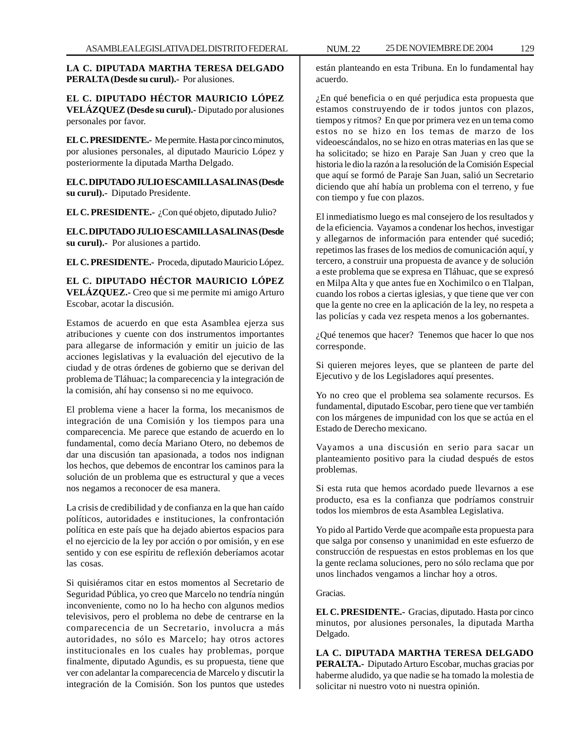**LA C. DIPUTADA MARTHA TERESA DELGADO PERALTA (Desde su curul).-** Por alusiones.

**EL C. DIPUTADO HÉCTOR MAURICIO LÓPEZ VELÁZQUEZ (Desde su curul).-** Diputado por alusiones personales por favor.

**EL C. PRESIDENTE.-** Me permite. Hasta por cinco minutos, por alusiones personales, al diputado Mauricio López y posteriormente la diputada Martha Delgado.

**EL C. DIPUTADO JULIO ESCAMILLA SALINAS (Desde su curul).-** Diputado Presidente.

**EL C. PRESIDENTE.-** ¿Con qué objeto, diputado Julio?

**EL C. DIPUTADO JULIO ESCAMILLA SALINAS (Desde su curul).-** Por alusiones a partido.

**EL C. PRESIDENTE.-** Proceda, diputado Mauricio López.

**EL C. DIPUTADO HÉCTOR MAURICIO LÓPEZ VELÁZQUEZ.-** Creo que si me permite mi amigo Arturo Escobar, acotar la discusión.

Estamos de acuerdo en que esta Asamblea ejerza sus atribuciones y cuente con dos instrumentos importantes para allegarse de información y emitir un juicio de las acciones legislativas y la evaluación del ejecutivo de la ciudad y de otras órdenes de gobierno que se derivan del problema de Tláhuac; la comparecencia y la integración de la comisión, ahí hay consenso si no me equivoco.

El problema viene a hacer la forma, los mecanismos de integración de una Comisión y los tiempos para una comparecencia. Me parece que estando de acuerdo en lo fundamental, como decía Mariano Otero, no debemos de dar una discusión tan apasionada, a todos nos indignan los hechos, que debemos de encontrar los caminos para la solución de un problema que es estructural y que a veces nos negamos a reconocer de esa manera.

La crisis de credibilidad y de confianza en la que han caído políticos, autoridades e instituciones, la confrontación política en este país que ha dejado abiertos espacios para el no ejercicio de la ley por acción o por omisión, y en ese sentido y con ese espíritu de reflexión deberíamos acotar las cosas.

Si quisiéramos citar en estos momentos al Secretario de Seguridad Pública, yo creo que Marcelo no tendría ningún inconveniente, como no lo ha hecho con algunos medios televisivos, pero el problema no debe de centrarse en la comparecencia de un Secretario, involucra a más autoridades, no sólo es Marcelo; hay otros actores institucionales en los cuales hay problemas, porque finalmente, diputado Agundis, es su propuesta, tiene que ver con adelantar la comparecencia de Marcelo y discutir la integración de la Comisión. Son los puntos que ustedes están planteando en esta Tribuna. En lo fundamental hay acuerdo.

¿En qué beneficia o en qué perjudica esta propuesta que estamos construyendo de ir todos juntos con plazos, tiempos y ritmos? En que por primera vez en un tema como estos no se hizo en los temas de marzo de los videoescándalos, no se hizo en otras materias en las que se ha solicitado; se hizo en Paraje San Juan y creo que la historia le dio la razón a la resolución de la Comisión Especial que aquí se formó de Paraje San Juan, salió un Secretario diciendo que ahí había un problema con el terreno, y fue con tiempo y fue con plazos.

El inmediatismo luego es mal consejero de los resultados y de la eficiencia. Vayamos a condenar los hechos, investigar y allegarnos de información para entender qué sucedió; repetimos las frases de los medios de comunicación aquí, y tercero, a construir una propuesta de avance y de solución a este problema que se expresa en Tláhuac, que se expresó en Milpa Alta y que antes fue en Xochimilco o en Tlalpan, cuando los robos a ciertas iglesias, y que tiene que ver con que la gente no cree en la aplicación de la ley, no respeta a las policías y cada vez respeta menos a los gobernantes.

¿Qué tenemos que hacer? Tenemos que hacer lo que nos corresponde.

Si quieren mejores leyes, que se planteen de parte del Ejecutivo y de los Legisladores aquí presentes.

Yo no creo que el problema sea solamente recursos. Es fundamental, diputado Escobar, pero tiene que ver también con los márgenes de impunidad con los que se actúa en el Estado de Derecho mexicano.

Vayamos a una discusión en serio para sacar un planteamiento positivo para la ciudad después de estos problemas.

Si esta ruta que hemos acordado puede llevarnos a ese producto, esa es la confianza que podríamos construir todos los miembros de esta Asamblea Legislativa.

Yo pido al Partido Verde que acompañe esta propuesta para que salga por consenso y unanimidad en este esfuerzo de construcción de respuestas en estos problemas en los que la gente reclama soluciones, pero no sólo reclama que por unos linchados vengamos a linchar hoy a otros.

Gracias.

**EL C. PRESIDENTE.-** Gracias, diputado. Hasta por cinco minutos, por alusiones personales, la diputada Martha Delgado.

**LA C. DIPUTADA MARTHA TERESA DELGADO PERALTA.-** Diputado Arturo Escobar, muchas gracias por haberme aludido, ya que nadie se ha tomado la molestia de solicitar ni nuestro voto ni nuestra opinión.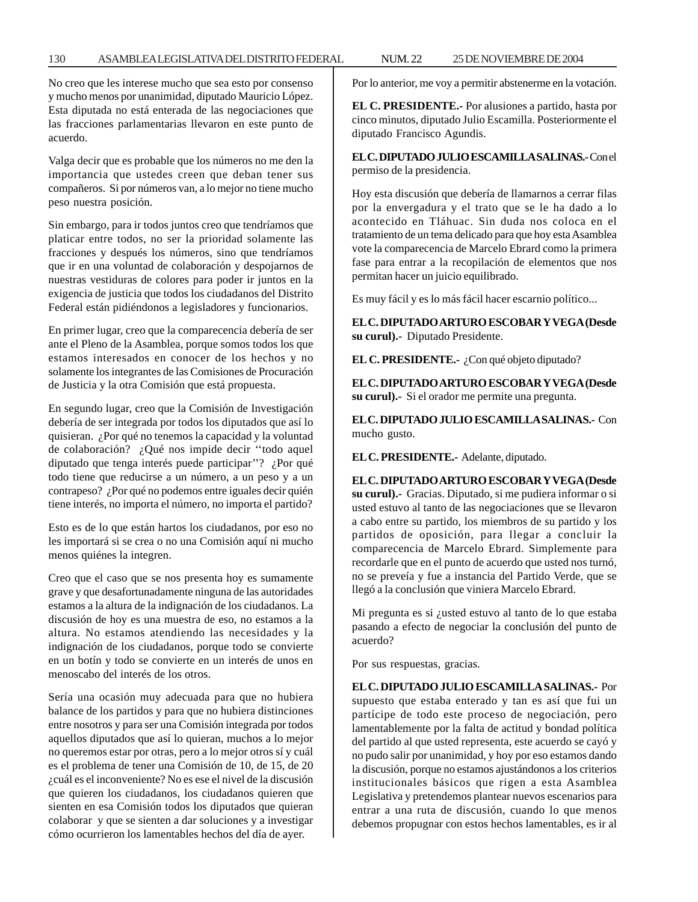No creo que les interese mucho que sea esto por consenso y mucho menos por unanimidad, diputado Mauricio López. Esta diputada no está enterada de las negociaciones que las fracciones parlamentarias llevaron en este punto de acuerdo.

Valga decir que es probable que los números no me den la importancia que ustedes creen que deban tener sus compañeros. Si por números van, a lo mejor no tiene mucho peso nuestra posición.

Sin embargo, para ir todos juntos creo que tendríamos que platicar entre todos, no ser la prioridad solamente las fracciones y después los números, sino que tendríamos que ir en una voluntad de colaboración y despojarnos de nuestras vestiduras de colores para poder ir juntos en la exigencia de justicia que todos los ciudadanos del Distrito Federal están pidiéndonos a legisladores y funcionarios.

En primer lugar, creo que la comparecencia debería de ser ante el Pleno de la Asamblea, porque somos todos los que estamos interesados en conocer de los hechos y no solamente los integrantes de las Comisiones de Procuración de Justicia y la otra Comisión que está propuesta.

En segundo lugar, creo que la Comisión de Investigación debería de ser integrada por todos los diputados que así lo quisieran. ¿Por qué no tenemos la capacidad y la voluntad de colaboración? ¿Qué nos impide decir ''todo aquel diputado que tenga interés puede participar''? ¿Por qué todo tiene que reducirse a un número, a un peso y a un contrapeso? ¿Por qué no podemos entre iguales decir quién tiene interés, no importa el número, no importa el partido?

Esto es de lo que están hartos los ciudadanos, por eso no les importará si se crea o no una Comisión aquí ni mucho menos quiénes la integren.

Creo que el caso que se nos presenta hoy es sumamente grave y que desafortunadamente ninguna de las autoridades estamos a la altura de la indignación de los ciudadanos. La discusión de hoy es una muestra de eso, no estamos a la altura. No estamos atendiendo las necesidades y la indignación de los ciudadanos, porque todo se convierte en un botín y todo se convierte en un interés de unos en menoscabo del interés de los otros.

Sería una ocasión muy adecuada para que no hubiera balance de los partidos y para que no hubiera distinciones entre nosotros y para ser una Comisión integrada por todos aquellos diputados que así lo quieran, muchos a lo mejor no queremos estar por otras, pero a lo mejor otros sí y cuál es el problema de tener una Comisión de 10, de 15, de 20 ¿cuál es el inconveniente? No es ese el nivel de la discusión que quieren los ciudadanos, los ciudadanos quieren que sienten en esa Comisión todos los diputados que quieran colaborar y que se sienten a dar soluciones y a investigar cómo ocurrieron los lamentables hechos del día de ayer.

Por lo anterior, me voy a permitir abstenerme en la votación.

**EL C. PRESIDENTE.-** Por alusiones a partido, hasta por cinco minutos, diputado Julio Escamilla. Posteriormente el diputado Francisco Agundis.

**EL C. DIPUTADO JULIO ESCAMILLA SALINAS.-** Con el permiso de la presidencia.

Hoy esta discusión que debería de llamarnos a cerrar filas por la envergadura y el trato que se le ha dado a lo acontecido en Tláhuac. Sin duda nos coloca en el tratamiento de un tema delicado para que hoy esta Asamblea vote la comparecencia de Marcelo Ebrard como la primera fase para entrar a la recopilación de elementos que nos permitan hacer un juicio equilibrado.

Es muy fácil y es lo más fácil hacer escarnio político...

**EL C. DIPUTADO ARTURO ESCOBAR Y VEGA (Desde su curul).-** Diputado Presidente.

**EL C. PRESIDENTE.-** ¿Con qué objeto diputado?

**EL C. DIPUTADO ARTURO ESCOBAR Y VEGA (Desde su curul).-** Si el orador me permite una pregunta.

**EL C. DIPUTADO JULIO ESCAMILLA SALINAS.-** Con mucho gusto.

**EL C. PRESIDENTE.-** Adelante, diputado.

**EL C. DIPUTADO ARTURO ESCOBAR Y VEGA (Desde su curul).-** Gracias. Diputado, si me pudiera informar o si usted estuvo al tanto de las negociaciones que se llevaron a cabo entre su partido, los miembros de su partido y los partidos de oposición, para llegar a concluir la comparecencia de Marcelo Ebrard. Simplemente para recordarle que en el punto de acuerdo que usted nos turnó, no se preveía y fue a instancia del Partido Verde, que se llegó a la conclusión que viniera Marcelo Ebrard.

Mi pregunta es si ¿usted estuvo al tanto de lo que estaba pasando a efecto de negociar la conclusión del punto de acuerdo?

Por sus respuestas, gracias.

**EL C. DIPUTADO JULIO ESCAMILLA SALINAS.-** Por supuesto que estaba enterado y tan es así que fui un partícipe de todo este proceso de negociación, pero lamentablemente por la falta de actitud y bondad política del partido al que usted representa, este acuerdo se cayó y no pudo salir por unanimidad, y hoy por eso estamos dando la discusión, porque no estamos ajustándonos a los criterios institucionales básicos que rigen a esta Asamblea Legislativa y pretendemos plantear nuevos escenarios para entrar a una ruta de discusión, cuando lo que menos debemos propugnar con estos hechos lamentables, es ir al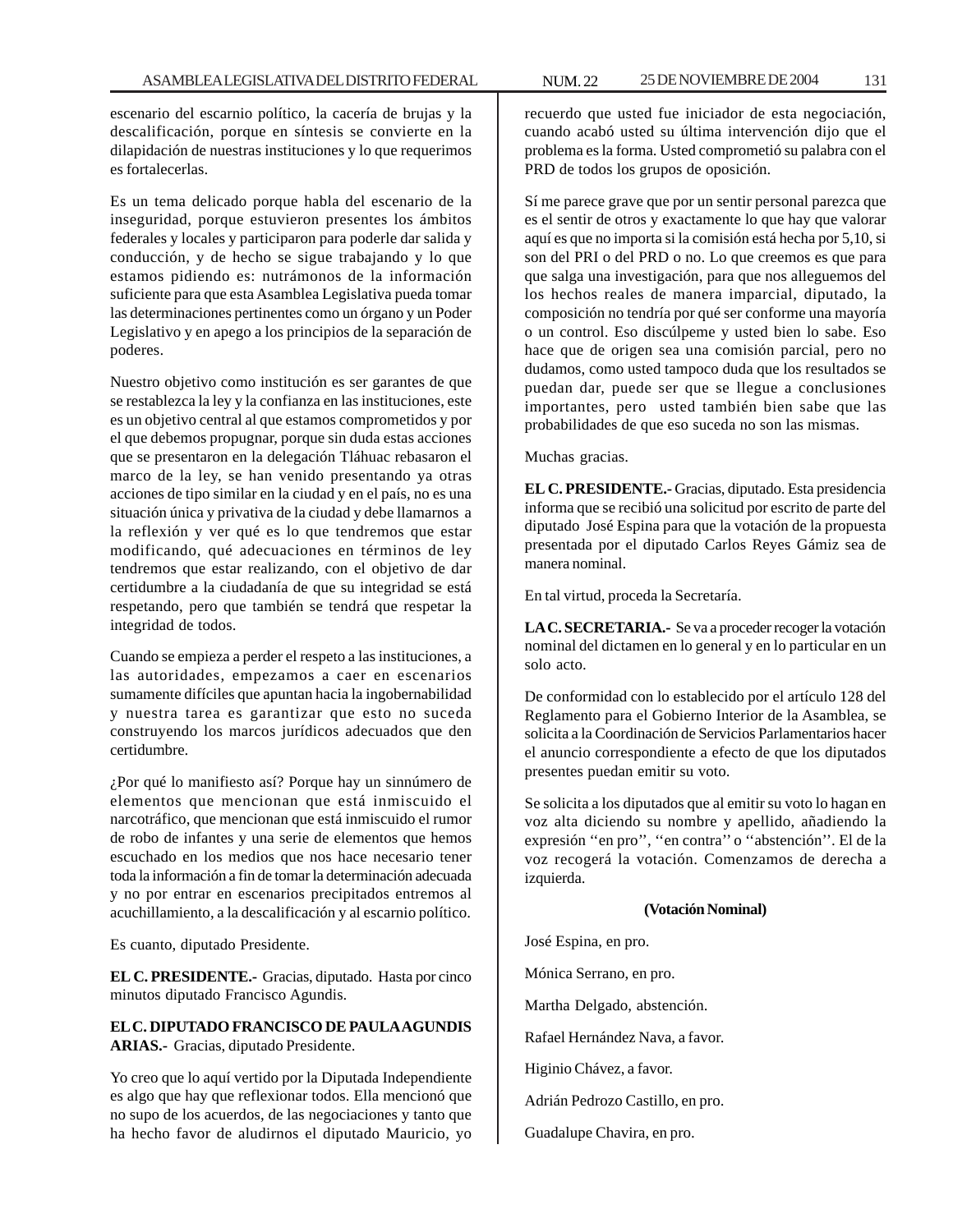escenario del escarnio político, la cacería de brujas y la descalificación, porque en síntesis se convierte en la dilapidación de nuestras instituciones y lo que requerimos es fortalecerlas.

Es un tema delicado porque habla del escenario de la inseguridad, porque estuvieron presentes los ámbitos federales y locales y participaron para poderle dar salida y conducción, y de hecho se sigue trabajando y lo que estamos pidiendo es: nutrámonos de la información suficiente para que esta Asamblea Legislativa pueda tomar las determinaciones pertinentes como un órgano y un Poder Legislativo y en apego a los principios de la separación de poderes.

Nuestro objetivo como institución es ser garantes de que se restablezca la ley y la confianza en las instituciones, este es un objetivo central al que estamos comprometidos y por el que debemos propugnar, porque sin duda estas acciones que se presentaron en la delegación Tláhuac rebasaron el marco de la ley, se han venido presentando ya otras acciones de tipo similar en la ciudad y en el país, no es una situación única y privativa de la ciudad y debe llamarnos a la reflexión y ver qué es lo que tendremos que estar modificando, qué adecuaciones en términos de ley tendremos que estar realizando, con el objetivo de dar certidumbre a la ciudadanía de que su integridad se está respetando, pero que también se tendrá que respetar la integridad de todos.

Cuando se empieza a perder el respeto a las instituciones, a las autoridades, empezamos a caer en escenarios sumamente difíciles que apuntan hacia la ingobernabilidad y nuestra tarea es garantizar que esto no suceda construyendo los marcos jurídicos adecuados que den certidumbre.

¿Por qué lo manifiesto así? Porque hay un sinnúmero de elementos que mencionan que está inmiscuido el narcotráfico, que mencionan que está inmiscuido el rumor de robo de infantes y una serie de elementos que hemos escuchado en los medios que nos hace necesario tener toda la información a fin de tomar la determinación adecuada y no por entrar en escenarios precipitados entremos al acuchillamiento, a la descalificación y al escarnio político.

Es cuanto, diputado Presidente.

**EL C. PRESIDENTE.-** Gracias, diputado. Hasta por cinco minutos diputado Francisco Agundis.

**EL C. DIPUTADO FRANCISCO DE PAULA AGUNDIS ARIAS.-** Gracias, diputado Presidente.

Yo creo que lo aquí vertido por la Diputada Independiente es algo que hay que reflexionar todos. Ella mencionó que no supo de los acuerdos, de las negociaciones y tanto que ha hecho favor de aludirnos el diputado Mauricio, yo recuerdo que usted fue iniciador de esta negociación, cuando acabó usted su última intervención dijo que el problema es la forma. Usted comprometió su palabra con el PRD de todos los grupos de oposición.

Sí me parece grave que por un sentir personal parezca que es el sentir de otros y exactamente lo que hay que valorar aquí es que no importa si la comisión está hecha por 5,10, si son del PRI o del PRD o no. Lo que creemos es que para que salga una investigación, para que nos alleguemos del los hechos reales de manera imparcial, diputado, la composición no tendría por qué ser conforme una mayoría o un control. Eso discúlpeme y usted bien lo sabe. Eso hace que de origen sea una comisión parcial, pero no dudamos, como usted tampoco duda que los resultados se puedan dar, puede ser que se llegue a conclusiones importantes, pero usted también bien sabe que las probabilidades de que eso suceda no son las mismas.

Muchas gracias.

**EL C. PRESIDENTE.-** Gracias, diputado. Esta presidencia informa que se recibió una solicitud por escrito de parte del diputado José Espina para que la votación de la propuesta presentada por el diputado Carlos Reyes Gámiz sea de manera nominal.

En tal virtud, proceda la Secretaría.

**LA C. SECRETARIA.-** Se va a proceder recoger la votación nominal del dictamen en lo general y en lo particular en un solo acto.

De conformidad con lo establecido por el artículo 128 del Reglamento para el Gobierno Interior de la Asamblea, se solicita a la Coordinación de Servicios Parlamentarios hacer el anuncio correspondiente a efecto de que los diputados presentes puedan emitir su voto.

Se solicita a los diputados que al emitir su voto lo hagan en voz alta diciendo su nombre y apellido, añadiendo la expresión ''en pro'', ''en contra'' o ''abstención''. El de la voz recogerá la votación. Comenzamos de derecha a izquierda.

**(Votación Nominal)**

José Espina, en pro.

Mónica Serrano, en pro.

Martha Delgado, abstención.

Rafael Hernández Nava, a favor.

Higinio Chávez, a favor.

Adrián Pedrozo Castillo, en pro.

Guadalupe Chavira, en pro.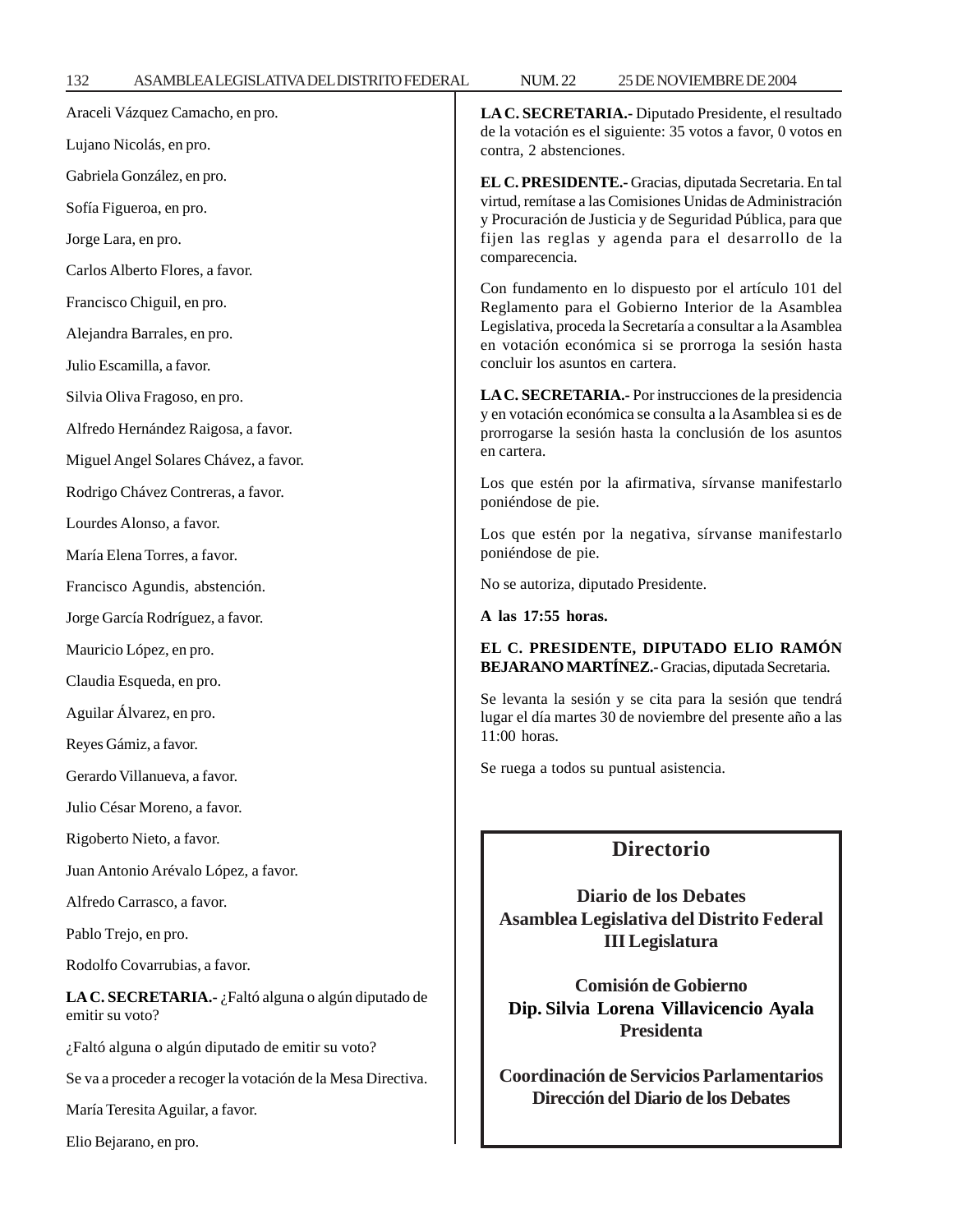Araceli Vázquez Camacho, en pro.

Lujano Nicolás, en pro.

Gabriela González, en pro.

Sofía Figueroa, en pro.

Jorge Lara, en pro.

Carlos Alberto Flores, a favor.

Francisco Chiguil, en pro.

Alejandra Barrales, en pro.

Julio Escamilla, a favor.

Silvia Oliva Fragoso, en pro.

Alfredo Hernández Raigosa, a favor.

Miguel Angel Solares Chávez, a favor.

Rodrigo Chávez Contreras, a favor.

Lourdes Alonso, a favor.

María Elena Torres, a favor.

Francisco Agundis, abstención.

Jorge García Rodríguez, a favor.

Mauricio López, en pro.

Claudia Esqueda, en pro.

Aguilar Álvarez, en pro.

Reyes Gámiz, a favor.

Gerardo Villanueva, a favor.

Julio César Moreno, a favor.

Rigoberto Nieto, a favor.

Juan Antonio Arévalo López, a favor.

Alfredo Carrasco, a favor.

Pablo Trejo, en pro.

Rodolfo Covarrubias, a favor.

**LA C. SECRETARIA.-** ¿Faltó alguna o algún diputado de emitir su voto?

¿Faltó alguna o algún diputado de emitir su voto?

Se va a proceder a recoger la votación de la Mesa Directiva.

María Teresita Aguilar, a favor.

Elio Bejarano, en pro.

**LA C. SECRETARIA.-** Diputado Presidente, el resultado de la votación es el siguiente: 35 votos a favor, 0 votos en contra, 2 abstenciones.

**EL C. PRESIDENTE.-** Gracias, diputada Secretaria. En tal virtud, remítase a las Comisiones Unidas de Administración y Procuración de Justicia y de Seguridad Pública, para que fijen las reglas y agenda para el desarrollo de la comparecencia.

Con fundamento en lo dispuesto por el artículo 101 del Reglamento para el Gobierno Interior de la Asamblea Legislativa, proceda la Secretaría a consultar a la Asamblea en votación económica si se prorroga la sesión hasta concluir los asuntos en cartera.

**LA C. SECRETARIA.-** Por instrucciones de la presidencia y en votación económica se consulta a la Asamblea si es de prorrogarse la sesión hasta la conclusión de los asuntos en cartera.

Los que estén por la afirmativa, sírvanse manifestarlo poniéndose de pie.

Los que estén por la negativa, sírvanse manifestarlo poniéndose de pie.

No se autoriza, diputado Presidente.

**A las 17:55 horas.**

**EL C. PRESIDENTE, DIPUTADO ELIO RAMÓN BEJARANO MARTÍNEZ.-** Gracias, diputada Secretaria.

Se levanta la sesión y se cita para la sesión que tendrá lugar el día martes 30 de noviembre del presente año a las 11:00 horas.

Se ruega a todos su puntual asistencia.

## Directorio

**Diario de los Debates**
**Asamblea Legislativa del Distrito Federal**
**III Legislatura**

**Comisión de Gobierno**
**Dip. Silvia Lorena Villavicencio Ayala**
**Presidenta**

**Coordinación de Servicios Parlamentarios**
**Dirección del Diario de los Debates**